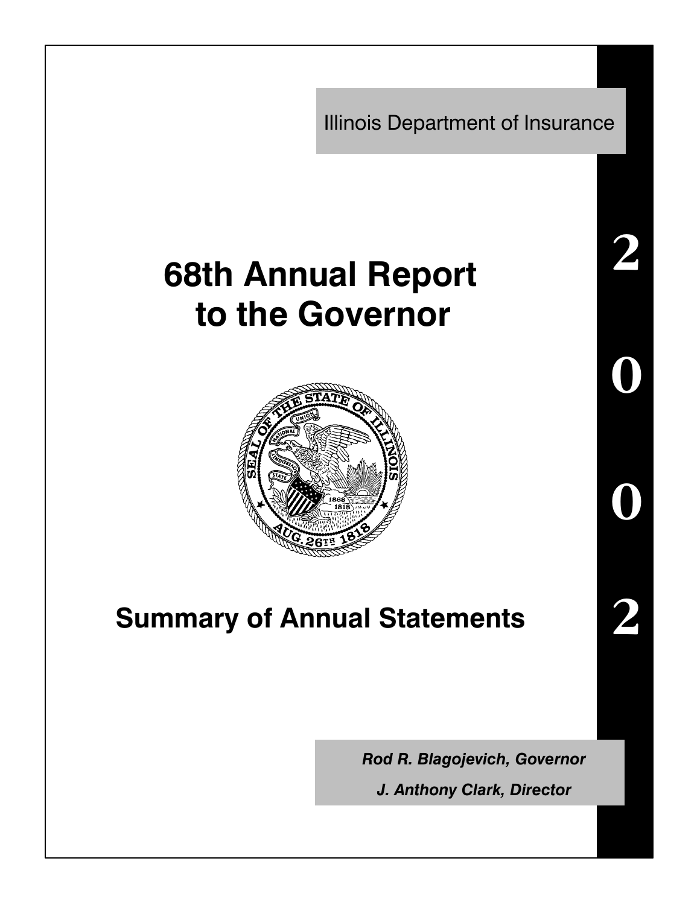Illinois Department of Insurance

# 68th Annual Report to the Governor

## Summary of Annual Statements

2002

***Rod R. Blagojevich, Governor***

***J. Anthony Clark, Director***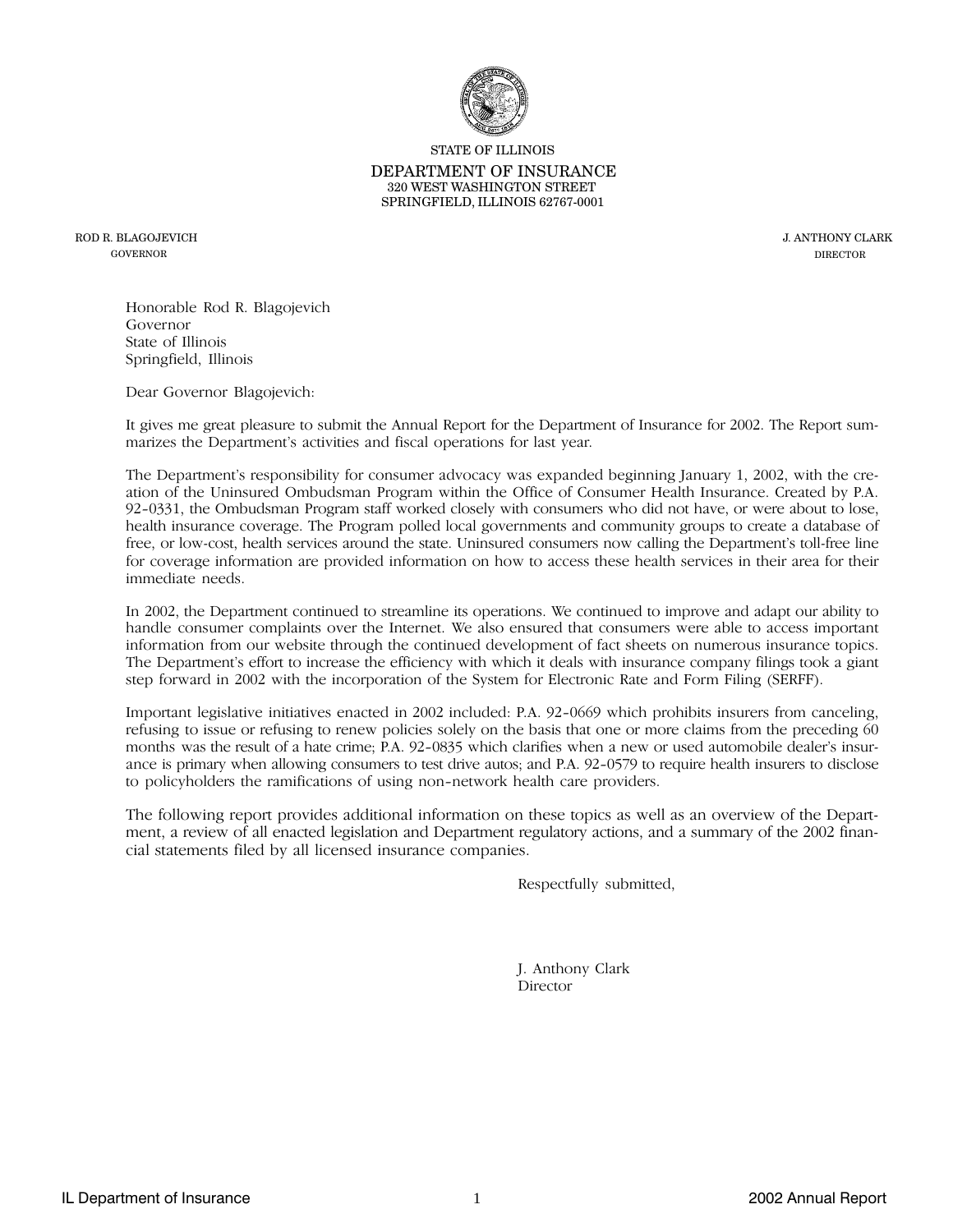STATE OF ILLINOIS

DEPARTMENT OF INSURANCE

320 WEST WASHINGTON STREET

SPRINGFIELD, ILLINOIS 62767-0001

ROD R. BLAGOJEVICH
GOVERNOR

J. ANTHONY CLARK
DIRECTOR

Honorable Rod R. Blagojevich
Governor
State of Illinois
Springfield, Illinois

Dear Governor Blagojevich:

It gives me great pleasure to submit the Annual Report for the Department of Insurance for 2002. The Report summarizes the Department's activities and fiscal operations for last year.

The Department's responsibility for consumer advocacy was expanded beginning January 1, 2002, with the creation of the Uninsured Ombudsman Program within the Office of Consumer Health Insurance. Created by P.A. 92-0331, the Ombudsman Program staff worked closely with consumers who did not have, or were about to lose, health insurance coverage. The Program polled local governments and community groups to create a database of free, or low-cost, health services around the state. Uninsured consumers now calling the Department's toll-free line for coverage information are provided information on how to access these health services in their area for their immediate needs.

In 2002, the Department continued to streamline its operations. We continued to improve and adapt our ability to handle consumer complaints over the Internet. We also ensured that consumers were able to access important information from our website through the continued development of fact sheets on numerous insurance topics. The Department's effort to increase the efficiency with which it deals with insurance company filings took a giant step forward in 2002 with the incorporation of the System for Electronic Rate and Form Filing (SERFF).

Important legislative initiatives enacted in 2002 included: P.A. 92-0669 which prohibits insurers from canceling, refusing to issue or refusing to renew policies solely on the basis that one or more claims from the preceding 60 months was the result of a hate crime; P.A. 92-0835 which clarifies when a new or used automobile dealer's insurance is primary when allowing consumers to test drive autos; and P.A. 92-0579 to require health insurers to disclose to policyholders the ramifications of using non-network health care providers.

The following report provides additional information on these topics as well as an overview of the Department, a review of all enacted legislation and Department regulatory actions, and a summary of the 2002 financial statements filed by all licensed insurance companies.

Respectfully submitted,

J. Anthony Clark
Director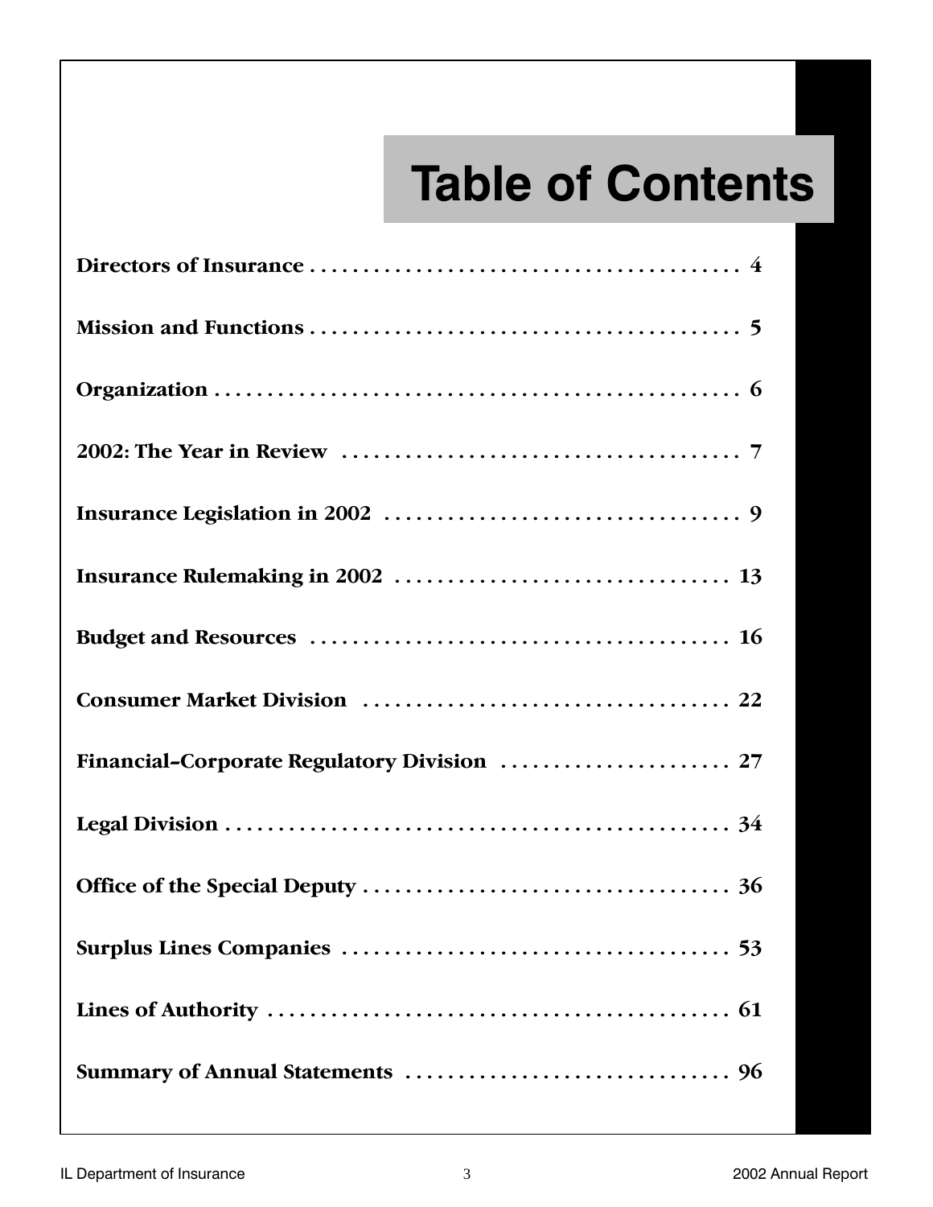# Table of Contents

**Directors of Insurance** . . . . . . . . . . 4

**Mission and Functions** . . . . . . . . . . 5

**Organization** . . . . . . . . . . 6

**2002: The Year in Review** . . . . . . . . . . 7

**Insurance Legislation in 2002** . . . . . . . . . . 9

**Insurance Rulemaking in 2002** . . . . . . . . . . 13

**Budget and Resources** . . . . . . . . . . 16

**Consumer Market Division** . . . . . . . . . . 22

**Financial–Corporate Regulatory Division** . . . . . . . . . . 27

**Legal Division** . . . . . . . . . . 34

**Office of the Special Deputy** . . . . . . . . . . 36

**Surplus Lines Companies** . . . . . . . . . . 53

**Lines of Authority** . . . . . . . . . . 61

**Summary of Annual Statements** . . . . . . . . . . 96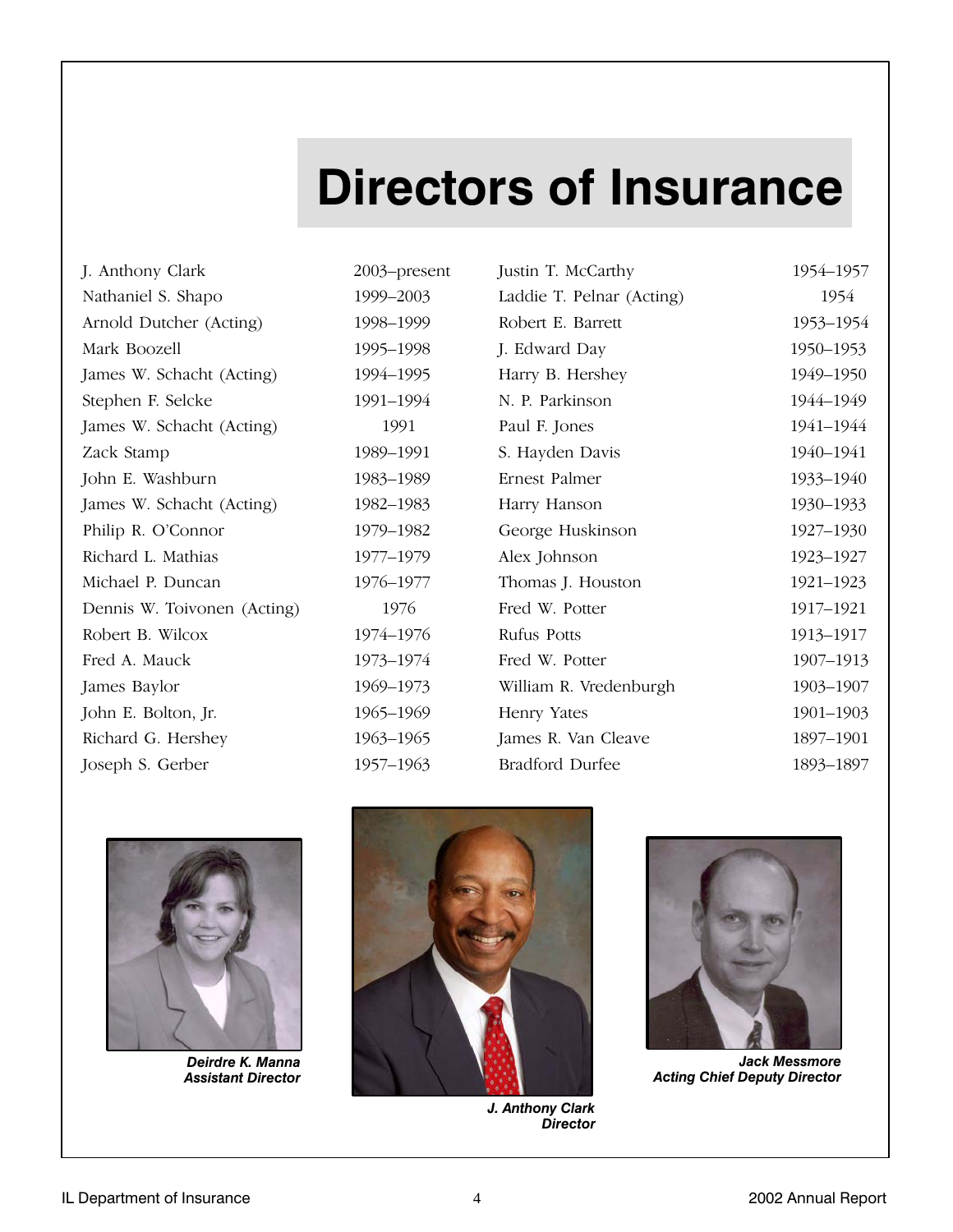# Directors of Insurance

| Name | Years |
|---|---|
| J. Anthony Clark | 2003–present |
| Nathaniel S. Shapo | 1999–2003 |
| Arnold Dutcher (Acting) | 1998–1999 |
| Mark Boozell | 1995–1998 |
| James W. Schacht (Acting) | 1994–1995 |
| Stephen F. Selcke | 1991–1994 |
| James W. Schacht (Acting) | 1991 |
| Zack Stamp | 1989–1991 |
| John E. Washburn | 1983–1989 |
| James W. Schacht (Acting) | 1982–1983 |
| Philip R. O'Connor | 1979–1982 |
| Richard L. Mathias | 1977–1979 |
| Michael P. Duncan | 1976–1977 |
| Dennis W. Toivonen (Acting) | 1976 |
| Robert B. Wilcox | 1974–1976 |
| Fred A. Mauck | 1973–1974 |
| James Baylor | 1969–1973 |
| John E. Bolton, Jr. | 1965–1969 |
| Richard G. Hershey | 1963–1965 |
| Joseph S. Gerber | 1957–1963 |
| Justin T. McCarthy | 1954–1957 |
| Laddie T. Pelnar (Acting) | 1954 |
| Robert E. Barrett | 1953–1954 |
| J. Edward Day | 1950–1953 |
| Harry B. Hershey | 1949–1950 |
| N. P. Parkinson | 1944–1949 |
| Paul F. Jones | 1941–1944 |
| S. Hayden Davis | 1940–1941 |
| Ernest Palmer | 1933–1940 |
| Harry Hanson | 1930–1933 |
| George Huskinson | 1927–1930 |
| Alex Johnson | 1923–1927 |
| Thomas J. Houston | 1921–1923 |
| Fred W. Potter | 1917–1921 |
| Rufus Potts | 1913–1917 |
| Fred W. Potter | 1907–1913 |
| William R. Vredenburgh | 1903–1907 |
| Henry Yates | 1901–1903 |
| James R. Van Cleave | 1897–1901 |
| Bradford Durfee | 1893–1897 |

***Deirdre K. Manna***
***Assistant Director***

***J. Anthony Clark***
***Director***

***Jack Messmore***
***Acting Chief Deputy Director***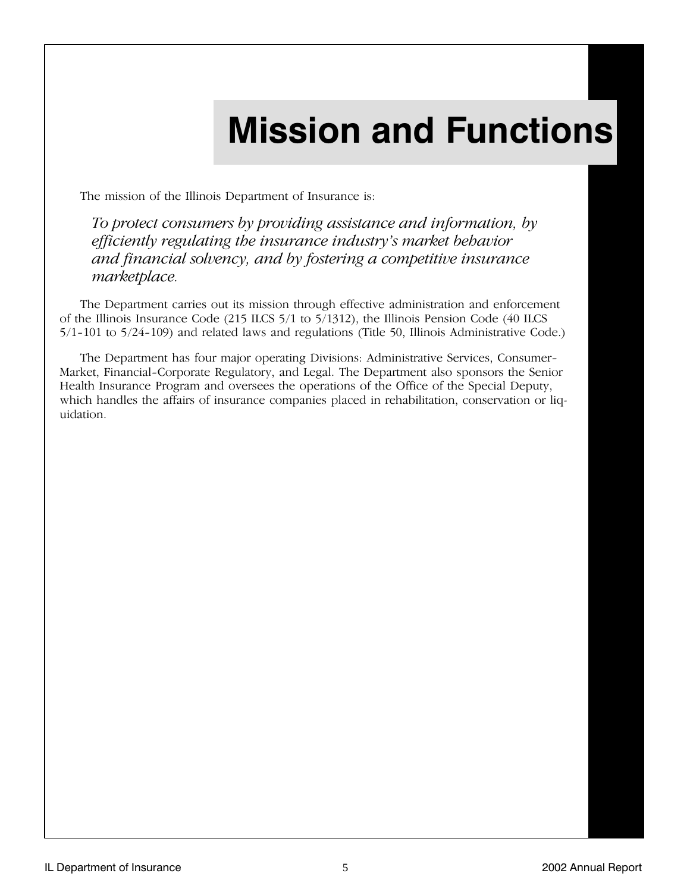# Mission and Functions

The mission of the Illinois Department of Insurance is:

*To protect consumers by providing assistance and information, by efficiently regulating the insurance industry's market behavior and financial solvency, and by fostering a competitive insurance marketplace.*

The Department carries out its mission through effective administration and enforcement of the Illinois Insurance Code (215 ILCS 5/1 to 5/1312), the Illinois Pension Code (40 ILCS 5/1-101 to 5/24-109) and related laws and regulations (Title 50, Illinois Administrative Code.)

The Department has four major operating Divisions: Administrative Services, Consumer-Market, Financial-Corporate Regulatory, and Legal. The Department also sponsors the Senior Health Insurance Program and oversees the operations of the Office of the Special Deputy, which handles the affairs of insurance companies placed in rehabilitation, conservation or liquidation.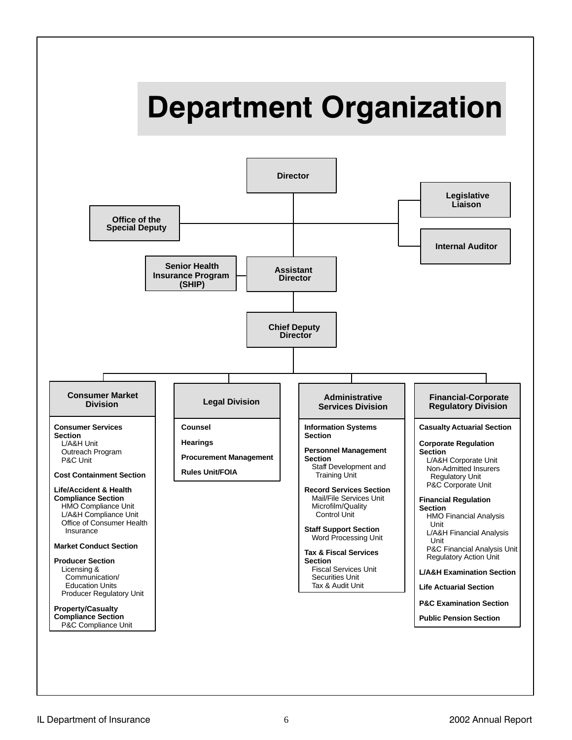# Department Organization

**Director**

- **Office of the Special Deputy**
- **Legislative Liaison**
- **Internal Auditor**

**Assistant Director**

- **Senior Health Insurance Program (SHIP)**

**Chief Deputy Director**

## Consumer Market Division

**Consumer Services Section**
- L/A&H Unit
- Outreach Program
- P&C Unit

**Cost Containment Section**

**Life/Accident & Health Compliance Section**
- HMO Compliance Unit
- L/A&H Compliance Unit
- Office of Consumer Health Insurance

**Market Conduct Section**

**Producer Section**
- Licensing & Communication/ Education Units
- Producer Regulatory Unit

**Property/Casualty Compliance Section**
- P&C Compliance Unit

## Legal Division

**Counsel**

**Hearings**

**Procurement Management**

**Rules Unit/FOIA**

## Administrative Services Division

**Information Systems Section**

**Personnel Management Section**
- Staff Development and Training Unit

**Record Services Section**
- Mail/File Services Unit
- Microfilm/Quality Control Unit

**Staff Support Section**
- Word Processing Unit

**Tax & Fiscal Services Section**
- Fiscal Services Unit
- Securities Unit
- Tax & Audit Unit

## Financial-Corporate Regulatory Division

**Casualty Actuarial Section**

**Corporate Regulation Section**
- L/A&H Corporate Unit
- Non-Admitted Insurers Regulatory Unit
- P&C Corporate Unit

**Financial Regulation Section**
- HMO Financial Analysis Unit
- L/A&H Financial Analysis Unit
- P&C Financial Analysis Unit
- Regulatory Action Unit

**L/A&H Examination Section**

**Life Actuarial Section**

**P&C Examination Section**

**Public Pension Section**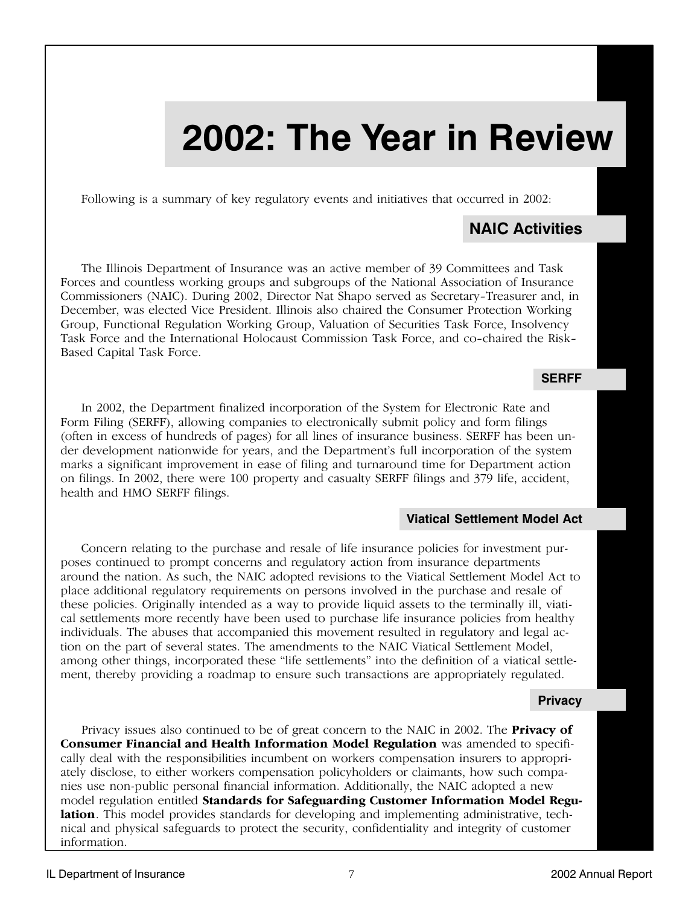# 2002: The Year in Review

Following is a summary of key regulatory events and initiatives that occurred in 2002:

## NAIC Activities

The Illinois Department of Insurance was an active member of 39 Committees and Task Forces and countless working groups and subgroups of the National Association of Insurance Commissioners (NAIC). During 2002, Director Nat Shapo served as Secretary-Treasurer and, in December, was elected Vice President. Illinois also chaired the Consumer Protection Working Group, Functional Regulation Working Group, Valuation of Securities Task Force, Insolvency Task Force and the International Holocaust Commission Task Force, and co-chaired the Risk-Based Capital Task Force.

### SERFF

In 2002, the Department finalized incorporation of the System for Electronic Rate and Form Filing (SERFF), allowing companies to electronically submit policy and form filings (often in excess of hundreds of pages) for all lines of insurance business. SERFF has been under development nationwide for years, and the Department's full incorporation of the system marks a significant improvement in ease of filing and turnaround time for Department action on filings. In 2002, there were 100 property and casualty SERFF filings and 379 life, accident, health and HMO SERFF filings.

### Viatical Settlement Model Act

Concern relating to the purchase and resale of life insurance policies for investment purposes continued to prompt concerns and regulatory action from insurance departments around the nation. As such, the NAIC adopted revisions to the Viatical Settlement Model Act to place additional regulatory requirements on persons involved in the purchase and resale of these policies. Originally intended as a way to provide liquid assets to the terminally ill, viatical settlements more recently have been used to purchase life insurance policies from healthy individuals. The abuses that accompanied this movement resulted in regulatory and legal action on the part of several states. The amendments to the NAIC Viatical Settlement Model, among other things, incorporated these "life settlements" into the definition of a viatical settlement, thereby providing a roadmap to ensure such transactions are appropriately regulated.

### Privacy

Privacy issues also continued to be of great concern to the NAIC in 2002. The **Privacy of Consumer Financial and Health Information Model Regulation** was amended to specifically deal with the responsibilities incumbent on workers compensation insurers to appropriately disclose, to either workers compensation policyholders or claimants, how such companies use non-public personal financial information. Additionally, the NAIC adopted a new model regulation entitled **Standards for Safeguarding Customer Information Model Regulation**. This model provides standards for developing and implementing administrative, technical and physical safeguards to protect the security, confidentiality and integrity of customer information.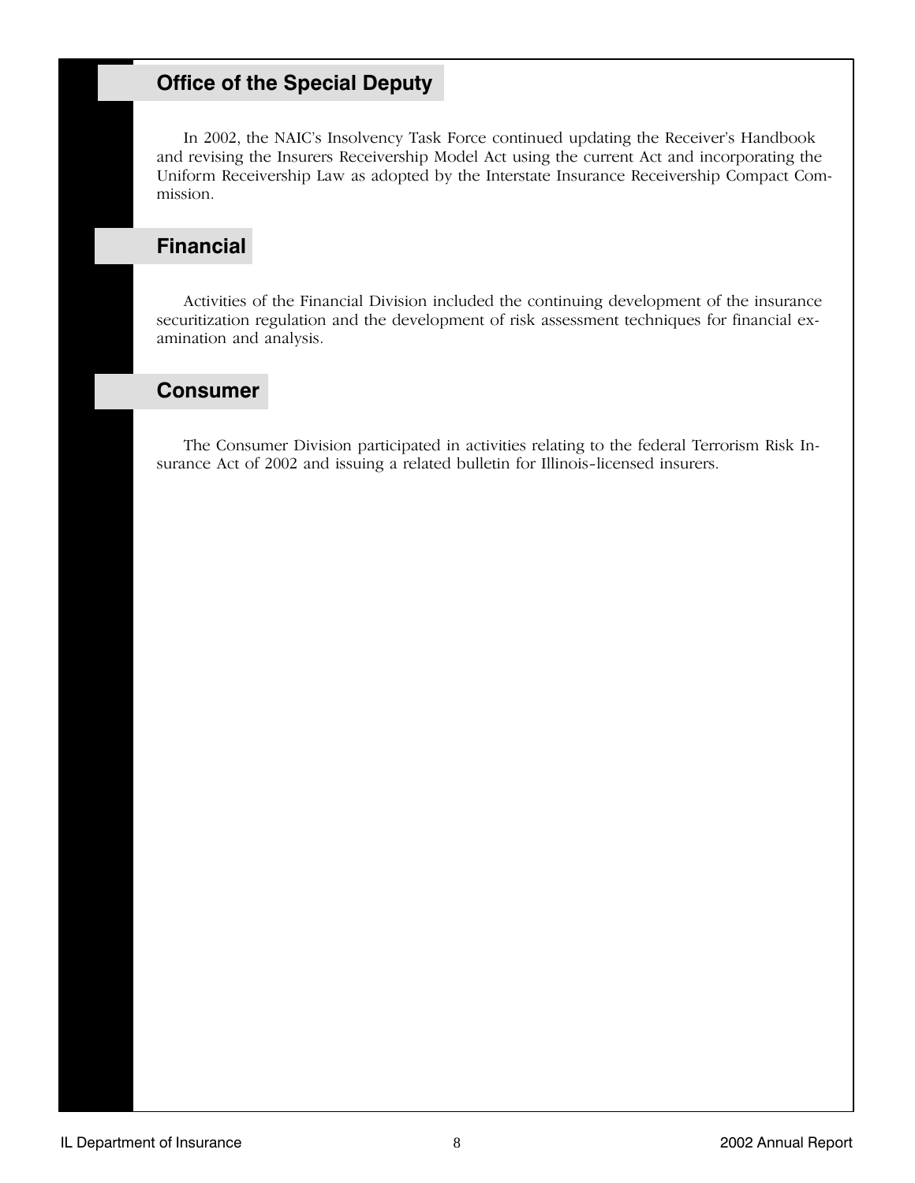## Office of the Special Deputy

In 2002, the NAIC's Insolvency Task Force continued updating the Receiver's Handbook and revising the Insurers Receivership Model Act using the current Act and incorporating the Uniform Receivership Law as adopted by the Interstate Insurance Receivership Compact Commission.

## Financial

Activities of the Financial Division included the continuing development of the insurance securitization regulation and the development of risk assessment techniques for financial examination and analysis.

## Consumer

The Consumer Division participated in activities relating to the federal Terrorism Risk Insurance Act of 2002 and issuing a related bulletin for Illinois-licensed insurers.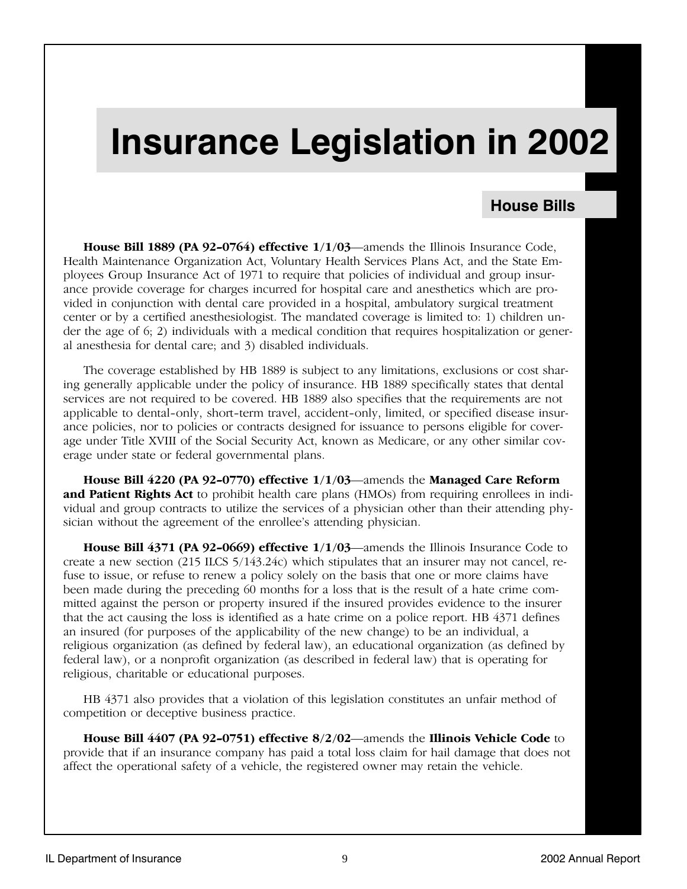# Insurance Legislation in 2002

## House Bills

**House Bill 1889 (PA 92-0764) effective 1/1/03**—amends the Illinois Insurance Code, Health Maintenance Organization Act, Voluntary Health Services Plans Act, and the State Employees Group Insurance Act of 1971 to require that policies of individual and group insurance provide coverage for charges incurred for hospital care and anesthetics which are provided in conjunction with dental care provided in a hospital, ambulatory surgical treatment center or by a certified anesthesiologist. The mandated coverage is limited to: 1) children under the age of 6; 2) individuals with a medical condition that requires hospitalization or general anesthesia for dental care; and 3) disabled individuals.

The coverage established by HB 1889 is subject to any limitations, exclusions or cost sharing generally applicable under the policy of insurance. HB 1889 specifically states that dental services are not required to be covered. HB 1889 also specifies that the requirements are not applicable to dental-only, short-term travel, accident-only, limited, or specified disease insurance policies, nor to policies or contracts designed for issuance to persons eligible for coverage under Title XVIII of the Social Security Act, known as Medicare, or any other similar coverage under state or federal governmental plans.

**House Bill 4220 (PA 92-0770) effective 1/1/03**—amends the **Managed Care Reform and Patient Rights Act** to prohibit health care plans (HMOs) from requiring enrollees in individual and group contracts to utilize the services of a physician other than their attending physician without the agreement of the enrollee's attending physician.

**House Bill 4371 (PA 92-0669) effective 1/1/03**—amends the Illinois Insurance Code to create a new section (215 ILCS 5/143.24c) which stipulates that an insurer may not cancel, refuse to issue, or refuse to renew a policy solely on the basis that one or more claims have been made during the preceding 60 months for a loss that is the result of a hate crime committed against the person or property insured if the insured provides evidence to the insurer that the act causing the loss is identified as a hate crime on a police report. HB 4371 defines an insured (for purposes of the applicability of the new change) to be an individual, a religious organization (as defined by federal law), an educational organization (as defined by federal law), or a nonprofit organization (as described in federal law) that is operating for religious, charitable or educational purposes.

HB 4371 also provides that a violation of this legislation constitutes an unfair method of competition or deceptive business practice.

**House Bill 4407 (PA 92-0751) effective 8/2/02**—amends the **Illinois Vehicle Code** to provide that if an insurance company has paid a total loss claim for hail damage that does not affect the operational safety of a vehicle, the registered owner may retain the vehicle.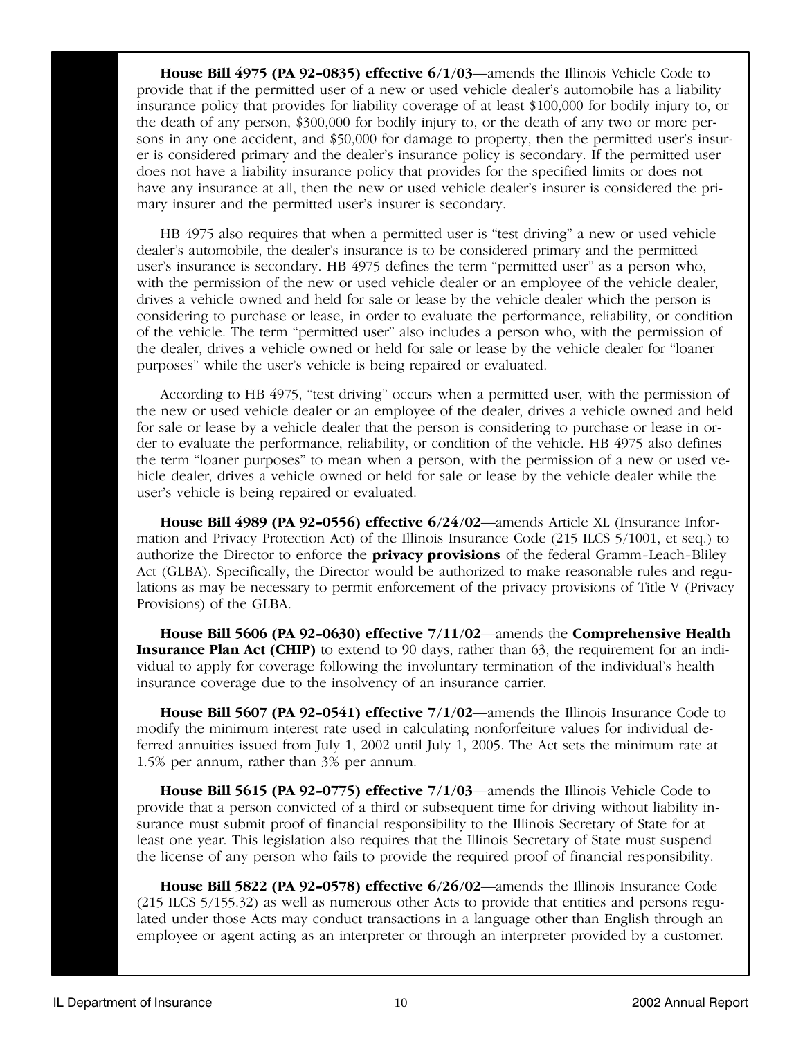**House Bill 4975 (PA 92-0835) effective 6/1/03**—amends the Illinois Vehicle Code to provide that if the permitted user of a new or used vehicle dealer's automobile has a liability insurance policy that provides for liability coverage of at least $100,000 for bodily injury to, or the death of any person, $300,000 for bodily injury to, or the death of any two or more persons in any one accident, and $50,000 for damage to property, then the permitted user's insurer is considered primary and the dealer's insurance policy is secondary. If the permitted user does not have a liability insurance policy that provides for the specified limits or does not have any insurance at all, then the new or used vehicle dealer's insurer is considered the primary insurer and the permitted user's insurer is secondary.

HB 4975 also requires that when a permitted user is "test driving" a new or used vehicle dealer's automobile, the dealer's insurance is to be considered primary and the permitted user's insurance is secondary. HB 4975 defines the term "permitted user" as a person who, with the permission of the new or used vehicle dealer or an employee of the vehicle dealer, drives a vehicle owned and held for sale or lease by the vehicle dealer which the person is considering to purchase or lease, in order to evaluate the performance, reliability, or condition of the vehicle. The term "permitted user" also includes a person who, with the permission of the dealer, drives a vehicle owned or held for sale or lease by the vehicle dealer for "loaner purposes" while the user's vehicle is being repaired or evaluated.

According to HB 4975, "test driving" occurs when a permitted user, with the permission of the new or used vehicle dealer or an employee of the dealer, drives a vehicle owned and held for sale or lease by a vehicle dealer that the person is considering to purchase or lease in order to evaluate the performance, reliability, or condition of the vehicle. HB 4975 also defines the term "loaner purposes" to mean when a person, with the permission of a new or used vehicle dealer, drives a vehicle owned or held for sale or lease by the vehicle dealer while the user's vehicle is being repaired or evaluated.

**House Bill 4989 (PA 92-0556) effective 6/24/02**—amends Article XL (Insurance Information and Privacy Protection Act) of the Illinois Insurance Code (215 ILCS 5/1001, et seq.) to authorize the Director to enforce the **privacy provisions** of the federal Gramm-Leach-Bliley Act (GLBA). Specifically, the Director would be authorized to make reasonable rules and regulations as may be necessary to permit enforcement of the privacy provisions of Title V (Privacy Provisions) of the GLBA.

**House Bill 5606 (PA 92-0630) effective 7/11/02**—amends the **Comprehensive Health Insurance Plan Act (CHIP)** to extend to 90 days, rather than 63, the requirement for an individual to apply for coverage following the involuntary termination of the individual's health insurance coverage due to the insolvency of an insurance carrier.

**House Bill 5607 (PA 92-0541) effective 7/1/02**—amends the Illinois Insurance Code to modify the minimum interest rate used in calculating nonforfeiture values for individual deferred annuities issued from July 1, 2002 until July 1, 2005. The Act sets the minimum rate at 1.5% per annum, rather than 3% per annum.

**House Bill 5615 (PA 92-0775) effective 7/1/03**—amends the Illinois Vehicle Code to provide that a person convicted of a third or subsequent time for driving without liability insurance must submit proof of financial responsibility to the Illinois Secretary of State for at least one year. This legislation also requires that the Illinois Secretary of State must suspend the license of any person who fails to provide the required proof of financial responsibility.

**House Bill 5822 (PA 92-0578) effective 6/26/02**—amends the Illinois Insurance Code (215 ILCS 5/155.32) as well as numerous other Acts to provide that entities and persons regulated under those Acts may conduct transactions in a language other than English through an employee or agent acting as an interpreter or through an interpreter provided by a customer.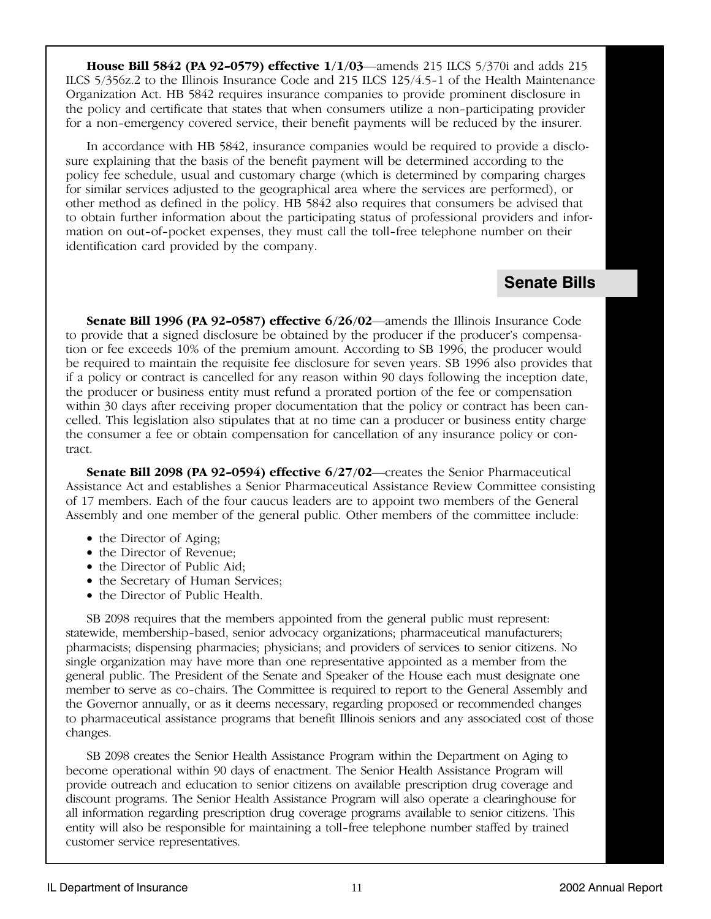**House Bill 5842 (PA 92-0579) effective 1/1/03**—amends 215 ILCS 5/370i and adds 215 ILCS 5/356z.2 to the Illinois Insurance Code and 215 ILCS 125/4.5-1 of the Health Maintenance Organization Act. HB 5842 requires insurance companies to provide prominent disclosure in the policy and certificate that states that when consumers utilize a non-participating provider for a non-emergency covered service, their benefit payments will be reduced by the insurer.

In accordance with HB 5842, insurance companies would be required to provide a disclosure explaining that the basis of the benefit payment will be determined according to the policy fee schedule, usual and customary charge (which is determined by comparing charges for similar services adjusted to the geographical area where the services are performed), or other method as defined in the policy. HB 5842 also requires that consumers be advised that to obtain further information about the participating status of professional providers and information on out-of-pocket expenses, they must call the toll-free telephone number on their identification card provided by the company.

## Senate Bills

**Senate Bill 1996 (PA 92-0587) effective 6/26/02**—amends the Illinois Insurance Code to provide that a signed disclosure be obtained by the producer if the producer's compensation or fee exceeds 10% of the premium amount. According to SB 1996, the producer would be required to maintain the requisite fee disclosure for seven years. SB 1996 also provides that if a policy or contract is cancelled for any reason within 90 days following the inception date, the producer or business entity must refund a prorated portion of the fee or compensation within 30 days after receiving proper documentation that the policy or contract has been cancelled. This legislation also stipulates that at no time can a producer or business entity charge the consumer a fee or obtain compensation for cancellation of any insurance policy or contract.

**Senate Bill 2098 (PA 92-0594) effective 6/27/02**—creates the Senior Pharmaceutical Assistance Act and establishes a Senior Pharmaceutical Assistance Review Committee consisting of 17 members. Each of the four caucus leaders are to appoint two members of the General Assembly and one member of the general public. Other members of the committee include:

- the Director of Aging;
- the Director of Revenue;
- the Director of Public Aid;
- the Secretary of Human Services;
- the Director of Public Health.

SB 2098 requires that the members appointed from the general public must represent: statewide, membership-based, senior advocacy organizations; pharmaceutical manufacturers; pharmacists; dispensing pharmacies; physicians; and providers of services to senior citizens. No single organization may have more than one representative appointed as a member from the general public. The President of the Senate and Speaker of the House each must designate one member to serve as co-chairs. The Committee is required to report to the General Assembly and the Governor annually, or as it deems necessary, regarding proposed or recommended changes to pharmaceutical assistance programs that benefit Illinois seniors and any associated cost of those changes.

SB 2098 creates the Senior Health Assistance Program within the Department on Aging to become operational within 90 days of enactment. The Senior Health Assistance Program will provide outreach and education to senior citizens on available prescription drug coverage and discount programs. The Senior Health Assistance Program will also operate a clearinghouse for all information regarding prescription drug coverage programs available to senior citizens. This entity will also be responsible for maintaining a toll-free telephone number staffed by trained customer service representatives.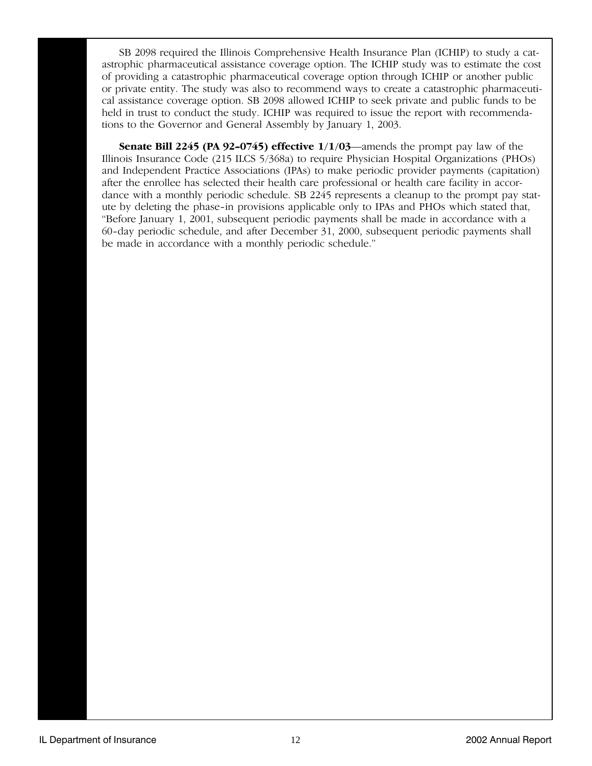SB 2098 required the Illinois Comprehensive Health Insurance Plan (ICHIP) to study a catastrophic pharmaceutical assistance coverage option. The ICHIP study was to estimate the cost of providing a catastrophic pharmaceutical coverage option through ICHIP or another public or private entity. The study was also to recommend ways to create a catastrophic pharmaceutical assistance coverage option. SB 2098 allowed ICHIP to seek private and public funds to be held in trust to conduct the study. ICHIP was required to issue the report with recommendations to the Governor and General Assembly by January 1, 2003.

**Senate Bill 2245 (PA 92-0745) effective 1/1/03**—amends the prompt pay law of the Illinois Insurance Code (215 ILCS 5/368a) to require Physician Hospital Organizations (PHOs) and Independent Practice Associations (IPAs) to make periodic provider payments (capitation) after the enrollee has selected their health care professional or health care facility in accordance with a monthly periodic schedule. SB 2245 represents a cleanup to the prompt pay statute by deleting the phase-in provisions applicable only to IPAs and PHOs which stated that, "Before January 1, 2001, subsequent periodic payments shall be made in accordance with a 60-day periodic schedule, and after December 31, 2000, subsequent periodic payments shall be made in accordance with a monthly periodic schedule."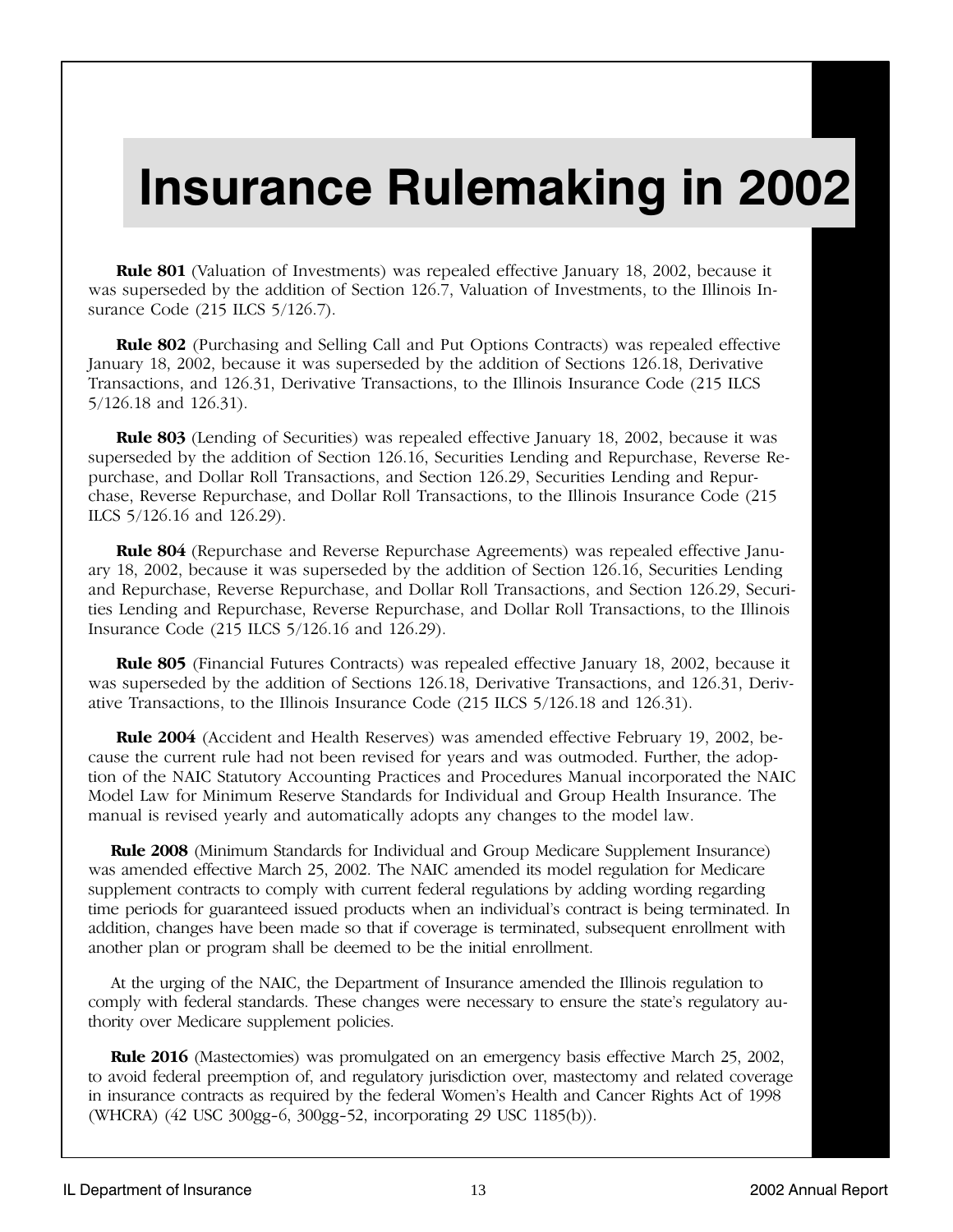# Insurance Rulemaking in 2002

**Rule 801** (Valuation of Investments) was repealed effective January 18, 2002, because it was superseded by the addition of Section 126.7, Valuation of Investments, to the Illinois Insurance Code (215 ILCS 5/126.7).

**Rule 802** (Purchasing and Selling Call and Put Options Contracts) was repealed effective January 18, 2002, because it was superseded by the addition of Sections 126.18, Derivative Transactions, and 126.31, Derivative Transactions, to the Illinois Insurance Code (215 ILCS 5/126.18 and 126.31).

**Rule 803** (Lending of Securities) was repealed effective January 18, 2002, because it was superseded by the addition of Section 126.16, Securities Lending and Repurchase, Reverse Repurchase, and Dollar Roll Transactions, and Section 126.29, Securities Lending and Repurchase, Reverse Repurchase, and Dollar Roll Transactions, to the Illinois Insurance Code (215 ILCS 5/126.16 and 126.29).

**Rule 804** (Repurchase and Reverse Repurchase Agreements) was repealed effective January 18, 2002, because it was superseded by the addition of Section 126.16, Securities Lending and Repurchase, Reverse Repurchase, and Dollar Roll Transactions, and Section 126.29, Securities Lending and Repurchase, Reverse Repurchase, and Dollar Roll Transactions, to the Illinois Insurance Code (215 ILCS 5/126.16 and 126.29).

**Rule 805** (Financial Futures Contracts) was repealed effective January 18, 2002, because it was superseded by the addition of Sections 126.18, Derivative Transactions, and 126.31, Derivative Transactions, to the Illinois Insurance Code (215 ILCS 5/126.18 and 126.31).

**Rule 2004** (Accident and Health Reserves) was amended effective February 19, 2002, because the current rule had not been revised for years and was outmoded. Further, the adoption of the NAIC Statutory Accounting Practices and Procedures Manual incorporated the NAIC Model Law for Minimum Reserve Standards for Individual and Group Health Insurance. The manual is revised yearly and automatically adopts any changes to the model law.

**Rule 2008** (Minimum Standards for Individual and Group Medicare Supplement Insurance) was amended effective March 25, 2002. The NAIC amended its model regulation for Medicare supplement contracts to comply with current federal regulations by adding wording regarding time periods for guaranteed issued products when an individual's contract is being terminated. In addition, changes have been made so that if coverage is terminated, subsequent enrollment with another plan or program shall be deemed to be the initial enrollment.

At the urging of the NAIC, the Department of Insurance amended the Illinois regulation to comply with federal standards. These changes were necessary to ensure the state's regulatory authority over Medicare supplement policies.

**Rule 2016** (Mastectomies) was promulgated on an emergency basis effective March 25, 2002, to avoid federal preemption of, and regulatory jurisdiction over, mastectomy and related coverage in insurance contracts as required by the federal Women's Health and Cancer Rights Act of 1998 (WHCRA) (42 USC 300gg-6, 300gg-52, incorporating 29 USC 1185(b)).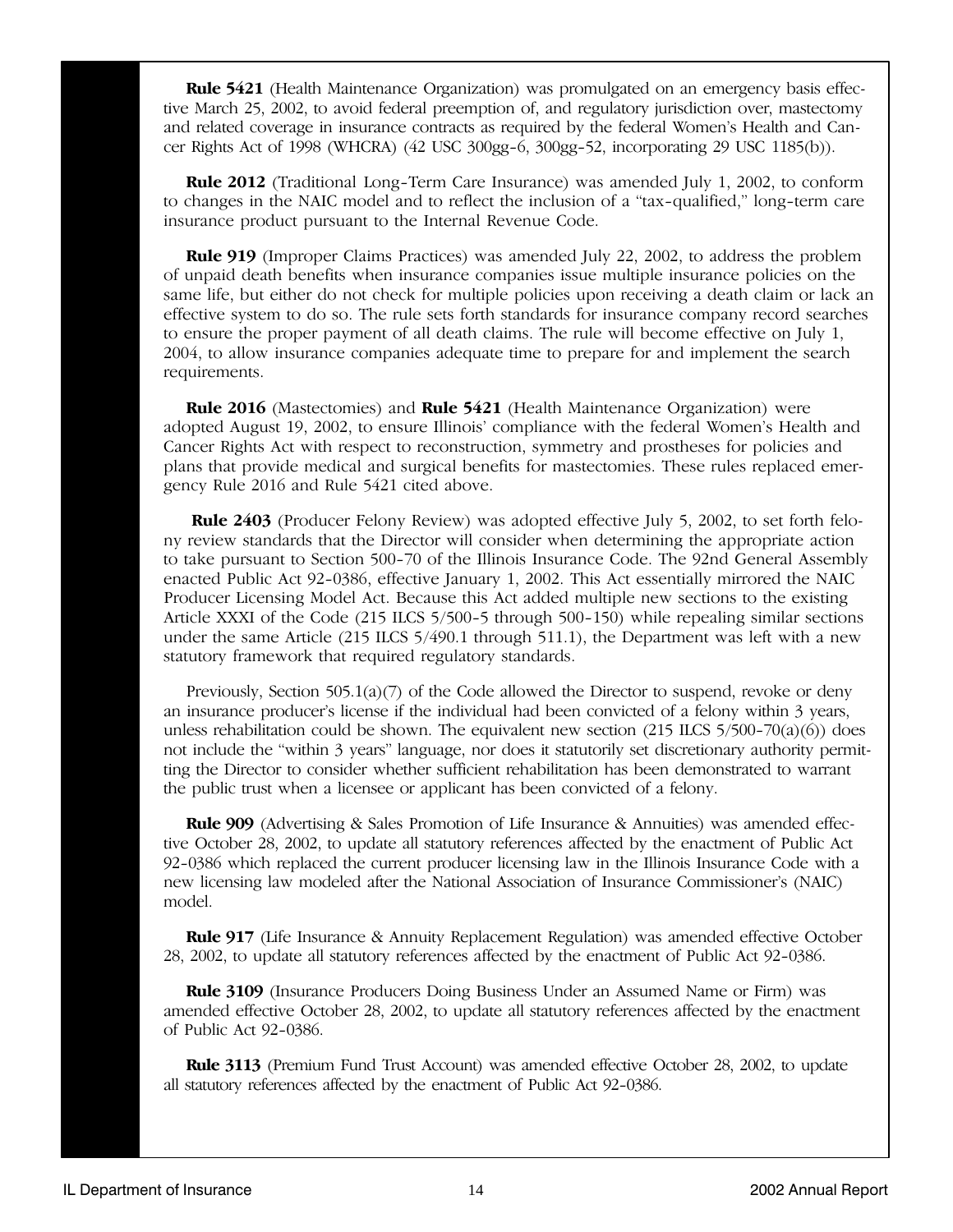**Rule 5421** (Health Maintenance Organization) was promulgated on an emergency basis effective March 25, 2002, to avoid federal preemption of, and regulatory jurisdiction over, mastectomy and related coverage in insurance contracts as required by the federal Women's Health and Cancer Rights Act of 1998 (WHCRA) (42 USC 300gg-6, 300gg-52, incorporating 29 USC 1185(b)).

**Rule 2012** (Traditional Long-Term Care Insurance) was amended July 1, 2002, to conform to changes in the NAIC model and to reflect the inclusion of a "tax-qualified," long-term care insurance product pursuant to the Internal Revenue Code.

**Rule 919** (Improper Claims Practices) was amended July 22, 2002, to address the problem of unpaid death benefits when insurance companies issue multiple insurance policies on the same life, but either do not check for multiple policies upon receiving a death claim or lack an effective system to do so. The rule sets forth standards for insurance company record searches to ensure the proper payment of all death claims. The rule will become effective on July 1, 2004, to allow insurance companies adequate time to prepare for and implement the search requirements.

**Rule 2016** (Mastectomies) and **Rule 5421** (Health Maintenance Organization) were adopted August 19, 2002, to ensure Illinois' compliance with the federal Women's Health and Cancer Rights Act with respect to reconstruction, symmetry and prostheses for policies and plans that provide medical and surgical benefits for mastectomies. These rules replaced emergency Rule 2016 and Rule 5421 cited above.

**Rule 2403** (Producer Felony Review) was adopted effective July 5, 2002, to set forth felony review standards that the Director will consider when determining the appropriate action to take pursuant to Section 500-70 of the Illinois Insurance Code. The 92nd General Assembly enacted Public Act 92-0386, effective January 1, 2002. This Act essentially mirrored the NAIC Producer Licensing Model Act. Because this Act added multiple new sections to the existing Article XXXI of the Code (215 ILCS 5/500-5 through 500-150) while repealing similar sections under the same Article (215 ILCS 5/490.1 through 511.1), the Department was left with a new statutory framework that required regulatory standards.

Previously, Section 505.1(a)(7) of the Code allowed the Director to suspend, revoke or deny an insurance producer's license if the individual had been convicted of a felony within 3 years, unless rehabilitation could be shown. The equivalent new section (215 ILCS 5/500-70(a)(6)) does not include the "within 3 years" language, nor does it statutorily set discretionary authority permitting the Director to consider whether sufficient rehabilitation has been demonstrated to warrant the public trust when a licensee or applicant has been convicted of a felony.

**Rule 909** (Advertising & Sales Promotion of Life Insurance & Annuities) was amended effective October 28, 2002, to update all statutory references affected by the enactment of Public Act 92-0386 which replaced the current producer licensing law in the Illinois Insurance Code with a new licensing law modeled after the National Association of Insurance Commissioner's (NAIC) model.

**Rule 917** (Life Insurance & Annuity Replacement Regulation) was amended effective October 28, 2002, to update all statutory references affected by the enactment of Public Act 92-0386.

**Rule 3109** (Insurance Producers Doing Business Under an Assumed Name or Firm) was amended effective October 28, 2002, to update all statutory references affected by the enactment of Public Act 92-0386.

**Rule 3113** (Premium Fund Trust Account) was amended effective October 28, 2002, to update all statutory references affected by the enactment of Public Act 92-0386.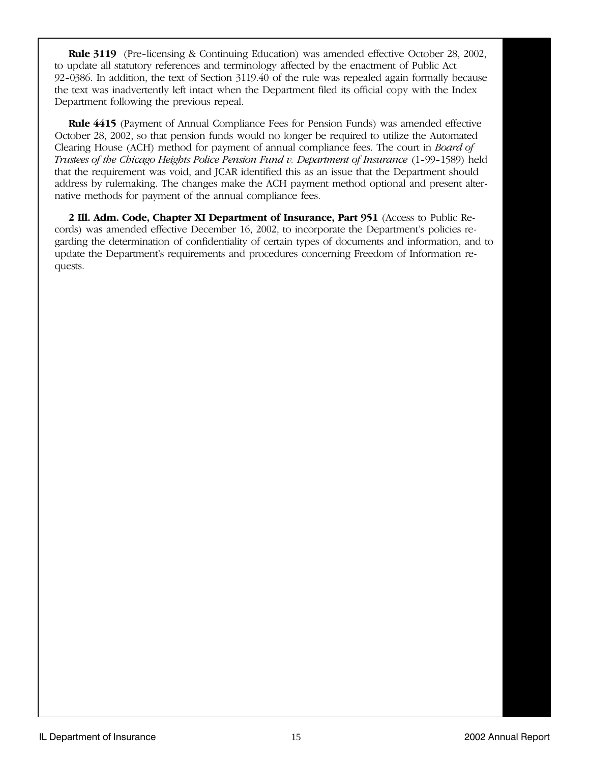**Rule 3119** (Pre-licensing & Continuing Education) was amended effective October 28, 2002, to update all statutory references and terminology affected by the enactment of Public Act 92-0386. In addition, the text of Section 3119.40 of the rule was repealed again formally because the text was inadvertently left intact when the Department filed its official copy with the Index Department following the previous repeal.

**Rule 4415** (Payment of Annual Compliance Fees for Pension Funds) was amended effective October 28, 2002, so that pension funds would no longer be required to utilize the Automated Clearing House (ACH) method for payment of annual compliance fees. The court in *Board of Trustees of the Chicago Heights Police Pension Fund v. Department of Insurance* (1-99-1589) held that the requirement was void, and JCAR identified this as an issue that the Department should address by rulemaking. The changes make the ACH payment method optional and present alternative methods for payment of the annual compliance fees.

**2 Ill. Adm. Code, Chapter XI Department of Insurance, Part 951** (Access to Public Records) was amended effective December 16, 2002, to incorporate the Department's policies regarding the determination of confidentiality of certain types of documents and information, and to update the Department's requirements and procedures concerning Freedom of Information requests.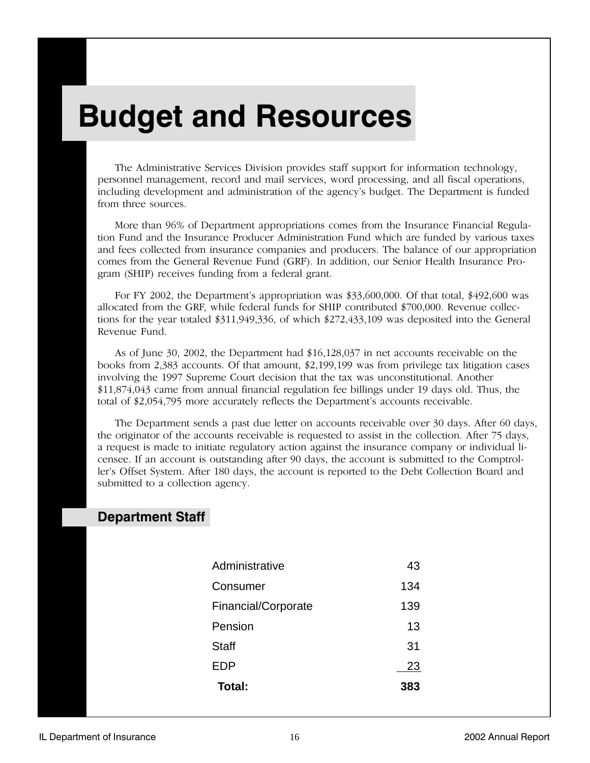# Budget and Resources

The Administrative Services Division provides staff support for information technology, personnel management, record and mail services, word processing, and all fiscal operations, including development and administration of the agency's budget. The Department is funded from three sources.

More than 96% of Department appropriations comes from the Insurance Financial Regulation Fund and the Insurance Producer Administration Fund which are funded by various taxes and fees collected from insurance companies and producers. The balance of our appropriation comes from the General Revenue Fund (GRF). In addition, our Senior Health Insurance Program (SHIP) receives funding from a federal grant.

For FY 2002, the Department's appropriation was $33,600,000. Of that total, $492,600 was allocated from the GRF, while federal funds for SHIP contributed $700,000. Revenue collections for the year totaled $311,949,336, of which $272,433,109 was deposited into the General Revenue Fund.

As of June 30, 2002, the Department had $16,128,037 in net accounts receivable on the books from 2,383 accounts. Of that amount, $2,199,199 was from privilege tax litigation cases involving the 1997 Supreme Court decision that the tax was unconstitutional. Another $11,874,043 came from annual financial regulation fee billings under 19 days old. Thus, the total of $2,054,795 more accurately reflects the Department's accounts receivable.

The Department sends a past due letter on accounts receivable over 30 days. After 60 days, the originator of the accounts receivable is requested to assist in the collection. After 75 days, a request is made to initiate regulatory action against the insurance company or individual licensee. If an account is outstanding after 90 days, the account is submitted to the Comptroller's Offset System. After 180 days, the account is reported to the Debt Collection Board and submitted to a collection agency.

## Department Staff

| | |
|---|---|
| Administrative | 43 |
| Consumer | 134 |
| Financial/Corporate | 139 |
| Pension | 13 |
| Staff | 31 |
| EDP | 23 |
| **Total:** | **383** |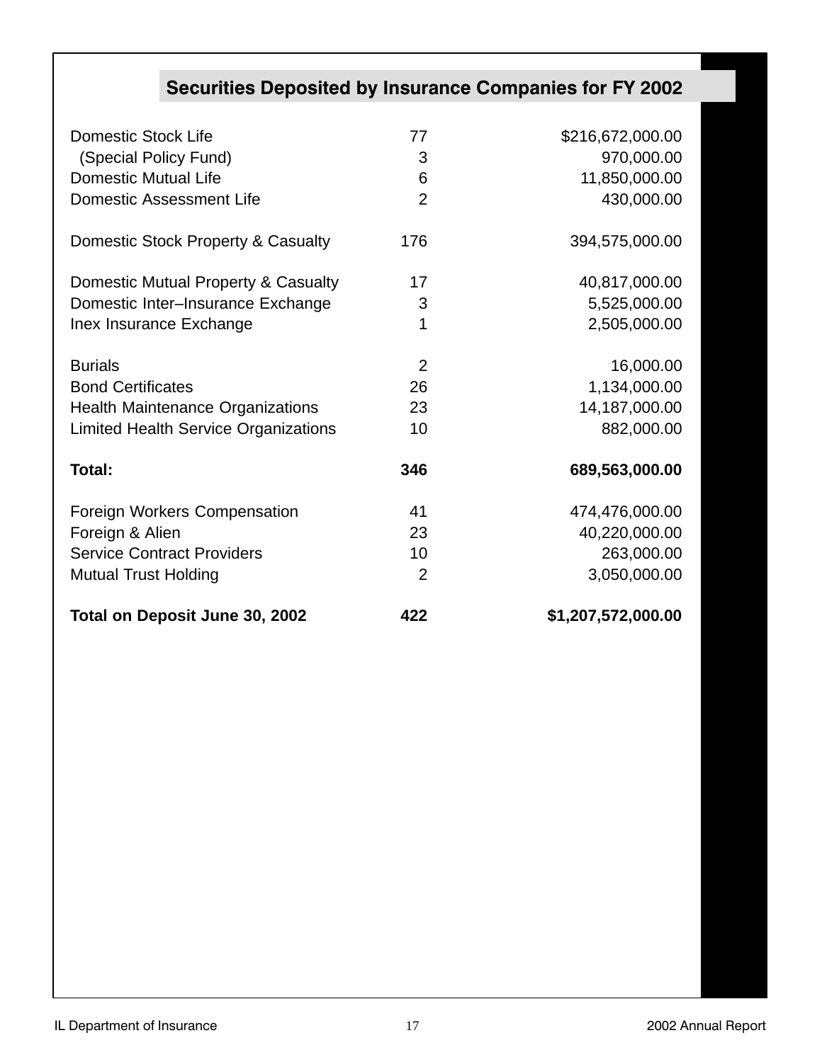## Securities Deposited by Insurance Companies for FY 2002

| | | |
|---|---|---|
| Domestic Stock Life | 77 | $216,672,000.00 |
| (Special Policy Fund) | 3 | 970,000.00 |
| Domestic Mutual Life | 6 | 11,850,000.00 |
| Domestic Assessment Life | 2 | 430,000.00 |
| Domestic Stock Property & Casualty | 176 | 394,575,000.00 |
| Domestic Mutual Property & Casualty | 17 | 40,817,000.00 |
| Domestic Inter–Insurance Exchange | 3 | 5,525,000.00 |
| Inex Insurance Exchange | 1 | 2,505,000.00 |
| Burials | 2 | 16,000.00 |
| Bond Certificates | 26 | 1,134,000.00 |
| Health Maintenance Organizations | 23 | 14,187,000.00 |
| Limited Health Service Organizations | 10 | 882,000.00 |
| **Total:** | **346** | **689,563,000.00** |
| Foreign Workers Compensation | 41 | 474,476,000.00 |
| Foreign & Alien | 23 | 40,220,000.00 |
| Service Contract Providers | 10 | 263,000.00 |
| Mutual Trust Holding | 2 | 3,050,000.00 |
| **Total on Deposit June 30, 2002** | **422** | **$1,207,572,000.00** |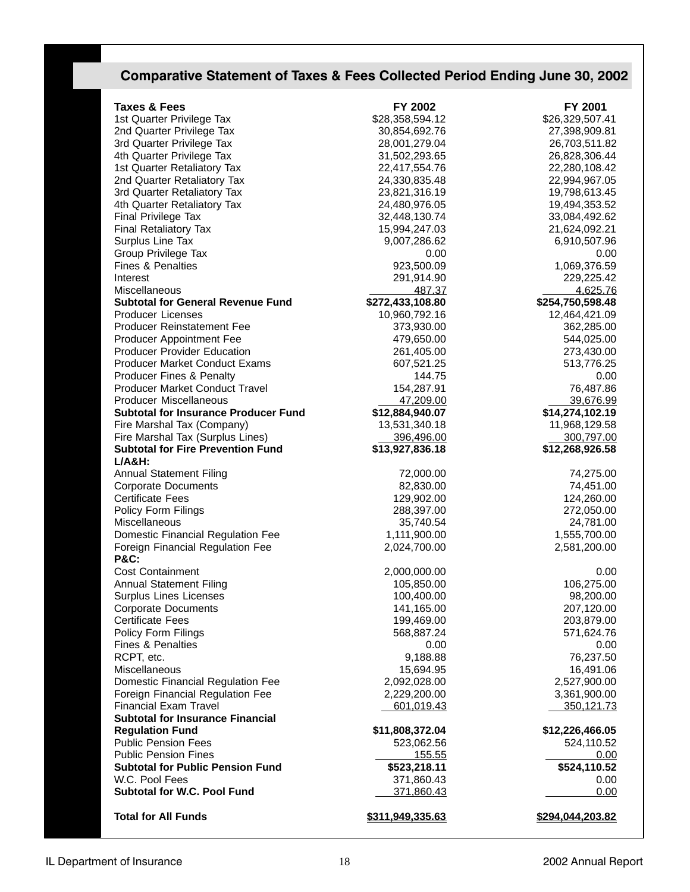## Comparative Statement of Taxes & Fees Collected Period Ending June 30, 2002

| Taxes & Fees | FY 2002 | FY 2001 |
|---|---|---|
| 1st Quarter Privilege Tax | $28,358,594.12 | $26,329,507.41 |
| 2nd Quarter Privilege Tax | 30,854,692.76 | 27,398,909.81 |
| 3rd Quarter Privilege Tax | 28,001,279.04 | 26,703,511.82 |
| 4th Quarter Privilege Tax | 31,502,293.65 | 26,828,306.44 |
| 1st Quarter Retaliatory Tax | 22,417,554.76 | 22,280,108.42 |
| 2nd Quarter Retaliatory Tax | 24,330,835.48 | 22,994,967.05 |
| 3rd Quarter Retaliatory Tax | 23,821,316.19 | 19,798,613.45 |
| 4th Quarter Retaliatory Tax | 24,480,976.05 | 19,494,353.52 |
| Final Privilege Tax | 32,448,130.74 | 33,084,492.62 |
| Final Retaliatory Tax | 15,994,247.03 | 21,624,092.21 |
| Surplus Line Tax | 9,007,286.62 | 6,910,507.96 |
| Group Privilege Tax | 0.00 | 0.00 |
| Fines & Penalties | 923,500.09 | 1,069,376.59 |
| Interest | 291,914.90 | 229,225.42 |
| Miscellaneous | 487.37 | 4,625.76 |
| **Subtotal for General Revenue Fund** | **$272,433,108.80** | **$254,750,598.48** |
| Producer Licenses | 10,960,792.16 | 12,464,421.09 |
| Producer Reinstatement Fee | 373,930.00 | 362,285.00 |
| Producer Appointment Fee | 479,650.00 | 544,025.00 |
| Producer Provider Education | 261,405.00 | 273,430.00 |
| Producer Market Conduct Exams | 607,521.25 | 513,776.25 |
| Producer Fines & Penalty | 144.75 | 0.00 |
| Producer Market Conduct Travel | 154,287.91 | 76,487.86 |
| Producer Miscellaneous | 47,209.00 | 39,676.99 |
| **Subtotal for Insurance Producer Fund** | **$12,884,940.07** | **$14,274,102.19** |
| Fire Marshal Tax (Company) | 13,531,340.18 | 11,968,129.58 |
| Fire Marshal Tax (Surplus Lines) | 396,496.00 | 300,797.00 |
| **Subtotal for Fire Prevention Fund** | **$13,927,836.18** | **$12,268,926.58** |
| **L/A&H:** | | |
| Annual Statement Filing | 72,000.00 | 74,275.00 |
| Corporate Documents | 82,830.00 | 74,451.00 |
| Certificate Fees | 129,902.00 | 124,260.00 |
| Policy Form Filings | 288,397.00 | 272,050.00 |
| Miscellaneous | 35,740.54 | 24,781.00 |
| Domestic Financial Regulation Fee | 1,111,900.00 | 1,555,700.00 |
| Foreign Financial Regulation Fee | 2,024,700.00 | 2,581,200.00 |
| **P&C:** | | |
| Cost Containment | 2,000,000.00 | 0.00 |
| Annual Statement Filing | 105,850.00 | 106,275.00 |
| Surplus Lines Licenses | 100,400.00 | 98,200.00 |
| Corporate Documents | 141,165.00 | 207,120.00 |
| Certificate Fees | 199,469.00 | 203,879.00 |
| Policy Form Filings | 568,887.24 | 571,624.76 |
| Fines & Penalties | 0.00 | 0.00 |
| RCPT, etc. | 9,188.88 | 76,237.50 |
| Miscellaneous | 15,694.95 | 16,491.06 |
| Domestic Financial Regulation Fee | 2,092,028.00 | 2,527,900.00 |
| Foreign Financial Regulation Fee | 2,229,200.00 | 3,361,900.00 |
| Financial Exam Travel | 601,019.43 | 350,121.73 |
| **Subtotal for Insurance Financial Regulation Fund** | **$11,808,372.04** | **$12,226,466.05** |
| Public Pension Fees | 523,062.56 | 524,110.52 |
| Public Pension Fines | 155.55 | 0.00 |
| **Subtotal for Public Pension Fund** | **$523,218.11** | **$524,110.52** |
| W.C. Pool Fees | 371,860.43 | 0.00 |
| **Subtotal for W.C. Pool Fund** | 371,860.43 | 0.00 |
| **Total for All Funds** | **$311,949,335.63** | **$294,044,203.82** |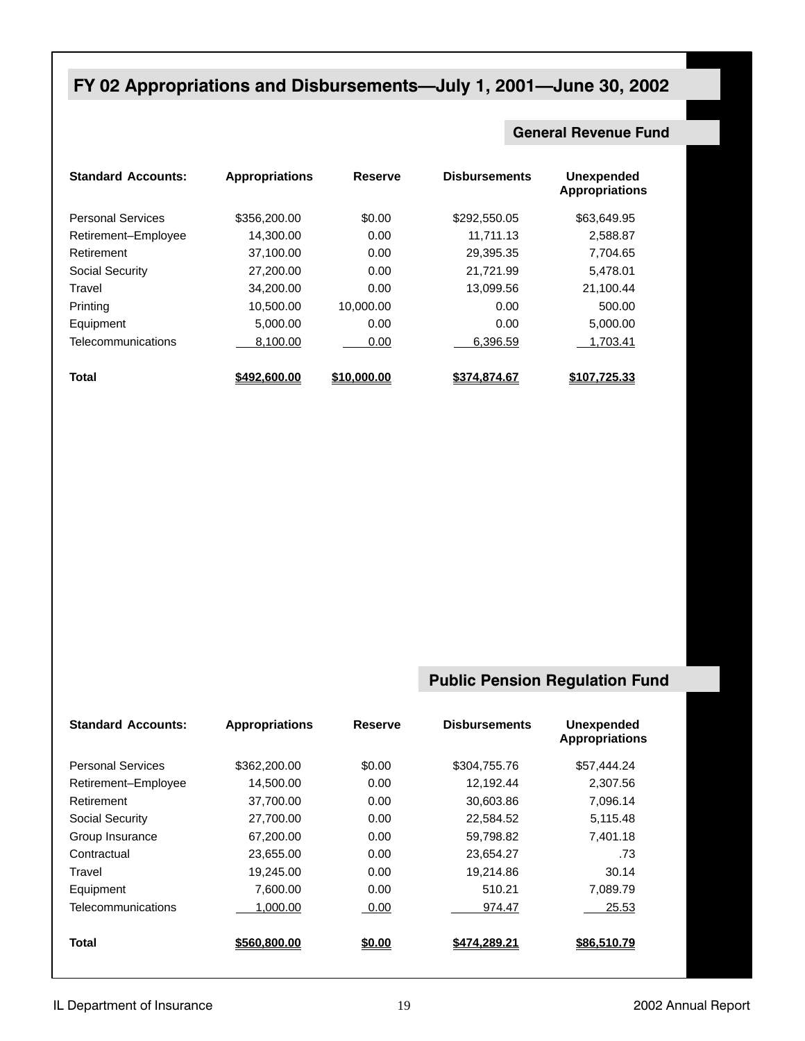# FY 02 Appropriations and Disbursements—July 1, 2001—June 30, 2002

## General Revenue Fund

| Standard Accounts: | Appropriations | Reserve | Disbursements | Unexpended Appropriations |
|---|---|---|---|---|
| Personal Services | $356,200.00 | $0.00 | $292,550.05 | $63,649.95 |
| Retirement–Employee | 14,300.00 | 0.00 | 11,711.13 | 2,588.87 |
| Retirement | 37,100.00 | 0.00 | 29,395.35 | 7,704.65 |
| Social Security | 27,200.00 | 0.00 | 21,721.99 | 5,478.01 |
| Travel | 34,200.00 | 0.00 | 13,099.56 | 21,100.44 |
| Printing | 10,500.00 | 10,000.00 | 0.00 | 500.00 |
| Equipment | 5,000.00 | 0.00 | 0.00 | 5,000.00 |
| Telecommunications | 8,100.00 | 0.00 | 6,396.59 | 1,703.41 |
| **Total** | **$492,600.00** | **$10,000.00** | **$374,874.67** | **$107,725.33** |

## Public Pension Regulation Fund

| Standard Accounts: | Appropriations | Reserve | Disbursements | Unexpended Appropriations |
|---|---|---|---|---|
| Personal Services | $362,200.00 | $0.00 | $304,755.76 | $57,444.24 |
| Retirement–Employee | 14,500.00 | 0.00 | 12,192.44 | 2,307.56 |
| Retirement | 37,700.00 | 0.00 | 30,603.86 | 7,096.14 |
| Social Security | 27,700.00 | 0.00 | 22,584.52 | 5,115.48 |
| Group Insurance | 67,200.00 | 0.00 | 59,798.82 | 7,401.18 |
| Contractual | 23,655.00 | 0.00 | 23,654.27 | .73 |
| Travel | 19,245.00 | 0.00 | 19,214.86 | 30.14 |
| Equipment | 7,600.00 | 0.00 | 510.21 | 7,089.79 |
| Telecommunications | 1,000.00 | 0.00 | 974.47 | 25.53 |
| **Total** | **$560,800.00** | **$0.00** | **$474,289.21** | **$86,510.79** |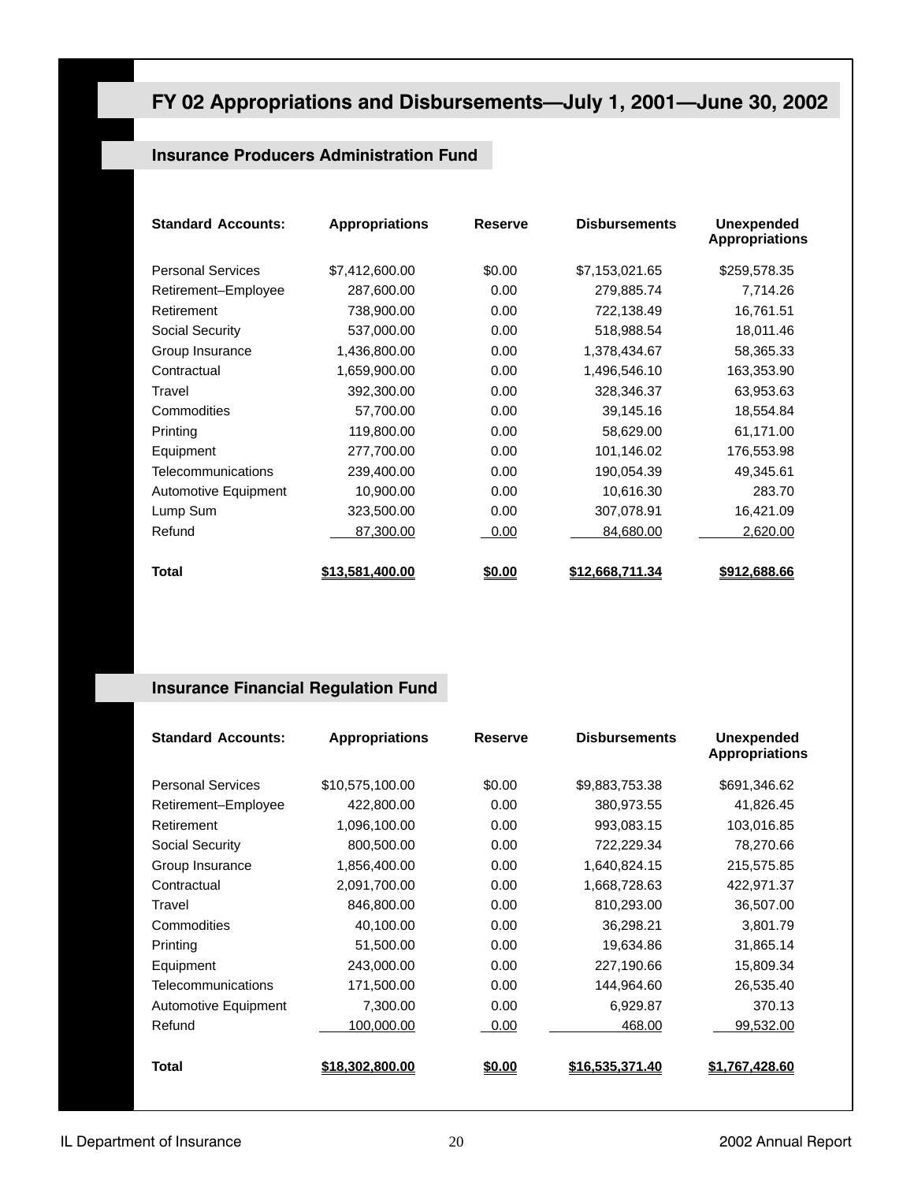# FY 02 Appropriations and Disbursements—July 1, 2001—June 30, 2002

## Insurance Producers Administration Fund

| Standard Accounts: | Appropriations | Reserve | Disbursements | Unexpended Appropriations |
|---|---|---|---|---|
| Personal Services | $7,412,600.00 | $0.00 | $7,153,021.65 | $259,578.35 |
| Retirement–Employee | 287,600.00 | 0.00 | 279,885.74 | 7,714.26 |
| Retirement | 738,900.00 | 0.00 | 722,138.49 | 16,761.51 |
| Social Security | 537,000.00 | 0.00 | 518,988.54 | 18,011.46 |
| Group Insurance | 1,436,800.00 | 0.00 | 1,378,434.67 | 58,365.33 |
| Contractual | 1,659,900.00 | 0.00 | 1,496,546.10 | 163,353.90 |
| Travel | 392,300.00 | 0.00 | 328,346.37 | 63,953.63 |
| Commodities | 57,700.00 | 0.00 | 39,145.16 | 18,554.84 |
| Printing | 119,800.00 | 0.00 | 58,629.00 | 61,171.00 |
| Equipment | 277,700.00 | 0.00 | 101,146.02 | 176,553.98 |
| Telecommunications | 239,400.00 | 0.00 | 190,054.39 | 49,345.61 |
| Automotive Equipment | 10,900.00 | 0.00 | 10,616.30 | 283.70 |
| Lump Sum | 323,500.00 | 0.00 | 307,078.91 | 16,421.09 |
| Refund | 87,300.00 | 0.00 | 84,680.00 | 2,620.00 |
| **Total** | **$13,581,400.00** | **$0.00** | **$12,668,711.34** | **$912,688.66** |

## Insurance Financial Regulation Fund

| Standard Accounts: | Appropriations | Reserve | Disbursements | Unexpended Appropriations |
|---|---|---|---|---|
| Personal Services | $10,575,100.00 | $0.00 | $9,883,753.38 | $691,346.62 |
| Retirement–Employee | 422,800.00 | 0.00 | 380,973.55 | 41,826.45 |
| Retirement | 1,096,100.00 | 0.00 | 993,083.15 | 103,016.85 |
| Social Security | 800,500.00 | 0.00 | 722,229.34 | 78,270.66 |
| Group Insurance | 1,856,400.00 | 0.00 | 1,640,824.15 | 215,575.85 |
| Contractual | 2,091,700.00 | 0.00 | 1,668,728.63 | 422,971.37 |
| Travel | 846,800.00 | 0.00 | 810,293.00 | 36,507.00 |
| Commodities | 40,100.00 | 0.00 | 36,298.21 | 3,801.79 |
| Printing | 51,500.00 | 0.00 | 19,634.86 | 31,865.14 |
| Equipment | 243,000.00 | 0.00 | 227,190.66 | 15,809.34 |
| Telecommunications | 171,500.00 | 0.00 | 144,964.60 | 26,535.40 |
| Automotive Equipment | 7,300.00 | 0.00 | 6,929.87 | 370.13 |
| Refund | 100,000.00 | 0.00 | 468.00 | 99,532.00 |
| **Total** | **$18,302,800.00** | **$0.00** | **$16,535,371.40** | **$1,767,428.60** |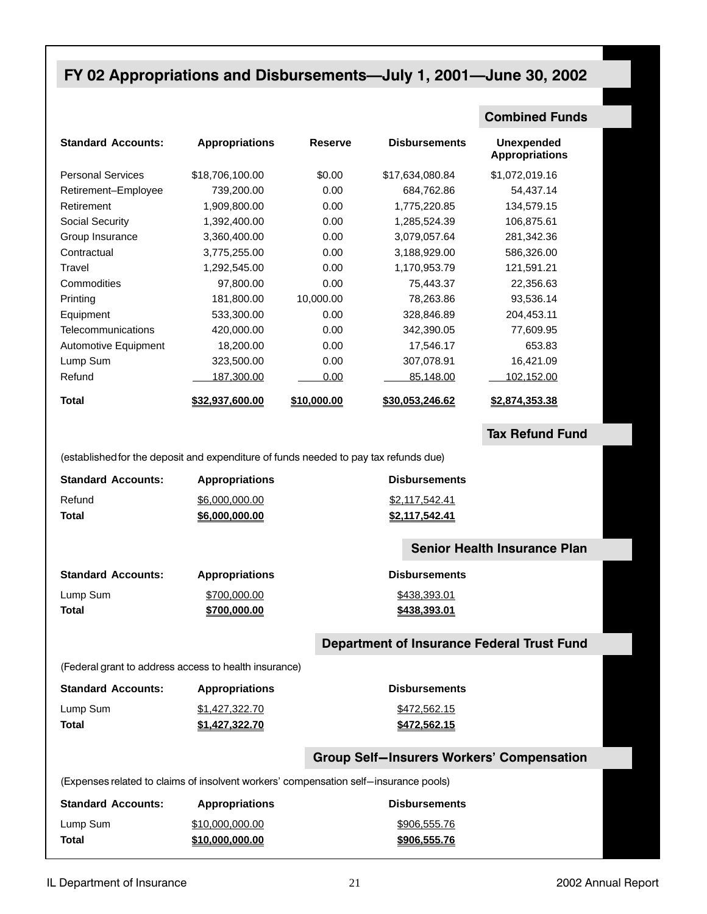# FY 02 Appropriations and Disbursements—July 1, 2001—June 30, 2002

## Combined Funds

| Standard Accounts: | Appropriations | Reserve | Disbursements | Unexpended Appropriations |
|---|---|---|---|---|
| Personal Services | $18,706,100.00 | $0.00 | $17,634,080.84 | $1,072,019.16 |
| Retirement–Employee | 739,200.00 | 0.00 | 684,762.86 | 54,437.14 |
| Retirement | 1,909,800.00 | 0.00 | 1,775,220.85 | 134,579.15 |
| Social Security | 1,392,400.00 | 0.00 | 1,285,524.39 | 106,875.61 |
| Group Insurance | 3,360,400.00 | 0.00 | 3,079,057.64 | 281,342.36 |
| Contractual | 3,775,255.00 | 0.00 | 3,188,929.00 | 586,326.00 |
| Travel | 1,292,545.00 | 0.00 | 1,170,953.79 | 121,591.21 |
| Commodities | 97,800.00 | 0.00 | 75,443.37 | 22,356.63 |
| Printing | 181,800.00 | 10,000.00 | 78,263.86 | 93,536.14 |
| Equipment | 533,300.00 | 0.00 | 328,846.89 | 204,453.11 |
| Telecommunications | 420,000.00 | 0.00 | 342,390.05 | 77,609.95 |
| Automotive Equipment | 18,200.00 | 0.00 | 17,546.17 | 653.83 |
| Lump Sum | 323,500.00 | 0.00 | 307,078.91 | 16,421.09 |
| Refund | 187,300.00 | 0.00 | 85,148.00 | 102,152.00 |
| **Total** | **$32,937,600.00** | **$10,000.00** | **$30,053,246.62** | **$2,874,353.38** |

## Tax Refund Fund

(established for the deposit and expenditure of funds needed to pay tax refunds due)

| Standard Accounts: | Appropriations | Disbursements |
|---|---|---|
| Refund | $6,000,000.00 | $2,117,542.41 |
| **Total** | **$6,000,000.00** | **$2,117,542.41** |

## Senior Health Insurance Plan

| Standard Accounts: | Appropriations | Disbursements |
|---|---|---|
| Lump Sum | $700,000.00 | $438,393.01 |
| **Total** | **$700,000.00** | **$438,393.01** |

## Department of Insurance Federal Trust Fund

(Federal grant to address access to health insurance)

| Standard Accounts: | Appropriations | Disbursements |
|---|---|---|
| Lump Sum | $1,427,322.70 | $472,562.15 |
| **Total** | **$1,427,322.70** | **$472,562.15** |

## Group Self–Insurers Workers' Compensation

(Expenses related to claims of insolvent workers' compensation self–insurance pools)

| Standard Accounts: | Appropriations | Disbursements |
|---|---|---|
| Lump Sum | $10,000,000.00 | $906,555.76 |
| **Total** | **$10,000,000.00** | **$906,555.76** |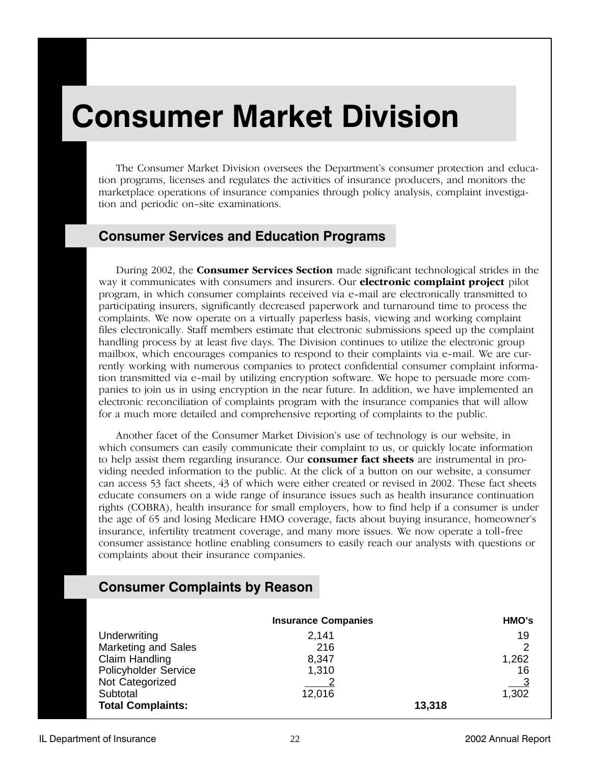# Consumer Market Division

The Consumer Market Division oversees the Department's consumer protection and education programs, licenses and regulates the activities of insurance producers, and monitors the marketplace operations of insurance companies through policy analysis, complaint investigation and periodic on-site examinations.

## Consumer Services and Education Programs

During 2002, the **Consumer Services Section** made significant technological strides in the way it communicates with consumers and insurers. Our **electronic complaint project** pilot program, in which consumer complaints received via e-mail are electronically transmitted to participating insurers, significantly decreased paperwork and turnaround time to process the complaints. We now operate on a virtually paperless basis, viewing and working complaint files electronically. Staff members estimate that electronic submissions speed up the complaint handling process by at least five days. The Division continues to utilize the electronic group mailbox, which encourages companies to respond to their complaints via e-mail. We are currently working with numerous companies to protect confidential consumer complaint information transmitted via e-mail by utilizing encryption software. We hope to persuade more companies to join us in using encryption in the near future. In addition, we have implemented an electronic reconciliation of complaints program with the insurance companies that will allow for a much more detailed and comprehensive reporting of complaints to the public.

Another facet of the Consumer Market Division's use of technology is our website, in which consumers can easily communicate their complaint to us, or quickly locate information to help assist them regarding insurance. Our **consumer fact sheets** are instrumental in providing needed information to the public. At the click of a button on our website, a consumer can access 53 fact sheets, 43 of which were either created or revised in 2002. These fact sheets educate consumers on a wide range of insurance issues such as health insurance continuation rights (COBRA), health insurance for small employers, how to find help if a consumer is under the age of 65 and losing Medicare HMO coverage, facts about buying insurance, homeowner's insurance, infertility treatment coverage, and many more issues. We now operate a toll-free consumer assistance hotline enabling consumers to easily reach our analysts with questions or complaints about their insurance companies.

## Consumer Complaints by Reason

| | Insurance Companies | | HMO's |
|---|---|---|---|
| Underwriting | 2,141 | | 19 |
| Marketing and Sales | 216 | | 2 |
| Claim Handling | 8,347 | | 1,262 |
| Policyholder Service | 1,310 | | 16 |
| Not Categorized | 2 | | 3 |
| Subtotal | 12,016 | | 1,302 |
| **Total Complaints:** | | **13,318** | |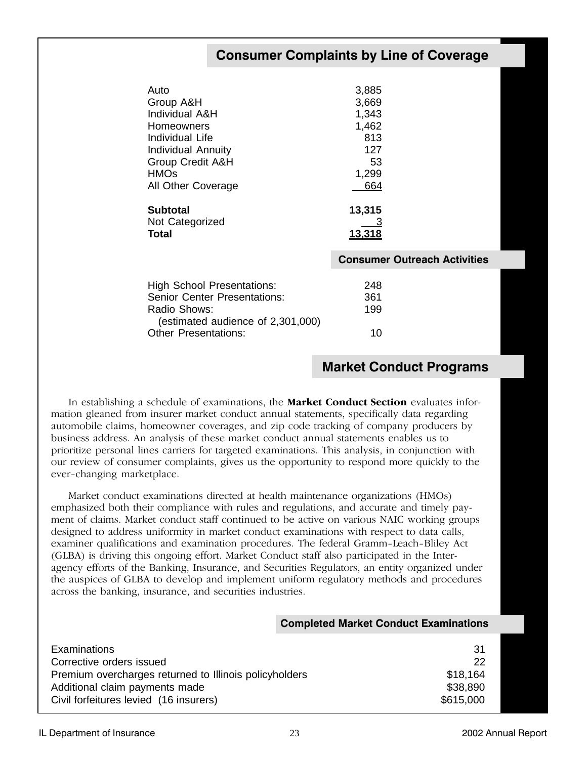## Consumer Complaints by Line of Coverage

| Line of Coverage | Complaints |
|---|---|
| Auto | 3,885 |
| Group A&H | 3,669 |
| Individual A&H | 1,343 |
| Homeowners | 1,462 |
| Individual Life | 813 |
| Individual Annuity | 127 |
| Group Credit A&H | 53 |
| HMOs | 1,299 |
| All Other Coverage | 664 |
| **Subtotal** | **13,315** |
| Not Categorized | 3 |
| **Total** | **13,318** |

### Consumer Outreach Activities

| Activity | Count |
|---|---|
| High School Presentations: | 248 |
| Senior Center Presentations: | 361 |
| Radio Shows: (estimated audience of 2,301,000) | 199 |
| Other Presentations: | 10 |

## Market Conduct Programs

In establishing a schedule of examinations, the **Market Conduct Section** evaluates information gleaned from insurer market conduct annual statements, specifically data regarding automobile claims, homeowner coverages, and zip code tracking of company producers by business address. An analysis of these market conduct annual statements enables us to prioritize personal lines carriers for targeted examinations. This analysis, in conjunction with our review of consumer complaints, gives us the opportunity to respond more quickly to the ever-changing marketplace.

Market conduct examinations directed at health maintenance organizations (HMOs) emphasized both their compliance with rules and regulations, and accurate and timely payment of claims. Market conduct staff continued to be active on various NAIC working groups designed to address uniformity in market conduct examinations with respect to data calls, examiner qualifications and examination procedures. The federal Gramm-Leach-Bliley Act (GLBA) is driving this ongoing effort. Market Conduct staff also participated in the Interagency efforts of the Banking, Insurance, and Securities Regulators, an entity organized under the auspices of GLBA to develop and implement uniform regulatory methods and procedures across the banking, insurance, and securities industries.

### Completed Market Conduct Examinations

| Item | Value |
|---|---|
| Examinations | 31 |
| Corrective orders issued | 22 |
| Premium overcharges returned to Illinois policyholders | $18,164 |
| Additional claim payments made | $38,890 |
| Civil forfeitures levied (16 insurers) | $615,000 |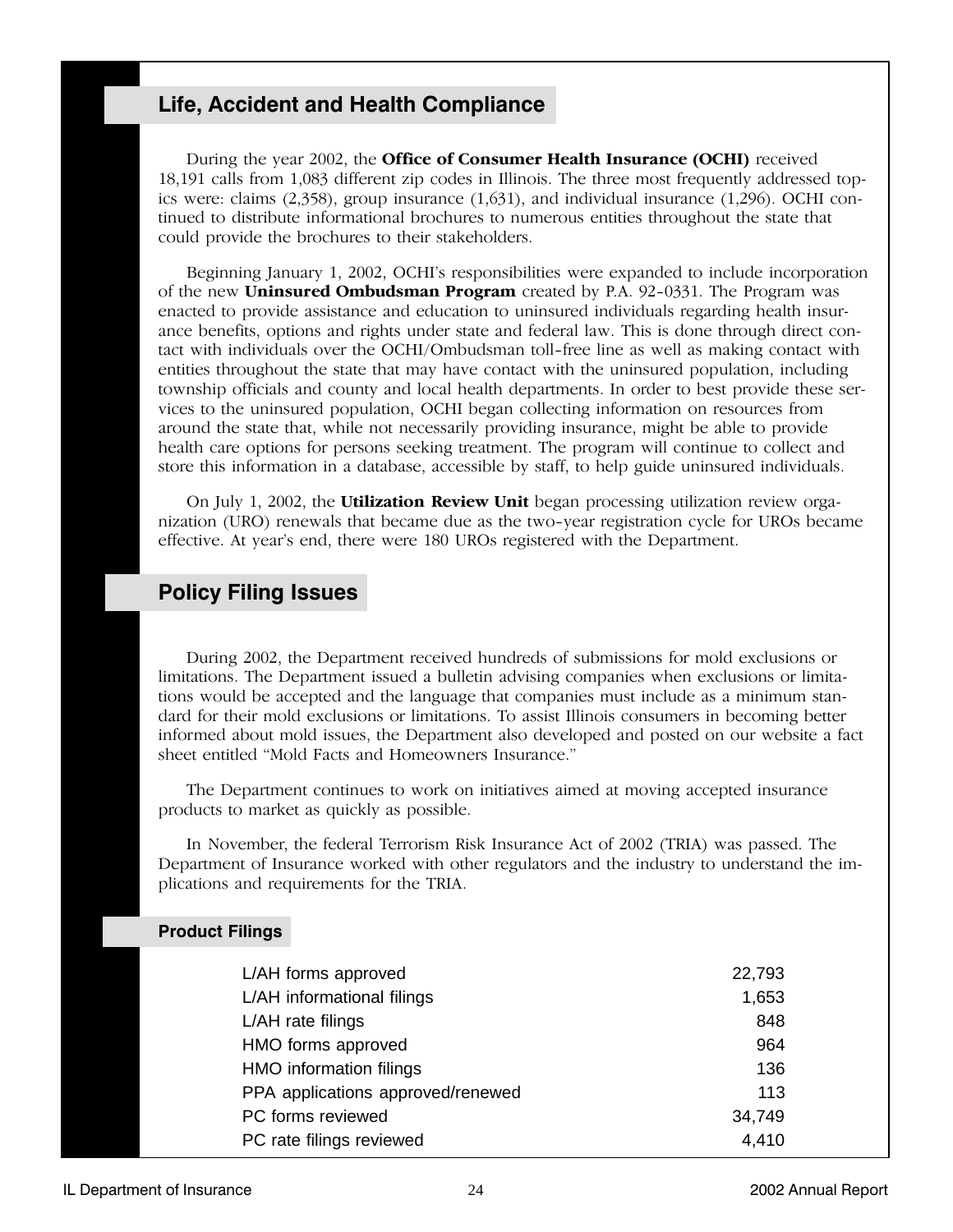## Life, Accident and Health Compliance

During the year 2002, the **Office of Consumer Health Insurance (OCHI)** received 18,191 calls from 1,083 different zip codes in Illinois. The three most frequently addressed topics were: claims (2,358), group insurance (1,631), and individual insurance (1,296). OCHI continued to distribute informational brochures to numerous entities throughout the state that could provide the brochures to their stakeholders.

Beginning January 1, 2002, OCHI's responsibilities were expanded to include incorporation of the new **Uninsured Ombudsman Program** created by P.A. 92-0331. The Program was enacted to provide assistance and education to uninsured individuals regarding health insurance benefits, options and rights under state and federal law. This is done through direct contact with individuals over the OCHI/Ombudsman toll-free line as well as making contact with entities throughout the state that may have contact with the uninsured population, including township officials and county and local health departments. In order to best provide these services to the uninsured population, OCHI began collecting information on resources from around the state that, while not necessarily providing insurance, might be able to provide health care options for persons seeking treatment. The program will continue to collect and store this information in a database, accessible by staff, to help guide uninsured individuals.

On July 1, 2002, the **Utilization Review Unit** began processing utilization review organization (URO) renewals that became due as the two-year registration cycle for UROs became effective. At year's end, there were 180 UROs registered with the Department.

## Policy Filing Issues

During 2002, the Department received hundreds of submissions for mold exclusions or limitations. The Department issued a bulletin advising companies when exclusions or limitations would be accepted and the language that companies must include as a minimum standard for their mold exclusions or limitations. To assist Illinois consumers in becoming better informed about mold issues, the Department also developed and posted on our website a fact sheet entitled "Mold Facts and Homeowners Insurance."

The Department continues to work on initiatives aimed at moving accepted insurance products to market as quickly as possible.

In November, the federal Terrorism Risk Insurance Act of 2002 (TRIA) was passed. The Department of Insurance worked with other regulators and the industry to understand the implications and requirements for the TRIA.

### Product Filings

| | |
|---|---|
| L/AH forms approved | 22,793 |
| L/AH informational filings | 1,653 |
| L/AH rate filings | 848 |
| HMO forms approved | 964 |
| HMO information filings | 136 |
| PPA applications approved/renewed | 113 |
| PC forms reviewed | 34,749 |
| PC rate filings reviewed | 4,410 |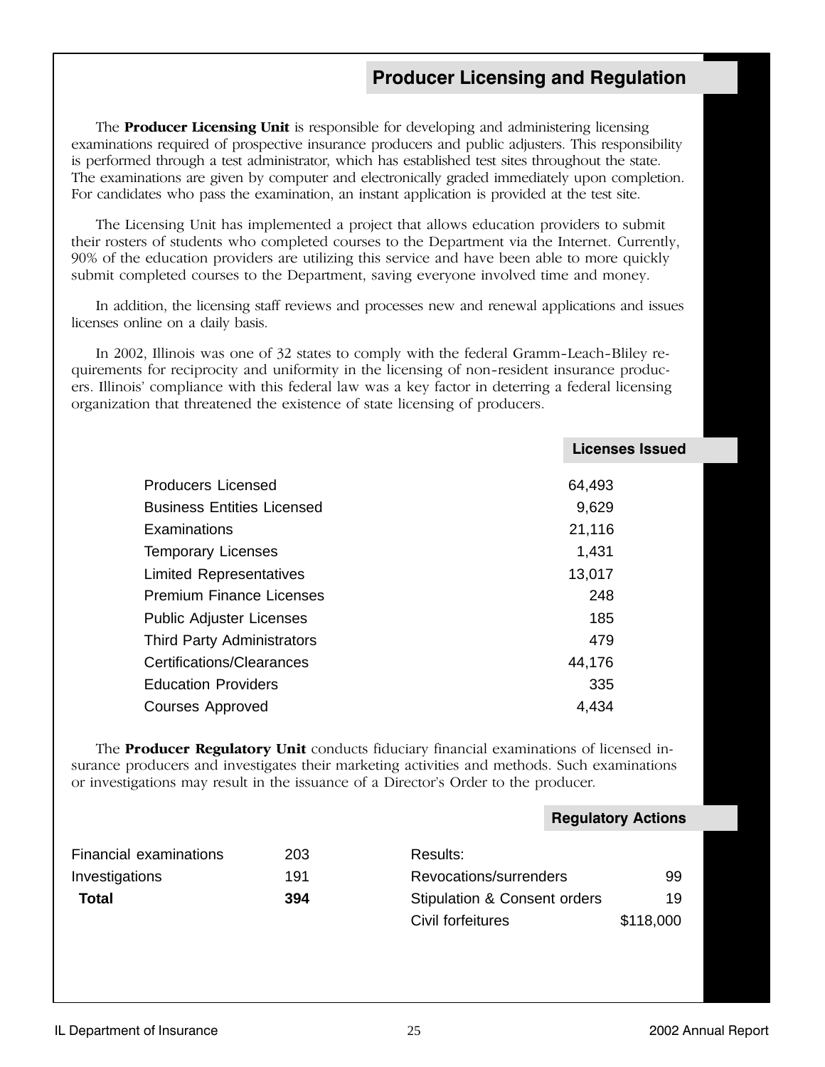## Producer Licensing and Regulation

The **Producer Licensing Unit** is responsible for developing and administering licensing examinations required of prospective insurance producers and public adjusters. This responsibility is performed through a test administrator, which has established test sites throughout the state. The examinations are given by computer and electronically graded immediately upon completion. For candidates who pass the examination, an instant application is provided at the test site.

The Licensing Unit has implemented a project that allows education providers to submit their rosters of students who completed courses to the Department via the Internet. Currently, 90% of the education providers are utilizing this service and have been able to more quickly submit completed courses to the Department, saving everyone involved time and money.

In addition, the licensing staff reviews and processes new and renewal applications and issues licenses online on a daily basis.

In 2002, Illinois was one of 32 states to comply with the federal Gramm-Leach-Bliley requirements for reciprocity and uniformity in the licensing of non-resident insurance producers. Illinois' compliance with this federal law was a key factor in deterring a federal licensing organization that threatened the existence of state licensing of producers.

| | Licenses Issued |
|---|---|
| Producers Licensed | 64,493 |
| Business Entities Licensed | 9,629 |
| Examinations | 21,116 |
| Temporary Licenses | 1,431 |
| Limited Representatives | 13,017 |
| Premium Finance Licenses | 248 |
| Public Adjuster Licenses | 185 |
| Third Party Administrators | 479 |
| Certifications/Clearances | 44,176 |
| Education Providers | 335 |
| Courses Approved | 4,434 |

The **Producer Regulatory Unit** conducts fiduciary financial examinations of licensed insurance producers and investigates their marketing activities and methods. Such examinations or investigations may result in the issuance of a Director's Order to the producer.

**Regulatory Actions**

| | | Results: | |
|---|---|---|---|
| Financial examinations | 203 | Revocations/surrenders | 99 |
| Investigations | 191 | Stipulation & Consent orders | 19 |
| **Total** | **394** | Civil forfeitures | $118,000 |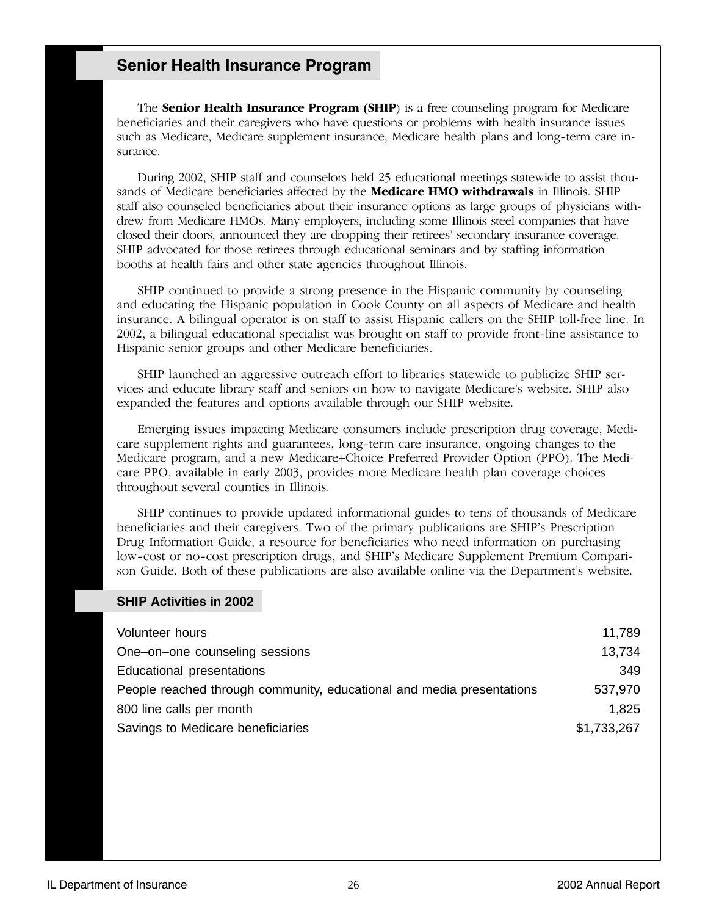## Senior Health Insurance Program

The **Senior Health Insurance Program (SHIP)** is a free counseling program for Medicare beneficiaries and their caregivers who have questions or problems with health insurance issues such as Medicare, Medicare supplement insurance, Medicare health plans and long-term care insurance.

During 2002, SHIP staff and counselors held 25 educational meetings statewide to assist thousands of Medicare beneficiaries affected by the **Medicare HMO withdrawals** in Illinois. SHIP staff also counseled beneficiaries about their insurance options as large groups of physicians withdrew from Medicare HMOs. Many employers, including some Illinois steel companies that have closed their doors, announced they are dropping their retirees' secondary insurance coverage. SHIP advocated for those retirees through educational seminars and by staffing information booths at health fairs and other state agencies throughout Illinois.

SHIP continued to provide a strong presence in the Hispanic community by counseling and educating the Hispanic population in Cook County on all aspects of Medicare and health insurance. A bilingual operator is on staff to assist Hispanic callers on the SHIP toll-free line. In 2002, a bilingual educational specialist was brought on staff to provide front-line assistance to Hispanic senior groups and other Medicare beneficiaries.

SHIP launched an aggressive outreach effort to libraries statewide to publicize SHIP services and educate library staff and seniors on how to navigate Medicare's website. SHIP also expanded the features and options available through our SHIP website.

Emerging issues impacting Medicare consumers include prescription drug coverage, Medicare supplement rights and guarantees, long-term care insurance, ongoing changes to the Medicare program, and a new Medicare+Choice Preferred Provider Option (PPO). The Medicare PPO, available in early 2003, provides more Medicare health plan coverage choices throughout several counties in Illinois.

SHIP continues to provide updated informational guides to tens of thousands of Medicare beneficiaries and their caregivers. Two of the primary publications are SHIP's Prescription Drug Information Guide, a resource for beneficiaries who need information on purchasing low-cost or no-cost prescription drugs, and SHIP's Medicare Supplement Premium Comparison Guide. Both of these publications are also available online via the Department's website.

### SHIP Activities in 2002

| Activity | Total |
|---|---|
| Volunteer hours | 11,789 |
| One–on–one counseling sessions | 13,734 |
| Educational presentations | 349 |
| People reached through community, educational and media presentations | 537,970 |
| 800 line calls per month | 1,825 |
| Savings to Medicare beneficiaries | $1,733,267 |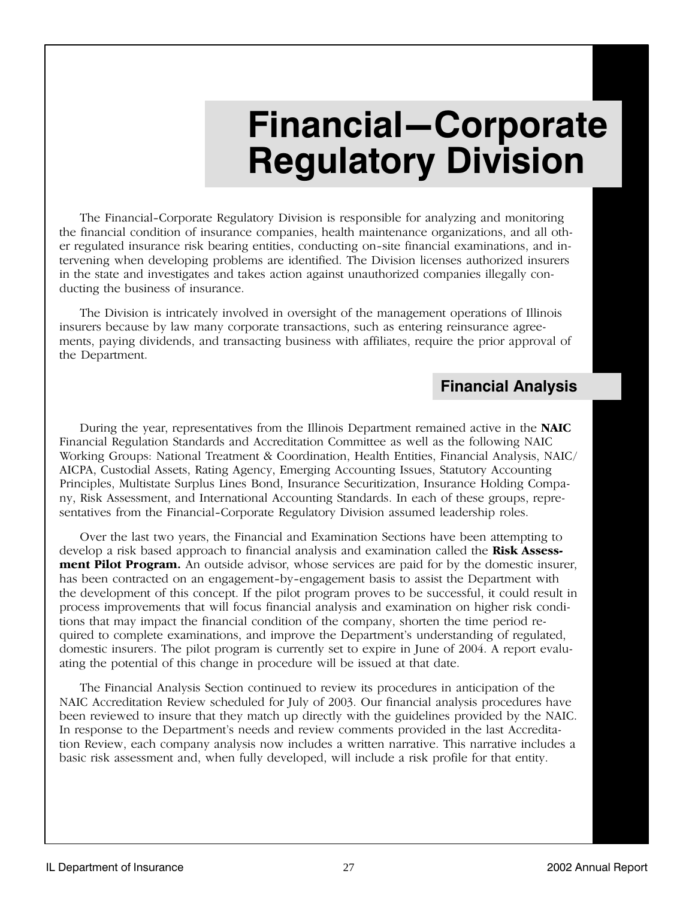# Financial—Corporate Regulatory Division

The Financial-Corporate Regulatory Division is responsible for analyzing and monitoring the financial condition of insurance companies, health maintenance organizations, and all other regulated insurance risk bearing entities, conducting on-site financial examinations, and intervening when developing problems are identified. The Division licenses authorized insurers in the state and investigates and takes action against unauthorized companies illegally conducting the business of insurance.

The Division is intricately involved in oversight of the management operations of Illinois insurers because by law many corporate transactions, such as entering reinsurance agreements, paying dividends, and transacting business with affiliates, require the prior approval of the Department.

## Financial Analysis

During the year, representatives from the Illinois Department remained active in the **NAIC** Financial Regulation Standards and Accreditation Committee as well as the following NAIC Working Groups: National Treatment & Coordination, Health Entities, Financial Analysis, NAIC/AICPA, Custodial Assets, Rating Agency, Emerging Accounting Issues, Statutory Accounting Principles, Multistate Surplus Lines Bond, Insurance Securitization, Insurance Holding Company, Risk Assessment, and International Accounting Standards. In each of these groups, representatives from the Financial-Corporate Regulatory Division assumed leadership roles.

Over the last two years, the Financial and Examination Sections have been attempting to develop a risk based approach to financial analysis and examination called the **Risk Assessment Pilot Program.** An outside advisor, whose services are paid for by the domestic insurer, has been contracted on an engagement-by-engagement basis to assist the Department with the development of this concept. If the pilot program proves to be successful, it could result in process improvements that will focus financial analysis and examination on higher risk conditions that may impact the financial condition of the company, shorten the time period required to complete examinations, and improve the Department's understanding of regulated, domestic insurers. The pilot program is currently set to expire in June of 2004. A report evaluating the potential of this change in procedure will be issued at that date.

The Financial Analysis Section continued to review its procedures in anticipation of the NAIC Accreditation Review scheduled for July of 2003. Our financial analysis procedures have been reviewed to insure that they match up directly with the guidelines provided by the NAIC. In response to the Department's needs and review comments provided in the last Accreditation Review, each company analysis now includes a written narrative. This narrative includes a basic risk assessment and, when fully developed, will include a risk profile for that entity.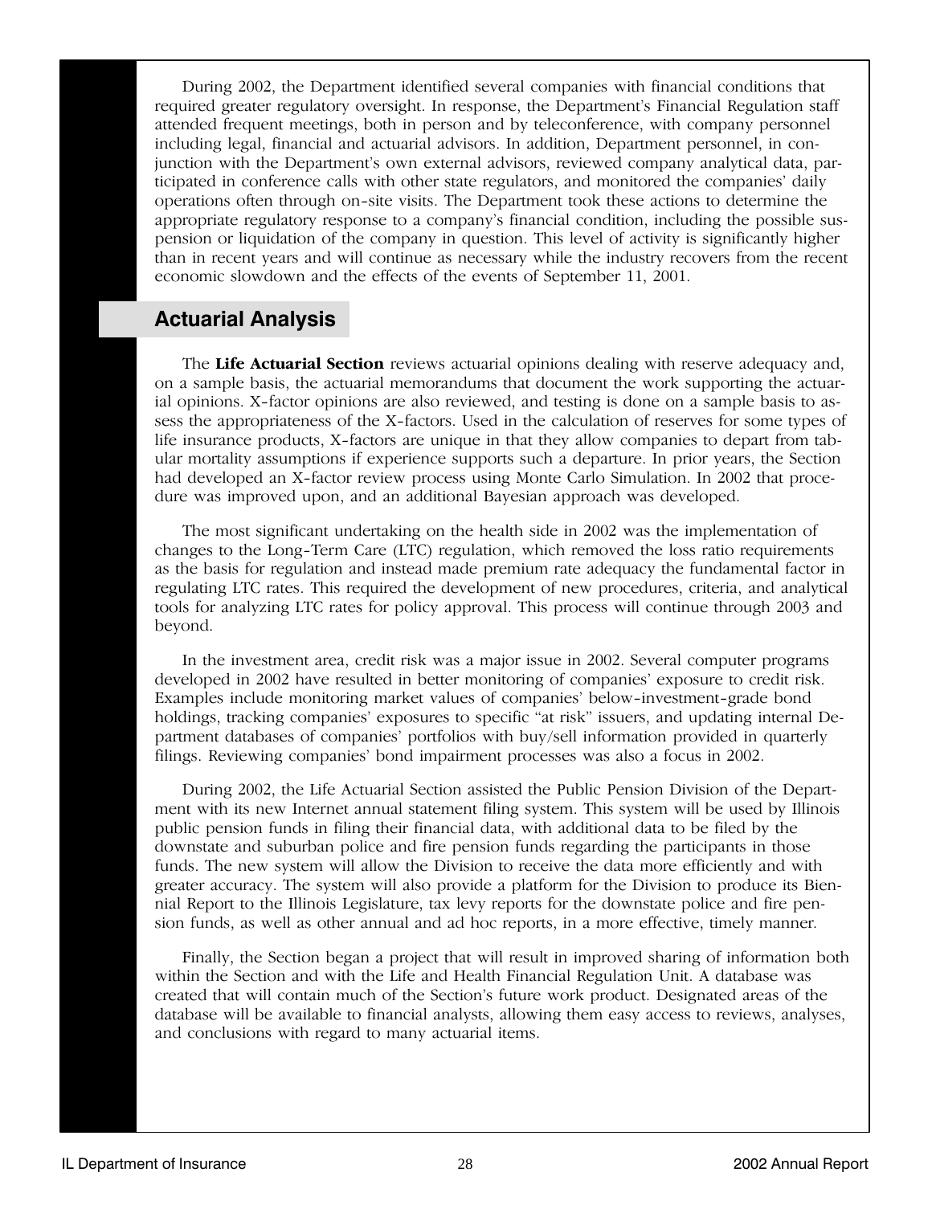During 2002, the Department identified several companies with financial conditions that required greater regulatory oversight. In response, the Department's Financial Regulation staff attended frequent meetings, both in person and by teleconference, with company personnel including legal, financial and actuarial advisors. In addition, Department personnel, in conjunction with the Department's own external advisors, reviewed company analytical data, participated in conference calls with other state regulators, and monitored the companies' daily operations often through on-site visits. The Department took these actions to determine the appropriate regulatory response to a company's financial condition, including the possible suspension or liquidation of the company in question. This level of activity is significantly higher than in recent years and will continue as necessary while the industry recovers from the recent economic slowdown and the effects of the events of September 11, 2001.

## Actuarial Analysis

The **Life Actuarial Section** reviews actuarial opinions dealing with reserve adequacy and, on a sample basis, the actuarial memorandums that document the work supporting the actuarial opinions. X-factor opinions are also reviewed, and testing is done on a sample basis to assess the appropriateness of the X-factors. Used in the calculation of reserves for some types of life insurance products, X-factors are unique in that they allow companies to depart from tabular mortality assumptions if experience supports such a departure. In prior years, the Section had developed an X-factor review process using Monte Carlo Simulation. In 2002 that procedure was improved upon, and an additional Bayesian approach was developed.

The most significant undertaking on the health side in 2002 was the implementation of changes to the Long-Term Care (LTC) regulation, which removed the loss ratio requirements as the basis for regulation and instead made premium rate adequacy the fundamental factor in regulating LTC rates. This required the development of new procedures, criteria, and analytical tools for analyzing LTC rates for policy approval. This process will continue through 2003 and beyond.

In the investment area, credit risk was a major issue in 2002. Several computer programs developed in 2002 have resulted in better monitoring of companies' exposure to credit risk. Examples include monitoring market values of companies' below-investment-grade bond holdings, tracking companies' exposures to specific "at risk" issuers, and updating internal Department databases of companies' portfolios with buy/sell information provided in quarterly filings. Reviewing companies' bond impairment processes was also a focus in 2002.

During 2002, the Life Actuarial Section assisted the Public Pension Division of the Department with its new Internet annual statement filing system. This system will be used by Illinois public pension funds in filing their financial data, with additional data to be filed by the downstate and suburban police and fire pension funds regarding the participants in those funds. The new system will allow the Division to receive the data more efficiently and with greater accuracy. The system will also provide a platform for the Division to produce its Biennial Report to the Illinois Legislature, tax levy reports for the downstate police and fire pension funds, as well as other annual and ad hoc reports, in a more effective, timely manner.

Finally, the Section began a project that will result in improved sharing of information both within the Section and with the Life and Health Financial Regulation Unit. A database was created that will contain much of the Section's future work product. Designated areas of the database will be available to financial analysts, allowing them easy access to reviews, analyses, and conclusions with regard to many actuarial items.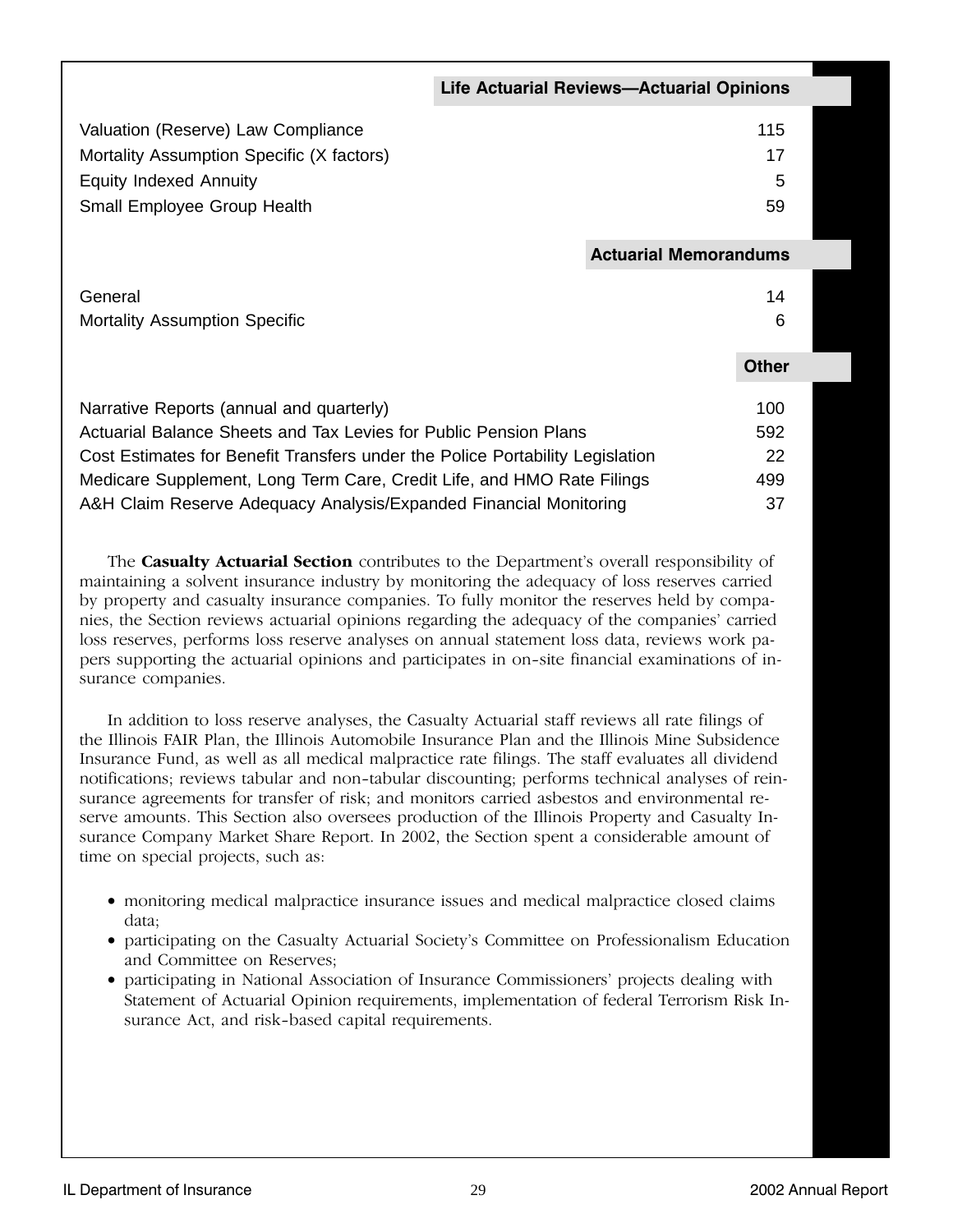| Life Actuarial Reviews—Actuarial Opinions | |
|---|---|
| Valuation (Reserve) Law Compliance | 115 |
| Mortality Assumption Specific (X factors) | 17 |
| Equity Indexed Annuity | 5 |
| Small Employee Group Health | 59 |

| Actuarial Memorandums | |
|---|---|
| General | 14 |
| Mortality Assumption Specific | 6 |

| Other | |
|---|---|
| Narrative Reports (annual and quarterly) | 100 |
| Actuarial Balance Sheets and Tax Levies for Public Pension Plans | 592 |
| Cost Estimates for Benefit Transfers under the Police Portability Legislation | 22 |
| Medicare Supplement, Long Term Care, Credit Life, and HMO Rate Filings | 499 |
| A&H Claim Reserve Adequacy Analysis/Expanded Financial Monitoring | 37 |

The **Casualty Actuarial Section** contributes to the Department's overall responsibility of maintaining a solvent insurance industry by monitoring the adequacy of loss reserves carried by property and casualty insurance companies. To fully monitor the reserves held by companies, the Section reviews actuarial opinions regarding the adequacy of the companies' carried loss reserves, performs loss reserve analyses on annual statement loss data, reviews work papers supporting the actuarial opinions and participates in on-site financial examinations of insurance companies.

In addition to loss reserve analyses, the Casualty Actuarial staff reviews all rate filings of the Illinois FAIR Plan, the Illinois Automobile Insurance Plan and the Illinois Mine Subsidence Insurance Fund, as well as all medical malpractice rate filings. The staff evaluates all dividend notifications; reviews tabular and non-tabular discounting; performs technical analyses of reinsurance agreements for transfer of risk; and monitors carried asbestos and environmental reserve amounts. This Section also oversees production of the Illinois Property and Casualty Insurance Company Market Share Report. In 2002, the Section spent a considerable amount of time on special projects, such as:

- monitoring medical malpractice insurance issues and medical malpractice closed claims data;
- participating on the Casualty Actuarial Society's Committee on Professionalism Education and Committee on Reserves;
- participating in National Association of Insurance Commissioners' projects dealing with Statement of Actuarial Opinion requirements, implementation of federal Terrorism Risk Insurance Act, and risk-based capital requirements.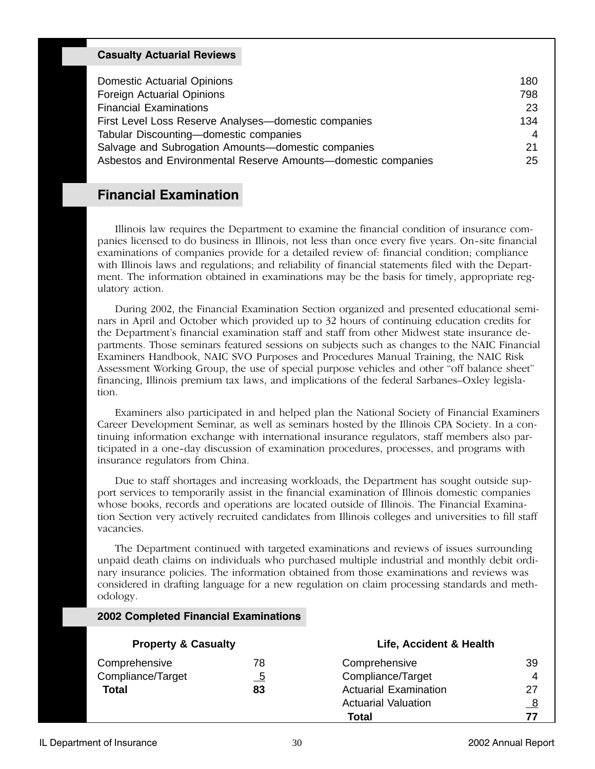### Casualty Actuarial Reviews

| | |
|---|---|
| Domestic Actuarial Opinions | 180 |
| Foreign Actuarial Opinions | 798 |
| Financial Examinations | 23 |
| First Level Loss Reserve Analyses—domestic companies | 134 |
| Tabular Discounting—domestic companies | 4 |
| Salvage and Subrogation Amounts—domestic companies | 21 |
| Asbestos and Environmental Reserve Amounts—domestic companies | 25 |

## Financial Examination

Illinois law requires the Department to examine the financial condition of insurance companies licensed to do business in Illinois, not less than once every five years. On-site financial examinations of companies provide for a detailed review of: financial condition; compliance with Illinois laws and regulations; and reliability of financial statements filed with the Department. The information obtained in examinations may be the basis for timely, appropriate regulatory action.

During 2002, the Financial Examination Section organized and presented educational seminars in April and October which provided up to 32 hours of continuing education credits for the Department's financial examination staff and staff from other Midwest state insurance departments. Those seminars featured sessions on subjects such as changes to the NAIC Financial Examiners Handbook, NAIC SVO Purposes and Procedures Manual Training, the NAIC Risk Assessment Working Group, the use of special purpose vehicles and other "off balance sheet" financing, Illinois premium tax laws, and implications of the federal Sarbanes–Oxley legislation.

Examiners also participated in and helped plan the National Society of Financial Examiners Career Development Seminar, as well as seminars hosted by the Illinois CPA Society. In a continuing information exchange with international insurance regulators, staff members also participated in a one-day discussion of examination procedures, processes, and programs with insurance regulators from China.

Due to staff shortages and increasing workloads, the Department has sought outside support services to temporarily assist in the financial examination of Illinois domestic companies whose books, records and operations are located outside of Illinois. The Financial Examination Section very actively recruited candidates from Illinois colleges and universities to fill staff vacancies.

The Department continued with targeted examinations and reviews of issues surrounding unpaid death claims on individuals who purchased multiple industrial and monthly debit ordinary insurance policies. The information obtained from those examinations and reviews was considered in drafting language for a new regulation on claim processing standards and methodology.

### 2002 Completed Financial Examinations

| Property & Casualty | |
|---|---|
| Comprehensive | 78 |
| Compliance/Target | 5 |
| **Total** | **83** |

| Life, Accident & Health | |
|---|---|
| Comprehensive | 39 |
| Compliance/Target | 4 |
| Actuarial Examination | 27 |
| Actuarial Valuation | 8 |
| **Total** | **77** |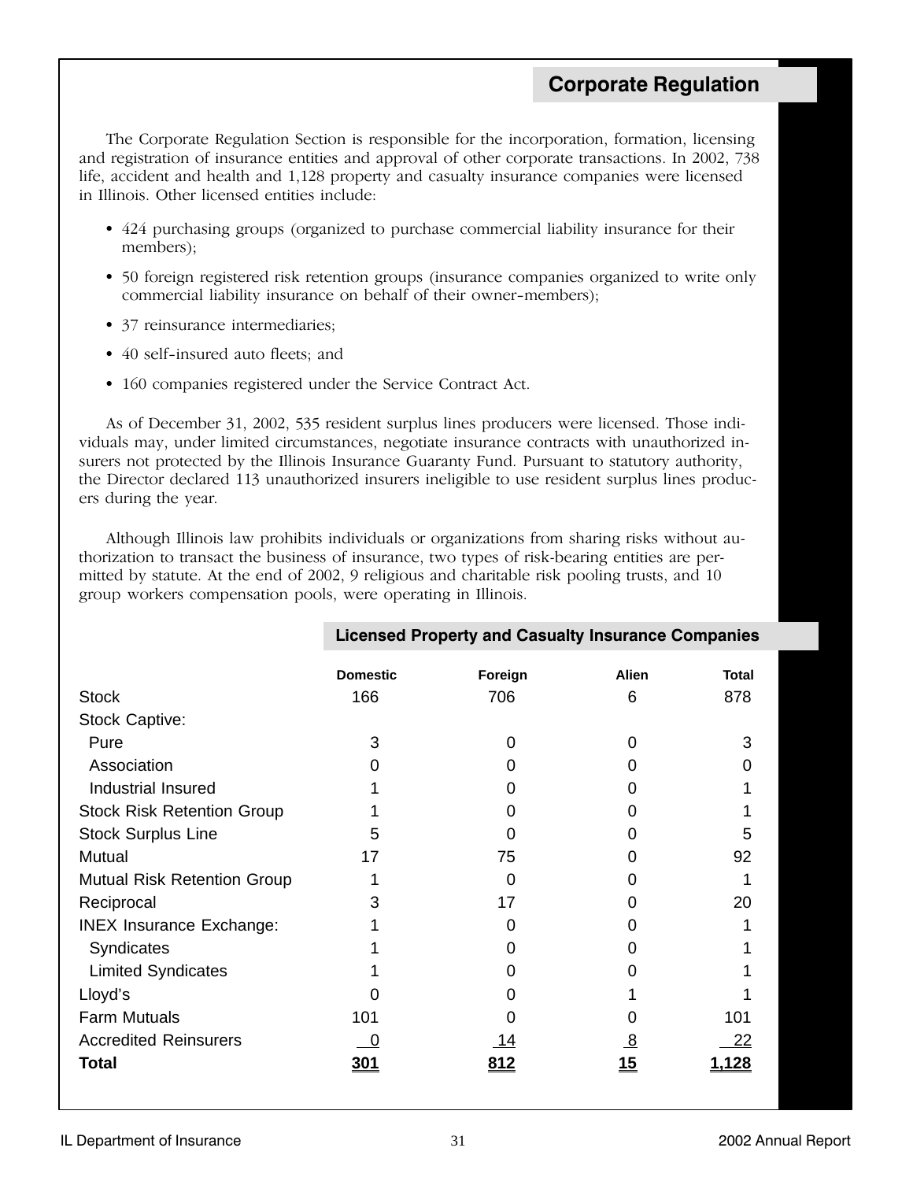## Corporate Regulation

The Corporate Regulation Section is responsible for the incorporation, formation, licensing and registration of insurance entities and approval of other corporate transactions. In 2002, 738 life, accident and health and 1,128 property and casualty insurance companies were licensed in Illinois. Other licensed entities include:

- 424 purchasing groups (organized to purchase commercial liability insurance for their members);
- 50 foreign registered risk retention groups (insurance companies organized to write only commercial liability insurance on behalf of their owner-members);
- 37 reinsurance intermediaries;
- 40 self-insured auto fleets; and
- 160 companies registered under the Service Contract Act.

As of December 31, 2002, 535 resident surplus lines producers were licensed. Those individuals may, under limited circumstances, negotiate insurance contracts with unauthorized insurers not protected by the Illinois Insurance Guaranty Fund. Pursuant to statutory authority, the Director declared 113 unauthorized insurers ineligible to use resident surplus lines producers during the year.

Although Illinois law prohibits individuals or organizations from sharing risks without authorization to transact the business of insurance, two types of risk-bearing entities are permitted by statute. At the end of 2002, 9 religious and charitable risk pooling trusts, and 10 group workers compensation pools, were operating in Illinois.

### Licensed Property and Casualty Insurance Companies

| | Domestic | Foreign | Alien | Total |
|---|---|---|---|---|
| Stock | 166 | 706 | 6 | 878 |
| Stock Captive: | | | | |
| Pure | 3 | 0 | 0 | 3 |
| Association | 0 | 0 | 0 | 0 |
| Industrial Insured | 1 | 0 | 0 | 1 |
| Stock Risk Retention Group | 1 | 0 | 0 | 1 |
| Stock Surplus Line | 5 | 0 | 0 | 5 |
| Mutual | 17 | 75 | 0 | 92 |
| Mutual Risk Retention Group | 1 | 0 | 0 | 1 |
| Reciprocal | 3 | 17 | 0 | 20 |
| INEX Insurance Exchange: | 1 | 0 | 0 | 1 |
| Syndicates | 1 | 0 | 0 | 1 |
| Limited Syndicates | 1 | 0 | 0 | 1 |
| Lloyd's | 0 | 0 | 1 | 1 |
| Farm Mutuals | 101 | 0 | 0 | 101 |
| Accredited Reinsurers | 0 | 14 | 8 | 22 |
| **Total** | **301** | **812** | **15** | **1,128** |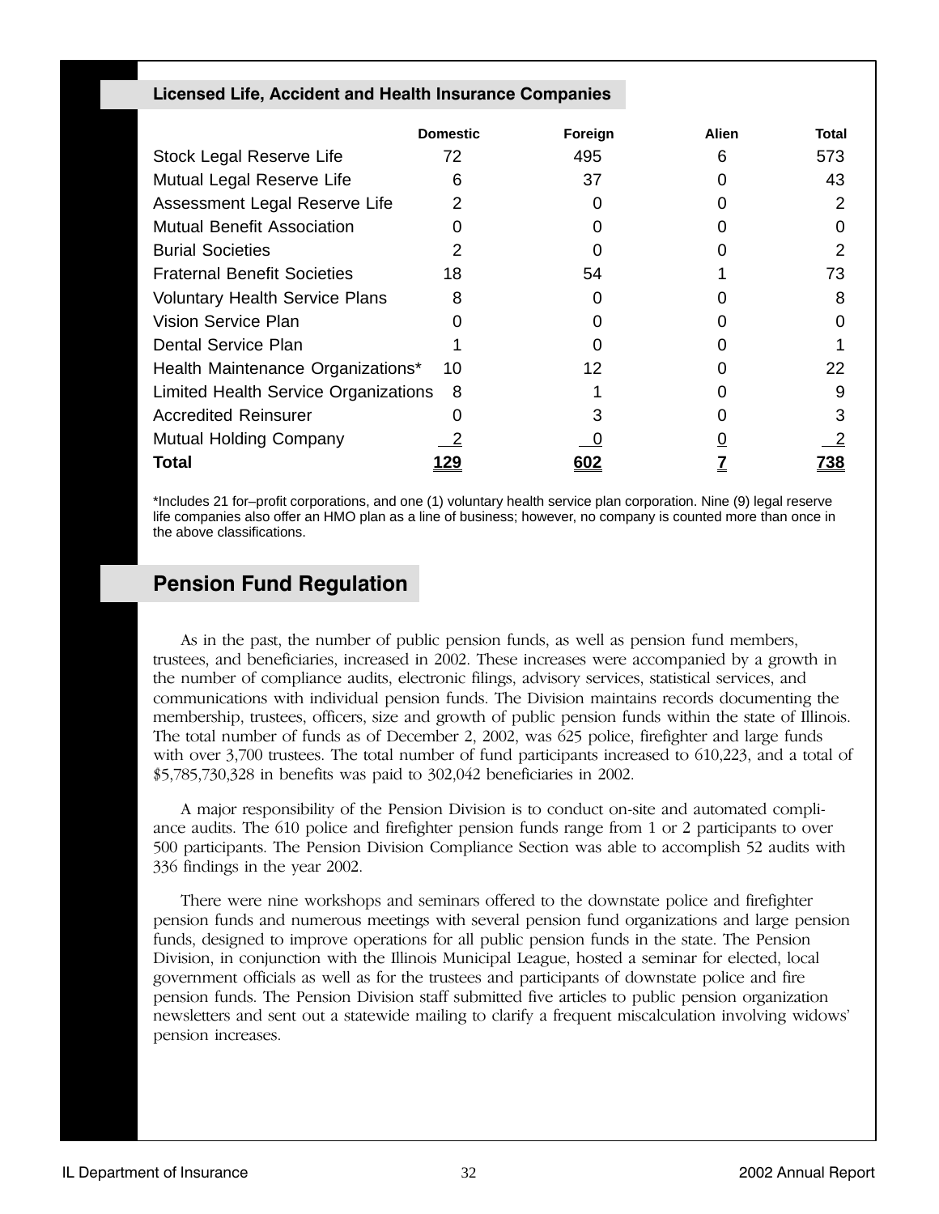## Licensed Life, Accident and Health Insurance Companies

| | Domestic | Foreign | Alien | Total |
|---|---|---|---|---|
| Stock Legal Reserve Life | 72 | 495 | 6 | 573 |
| Mutual Legal Reserve Life | 6 | 37 | 0 | 43 |
| Assessment Legal Reserve Life | 2 | 0 | 0 | 2 |
| Mutual Benefit Association | 0 | 0 | 0 | 0 |
| Burial Societies | 2 | 0 | 0 | 2 |
| Fraternal Benefit Societies | 18 | 54 | 1 | 73 |
| Voluntary Health Service Plans | 8 | 0 | 0 | 8 |
| Vision Service Plan | 0 | 0 | 0 | 0 |
| Dental Service Plan | 1 | 0 | 0 | 1 |
| Health Maintenance Organizations* | 10 | 12 | 0 | 22 |
| Limited Health Service Organizations | 8 | 1 | 0 | 9 |
| Accredited Reinsurer | 0 | 3 | 0 | 3 |
| Mutual Holding Company | 2 | 0 | 0 | 2 |
| **Total** | **129** | **602** | **7** | **738** |

*Includes 21 for–profit corporations, and one (1) voluntary health service plan corporation. Nine (9) legal reserve life companies also offer an HMO plan as a line of business; however, no company is counted more than once in the above classifications.

## Pension Fund Regulation

As in the past, the number of public pension funds, as well as pension fund members, trustees, and beneficiaries, increased in 2002. These increases were accompanied by a growth in the number of compliance audits, electronic filings, advisory services, statistical services, and communications with individual pension funds. The Division maintains records documenting the membership, trustees, officers, size and growth of public pension funds within the state of Illinois. The total number of funds as of December 2, 2002, was 625 police, firefighter and large funds with over 3,700 trustees. The total number of fund participants increased to 610,223, and a total of $5,785,730,328 in benefits was paid to 302,042 beneficiaries in 2002.

A major responsibility of the Pension Division is to conduct on-site and automated compliance audits. The 610 police and firefighter pension funds range from 1 or 2 participants to over 500 participants. The Pension Division Compliance Section was able to accomplish 52 audits with 336 findings in the year 2002.

There were nine workshops and seminars offered to the downstate police and firefighter pension funds and numerous meetings with several pension fund organizations and large pension funds, designed to improve operations for all public pension funds in the state. The Pension Division, in conjunction with the Illinois Municipal League, hosted a seminar for elected, local government officials as well as for the trustees and participants of downstate police and fire pension funds. The Pension Division staff submitted five articles to public pension organization newsletters and sent out a statewide mailing to clarify a frequent miscalculation involving widows' pension increases.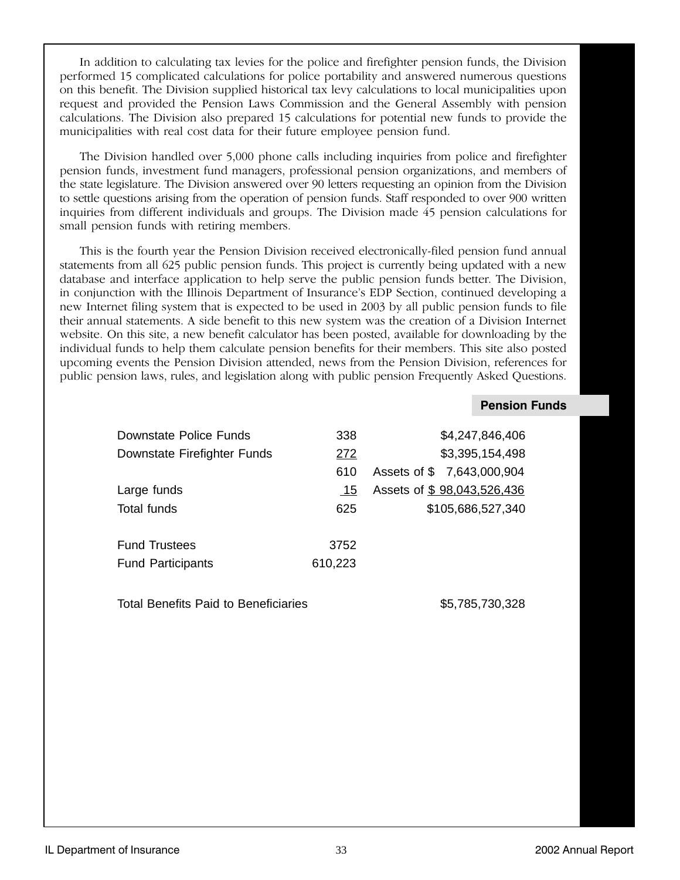In addition to calculating tax levies for the police and firefighter pension funds, the Division performed 15 complicated calculations for police portability and answered numerous questions on this benefit. The Division supplied historical tax levy calculations to local municipalities upon request and provided the Pension Laws Commission and the General Assembly with pension calculations. The Division also prepared 15 calculations for potential new funds to provide the municipalities with real cost data for their future employee pension fund.

The Division handled over 5,000 phone calls including inquiries from police and firefighter pension funds, investment fund managers, professional pension organizations, and members of the state legislature. The Division answered over 90 letters requesting an opinion from the Division to settle questions arising from the operation of pension funds. Staff responded to over 900 written inquiries from different individuals and groups. The Division made 45 pension calculations for small pension funds with retiring members.

This is the fourth year the Pension Division received electronically-filed pension fund annual statements from all 625 public pension funds. This project is currently being updated with a new database and interface application to help serve the public pension funds better. The Division, in conjunction with the Illinois Department of Insurance's EDP Section, continued developing a new Internet filing system that is expected to be used in 2003 by all public pension funds to file their annual statements. A side benefit to this new system was the creation of a Division Internet website. On this site, a new benefit calculator has been posted, available for downloading by the individual funds to help them calculate pension benefits for their members. This site also posted upcoming events the Pension Division attended, news from the Pension Division, references for public pension laws, rules, and legislation along with public pension Frequently Asked Questions.

## Pension Funds

| | | |
|---|---|---|
| Downstate Police Funds | 338 | $4,247,846,406 |
| Downstate Firefighter Funds | 272 | $3,395,154,498 |
| | 610 | Assets of $ 7,643,000,904 |
| Large funds | 15 | Assets of $ 98,043,526,436 |
| Total funds | 625 | $105,686,527,340 |
| | | |
| Fund Trustees | 3752 | |
| Fund Participants | 610,223 | |
| | | |
| Total Benefits Paid to Beneficiaries | | $5,785,730,328 |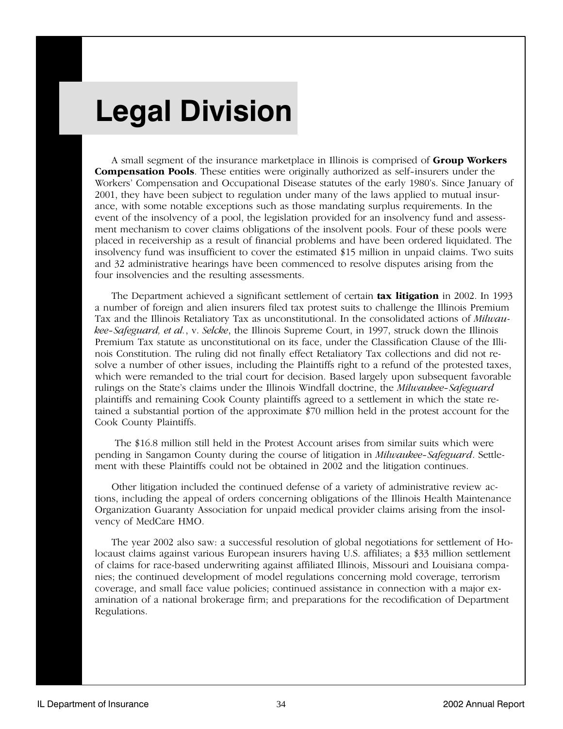# Legal Division

A small segment of the insurance marketplace in Illinois is comprised of **Group Workers Compensation Pools**. These entities were originally authorized as self-insurers under the Workers' Compensation and Occupational Disease statutes of the early 1980's. Since January of 2001, they have been subject to regulation under many of the laws applied to mutual insurance, with some notable exceptions such as those mandating surplus requirements. In the event of the insolvency of a pool, the legislation provided for an insolvency fund and assessment mechanism to cover claims obligations of the insolvent pools. Four of these pools were placed in receivership as a result of financial problems and have been ordered liquidated. The insolvency fund was insufficient to cover the estimated $15 million in unpaid claims. Two suits and 32 administrative hearings have been commenced to resolve disputes arising from the four insolvencies and the resulting assessments.

The Department achieved a significant settlement of certain **tax litigation** in 2002. In 1993 a number of foreign and alien insurers filed tax protest suits to challenge the Illinois Premium Tax and the Illinois Retaliatory Tax as unconstitutional. In the consolidated actions of *Milwaukee-Safeguard, et al.*, v. *Selcke*, the Illinois Supreme Court, in 1997, struck down the Illinois Premium Tax statute as unconstitutional on its face, under the Classification Clause of the Illinois Constitution. The ruling did not finally effect Retaliatory Tax collections and did not resolve a number of other issues, including the Plaintiffs right to a refund of the protested taxes, which were remanded to the trial court for decision. Based largely upon subsequent favorable rulings on the State's claims under the Illinois Windfall doctrine, the *Milwaukee-Safeguard* plaintiffs and remaining Cook County plaintiffs agreed to a settlement in which the state retained a substantial portion of the approximate $70 million held in the protest account for the Cook County Plaintiffs.

The $16.8 million still held in the Protest Account arises from similar suits which were pending in Sangamon County during the course of litigation in *Milwaukee-Safeguard*. Settlement with these Plaintiffs could not be obtained in 2002 and the litigation continues.

Other litigation included the continued defense of a variety of administrative review actions, including the appeal of orders concerning obligations of the Illinois Health Maintenance Organization Guaranty Association for unpaid medical provider claims arising from the insolvency of MedCare HMO.

The year 2002 also saw: a successful resolution of global negotiations for settlement of Holocaust claims against various European insurers having U.S. affiliates; a $33 million settlement of claims for race-based underwriting against affiliated Illinois, Missouri and Louisiana companies; the continued development of model regulations concerning mold coverage, terrorism coverage, and small face value policies; continued assistance in connection with a major examination of a national brokerage firm; and preparations for the recodification of Department Regulations.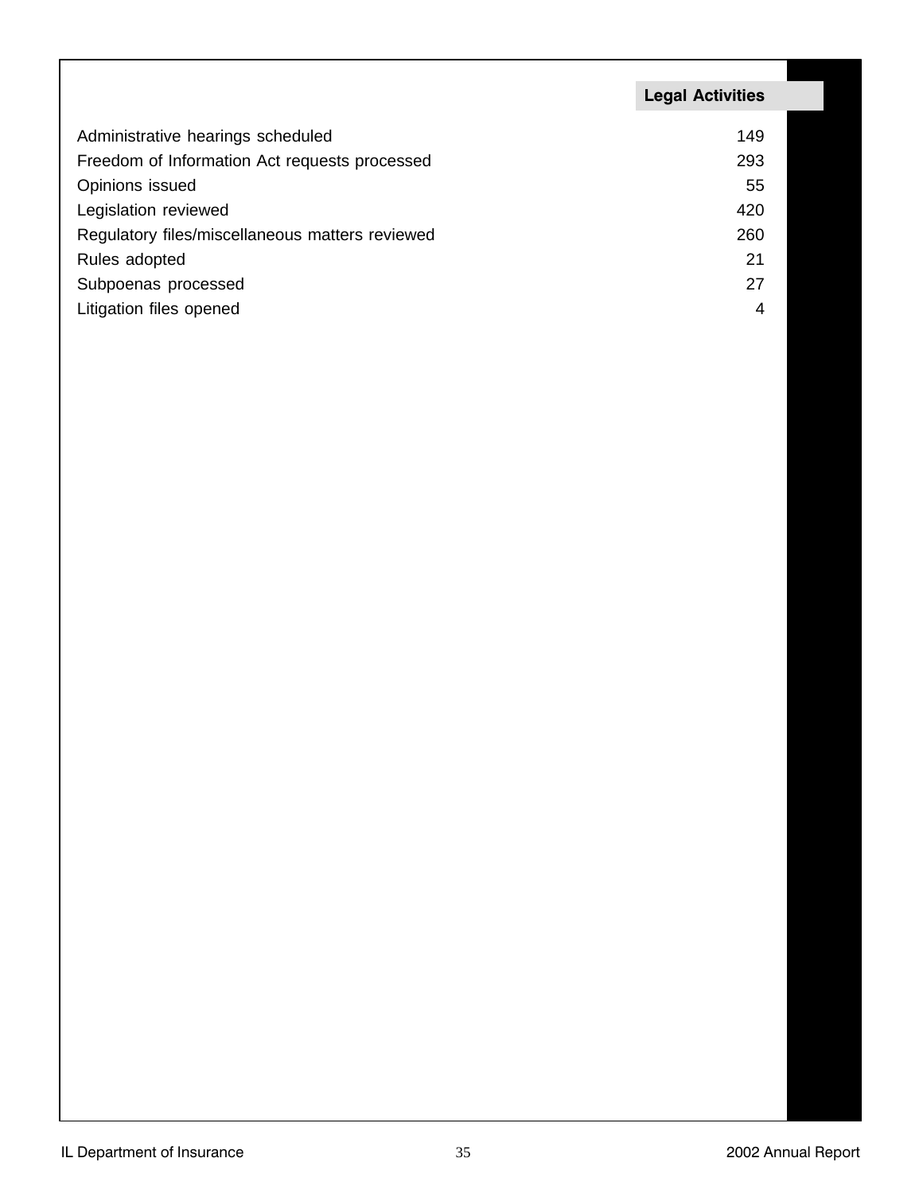| Legal Activities | |
|---|---|
| Administrative hearings scheduled | 149 |
| Freedom of Information Act requests processed | 293 |
| Opinions issued | 55 |
| Legislation reviewed | 420 |
| Regulatory files/miscellaneous matters reviewed | 260 |
| Rules adopted | 21 |
| Subpoenas processed | 27 |
| Litigation files opened | 4 |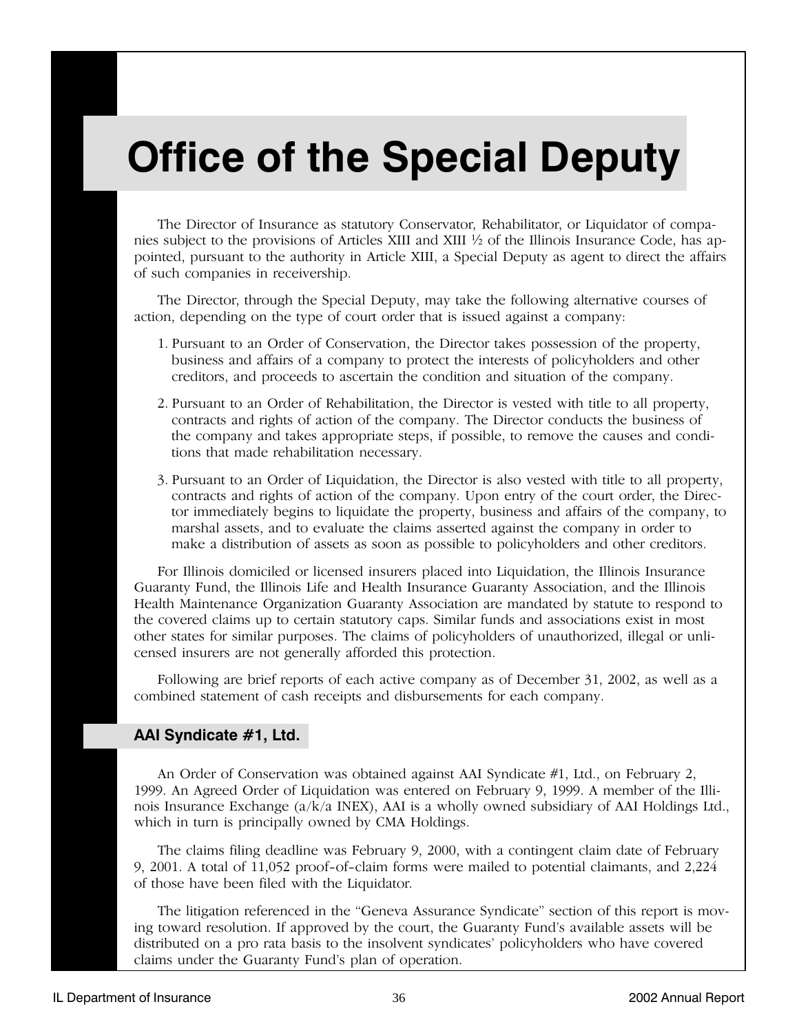# Office of the Special Deputy

The Director of Insurance as statutory Conservator, Rehabilitator, or Liquidator of companies subject to the provisions of Articles XIII and XIII ½ of the Illinois Insurance Code, has appointed, pursuant to the authority in Article XIII, a Special Deputy as agent to direct the affairs of such companies in receivership.

The Director, through the Special Deputy, may take the following alternative courses of action, depending on the type of court order that is issued against a company:

1. Pursuant to an Order of Conservation, the Director takes possession of the property, business and affairs of a company to protect the interests of policyholders and other creditors, and proceeds to ascertain the condition and situation of the company.
2. Pursuant to an Order of Rehabilitation, the Director is vested with title to all property, contracts and rights of action of the company. The Director conducts the business of the company and takes appropriate steps, if possible, to remove the causes and conditions that made rehabilitation necessary.
3. Pursuant to an Order of Liquidation, the Director is also vested with title to all property, contracts and rights of action of the company. Upon entry of the court order, the Director immediately begins to liquidate the property, business and affairs of the company, to marshal assets, and to evaluate the claims asserted against the company in order to make a distribution of assets as soon as possible to policyholders and other creditors.

For Illinois domiciled or licensed insurers placed into Liquidation, the Illinois Insurance Guaranty Fund, the Illinois Life and Health Insurance Guaranty Association, and the Illinois Health Maintenance Organization Guaranty Association are mandated by statute to respond to the covered claims up to certain statutory caps. Similar funds and associations exist in most other states for similar purposes. The claims of policyholders of unauthorized, illegal or unlicensed insurers are not generally afforded this protection.

Following are brief reports of each active company as of December 31, 2002, as well as a combined statement of cash receipts and disbursements for each company.

## AAI Syndicate #1, Ltd.

An Order of Conservation was obtained against AAI Syndicate #1, Ltd., on February 2, 1999. An Agreed Order of Liquidation was entered on February 9, 1999. A member of the Illinois Insurance Exchange (a/k/a INEX), AAI is a wholly owned subsidiary of AAI Holdings Ltd., which in turn is principally owned by CMA Holdings.

The claims filing deadline was February 9, 2000, with a contingent claim date of February 9, 2001. A total of 11,052 proof-of-claim forms were mailed to potential claimants, and 2,224 of those have been filed with the Liquidator.

The litigation referenced in the "Geneva Assurance Syndicate" section of this report is moving toward resolution. If approved by the court, the Guaranty Fund's available assets will be distributed on a pro rata basis to the insolvent syndicates' policyholders who have covered claims under the Guaranty Fund's plan of operation.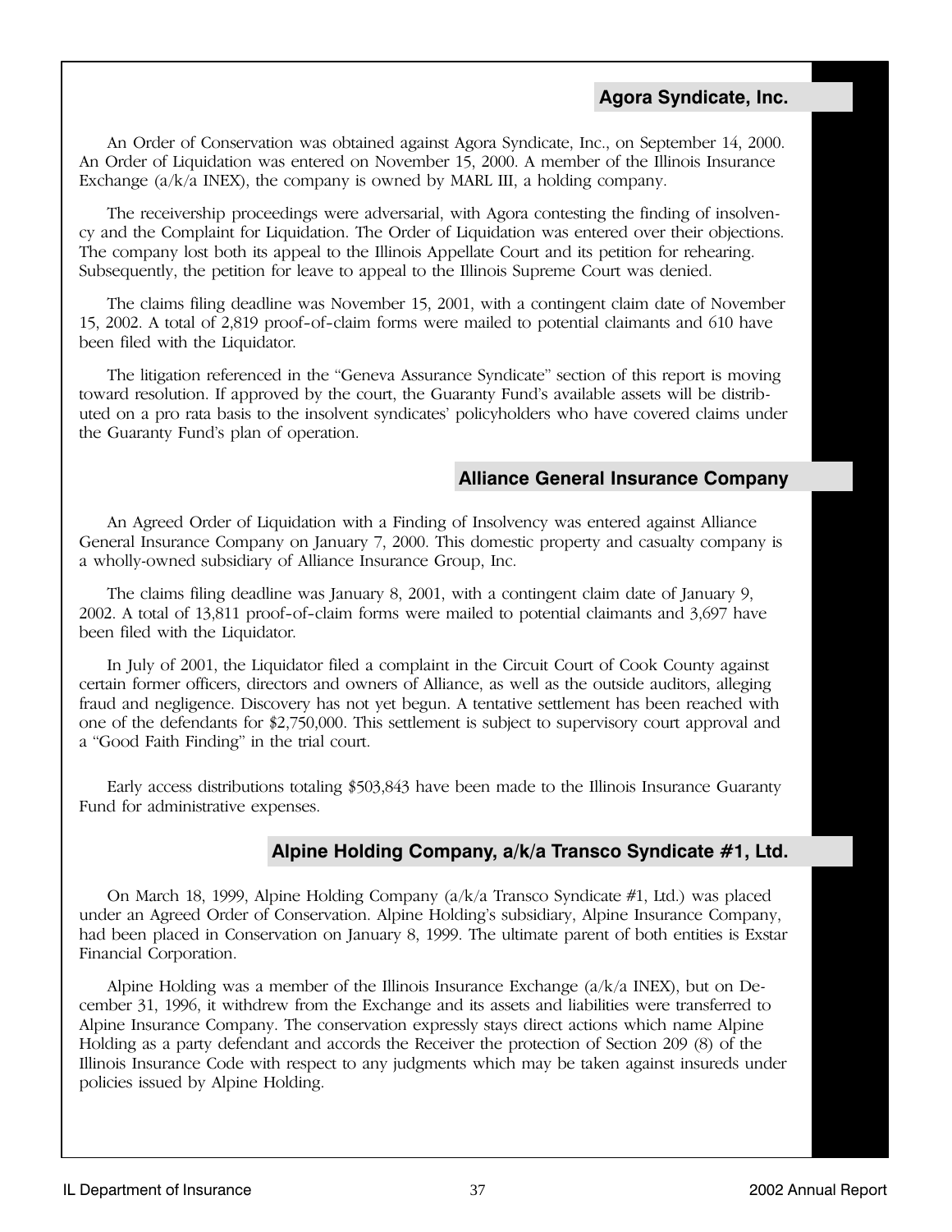## Agora Syndicate, Inc.

An Order of Conservation was obtained against Agora Syndicate, Inc., on September 14, 2000. An Order of Liquidation was entered on November 15, 2000. A member of the Illinois Insurance Exchange (a/k/a INEX), the company is owned by MARL III, a holding company.

The receivership proceedings were adversarial, with Agora contesting the finding of insolvency and the Complaint for Liquidation. The Order of Liquidation was entered over their objections. The company lost both its appeal to the Illinois Appellate Court and its petition for rehearing. Subsequently, the petition for leave to appeal to the Illinois Supreme Court was denied.

The claims filing deadline was November 15, 2001, with a contingent claim date of November 15, 2002. A total of 2,819 proof-of-claim forms were mailed to potential claimants and 610 have been filed with the Liquidator.

The litigation referenced in the "Geneva Assurance Syndicate" section of this report is moving toward resolution. If approved by the court, the Guaranty Fund's available assets will be distributed on a pro rata basis to the insolvent syndicates' policyholders who have covered claims under the Guaranty Fund's plan of operation.

## Alliance General Insurance Company

An Agreed Order of Liquidation with a Finding of Insolvency was entered against Alliance General Insurance Company on January 7, 2000. This domestic property and casualty company is a wholly-owned subsidiary of Alliance Insurance Group, Inc.

The claims filing deadline was January 8, 2001, with a contingent claim date of January 9, 2002. A total of 13,811 proof-of-claim forms were mailed to potential claimants and 3,697 have been filed with the Liquidator.

In July of 2001, the Liquidator filed a complaint in the Circuit Court of Cook County against certain former officers, directors and owners of Alliance, as well as the outside auditors, alleging fraud and negligence. Discovery has not yet begun. A tentative settlement has been reached with one of the defendants for $2,750,000. This settlement is subject to supervisory court approval and a "Good Faith Finding" in the trial court.

Early access distributions totaling $503,843 have been made to the Illinois Insurance Guaranty Fund for administrative expenses.

## Alpine Holding Company, a/k/a Transco Syndicate #1, Ltd.

On March 18, 1999, Alpine Holding Company (a/k/a Transco Syndicate #1, Ltd.) was placed under an Agreed Order of Conservation. Alpine Holding's subsidiary, Alpine Insurance Company, had been placed in Conservation on January 8, 1999. The ultimate parent of both entities is Exstar Financial Corporation.

Alpine Holding was a member of the Illinois Insurance Exchange (a/k/a INEX), but on December 31, 1996, it withdrew from the Exchange and its assets and liabilities were transferred to Alpine Insurance Company. The conservation expressly stays direct actions which name Alpine Holding as a party defendant and accords the Receiver the protection of Section 209 (8) of the Illinois Insurance Code with respect to any judgments which may be taken against insureds under policies issued by Alpine Holding.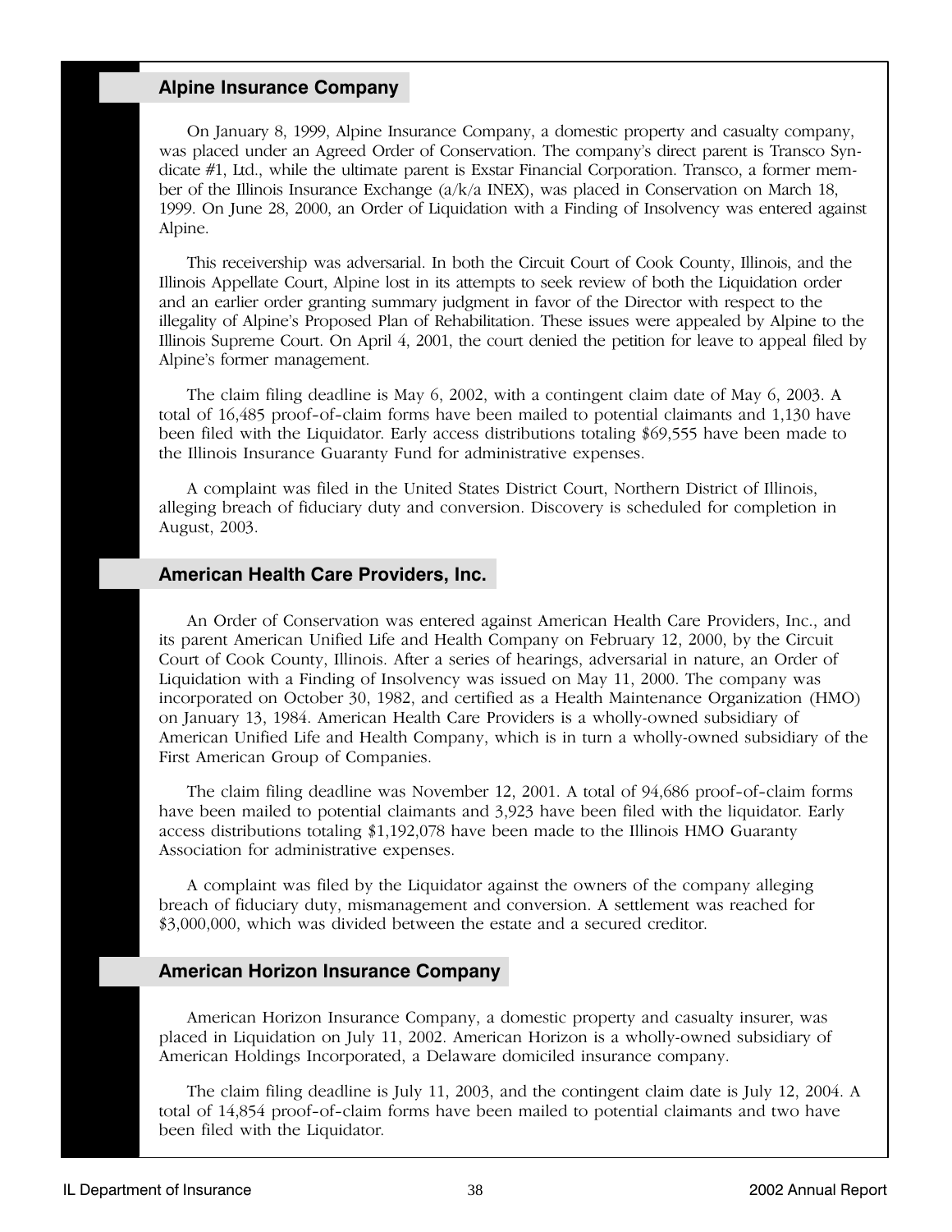## Alpine Insurance Company

On January 8, 1999, Alpine Insurance Company, a domestic property and casualty company, was placed under an Agreed Order of Conservation. The company's direct parent is Transco Syndicate #1, Ltd., while the ultimate parent is Exstar Financial Corporation. Transco, a former member of the Illinois Insurance Exchange (a/k/a INEX), was placed in Conservation on March 18, 1999. On June 28, 2000, an Order of Liquidation with a Finding of Insolvency was entered against Alpine.

This receivership was adversarial. In both the Circuit Court of Cook County, Illinois, and the Illinois Appellate Court, Alpine lost in its attempts to seek review of both the Liquidation order and an earlier order granting summary judgment in favor of the Director with respect to the illegality of Alpine's Proposed Plan of Rehabilitation. These issues were appealed by Alpine to the Illinois Supreme Court. On April 4, 2001, the court denied the petition for leave to appeal filed by Alpine's former management.

The claim filing deadline is May 6, 2002, with a contingent claim date of May 6, 2003. A total of 16,485 proof-of-claim forms have been mailed to potential claimants and 1,130 have been filed with the Liquidator. Early access distributions totaling $69,555 have been made to the Illinois Insurance Guaranty Fund for administrative expenses.

A complaint was filed in the United States District Court, Northern District of Illinois, alleging breach of fiduciary duty and conversion. Discovery is scheduled for completion in August, 2003.

## American Health Care Providers, Inc.

An Order of Conservation was entered against American Health Care Providers, Inc., and its parent American Unified Life and Health Company on February 12, 2000, by the Circuit Court of Cook County, Illinois. After a series of hearings, adversarial in nature, an Order of Liquidation with a Finding of Insolvency was issued on May 11, 2000. The company was incorporated on October 30, 1982, and certified as a Health Maintenance Organization (HMO) on January 13, 1984. American Health Care Providers is a wholly-owned subsidiary of American Unified Life and Health Company, which is in turn a wholly-owned subsidiary of the First American Group of Companies.

The claim filing deadline was November 12, 2001. A total of 94,686 proof-of-claim forms have been mailed to potential claimants and 3,923 have been filed with the liquidator. Early access distributions totaling $1,192,078 have been made to the Illinois HMO Guaranty Association for administrative expenses.

A complaint was filed by the Liquidator against the owners of the company alleging breach of fiduciary duty, mismanagement and conversion. A settlement was reached for $3,000,000, which was divided between the estate and a secured creditor.

## American Horizon Insurance Company

American Horizon Insurance Company, a domestic property and casualty insurer, was placed in Liquidation on July 11, 2002. American Horizon is a wholly-owned subsidiary of American Holdings Incorporated, a Delaware domiciled insurance company.

The claim filing deadline is July 11, 2003, and the contingent claim date is July 12, 2004. A total of 14,854 proof-of-claim forms have been mailed to potential claimants and two have been filed with the Liquidator.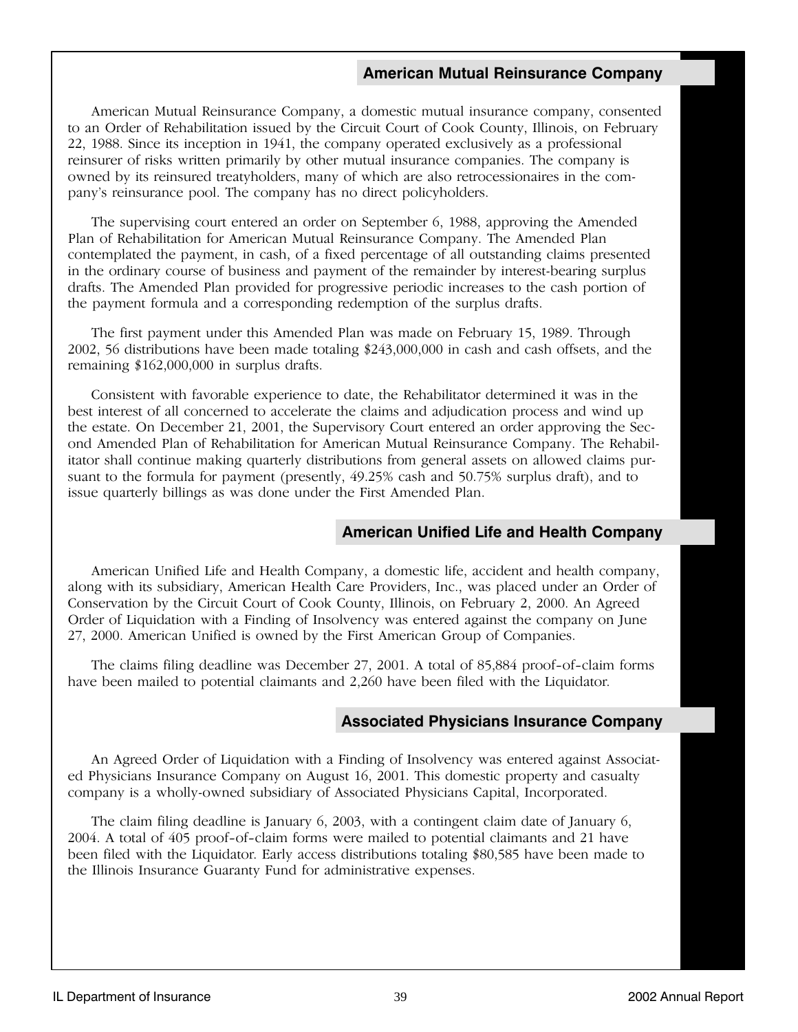## American Mutual Reinsurance Company

American Mutual Reinsurance Company, a domestic mutual insurance company, consented to an Order of Rehabilitation issued by the Circuit Court of Cook County, Illinois, on February 22, 1988. Since its inception in 1941, the company operated exclusively as a professional reinsurer of risks written primarily by other mutual insurance companies. The company is owned by its reinsured treatyholders, many of which are also retrocessionaires in the company's reinsurance pool. The company has no direct policyholders.

The supervising court entered an order on September 6, 1988, approving the Amended Plan of Rehabilitation for American Mutual Reinsurance Company. The Amended Plan contemplated the payment, in cash, of a fixed percentage of all outstanding claims presented in the ordinary course of business and payment of the remainder by interest-bearing surplus drafts. The Amended Plan provided for progressive periodic increases to the cash portion of the payment formula and a corresponding redemption of the surplus drafts.

The first payment under this Amended Plan was made on February 15, 1989. Through 2002, 56 distributions have been made totaling $243,000,000 in cash and cash offsets, and the remaining $162,000,000 in surplus drafts.

Consistent with favorable experience to date, the Rehabilitator determined it was in the best interest of all concerned to accelerate the claims and adjudication process and wind up the estate. On December 21, 2001, the Supervisory Court entered an order approving the Second Amended Plan of Rehabilitation for American Mutual Reinsurance Company. The Rehabilitator shall continue making quarterly distributions from general assets on allowed claims pursuant to the formula for payment (presently, 49.25% cash and 50.75% surplus draft), and to issue quarterly billings as was done under the First Amended Plan.

## American Unified Life and Health Company

American Unified Life and Health Company, a domestic life, accident and health company, along with its subsidiary, American Health Care Providers, Inc., was placed under an Order of Conservation by the Circuit Court of Cook County, Illinois, on February 2, 2000. An Agreed Order of Liquidation with a Finding of Insolvency was entered against the company on June 27, 2000. American Unified is owned by the First American Group of Companies.

The claims filing deadline was December 27, 2001. A total of 85,884 proof-of-claim forms have been mailed to potential claimants and 2,260 have been filed with the Liquidator.

## Associated Physicians Insurance Company

An Agreed Order of Liquidation with a Finding of Insolvency was entered against Associated Physicians Insurance Company on August 16, 2001. This domestic property and casualty company is a wholly-owned subsidiary of Associated Physicians Capital, Incorporated.

The claim filing deadline is January 6, 2003, with a contingent claim date of January 6, 2004. A total of 405 proof-of-claim forms were mailed to potential claimants and 21 have been filed with the Liquidator. Early access distributions totaling $80,585 have been made to the Illinois Insurance Guaranty Fund for administrative expenses.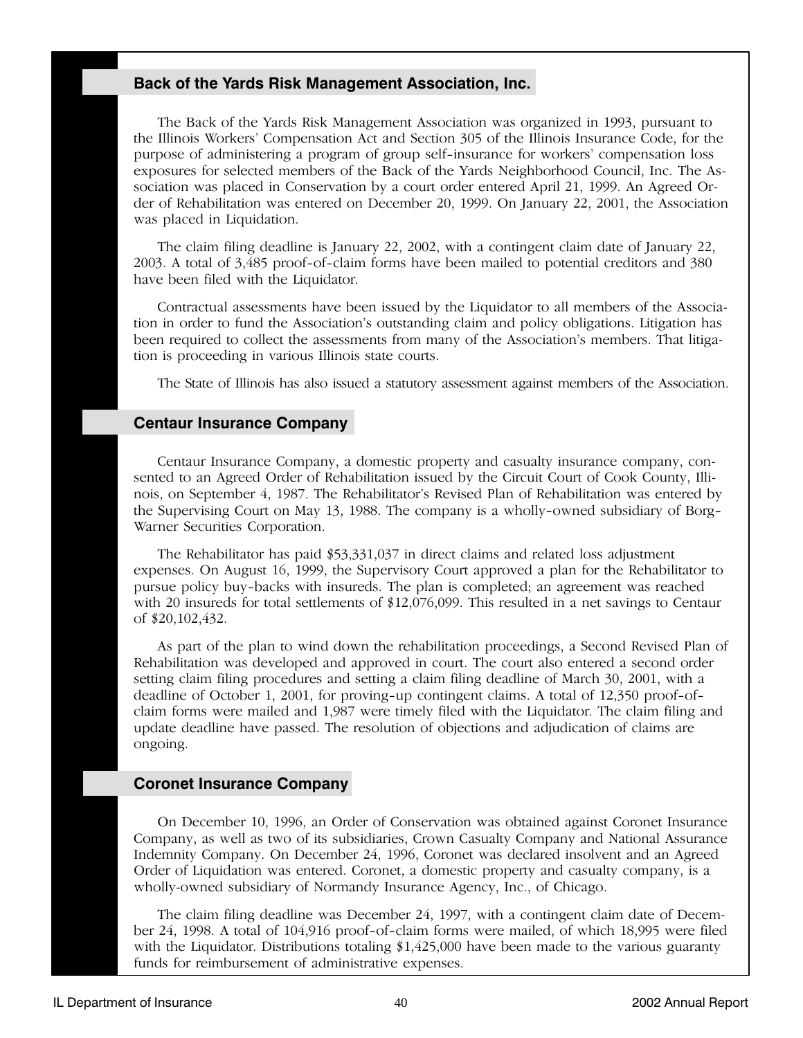## Back of the Yards Risk Management Association, Inc.

The Back of the Yards Risk Management Association was organized in 1993, pursuant to the Illinois Workers' Compensation Act and Section 305 of the Illinois Insurance Code, for the purpose of administering a program of group self-insurance for workers' compensation loss exposures for selected members of the Back of the Yards Neighborhood Council, Inc. The Association was placed in Conservation by a court order entered April 21, 1999. An Agreed Order of Rehabilitation was entered on December 20, 1999. On January 22, 2001, the Association was placed in Liquidation.

The claim filing deadline is January 22, 2002, with a contingent claim date of January 22, 2003. A total of 3,485 proof-of-claim forms have been mailed to potential creditors and 380 have been filed with the Liquidator.

Contractual assessments have been issued by the Liquidator to all members of the Association in order to fund the Association's outstanding claim and policy obligations. Litigation has been required to collect the assessments from many of the Association's members. That litigation is proceeding in various Illinois state courts.

The State of Illinois has also issued a statutory assessment against members of the Association.

## Centaur Insurance Company

Centaur Insurance Company, a domestic property and casualty insurance company, consented to an Agreed Order of Rehabilitation issued by the Circuit Court of Cook County, Illinois, on September 4, 1987. The Rehabilitator's Revised Plan of Rehabilitation was entered by the Supervising Court on May 13, 1988. The company is a wholly-owned subsidiary of Borg-Warner Securities Corporation.

The Rehabilitator has paid $53,331,037 in direct claims and related loss adjustment expenses. On August 16, 1999, the Supervisory Court approved a plan for the Rehabilitator to pursue policy buy-backs with insureds. The plan is completed; an agreement was reached with 20 insureds for total settlements of $12,076,099. This resulted in a net savings to Centaur of $20,102,432.

As part of the plan to wind down the rehabilitation proceedings, a Second Revised Plan of Rehabilitation was developed and approved in court. The court also entered a second order setting claim filing procedures and setting a claim filing deadline of March 30, 2001, with a deadline of October 1, 2001, for proving-up contingent claims. A total of 12,350 proof-of-claim forms were mailed and 1,987 were timely filed with the Liquidator. The claim filing and update deadline have passed. The resolution of objections and adjudication of claims are ongoing.

## Coronet Insurance Company

On December 10, 1996, an Order of Conservation was obtained against Coronet Insurance Company, as well as two of its subsidiaries, Crown Casualty Company and National Assurance Indemnity Company. On December 24, 1996, Coronet was declared insolvent and an Agreed Order of Liquidation was entered. Coronet, a domestic property and casualty company, is a wholly-owned subsidiary of Normandy Insurance Agency, Inc., of Chicago.

The claim filing deadline was December 24, 1997, with a contingent claim date of December 24, 1998. A total of 104,916 proof-of-claim forms were mailed, of which 18,995 were filed with the Liquidator. Distributions totaling $1,425,000 have been made to the various guaranty funds for reimbursement of administrative expenses.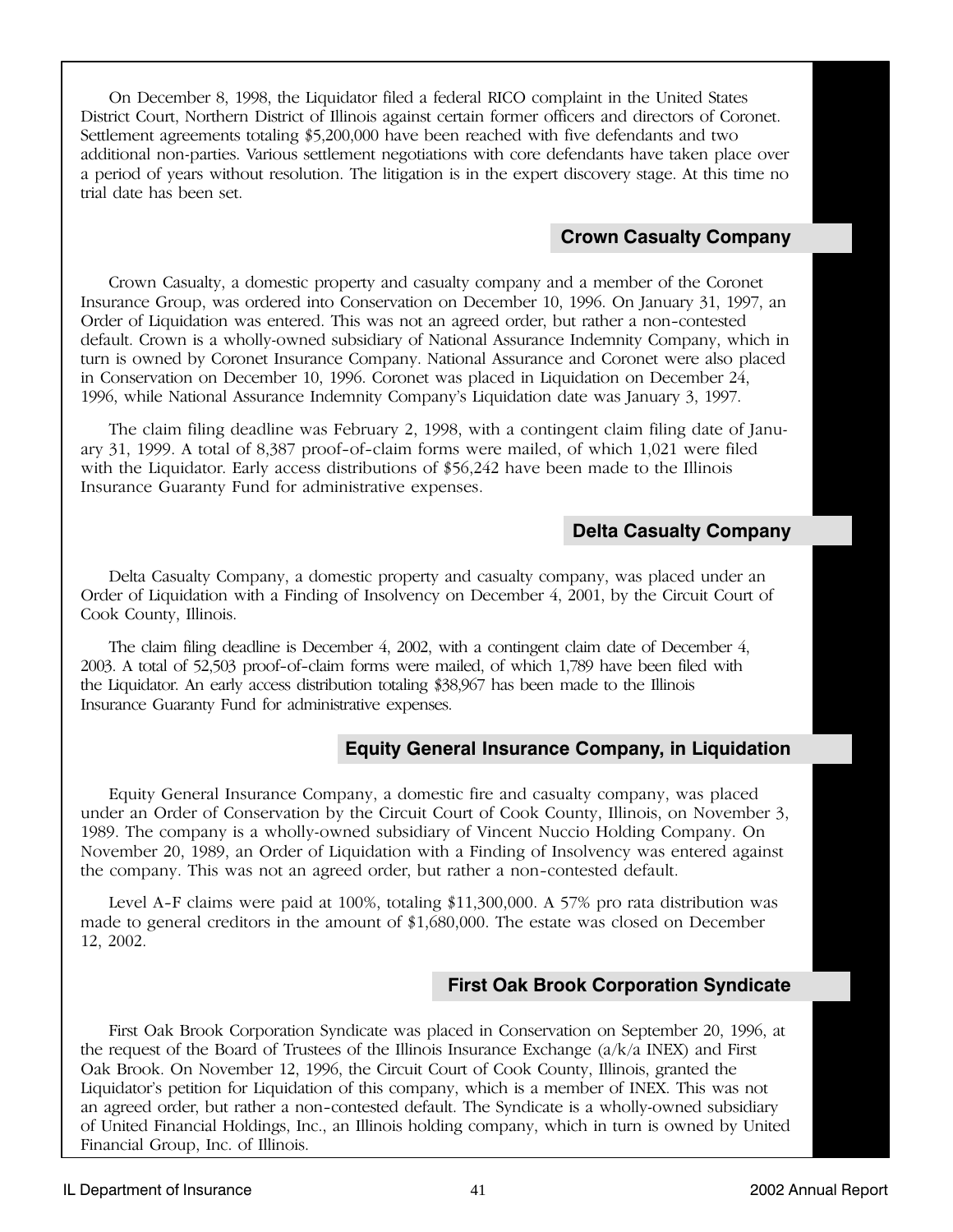On December 8, 1998, the Liquidator filed a federal RICO complaint in the United States District Court, Northern District of Illinois against certain former officers and directors of Coronet. Settlement agreements totaling $5,200,000 have been reached with five defendants and two additional non-parties. Various settlement negotiations with core defendants have taken place over a period of years without resolution. The litigation is in the expert discovery stage. At this time no trial date has been set.

## Crown Casualty Company

Crown Casualty, a domestic property and casualty company and a member of the Coronet Insurance Group, was ordered into Conservation on December 10, 1996. On January 31, 1997, an Order of Liquidation was entered. This was not an agreed order, but rather a non-contested default. Crown is a wholly-owned subsidiary of National Assurance Indemnity Company, which in turn is owned by Coronet Insurance Company. National Assurance and Coronet were also placed in Conservation on December 10, 1996. Coronet was placed in Liquidation on December 24, 1996, while National Assurance Indemnity Company's Liquidation date was January 3, 1997.

The claim filing deadline was February 2, 1998, with a contingent claim filing date of January 31, 1999. A total of 8,387 proof-of-claim forms were mailed, of which 1,021 were filed with the Liquidator. Early access distributions of $56,242 have been made to the Illinois Insurance Guaranty Fund for administrative expenses.

## Delta Casualty Company

Delta Casualty Company, a domestic property and casualty company, was placed under an Order of Liquidation with a Finding of Insolvency on December 4, 2001, by the Circuit Court of Cook County, Illinois.

The claim filing deadline is December 4, 2002, with a contingent claim date of December 4, 2003. A total of 52,503 proof-of-claim forms were mailed, of which 1,789 have been filed with the Liquidator. An early access distribution totaling $38,967 has been made to the Illinois Insurance Guaranty Fund for administrative expenses.

## Equity General Insurance Company, in Liquidation

Equity General Insurance Company, a domestic fire and casualty company, was placed under an Order of Conservation by the Circuit Court of Cook County, Illinois, on November 3, 1989. The company is a wholly-owned subsidiary of Vincent Nuccio Holding Company. On November 20, 1989, an Order of Liquidation with a Finding of Insolvency was entered against the company. This was not an agreed order, but rather a non-contested default.

Level A-F claims were paid at 100%, totaling $11,300,000. A 57% pro rata distribution was made to general creditors in the amount of $1,680,000. The estate was closed on December 12, 2002.

## First Oak Brook Corporation Syndicate

First Oak Brook Corporation Syndicate was placed in Conservation on September 20, 1996, at the request of the Board of Trustees of the Illinois Insurance Exchange (a/k/a INEX) and First Oak Brook. On November 12, 1996, the Circuit Court of Cook County, Illinois, granted the Liquidator's petition for Liquidation of this company, which is a member of INEX. This was not an agreed order, but rather a non-contested default. The Syndicate is a wholly-owned subsidiary of United Financial Holdings, Inc., an Illinois holding company, which in turn is owned by United Financial Group, Inc. of Illinois.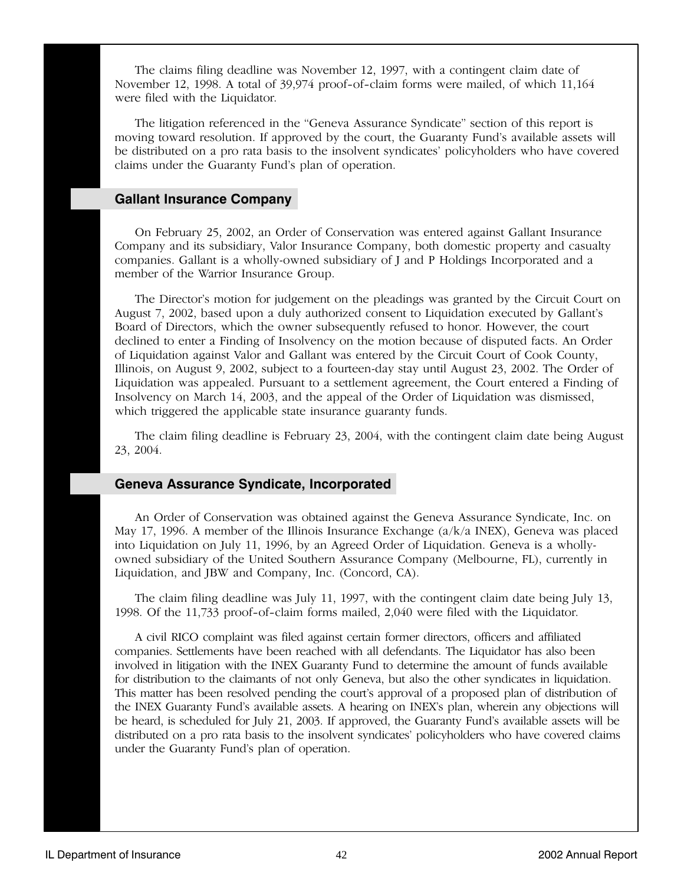The claims filing deadline was November 12, 1997, with a contingent claim date of November 12, 1998. A total of 39,974 proof-of-claim forms were mailed, of which 11,164 were filed with the Liquidator.

The litigation referenced in the "Geneva Assurance Syndicate" section of this report is moving toward resolution. If approved by the court, the Guaranty Fund's available assets will be distributed on a pro rata basis to the insolvent syndicates' policyholders who have covered claims under the Guaranty Fund's plan of operation.

## Gallant Insurance Company

On February 25, 2002, an Order of Conservation was entered against Gallant Insurance Company and its subsidiary, Valor Insurance Company, both domestic property and casualty companies. Gallant is a wholly-owned subsidiary of J and P Holdings Incorporated and a member of the Warrior Insurance Group.

The Director's motion for judgement on the pleadings was granted by the Circuit Court on August 7, 2002, based upon a duly authorized consent to Liquidation executed by Gallant's Board of Directors, which the owner subsequently refused to honor. However, the court declined to enter a Finding of Insolvency on the motion because of disputed facts. An Order of Liquidation against Valor and Gallant was entered by the Circuit Court of Cook County, Illinois, on August 9, 2002, subject to a fourteen-day stay until August 23, 2002. The Order of Liquidation was appealed. Pursuant to a settlement agreement, the Court entered a Finding of Insolvency on March 14, 2003, and the appeal of the Order of Liquidation was dismissed, which triggered the applicable state insurance guaranty funds.

The claim filing deadline is February 23, 2004, with the contingent claim date being August 23, 2004.

## Geneva Assurance Syndicate, Incorporated

An Order of Conservation was obtained against the Geneva Assurance Syndicate, Inc. on May 17, 1996. A member of the Illinois Insurance Exchange (a/k/a INEX), Geneva was placed into Liquidation on July 11, 1996, by an Agreed Order of Liquidation. Geneva is a wholly-owned subsidiary of the United Southern Assurance Company (Melbourne, FL), currently in Liquidation, and JBW and Company, Inc. (Concord, CA).

The claim filing deadline was July 11, 1997, with the contingent claim date being July 13, 1998. Of the 11,733 proof-of-claim forms mailed, 2,040 were filed with the Liquidator.

A civil RICO complaint was filed against certain former directors, officers and affiliated companies. Settlements have been reached with all defendants. The Liquidator has also been involved in litigation with the INEX Guaranty Fund to determine the amount of funds available for distribution to the claimants of not only Geneva, but also the other syndicates in liquidation. This matter has been resolved pending the court's approval of a proposed plan of distribution of the INEX Guaranty Fund's available assets. A hearing on INEX's plan, wherein any objections will be heard, is scheduled for July 21, 2003. If approved, the Guaranty Fund's available assets will be distributed on a pro rata basis to the insolvent syndicates' policyholders who have covered claims under the Guaranty Fund's plan of operation.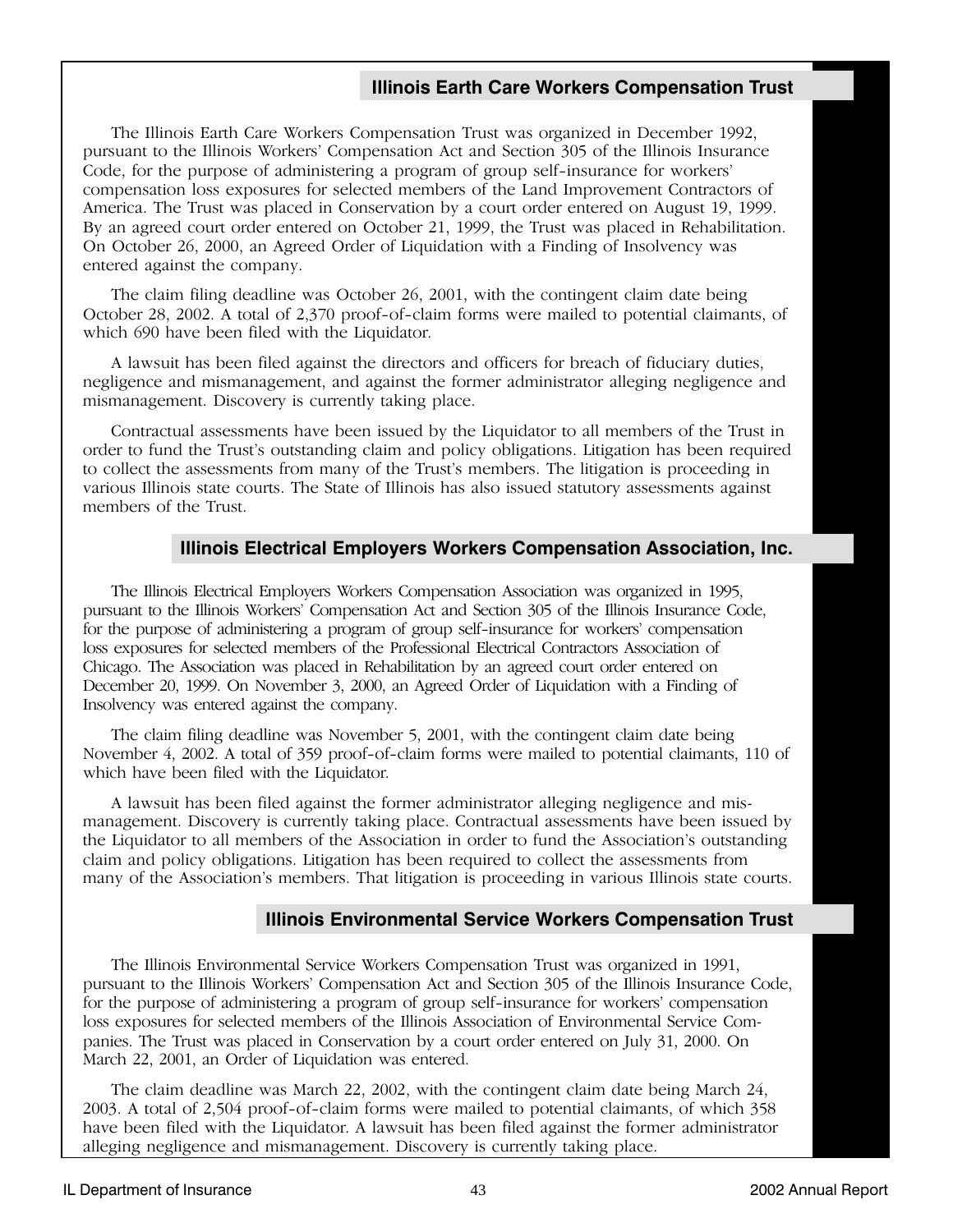## Illinois Earth Care Workers Compensation Trust

The Illinois Earth Care Workers Compensation Trust was organized in December 1992, pursuant to the Illinois Workers' Compensation Act and Section 305 of the Illinois Insurance Code, for the purpose of administering a program of group self-insurance for workers' compensation loss exposures for selected members of the Land Improvement Contractors of America. The Trust was placed in Conservation by a court order entered on August 19, 1999. By an agreed court order entered on October 21, 1999, the Trust was placed in Rehabilitation. On October 26, 2000, an Agreed Order of Liquidation with a Finding of Insolvency was entered against the company.

The claim filing deadline was October 26, 2001, with the contingent claim date being October 28, 2002. A total of 2,370 proof-of-claim forms were mailed to potential claimants, of which 690 have been filed with the Liquidator.

A lawsuit has been filed against the directors and officers for breach of fiduciary duties, negligence and mismanagement, and against the former administrator alleging negligence and mismanagement. Discovery is currently taking place.

Contractual assessments have been issued by the Liquidator to all members of the Trust in order to fund the Trust's outstanding claim and policy obligations. Litigation has been required to collect the assessments from many of the Trust's members. The litigation is proceeding in various Illinois state courts. The State of Illinois has also issued statutory assessments against members of the Trust.

## Illinois Electrical Employers Workers Compensation Association, Inc.

The Illinois Electrical Employers Workers Compensation Association was organized in 1995, pursuant to the Illinois Workers' Compensation Act and Section 305 of the Illinois Insurance Code, for the purpose of administering a program of group self-insurance for workers' compensation loss exposures for selected members of the Professional Electrical Contractors Association of Chicago. The Association was placed in Rehabilitation by an agreed court order entered on December 20, 1999. On November 3, 2000, an Agreed Order of Liquidation with a Finding of Insolvency was entered against the company.

The claim filing deadline was November 5, 2001, with the contingent claim date being November 4, 2002. A total of 359 proof-of-claim forms were mailed to potential claimants, 110 of which have been filed with the Liquidator.

A lawsuit has been filed against the former administrator alleging negligence and mismanagement. Discovery is currently taking place. Contractual assessments have been issued by the Liquidator to all members of the Association in order to fund the Association's outstanding claim and policy obligations. Litigation has been required to collect the assessments from many of the Association's members. That litigation is proceeding in various Illinois state courts.

## Illinois Environmental Service Workers Compensation Trust

The Illinois Environmental Service Workers Compensation Trust was organized in 1991, pursuant to the Illinois Workers' Compensation Act and Section 305 of the Illinois Insurance Code, for the purpose of administering a program of group self-insurance for workers' compensation loss exposures for selected members of the Illinois Association of Environmental Service Companies. The Trust was placed in Conservation by a court order entered on July 31, 2000. On March 22, 2001, an Order of Liquidation was entered.

The claim deadline was March 22, 2002, with the contingent claim date being March 24, 2003. A total of 2,504 proof-of-claim forms were mailed to potential claimants, of which 358 have been filed with the Liquidator. A lawsuit has been filed against the former administrator alleging negligence and mismanagement. Discovery is currently taking place.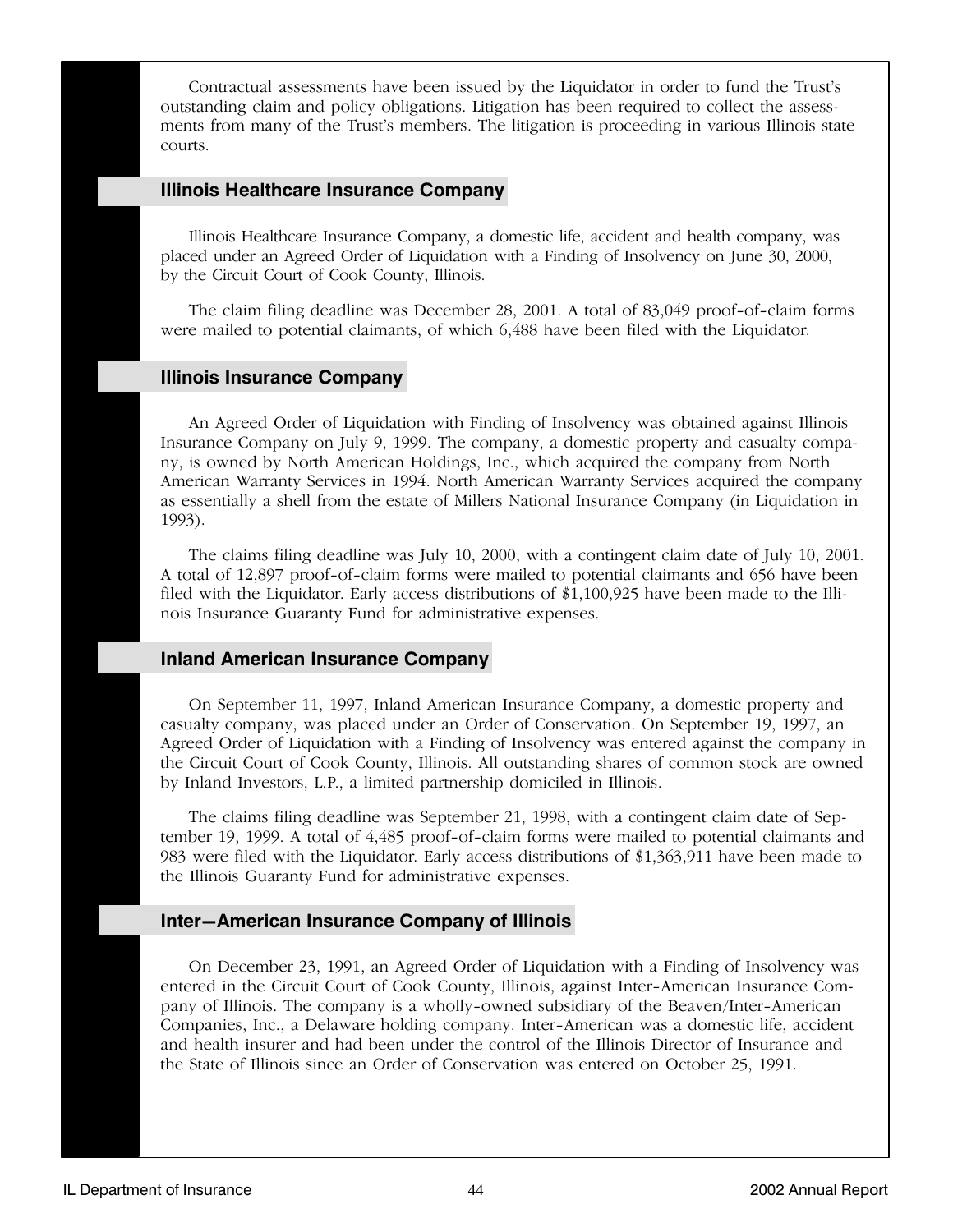Contractual assessments have been issued by the Liquidator in order to fund the Trust's outstanding claim and policy obligations. Litigation has been required to collect the assessments from many of the Trust's members. The litigation is proceeding in various Illinois state courts.

## Illinois Healthcare Insurance Company

Illinois Healthcare Insurance Company, a domestic life, accident and health company, was placed under an Agreed Order of Liquidation with a Finding of Insolvency on June 30, 2000, by the Circuit Court of Cook County, Illinois.

The claim filing deadline was December 28, 2001. A total of 83,049 proof-of-claim forms were mailed to potential claimants, of which 6,488 have been filed with the Liquidator.

## Illinois Insurance Company

An Agreed Order of Liquidation with Finding of Insolvency was obtained against Illinois Insurance Company on July 9, 1999. The company, a domestic property and casualty company, is owned by North American Holdings, Inc., which acquired the company from North American Warranty Services in 1994. North American Warranty Services acquired the company as essentially a shell from the estate of Millers National Insurance Company (in Liquidation in 1993).

The claims filing deadline was July 10, 2000, with a contingent claim date of July 10, 2001. A total of 12,897 proof-of-claim forms were mailed to potential claimants and 656 have been filed with the Liquidator. Early access distributions of $1,100,925 have been made to the Illinois Insurance Guaranty Fund for administrative expenses.

## Inland American Insurance Company

On September 11, 1997, Inland American Insurance Company, a domestic property and casualty company, was placed under an Order of Conservation. On September 19, 1997, an Agreed Order of Liquidation with a Finding of Insolvency was entered against the company in the Circuit Court of Cook County, Illinois. All outstanding shares of common stock are owned by Inland Investors, L.P., a limited partnership domiciled in Illinois.

The claims filing deadline was September 21, 1998, with a contingent claim date of September 19, 1999. A total of 4,485 proof-of-claim forms were mailed to potential claimants and 983 were filed with the Liquidator. Early access distributions of $1,363,911 have been made to the Illinois Guaranty Fund for administrative expenses.

## Inter-American Insurance Company of Illinois

On December 23, 1991, an Agreed Order of Liquidation with a Finding of Insolvency was entered in the Circuit Court of Cook County, Illinois, against Inter-American Insurance Company of Illinois. The company is a wholly-owned subsidiary of the Beaven/Inter-American Companies, Inc., a Delaware holding company. Inter-American was a domestic life, accident and health insurer and had been under the control of the Illinois Director of Insurance and the State of Illinois since an Order of Conservation was entered on October 25, 1991.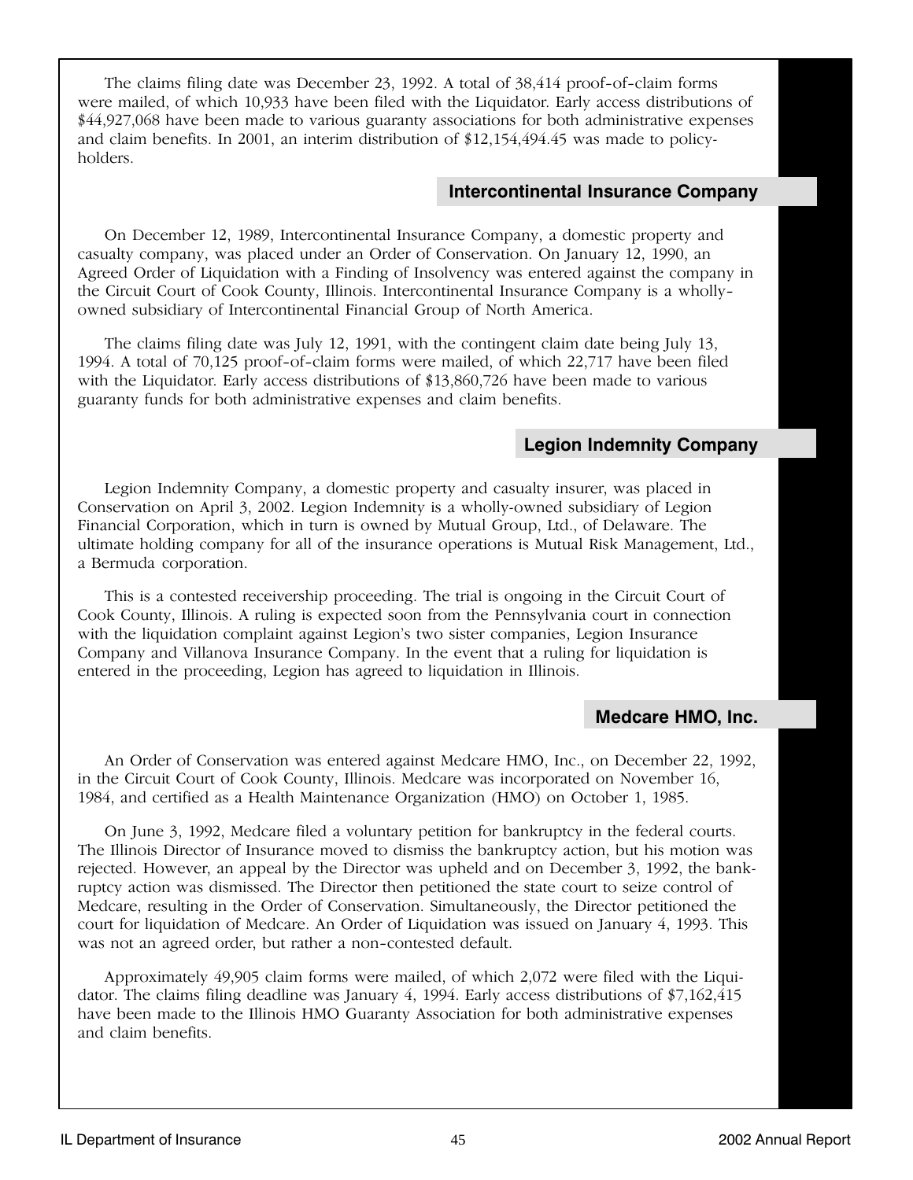The claims filing date was December 23, 1992. A total of 38,414 proof-of-claim forms were mailed, of which 10,933 have been filed with the Liquidator. Early access distributions of $44,927,068 have been made to various guaranty associations for both administrative expenses and claim benefits. In 2001, an interim distribution of $12,154,494.45 was made to policyholders.

## Intercontinental Insurance Company

On December 12, 1989, Intercontinental Insurance Company, a domestic property and casualty company, was placed under an Order of Conservation. On January 12, 1990, an Agreed Order of Liquidation with a Finding of Insolvency was entered against the company in the Circuit Court of Cook County, Illinois. Intercontinental Insurance Company is a wholly-owned subsidiary of Intercontinental Financial Group of North America.

The claims filing date was July 12, 1991, with the contingent claim date being July 13, 1994. A total of 70,125 proof-of-claim forms were mailed, of which 22,717 have been filed with the Liquidator. Early access distributions of $13,860,726 have been made to various guaranty funds for both administrative expenses and claim benefits.

## Legion Indemnity Company

Legion Indemnity Company, a domestic property and casualty insurer, was placed in Conservation on April 3, 2002. Legion Indemnity is a wholly-owned subsidiary of Legion Financial Corporation, which in turn is owned by Mutual Group, Ltd., of Delaware. The ultimate holding company for all of the insurance operations is Mutual Risk Management, Ltd., a Bermuda corporation.

This is a contested receivership proceeding. The trial is ongoing in the Circuit Court of Cook County, Illinois. A ruling is expected soon from the Pennsylvania court in connection with the liquidation complaint against Legion's two sister companies, Legion Insurance Company and Villanova Insurance Company. In the event that a ruling for liquidation is entered in the proceeding, Legion has agreed to liquidation in Illinois.

## Medcare HMO, Inc.

An Order of Conservation was entered against Medcare HMO, Inc., on December 22, 1992, in the Circuit Court of Cook County, Illinois. Medcare was incorporated on November 16, 1984, and certified as a Health Maintenance Organization (HMO) on October 1, 1985.

On June 3, 1992, Medcare filed a voluntary petition for bankruptcy in the federal courts. The Illinois Director of Insurance moved to dismiss the bankruptcy action, but his motion was rejected. However, an appeal by the Director was upheld and on December 3, 1992, the bankruptcy action was dismissed. The Director then petitioned the state court to seize control of Medcare, resulting in the Order of Conservation. Simultaneously, the Director petitioned the court for liquidation of Medcare. An Order of Liquidation was issued on January 4, 1993. This was not an agreed order, but rather a non-contested default.

Approximately 49,905 claim forms were mailed, of which 2,072 were filed with the Liquidator. The claims filing deadline was January 4, 1994. Early access distributions of $7,162,415 have been made to the Illinois HMO Guaranty Association for both administrative expenses and claim benefits.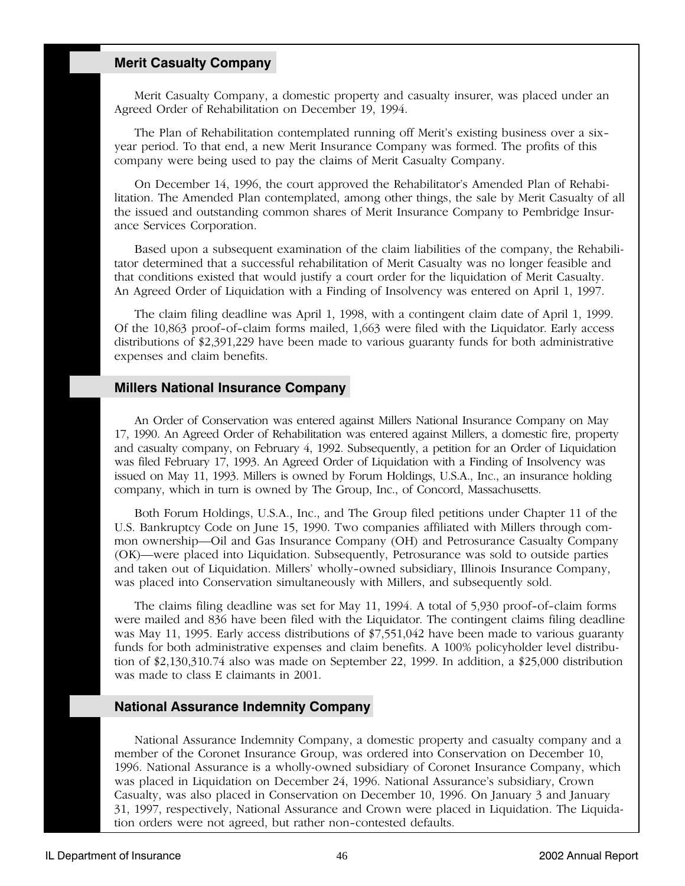## Merit Casualty Company

Merit Casualty Company, a domestic property and casualty insurer, was placed under an Agreed Order of Rehabilitation on December 19, 1994.

The Plan of Rehabilitation contemplated running off Merit's existing business over a six-year period. To that end, a new Merit Insurance Company was formed. The profits of this company were being used to pay the claims of Merit Casualty Company.

On December 14, 1996, the court approved the Rehabilitator's Amended Plan of Rehabilitation. The Amended Plan contemplated, among other things, the sale by Merit Casualty of all the issued and outstanding common shares of Merit Insurance Company to Pembridge Insurance Services Corporation.

Based upon a subsequent examination of the claim liabilities of the company, the Rehabilitator determined that a successful rehabilitation of Merit Casualty was no longer feasible and that conditions existed that would justify a court order for the liquidation of Merit Casualty. An Agreed Order of Liquidation with a Finding of Insolvency was entered on April 1, 1997.

The claim filing deadline was April 1, 1998, with a contingent claim date of April 1, 1999. Of the 10,863 proof-of-claim forms mailed, 1,663 were filed with the Liquidator. Early access distributions of $2,391,229 have been made to various guaranty funds for both administrative expenses and claim benefits.

## Millers National Insurance Company

An Order of Conservation was entered against Millers National Insurance Company on May 17, 1990. An Agreed Order of Rehabilitation was entered against Millers, a domestic fire, property and casualty company, on February 4, 1992. Subsequently, a petition for an Order of Liquidation was filed February 17, 1993. An Agreed Order of Liquidation with a Finding of Insolvency was issued on May 11, 1993. Millers is owned by Forum Holdings, U.S.A., Inc., an insurance holding company, which in turn is owned by The Group, Inc., of Concord, Massachusetts.

Both Forum Holdings, U.S.A., Inc., and The Group filed petitions under Chapter 11 of the U.S. Bankruptcy Code on June 15, 1990. Two companies affiliated with Millers through common ownership—Oil and Gas Insurance Company (OH) and Petrosurance Casualty Company (OK)—were placed into Liquidation. Subsequently, Petrosurance was sold to outside parties and taken out of Liquidation. Millers' wholly-owned subsidiary, Illinois Insurance Company, was placed into Conservation simultaneously with Millers, and subsequently sold.

The claims filing deadline was set for May 11, 1994. A total of 5,930 proof-of-claim forms were mailed and 836 have been filed with the Liquidator. The contingent claims filing deadline was May 11, 1995. Early access distributions of $7,551,042 have been made to various guaranty funds for both administrative expenses and claim benefits. A 100% policyholder level distribution of $2,130,310.74 also was made on September 22, 1999. In addition, a $25,000 distribution was made to class E claimants in 2001.

## National Assurance Indemnity Company

National Assurance Indemnity Company, a domestic property and casualty company and a member of the Coronet Insurance Group, was ordered into Conservation on December 10, 1996. National Assurance is a wholly-owned subsidiary of Coronet Insurance Company, which was placed in Liquidation on December 24, 1996. National Assurance's subsidiary, Crown Casualty, was also placed in Conservation on December 10, 1996. On January 3 and January 31, 1997, respectively, National Assurance and Crown were placed in Liquidation. The Liquidation orders were not agreed, but rather non-contested defaults.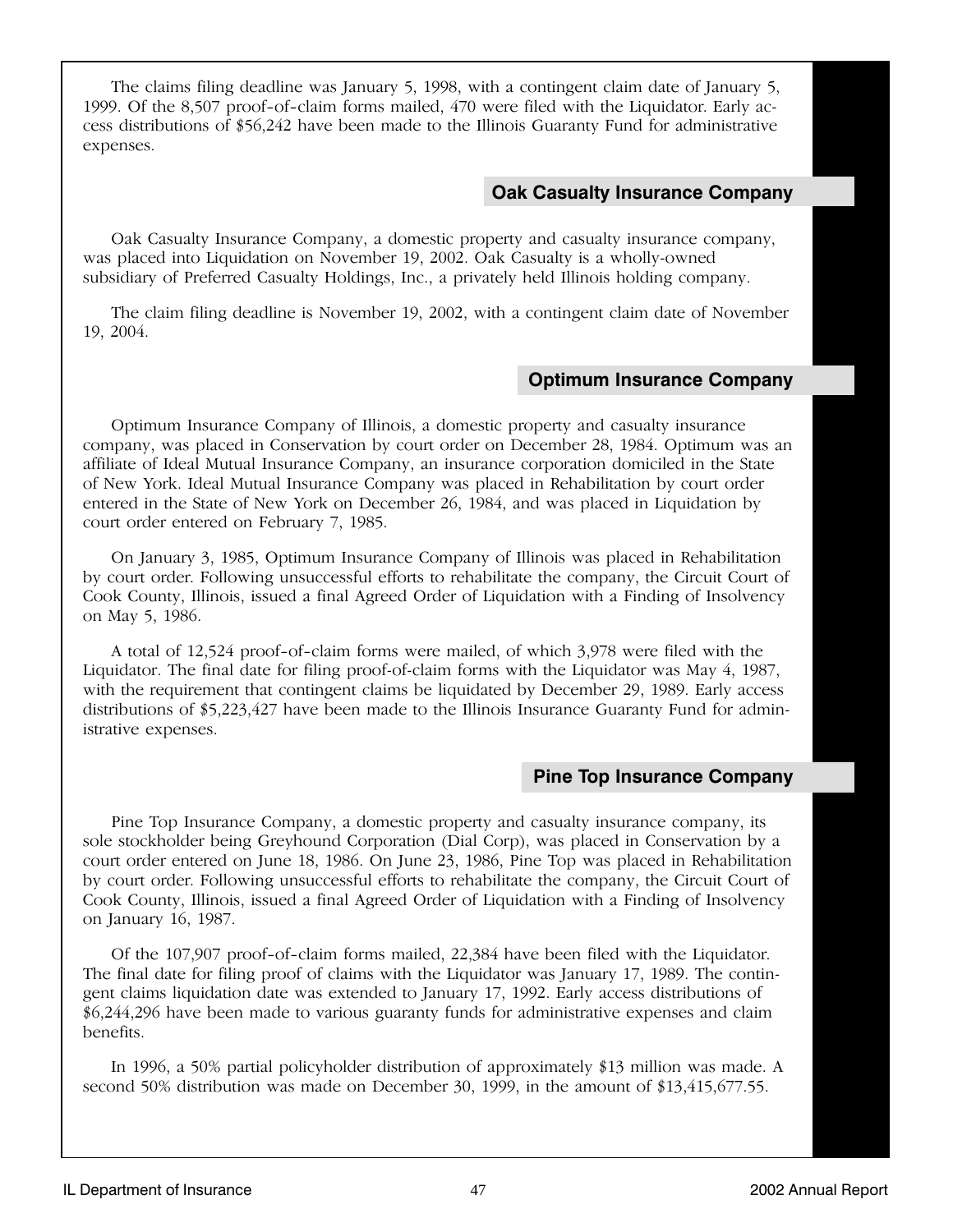The claims filing deadline was January 5, 1998, with a contingent claim date of January 5, 1999. Of the 8,507 proof-of-claim forms mailed, 470 were filed with the Liquidator. Early access distributions of $56,242 have been made to the Illinois Guaranty Fund for administrative expenses.

## Oak Casualty Insurance Company

Oak Casualty Insurance Company, a domestic property and casualty insurance company, was placed into Liquidation on November 19, 2002. Oak Casualty is a wholly-owned subsidiary of Preferred Casualty Holdings, Inc., a privately held Illinois holding company.

The claim filing deadline is November 19, 2002, with a contingent claim date of November 19, 2004.

## Optimum Insurance Company

Optimum Insurance Company of Illinois, a domestic property and casualty insurance company, was placed in Conservation by court order on December 28, 1984. Optimum was an affiliate of Ideal Mutual Insurance Company, an insurance corporation domiciled in the State of New York. Ideal Mutual Insurance Company was placed in Rehabilitation by court order entered in the State of New York on December 26, 1984, and was placed in Liquidation by court order entered on February 7, 1985.

On January 3, 1985, Optimum Insurance Company of Illinois was placed in Rehabilitation by court order. Following unsuccessful efforts to rehabilitate the company, the Circuit Court of Cook County, Illinois, issued a final Agreed Order of Liquidation with a Finding of Insolvency on May 5, 1986.

A total of 12,524 proof-of-claim forms were mailed, of which 3,978 were filed with the Liquidator. The final date for filing proof-of-claim forms with the Liquidator was May 4, 1987, with the requirement that contingent claims be liquidated by December 29, 1989. Early access distributions of $5,223,427 have been made to the Illinois Insurance Guaranty Fund for administrative expenses.

## Pine Top Insurance Company

Pine Top Insurance Company, a domestic property and casualty insurance company, its sole stockholder being Greyhound Corporation (Dial Corp), was placed in Conservation by a court order entered on June 18, 1986. On June 23, 1986, Pine Top was placed in Rehabilitation by court order. Following unsuccessful efforts to rehabilitate the company, the Circuit Court of Cook County, Illinois, issued a final Agreed Order of Liquidation with a Finding of Insolvency on January 16, 1987.

Of the 107,907 proof-of-claim forms mailed, 22,384 have been filed with the Liquidator. The final date for filing proof of claims with the Liquidator was January 17, 1989. The contingent claims liquidation date was extended to January 17, 1992. Early access distributions of $6,244,296 have been made to various guaranty funds for administrative expenses and claim benefits.

In 1996, a 50% partial policyholder distribution of approximately $13 million was made. A second 50% distribution was made on December 30, 1999, in the amount of $13,415,677.55.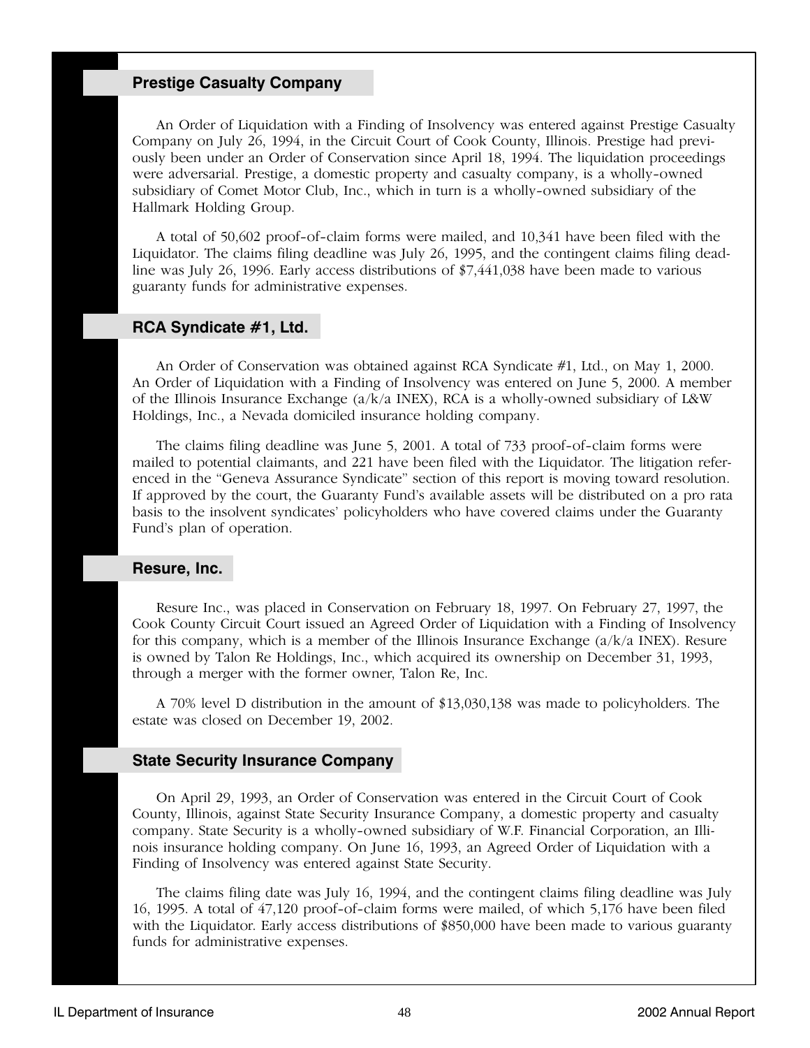## Prestige Casualty Company

An Order of Liquidation with a Finding of Insolvency was entered against Prestige Casualty Company on July 26, 1994, in the Circuit Court of Cook County, Illinois. Prestige had previously been under an Order of Conservation since April 18, 1994. The liquidation proceedings were adversarial. Prestige, a domestic property and casualty company, is a wholly-owned subsidiary of Comet Motor Club, Inc., which in turn is a wholly-owned subsidiary of the Hallmark Holding Group.

A total of 50,602 proof-of-claim forms were mailed, and 10,341 have been filed with the Liquidator. The claims filing deadline was July 26, 1995, and the contingent claims filing deadline was July 26, 1996. Early access distributions of $7,441,038 have been made to various guaranty funds for administrative expenses.

## RCA Syndicate #1, Ltd.

An Order of Conservation was obtained against RCA Syndicate #1, Ltd., on May 1, 2000. An Order of Liquidation with a Finding of Insolvency was entered on June 5, 2000. A member of the Illinois Insurance Exchange (a/k/a INEX), RCA is a wholly-owned subsidiary of L&W Holdings, Inc., a Nevada domiciled insurance holding company.

The claims filing deadline was June 5, 2001. A total of 733 proof-of-claim forms were mailed to potential claimants, and 221 have been filed with the Liquidator. The litigation referenced in the "Geneva Assurance Syndicate" section of this report is moving toward resolution. If approved by the court, the Guaranty Fund's available assets will be distributed on a pro rata basis to the insolvent syndicates' policyholders who have covered claims under the Guaranty Fund's plan of operation.

## Resure, Inc.

Resure Inc., was placed in Conservation on February 18, 1997. On February 27, 1997, the Cook County Circuit Court issued an Agreed Order of Liquidation with a Finding of Insolvency for this company, which is a member of the Illinois Insurance Exchange (a/k/a INEX). Resure is owned by Talon Re Holdings, Inc., which acquired its ownership on December 31, 1993, through a merger with the former owner, Talon Re, Inc.

A 70% level D distribution in the amount of $13,030,138 was made to policyholders. The estate was closed on December 19, 2002.

## State Security Insurance Company

On April 29, 1993, an Order of Conservation was entered in the Circuit Court of Cook County, Illinois, against State Security Insurance Company, a domestic property and casualty company. State Security is a wholly-owned subsidiary of W.F. Financial Corporation, an Illinois insurance holding company. On June 16, 1993, an Agreed Order of Liquidation with a Finding of Insolvency was entered against State Security.

The claims filing date was July 16, 1994, and the contingent claims filing deadline was July 16, 1995. A total of 47,120 proof-of-claim forms were mailed, of which 5,176 have been filed with the Liquidator. Early access distributions of $850,000 have been made to various guaranty funds for administrative expenses.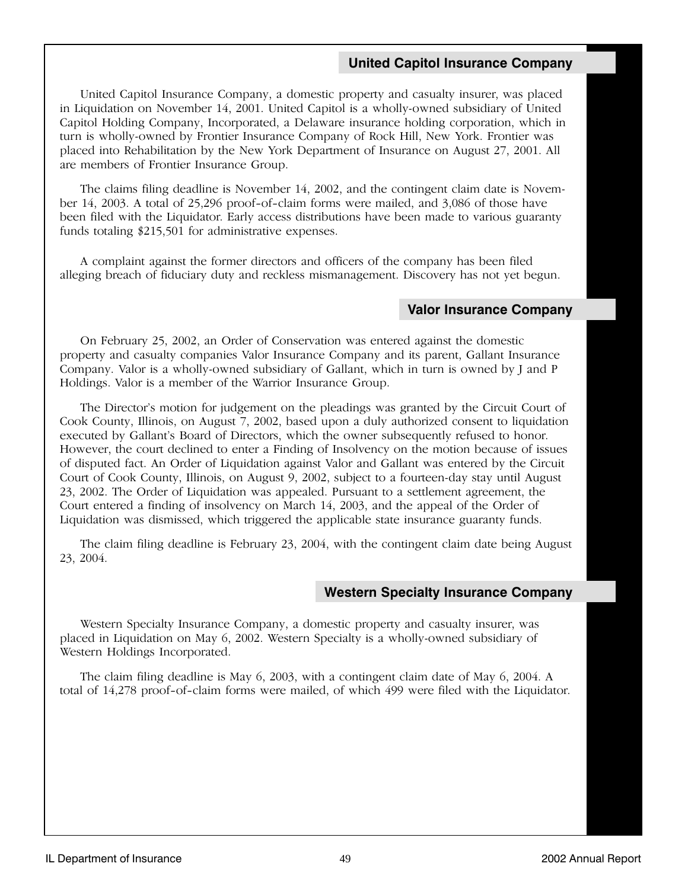## United Capitol Insurance Company

United Capitol Insurance Company, a domestic property and casualty insurer, was placed in Liquidation on November 14, 2001. United Capitol is a wholly-owned subsidiary of United Capitol Holding Company, Incorporated, a Delaware insurance holding corporation, which in turn is wholly-owned by Frontier Insurance Company of Rock Hill, New York. Frontier was placed into Rehabilitation by the New York Department of Insurance on August 27, 2001. All are members of Frontier Insurance Group.

The claims filing deadline is November 14, 2002, and the contingent claim date is November 14, 2003. A total of 25,296 proof-of-claim forms were mailed, and 3,086 of those have been filed with the Liquidator. Early access distributions have been made to various guaranty funds totaling $215,501 for administrative expenses.

A complaint against the former directors and officers of the company has been filed alleging breach of fiduciary duty and reckless mismanagement. Discovery has not yet begun.

## Valor Insurance Company

On February 25, 2002, an Order of Conservation was entered against the domestic property and casualty companies Valor Insurance Company and its parent, Gallant Insurance Company. Valor is a wholly-owned subsidiary of Gallant, which in turn is owned by J and P Holdings. Valor is a member of the Warrior Insurance Group.

The Director's motion for judgement on the pleadings was granted by the Circuit Court of Cook County, Illinois, on August 7, 2002, based upon a duly authorized consent to liquidation executed by Gallant's Board of Directors, which the owner subsequently refused to honor. However, the court declined to enter a Finding of Insolvency on the motion because of issues of disputed fact. An Order of Liquidation against Valor and Gallant was entered by the Circuit Court of Cook County, Illinois, on August 9, 2002, subject to a fourteen-day stay until August 23, 2002. The Order of Liquidation was appealed. Pursuant to a settlement agreement, the Court entered a finding of insolvency on March 14, 2003, and the appeal of the Order of Liquidation was dismissed, which triggered the applicable state insurance guaranty funds.

The claim filing deadline is February 23, 2004, with the contingent claim date being August 23, 2004.

## Western Specialty Insurance Company

Western Specialty Insurance Company, a domestic property and casualty insurer, was placed in Liquidation on May 6, 2002. Western Specialty is a wholly-owned subsidiary of Western Holdings Incorporated.

The claim filing deadline is May 6, 2003, with a contingent claim date of May 6, 2004. A total of 14,278 proof-of-claim forms were mailed, of which 499 were filed with the Liquidator.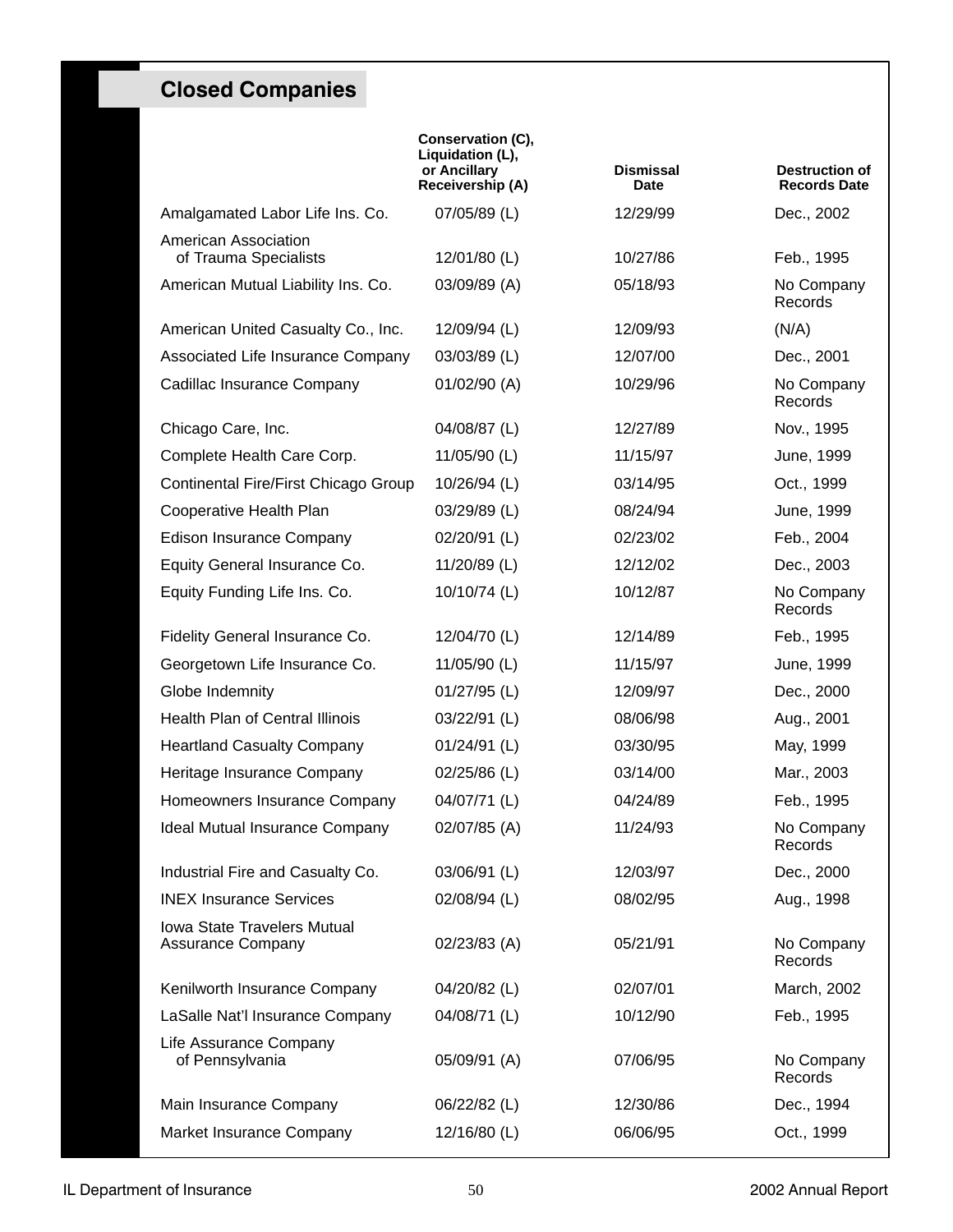## Closed Companies

| | Conservation (C), Liquidation (L), or Ancillary Receivership (A) | Dismissal Date | Destruction of Records Date |
|---|---|---|---|
| Amalgamated Labor Life Ins. Co. | 07/05/89 (L) | 12/29/99 | Dec., 2002 |
| American Association of Trauma Specialists | 12/01/80 (L) | 10/27/86 | Feb., 1995 |
| American Mutual Liability Ins. Co. | 03/09/89 (A) | 05/18/93 | No Company Records |
| American United Casualty Co., Inc. | 12/09/94 (L) | 12/09/93 | (N/A) |
| Associated Life Insurance Company | 03/03/89 (L) | 12/07/00 | Dec., 2001 |
| Cadillac Insurance Company | 01/02/90 (A) | 10/29/96 | No Company Records |
| Chicago Care, Inc. | 04/08/87 (L) | 12/27/89 | Nov., 1995 |
| Complete Health Care Corp. | 11/05/90 (L) | 11/15/97 | June, 1999 |
| Continental Fire/First Chicago Group | 10/26/94 (L) | 03/14/95 | Oct., 1999 |
| Cooperative Health Plan | 03/29/89 (L) | 08/24/94 | June, 1999 |
| Edison Insurance Company | 02/20/91 (L) | 02/23/02 | Feb., 2004 |
| Equity General Insurance Co. | 11/20/89 (L) | 12/12/02 | Dec., 2003 |
| Equity Funding Life Ins. Co. | 10/10/74 (L) | 10/12/87 | No Company Records |
| Fidelity General Insurance Co. | 12/04/70 (L) | 12/14/89 | Feb., 1995 |
| Georgetown Life Insurance Co. | 11/05/90 (L) | 11/15/97 | June, 1999 |
| Globe Indemnity | 01/27/95 (L) | 12/09/97 | Dec., 2000 |
| Health Plan of Central Illinois | 03/22/91 (L) | 08/06/98 | Aug., 2001 |
| Heartland Casualty Company | 01/24/91 (L) | 03/30/95 | May, 1999 |
| Heritage Insurance Company | 02/25/86 (L) | 03/14/00 | Mar., 2003 |
| Homeowners Insurance Company | 04/07/71 (L) | 04/24/89 | Feb., 1995 |
| Ideal Mutual Insurance Company | 02/07/85 (A) | 11/24/93 | No Company Records |
| Industrial Fire and Casualty Co. | 03/06/91 (L) | 12/03/97 | Dec., 2000 |
| INEX Insurance Services | 02/08/94 (L) | 08/02/95 | Aug., 1998 |
| Iowa State Travelers Mutual Assurance Company | 02/23/83 (A) | 05/21/91 | No Company Records |
| Kenilworth Insurance Company | 04/20/82 (L) | 02/07/01 | March, 2002 |
| LaSalle Nat'l Insurance Company | 04/08/71 (L) | 10/12/90 | Feb., 1995 |
| Life Assurance Company of Pennsylvania | 05/09/91 (A) | 07/06/95 | No Company Records |
| Main Insurance Company | 06/22/82 (L) | 12/30/86 | Dec., 1994 |
| Market Insurance Company | 12/16/80 (L) | 06/06/95 | Oct., 1999 |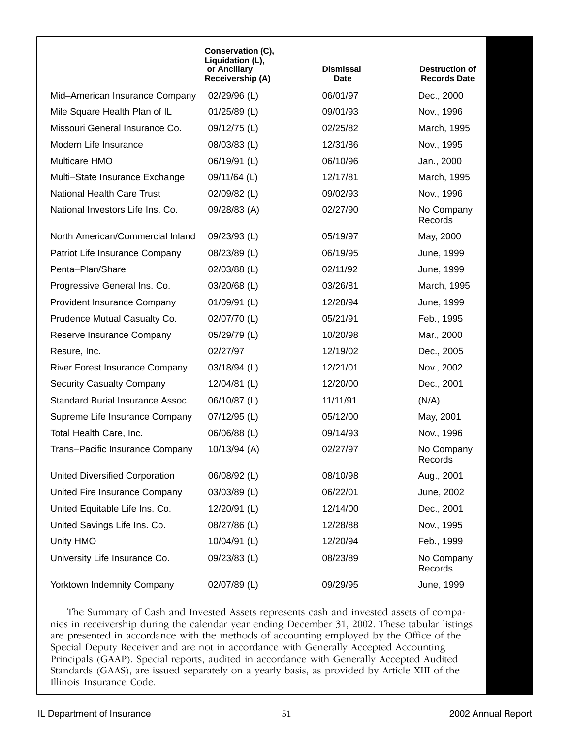| | Conservation (C), Liquidation (L), or Ancillary Receivership (A) | Dismissal Date | Destruction of Records Date |
|---|---|---|---|
| Mid–American Insurance Company | 02/29/96 (L) | 06/01/97 | Dec., 2000 |
| Mile Square Health Plan of IL | 01/25/89 (L) | 09/01/93 | Nov., 1996 |
| Missouri General Insurance Co. | 09/12/75 (L) | 02/25/82 | March, 1995 |
| Modern Life Insurance | 08/03/83 (L) | 12/31/86 | Nov., 1995 |
| Multicare HMO | 06/19/91 (L) | 06/10/96 | Jan., 2000 |
| Multi–State Insurance Exchange | 09/11/64 (L) | 12/17/81 | March, 1995 |
| National Health Care Trust | 02/09/82 (L) | 09/02/93 | Nov., 1996 |
| National Investors Life Ins. Co. | 09/28/83 (A) | 02/27/90 | No Company Records |
| North American/Commercial Inland | 09/23/93 (L) | 05/19/97 | May, 2000 |
| Patriot Life Insurance Company | 08/23/89 (L) | 06/19/95 | June, 1999 |
| Penta–Plan/Share | 02/03/88 (L) | 02/11/92 | June, 1999 |
| Progressive General Ins. Co. | 03/20/68 (L) | 03/26/81 | March, 1995 |
| Provident Insurance Company | 01/09/91 (L) | 12/28/94 | June, 1999 |
| Prudence Mutual Casualty Co. | 02/07/70 (L) | 05/21/91 | Feb., 1995 |
| Reserve Insurance Company | 05/29/79 (L) | 10/20/98 | Mar., 2000 |
| Resure, Inc. | 02/27/97 | 12/19/02 | Dec., 2005 |
| River Forest Insurance Company | 03/18/94 (L) | 12/21/01 | Nov., 2002 |
| Security Casualty Company | 12/04/81 (L) | 12/20/00 | Dec., 2001 |
| Standard Burial Insurance Assoc. | 06/10/87 (L) | 11/11/91 | (N/A) |
| Supreme Life Insurance Company | 07/12/95 (L) | 05/12/00 | May, 2001 |
| Total Health Care, Inc. | 06/06/88 (L) | 09/14/93 | Nov., 1996 |
| Trans–Pacific Insurance Company | 10/13/94 (A) | 02/27/97 | No Company Records |
| United Diversified Corporation | 06/08/92 (L) | 08/10/98 | Aug., 2001 |
| United Fire Insurance Company | 03/03/89 (L) | 06/22/01 | June, 2002 |
| United Equitable Life Ins. Co. | 12/20/91 (L) | 12/14/00 | Dec., 2001 |
| United Savings Life Ins. Co. | 08/27/86 (L) | 12/28/88 | Nov., 1995 |
| Unity HMO | 10/04/91 (L) | 12/20/94 | Feb., 1999 |
| University Life Insurance Co. | 09/23/83 (L) | 08/23/89 | No Company Records |
| Yorktown Indemnity Company | 02/07/89 (L) | 09/29/95 | June, 1999 |

The Summary of Cash and Invested Assets represents cash and invested assets of companies in receivership during the calendar year ending December 31, 2002. These tabular listings are presented in accordance with the methods of accounting employed by the Office of the Special Deputy Receiver and are not in accordance with Generally Accepted Accounting Principals (GAAP). Special reports, audited in accordance with Generally Accepted Audited Standards (GAAS), are issued separately on a yearly basis, as provided by Article XIII of the Illinois Insurance Code.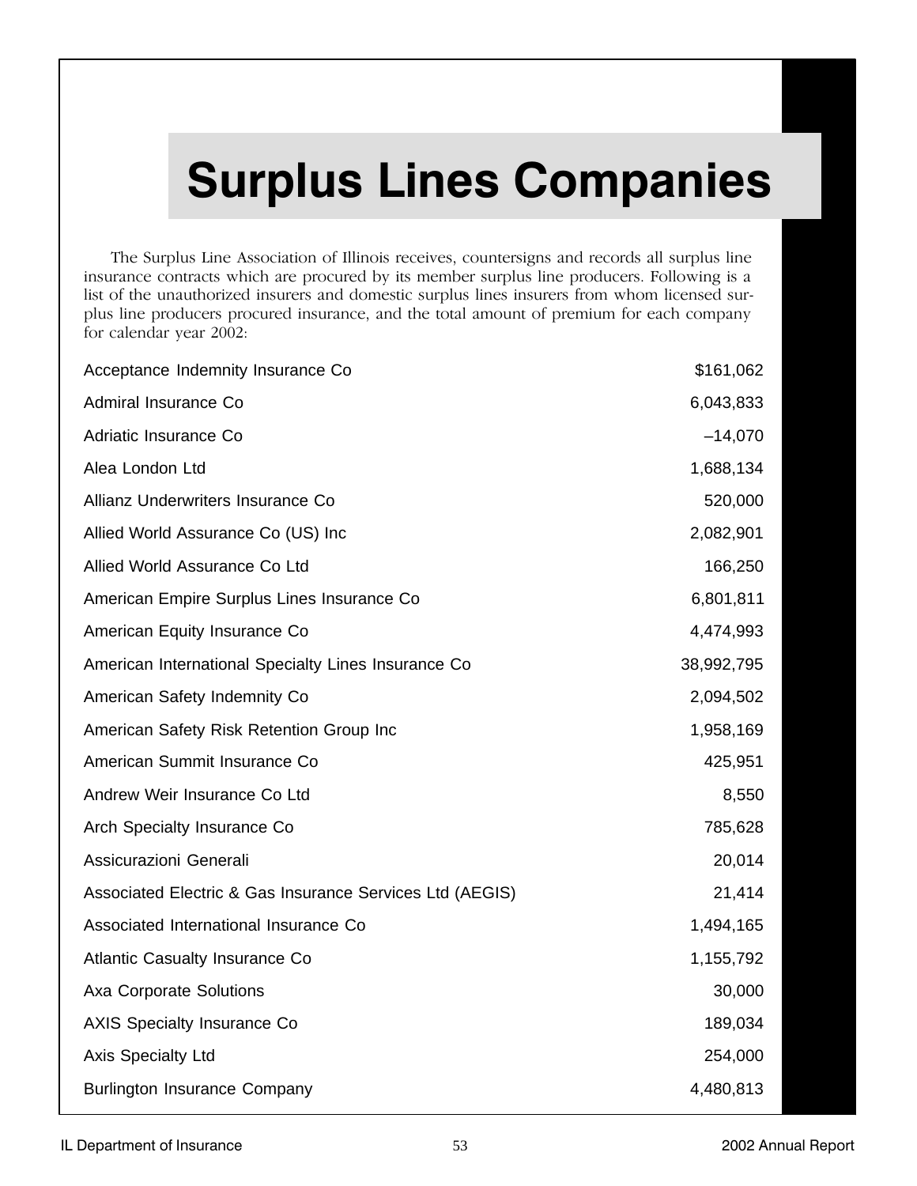# Surplus Lines Companies

The Surplus Line Association of Illinois receives, countersigns and records all surplus line insurance contracts which are procured by its member surplus line producers. Following is a list of the unauthorized insurers and domestic surplus lines insurers from whom licensed surplus line producers procured insurance, and the total amount of premium for each company for calendar year 2002:

| Company | Premium |
|---|---|
| Acceptance Indemnity Insurance Co | $161,062 |
| Admiral Insurance Co | 6,043,833 |
| Adriatic Insurance Co | –14,070 |
| Alea London Ltd | 1,688,134 |
| Allianz Underwriters Insurance Co | 520,000 |
| Allied World Assurance Co (US) Inc | 2,082,901 |
| Allied World Assurance Co Ltd | 166,250 |
| American Empire Surplus Lines Insurance Co | 6,801,811 |
| American Equity Insurance Co | 4,474,993 |
| American International Specialty Lines Insurance Co | 38,992,795 |
| American Safety Indemnity Co | 2,094,502 |
| American Safety Risk Retention Group Inc | 1,958,169 |
| American Summit Insurance Co | 425,951 |
| Andrew Weir Insurance Co Ltd | 8,550 |
| Arch Specialty Insurance Co | 785,628 |
| Assicurazioni Generali | 20,014 |
| Associated Electric & Gas Insurance Services Ltd (AEGIS) | 21,414 |
| Associated International Insurance Co | 1,494,165 |
| Atlantic Casualty Insurance Co | 1,155,792 |
| Axa Corporate Solutions | 30,000 |
| AXIS Specialty Insurance Co | 189,034 |
| Axis Specialty Ltd | 254,000 |
| Burlington Insurance Company | 4,480,813 |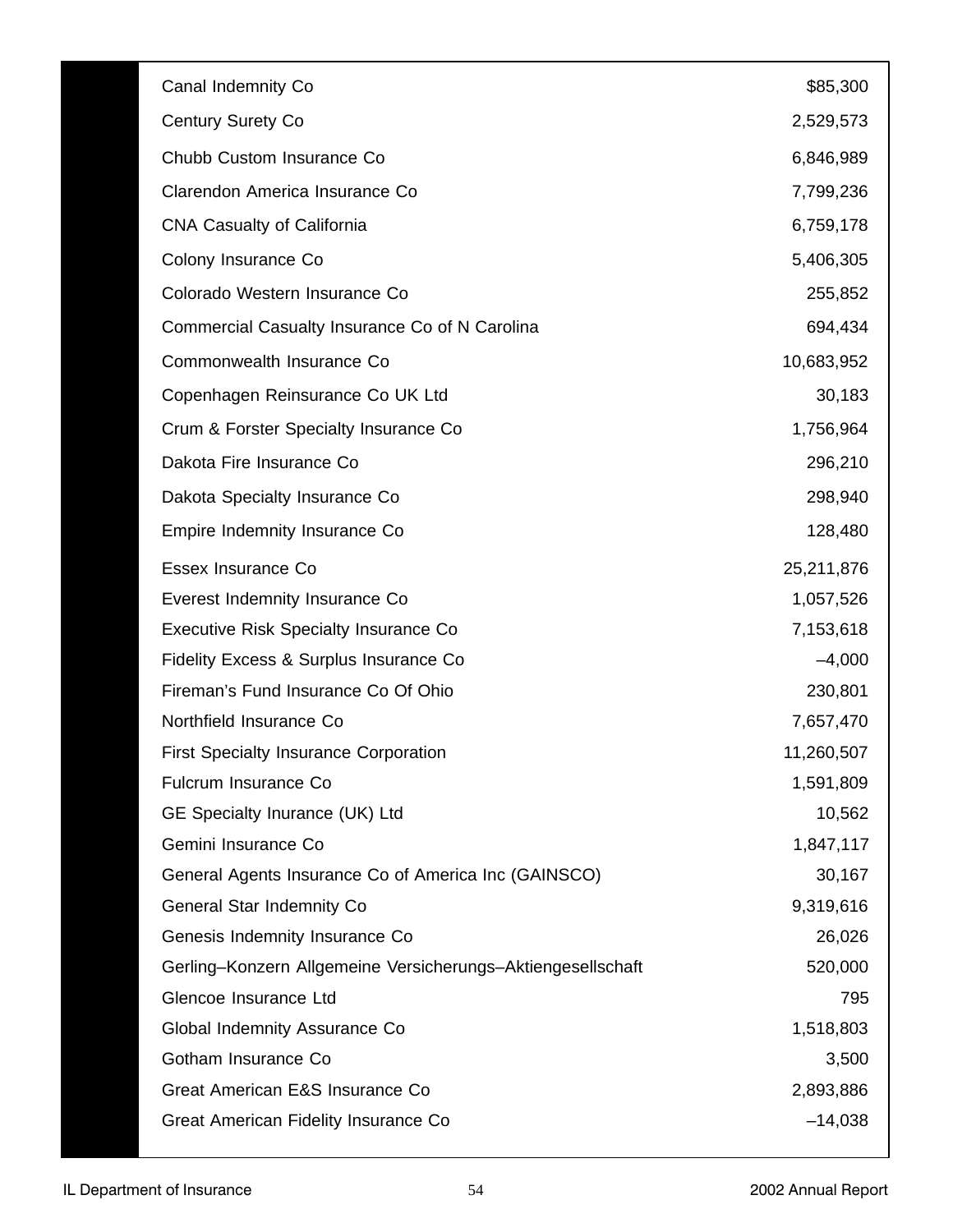| | |
|---|---|
| Canal Indemnity Co | $85,300 |
| Century Surety Co | 2,529,573 |
| Chubb Custom Insurance Co | 6,846,989 |
| Clarendon America Insurance Co | 7,799,236 |
| CNA Casualty of California | 6,759,178 |
| Colony Insurance Co | 5,406,305 |
| Colorado Western Insurance Co | 255,852 |
| Commercial Casualty Insurance Co of N Carolina | 694,434 |
| Commonwealth Insurance Co | 10,683,952 |
| Copenhagen Reinsurance Co UK Ltd | 30,183 |
| Crum & Forster Specialty Insurance Co | 1,756,964 |
| Dakota Fire Insurance Co | 296,210 |
| Dakota Specialty Insurance Co | 298,940 |
| Empire Indemnity Insurance Co | 128,480 |
| Essex Insurance Co | 25,211,876 |
| Everest Indemnity Insurance Co | 1,057,526 |
| Executive Risk Specialty Insurance Co | 7,153,618 |
| Fidelity Excess & Surplus Insurance Co | –4,000 |
| Fireman's Fund Insurance Co Of Ohio | 230,801 |
| Northfield Insurance Co | 7,657,470 |
| First Specialty Insurance Corporation | 11,260,507 |
| Fulcrum Insurance Co | 1,591,809 |
| GE Specialty Inurance (UK) Ltd | 10,562 |
| Gemini Insurance Co | 1,847,117 |
| General Agents Insurance Co of America Inc (GAINSCO) | 30,167 |
| General Star Indemnity Co | 9,319,616 |
| Genesis Indemnity Insurance Co | 26,026 |
| Gerling–Konzern Allgemeine Versicherungs–Aktiengesellschaft | 520,000 |
| Glencoe Insurance Ltd | 795 |
| Global Indemnity Assurance Co | 1,518,803 |
| Gotham Insurance Co | 3,500 |
| Great American E&S Insurance Co | 2,893,886 |
| Great American Fidelity Insurance Co | –14,038 |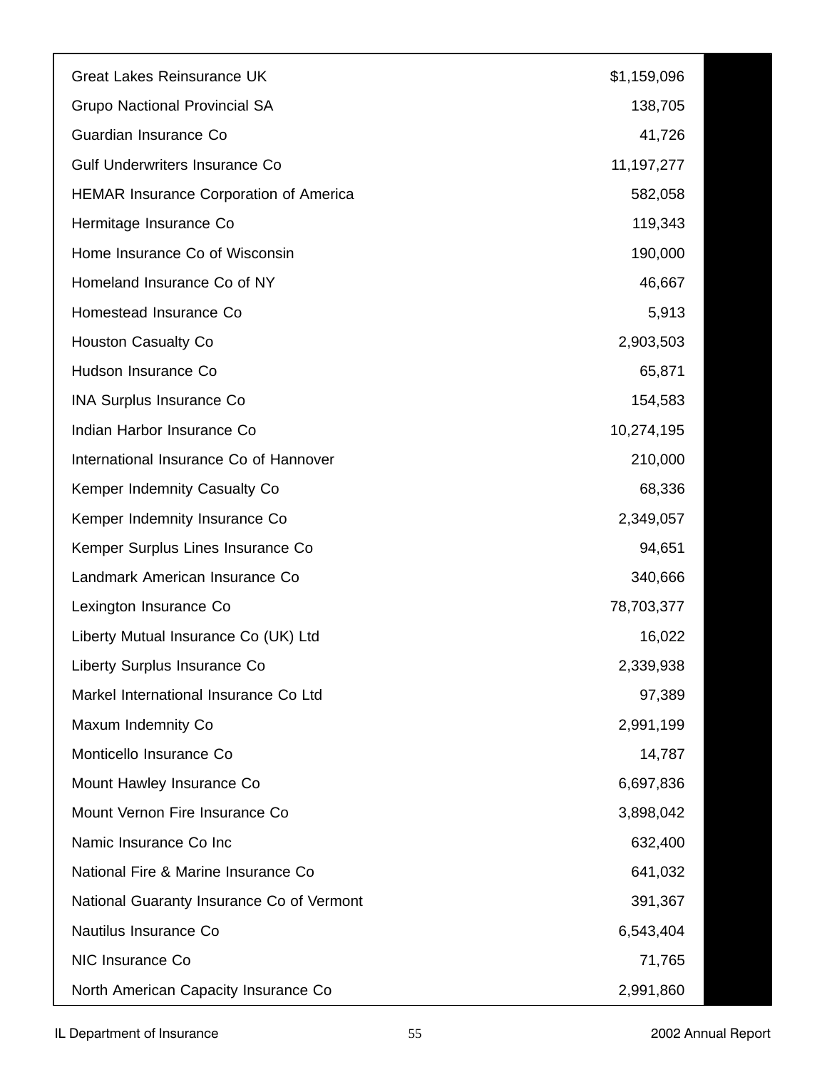| | |
|---|---|
| Great Lakes Reinsurance UK | $1,159,096 |
| Grupo Nactional Provincial SA | 138,705 |
| Guardian Insurance Co | 41,726 |
| Gulf Underwriters Insurance Co | 11,197,277 |
| HEMAR Insurance Corporation of America | 582,058 |
| Hermitage Insurance Co | 119,343 |
| Home Insurance Co of Wisconsin | 190,000 |
| Homeland Insurance Co of NY | 46,667 |
| Homestead Insurance Co | 5,913 |
| Houston Casualty Co | 2,903,503 |
| Hudson Insurance Co | 65,871 |
| INA Surplus Insurance Co | 154,583 |
| Indian Harbor Insurance Co | 10,274,195 |
| International Insurance Co of Hannover | 210,000 |
| Kemper Indemnity Casualty Co | 68,336 |
| Kemper Indemnity Insurance Co | 2,349,057 |
| Kemper Surplus Lines Insurance Co | 94,651 |
| Landmark American Insurance Co | 340,666 |
| Lexington Insurance Co | 78,703,377 |
| Liberty Mutual Insurance Co (UK) Ltd | 16,022 |
| Liberty Surplus Insurance Co | 2,339,938 |
| Markel International Insurance Co Ltd | 97,389 |
| Maxum Indemnity Co | 2,991,199 |
| Monticello Insurance Co | 14,787 |
| Mount Hawley Insurance Co | 6,697,836 |
| Mount Vernon Fire Insurance Co | 3,898,042 |
| Namic Insurance Co Inc | 632,400 |
| National Fire & Marine Insurance Co | 641,032 |
| National Guaranty Insurance Co of Vermont | 391,367 |
| Nautilus Insurance Co | 6,543,404 |
| NIC Insurance Co | 71,765 |
| North American Capacity Insurance Co | 2,991,860 |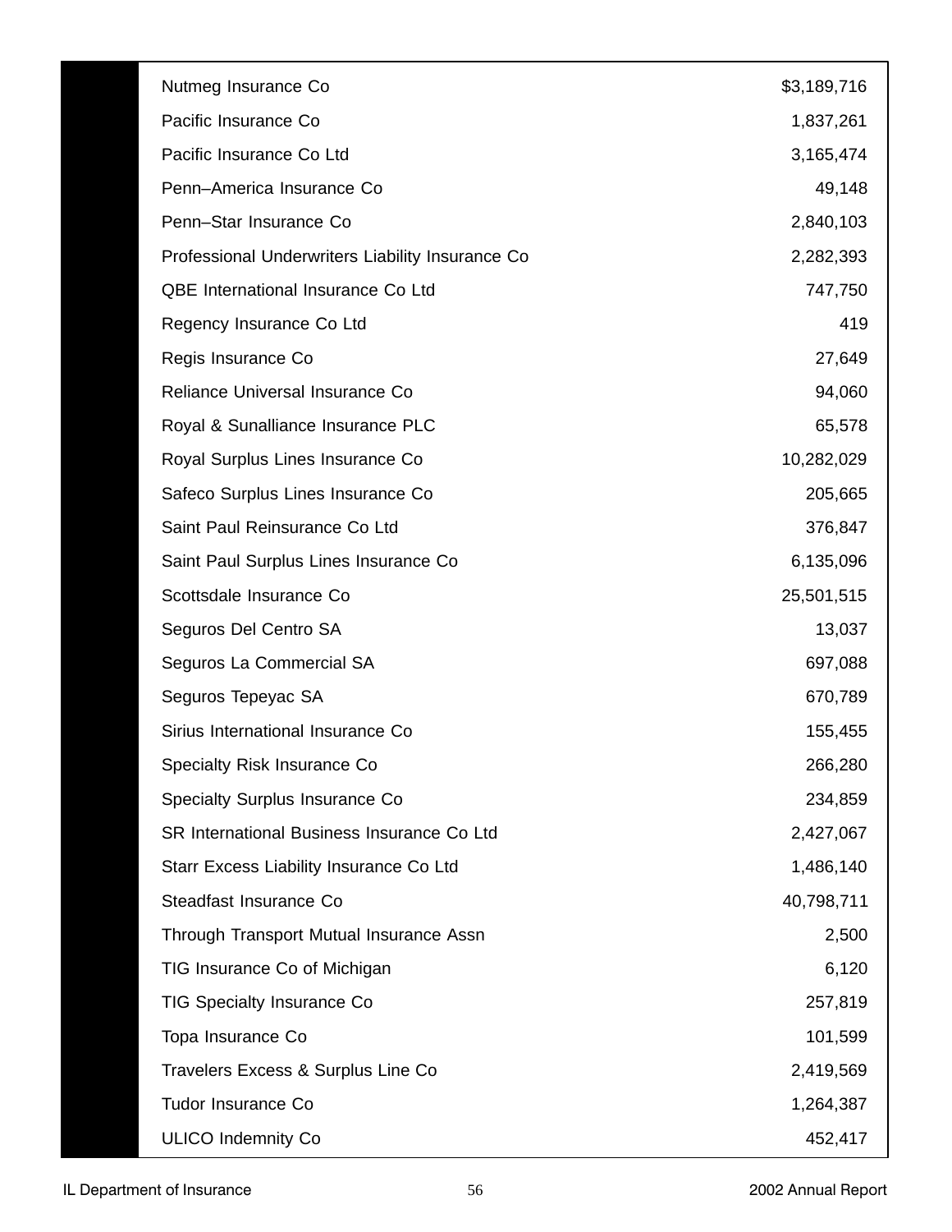| | |
|---|---|
| Nutmeg Insurance Co | $3,189,716 |
| Pacific Insurance Co | 1,837,261 |
| Pacific Insurance Co Ltd | 3,165,474 |
| Penn–America Insurance Co | 49,148 |
| Penn–Star Insurance Co | 2,840,103 |
| Professional Underwriters Liability Insurance Co | 2,282,393 |
| QBE International Insurance Co Ltd | 747,750 |
| Regency Insurance Co Ltd | 419 |
| Regis Insurance Co | 27,649 |
| Reliance Universal Insurance Co | 94,060 |
| Royal & Sunalliance Insurance PLC | 65,578 |
| Royal Surplus Lines Insurance Co | 10,282,029 |
| Safeco Surplus Lines Insurance Co | 205,665 |
| Saint Paul Reinsurance Co Ltd | 376,847 |
| Saint Paul Surplus Lines Insurance Co | 6,135,096 |
| Scottsdale Insurance Co | 25,501,515 |
| Seguros Del Centro SA | 13,037 |
| Seguros La Commercial SA | 697,088 |
| Seguros Tepeyac SA | 670,789 |
| Sirius International Insurance Co | 155,455 |
| Specialty Risk Insurance Co | 266,280 |
| Specialty Surplus Insurance Co | 234,859 |
| SR International Business Insurance Co Ltd | 2,427,067 |
| Starr Excess Liability Insurance Co Ltd | 1,486,140 |
| Steadfast Insurance Co | 40,798,711 |
| Through Transport Mutual Insurance Assn | 2,500 |
| TIG Insurance Co of Michigan | 6,120 |
| TIG Specialty Insurance Co | 257,819 |
| Topa Insurance Co | 101,599 |
| Travelers Excess & Surplus Line Co | 2,419,569 |
| Tudor Insurance Co | 1,264,387 |
| ULICO Indemnity Co | 452,417 |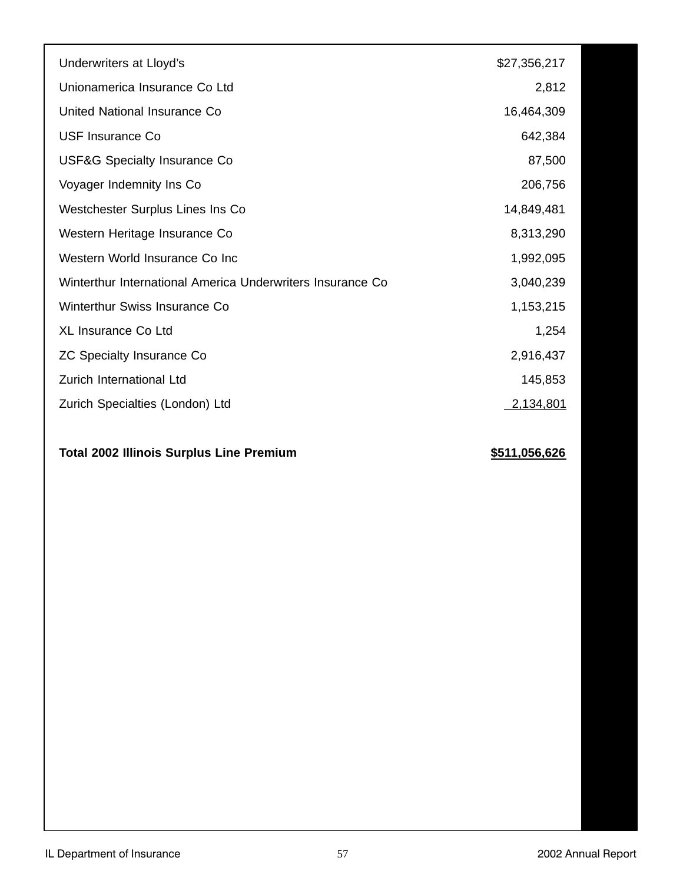| | |
|---|---|
| Underwriters at Lloyd's | $27,356,217 |
| Unionamerica Insurance Co Ltd | 2,812 |
| United National Insurance Co | 16,464,309 |
| USF Insurance Co | 642,384 |
| USF&G Specialty Insurance Co | 87,500 |
| Voyager Indemnity Ins Co | 206,756 |
| Westchester Surplus Lines Ins Co | 14,849,481 |
| Western Heritage Insurance Co | 8,313,290 |
| Western World Insurance Co Inc | 1,992,095 |
| Winterthur International America Underwriters Insurance Co | 3,040,239 |
| Winterthur Swiss Insurance Co | 1,153,215 |
| XL Insurance Co Ltd | 1,254 |
| ZC Specialty Insurance Co | 2,916,437 |
| Zurich International Ltd | 145,853 |
| Zurich Specialties (London) Ltd | 2,134,801 |
| **Total 2002 Illinois Surplus Line Premium** | **$511,056,626** |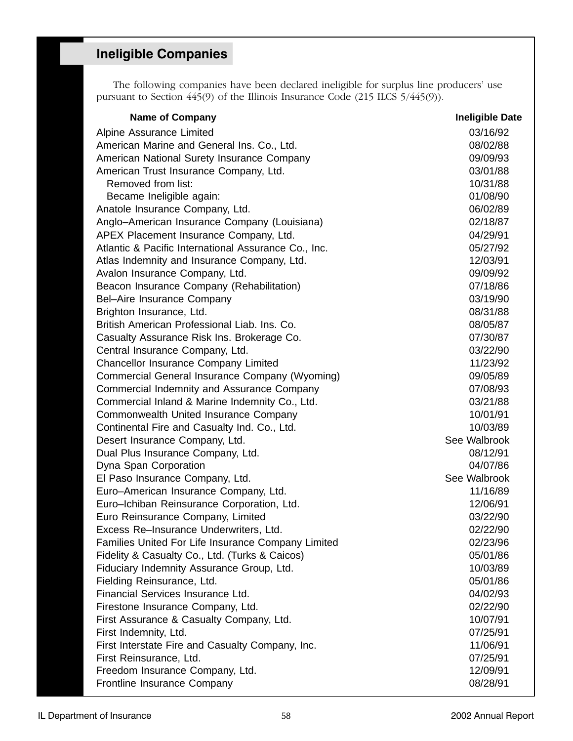## Ineligible Companies

The following companies have been declared ineligible for surplus line producers' use pursuant to Section 445(9) of the Illinois Insurance Code (215 ILCS 5/445(9)).

| Name of Company | Ineligible Date |
|---|---|
| Alpine Assurance Limited | 03/16/92 |
| American Marine and General Ins. Co., Ltd. | 08/02/88 |
| American National Surety Insurance Company | 09/09/93 |
| American Trust Insurance Company, Ltd. | 03/01/88 |
| Removed from list: | 10/31/88 |
| Became Ineligible again: | 01/08/90 |
| Anatole Insurance Company, Ltd. | 06/02/89 |
| Anglo–American Insurance Company (Louisiana) | 02/18/87 |
| APEX Placement Insurance Company, Ltd. | 04/29/91 |
| Atlantic & Pacific International Assurance Co., Inc. | 05/27/92 |
| Atlas Indemnity and Insurance Company, Ltd. | 12/03/91 |
| Avalon Insurance Company, Ltd. | 09/09/92 |
| Beacon Insurance Company (Rehabilitation) | 07/18/86 |
| Bel–Aire Insurance Company | 03/19/90 |
| Brighton Insurance, Ltd. | 08/31/88 |
| British American Professional Liab. Ins. Co. | 08/05/87 |
| Casualty Assurance Risk Ins. Brokerage Co. | 07/30/87 |
| Central Insurance Company, Ltd. | 03/22/90 |
| Chancellor Insurance Company Limited | 11/23/92 |
| Commercial General Insurance Company (Wyoming) | 09/05/89 |
| Commercial Indemnity and Assurance Company | 07/08/93 |
| Commercial Inland & Marine Indemnity Co., Ltd. | 03/21/88 |
| Commonwealth United Insurance Company | 10/01/91 |
| Continental Fire and Casualty Ind. Co., Ltd. | 10/03/89 |
| Desert Insurance Company, Ltd. | See Walbrook |
| Dual Plus Insurance Company, Ltd. | 08/12/91 |
| Dyna Span Corporation | 04/07/86 |
| El Paso Insurance Company, Ltd. | See Walbrook |
| Euro–American Insurance Company, Ltd. | 11/16/89 |
| Euro–Ichiban Reinsurance Corporation, Ltd. | 12/06/91 |
| Euro Reinsurance Company, Limited | 03/22/90 |
| Excess Re–Insurance Underwriters, Ltd. | 02/22/90 |
| Families United For Life Insurance Company Limited | 02/23/96 |
| Fidelity & Casualty Co., Ltd. (Turks & Caicos) | 05/01/86 |
| Fiduciary Indemnity Assurance Group, Ltd. | 10/03/89 |
| Fielding Reinsurance, Ltd. | 05/01/86 |
| Financial Services Insurance Ltd. | 04/02/93 |
| Firestone Insurance Company, Ltd. | 02/22/90 |
| First Assurance & Casualty Company, Ltd. | 10/07/91 |
| First Indemnity, Ltd. | 07/25/91 |
| First Interstate Fire and Casualty Company, Inc. | 11/06/91 |
| First Reinsurance, Ltd. | 07/25/91 |
| Freedom Insurance Company, Ltd. | 12/09/91 |
| Frontline Insurance Company | 08/28/91 |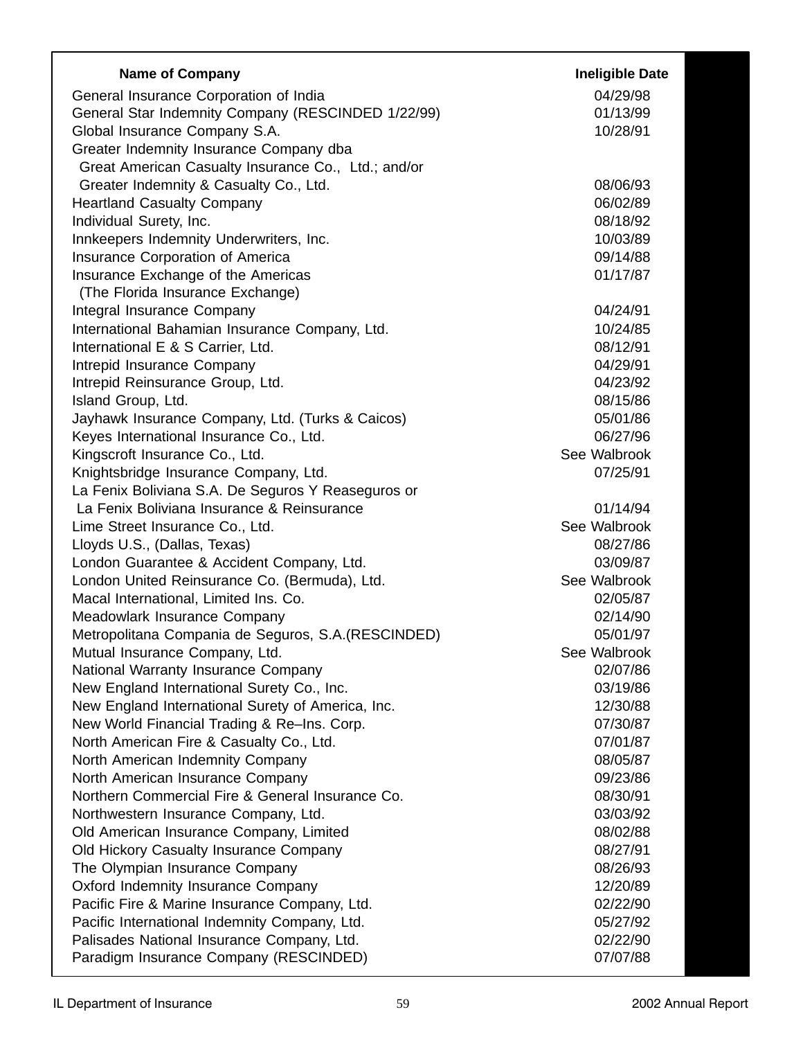| Name of Company | Ineligible Date |
|---|---|
| General Insurance Corporation of India | 04/29/98 |
| General Star Indemnity Company (RESCINDED 1/22/99) | 01/13/99 |
| Global Insurance Company S.A. | 10/28/91 |
| Greater Indemnity Insurance Company dba Great American Casualty Insurance Co., Ltd.; and/or Greater Indemnity & Casualty Co., Ltd. | 08/06/93 |
| Heartland Casualty Company | 06/02/89 |
| Individual Surety, Inc. | 08/18/92 |
| Innkeepers Indemnity Underwriters, Inc. | 10/03/89 |
| Insurance Corporation of America | 09/14/88 |
| Insurance Exchange of the Americas (The Florida Insurance Exchange) | 01/17/87 |
| Integral Insurance Company | 04/24/91 |
| International Bahamian Insurance Company, Ltd. | 10/24/85 |
| International E & S Carrier, Ltd. | 08/12/91 |
| Intrepid Insurance Company | 04/29/91 |
| Intrepid Reinsurance Group, Ltd. | 04/23/92 |
| Island Group, Ltd. | 08/15/86 |
| Jayhawk Insurance Company, Ltd. (Turks & Caicos) | 05/01/86 |
| Keyes International Insurance Co., Ltd. | 06/27/96 |
| Kingscroft Insurance Co., Ltd. | See Walbrook |
| Knightsbridge Insurance Company, Ltd. | 07/25/91 |
| La Fenix Boliviana S.A. De Seguros Y Reaseguros or La Fenix Boliviana Insurance & Reinsurance | 01/14/94 |
| Lime Street Insurance Co., Ltd. | See Walbrook |
| Lloyds U.S., (Dallas, Texas) | 08/27/86 |
| London Guarantee & Accident Company, Ltd. | 03/09/87 |
| London United Reinsurance Co. (Bermuda), Ltd. | See Walbrook |
| Macal International, Limited Ins. Co. | 02/05/87 |
| Meadowlark Insurance Company | 02/14/90 |
| Metropolitana Compania de Seguros, S.A.(RESCINDED) | 05/01/97 |
| Mutual Insurance Company, Ltd. | See Walbrook |
| National Warranty Insurance Company | 02/07/86 |
| New England International Surety Co., Inc. | 03/19/86 |
| New England International Surety of America, Inc. | 12/30/88 |
| New World Financial Trading & Re–Ins. Corp. | 07/30/87 |
| North American Fire & Casualty Co., Ltd. | 07/01/87 |
| North American Indemnity Company | 08/05/87 |
| North American Insurance Company | 09/23/86 |
| Northern Commercial Fire & General Insurance Co. | 08/30/91 |
| Northwestern Insurance Company, Ltd. | 03/03/92 |
| Old American Insurance Company, Limited | 08/02/88 |
| Old Hickory Casualty Insurance Company | 08/27/91 |
| The Olympian Insurance Company | 08/26/93 |
| Oxford Indemnity Insurance Company | 12/20/89 |
| Pacific Fire & Marine Insurance Company, Ltd. | 02/22/90 |
| Pacific International Indemnity Company, Ltd. | 05/27/92 |
| Palisades National Insurance Company, Ltd. | 02/22/90 |
| Paradigm Insurance Company (RESCINDED) | 07/07/88 |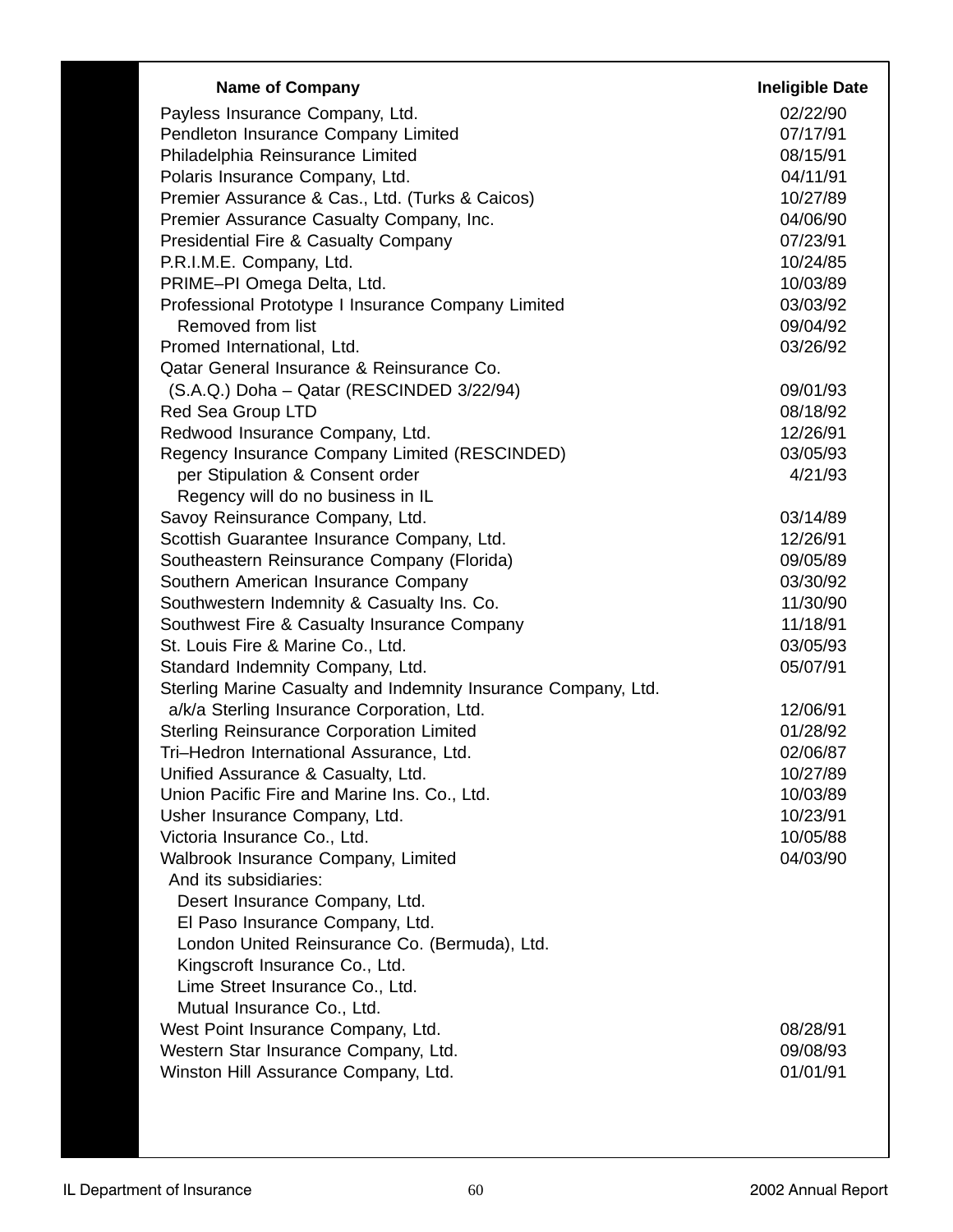| Name of Company | Ineligible Date |
|---|---|
| Payless Insurance Company, Ltd. | 02/22/90 |
| Pendleton Insurance Company Limited | 07/17/91 |
| Philadelphia Reinsurance Limited | 08/15/91 |
| Polaris Insurance Company, Ltd. | 04/11/91 |
| Premier Assurance & Cas., Ltd. (Turks & Caicos) | 10/27/89 |
| Premier Assurance Casualty Company, Inc. | 04/06/90 |
| Presidential Fire & Casualty Company | 07/23/91 |
| P.R.I.M.E. Company, Ltd. | 10/24/85 |
| PRIME–PI Omega Delta, Ltd. | 10/03/89 |
| Professional Prototype I Insurance Company Limited | 03/03/92 |
| Removed from list | 09/04/92 |
| Promed International, Ltd. | 03/26/92 |
| Qatar General Insurance & Reinsurance Co. (S.A.Q.) Doha – Qatar (RESCINDED 3/22/94) | 09/01/93 |
| Red Sea Group LTD | 08/18/92 |
| Redwood Insurance Company, Ltd. | 12/26/91 |
| Regency Insurance Company Limited (RESCINDED) | 03/05/93 |
| per Stipulation & Consent order | 4/21/93 |
| Regency will do no business in IL | |
| Savoy Reinsurance Company, Ltd. | 03/14/89 |
| Scottish Guarantee Insurance Company, Ltd. | 12/26/91 |
| Southeastern Reinsurance Company (Florida) | 09/05/89 |
| Southern American Insurance Company | 03/30/92 |
| Southwestern Indemnity & Casualty Ins. Co. | 11/30/90 |
| Southwest Fire & Casualty Insurance Company | 11/18/91 |
| St. Louis Fire & Marine Co., Ltd. | 03/05/93 |
| Standard Indemnity Company, Ltd. | 05/07/91 |
| Sterling Marine Casualty and Indemnity Insurance Company, Ltd. a/k/a Sterling Insurance Corporation, Ltd. | 12/06/91 |
| Sterling Reinsurance Corporation Limited | 01/28/92 |
| Tri–Hedron International Assurance, Ltd. | 02/06/87 |
| Unified Assurance & Casualty, Ltd. | 10/27/89 |
| Union Pacific Fire and Marine Ins. Co., Ltd. | 10/03/89 |
| Usher Insurance Company, Ltd. | 10/23/91 |
| Victoria Insurance Co., Ltd. | 10/05/88 |
| Walbrook Insurance Company, Limited | 04/03/90 |
| And its subsidiaries: | |
| Desert Insurance Company, Ltd. | |
| El Paso Insurance Company, Ltd. | |
| London United Reinsurance Co. (Bermuda), Ltd. | |
| Kingscroft Insurance Co., Ltd. | |
| Lime Street Insurance Co., Ltd. | |
| Mutual Insurance Co., Ltd. | |
| West Point Insurance Company, Ltd. | 08/28/91 |
| Western Star Insurance Company, Ltd. | 09/08/93 |
| Winston Hill Assurance Company, Ltd. | 01/01/91 |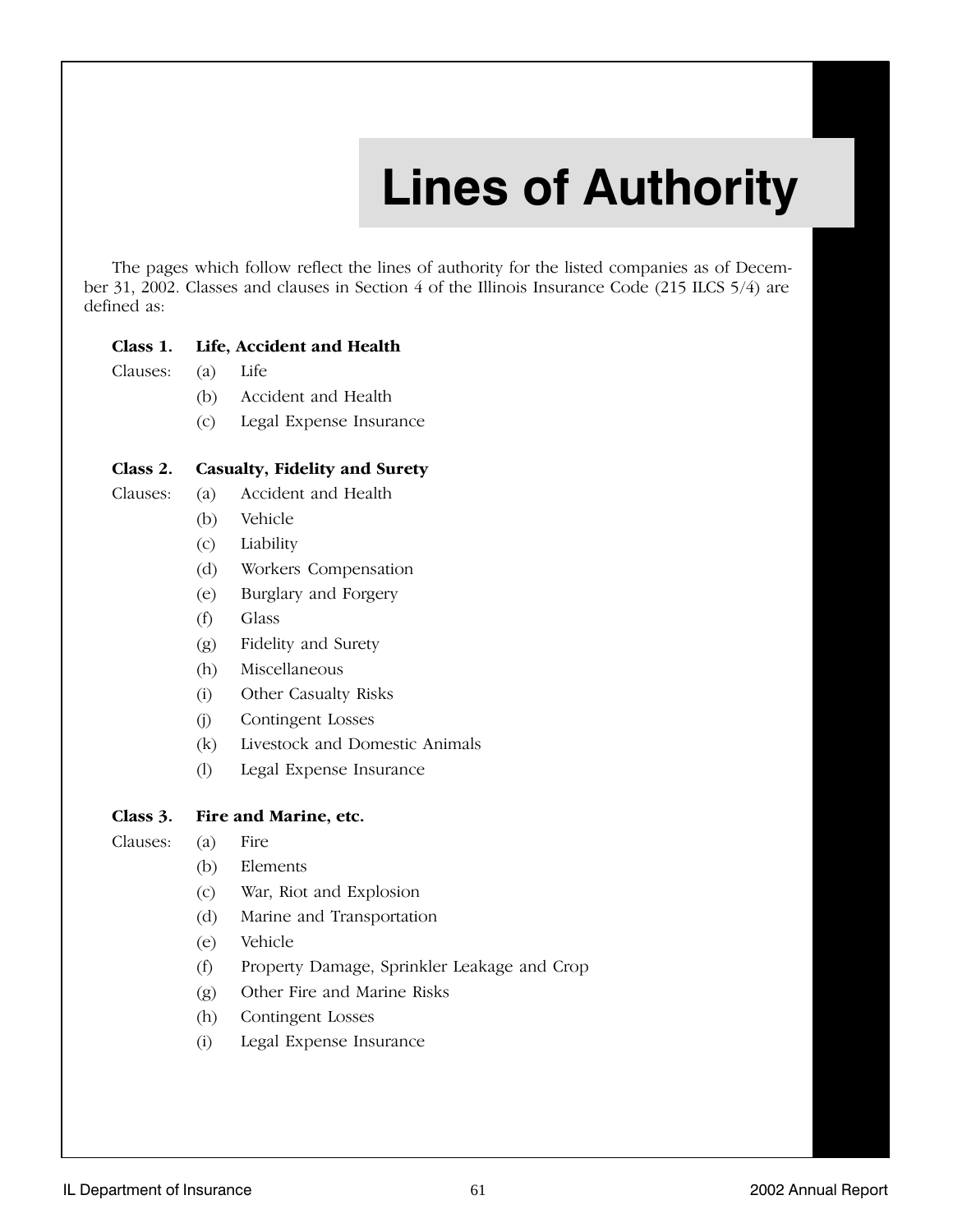# Lines of Authority

The pages which follow reflect the lines of authority for the listed companies as of December 31, 2002. Classes and clauses in Section 4 of the Illinois Insurance Code (215 ILCS 5/4) are defined as:

**Class 1. Life, Accident and Health**

Clauses:

- (a) Life
- (b) Accident and Health
- (c) Legal Expense Insurance

**Class 2. Casualty, Fidelity and Surety**

Clauses:

- (a) Accident and Health
- (b) Vehicle
- (c) Liability
- (d) Workers Compensation
- (e) Burglary and Forgery
- (f) Glass
- (g) Fidelity and Surety
- (h) Miscellaneous
- (i) Other Casualty Risks
- (j) Contingent Losses
- (k) Livestock and Domestic Animals
- (l) Legal Expense Insurance

**Class 3. Fire and Marine, etc.**

Clauses:

- (a) Fire
- (b) Elements
- (c) War, Riot and Explosion
- (d) Marine and Transportation
- (e) Vehicle
- (f) Property Damage, Sprinkler Leakage and Crop
- (g) Other Fire and Marine Risks
- (h) Contingent Losses
- (i) Legal Expense Insurance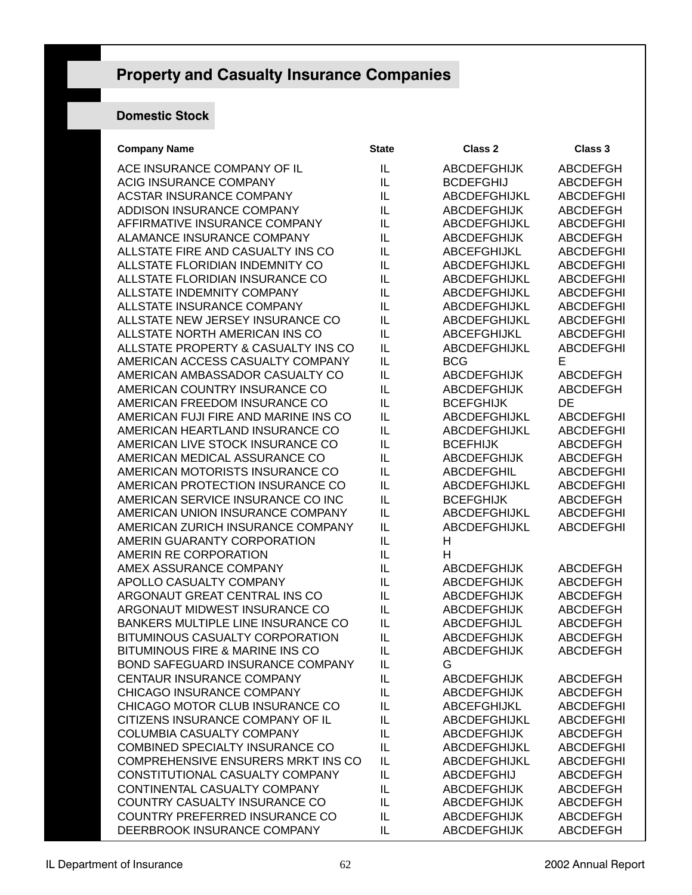# Property and Casualty Insurance Companies

## Domestic Stock

| Company Name | State | Class 2 | Class 3 |
|---|---|---|---|
| ACE INSURANCE COMPANY OF IL | IL | ABCDEFGHIJK | ABCDEFGH |
| ACIG INSURANCE COMPANY | IL | BCDEFGHIJ | ABCDEFGH |
| ACSTAR INSURANCE COMPANY | IL | ABCDEFGHIJKL | ABCDEFGHI |
| ADDISON INSURANCE COMPANY | IL | ABCDEFGHIJK | ABCDEFGH |
| AFFIRMATIVE INSURANCE COMPANY | IL | ABCDEFGHIJKL | ABCDEFGHI |
| ALAMANCE INSURANCE COMPANY | IL | ABCDEFGHIJK | ABCDEFGH |
| ALLSTATE FIRE AND CASUALTY INS CO | IL | ABCEFGHIJKL | ABCDEFGHI |
| ALLSTATE FLORIDIAN INDEMNITY CO | IL | ABCDEFGHIJKL | ABCDEFGHI |
| ALLSTATE FLORIDIAN INSURANCE CO | IL | ABCDEFGHIJKL | ABCDEFGHI |
| ALLSTATE INDEMNITY COMPANY | IL | ABCDEFGHIJKL | ABCDEFGHI |
| ALLSTATE INSURANCE COMPANY | IL | ABCDEFGHIJKL | ABCDEFGHI |
| ALLSTATE NEW JERSEY INSURANCE CO | IL | ABCDEFGHIJKL | ABCDEFGHI |
| ALLSTATE NORTH AMERICAN INS CO | IL | ABCEFGHIJKL | ABCDEFGHI |
| ALLSTATE PROPERTY & CASUALTY INS CO | IL | ABCDEFGHIJKL | ABCDEFGHI |
| AMERICAN ACCESS CASUALTY COMPANY | IL | BCG | E |
| AMERICAN AMBASSADOR CASUALTY CO | IL | ABCDEFGHIJK | ABCDEFGH |
| AMERICAN COUNTRY INSURANCE CO | IL | ABCDEFGHIJK | ABCDEFGH |
| AMERICAN FREEDOM INSURANCE CO | IL | BCEFGHIJK | DE |
| AMERICAN FUJI FIRE AND MARINE INS CO | IL | ABCDEFGHIJKL | ABCDEFGHI |
| AMERICAN HEARTLAND INSURANCE CO | IL | ABCDEFGHIJKL | ABCDEFGHI |
| AMERICAN LIVE STOCK INSURANCE CO | IL | BCEFHIJK | ABCDEFGH |
| AMERICAN MEDICAL ASSURANCE CO | IL | ABCDEFGHIJK | ABCDEFGH |
| AMERICAN MOTORISTS INSURANCE CO | IL | ABCDEFGHIL | ABCDEFGHI |
| AMERICAN PROTECTION INSURANCE CO | IL | ABCDEFGHIJKL | ABCDEFGHI |
| AMERICAN SERVICE INSURANCE CO INC | IL | BCEFGHIJK | ABCDEFGH |
| AMERICAN UNION INSURANCE COMPANY | IL | ABCDEFGHIJKL | ABCDEFGHI |
| AMERICAN ZURICH INSURANCE COMPANY | IL | ABCDEFGHIJKL | ABCDEFGHI |
| AMERIN GUARANTY CORPORATION | IL | H | |
| AMERIN RE CORPORATION | IL | H | |
| AMEX ASSURANCE COMPANY | IL | ABCDEFGHIJK | ABCDEFGH |
| APOLLO CASUALTY COMPANY | IL | ABCDEFGHIJK | ABCDEFGH |
| ARGONAUT GREAT CENTRAL INS CO | IL | ABCDEFGHIJK | ABCDEFGH |
| ARGONAUT MIDWEST INSURANCE CO | IL | ABCDEFGHIJK | ABCDEFGH |
| BANKERS MULTIPLE LINE INSURANCE CO | IL | ABCDEFGHIJL | ABCDEFGH |
| BITUMINOUS CASUALTY CORPORATION | IL | ABCDEFGHIJK | ABCDEFGH |
| BITUMINOUS FIRE & MARINE INS CO | IL | ABCDEFGHIJK | ABCDEFGH |
| BOND SAFEGUARD INSURANCE COMPANY | IL | G | |
| CENTAUR INSURANCE COMPANY | IL | ABCDEFGHIJK | ABCDEFGH |
| CHICAGO INSURANCE COMPANY | IL | ABCDEFGHIJK | ABCDEFGH |
| CHICAGO MOTOR CLUB INSURANCE CO | IL | ABCEFGHIJKL | ABCDEFGHI |
| CITIZENS INSURANCE COMPANY OF IL | IL | ABCDEFGHIJKL | ABCDEFGHI |
| COLUMBIA CASUALTY COMPANY | IL | ABCDEFGHIJK | ABCDEFGH |
| COMBINED SPECIALTY INSURANCE CO | IL | ABCDEFGHIJKL | ABCDEFGHI |
| COMPREHENSIVE ENSURERS MRKT INS CO | IL | ABCDEFGHIJKL | ABCDEFGHI |
| CONSTITUTIONAL CASUALTY COMPANY | IL | ABCDEFGHIJ | ABCDEFGH |
| CONTINENTAL CASUALTY COMPANY | IL | ABCDEFGHIJK | ABCDEFGH |
| COUNTRY CASUALTY INSURANCE CO | IL | ABCDEFGHIJK | ABCDEFGH |
| COUNTRY PREFERRED INSURANCE CO | IL | ABCDEFGHIJK | ABCDEFGH |
| DEERBROOK INSURANCE COMPANY | IL | ABCDEFGHIJK | ABCDEFGH |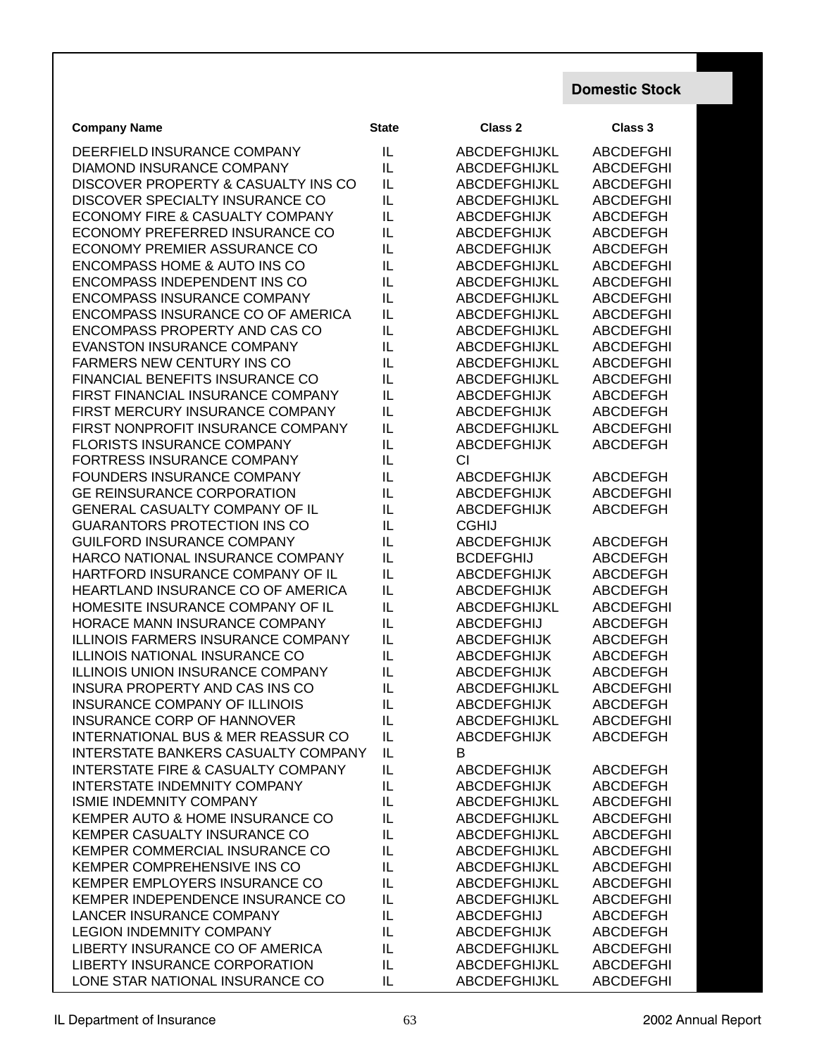## Domestic Stock

| Company Name | State | Class 2 | Class 3 |
|---|---|---|---|
| DEERFIELD INSURANCE COMPANY | IL | ABCDEFGHIJKL | ABCDEFGHI |
| DIAMOND INSURANCE COMPANY | IL | ABCDEFGHIJKL | ABCDEFGHI |
| DISCOVER PROPERTY & CASUALTY INS CO | IL | ABCDEFGHIJKL | ABCDEFGHI |
| DISCOVER SPECIALTY INSURANCE CO | IL | ABCDEFGHIJKL | ABCDEFGHI |
| ECONOMY FIRE & CASUALTY COMPANY | IL | ABCDEFGHIJK | ABCDEFGH |
| ECONOMY PREFERRED INSURANCE CO | IL | ABCDEFGHIJK | ABCDEFGH |
| ECONOMY PREMIER ASSURANCE CO | IL | ABCDEFGHIJK | ABCDEFGH |
| ENCOMPASS HOME & AUTO INS CO | IL | ABCDEFGHIJKL | ABCDEFGHI |
| ENCOMPASS INDEPENDENT INS CO | IL | ABCDEFGHIJKL | ABCDEFGHI |
| ENCOMPASS INSURANCE COMPANY | IL | ABCDEFGHIJKL | ABCDEFGHI |
| ENCOMPASS INSURANCE CO OF AMERICA | IL | ABCDEFGHIJKL | ABCDEFGHI |
| ENCOMPASS PROPERTY AND CAS CO | IL | ABCDEFGHIJKL | ABCDEFGHI |
| EVANSTON INSURANCE COMPANY | IL | ABCDEFGHIJKL | ABCDEFGHI |
| FARMERS NEW CENTURY INS CO | IL | ABCDEFGHIJKL | ABCDEFGHI |
| FINANCIAL BENEFITS INSURANCE CO | IL | ABCDEFGHIJKL | ABCDEFGHI |
| FIRST FINANCIAL INSURANCE COMPANY | IL | ABCDEFGHIJK | ABCDEFGH |
| FIRST MERCURY INSURANCE COMPANY | IL | ABCDEFGHIJK | ABCDEFGH |
| FIRST NONPROFIT INSURANCE COMPANY | IL | ABCDEFGHIJKL | ABCDEFGHI |
| FLORISTS INSURANCE COMPANY | IL | ABCDEFGHIJK | ABCDEFGH |
| FORTRESS INSURANCE COMPANY | IL | CI | |
| FOUNDERS INSURANCE COMPANY | IL | ABCDEFGHIJK | ABCDEFGH |
| GE REINSURANCE CORPORATION | IL | ABCDEFGHIJK | ABCDEFGHI |
| GENERAL CASUALTY COMPANY OF IL | IL | ABCDEFGHIJK | ABCDEFGH |
| GUARANTORS PROTECTION INS CO | IL | CGHIJ | |
| GUILFORD INSURANCE COMPANY | IL | ABCDEFGHIJK | ABCDEFGH |
| HARCO NATIONAL INSURANCE COMPANY | IL | BCDEFGHIJ | ABCDEFGH |
| HARTFORD INSURANCE COMPANY OF IL | IL | ABCDEFGHIJK | ABCDEFGH |
| HEARTLAND INSURANCE CO OF AMERICA | IL | ABCDEFGHIJK | ABCDEFGH |
| HOMESITE INSURANCE COMPANY OF IL | IL | ABCDEFGHIJKL | ABCDEFGHI |
| HORACE MANN INSURANCE COMPANY | IL | ABCDEFGHIJ | ABCDEFGH |
| ILLINOIS FARMERS INSURANCE COMPANY | IL | ABCDEFGHIJK | ABCDEFGH |
| ILLINOIS NATIONAL INSURANCE CO | IL | ABCDEFGHIJK | ABCDEFGH |
| ILLINOIS UNION INSURANCE COMPANY | IL | ABCDEFGHIJK | ABCDEFGH |
| INSURA PROPERTY AND CAS INS CO | IL | ABCDEFGHIJKL | ABCDEFGHI |
| INSURANCE COMPANY OF ILLINOIS | IL | ABCDEFGHIJK | ABCDEFGH |
| INSURANCE CORP OF HANNOVER | IL | ABCDEFGHIJKL | ABCDEFGHI |
| INTERNATIONAL BUS & MER REASSUR CO | IL | ABCDEFGHIJK | ABCDEFGH |
| INTERSTATE BANKERS CASUALTY COMPANY | IL | B | |
| INTERSTATE FIRE & CASUALTY COMPANY | IL | ABCDEFGHIJK | ABCDEFGH |
| INTERSTATE INDEMNITY COMPANY | IL | ABCDEFGHIJK | ABCDEFGH |
| ISMIE INDEMNITY COMPANY | IL | ABCDEFGHIJKL | ABCDEFGHI |
| KEMPER AUTO & HOME INSURANCE CO | IL | ABCDEFGHIJKL | ABCDEFGHI |
| KEMPER CASUALTY INSURANCE CO | IL | ABCDEFGHIJKL | ABCDEFGHI |
| KEMPER COMMERCIAL INSURANCE CO | IL | ABCDEFGHIJKL | ABCDEFGHI |
| KEMPER COMPREHENSIVE INS CO | IL | ABCDEFGHIJKL | ABCDEFGHI |
| KEMPER EMPLOYERS INSURANCE CO | IL | ABCDEFGHIJKL | ABCDEFGHI |
| KEMPER INDEPENDENCE INSURANCE CO | IL | ABCDEFGHIJKL | ABCDEFGHI |
| LANCER INSURANCE COMPANY | IL | ABCDEFGHIJ | ABCDEFGH |
| LEGION INDEMNITY COMPANY | IL | ABCDEFGHIJK | ABCDEFGH |
| LIBERTY INSURANCE CO OF AMERICA | IL | ABCDEFGHIJKL | ABCDEFGHI |
| LIBERTY INSURANCE CORPORATION | IL | ABCDEFGHIJKL | ABCDEFGHI |
| LONE STAR NATIONAL INSURANCE CO | IL | ABCDEFGHIJKL | ABCDEFGHI |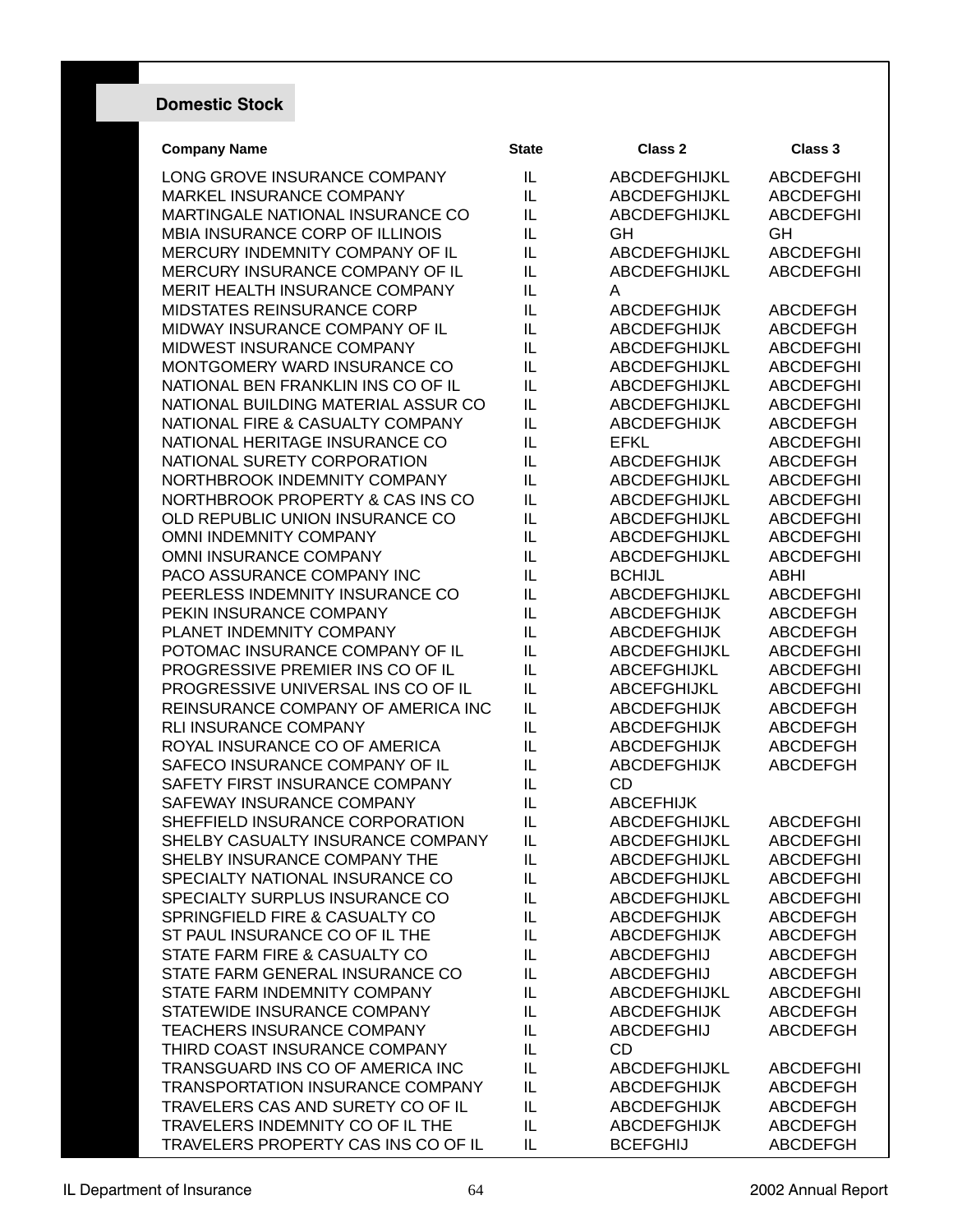## Domestic Stock

| Company Name | State | Class 2 | Class 3 |
|---|---|---|---|
| LONG GROVE INSURANCE COMPANY | IL | ABCDEFGHIJKL | ABCDEFGHI |
| MARKEL INSURANCE COMPANY | IL | ABCDEFGHIJKL | ABCDEFGHI |
| MARTINGALE NATIONAL INSURANCE CO | IL | ABCDEFGHIJKL | ABCDEFGHI |
| MBIA INSURANCE CORP OF ILLINOIS | IL | GH | GH |
| MERCURY INDEMNITY COMPANY OF IL | IL | ABCDEFGHIJKL | ABCDEFGHI |
| MERCURY INSURANCE COMPANY OF IL | IL | ABCDEFGHIJKL | ABCDEFGHI |
| MERIT HEALTH INSURANCE COMPANY | IL | A | |
| MIDSTATES REINSURANCE CORP | IL | ABCDEFGHIJK | ABCDEFGH |
| MIDWAY INSURANCE COMPANY OF IL | IL | ABCDEFGHIJK | ABCDEFGH |
| MIDWEST INSURANCE COMPANY | IL | ABCDEFGHIJKL | ABCDEFGHI |
| MONTGOMERY WARD INSURANCE CO | IL | ABCDEFGHIJKL | ABCDEFGHI |
| NATIONAL BEN FRANKLIN INS CO OF IL | IL | ABCDEFGHIJKL | ABCDEFGHI |
| NATIONAL BUILDING MATERIAL ASSUR CO | IL | ABCDEFGHIJKL | ABCDEFGHI |
| NATIONAL FIRE & CASUALTY COMPANY | IL | ABCDEFGHIJK | ABCDEFGH |
| NATIONAL HERITAGE INSURANCE CO | IL | EFKL | ABCDEFGHI |
| NATIONAL SURETY CORPORATION | IL | ABCDEFGHIJK | ABCDEFGH |
| NORTHBROOK INDEMNITY COMPANY | IL | ABCDEFGHIJKL | ABCDEFGHI |
| NORTHBROOK PROPERTY & CAS INS CO | IL | ABCDEFGHIJKL | ABCDEFGHI |
| OLD REPUBLIC UNION INSURANCE CO | IL | ABCDEFGHIJKL | ABCDEFGHI |
| OMNI INDEMNITY COMPANY | IL | ABCDEFGHIJKL | ABCDEFGHI |
| OMNI INSURANCE COMPANY | IL | ABCDEFGHIJKL | ABCDEFGHI |
| PACO ASSURANCE COMPANY INC | IL | BCHIJL | ABHI |
| PEERLESS INDEMNITY INSURANCE CO | IL | ABCDEFGHIJKL | ABCDEFGHI |
| PEKIN INSURANCE COMPANY | IL | ABCDEFGHIJK | ABCDEFGH |
| PLANET INDEMNITY COMPANY | IL | ABCDEFGHIJK | ABCDEFGH |
| POTOMAC INSURANCE COMPANY OF IL | IL | ABCDEFGHIJKL | ABCDEFGHI |
| PROGRESSIVE PREMIER INS CO OF IL | IL | ABCEFGHIJKL | ABCDEFGHI |
| PROGRESSIVE UNIVERSAL INS CO OF IL | IL | ABCEFGHIJKL | ABCDEFGHI |
| REINSURANCE COMPANY OF AMERICA INC | IL | ABCDEFGHIJK | ABCDEFGH |
| RLI INSURANCE COMPANY | IL | ABCDEFGHIJK | ABCDEFGH |
| ROYAL INSURANCE CO OF AMERICA | IL | ABCDEFGHIJK | ABCDEFGH |
| SAFECO INSURANCE COMPANY OF IL | IL | ABCDEFGHIJK | ABCDEFGH |
| SAFETY FIRST INSURANCE COMPANY | IL | CD | |
| SAFEWAY INSURANCE COMPANY | IL | ABCEFHIJK | |
| SHEFFIELD INSURANCE CORPORATION | IL | ABCDEFGHIJKL | ABCDEFGHI |
| SHELBY CASUALTY INSURANCE COMPANY | IL | ABCDEFGHIJKL | ABCDEFGHI |
| SHELBY INSURANCE COMPANY THE | IL | ABCDEFGHIJKL | ABCDEFGHI |
| SPECIALTY NATIONAL INSURANCE CO | IL | ABCDEFGHIJKL | ABCDEFGHI |
| SPECIALTY SURPLUS INSURANCE CO | IL | ABCDEFGHIJKL | ABCDEFGHI |
| SPRINGFIELD FIRE & CASUALTY CO | IL | ABCDEFGHIJK | ABCDEFGH |
| ST PAUL INSURANCE CO OF IL THE | IL | ABCDEFGHIJK | ABCDEFGH |
| STATE FARM FIRE & CASUALTY CO | IL | ABCDEFGHIJ | ABCDEFGH |
| STATE FARM GENERAL INSURANCE CO | IL | ABCDEFGHIJ | ABCDEFGH |
| STATE FARM INDEMNITY COMPANY | IL | ABCDEFGHIJKL | ABCDEFGHI |
| STATEWIDE INSURANCE COMPANY | IL | ABCDEFGHIJK | ABCDEFGH |
| TEACHERS INSURANCE COMPANY | IL | ABCDEFGHIJ | ABCDEFGH |
| THIRD COAST INSURANCE COMPANY | IL | CD | |
| TRANSGUARD INS CO OF AMERICA INC | IL | ABCDEFGHIJKL | ABCDEFGHI |
| TRANSPORTATION INSURANCE COMPANY | IL | ABCDEFGHIJK | ABCDEFGH |
| TRAVELERS CAS AND SURETY CO OF IL | IL | ABCDEFGHIJK | ABCDEFGH |
| TRAVELERS INDEMNITY CO OF IL THE | IL | ABCDEFGHIJK | ABCDEFGH |
| TRAVELERS PROPERTY CAS INS CO OF IL | IL | BCEFGHIJ | ABCDEFGH |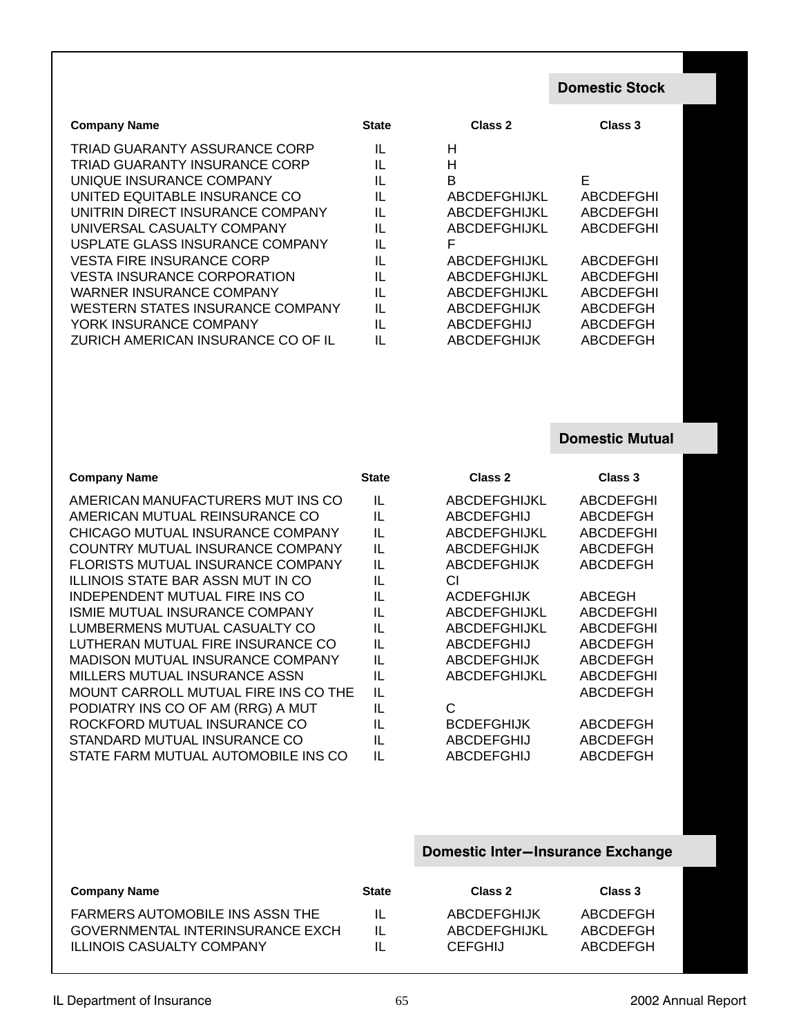## Domestic Stock

| Company Name | State | Class 2 | Class 3 |
|---|---|---|---|
| TRIAD GUARANTY ASSURANCE CORP | IL | H | |
| TRIAD GUARANTY INSURANCE CORP | IL | H | |
| UNIQUE INSURANCE COMPANY | IL | B | E |
| UNITED EQUITABLE INSURANCE CO | IL | ABCDEFGHIJKL | ABCDEFGHI |
| UNITRIN DIRECT INSURANCE COMPANY | IL | ABCDEFGHIJKL | ABCDEFGHI |
| UNIVERSAL CASUALTY COMPANY | IL | ABCDEFGHIJKL | ABCDEFGHI |
| USPLATE GLASS INSURANCE COMPANY | IL | F | |
| VESTA FIRE INSURANCE CORP | IL | ABCDEFGHIJKL | ABCDEFGHI |
| VESTA INSURANCE CORPORATION | IL | ABCDEFGHIJKL | ABCDEFGHI |
| WARNER INSURANCE COMPANY | IL | ABCDEFGHIJKL | ABCDEFGHI |
| WESTERN STATES INSURANCE COMPANY | IL | ABCDEFGHIJK | ABCDEFGH |
| YORK INSURANCE COMPANY | IL | ABCDEFGHIJ | ABCDEFGH |
| ZURICH AMERICAN INSURANCE CO OF IL | IL | ABCDEFGHIJK | ABCDEFGH |

## Domestic Mutual

| Company Name | State | Class 2 | Class 3 |
|---|---|---|---|
| AMERICAN MANUFACTURERS MUT INS CO | IL | ABCDEFGHIJKL | ABCDEFGHI |
| AMERICAN MUTUAL REINSURANCE CO | IL | ABCDEFGHIJ | ABCDEFGH |
| CHICAGO MUTUAL INSURANCE COMPANY | IL | ABCDEFGHIJKL | ABCDEFGHI |
| COUNTRY MUTUAL INSURANCE COMPANY | IL | ABCDEFGHIJK | ABCDEFGH |
| FLORISTS MUTUAL INSURANCE COMPANY | IL | ABCDEFGHIJK | ABCDEFGH |
| ILLINOIS STATE BAR ASSN MUT IN CO | IL | CI | |
| INDEPENDENT MUTUAL FIRE INS CO | IL | ACDEFGHIJK | ABCEGH |
| ISMIE MUTUAL INSURANCE COMPANY | IL | ABCDEFGHIJKL | ABCDEFGHI |
| LUMBERMENS MUTUAL CASUALTY CO | IL | ABCDEFGHIJKL | ABCDEFGHI |
| LUTHERAN MUTUAL FIRE INSURANCE CO | IL | ABCDEFGHIJ | ABCDEFGH |
| MADISON MUTUAL INSURANCE COMPANY | IL | ABCDEFGHIJK | ABCDEFGH |
| MILLERS MUTUAL INSURANCE ASSN | IL | ABCDEFGHIJKL | ABCDEFGHI |
| MOUNT CARROLL MUTUAL FIRE INS CO THE | IL | | ABCDEFGH |
| PODIATRY INS CO OF AM (RRG) A MUT | IL | C | |
| ROCKFORD MUTUAL INSURANCE CO | IL | BCDEFGHIJK | ABCDEFGH |
| STANDARD MUTUAL INSURANCE CO | IL | ABCDEFGHIJ | ABCDEFGH |
| STATE FARM MUTUAL AUTOMOBILE INS CO | IL | ABCDEFGHIJ | ABCDEFGH |

## Domestic Inter–Insurance Exchange

| Company Name | State | Class 2 | Class 3 |
|---|---|---|---|
| FARMERS AUTOMOBILE INS ASSN THE | IL | ABCDEFGHIJK | ABCDEFGH |
| GOVERNMENTAL INTERINSURANCE EXCH | IL | ABCDEFGHIJKL | ABCDEFGH |
| ILLINOIS CASUALTY COMPANY | IL | CEFGHIJ | ABCDEFGH |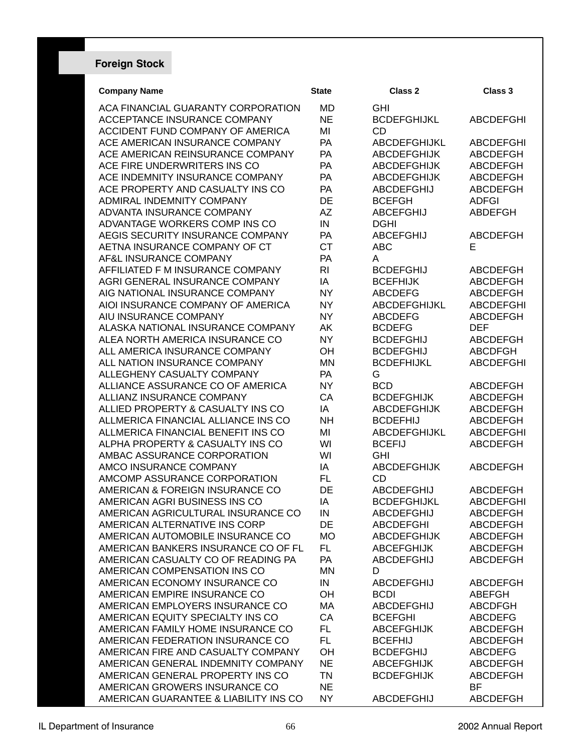## Foreign Stock

| Company Name | State | Class 2 | Class 3 |
|---|---|---|---|
| ACA FINANCIAL GUARANTY CORPORATION | MD | GHI | |
| ACCEPTANCE INSURANCE COMPANY | NE | BCDEFGHIJKL | ABCDEFGHI |
| ACCIDENT FUND COMPANY OF AMERICA | MI | CD | |
| ACE AMERICAN INSURANCE COMPANY | PA | ABCDEFGHIJKL | ABCDEFGHI |
| ACE AMERICAN REINSURANCE COMPANY | PA | ABCDEFGHIJK | ABCDEFGH |
| ACE FIRE UNDERWRITERS INS CO | PA | ABCDEFGHIJK | ABCDEFGH |
| ACE INDEMNITY INSURANCE COMPANY | PA | ABCDEFGHIJK | ABCDEFGH |
| ACE PROPERTY AND CASUALTY INS CO | PA | ABCDEFGHIJ | ABCDEFGH |
| ADMIRAL INDEMNITY COMPANY | DE | BCEFGH | ADFGI |
| ADVANTA INSURANCE COMPANY | AZ | ABCEFGHIJ | ABDEFGH |
| ADVANTAGE WORKERS COMP INS CO | IN | DGHI | |
| AEGIS SECURITY INSURANCE COMPANY | PA | ABCEFGHIJ | ABCDEFGH |
| AETNA INSURANCE COMPANY OF CT | CT | ABC | E |
| AF&L INSURANCE COMPANY | PA | A | |
| AFFILIATED F M INSURANCE COMPANY | RI | BCDEFGHIJ | ABCDEFGH |
| AGRI GENERAL INSURANCE COMPANY | IA | BCEFHIJK | ABCDEFGH |
| AIG NATIONAL INSURANCE COMPANY | NY | ABCDEFG | ABCDEFGH |
| AIOI INSURANCE COMPANY OF AMERICA | NY | ABCDEFGHIJKL | ABCDEFGHI |
| AIU INSURANCE COMPANY | NY | ABCDEFG | ABCDEFGH |
| ALASKA NATIONAL INSURANCE COMPANY | AK | BCDEFG | DEF |
| ALEA NORTH AMERICA INSURANCE CO | NY | BCDEFGHIJ | ABCDEFGH |
| ALL AMERICA INSURANCE COMPANY | OH | BCDEFGHIJ | ABCDFGH |
| ALL NATION INSURANCE COMPANY | MN | BCDEFHIJKL | ABCDEFGHI |
| ALLEGHENY CASUALTY COMPANY | PA | G | |
| ALLIANCE ASSURANCE CO OF AMERICA | NY | BCD | ABCDEFGH |
| ALLIANZ INSURANCE COMPANY | CA | BCDEFGHIJK | ABCDEFGH |
| ALLIED PROPERTY & CASUALTY INS CO | IA | ABCDEFGHIJK | ABCDEFGH |
| ALLMERICA FINANCIAL ALLIANCE INS CO | NH | BCDEFHIJ | ABCDEFGH |
| ALLMERICA FINANCIAL BENEFIT INS CO | MI | ABCDEFGHIJKL | ABCDEFGHI |
| ALPHA PROPERTY & CASUALTY INS CO | WI | BCEFIJ | ABCDEFGH |
| AMBAC ASSURANCE CORPORATION | WI | GHI | |
| AMCO INSURANCE COMPANY | IA | ABCDEFGHIJK | ABCDEFGH |
| AMCOMP ASSURANCE CORPORATION | FL | CD | |
| AMERICAN & FOREIGN INSURANCE CO | DE | ABCDEFGHIJ | ABCDEFGH |
| AMERICAN AGRI BUSINESS INS CO | IA | BCDEFGHIJKL | ABCDEFGHI |
| AMERICAN AGRICULTURAL INSURANCE CO | IN | ABCDEFGHIJ | ABCDEFGH |
| AMERICAN ALTERNATIVE INS CORP | DE | ABCDEFGHI | ABCDEFGH |
| AMERICAN AUTOMOBILE INSURANCE CO | MO | ABCDEFGHIJK | ABCDEFGH |
| AMERICAN BANKERS INSURANCE CO OF FL | FL | ABCEFGHIJK | ABCDEFGH |
| AMERICAN CASUALTY CO OF READING PA | PA | ABCDEFGHIJ | ABCDEFGH |
| AMERICAN COMPENSATION INS CO | MN | D | |
| AMERICAN ECONOMY INSURANCE CO | IN | ABCDEFGHIJ | ABCDEFGH |
| AMERICAN EMPIRE INSURANCE CO | OH | BCDI | ABEFGH |
| AMERICAN EMPLOYERS INSURANCE CO | MA | ABCDEFGHIJ | ABCDFGH |
| AMERICAN EQUITY SPECIALTY INS CO | CA | BCEFGHI | ABCDEFG |
| AMERICAN FAMILY HOME INSURANCE CO | FL | ABCEFGHIJK | ABCDEFGH |
| AMERICAN FEDERATION INSURANCE CO | FL | BCEFHIJ | ABCDEFGH |
| AMERICAN FIRE AND CASUALTY COMPANY | OH | BCDEFGHIJ | ABCDEFG |
| AMERICAN GENERAL INDEMNITY COMPANY | NE | ABCEFGHIJK | ABCDEFGH |
| AMERICAN GENERAL PROPERTY INS CO | TN | BCDEFGHIJK | ABCDEFGH |
| AMERICAN GROWERS INSURANCE CO | NE | | BF |
| AMERICAN GUARANTEE & LIABILITY INS CO | NY | ABCDEFGHIJ | ABCDEFGH |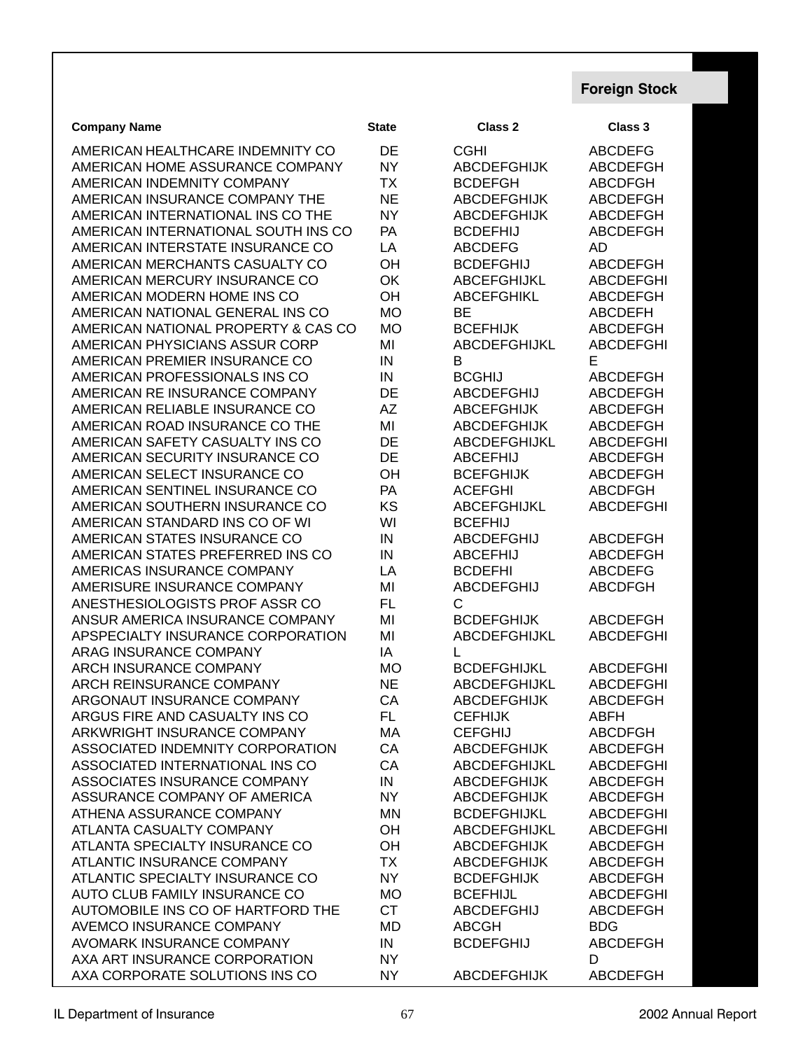**Foreign Stock**

| Company Name | State | Class 2 | Class 3 |
|---|---|---|---|
| AMERICAN HEALTHCARE INDEMNITY CO | DE | CGHI | ABCDEFG |
| AMERICAN HOME ASSURANCE COMPANY | NY | ABCDEFGHIJK | ABCDEFGH |
| AMERICAN INDEMNITY COMPANY | TX | BCDEFGH | ABCDFGH |
| AMERICAN INSURANCE COMPANY THE | NE | ABCDEFGHIJK | ABCDEFGH |
| AMERICAN INTERNATIONAL INS CO THE | NY | ABCDEFGHIJK | ABCDEFGH |
| AMERICAN INTERNATIONAL SOUTH INS CO | PA | BCDEFHIJ | ABCDEFGH |
| AMERICAN INTERSTATE INSURANCE CO | LA | ABCDEFG | AD |
| AMERICAN MERCHANTS CASUALTY CO | OH | BCDEFGHIJ | ABCDEFGH |
| AMERICAN MERCURY INSURANCE CO | OK | ABCEFGHIJKL | ABCDEFGHI |
| AMERICAN MODERN HOME INS CO | OH | ABCEFGHIKL | ABCDEFGH |
| AMERICAN NATIONAL GENERAL INS CO | MO | BE | ABCDEFH |
| AMERICAN NATIONAL PROPERTY & CAS CO | MO | BCEFHIJK | ABCDEFGH |
| AMERICAN PHYSICIANS ASSUR CORP | MI | ABCDEFGHIJKL | ABCDEFGHI |
| AMERICAN PREMIER INSURANCE CO | IN | B | E |
| AMERICAN PROFESSIONALS INS CO | IN | BCGHIJ | ABCDEFGH |
| AMERICAN RE INSURANCE COMPANY | DE | ABCDEFGHIJ | ABCDEFGH |
| AMERICAN RELIABLE INSURANCE CO | AZ | ABCEFGHIJK | ABCDEFGH |
| AMERICAN ROAD INSURANCE CO THE | MI | ABCDEFGHIJK | ABCDEFGH |
| AMERICAN SAFETY CASUALTY INS CO | DE | ABCDEFGHIJKL | ABCDEFGHI |
| AMERICAN SECURITY INSURANCE CO | DE | ABCEFHIJ | ABCDEFGH |
| AMERICAN SELECT INSURANCE CO | OH | BCEFGHIJK | ABCDEFGH |
| AMERICAN SENTINEL INSURANCE CO | PA | ACEFGHI | ABCDFGH |
| AMERICAN SOUTHERN INSURANCE CO | KS | ABCEFGHIJKL | ABCDEFGHI |
| AMERICAN STANDARD INS CO OF WI | WI | BCEFHIJ | |
| AMERICAN STATES INSURANCE CO | IN | ABCDEFGHIJ | ABCDEFGH |
| AMERICAN STATES PREFERRED INS CO | IN | ABCEFHIJ | ABCDEFGH |
| AMERICAS INSURANCE COMPANY | LA | BCDEFHI | ABCDEFG |
| AMERISURE INSURANCE COMPANY | MI | ABCDEFGHIJ | ABCDFGH |
| ANESTHESIOLOGISTS PROF ASSR CO | FL | C | |
| ANSUR AMERICA INSURANCE COMPANY | MI | BCDEFGHIJK | ABCDEFGH |
| APSPECIALTY INSURANCE CORPORATION | MI | ABCDEFGHIJKL | ABCDEFGHI |
| ARAG INSURANCE COMPANY | IA | L | |
| ARCH INSURANCE COMPANY | MO | BCDEFGHIJKL | ABCDEFGHI |
| ARCH REINSURANCE COMPANY | NE | ABCDEFGHIJKL | ABCDEFGHI |
| ARGONAUT INSURANCE COMPANY | CA | ABCDEFGHIJK | ABCDEFGH |
| ARGUS FIRE AND CASUALTY INS CO | FL | CEFHIJK | ABFH |
| ARKWRIGHT INSURANCE COMPANY | MA | CEFGHIJ | ABCDFGH |
| ASSOCIATED INDEMNITY CORPORATION | CA | ABCDEFGHIJK | ABCDEFGH |
| ASSOCIATED INTERNATIONAL INS CO | CA | ABCDEFGHIJKL | ABCDEFGHI |
| ASSOCIATES INSURANCE COMPANY | IN | ABCDEFGHIJK | ABCDEFGH |
| ASSURANCE COMPANY OF AMERICA | NY | ABCDEFGHIJK | ABCDEFGH |
| ATHENA ASSURANCE COMPANY | MN | BCDEFGHIJKL | ABCDEFGHI |
| ATLANTA CASUALTY COMPANY | OH | ABCDEFGHIJKL | ABCDEFGHI |
| ATLANTA SPECIALTY INSURANCE CO | OH | ABCDEFGHIJK | ABCDEFGH |
| ATLANTIC INSURANCE COMPANY | TX | ABCDEFGHIJK | ABCDEFGH |
| ATLANTIC SPECIALTY INSURANCE CO | NY | BCDEFGHIJK | ABCDEFGH |
| AUTO CLUB FAMILY INSURANCE CO | MO | BCEFHIJL | ABCDEFGHI |
| AUTOMOBILE INS CO OF HARTFORD THE | CT | ABCDEFGHIJ | ABCDEFGH |
| AVEMCO INSURANCE COMPANY | MD | ABCGH | BDG |
| AVOMARK INSURANCE COMPANY | IN | BCDEFGHIJ | ABCDEFGH |
| AXA ART INSURANCE CORPORATION | NY | | D |
| AXA CORPORATE SOLUTIONS INS CO | NY | ABCDEFGHIJK | ABCDEFGH |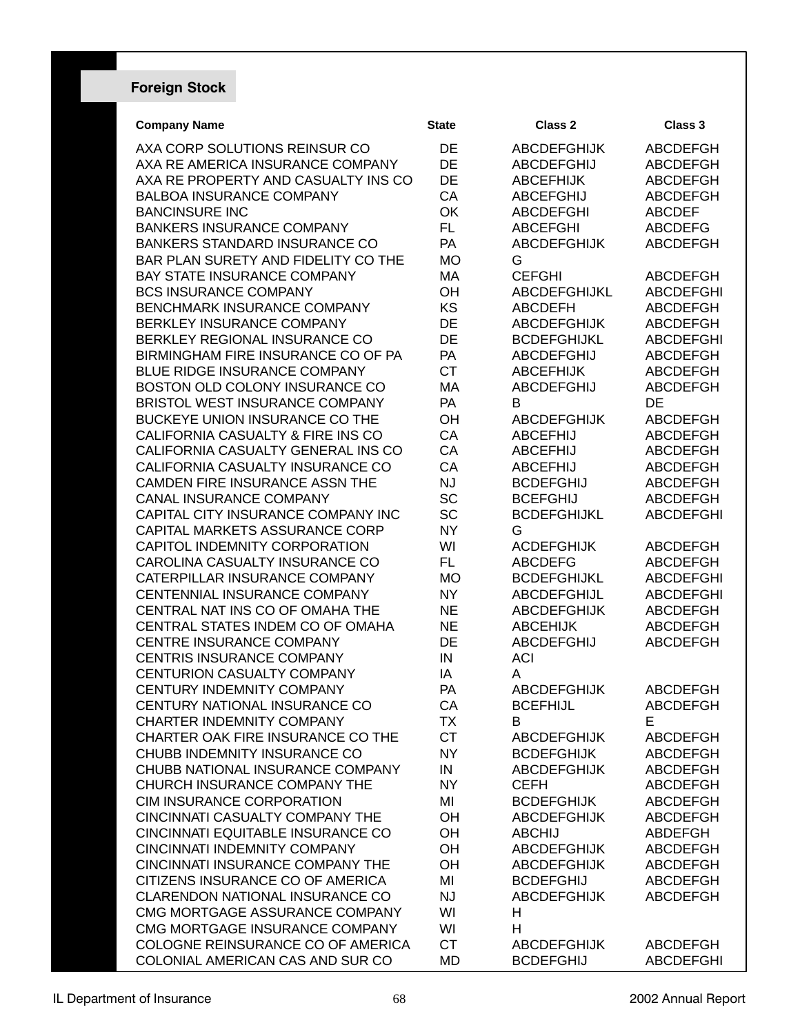## Foreign Stock

| Company Name | State | Class 2 | Class 3 |
|---|---|---|---|
| AXA CORP SOLUTIONS REINSUR CO | DE | ABCDEFGHIJK | ABCDEFGH |
| AXA RE AMERICA INSURANCE COMPANY | DE | ABCDEFGHIJ | ABCDEFGH |
| AXA RE PROPERTY AND CASUALTY INS CO | DE | ABCEFHIJK | ABCDEFGH |
| BALBOA INSURANCE COMPANY | CA | ABCEFGHIJ | ABCDEFGH |
| BANCINSURE INC | OK | ABCDEFGHI | ABCDEF |
| BANKERS INSURANCE COMPANY | FL | ABCEFGHI | ABCDEFG |
| BANKERS STANDARD INSURANCE CO | PA | ABCDEFGHIJK | ABCDEFGH |
| BAR PLAN SURETY AND FIDELITY CO THE | MO | G | |
| BAY STATE INSURANCE COMPANY | MA | CEFGHI | ABCDEFGH |
| BCS INSURANCE COMPANY | OH | ABCDEFGHIJKL | ABCDEFGHI |
| BENCHMARK INSURANCE COMPANY | KS | ABCDEFH | ABCDEFGH |
| BERKLEY INSURANCE COMPANY | DE | ABCDEFGHIJK | ABCDEFGH |
| BERKLEY REGIONAL INSURANCE CO | DE | BCDEFGHIJKL | ABCDEFGHI |
| BIRMINGHAM FIRE INSURANCE CO OF PA | PA | ABCDEFGHIJ | ABCDEFGH |
| BLUE RIDGE INSURANCE COMPANY | CT | ABCEFHIJK | ABCDEFGH |
| BOSTON OLD COLONY INSURANCE CO | MA | ABCDEFGHIJ | ABCDEFGH |
| BRISTOL WEST INSURANCE COMPANY | PA | B | DE |
| BUCKEYE UNION INSURANCE CO THE | OH | ABCDEFGHIJK | ABCDEFGH |
| CALIFORNIA CASUALTY & FIRE INS CO | CA | ABCEFHIJ | ABCDEFGH |
| CALIFORNIA CASUALTY GENERAL INS CO | CA | ABCEFHIJ | ABCDEFGH |
| CALIFORNIA CASUALTY INSURANCE CO | CA | ABCEFHIJ | ABCDEFGH |
| CAMDEN FIRE INSURANCE ASSN THE | NJ | BCDEFGHIJ | ABCDEFGH |
| CANAL INSURANCE COMPANY | SC | BCEFGHIJ | ABCDEFGH |
| CAPITAL CITY INSURANCE COMPANY INC | SC | BCDEFGHIJKL | ABCDEFGHI |
| CAPITAL MARKETS ASSURANCE CORP | NY | G | |
| CAPITOL INDEMNITY CORPORATION | WI | ACDEFGHIJK | ABCDEFGH |
| CAROLINA CASUALTY INSURANCE CO | FL | ABCDEFG | ABCDEFGH |
| CATERPILLAR INSURANCE COMPANY | MO | BCDEFGHIJKL | ABCDEFGHI |
| CENTENNIAL INSURANCE COMPANY | NY | ABCDEFGHIJL | ABCDEFGHI |
| CENTRAL NAT INS CO OF OMAHA THE | NE | ABCDEFGHIJK | ABCDEFGH |
| CENTRAL STATES INDEM CO OF OMAHA | NE | ABCEHIJK | ABCDEFGH |
| CENTRE INSURANCE COMPANY | DE | ABCDEFGHIJ | ABCDEFGH |
| CENTRIS INSURANCE COMPANY | IN | ACI | |
| CENTURION CASUALTY COMPANY | IA | A | |
| CENTURY INDEMNITY COMPANY | PA | ABCDEFGHIJK | ABCDEFGH |
| CENTURY NATIONAL INSURANCE CO | CA | BCEFHIJL | ABCDEFGH |
| CHARTER INDEMNITY COMPANY | TX | B | E |
| CHARTER OAK FIRE INSURANCE CO THE | CT | ABCDEFGHIJK | ABCDEFGH |
| CHUBB INDEMNITY INSURANCE CO | NY | BCDEFGHIJK | ABCDEFGH |
| CHUBB NATIONAL INSURANCE COMPANY | IN | ABCDEFGHIJK | ABCDEFGH |
| CHURCH INSURANCE COMPANY THE | NY | CEFH | ABCDEFGH |
| CIM INSURANCE CORPORATION | MI | BCDEFGHIJK | ABCDEFGH |
| CINCINNATI CASUALTY COMPANY THE | OH | ABCDEFGHIJK | ABCDEFGH |
| CINCINNATI EQUITABLE INSURANCE CO | OH | ABCHIJ | ABDEFGH |
| CINCINNATI INDEMNITY COMPANY | OH | ABCDEFGHIJK | ABCDEFGH |
| CINCINNATI INSURANCE COMPANY THE | OH | ABCDEFGHIJK | ABCDEFGH |
| CITIZENS INSURANCE CO OF AMERICA | MI | BCDEFGHIJ | ABCDEFGH |
| CLARENDON NATIONAL INSURANCE CO | NJ | ABCDEFGHIJK | ABCDEFGH |
| CMG MORTGAGE ASSURANCE COMPANY | WI | H | |
| CMG MORTGAGE INSURANCE COMPANY | WI | H | |
| COLOGNE REINSURANCE CO OF AMERICA | CT | ABCDEFGHIJK | ABCDEFGH |
| COLONIAL AMERICAN CAS AND SUR CO | MD | BCDEFGHIJ | ABCDEFGHI |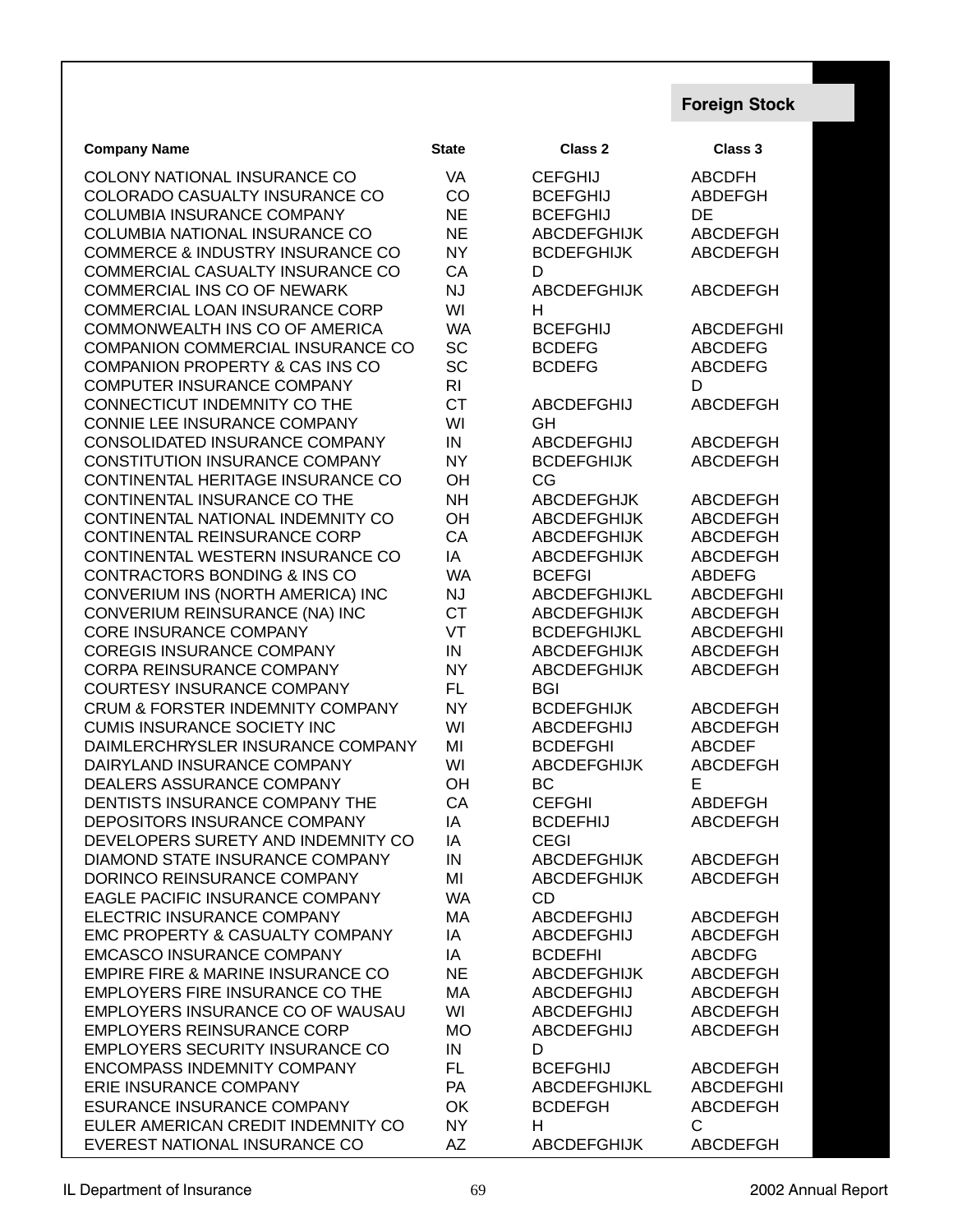## Foreign Stock

| Company Name | State | Class 2 | Class 3 |
|---|---|---|---|
| COLONY NATIONAL INSURANCE CO | VA | CEFGHIJ | ABCDFH |
| COLORADO CASUALTY INSURANCE CO | CO | BCEFGHIJ | ABDEFGH |
| COLUMBIA INSURANCE COMPANY | NE | BCEFGHIJ | DE |
| COLUMBIA NATIONAL INSURANCE CO | NE | ABCDEFGHIJK | ABCDEFGH |
| COMMERCE & INDUSTRY INSURANCE CO | NY | BCDEFGHIJK | ABCDEFGH |
| COMMERCIAL CASUALTY INSURANCE CO | CA | D | |
| COMMERCIAL INS CO OF NEWARK | NJ | ABCDEFGHIJK | ABCDEFGH |
| COMMERCIAL LOAN INSURANCE CORP | WI | H | |
| COMMONWEALTH INS CO OF AMERICA | WA | BCEFGHIJ | ABCDEFGHI |
| COMPANION COMMERCIAL INSURANCE CO | SC | BCDEFG | ABCDEFG |
| COMPANION PROPERTY & CAS INS CO | SC | BCDEFG | ABCDEFG |
| COMPUTER INSURANCE COMPANY | RI | | D |
| CONNECTICUT INDEMNITY CO THE | CT | ABCDEFGHIJ | ABCDEFGH |
| CONNIE LEE INSURANCE COMPANY | WI | GH | |
| CONSOLIDATED INSURANCE COMPANY | IN | ABCDEFGHIJ | ABCDEFGH |
| CONSTITUTION INSURANCE COMPANY | NY | BCDEFGHIJK | ABCDEFGH |
| CONTINENTAL HERITAGE INSURANCE CO | OH | CG | |
| CONTINENTAL INSURANCE CO THE | NH | ABCDEFGHJK | ABCDEFGH |
| CONTINENTAL NATIONAL INDEMNITY CO | OH | ABCDEFGHIJK | ABCDEFGH |
| CONTINENTAL REINSURANCE CORP | CA | ABCDEFGHIJK | ABCDEFGH |
| CONTINENTAL WESTERN INSURANCE CO | IA | ABCDEFGHIJK | ABCDEFGH |
| CONTRACTORS BONDING & INS CO | WA | BCEFGI | ABDEFG |
| CONVERIUM INS (NORTH AMERICA) INC | NJ | ABCDEFGHIJKL | ABCDEFGHI |
| CONVERIUM REINSURANCE (NA) INC | CT | ABCDEFGHIJK | ABCDEFGH |
| CORE INSURANCE COMPANY | VT | BCDEFGHIJKL | ABCDEFGHI |
| COREGIS INSURANCE COMPANY | IN | ABCDEFGHIJK | ABCDEFGH |
| CORPA REINSURANCE COMPANY | NY | ABCDEFGHIJK | ABCDEFGH |
| COURTESY INSURANCE COMPANY | FL | BGI | |
| CRUM & FORSTER INDEMNITY COMPANY | NY | BCDEFGHIJK | ABCDEFGH |
| CUMIS INSURANCE SOCIETY INC | WI | ABCDEFGHIJ | ABCDEFGH |
| DAIMLERCHRYSLER INSURANCE COMPANY | MI | BCDEFGHI | ABCDEF |
| DAIRYLAND INSURANCE COMPANY | WI | ABCDEFGHIJK | ABCDEFGH |
| DEALERS ASSURANCE COMPANY | OH | BC | E |
| DENTISTS INSURANCE COMPANY THE | CA | CEFGHI | ABDEFGH |
| DEPOSITORS INSURANCE COMPANY | IA | BCDEFHIJ | ABCDEFGH |
| DEVELOPERS SURETY AND INDEMNITY CO | IA | CEGI | |
| DIAMOND STATE INSURANCE COMPANY | IN | ABCDEFGHIJK | ABCDEFGH |
| DORINCO REINSURANCE COMPANY | MI | ABCDEFGHIJK | ABCDEFGH |
| EAGLE PACIFIC INSURANCE COMPANY | WA | CD | |
| ELECTRIC INSURANCE COMPANY | MA | ABCDEFGHIJ | ABCDEFGH |
| EMC PROPERTY & CASUALTY COMPANY | IA | ABCDEFGHIJ | ABCDEFGH |
| EMCASCO INSURANCE COMPANY | IA | BCDEFHI | ABCDFG |
| EMPIRE FIRE & MARINE INSURANCE CO | NE | ABCDEFGHIJK | ABCDEFGH |
| EMPLOYERS FIRE INSURANCE CO THE | MA | ABCDEFGHIJ | ABCDEFGH |
| EMPLOYERS INSURANCE CO OF WAUSAU | WI | ABCDEFGHIJ | ABCDEFGH |
| EMPLOYERS REINSURANCE CORP | MO | ABCDEFGHIJ | ABCDEFGH |
| EMPLOYERS SECURITY INSURANCE CO | IN | D | |
| ENCOMPASS INDEMNITY COMPANY | FL | BCEFGHIJ | ABCDEFGH |
| ERIE INSURANCE COMPANY | PA | ABCDEFGHIJKL | ABCDEFGHI |
| ESURANCE INSURANCE COMPANY | OK | BCDEFGH | ABCDEFGH |
| EULER AMERICAN CREDIT INDEMNITY CO | NY | H | C |
| EVEREST NATIONAL INSURANCE CO | AZ | ABCDEFGHIJK | ABCDEFGH |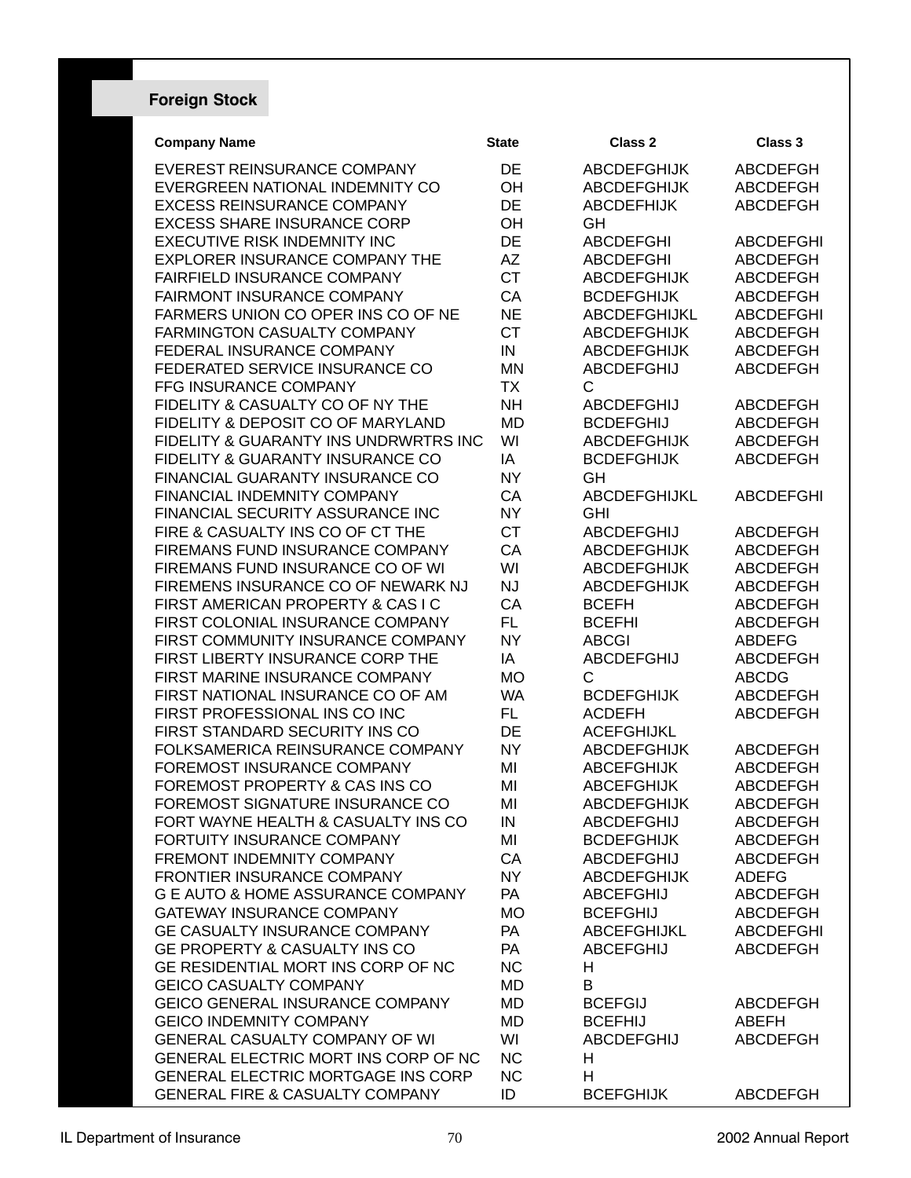## Foreign Stock

| Company Name | State | Class 2 | Class 3 |
|---|---|---|---|
| EVEREST REINSURANCE COMPANY | DE | ABCDEFGHIJK | ABCDEFGH |
| EVERGREEN NATIONAL INDEMNITY CO | OH | ABCDEFGHIJK | ABCDEFGH |
| EXCESS REINSURANCE COMPANY | DE | ABCDEFHIJK | ABCDEFGH |
| EXCESS SHARE INSURANCE CORP | OH | GH | |
| EXECUTIVE RISK INDEMNITY INC | DE | ABCDEFGHI | ABCDEFGHI |
| EXPLORER INSURANCE COMPANY THE | AZ | ABCDEFGHI | ABCDEFGH |
| FAIRFIELD INSURANCE COMPANY | CT | ABCDEFGHIJK | ABCDEFGH |
| FAIRMONT INSURANCE COMPANY | CA | BCDEFGHIJK | ABCDEFGH |
| FARMERS UNION CO OPER INS CO OF NE | NE | ABCDEFGHIJKL | ABCDEFGHI |
| FARMINGTON CASUALTY COMPANY | CT | ABCDEFGHIJK | ABCDEFGH |
| FEDERAL INSURANCE COMPANY | IN | ABCDEFGHIJK | ABCDEFGH |
| FEDERATED SERVICE INSURANCE CO | MN | ABCDEFGHIJ | ABCDEFGH |
| FFG INSURANCE COMPANY | TX | C | |
| FIDELITY & CASUALTY CO OF NY THE | NH | ABCDEFGHIJ | ABCDEFGH |
| FIDELITY & DEPOSIT CO OF MARYLAND | MD | BCDEFGHIJ | ABCDEFGH |
| FIDELITY & GUARANTY INS UNDRWRTRS INC | WI | ABCDEFGHIJK | ABCDEFGH |
| FIDELITY & GUARANTY INSURANCE CO | IA | BCDEFGHIJK | ABCDEFGH |
| FINANCIAL GUARANTY INSURANCE CO | NY | GH | |
| FINANCIAL INDEMNITY COMPANY | CA | ABCDEFGHIJKL | ABCDEFGHI |
| FINANCIAL SECURITY ASSURANCE INC | NY | GHI | |
| FIRE & CASUALTY INS CO OF CT THE | CT | ABCDEFGHIJ | ABCDEFGH |
| FIREMANS FUND INSURANCE COMPANY | CA | ABCDEFGHIJK | ABCDEFGH |
| FIREMANS FUND INSURANCE CO OF WI | WI | ABCDEFGHIJK | ABCDEFGH |
| FIREMENS INSURANCE CO OF NEWARK NJ | NJ | ABCDEFGHIJK | ABCDEFGH |
| FIRST AMERICAN PROPERTY & CAS I C | CA | BCEFH | ABCDEFGH |
| FIRST COLONIAL INSURANCE COMPANY | FL | BCEFHI | ABCDEFGH |
| FIRST COMMUNITY INSURANCE COMPANY | NY | ABCGI | ABDEFG |
| FIRST LIBERTY INSURANCE CORP THE | IA | ABCDEFGHIJ | ABCDEFGH |
| FIRST MARINE INSURANCE COMPANY | MO | C | ABCDG |
| FIRST NATIONAL INSURANCE CO OF AM | WA | BCDEFGHIJK | ABCDEFGH |
| FIRST PROFESSIONAL INS CO INC | FL | ACDEFH | ABCDEFGH |
| FIRST STANDARD SECURITY INS CO | DE | ACEFGHIJKL | |
| FOLKSAMERICA REINSURANCE COMPANY | NY | ABCDEFGHIJK | ABCDEFGH |
| FOREMOST INSURANCE COMPANY | MI | ABCEFGHIJK | ABCDEFGH |
| FOREMOST PROPERTY & CAS INS CO | MI | ABCEFGHIJK | ABCDEFGH |
| FOREMOST SIGNATURE INSURANCE CO | MI | ABCDEFGHIJK | ABCDEFGH |
| FORT WAYNE HEALTH & CASUALTY INS CO | IN | ABCDEFGHIJ | ABCDEFGH |
| FORTUITY INSURANCE COMPANY | MI | BCDEFGHIJK | ABCDEFGH |
| FREMONT INDEMNITY COMPANY | CA | ABCDEFGHIJ | ABCDEFGH |
| FRONTIER INSURANCE COMPANY | NY | ABCDEFGHIJK | ADEFG |
| G E AUTO & HOME ASSURANCE COMPANY | PA | ABCEFGHIJ | ABCDEFGH |
| GATEWAY INSURANCE COMPANY | MO | BCEFGHIJ | ABCDEFGH |
| GE CASUALTY INSURANCE COMPANY | PA | ABCEFGHIJKL | ABCDEFGHI |
| GE PROPERTY & CASUALTY INS CO | PA | ABCEFGHIJ | ABCDEFGH |
| GE RESIDENTIAL MORT INS CORP OF NC | NC | H | |
| GEICO CASUALTY COMPANY | MD | B | |
| GEICO GENERAL INSURANCE COMPANY | MD | BCEFGIJ | ABCDEFGH |
| GEICO INDEMNITY COMPANY | MD | BCEFHIJ | ABEFH |
| GENERAL CASUALTY COMPANY OF WI | WI | ABCDEFGHIJ | ABCDEFGH |
| GENERAL ELECTRIC MORT INS CORP OF NC | NC | H | |
| GENERAL ELECTRIC MORTGAGE INS CORP | NC | H | |
| GENERAL FIRE & CASUALTY COMPANY | ID | BCEFGHIJK | ABCDEFGH |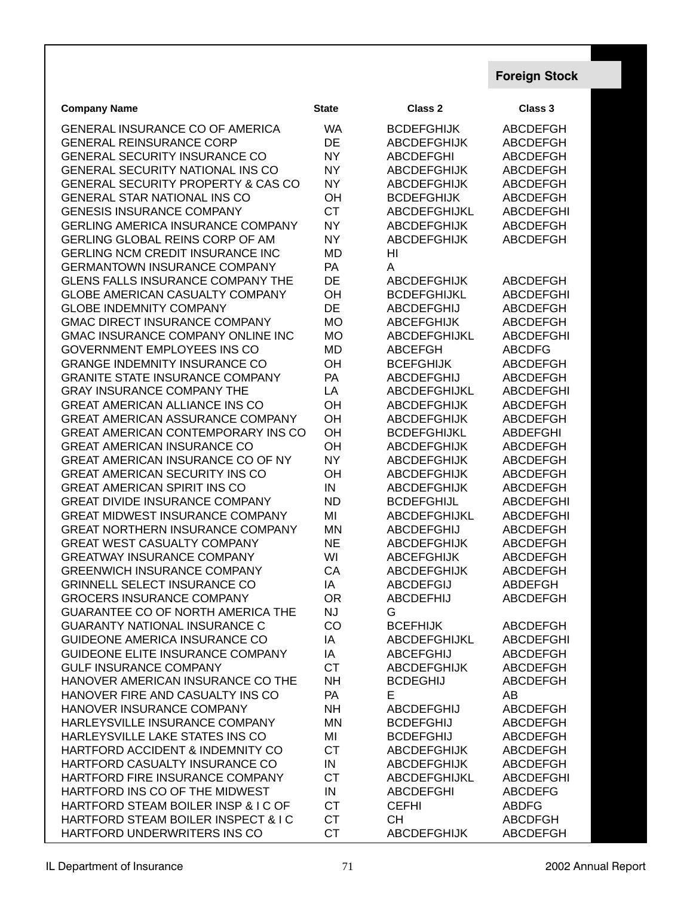## Foreign Stock

| Company Name | State | Class 2 | Class 3 |
|---|---|---|---|
| GENERAL INSURANCE CO OF AMERICA | WA | BCDEFGHIJK | ABCDEFGH |
| GENERAL REINSURANCE CORP | DE | ABCDEFGHIJK | ABCDEFGH |
| GENERAL SECURITY INSURANCE CO | NY | ABCDEFGHI | ABCDEFGH |
| GENERAL SECURITY NATIONAL INS CO | NY | ABCDEFGHIJK | ABCDEFGH |
| GENERAL SECURITY PROPERTY & CAS CO | NY | ABCDEFGHIJK | ABCDEFGH |
| GENERAL STAR NATIONAL INS CO | OH | BCDEFGHIJK | ABCDEFGH |
| GENESIS INSURANCE COMPANY | CT | ABCDEFGHIJKL | ABCDEFGHI |
| GERLING AMERICA INSURANCE COMPANY | NY | ABCDEFGHIJK | ABCDEFGH |
| GERLING GLOBAL REINS CORP OF AM | NY | ABCDEFGHIJK | ABCDEFGH |
| GERLING NCM CREDIT INSURANCE INC | MD | HI | |
| GERMANTOWN INSURANCE COMPANY | PA | A | |
| GLENS FALLS INSURANCE COMPANY THE | DE | ABCDEFGHIJK | ABCDEFGH |
| GLOBE AMERICAN CASUALTY COMPANY | OH | BCDEFGHIJKL | ABCDEFGHI |
| GLOBE INDEMNITY COMPANY | DE | ABCDEFGHIJ | ABCDEFGH |
| GMAC DIRECT INSURANCE COMPANY | MO | ABCEFGHIJK | ABCDEFGH |
| GMAC INSURANCE COMPANY ONLINE INC | MO | ABCDEFGHIJKL | ABCDEFGHI |
| GOVERNMENT EMPLOYEES INS CO | MD | ABCEFGH | ABCDFG |
| GRANGE INDEMNITY INSURANCE CO | OH | BCEFGHIJK | ABCDEFGH |
| GRANITE STATE INSURANCE COMPANY | PA | ABCDEFGHIJ | ABCDEFGH |
| GRAY INSURANCE COMPANY THE | LA | ABCDEFGHIJKL | ABCDEFGHI |
| GREAT AMERICAN ALLIANCE INS CO | OH | ABCDEFGHIJK | ABCDEFGH |
| GREAT AMERICAN ASSURANCE COMPANY | OH | ABCDEFGHIJK | ABCDEFGH |
| GREAT AMERICAN CONTEMPORARY INS CO | OH | BCDEFGHIJKL | ABDEFGHI |
| GREAT AMERICAN INSURANCE CO | OH | ABCDEFGHIJK | ABCDEFGH |
| GREAT AMERICAN INSURANCE CO OF NY | NY | ABCDEFGHIJK | ABCDEFGH |
| GREAT AMERICAN SECURITY INS CO | OH | ABCDEFGHIJK | ABCDEFGH |
| GREAT AMERICAN SPIRIT INS CO | IN | ABCDEFGHIJK | ABCDEFGH |
| GREAT DIVIDE INSURANCE COMPANY | ND | BCDEFGHIJL | ABCDEFGHI |
| GREAT MIDWEST INSURANCE COMPANY | MI | ABCDEFGHIJKL | ABCDEFGHI |
| GREAT NORTHERN INSURANCE COMPANY | MN | ABCDEFGHIJ | ABCDEFGH |
| GREAT WEST CASUALTY COMPANY | NE | ABCDEFGHIJK | ABCDEFGH |
| GREATWAY INSURANCE COMPANY | WI | ABCEFGHIJK | ABCDEFGH |
| GREENWICH INSURANCE COMPANY | CA | ABCDEFGHIJK | ABCDEFGH |
| GRINNELL SELECT INSURANCE CO | IA | ABCDEFGIJ | ABDEFGH |
| GROCERS INSURANCE COMPANY | OR | ABCDEFHIJ | ABCDEFGH |
| GUARANTEE CO OF NORTH AMERICA THE | NJ | G | |
| GUARANTY NATIONAL INSURANCE C | CO | BCEFHIJK | ABCDEFGH |
| GUIDEONE AMERICA INSURANCE CO | IA | ABCDEFGHIJKL | ABCDEFGHI |
| GUIDEONE ELITE INSURANCE COMPANY | IA | ABCEFGHIJ | ABCDEFGH |
| GULF INSURANCE COMPANY | CT | ABCDEFGHIJK | ABCDEFGH |
| HANOVER AMERICAN INSURANCE CO THE | NH | BCDEGHIJ | ABCDEFGH |
| HANOVER FIRE AND CASUALTY INS CO | PA | E | AB |
| HANOVER INSURANCE COMPANY | NH | ABCDEFGHIJ | ABCDEFGH |
| HARLEYSVILLE INSURANCE COMPANY | MN | BCDEFGHIJ | ABCDEFGH |
| HARLEYSVILLE LAKE STATES INS CO | MI | BCDEFGHIJ | ABCDEFGH |
| HARTFORD ACCIDENT & INDEMNITY CO | CT | ABCDEFGHIJK | ABCDEFGH |
| HARTFORD CASUALTY INSURANCE CO | IN | ABCDEFGHIJK | ABCDEFGH |
| HARTFORD FIRE INSURANCE COMPANY | CT | ABCDEFGHIJKL | ABCDEFGHI |
| HARTFORD INS CO OF THE MIDWEST | IN | ABCDEFGHI | ABCDEFG |
| HARTFORD STEAM BOILER INSP & I C OF | CT | CEFHI | ABDFG |
| HARTFORD STEAM BOILER INSPECT & I C | CT | CH | ABCDFGH |
| HARTFORD UNDERWRITERS INS CO | CT | ABCDEFGHIJK | ABCDEFGH |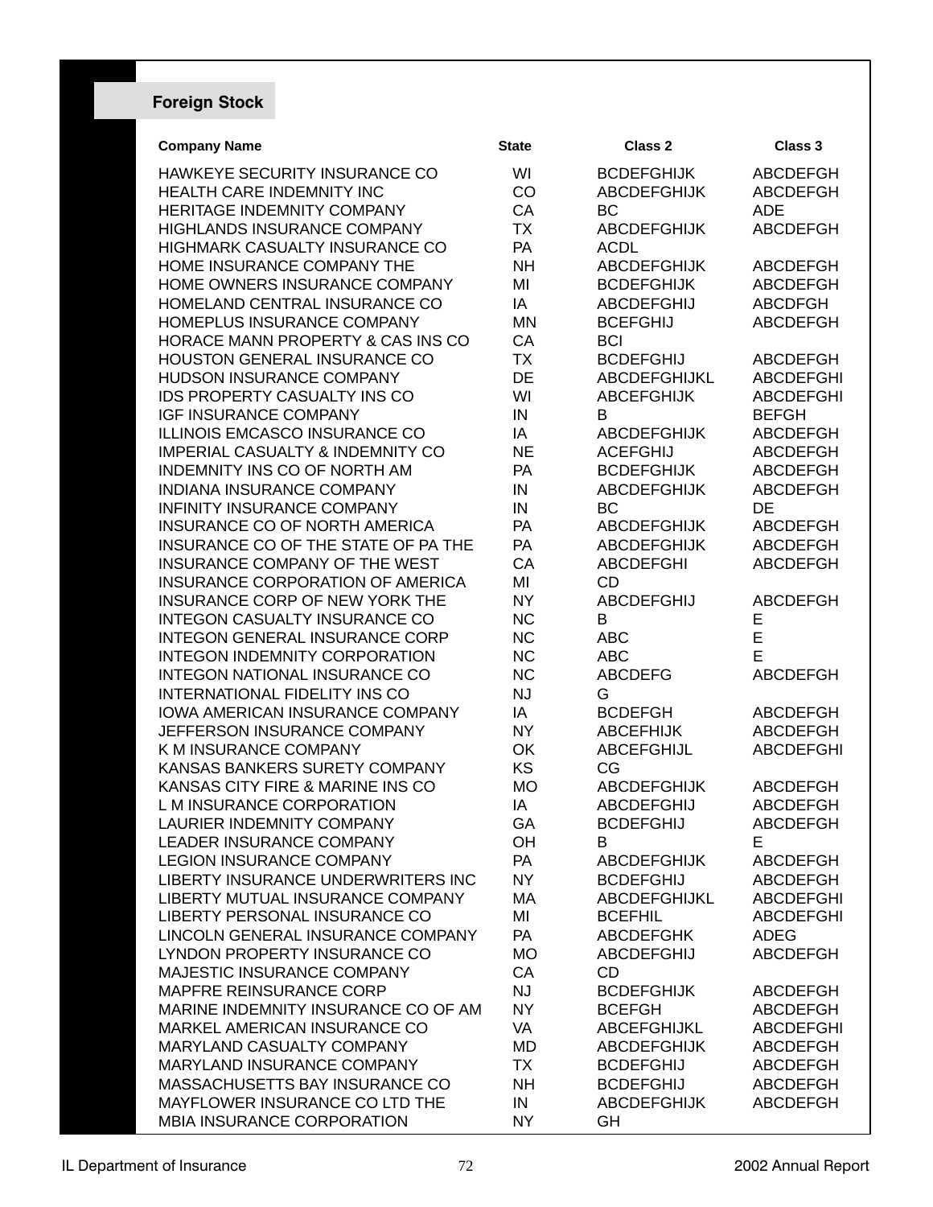## Foreign Stock

| Company Name | State | Class 2 | Class 3 |
|---|---|---|---|
| HAWKEYE SECURITY INSURANCE CO | WI | BCDEFGHIJK | ABCDEFGH |
| HEALTH CARE INDEMNITY INC | CO | ABCDEFGHIJK | ABCDEFGH |
| HERITAGE INDEMNITY COMPANY | CA | BC | ADE |
| HIGHLANDS INSURANCE COMPANY | TX | ABCDEFGHIJK | ABCDEFGH |
| HIGHMARK CASUALTY INSURANCE CO | PA | ACDL | |
| HOME INSURANCE COMPANY THE | NH | ABCDEFGHIJK | ABCDEFGH |
| HOME OWNERS INSURANCE COMPANY | MI | BCDEFGHIJK | ABCDEFGH |
| HOMELAND CENTRAL INSURANCE CO | IA | ABCDEFGHIJ | ABCDFGH |
| HOMEPLUS INSURANCE COMPANY | MN | BCEFGHIJ | ABCDEFGH |
| HORACE MANN PROPERTY & CAS INS CO | CA | BCI | |
| HOUSTON GENERAL INSURANCE CO | TX | BCDEFGHIJ | ABCDEFGH |
| HUDSON INSURANCE COMPANY | DE | ABCDEFGHIJKL | ABCDEFGHI |
| IDS PROPERTY CASUALTY INS CO | WI | ABCEFGHIJK | ABCDEFGHI |
| IGF INSURANCE COMPANY | IN | B | BEFGH |
| ILLINOIS EMCASCO INSURANCE CO | IA | ABCDEFGHIJK | ABCDEFGH |
| IMPERIAL CASUALTY & INDEMNITY CO | NE | ACEFGHIJ | ABCDEFGH |
| INDEMNITY INS CO OF NORTH AM | PA | BCDEFGHIJK | ABCDEFGH |
| INDIANA INSURANCE COMPANY | IN | ABCDEFGHIJK | ABCDEFGH |
| INFINITY INSURANCE COMPANY | IN | BC | DE |
| INSURANCE CO OF NORTH AMERICA | PA | ABCDEFGHIJK | ABCDEFGH |
| INSURANCE CO OF THE STATE OF PA THE | PA | ABCDEFGHIJK | ABCDEFGH |
| INSURANCE COMPANY OF THE WEST | CA | ABCDEFGHI | ABCDEFGH |
| INSURANCE CORPORATION OF AMERICA | MI | CD | |
| INSURANCE CORP OF NEW YORK THE | NY | ABCDEFGHIJ | ABCDEFGH |
| INTEGON CASUALTY INSURANCE CO | NC | B | E |
| INTEGON GENERAL INSURANCE CORP | NC | ABC | E |
| INTEGON INDEMNITY CORPORATION | NC | ABC | E |
| INTEGON NATIONAL INSURANCE CO | NC | ABCDEFG | ABCDEFGH |
| INTERNATIONAL FIDELITY INS CO | NJ | G | |
| IOWA AMERICAN INSURANCE COMPANY | IA | BCDEFGH | ABCDEFGH |
| JEFFERSON INSURANCE COMPANY | NY | ABCEFHIJK | ABCDEFGH |
| K M INSURANCE COMPANY | OK | ABCEFGHIJL | ABCDEFGHI |
| KANSAS BANKERS SURETY COMPANY | KS | CG | |
| KANSAS CITY FIRE & MARINE INS CO | MO | ABCDEFGHIJK | ABCDEFGH |
| L M INSURANCE CORPORATION | IA | ABCDEFGHIJ | ABCDEFGH |
| LAURIER INDEMNITY COMPANY | GA | BCDEFGHIJ | ABCDEFGH |
| LEADER INSURANCE COMPANY | OH | B | E |
| LEGION INSURANCE COMPANY | PA | ABCDEFGHIJK | ABCDEFGH |
| LIBERTY INSURANCE UNDERWRITERS INC | NY | BCDEFGHIJ | ABCDEFGH |
| LIBERTY MUTUAL INSURANCE COMPANY | MA | ABCDEFGHIJKL | ABCDEFGHI |
| LIBERTY PERSONAL INSURANCE CO | MI | BCEFHIL | ABCDEFGHI |
| LINCOLN GENERAL INSURANCE COMPANY | PA | ABCDEFGHK | ADEG |
| LYNDON PROPERTY INSURANCE CO | MO | ABCDEFGHIJ | ABCDEFGH |
| MAJESTIC INSURANCE COMPANY | CA | CD | |
| MAPFRE REINSURANCE CORP | NJ | BCDEFGHIJK | ABCDEFGH |
| MARINE INDEMNITY INSURANCE CO OF AM | NY | BCEFGH | ABCDEFGH |
| MARKEL AMERICAN INSURANCE CO | VA | ABCEFGHIJKL | ABCDEFGHI |
| MARYLAND CASUALTY COMPANY | MD | ABCDEFGHIJK | ABCDEFGH |
| MARYLAND INSURANCE COMPANY | TX | BCDEFGHIJ | ABCDEFGH |
| MASSACHUSETTS BAY INSURANCE CO | NH | BCDEFGHIJ | ABCDEFGH |
| MAYFLOWER INSURANCE CO LTD THE | IN | ABCDEFGHIJK | ABCDEFGH |
| MBIA INSURANCE CORPORATION | NY | GH | |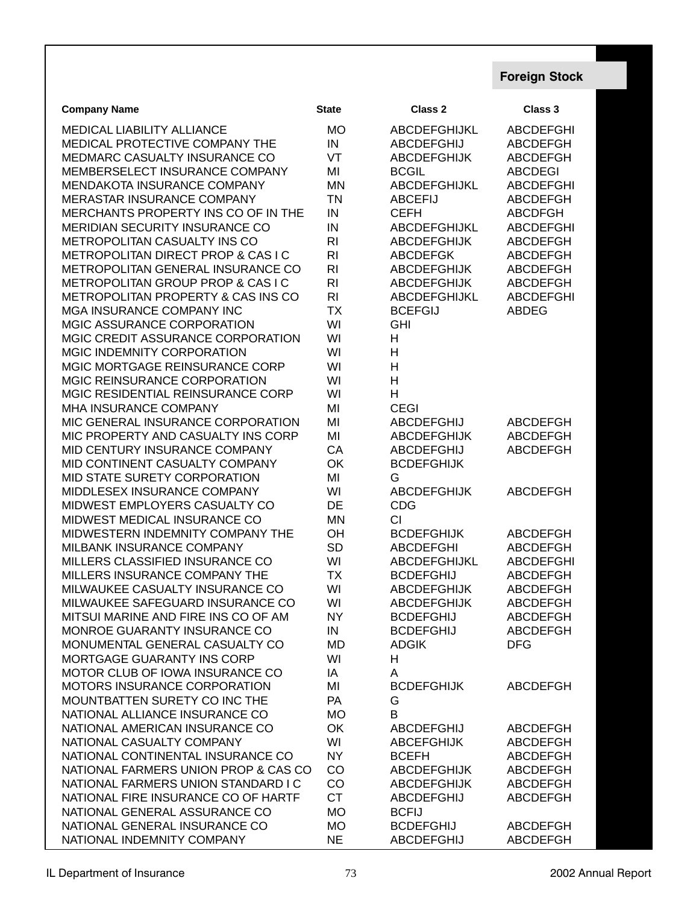**Foreign Stock**

| Company Name | State | Class 2 | Class 3 |
|---|---|---|---|
| MEDICAL LIABILITY ALLIANCE | MO | ABCDEFGHIJKL | ABCDEFGHI |
| MEDICAL PROTECTIVE COMPANY THE | IN | ABCDEFGHIJ | ABCDEFGH |
| MEDMARC CASUALTY INSURANCE CO | VT | ABCDEFGHIJK | ABCDEFGH |
| MEMBERSELECT INSURANCE COMPANY | MI | BCGIL | ABCDEGI |
| MENDAKOTA INSURANCE COMPANY | MN | ABCDEFGHIJKL | ABCDEFGHI |
| MERASTAR INSURANCE COMPANY | TN | ABCEFIJ | ABCDEFGH |
| MERCHANTS PROPERTY INS CO OF IN THE | IN | CEFH | ABCDFGH |
| MERIDIAN SECURITY INSURANCE CO | IN | ABCDEFGHIJKL | ABCDEFGHI |
| METROPOLITAN CASUALTY INS CO | RI | ABCDEFGHIJK | ABCDEFGH |
| METROPOLITAN DIRECT PROP & CAS I C | RI | ABCDEFGK | ABCDEFGH |
| METROPOLITAN GENERAL INSURANCE CO | RI | ABCDEFGHIJK | ABCDEFGH |
| METROPOLITAN GROUP PROP & CAS I C | RI | ABCDEFGHIJK | ABCDEFGH |
| METROPOLITAN PROPERTY & CAS INS CO | RI | ABCDEFGHIJKL | ABCDEFGHI |
| MGA INSURANCE COMPANY INC | TX | BCEFGIJ | ABDEG |
| MGIC ASSURANCE CORPORATION | WI | GHI | |
| MGIC CREDIT ASSURANCE CORPORATION | WI | H | |
| MGIC INDEMNITY CORPORATION | WI | H | |
| MGIC MORTGAGE REINSURANCE CORP | WI | H | |
| MGIC REINSURANCE CORPORATION | WI | H | |
| MGIC RESIDENTIAL REINSURANCE CORP | WI | H | |
| MHA INSURANCE COMPANY | MI | CEGI | |
| MIC GENERAL INSURANCE CORPORATION | MI | ABCDEFGHIJ | ABCDEFGH |
| MIC PROPERTY AND CASUALTY INS CORP | MI | ABCDEFGHIJK | ABCDEFGH |
| MID CENTURY INSURANCE COMPANY | CA | ABCDEFGHIJ | ABCDEFGH |
| MID CONTINENT CASUALTY COMPANY | OK | BCDEFGHIJK | |
| MID STATE SURETY CORPORATION | MI | G | |
| MIDDLESEX INSURANCE COMPANY | WI | ABCDEFGHIJK | ABCDEFGH |
| MIDWEST EMPLOYERS CASUALTY CO | DE | CDG | |
| MIDWEST MEDICAL INSURANCE CO | MN | CI | |
| MIDWESTERN INDEMNITY COMPANY THE | OH | BCDEFGHIJK | ABCDEFGH |
| MILBANK INSURANCE COMPANY | SD | ABCDEFGHI | ABCDEFGH |
| MILLERS CLASSIFIED INSURANCE CO | WI | ABCDEFGHIJKL | ABCDEFGHI |
| MILLERS INSURANCE COMPANY THE | TX | BCDEFGHIJ | ABCDEFGH |
| MILWAUKEE CASUALTY INSURANCE CO | WI | ABCDEFGHIJK | ABCDEFGH |
| MILWAUKEE SAFEGUARD INSURANCE CO | WI | ABCDEFGHIJK | ABCDEFGH |
| MITSUI MARINE AND FIRE INS CO OF AM | NY | BCDEFGHIJ | ABCDEFGH |
| MONROE GUARANTY INSURANCE CO | IN | BCDEFGHIJ | ABCDEFGH |
| MONUMENTAL GENERAL CASUALTY CO | MD | ADGIK | DFG |
| MORTGAGE GUARANTY INS CORP | WI | H | |
| MOTOR CLUB OF IOWA INSURANCE CO | IA | A | |
| MOTORS INSURANCE CORPORATION | MI | BCDEFGHIJK | ABCDEFGH |
| MOUNTBATTEN SURETY CO INC THE | PA | G | |
| NATIONAL ALLIANCE INSURANCE CO | MO | B | |
| NATIONAL AMERICAN INSURANCE CO | OK | ABCDEFGHIJ | ABCDEFGH |
| NATIONAL CASUALTY COMPANY | WI | ABCEFGHIJK | ABCDEFGH |
| NATIONAL CONTINENTAL INSURANCE CO | NY | BCEFH | ABCDEFGH |
| NATIONAL FARMERS UNION PROP & CAS CO | CO | ABCDEFGHIJK | ABCDEFGH |
| NATIONAL FARMERS UNION STANDARD I C | CO | ABCDEFGHIJK | ABCDEFGH |
| NATIONAL FIRE INSURANCE CO OF HARTF | CT | ABCDEFGHIJ | ABCDEFGH |
| NATIONAL GENERAL ASSURANCE CO | MO | BCFIJ | |
| NATIONAL GENERAL INSURANCE CO | MO | BCDEFGHIJ | ABCDEFGH |
| NATIONAL INDEMNITY COMPANY | NE | ABCDEFGHIJ | ABCDEFGH |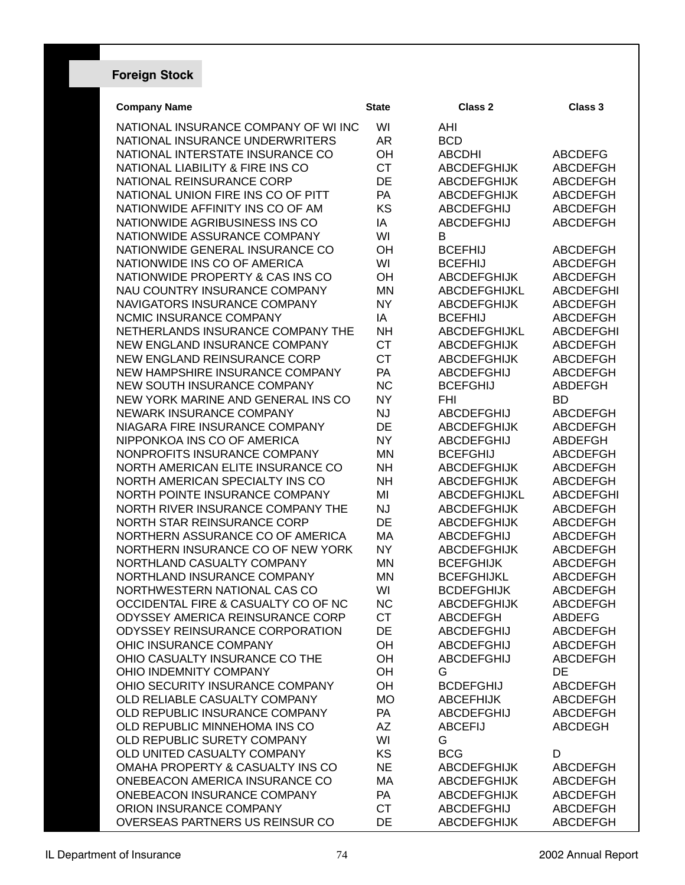## Foreign Stock

| Company Name | State | Class 2 | Class 3 |
|---|---|---|---|
| NATIONAL INSURANCE COMPANY OF WI INC | WI | AHI | |
| NATIONAL INSURANCE UNDERWRITERS | AR | BCD | |
| NATIONAL INTERSTATE INSURANCE CO | OH | ABCDHI | ABCDEFG |
| NATIONAL LIABILITY & FIRE INS CO | CT | ABCDEFGHIJK | ABCDEFGH |
| NATIONAL REINSURANCE CORP | DE | ABCDEFGHIJK | ABCDEFGH |
| NATIONAL UNION FIRE INS CO OF PITT | PA | ABCDEFGHIJK | ABCDEFGH |
| NATIONWIDE AFFINITY INS CO OF AM | KS | ABCDEFGHIJ | ABCDEFGH |
| NATIONWIDE AGRIBUSINESS INS CO | IA | ABCDEFGHIJ | ABCDEFGH |
| NATIONWIDE ASSURANCE COMPANY | WI | B | |
| NATIONWIDE GENERAL INSURANCE CO | OH | BCEFHIJ | ABCDEFGH |
| NATIONWIDE INS CO OF AMERICA | WI | BCEFHIJ | ABCDEFGH |
| NATIONWIDE PROPERTY & CAS INS CO | OH | ABCDEFGHIJK | ABCDEFGH |
| NAU COUNTRY INSURANCE COMPANY | MN | ABCDEFGHIJKL | ABCDEFGHI |
| NAVIGATORS INSURANCE COMPANY | NY | ABCDEFGHIJK | ABCDEFGH |
| NCMIC INSURANCE COMPANY | IA | BCEFHIJ | ABCDEFGH |
| NETHERLANDS INSURANCE COMPANY THE | NH | ABCDEFGHIJKL | ABCDEFGHI |
| NEW ENGLAND INSURANCE COMPANY | CT | ABCDEFGHIJK | ABCDEFGH |
| NEW ENGLAND REINSURANCE CORP | CT | ABCDEFGHIJK | ABCDEFGH |
| NEW HAMPSHIRE INSURANCE COMPANY | PA | ABCDEFGHIJ | ABCDEFGH |
| NEW SOUTH INSURANCE COMPANY | NC | BCEFGHIJ | ABDEFGH |
| NEW YORK MARINE AND GENERAL INS CO | NY | FHI | BD |
| NEWARK INSURANCE COMPANY | NJ | ABCDEFGHIJ | ABCDEFGH |
| NIAGARA FIRE INSURANCE COMPANY | DE | ABCDEFGHIJK | ABCDEFGH |
| NIPPONKOA INS CO OF AMERICA | NY | ABCDEFGHIJ | ABDEFGH |
| NONPROFITS INSURANCE COMPANY | MN | BCEFGHIJ | ABCDEFGH |
| NORTH AMERICAN ELITE INSURANCE CO | NH | ABCDEFGHIJK | ABCDEFGH |
| NORTH AMERICAN SPECIALTY INS CO | NH | ABCDEFGHIJK | ABCDEFGH |
| NORTH POINTE INSURANCE COMPANY | MI | ABCDEFGHIJKL | ABCDEFGHI |
| NORTH RIVER INSURANCE COMPANY THE | NJ | ABCDEFGHIJK | ABCDEFGH |
| NORTH STAR REINSURANCE CORP | DE | ABCDEFGHIJK | ABCDEFGH |
| NORTHERN ASSURANCE CO OF AMERICA | MA | ABCDEFGHIJ | ABCDEFGH |
| NORTHERN INSURANCE CO OF NEW YORK | NY | ABCDEFGHIJK | ABCDEFGH |
| NORTHLAND CASUALTY COMPANY | MN | BCEFGHIJK | ABCDEFGH |
| NORTHLAND INSURANCE COMPANY | MN | BCEFGHIJKL | ABCDEFGH |
| NORTHWESTERN NATIONAL CAS CO | WI | BCDEFGHIJK | ABCDEFGH |
| OCCIDENTAL FIRE & CASUALTY CO OF NC | NC | ABCDEFGHIJK | ABCDEFGH |
| ODYSSEY AMERICA REINSURANCE CORP | CT | ABCDEFGH | ABDEFG |
| ODYSSEY REINSURANCE CORPORATION | DE | ABCDEFGHIJ | ABCDEFGH |
| OHIC INSURANCE COMPANY | OH | ABCDEFGHIJ | ABCDEFGH |
| OHIO CASUALTY INSURANCE CO THE | OH | ABCDEFGHIJ | ABCDEFGH |
| OHIO INDEMNITY COMPANY | OH | G | DE |
| OHIO SECURITY INSURANCE COMPANY | OH | BCDEFGHIJ | ABCDEFGH |
| OLD RELIABLE CASUALTY COMPANY | MO | ABCEFHIJK | ABCDEFGH |
| OLD REPUBLIC INSURANCE COMPANY | PA | ABCDEFGHIJ | ABCDEFGH |
| OLD REPUBLIC MINNEHOMA INS CO | AZ | ABCEFIJ | ABCDEGH |
| OLD REPUBLIC SURETY COMPANY | WI | G | |
| OLD UNITED CASUALTY COMPANY | KS | BCG | D |
| OMAHA PROPERTY & CASUALTY INS CO | NE | ABCDEFGHIJK | ABCDEFGH |
| ONEBEACON AMERICA INSURANCE CO | MA | ABCDEFGHIJK | ABCDEFGH |
| ONEBEACON INSURANCE COMPANY | PA | ABCDEFGHIJK | ABCDEFGH |
| ORION INSURANCE COMPANY | CT | ABCDEFGHIJ | ABCDEFGH |
| OVERSEAS PARTNERS US REINSUR CO | DE | ABCDEFGHIJK | ABCDEFGH |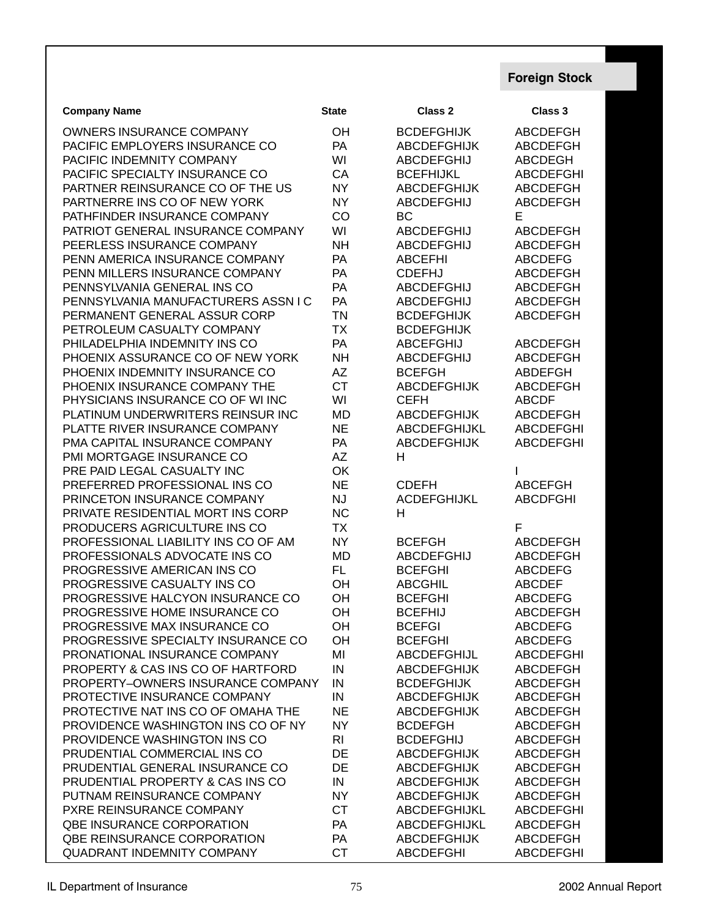## Foreign Stock

| Company Name | State | Class 2 | Class 3 |
|---|---|---|---|
| OWNERS INSURANCE COMPANY | OH | BCDEFGHIJK | ABCDEFGH |
| PACIFIC EMPLOYERS INSURANCE CO | PA | ABCDEFGHIJK | ABCDEFGH |
| PACIFIC INDEMNITY COMPANY | WI | ABCDEFGHIJ | ABCDEGH |
| PACIFIC SPECIALTY INSURANCE CO | CA | BCEFHIJKL | ABCDEFGHI |
| PARTNER REINSURANCE CO OF THE US | NY | ABCDEFGHIJK | ABCDEFGH |
| PARTNERRE INS CO OF NEW YORK | NY | ABCDEFGHIJ | ABCDEFGH |
| PATHFINDER INSURANCE COMPANY | CO | BC | E |
| PATRIOT GENERAL INSURANCE COMPANY | WI | ABCDEFGHIJ | ABCDEFGH |
| PEERLESS INSURANCE COMPANY | NH | ABCDEFGHIJ | ABCDEFGH |
| PENN AMERICA INSURANCE COMPANY | PA | ABCEFHI | ABCDEFG |
| PENN MILLERS INSURANCE COMPANY | PA | CDEFHJ | ABCDEFGH |
| PENNSYLVANIA GENERAL INS CO | PA | ABCDEFGHIJ | ABCDEFGH |
| PENNSYLVANIA MANUFACTURERS ASSN I C | PA | ABCDEFGHIJ | ABCDEFGH |
| PERMANENT GENERAL ASSUR CORP | TN | BCDEFGHIJK | ABCDEFGH |
| PETROLEUM CASUALTY COMPANY | TX | BCDEFGHIJK | |
| PHILADELPHIA INDEMNITY INS CO | PA | ABCEFGHIJ | ABCDEFGH |
| PHOENIX ASSURANCE CO OF NEW YORK | NH | ABCDEFGHIJ | ABCDEFGH |
| PHOENIX INDEMNITY INSURANCE CO | AZ | BCEFGH | ABDEFGH |
| PHOENIX INSURANCE COMPANY THE | CT | ABCDEFGHIJK | ABCDEFGH |
| PHYSICIANS INSURANCE CO OF WI INC | WI | CEFH | ABCDF |
| PLATINUM UNDERWRITERS REINSUR INC | MD | ABCDEFGHIJK | ABCDEFGH |
| PLATTE RIVER INSURANCE COMPANY | NE | ABCDEFGHIJKL | ABCDEFGHI |
| PMA CAPITAL INSURANCE COMPANY | PA | ABCDEFGHIJK | ABCDEFGHI |
| PMI MORTGAGE INSURANCE CO | AZ | H | |
| PRE PAID LEGAL CASUALTY INC | OK | | I |
| PREFERRED PROFESSIONAL INS CO | NE | CDEFH | ABCEFGH |
| PRINCETON INSURANCE COMPANY | NJ | ACDEFGHIJKL | ABCDFGHI |
| PRIVATE RESIDENTIAL MORT INS CORP | NC | H | |
| PRODUCERS AGRICULTURE INS CO | TX | | F |
| PROFESSIONAL LIABILITY INS CO OF AM | NY | BCEFGH | ABCDEFGH |
| PROFESSIONALS ADVOCATE INS CO | MD | ABCDEFGHIJ | ABCDEFGH |
| PROGRESSIVE AMERICAN INS CO | FL | BCEFGHI | ABCDEFG |
| PROGRESSIVE CASUALTY INS CO | OH | ABCGHIL | ABCDEF |
| PROGRESSIVE HALCYON INSURANCE CO | OH | BCEFGHI | ABCDEFG |
| PROGRESSIVE HOME INSURANCE CO | OH | BCEFHIJ | ABCDEFGH |
| PROGRESSIVE MAX INSURANCE CO | OH | BCEFGI | ABCDEFG |
| PROGRESSIVE SPECIALTY INSURANCE CO | OH | BCEFGHI | ABCDEFG |
| PRONATIONAL INSURANCE COMPANY | MI | ABCDEFGHIJL | ABCDEFGHI |
| PROPERTY & CAS INS CO OF HARTFORD | IN | ABCDEFGHIJK | ABCDEFGH |
| PROPERTY–OWNERS INSURANCE COMPANY | IN | BCDEFGHIJK | ABCDEFGH |
| PROTECTIVE INSURANCE COMPANY | IN | ABCDEFGHIJK | ABCDEFGH |
| PROTECTIVE NAT INS CO OF OMAHA THE | NE | ABCDEFGHIJK | ABCDEFGH |
| PROVIDENCE WASHINGTON INS CO OF NY | NY | BCDEFGH | ABCDEFGH |
| PROVIDENCE WASHINGTON INS CO | RI | BCDEFGHIJ | ABCDEFGH |
| PRUDENTIAL COMMERCIAL INS CO | DE | ABCDEFGHIJK | ABCDEFGH |
| PRUDENTIAL GENERAL INSURANCE CO | DE | ABCDEFGHIJK | ABCDEFGH |
| PRUDENTIAL PROPERTY & CAS INS CO | IN | ABCDEFGHIJK | ABCDEFGH |
| PUTNAM REINSURANCE COMPANY | NY | ABCDEFGHIJK | ABCDEFGH |
| PXRE REINSURANCE COMPANY | CT | ABCDEFGHIJKL | ABCDEFGHI |
| QBE INSURANCE CORPORATION | PA | ABCDEFGHIJKL | ABCDEFGH |
| QBE REINSURANCE CORPORATION | PA | ABCDEFGHIJK | ABCDEFGH |
| QUADRANT INDEMNITY COMPANY | CT | ABCDEFGHI | ABCDEFGHI |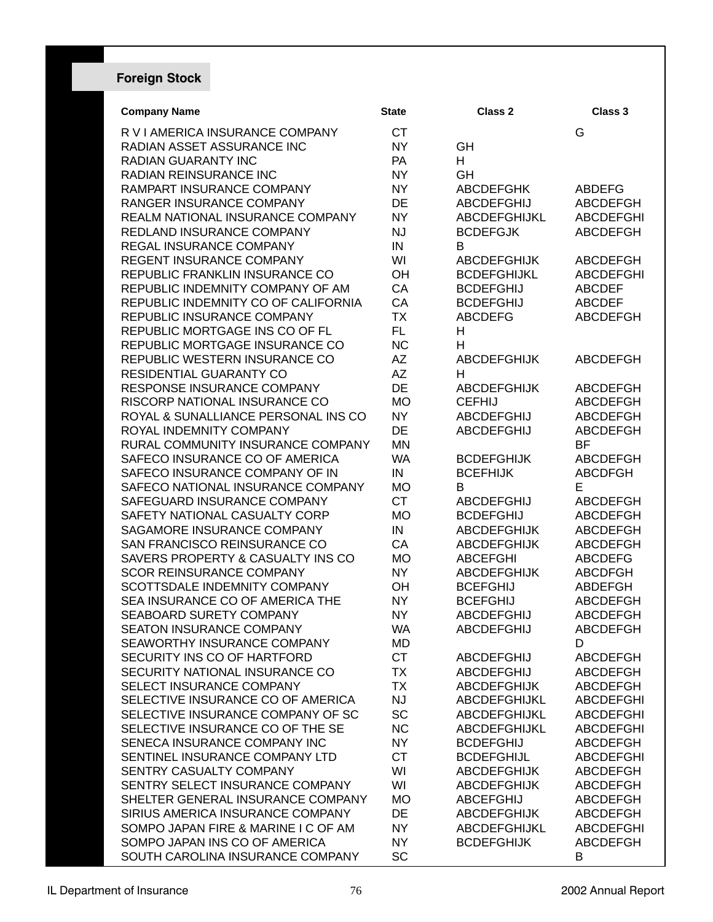## Foreign Stock

| Company Name | State | Class 2 | Class 3 |
|---|---|---|---|
| R V I AMERICA INSURANCE COMPANY | CT | | G |
| RADIAN ASSET ASSURANCE INC | NY | GH | |
| RADIAN GUARANTY INC | PA | H | |
| RADIAN REINSURANCE INC | NY | GH | |
| RAMPART INSURANCE COMPANY | NY | ABCDEFGHK | ABDEFG |
| RANGER INSURANCE COMPANY | DE | ABCDEFGHIJ | ABCDEFGH |
| REALM NATIONAL INSURANCE COMPANY | NY | ABCDEFGHIJKL | ABCDEFGHI |
| REDLAND INSURANCE COMPANY | NJ | BCDEFGJK | ABCDEFGH |
| REGAL INSURANCE COMPANY | IN | B | |
| REGENT INSURANCE COMPANY | WI | ABCDEFGHIJK | ABCDEFGH |
| REPUBLIC FRANKLIN INSURANCE CO | OH | BCDEFGHIJKL | ABCDEFGHI |
| REPUBLIC INDEMNITY COMPANY OF AM | CA | BCDEFGHIJ | ABCDEF |
| REPUBLIC INDEMNITY CO OF CALIFORNIA | CA | BCDEFGHIJ | ABCDEF |
| REPUBLIC INSURANCE COMPANY | TX | ABCDEFG | ABCDEFGH |
| REPUBLIC MORTGAGE INS CO OF FL | FL | H | |
| REPUBLIC MORTGAGE INSURANCE CO | NC | H | |
| REPUBLIC WESTERN INSURANCE CO | AZ | ABCDEFGHIJK | ABCDEFGH |
| RESIDENTIAL GUARANTY CO | AZ | H | |
| RESPONSE INSURANCE COMPANY | DE | ABCDEFGHIJK | ABCDEFGH |
| RISCORP NATIONAL INSURANCE CO | MO | CEFHIJ | ABCDEFGH |
| ROYAL & SUNALLIANCE PERSONAL INS CO | NY | ABCDEFGHIJ | ABCDEFGH |
| ROYAL INDEMNITY COMPANY | DE | ABCDEFGHIJ | ABCDEFGH |
| RURAL COMMUNITY INSURANCE COMPANY | MN | | BF |
| SAFECO INSURANCE CO OF AMERICA | WA | BCDEFGHIJK | ABCDEFGH |
| SAFECO INSURANCE COMPANY OF IN | IN | BCEFHIJK | ABCDFGH |
| SAFECO NATIONAL INSURANCE COMPANY | MO | B | E |
| SAFEGUARD INSURANCE COMPANY | CT | ABCDEFGHIJ | ABCDEFGH |
| SAFETY NATIONAL CASUALTY CORP | MO | BCDEFGHIJ | ABCDEFGH |
| SAGAMORE INSURANCE COMPANY | IN | ABCDEFGHIJK | ABCDEFGH |
| SAN FRANCISCO REINSURANCE CO | CA | ABCDEFGHIJK | ABCDEFGH |
| SAVERS PROPERTY & CASUALTY INS CO | MO | ABCEFGHI | ABCDEFG |
| SCOR REINSURANCE COMPANY | NY | ABCDEFGHIJK | ABCDFGH |
| SCOTTSDALE INDEMNITY COMPANY | OH | BCEFGHIJ | ABDEFGH |
| SEA INSURANCE CO OF AMERICA THE | NY | BCEFGHIJ | ABCDEFGH |
| SEABOARD SURETY COMPANY | NY | ABCDEFGHIJ | ABCDEFGH |
| SEATON INSURANCE COMPANY | WA | ABCDEFGHIJ | ABCDEFGH |
| SEAWORTHY INSURANCE COMPANY | MD | | D |
| SECURITY INS CO OF HARTFORD | CT | ABCDEFGHIJ | ABCDEFGH |
| SECURITY NATIONAL INSURANCE CO | TX | ABCDEFGHIJ | ABCDEFGH |
| SELECT INSURANCE COMPANY | TX | ABCDEFGHIJK | ABCDEFGH |
| SELECTIVE INSURANCE CO OF AMERICA | NJ | ABCDEFGHIJKL | ABCDEFGHI |
| SELECTIVE INSURANCE COMPANY OF SC | SC | ABCDEFGHIJKL | ABCDEFGHI |
| SELECTIVE INSURANCE CO OF THE SE | NC | ABCDEFGHIJKL | ABCDEFGHI |
| SENECA INSURANCE COMPANY INC | NY | BCDEFGHIJ | ABCDEFGH |
| SENTINEL INSURANCE COMPANY LTD | CT | BCDEFGHIJL | ABCDEFGHI |
| SENTRY CASUALTY COMPANY | WI | ABCDEFGHIJK | ABCDEFGH |
| SENTRY SELECT INSURANCE COMPANY | WI | ABCDEFGHIJK | ABCDEFGH |
| SHELTER GENERAL INSURANCE COMPANY | MO | ABCEFGHIJ | ABCDEFGH |
| SIRIUS AMERICA INSURANCE COMPANY | DE | ABCDEFGHIJK | ABCDEFGH |
| SOMPO JAPAN FIRE & MARINE I C OF AM | NY | ABCDEFGHIJKL | ABCDEFGHI |
| SOMPO JAPAN INS CO OF AMERICA | NY | BCDEFGHIJK | ABCDEFGH |
| SOUTH CAROLINA INSURANCE COMPANY | SC | | B |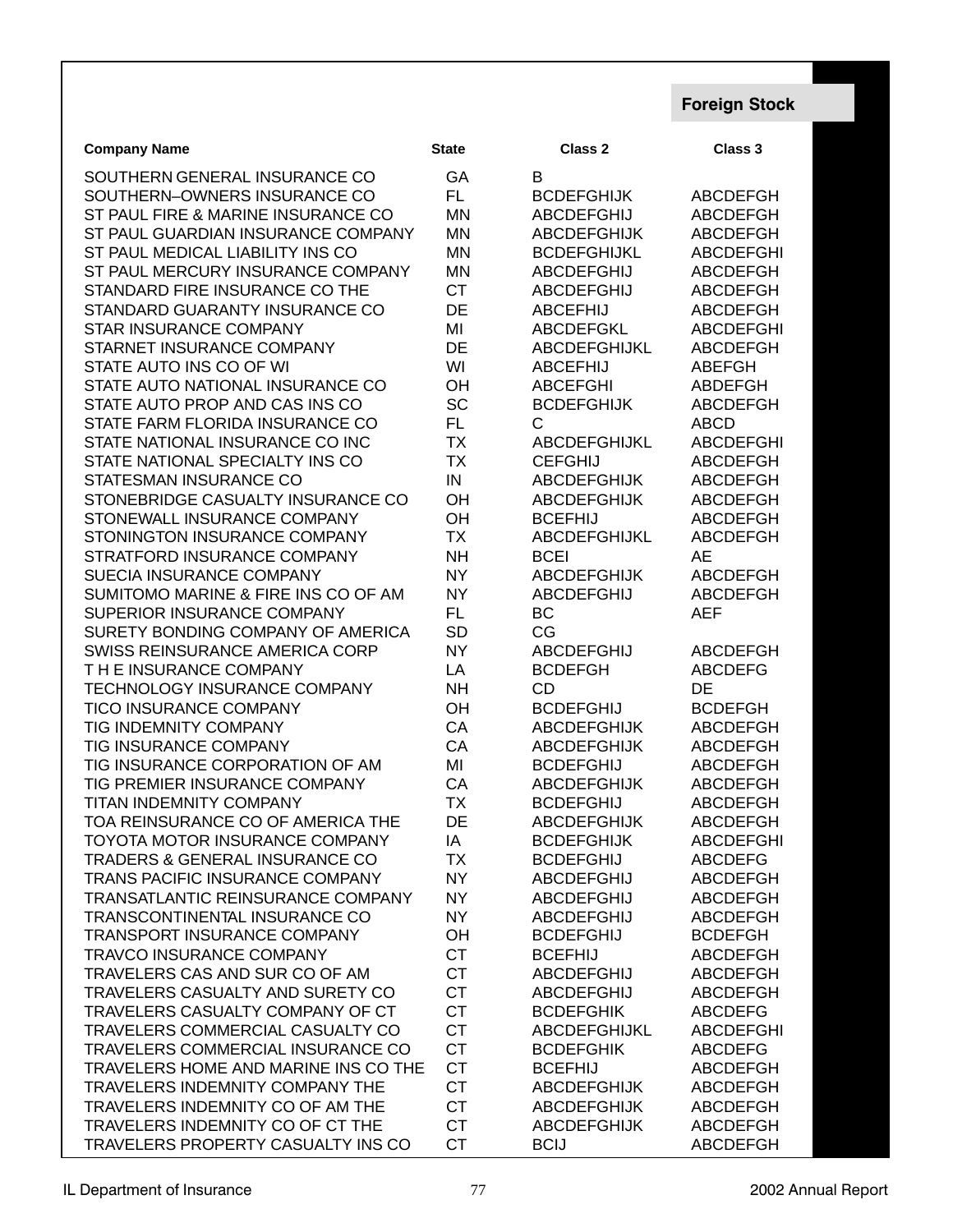## Foreign Stock

| Company Name | State | Class 2 | Class 3 |
|---|---|---|---|
| SOUTHERN GENERAL INSURANCE CO | GA | B | |
| SOUTHERN–OWNERS INSURANCE CO | FL | BCDEFGHIJK | ABCDEFGH |
| ST PAUL FIRE & MARINE INSURANCE CO | MN | ABCDEFGHIJ | ABCDEFGH |
| ST PAUL GUARDIAN INSURANCE COMPANY | MN | ABCDEFGHIJK | ABCDEFGH |
| ST PAUL MEDICAL LIABILITY INS CO | MN | BCDEFGHIJKL | ABCDEFGHI |
| ST PAUL MERCURY INSURANCE COMPANY | MN | ABCDEFGHIJ | ABCDEFGH |
| STANDARD FIRE INSURANCE CO THE | CT | ABCDEFGHIJ | ABCDEFGH |
| STANDARD GUARANTY INSURANCE CO | DE | ABCEFHIJ | ABCDEFGH |
| STAR INSURANCE COMPANY | MI | ABCDEFGKL | ABCDEFGHI |
| STARNET INSURANCE COMPANY | DE | ABCDEFGHIJKL | ABCDEFGH |
| STATE AUTO INS CO OF WI | WI | ABCEFHIJ | ABEFGH |
| STATE AUTO NATIONAL INSURANCE CO | OH | ABCEFGHI | ABDEFGH |
| STATE AUTO PROP AND CAS INS CO | SC | BCDEFGHIJK | ABCDEFGH |
| STATE FARM FLORIDA INSURANCE CO | FL | C | ABCD |
| STATE NATIONAL INSURANCE CO INC | TX | ABCDEFGHIJKL | ABCDEFGHI |
| STATE NATIONAL SPECIALTY INS CO | TX | CEFGHIJ | ABCDEFGH |
| STATESMAN INSURANCE CO | IN | ABCDEFGHIJK | ABCDEFGH |
| STONEBRIDGE CASUALTY INSURANCE CO | OH | ABCDEFGHIJK | ABCDEFGH |
| STONEWALL INSURANCE COMPANY | OH | BCEFHIJ | ABCDEFGH |
| STONINGTON INSURANCE COMPANY | TX | ABCDEFGHIJKL | ABCDEFGH |
| STRATFORD INSURANCE COMPANY | NH | BCEI | AE |
| SUECIA INSURANCE COMPANY | NY | ABCDEFGHIJK | ABCDEFGH |
| SUMITOMO MARINE & FIRE INS CO OF AM | NY | ABCDEFGHIJ | ABCDEFGH |
| SUPERIOR INSURANCE COMPANY | FL | BC | AEF |
| SURETY BONDING COMPANY OF AMERICA | SD | CG | |
| SWISS REINSURANCE AMERICA CORP | NY | ABCDEFGHIJ | ABCDEFGH |
| T H E INSURANCE COMPANY | LA | BCDEFGH | ABCDEFG |
| TECHNOLOGY INSURANCE COMPANY | NH | CD | DE |
| TICO INSURANCE COMPANY | OH | BCDEFGHIJ | BCDEFGH |
| TIG INDEMNITY COMPANY | CA | ABCDEFGHIJK | ABCDEFGH |
| TIG INSURANCE COMPANY | CA | ABCDEFGHIJK | ABCDEFGH |
| TIG INSURANCE CORPORATION OF AM | MI | BCDEFGHIJ | ABCDEFGH |
| TIG PREMIER INSURANCE COMPANY | CA | ABCDEFGHIJK | ABCDEFGH |
| TITAN INDEMNITY COMPANY | TX | BCDEFGHIJ | ABCDEFGH |
| TOA REINSURANCE CO OF AMERICA THE | DE | ABCDEFGHIJK | ABCDEFGH |
| TOYOTA MOTOR INSURANCE COMPANY | IA | BCDEFGHIJK | ABCDEFGHI |
| TRADERS & GENERAL INSURANCE CO | TX | BCDEFGHIJ | ABCDEFG |
| TRANS PACIFIC INSURANCE COMPANY | NY | ABCDEFGHIJ | ABCDEFGH |
| TRANSATLANTIC REINSURANCE COMPANY | NY | ABCDEFGHIJ | ABCDEFGH |
| TRANSCONTINENTAL INSURANCE CO | NY | ABCDEFGHIJ | ABCDEFGH |
| TRANSPORT INSURANCE COMPANY | OH | BCDEFGHIJ | BCDEFGH |
| TRAVCO INSURANCE COMPANY | CT | BCEFHIJ | ABCDEFGH |
| TRAVELERS CAS AND SUR CO OF AM | CT | ABCDEFGHIJ | ABCDEFGH |
| TRAVELERS CASUALTY AND SURETY CO | CT | ABCDEFGHIJ | ABCDEFGH |
| TRAVELERS CASUALTY COMPANY OF CT | CT | BCDEFGHIK | ABCDEFG |
| TRAVELERS COMMERCIAL CASUALTY CO | CT | ABCDEFGHIJKL | ABCDEFGHI |
| TRAVELERS COMMERCIAL INSURANCE CO | CT | BCDEFGHIK | ABCDEFG |
| TRAVELERS HOME AND MARINE INS CO THE | CT | BCEFHIJ | ABCDEFGH |
| TRAVELERS INDEMNITY COMPANY THE | CT | ABCDEFGHIJK | ABCDEFGH |
| TRAVELERS INDEMNITY CO OF AM THE | CT | ABCDEFGHIJK | ABCDEFGH |
| TRAVELERS INDEMNITY CO OF CT THE | CT | ABCDEFGHIJK | ABCDEFGH |
| TRAVELERS PROPERTY CASUALTY INS CO | CT | BCIJ | ABCDEFGH |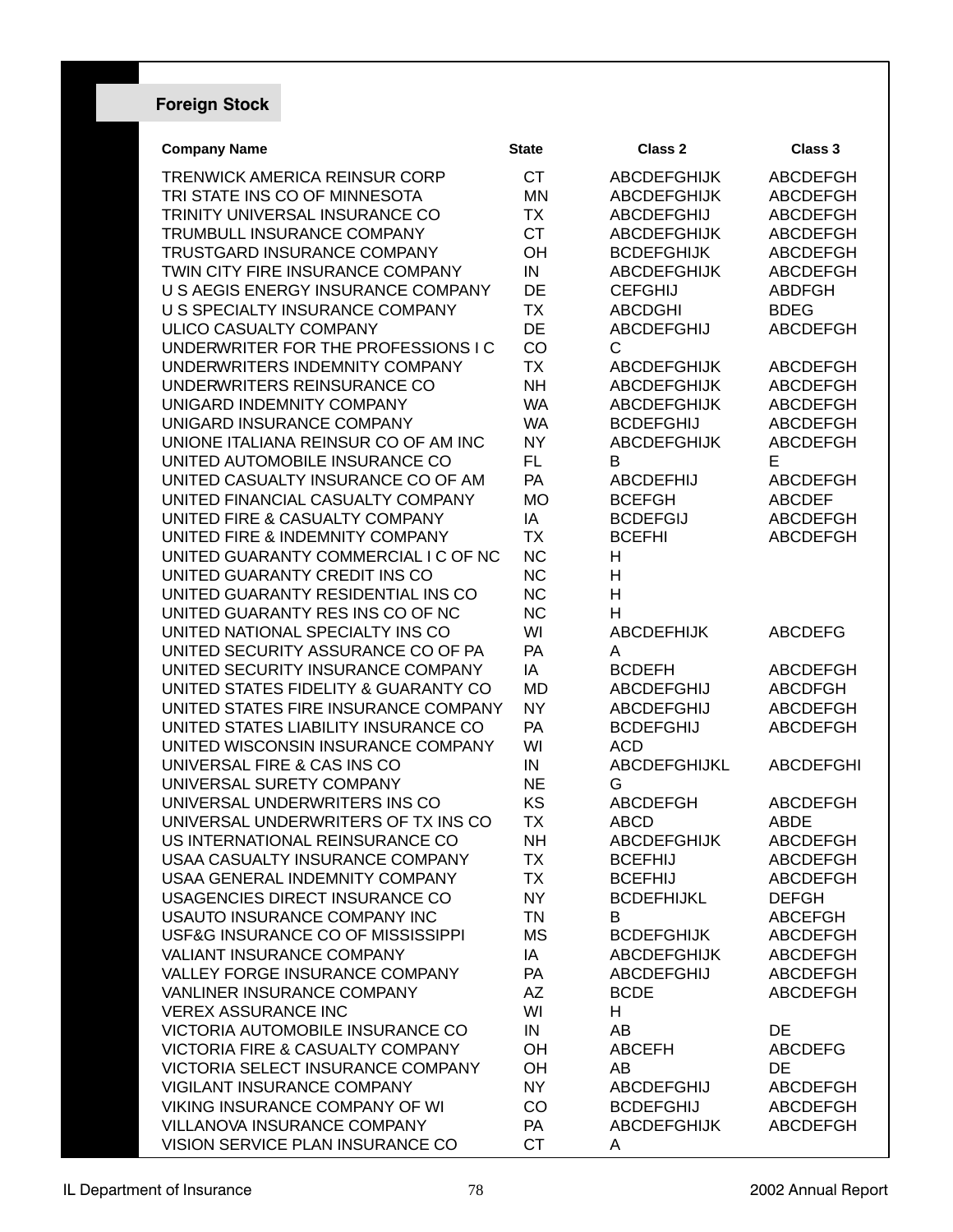## Foreign Stock

| Company Name | State | Class 2 | Class 3 |
|---|---|---|---|
| TRENWICK AMERICA REINSUR CORP | CT | ABCDEFGHIJK | ABCDEFGH |
| TRI STATE INS CO OF MINNESOTA | MN | ABCDEFGHIJK | ABCDEFGH |
| TRINITY UNIVERSAL INSURANCE CO | TX | ABCDEFGHIJ | ABCDEFGH |
| TRUMBULL INSURANCE COMPANY | CT | ABCDEFGHIJK | ABCDEFGH |
| TRUSTGARD INSURANCE COMPANY | OH | BCDEFGHIJK | ABCDEFGH |
| TWIN CITY FIRE INSURANCE COMPANY | IN | ABCDEFGHIJK | ABCDEFGH |
| U S AEGIS ENERGY INSURANCE COMPANY | DE | CEFGHIJ | ABDFGH |
| U S SPECIALTY INSURANCE COMPANY | TX | ABCDGHI | BDEG |
| ULICO CASUALTY COMPANY | DE | ABCDEFGHIJ | ABCDEFGH |
| UNDERWRITER FOR THE PROFESSIONS I C | CO | C | |
| UNDERWRITERS INDEMNITY COMPANY | TX | ABCDEFGHIJK | ABCDEFGH |
| UNDERWRITERS REINSURANCE CO | NH | ABCDEFGHIJK | ABCDEFGH |
| UNIGARD INDEMNITY COMPANY | WA | ABCDEFGHIJK | ABCDEFGH |
| UNIGARD INSURANCE COMPANY | WA | BCDEFGHIJ | ABCDEFGH |
| UNIONE ITALIANA REINSUR CO OF AM INC | NY | ABCDEFGHIJK | ABCDEFGH |
| UNITED AUTOMOBILE INSURANCE CO | FL | B | E |
| UNITED CASUALTY INSURANCE CO OF AM | PA | ABCDEFHIJ | ABCDEFGH |
| UNITED FINANCIAL CASUALTY COMPANY | MO | BCEFGH | ABCDEF |
| UNITED FIRE & CASUALTY COMPANY | IA | BCDEFGIJ | ABCDEFGH |
| UNITED FIRE & INDEMNITY COMPANY | TX | BCEFHI | ABCDEFGH |
| UNITED GUARANTY COMMERCIAL I C OF NC | NC | H | |
| UNITED GUARANTY CREDIT INS CO | NC | H | |
| UNITED GUARANTY RESIDENTIAL INS CO | NC | H | |
| UNITED GUARANTY RES INS CO OF NC | NC | H | |
| UNITED NATIONAL SPECIALTY INS CO | WI | ABCDEFHIJK | ABCDEFG |
| UNITED SECURITY ASSURANCE CO OF PA | PA | A | |
| UNITED SECURITY INSURANCE COMPANY | IA | BCDEFH | ABCDEFGH |
| UNITED STATES FIDELITY & GUARANTY CO | MD | ABCDEFGHIJ | ABCDFGH |
| UNITED STATES FIRE INSURANCE COMPANY | NY | ABCDEFGHIJ | ABCDEFGH |
| UNITED STATES LIABILITY INSURANCE CO | PA | BCDEFGHIJ | ABCDEFGH |
| UNITED WISCONSIN INSURANCE COMPANY | WI | ACD | |
| UNIVERSAL FIRE & CAS INS CO | IN | ABCDEFGHIJKL | ABCDEFGHI |
| UNIVERSAL SURETY COMPANY | NE | G | |
| UNIVERSAL UNDERWRITERS INS CO | KS | ABCDEFGH | ABCDEFGH |
| UNIVERSAL UNDERWRITERS OF TX INS CO | TX | ABCD | ABDE |
| US INTERNATIONAL REINSURANCE CO | NH | ABCDEFGHIJK | ABCDEFGH |
| USAA CASUALTY INSURANCE COMPANY | TX | BCEFHIJ | ABCDEFGH |
| USAA GENERAL INDEMNITY COMPANY | TX | BCEFHIJ | ABCDEFGH |
| USAGENCIES DIRECT INSURANCE CO | NY | BCDEFHIJKL | DEFGH |
| USAUTO INSURANCE COMPANY INC | TN | B | ABCEFGH |
| USF&G INSURANCE CO OF MISSISSIPPI | MS | BCDEFGHIJK | ABCDEFGH |
| VALIANT INSURANCE COMPANY | IA | ABCDEFGHIJK | ABCDEFGH |
| VALLEY FORGE INSURANCE COMPANY | PA | ABCDEFGHIJ | ABCDEFGH |
| VANLINER INSURANCE COMPANY | AZ | BCDE | ABCDEFGH |
| VEREX ASSURANCE INC | WI | H | |
| VICTORIA AUTOMOBILE INSURANCE CO | IN | AB | DE |
| VICTORIA FIRE & CASUALTY COMPANY | OH | ABCEFH | ABCDEFG |
| VICTORIA SELECT INSURANCE COMPANY | OH | AB | DE |
| VIGILANT INSURANCE COMPANY | NY | ABCDEFGHIJ | ABCDEFGH |
| VIKING INSURANCE COMPANY OF WI | CO | BCDEFGHIJ | ABCDEFGH |
| VILLANOVA INSURANCE COMPANY | PA | ABCDEFGHIJK | ABCDEFGH |
| VISION SERVICE PLAN INSURANCE CO | CT | A | |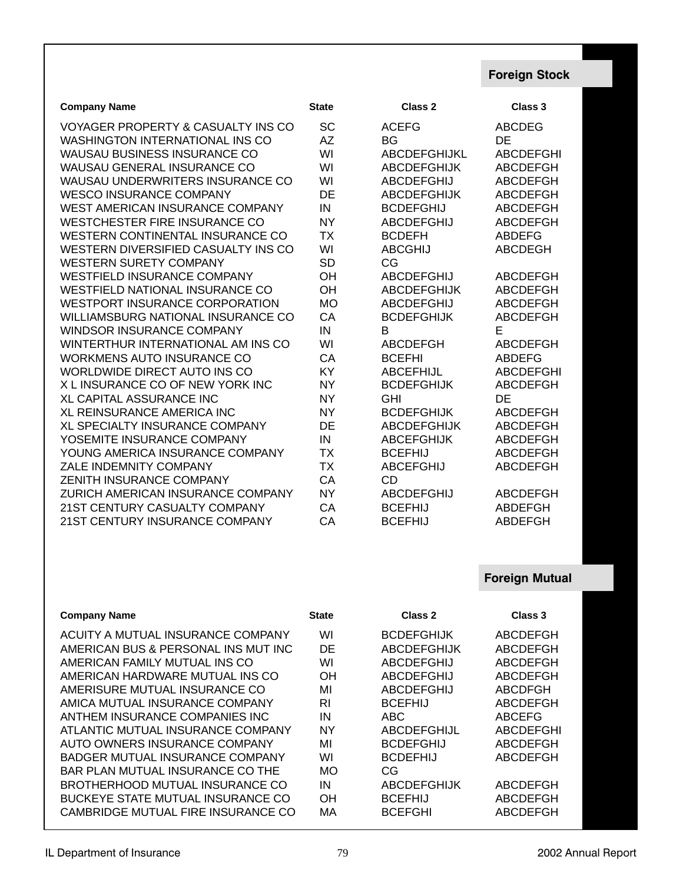## Foreign Stock

| Company Name | State | Class 2 | Class 3 |
|---|---|---|---|
| VOYAGER PROPERTY & CASUALTY INS CO | SC | ACEFG | ABCDEG |
| WASHINGTON INTERNATIONAL INS CO | AZ | BG | DE |
| WAUSAU BUSINESS INSURANCE CO | WI | ABCDEFGHIJKL | ABCDEFGHI |
| WAUSAU GENERAL INSURANCE CO | WI | ABCDEFGHIJK | ABCDEFGH |
| WAUSAU UNDERWRITERS INSURANCE CO | WI | ABCDEFGHIJ | ABCDEFGH |
| WESCO INSURANCE COMPANY | DE | ABCDEFGHIJK | ABCDEFGH |
| WEST AMERICAN INSURANCE COMPANY | IN | BCDEFGHIJ | ABCDEFGH |
| WESTCHESTER FIRE INSURANCE CO | NY | ABCDEFGHIJ | ABCDEFGH |
| WESTERN CONTINENTAL INSURANCE CO | TX | BCDEFH | ABDEFG |
| WESTERN DIVERSIFIED CASUALTY INS CO | WI | ABCGHIJ | ABCDEGH |
| WESTERN SURETY COMPANY | SD | CG | |
| WESTFIELD INSURANCE COMPANY | OH | ABCDEFGHIJ | ABCDEFGH |
| WESTFIELD NATIONAL INSURANCE CO | OH | ABCDEFGHIJK | ABCDEFGH |
| WESTPORT INSURANCE CORPORATION | MO | ABCDEFGHIJ | ABCDEFGH |
| WILLIAMSBURG NATIONAL INSURANCE CO | CA | BCDEFGHIJK | ABCDEFGH |
| WINDSOR INSURANCE COMPANY | IN | B | E |
| WINTERTHUR INTERNATIONAL AM INS CO | WI | ABCDEFGH | ABCDEFGH |
| WORKMENS AUTO INSURANCE CO | CA | BCEFHI | ABDEFG |
| WORLDWIDE DIRECT AUTO INS CO | KY | ABCEFHIJL | ABCDEFGHI |
| X L INSURANCE CO OF NEW YORK INC | NY | BCDEFGHIJK | ABCDEFGH |
| XL CAPITAL ASSURANCE INC | NY | GHI | DE |
| XL REINSURANCE AMERICA INC | NY | BCDEFGHIJK | ABCDEFGH |
| XL SPECIALTY INSURANCE COMPANY | DE | ABCDEFGHIJK | ABCDEFGH |
| YOSEMITE INSURANCE COMPANY | IN | ABCEFGHIJK | ABCDEFGH |
| YOUNG AMERICA INSURANCE COMPANY | TX | BCEFHIJ | ABCDEFGH |
| ZALE INDEMNITY COMPANY | TX | ABCEFGHIJ | ABCDEFGH |
| ZENITH INSURANCE COMPANY | CA | CD | |
| ZURICH AMERICAN INSURANCE COMPANY | NY | ABCDEFGHIJ | ABCDEFGH |
| 21ST CENTURY CASUALTY COMPANY | CA | BCEFHIJ | ABDEFGH |
| 21ST CENTURY INSURANCE COMPANY | CA | BCEFHIJ | ABDEFGH |

## Foreign Mutual

| Company Name | State | Class 2 | Class 3 |
|---|---|---|---|
| ACUITY A MUTUAL INSURANCE COMPANY | WI | BCDEFGHIJK | ABCDEFGH |
| AMERICAN BUS & PERSONAL INS MUT INC | DE | ABCDEFGHIJK | ABCDEFGH |
| AMERICAN FAMILY MUTUAL INS CO | WI | ABCDEFGHIJ | ABCDEFGH |
| AMERICAN HARDWARE MUTUAL INS CO | OH | ABCDEFGHIJ | ABCDEFGH |
| AMERISURE MUTUAL INSURANCE CO | MI | ABCDEFGHIJ | ABCDFGH |
| AMICA MUTUAL INSURANCE COMPANY | RI | BCEFHIJ | ABCDEFGH |
| ANTHEM INSURANCE COMPANIES INC | IN | ABC | ABCEFG |
| ATLANTIC MUTUAL INSURANCE COMPANY | NY | ABCDEFGHIJL | ABCDEFGHI |
| AUTO OWNERS INSURANCE COMPANY | MI | BCDEFGHIJ | ABCDEFGH |
| BADGER MUTUAL INSURANCE COMPANY | WI | BCDEFHIJ | ABCDEFGH |
| BAR PLAN MUTUAL INSURANCE CO THE | MO | CG | |
| BROTHERHOOD MUTUAL INSURANCE CO | IN | ABCDEFGHIJK | ABCDEFGH |
| BUCKEYE STATE MUTUAL INSURANCE CO | OH | BCEFHIJ | ABCDEFGH |
| CAMBRIDGE MUTUAL FIRE INSURANCE CO | MA | BCEFGHI | ABCDEFGH |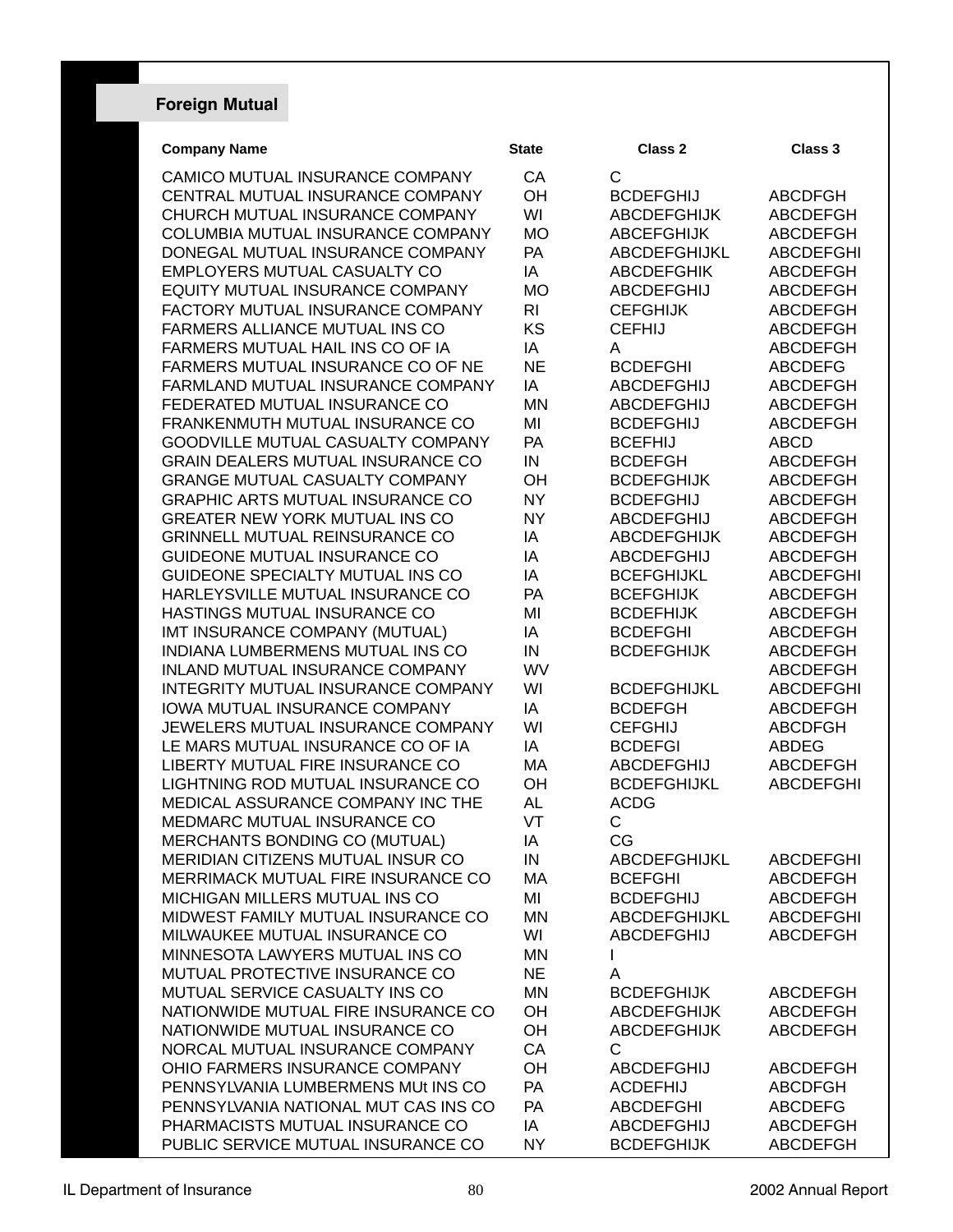## Foreign Mutual

| Company Name | State | Class 2 | Class 3 |
|---|---|---|---|
| CAMICO MUTUAL INSURANCE COMPANY | CA | C | |
| CENTRAL MUTUAL INSURANCE COMPANY | OH | BCDEFGHIJ | ABCDFGH |
| CHURCH MUTUAL INSURANCE COMPANY | WI | ABCDEFGHIJK | ABCDEFGH |
| COLUMBIA MUTUAL INSURANCE COMPANY | MO | ABCEFGHIJK | ABCDEFGH |
| DONEGAL MUTUAL INSURANCE COMPANY | PA | ABCDEFGHIJKL | ABCDEFGHI |
| EMPLOYERS MUTUAL CASUALTY CO | IA | ABCDEFGHIK | ABCDEFGH |
| EQUITY MUTUAL INSURANCE COMPANY | MO | ABCDEFGHIJ | ABCDEFGH |
| FACTORY MUTUAL INSURANCE COMPANY | RI | CEFGHIJK | ABCDEFGH |
| FARMERS ALLIANCE MUTUAL INS CO | KS | CEFHIJ | ABCDEFGH |
| FARMERS MUTUAL HAIL INS CO OF IA | IA | A | ABCDEFGH |
| FARMERS MUTUAL INSURANCE CO OF NE | NE | BCDEFGHI | ABCDEFG |
| FARMLAND MUTUAL INSURANCE COMPANY | IA | ABCDEFGHIJ | ABCDEFGH |
| FEDERATED MUTUAL INSURANCE CO | MN | ABCDEFGHIJ | ABCDEFGH |
| FRANKENMUTH MUTUAL INSURANCE CO | MI | BCDEFGHIJ | ABCDEFGH |
| GOODVILLE MUTUAL CASUALTY COMPANY | PA | BCEFHIJ | ABCD |
| GRAIN DEALERS MUTUAL INSURANCE CO | IN | BCDEFGH | ABCDEFGH |
| GRANGE MUTUAL CASUALTY COMPANY | OH | BCDEFGHIJK | ABCDEFGH |
| GRAPHIC ARTS MUTUAL INSURANCE CO | NY | BCDEFGHIJ | ABCDEFGH |
| GREATER NEW YORK MUTUAL INS CO | NY | ABCDEFGHIJ | ABCDEFGH |
| GRINNELL MUTUAL REINSURANCE CO | IA | ABCDEFGHIJK | ABCDEFGH |
| GUIDEONE MUTUAL INSURANCE CO | IA | ABCDEFGHIJ | ABCDEFGH |
| GUIDEONE SPECIALTY MUTUAL INS CO | IA | BCEFGHIJKL | ABCDEFGHI |
| HARLEYSVILLE MUTUAL INSURANCE CO | PA | BCEFGHIJK | ABCDEFGH |
| HASTINGS MUTUAL INSURANCE CO | MI | BCDEFHIJK | ABCDEFGH |
| IMT INSURANCE COMPANY (MUTUAL) | IA | BCDEFGHI | ABCDEFGH |
| INDIANA LUMBERMENS MUTUAL INS CO | IN | BCDEFGHIJK | ABCDEFGH |
| INLAND MUTUAL INSURANCE COMPANY | WV | | ABCDEFGH |
| INTEGRITY MUTUAL INSURANCE COMPANY | WI | BCDEFGHIJKL | ABCDEFGHI |
| IOWA MUTUAL INSURANCE COMPANY | IA | BCDEFGH | ABCDEFGH |
| JEWELERS MUTUAL INSURANCE COMPANY | WI | CEFGHIJ | ABCDFGH |
| LE MARS MUTUAL INSURANCE CO OF IA | IA | BCDEFGI | ABDEG |
| LIBERTY MUTUAL FIRE INSURANCE CO | MA | ABCDEFGHIJ | ABCDEFGH |
| LIGHTNING ROD MUTUAL INSURANCE CO | OH | BCDEFGHIJKL | ABCDEFGHI |
| MEDICAL ASSURANCE COMPANY INC THE | AL | ACDG | |
| MEDMARC MUTUAL INSURANCE CO | VT | C | |
| MERCHANTS BONDING CO (MUTUAL) | IA | CG | |
| MERIDIAN CITIZENS MUTUAL INSUR CO | IN | ABCDEFGHIJKL | ABCDEFGHI |
| MERRIMACK MUTUAL FIRE INSURANCE CO | MA | BCEFGHI | ABCDEFGH |
| MICHIGAN MILLERS MUTUAL INS CO | MI | BCDEFGHIJ | ABCDEFGH |
| MIDWEST FAMILY MUTUAL INSURANCE CO | MN | ABCDEFGHIJKL | ABCDEFGHI |
| MILWAUKEE MUTUAL INSURANCE CO | WI | ABCDEFGHIJ | ABCDEFGH |
| MINNESOTA LAWYERS MUTUAL INS CO | MN | I | |
| MUTUAL PROTECTIVE INSURANCE CO | NE | A | |
| MUTUAL SERVICE CASUALTY INS CO | MN | BCDEFGHIJK | ABCDEFGH |
| NATIONWIDE MUTUAL FIRE INSURANCE CO | OH | ABCDEFGHIJK | ABCDEFGH |
| NATIONWIDE MUTUAL INSURANCE CO | OH | ABCDEFGHIJK | ABCDEFGH |
| NORCAL MUTUAL INSURANCE COMPANY | CA | C | |
| OHIO FARMERS INSURANCE COMPANY | OH | ABCDEFGHIJ | ABCDEFGH |
| PENNSYLVANIA LUMBERMENS MUt INS CO | PA | ACDEFHIJ | ABCDFGH |
| PENNSYLVANIA NATIONAL MUT CAS INS CO | PA | ABCDEFGHI | ABCDEFG |
| PHARMACISTS MUTUAL INSURANCE CO | IA | ABCDEFGHIJ | ABCDEFGH |
| PUBLIC SERVICE MUTUAL INSURANCE CO | NY | BCDEFGHIJK | ABCDEFGH |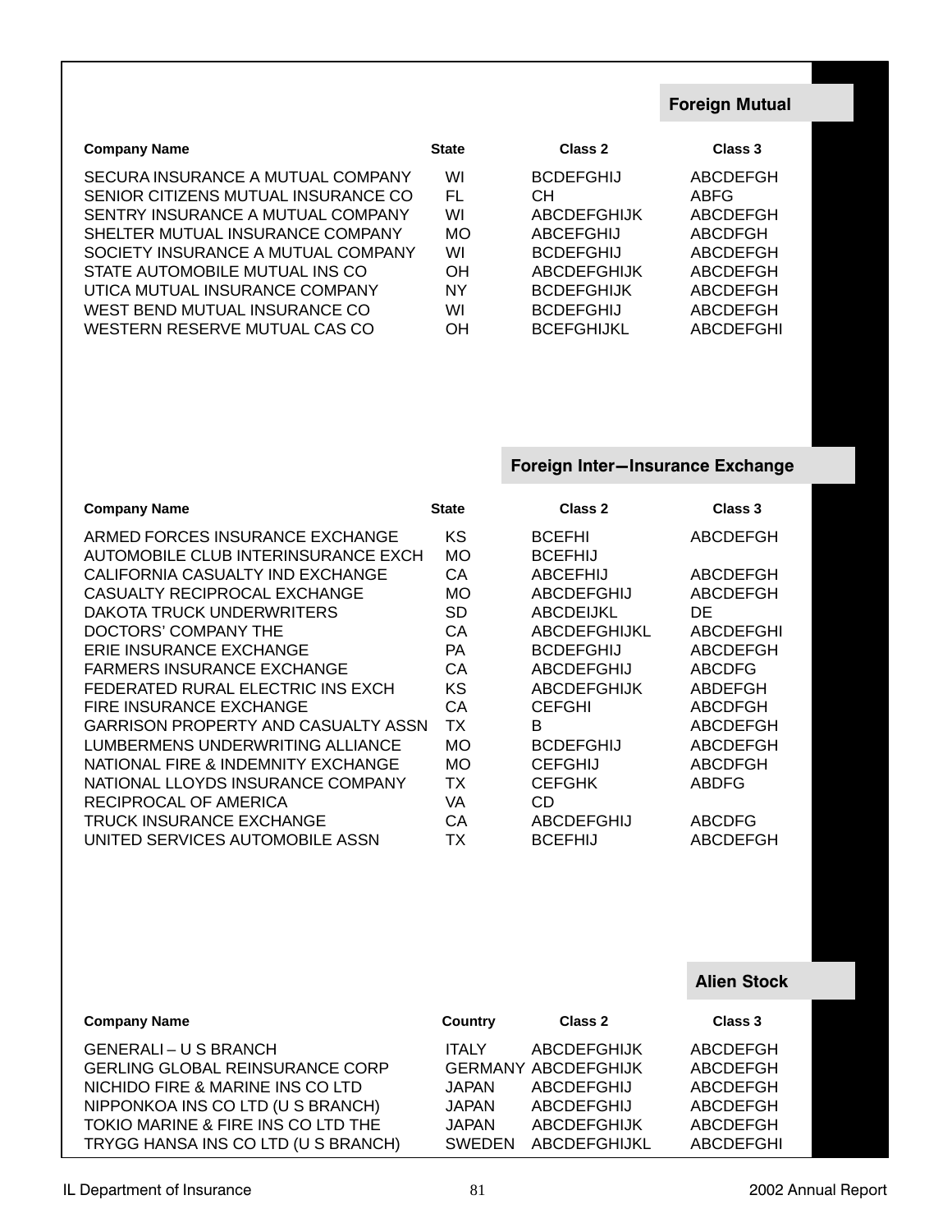## Foreign Mutual

| Company Name | State | Class 2 | Class 3 |
|---|---|---|---|
| SECURA INSURANCE A MUTUAL COMPANY | WI | BCDEFGHIJ | ABCDEFGH |
| SENIOR CITIZENS MUTUAL INSURANCE CO | FL | CH | ABFG |
| SENTRY INSURANCE A MUTUAL COMPANY | WI | ABCDEFGHIJK | ABCDEFGH |
| SHELTER MUTUAL INSURANCE COMPANY | MO | ABCEFGHIJ | ABCDFGH |
| SOCIETY INSURANCE A MUTUAL COMPANY | WI | BCDEFGHIJ | ABCDEFGH |
| STATE AUTOMOBILE MUTUAL INS CO | OH | ABCDEFGHIJK | ABCDEFGH |
| UTICA MUTUAL INSURANCE COMPANY | NY | BCDEFGHIJK | ABCDEFGH |
| WEST BEND MUTUAL INSURANCE CO | WI | BCDEFGHIJ | ABCDEFGH |
| WESTERN RESERVE MUTUAL CAS CO | OH | BCEFGHIJKL | ABCDEFGHI |

## Foreign Inter—Insurance Exchange

| Company Name | State | Class 2 | Class 3 |
|---|---|---|---|
| ARMED FORCES INSURANCE EXCHANGE | KS | BCEFHI | ABCDEFGH |
| AUTOMOBILE CLUB INTERINSURANCE EXCH | MO | BCEFHIJ | |
| CALIFORNIA CASUALTY IND EXCHANGE | CA | ABCEFHIJ | ABCDEFGH |
| CASUALTY RECIPROCAL EXCHANGE | MO | ABCDEFGHIJ | ABCDEFGH |
| DAKOTA TRUCK UNDERWRITERS | SD | ABCDEIJKL | DE |
| DOCTORS' COMPANY THE | CA | ABCDEFGHIJKL | ABCDEFGHI |
| ERIE INSURANCE EXCHANGE | PA | BCDEFGHIJ | ABCDEFGH |
| FARMERS INSURANCE EXCHANGE | CA | ABCDEFGHIJ | ABCDFG |
| FEDERATED RURAL ELECTRIC INS EXCH | KS | ABCDEFGHIJK | ABDEFGH |
| FIRE INSURANCE EXCHANGE | CA | CEFGHI | ABCDFGH |
| GARRISON PROPERTY AND CASUALTY ASSN | TX | B | ABCDEFGH |
| LUMBERMENS UNDERWRITING ALLIANCE | MO | BCDEFGHIJ | ABCDEFGH |
| NATIONAL FIRE & INDEMNITY EXCHANGE | MO | CEFGHIJ | ABCDFGH |
| NATIONAL LLOYDS INSURANCE COMPANY | TX | CEFGHK | ABDFG |
| RECIPROCAL OF AMERICA | VA | CD | |
| TRUCK INSURANCE EXCHANGE | CA | ABCDEFGHIJ | ABCDFG |
| UNITED SERVICES AUTOMOBILE ASSN | TX | BCEFHIJ | ABCDEFGH |

## Alien Stock

| Company Name | Country | Class 2 | Class 3 |
|---|---|---|---|
| GENERALI – U S BRANCH | ITALY | ABCDEFGHIJK | ABCDEFGH |
| GERLING GLOBAL REINSURANCE CORP | GERMANY | ABCDEFGHIJK | ABCDEFGH |
| NICHIDO FIRE & MARINE INS CO LTD | JAPAN | ABCDEFGHIJ | ABCDEFGH |
| NIPPONKOA INS CO LTD (U S BRANCH) | JAPAN | ABCDEFGHIJ | ABCDEFGH |
| TOKIO MARINE & FIRE INS CO LTD THE | JAPAN | ABCDEFGHIJK | ABCDEFGH |
| TRYGG HANSA INS CO LTD (U S BRANCH) | SWEDEN | ABCDEFGHIJKL | ABCDEFGHI |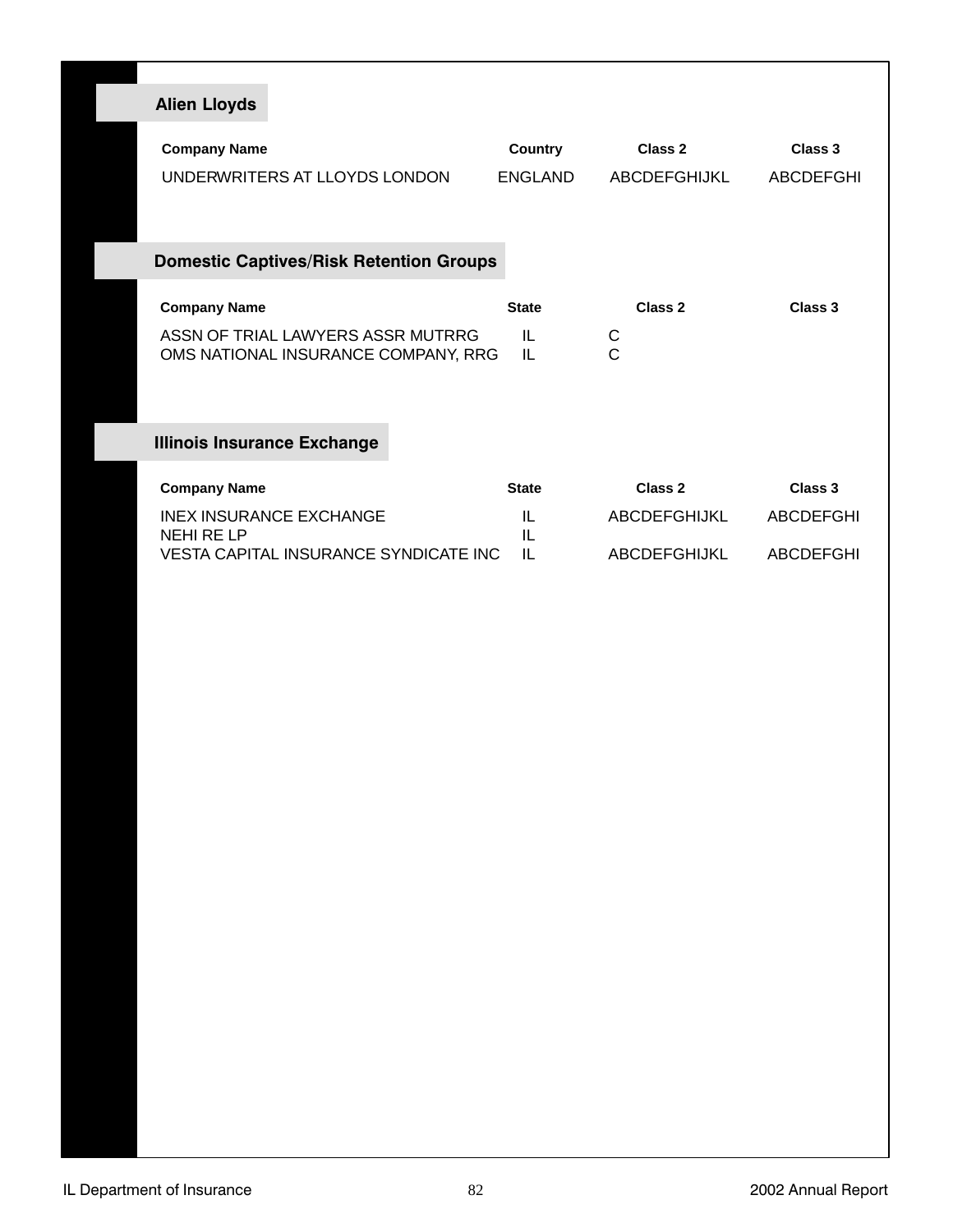## Alien Lloyds

| Company Name | Country | Class 2 | Class 3 |
|---|---|---|---|
| UNDERWRITERS AT LLOYDS LONDON | ENGLAND | ABCDEFGHIJKL | ABCDEFGHI |

## Domestic Captives/Risk Retention Groups

| Company Name | State | Class 2 | Class 3 |
|---|---|---|---|
| ASSN OF TRIAL LAWYERS ASSR MUTRRG | IL | C | |
| OMS NATIONAL INSURANCE COMPANY, RRG | IL | C | |

## Illinois Insurance Exchange

| Company Name | State | Class 2 | Class 3 |
|---|---|---|---|
| INEX INSURANCE EXCHANGE | IL | ABCDEFGHIJKL | ABCDEFGHI |
| NEHI RE LP | IL | | |
| VESTA CAPITAL INSURANCE SYNDICATE INC | IL | ABCDEFGHIJKL | ABCDEFGHI |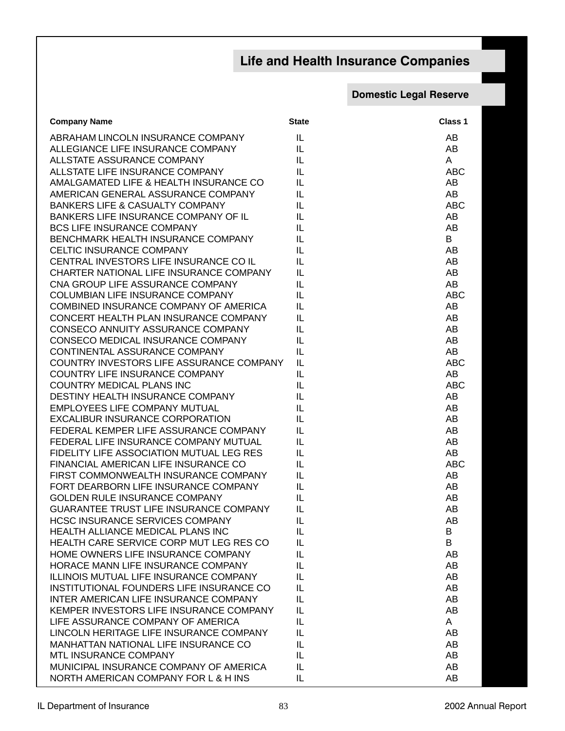## Life and Health Insurance Companies

### Domestic Legal Reserve

| Company Name | State | Class 1 |
|---|---|---|
| ABRAHAM LINCOLN INSURANCE COMPANY | IL | AB |
| ALLEGIANCE LIFE INSURANCE COMPANY | IL | AB |
| ALLSTATE ASSURANCE COMPANY | IL | A |
| ALLSTATE LIFE INSURANCE COMPANY | IL | ABC |
| AMALGAMATED LIFE & HEALTH INSURANCE CO | IL | AB |
| AMERICAN GENERAL ASSURANCE COMPANY | IL | AB |
| BANKERS LIFE & CASUALTY COMPANY | IL | ABC |
| BANKERS LIFE INSURANCE COMPANY OF IL | IL | AB |
| BCS LIFE INSURANCE COMPANY | IL | AB |
| BENCHMARK HEALTH INSURANCE COMPANY | IL | B |
| CELTIC INSURANCE COMPANY | IL | AB |
| CENTRAL INVESTORS LIFE INSURANCE CO IL | IL | AB |
| CHARTER NATIONAL LIFE INSURANCE COMPANY | IL | AB |
| CNA GROUP LIFE ASSURANCE COMPANY | IL | AB |
| COLUMBIAN LIFE INSURANCE COMPANY | IL | ABC |
| COMBINED INSURANCE COMPANY OF AMERICA | IL | AB |
| CONCERT HEALTH PLAN INSURANCE COMPANY | IL | AB |
| CONSECO ANNUITY ASSURANCE COMPANY | IL | AB |
| CONSECO MEDICAL INSURANCE COMPANY | IL | AB |
| CONTINENTAL ASSURANCE COMPANY | IL | AB |
| COUNTRY INVESTORS LIFE ASSURANCE COMPANY | IL | ABC |
| COUNTRY LIFE INSURANCE COMPANY | IL | AB |
| COUNTRY MEDICAL PLANS INC | IL | ABC |
| DESTINY HEALTH INSURANCE COMPANY | IL | AB |
| EMPLOYEES LIFE COMPANY MUTUAL | IL | AB |
| EXCALIBUR INSURANCE CORPORATION | IL | AB |
| FEDERAL KEMPER LIFE ASSURANCE COMPANY | IL | AB |
| FEDERAL LIFE INSURANCE COMPANY MUTUAL | IL | AB |
| FIDELITY LIFE ASSOCIATION MUTUAL LEG RES | IL | AB |
| FINANCIAL AMERICAN LIFE INSURANCE CO | IL | ABC |
| FIRST COMMONWEALTH INSURANCE COMPANY | IL | AB |
| FORT DEARBORN LIFE INSURANCE COMPANY | IL | AB |
| GOLDEN RULE INSURANCE COMPANY | IL | AB |
| GUARANTEE TRUST LIFE INSURANCE COMPANY | IL | AB |
| HCSC INSURANCE SERVICES COMPANY | IL | AB |
| HEALTH ALLIANCE MEDICAL PLANS INC | IL | B |
| HEALTH CARE SERVICE CORP MUT LEG RES CO | IL | B |
| HOME OWNERS LIFE INSURANCE COMPANY | IL | AB |
| HORACE MANN LIFE INSURANCE COMPANY | IL | AB |
| ILLINOIS MUTUAL LIFE INSURANCE COMPANY | IL | AB |
| INSTITUTIONAL FOUNDERS LIFE INSURANCE CO | IL | AB |
| INTER AMERICAN LIFE INSURANCE COMPANY | IL | AB |
| KEMPER INVESTORS LIFE INSURANCE COMPANY | IL | AB |
| LIFE ASSURANCE COMPANY OF AMERICA | IL | A |
| LINCOLN HERITAGE LIFE INSURANCE COMPANY | IL | AB |
| MANHATTAN NATIONAL LIFE INSURANCE CO | IL | AB |
| MTL INSURANCE COMPANY | IL | AB |
| MUNICIPAL INSURANCE COMPANY OF AMERICA | IL | AB |
| NORTH AMERICAN COMPANY FOR L & H INS | IL | AB |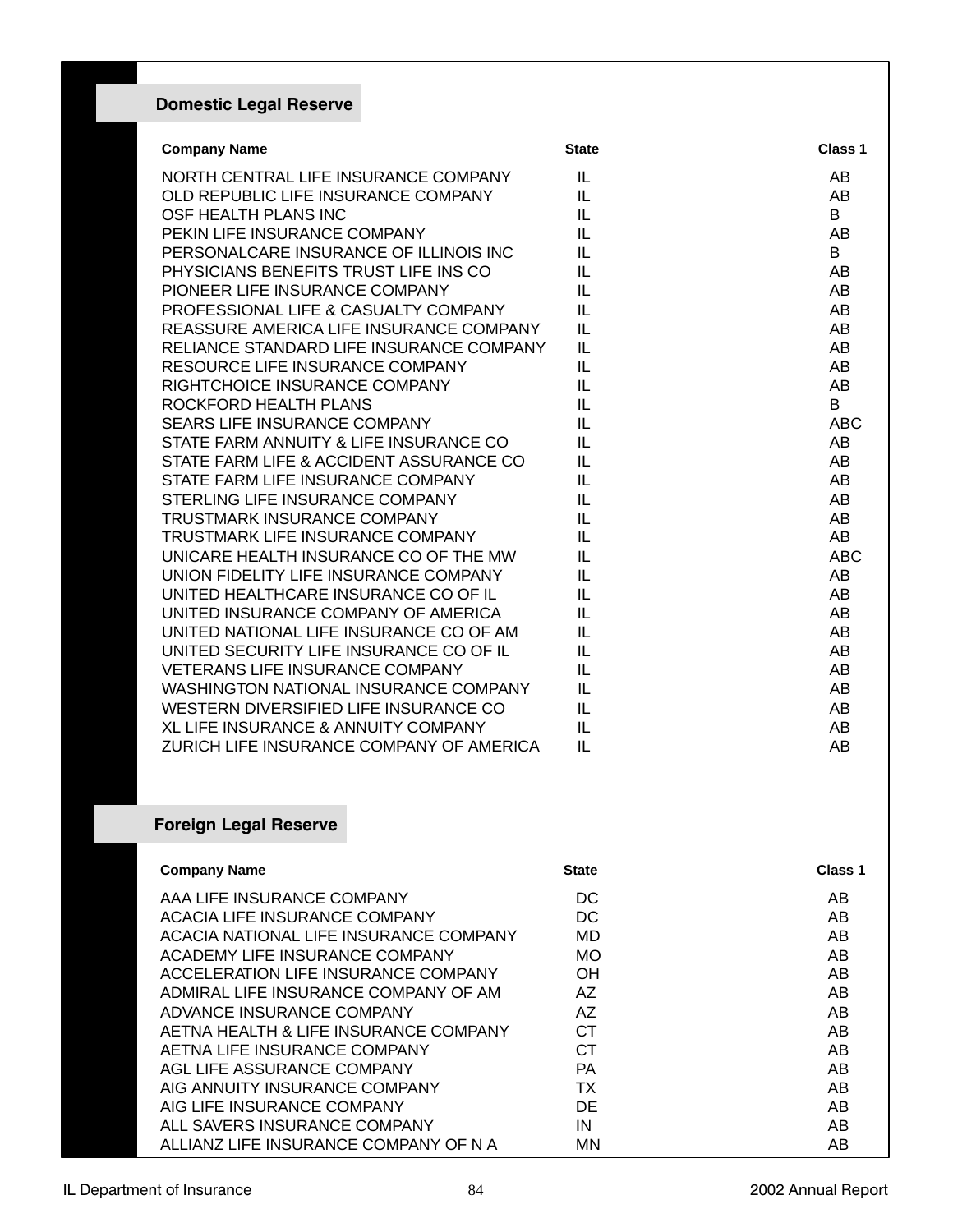## Domestic Legal Reserve

| Company Name | State | Class 1 |
|---|---|---|
| NORTH CENTRAL LIFE INSURANCE COMPANY | IL | AB |
| OLD REPUBLIC LIFE INSURANCE COMPANY | IL | AB |
| OSF HEALTH PLANS INC | IL | B |
| PEKIN LIFE INSURANCE COMPANY | IL | AB |
| PERSONALCARE INSURANCE OF ILLINOIS INC | IL | B |
| PHYSICIANS BENEFITS TRUST LIFE INS CO | IL | AB |
| PIONEER LIFE INSURANCE COMPANY | IL | AB |
| PROFESSIONAL LIFE & CASUALTY COMPANY | IL | AB |
| REASSURE AMERICA LIFE INSURANCE COMPANY | IL | AB |
| RELIANCE STANDARD LIFE INSURANCE COMPANY | IL | AB |
| RESOURCE LIFE INSURANCE COMPANY | IL | AB |
| RIGHTCHOICE INSURANCE COMPANY | IL | AB |
| ROCKFORD HEALTH PLANS | IL | B |
| SEARS LIFE INSURANCE COMPANY | IL | ABC |
| STATE FARM ANNUITY & LIFE INSURANCE CO | IL | AB |
| STATE FARM LIFE & ACCIDENT ASSURANCE CO | IL | AB |
| STATE FARM LIFE INSURANCE COMPANY | IL | AB |
| STERLING LIFE INSURANCE COMPANY | IL | AB |
| TRUSTMARK INSURANCE COMPANY | IL | AB |
| TRUSTMARK LIFE INSURANCE COMPANY | IL | AB |
| UNICARE HEALTH INSURANCE CO OF THE MW | IL | ABC |
| UNION FIDELITY LIFE INSURANCE COMPANY | IL | AB |
| UNITED HEALTHCARE INSURANCE CO OF IL | IL | AB |
| UNITED INSURANCE COMPANY OF AMERICA | IL | AB |
| UNITED NATIONAL LIFE INSURANCE CO OF AM | IL | AB |
| UNITED SECURITY LIFE INSURANCE CO OF IL | IL | AB |
| VETERANS LIFE INSURANCE COMPANY | IL | AB |
| WASHINGTON NATIONAL INSURANCE COMPANY | IL | AB |
| WESTERN DIVERSIFIED LIFE INSURANCE CO | IL | AB |
| XL LIFE INSURANCE & ANNUITY COMPANY | IL | AB |
| ZURICH LIFE INSURANCE COMPANY OF AMERICA | IL | AB |

## Foreign Legal Reserve

| Company Name | State | Class 1 |
|---|---|---|
| AAA LIFE INSURANCE COMPANY | DC | AB |
| ACACIA LIFE INSURANCE COMPANY | DC | AB |
| ACACIA NATIONAL LIFE INSURANCE COMPANY | MD | AB |
| ACADEMY LIFE INSURANCE COMPANY | MO | AB |
| ACCELERATION LIFE INSURANCE COMPANY | OH | AB |
| ADMIRAL LIFE INSURANCE COMPANY OF AM | AZ | AB |
| ADVANCE INSURANCE COMPANY | AZ | AB |
| AETNA HEALTH & LIFE INSURANCE COMPANY | CT | AB |
| AETNA LIFE INSURANCE COMPANY | CT | AB |
| AGL LIFE ASSURANCE COMPANY | PA | AB |
| AIG ANNUITY INSURANCE COMPANY | TX | AB |
| AIG LIFE INSURANCE COMPANY | DE | AB |
| ALL SAVERS INSURANCE COMPANY | IN | AB |
| ALLIANZ LIFE INSURANCE COMPANY OF N A | MN | AB |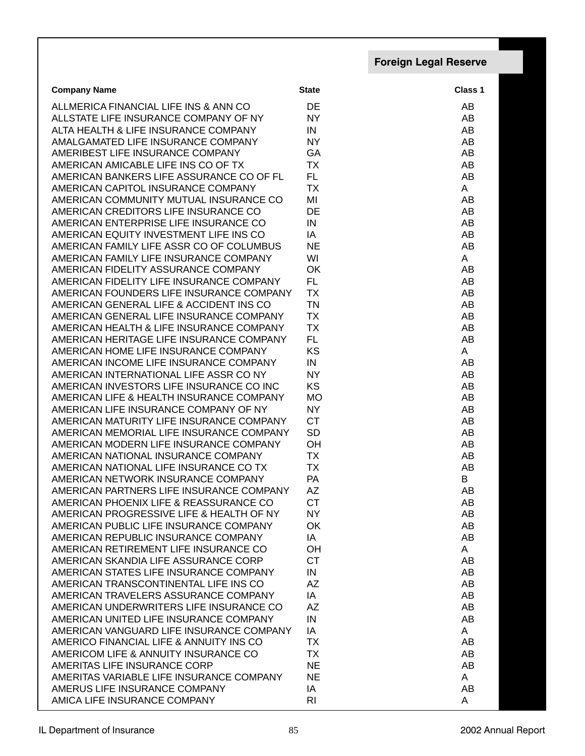## Foreign Legal Reserve

| Company Name | State | Class 1 |
|---|---|---|
| ALLMERICA FINANCIAL LIFE INS & ANN CO | DE | AB |
| ALLSTATE LIFE INSURANCE COMPANY OF NY | NY | AB |
| ALTA HEALTH & LIFE INSURANCE COMPANY | IN | AB |
| AMALGAMATED LIFE INSURANCE COMPANY | NY | AB |
| AMERIBEST LIFE INSURANCE COMPANY | GA | AB |
| AMERICAN AMICABLE LIFE INS CO OF TX | TX | AB |
| AMERICAN BANKERS LIFE ASSURANCE CO OF FL | FL | AB |
| AMERICAN CAPITOL INSURANCE COMPANY | TX | A |
| AMERICAN COMMUNITY MUTUAL INSURANCE CO | MI | AB |
| AMERICAN CREDITORS LIFE INSURANCE CO | DE | AB |
| AMERICAN ENTERPRISE LIFE INSURANCE CO | IN | AB |
| AMERICAN EQUITY INVESTMENT LIFE INS CO | IA | AB |
| AMERICAN FAMILY LIFE ASSR CO OF COLUMBUS | NE | AB |
| AMERICAN FAMILY LIFE INSURANCE COMPANY | WI | A |
| AMERICAN FIDELITY ASSURANCE COMPANY | OK | AB |
| AMERICAN FIDELITY LIFE INSURANCE COMPANY | FL | AB |
| AMERICAN FOUNDERS LIFE INSURANCE COMPANY | TX | AB |
| AMERICAN GENERAL LIFE & ACCIDENT INS CO | TN | AB |
| AMERICAN GENERAL LIFE INSURANCE COMPANY | TX | AB |
| AMERICAN HEALTH & LIFE INSURANCE COMPANY | TX | AB |
| AMERICAN HERITAGE LIFE INSURANCE COMPANY | FL | AB |
| AMERICAN HOME LIFE INSURANCE COMPANY | KS | A |
| AMERICAN INCOME LIFE INSURANCE COMPANY | IN | AB |
| AMERICAN INTERNATIONAL LIFE ASSR CO NY | NY | AB |
| AMERICAN INVESTORS LIFE INSURANCE CO INC | KS | AB |
| AMERICAN LIFE & HEALTH INSURANCE COMPANY | MO | AB |
| AMERICAN LIFE INSURANCE COMPANY OF NY | NY | AB |
| AMERICAN MATURITY LIFE INSURANCE COMPANY | CT | AB |
| AMERICAN MEMORIAL LIFE INSURANCE COMPANY | SD | AB |
| AMERICAN MODERN LIFE INSURANCE COMPANY | OH | AB |
| AMERICAN NATIONAL INSURANCE COMPANY | TX | AB |
| AMERICAN NATIONAL LIFE INSURANCE CO TX | TX | AB |
| AMERICAN NETWORK INSURANCE COMPANY | PA | B |
| AMERICAN PARTNERS LIFE INSURANCE COMPANY | AZ | AB |
| AMERICAN PHOENIX LIFE & REASSURANCE CO | CT | AB |
| AMERICAN PROGRESSIVE LIFE & HEALTH OF NY | NY | AB |
| AMERICAN PUBLIC LIFE INSURANCE COMPANY | OK | AB |
| AMERICAN REPUBLIC INSURANCE COMPANY | IA | AB |
| AMERICAN RETIREMENT LIFE INSURANCE CO | OH | A |
| AMERICAN SKANDIA LIFE ASSURANCE CORP | CT | AB |
| AMERICAN STATES LIFE INSURANCE COMPANY | IN | AB |
| AMERICAN TRANSCONTINENTAL LIFE INS CO | AZ | AB |
| AMERICAN TRAVELERS ASSURANCE COMPANY | IA | AB |
| AMERICAN UNDERWRITERS LIFE INSURANCE CO | AZ | AB |
| AMERICAN UNITED LIFE INSURANCE COMPANY | IN | AB |
| AMERICAN VANGUARD LIFE INSURANCE COMPANY | IA | A |
| AMERICO FINANCIAL LIFE & ANNUITY INS CO | TX | AB |
| AMERICOM LIFE & ANNUITY INSURANCE CO | TX | AB |
| AMERITAS LIFE INSURANCE CORP | NE | AB |
| AMERITAS VARIABLE LIFE INSURANCE COMPANY | NE | A |
| AMERUS LIFE INSURANCE COMPANY | IA | AB |
| AMICA LIFE INSURANCE COMPANY | RI | A |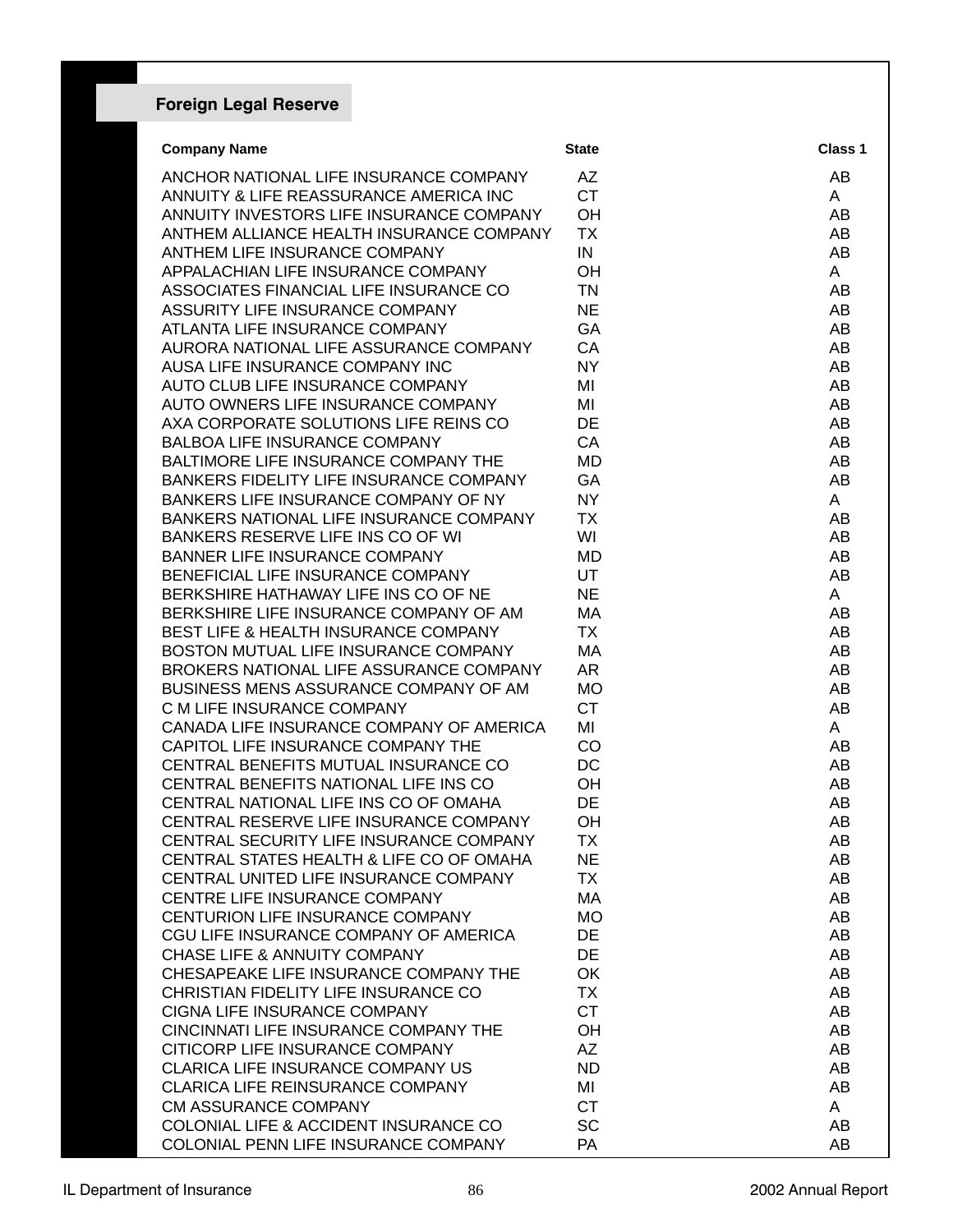## Foreign Legal Reserve

| Company Name | State | Class 1 |
| --- | --- | --- |
| ANCHOR NATIONAL LIFE INSURANCE COMPANY | AZ | AB |
| ANNUITY & LIFE REASSURANCE AMERICA INC | CT | A |
| ANNUITY INVESTORS LIFE INSURANCE COMPANY | OH | AB |
| ANTHEM ALLIANCE HEALTH INSURANCE COMPANY | TX | AB |
| ANTHEM LIFE INSURANCE COMPANY | IN | AB |
| APPALACHIAN LIFE INSURANCE COMPANY | OH | A |
| ASSOCIATES FINANCIAL LIFE INSURANCE CO | TN | AB |
| ASSURITY LIFE INSURANCE COMPANY | NE | AB |
| ATLANTA LIFE INSURANCE COMPANY | GA | AB |
| AURORA NATIONAL LIFE ASSURANCE COMPANY | CA | AB |
| AUSA LIFE INSURANCE COMPANY INC | NY | AB |
| AUTO CLUB LIFE INSURANCE COMPANY | MI | AB |
| AUTO OWNERS LIFE INSURANCE COMPANY | MI | AB |
| AXA CORPORATE SOLUTIONS LIFE REINS CO | DE | AB |
| BALBOA LIFE INSURANCE COMPANY | CA | AB |
| BALTIMORE LIFE INSURANCE COMPANY THE | MD | AB |
| BANKERS FIDELITY LIFE INSURANCE COMPANY | GA | AB |
| BANKERS LIFE INSURANCE COMPANY OF NY | NY | A |
| BANKERS NATIONAL LIFE INSURANCE COMPANY | TX | AB |
| BANKERS RESERVE LIFE INS CO OF WI | WI | AB |
| BANNER LIFE INSURANCE COMPANY | MD | AB |
| BENEFICIAL LIFE INSURANCE COMPANY | UT | AB |
| BERKSHIRE HATHAWAY LIFE INS CO OF NE | NE | A |
| BERKSHIRE LIFE INSURANCE COMPANY OF AM | MA | AB |
| BEST LIFE & HEALTH INSURANCE COMPANY | TX | AB |
| BOSTON MUTUAL LIFE INSURANCE COMPANY | MA | AB |
| BROKERS NATIONAL LIFE ASSURANCE COMPANY | AR | AB |
| BUSINESS MENS ASSURANCE COMPANY OF AM | MO | AB |
| C M LIFE INSURANCE COMPANY | CT | AB |
| CANADA LIFE INSURANCE COMPANY OF AMERICA | MI | A |
| CAPITOL LIFE INSURANCE COMPANY THE | CO | AB |
| CENTRAL BENEFITS MUTUAL INSURANCE CO | DC | AB |
| CENTRAL BENEFITS NATIONAL LIFE INS CO | OH | AB |
| CENTRAL NATIONAL LIFE INS CO OF OMAHA | DE | AB |
| CENTRAL RESERVE LIFE INSURANCE COMPANY | OH | AB |
| CENTRAL SECURITY LIFE INSURANCE COMPANY | TX | AB |
| CENTRAL STATES HEALTH & LIFE CO OF OMAHA | NE | AB |
| CENTRAL UNITED LIFE INSURANCE COMPANY | TX | AB |
| CENTRE LIFE INSURANCE COMPANY | MA | AB |
| CENTURION LIFE INSURANCE COMPANY | MO | AB |
| CGU LIFE INSURANCE COMPANY OF AMERICA | DE | AB |
| CHASE LIFE & ANNUITY COMPANY | DE | AB |
| CHESAPEAKE LIFE INSURANCE COMPANY THE | OK | AB |
| CHRISTIAN FIDELITY LIFE INSURANCE CO | TX | AB |
| CIGNA LIFE INSURANCE COMPANY | CT | AB |
| CINCINNATI LIFE INSURANCE COMPANY THE | OH | AB |
| CITICORP LIFE INSURANCE COMPANY | AZ | AB |
| CLARICA LIFE INSURANCE COMPANY US | ND | AB |
| CLARICA LIFE REINSURANCE COMPANY | MI | AB |
| CM ASSURANCE COMPANY | CT | A |
| COLONIAL LIFE & ACCIDENT INSURANCE CO | SC | AB |
| COLONIAL PENN LIFE INSURANCE COMPANY | PA | AB |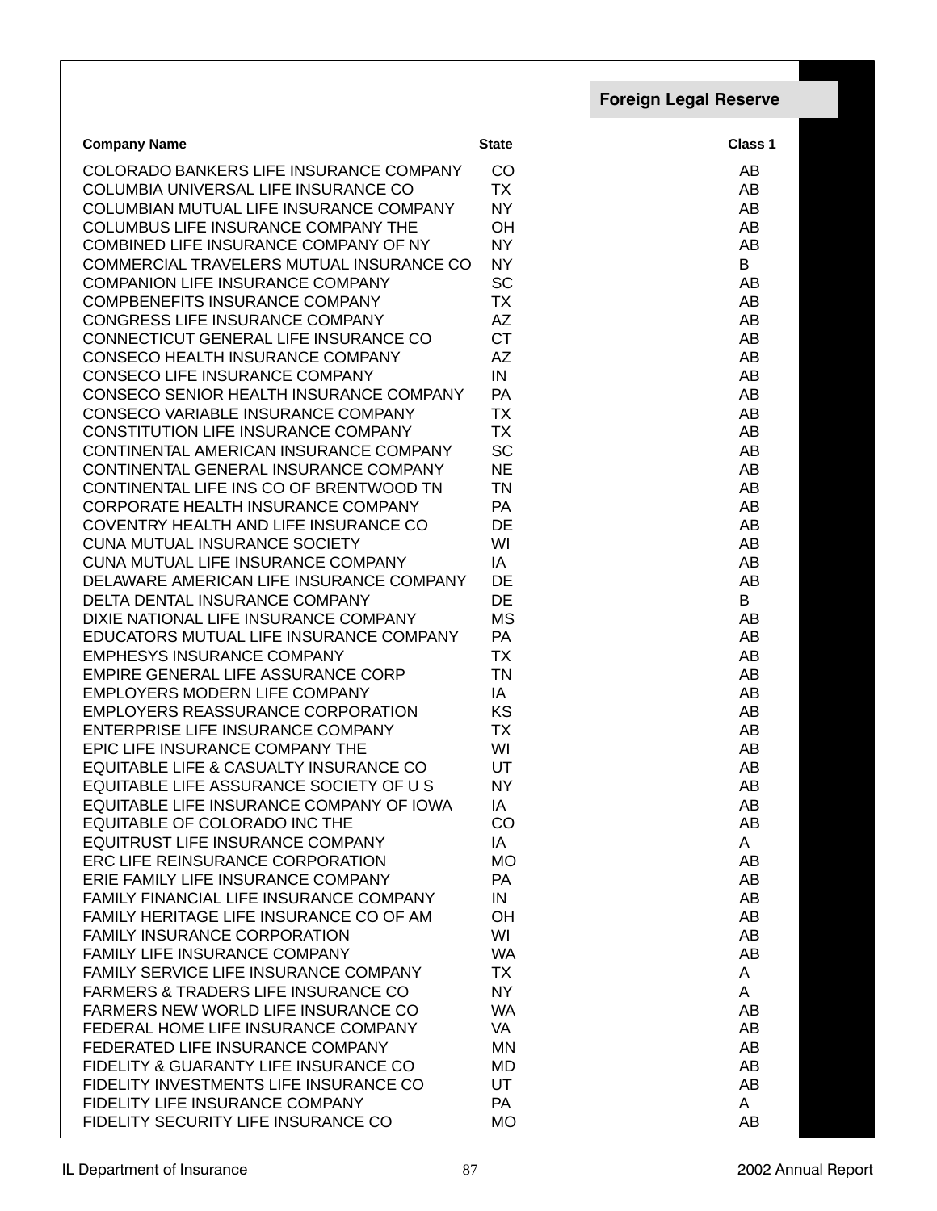## Foreign Legal Reserve

| Company Name | State | Class 1 |
| --- | --- | --- |
| COLORADO BANKERS LIFE INSURANCE COMPANY | CO | AB |
| COLUMBIA UNIVERSAL LIFE INSURANCE CO | TX | AB |
| COLUMBIAN MUTUAL LIFE INSURANCE COMPANY | NY | AB |
| COLUMBUS LIFE INSURANCE COMPANY THE | OH | AB |
| COMBINED LIFE INSURANCE COMPANY OF NY | NY | AB |
| COMMERCIAL TRAVELERS MUTUAL INSURANCE CO | NY | B |
| COMPANION LIFE INSURANCE COMPANY | SC | AB |
| COMPBENEFITS INSURANCE COMPANY | TX | AB |
| CONGRESS LIFE INSURANCE COMPANY | AZ | AB |
| CONNECTICUT GENERAL LIFE INSURANCE CO | CT | AB |
| CONSECO HEALTH INSURANCE COMPANY | AZ | AB |
| CONSECO LIFE INSURANCE COMPANY | IN | AB |
| CONSECO SENIOR HEALTH INSURANCE COMPANY | PA | AB |
| CONSECO VARIABLE INSURANCE COMPANY | TX | AB |
| CONSTITUTION LIFE INSURANCE COMPANY | TX | AB |
| CONTINENTAL AMERICAN INSURANCE COMPANY | SC | AB |
| CONTINENTAL GENERAL INSURANCE COMPANY | NE | AB |
| CONTINENTAL LIFE INS CO OF BRENTWOOD TN | TN | AB |
| CORPORATE HEALTH INSURANCE COMPANY | PA | AB |
| COVENTRY HEALTH AND LIFE INSURANCE CO | DE | AB |
| CUNA MUTUAL INSURANCE SOCIETY | WI | AB |
| CUNA MUTUAL LIFE INSURANCE COMPANY | IA | AB |
| DELAWARE AMERICAN LIFE INSURANCE COMPANY | DE | AB |
| DELTA DENTAL INSURANCE COMPANY | DE | B |
| DIXIE NATIONAL LIFE INSURANCE COMPANY | MS | AB |
| EDUCATORS MUTUAL LIFE INSURANCE COMPANY | PA | AB |
| EMPHESYS INSURANCE COMPANY | TX | AB |
| EMPIRE GENERAL LIFE ASSURANCE CORP | TN | AB |
| EMPLOYERS MODERN LIFE COMPANY | IA | AB |
| EMPLOYERS REASSURANCE CORPORATION | KS | AB |
| ENTERPRISE LIFE INSURANCE COMPANY | TX | AB |
| EPIC LIFE INSURANCE COMPANY THE | WI | AB |
| EQUITABLE LIFE & CASUALTY INSURANCE CO | UT | AB |
| EQUITABLE LIFE ASSURANCE SOCIETY OF U S | NY | AB |
| EQUITABLE LIFE INSURANCE COMPANY OF IOWA | IA | AB |
| EQUITABLE OF COLORADO INC THE | CO | AB |
| EQUITRUST LIFE INSURANCE COMPANY | IA | A |
| ERC LIFE REINSURANCE CORPORATION | MO | AB |
| ERIE FAMILY LIFE INSURANCE COMPANY | PA | AB |
| FAMILY FINANCIAL LIFE INSURANCE COMPANY | IN | AB |
| FAMILY HERITAGE LIFE INSURANCE CO OF AM | OH | AB |
| FAMILY INSURANCE CORPORATION | WI | AB |
| FAMILY LIFE INSURANCE COMPANY | WA | AB |
| FAMILY SERVICE LIFE INSURANCE COMPANY | TX | A |
| FARMERS & TRADERS LIFE INSURANCE CO | NY | A |
| FARMERS NEW WORLD LIFE INSURANCE CO | WA | AB |
| FEDERAL HOME LIFE INSURANCE COMPANY | VA | AB |
| FEDERATED LIFE INSURANCE COMPANY | MN | AB |
| FIDELITY & GUARANTY LIFE INSURANCE CO | MD | AB |
| FIDELITY INVESTMENTS LIFE INSURANCE CO | UT | AB |
| FIDELITY LIFE INSURANCE COMPANY | PA | A |
| FIDELITY SECURITY LIFE INSURANCE CO | MO | AB |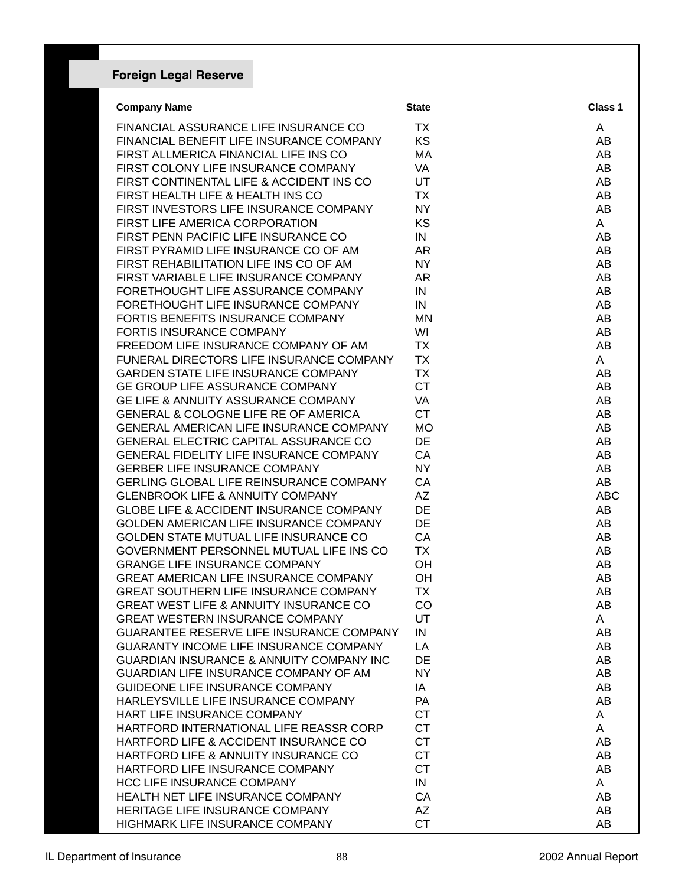## Foreign Legal Reserve

| Company Name | State | Class 1 |
|---|---|---|
| FINANCIAL ASSURANCE LIFE INSURANCE CO | TX | A |
| FINANCIAL BENEFIT LIFE INSURANCE COMPANY | KS | AB |
| FIRST ALLMERICA FINANCIAL LIFE INS CO | MA | AB |
| FIRST COLONY LIFE INSURANCE COMPANY | VA | AB |
| FIRST CONTINENTAL LIFE & ACCIDENT INS CO | UT | AB |
| FIRST HEALTH LIFE & HEALTH INS CO | TX | AB |
| FIRST INVESTORS LIFE INSURANCE COMPANY | NY | AB |
| FIRST LIFE AMERICA CORPORATION | KS | A |
| FIRST PENN PACIFIC LIFE INSURANCE CO | IN | AB |
| FIRST PYRAMID LIFE INSURANCE CO OF AM | AR | AB |
| FIRST REHABILITATION LIFE INS CO OF AM | NY | AB |
| FIRST VARIABLE LIFE INSURANCE COMPANY | AR | AB |
| FORETHOUGHT LIFE ASSURANCE COMPANY | IN | AB |
| FORETHOUGHT LIFE INSURANCE COMPANY | IN | AB |
| FORTIS BENEFITS INSURANCE COMPANY | MN | AB |
| FORTIS INSURANCE COMPANY | WI | AB |
| FREEDOM LIFE INSURANCE COMPANY OF AM | TX | AB |
| FUNERAL DIRECTORS LIFE INSURANCE COMPANY | TX | A |
| GARDEN STATE LIFE INSURANCE COMPANY | TX | AB |
| GE GROUP LIFE ASSURANCE COMPANY | CT | AB |
| GE LIFE & ANNUITY ASSURANCE COMPANY | VA | AB |
| GENERAL & COLOGNE LIFE RE OF AMERICA | CT | AB |
| GENERAL AMERICAN LIFE INSURANCE COMPANY | MO | AB |
| GENERAL ELECTRIC CAPITAL ASSURANCE CO | DE | AB |
| GENERAL FIDELITY LIFE INSURANCE COMPANY | CA | AB |
| GERBER LIFE INSURANCE COMPANY | NY | AB |
| GERLING GLOBAL LIFE REINSURANCE COMPANY | CA | AB |
| GLENBROOK LIFE & ANNUITY COMPANY | AZ | ABC |
| GLOBE LIFE & ACCIDENT INSURANCE COMPANY | DE | AB |
| GOLDEN AMERICAN LIFE INSURANCE COMPANY | DE | AB |
| GOLDEN STATE MUTUAL LIFE INSURANCE CO | CA | AB |
| GOVERNMENT PERSONNEL MUTUAL LIFE INS CO | TX | AB |
| GRANGE LIFE INSURANCE COMPANY | OH | AB |
| GREAT AMERICAN LIFE INSURANCE COMPANY | OH | AB |
| GREAT SOUTHERN LIFE INSURANCE COMPANY | TX | AB |
| GREAT WEST LIFE & ANNUITY INSURANCE CO | CO | AB |
| GREAT WESTERN INSURANCE COMPANY | UT | A |
| GUARANTEE RESERVE LIFE INSURANCE COMPANY | IN | AB |
| GUARANTY INCOME LIFE INSURANCE COMPANY | LA | AB |
| GUARDIAN INSURANCE & ANNUITY COMPANY INC | DE | AB |
| GUARDIAN LIFE INSURANCE COMPANY OF AM | NY | AB |
| GUIDEONE LIFE INSURANCE COMPANY | IA | AB |
| HARLEYSVILLE LIFE INSURANCE COMPANY | PA | AB |
| HART LIFE INSURANCE COMPANY | CT | A |
| HARTFORD INTERNATIONAL LIFE REASSR CORP | CT | A |
| HARTFORD LIFE & ACCIDENT INSURANCE CO | CT | AB |
| HARTFORD LIFE & ANNUITY INSURANCE CO | CT | AB |
| HARTFORD LIFE INSURANCE COMPANY | CT | AB |
| HCC LIFE INSURANCE COMPANY | IN | A |
| HEALTH NET LIFE INSURANCE COMPANY | CA | AB |
| HERITAGE LIFE INSURANCE COMPANY | AZ | AB |
| HIGHMARK LIFE INSURANCE COMPANY | CT | AB |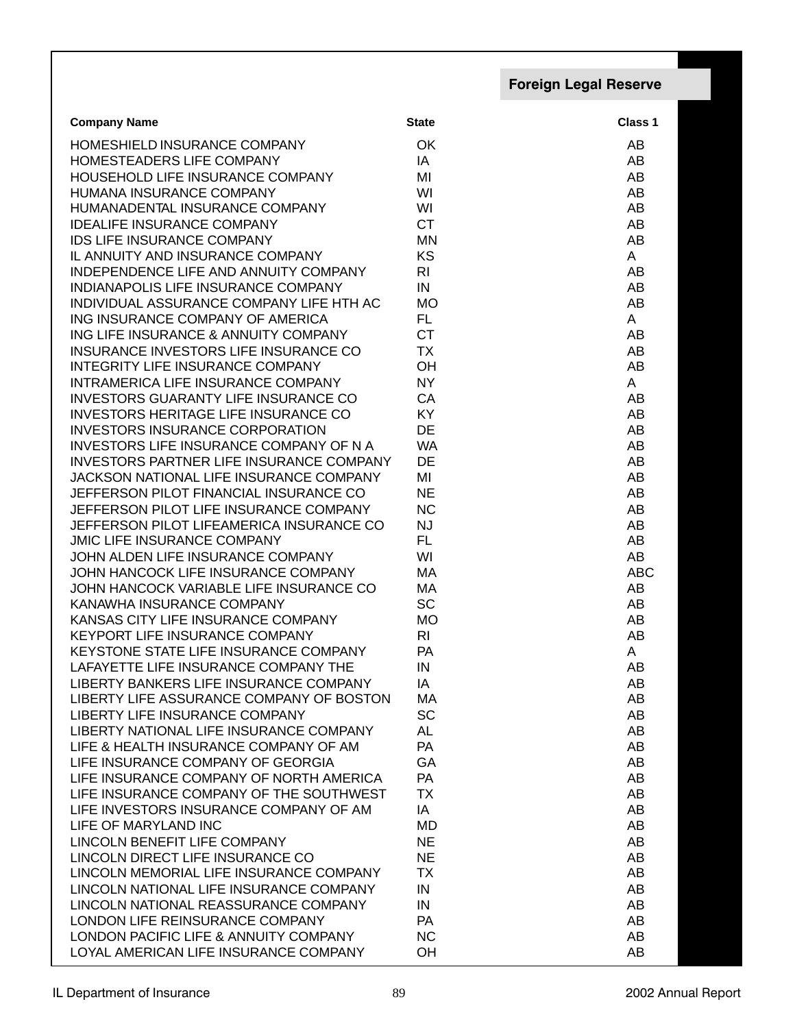## Foreign Legal Reserve

| Company Name | State | Class 1 |
|---|---|---|
| HOMESHIELD INSURANCE COMPANY | OK | AB |
| HOMESTEADERS LIFE COMPANY | IA | AB |
| HOUSEHOLD LIFE INSURANCE COMPANY | MI | AB |
| HUMANA INSURANCE COMPANY | WI | AB |
| HUMANADENTAL INSURANCE COMPANY | WI | AB |
| IDEALIFE INSURANCE COMPANY | CT | AB |
| IDS LIFE INSURANCE COMPANY | MN | AB |
| IL ANNUITY AND INSURANCE COMPANY | KS | A |
| INDEPENDENCE LIFE AND ANNUITY COMPANY | RI | AB |
| INDIANAPOLIS LIFE INSURANCE COMPANY | IN | AB |
| INDIVIDUAL ASSURANCE COMPANY LIFE HTH AC | MO | AB |
| ING INSURANCE COMPANY OF AMERICA | FL | A |
| ING LIFE INSURANCE & ANNUITY COMPANY | CT | AB |
| INSURANCE INVESTORS LIFE INSURANCE CO | TX | AB |
| INTEGRITY LIFE INSURANCE COMPANY | OH | AB |
| INTRAMERICA LIFE INSURANCE COMPANY | NY | A |
| INVESTORS GUARANTY LIFE INSURANCE CO | CA | AB |
| INVESTORS HERITAGE LIFE INSURANCE CO | KY | AB |
| INVESTORS INSURANCE CORPORATION | DE | AB |
| INVESTORS LIFE INSURANCE COMPANY OF N A | WA | AB |
| INVESTORS PARTNER LIFE INSURANCE COMPANY | DE | AB |
| JACKSON NATIONAL LIFE INSURANCE COMPANY | MI | AB |
| JEFFERSON PILOT FINANCIAL INSURANCE CO | NE | AB |
| JEFFERSON PILOT LIFE INSURANCE COMPANY | NC | AB |
| JEFFERSON PILOT LIFEAMERICA INSURANCE CO | NJ | AB |
| JMIC LIFE INSURANCE COMPANY | FL | AB |
| JOHN ALDEN LIFE INSURANCE COMPANY | WI | AB |
| JOHN HANCOCK LIFE INSURANCE COMPANY | MA | ABC |
| JOHN HANCOCK VARIABLE LIFE INSURANCE CO | MA | AB |
| KANAWHA INSURANCE COMPANY | SC | AB |
| KANSAS CITY LIFE INSURANCE COMPANY | MO | AB |
| KEYPORT LIFE INSURANCE COMPANY | RI | AB |
| KEYSTONE STATE LIFE INSURANCE COMPANY | PA | A |
| LAFAYETTE LIFE INSURANCE COMPANY THE | IN | AB |
| LIBERTY BANKERS LIFE INSURANCE COMPANY | IA | AB |
| LIBERTY LIFE ASSURANCE COMPANY OF BOSTON | MA | AB |
| LIBERTY LIFE INSURANCE COMPANY | SC | AB |
| LIBERTY NATIONAL LIFE INSURANCE COMPANY | AL | AB |
| LIFE & HEALTH INSURANCE COMPANY OF AM | PA | AB |
| LIFE INSURANCE COMPANY OF GEORGIA | GA | AB |
| LIFE INSURANCE COMPANY OF NORTH AMERICA | PA | AB |
| LIFE INSURANCE COMPANY OF THE SOUTHWEST | TX | AB |
| LIFE INVESTORS INSURANCE COMPANY OF AM | IA | AB |
| LIFE OF MARYLAND INC | MD | AB |
| LINCOLN BENEFIT LIFE COMPANY | NE | AB |
| LINCOLN DIRECT LIFE INSURANCE CO | NE | AB |
| LINCOLN MEMORIAL LIFE INSURANCE COMPANY | TX | AB |
| LINCOLN NATIONAL LIFE INSURANCE COMPANY | IN | AB |
| LINCOLN NATIONAL REASSURANCE COMPANY | IN | AB |
| LONDON LIFE REINSURANCE COMPANY | PA | AB |
| LONDON PACIFIC LIFE & ANNUITY COMPANY | NC | AB |
| LOYAL AMERICAN LIFE INSURANCE COMPANY | OH | AB |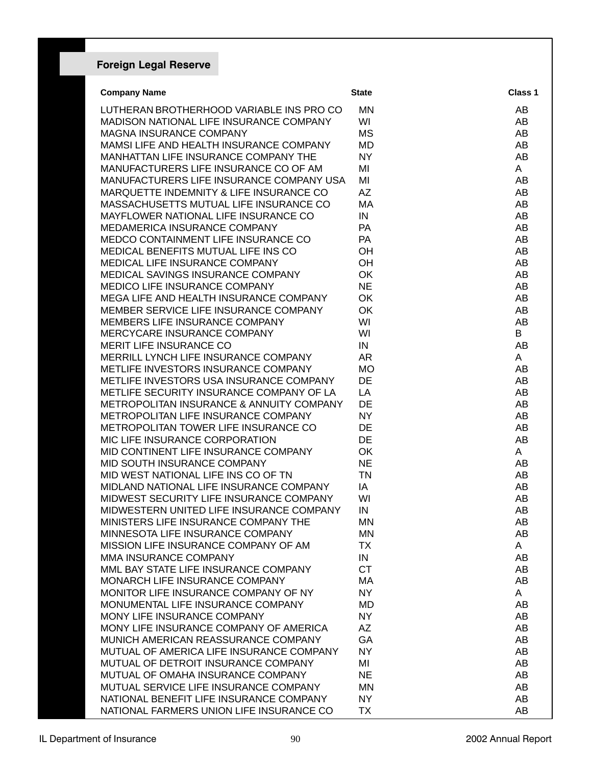## Foreign Legal Reserve

| Company Name | State | Class 1 |
|---|---|---|
| LUTHERAN BROTHERHOOD VARIABLE INS PRO CO | MN | AB |
| MADISON NATIONAL LIFE INSURANCE COMPANY | WI | AB |
| MAGNA INSURANCE COMPANY | MS | AB |
| MAMSI LIFE AND HEALTH INSURANCE COMPANY | MD | AB |
| MANHATTAN LIFE INSURANCE COMPANY THE | NY | AB |
| MANUFACTURERS LIFE INSURANCE CO OF AM | MI | A |
| MANUFACTURERS LIFE INSURANCE COMPANY USA | MI | AB |
| MARQUETTE INDEMNITY & LIFE INSURANCE CO | AZ | AB |
| MASSACHUSETTS MUTUAL LIFE INSURANCE CO | MA | AB |
| MAYFLOWER NATIONAL LIFE INSURANCE CO | IN | AB |
| MEDAMERICA INSURANCE COMPANY | PA | AB |
| MEDCO CONTAINMENT LIFE INSURANCE CO | PA | AB |
| MEDICAL BENEFITS MUTUAL LIFE INS CO | OH | AB |
| MEDICAL LIFE INSURANCE COMPANY | OH | AB |
| MEDICAL SAVINGS INSURANCE COMPANY | OK | AB |
| MEDICO LIFE INSURANCE COMPANY | NE | AB |
| MEGA LIFE AND HEALTH INSURANCE COMPANY | OK | AB |
| MEMBER SERVICE LIFE INSURANCE COMPANY | OK | AB |
| MEMBERS LIFE INSURANCE COMPANY | WI | AB |
| MERCYCARE INSURANCE COMPANY | WI | B |
| MERIT LIFE INSURANCE CO | IN | AB |
| MERRILL LYNCH LIFE INSURANCE COMPANY | AR | A |
| METLIFE INVESTORS INSURANCE COMPANY | MO | AB |
| METLIFE INVESTORS USA INSURANCE COMPANY | DE | AB |
| METLIFE SECURITY INSURANCE COMPANY OF LA | LA | AB |
| METROPOLITAN INSURANCE & ANNUITY COMPANY | DE | AB |
| METROPOLITAN LIFE INSURANCE COMPANY | NY | AB |
| METROPOLITAN TOWER LIFE INSURANCE CO | DE | AB |
| MIC LIFE INSURANCE CORPORATION | DE | AB |
| MID CONTINENT LIFE INSURANCE COMPANY | OK | A |
| MID SOUTH INSURANCE COMPANY | NE | AB |
| MID WEST NATIONAL LIFE INS CO OF TN | TN | AB |
| MIDLAND NATIONAL LIFE INSURANCE COMPANY | IA | AB |
| MIDWEST SECURITY LIFE INSURANCE COMPANY | WI | AB |
| MIDWESTERN UNITED LIFE INSURANCE COMPANY | IN | AB |
| MINISTERS LIFE INSURANCE COMPANY THE | MN | AB |
| MINNESOTA LIFE INSURANCE COMPANY | MN | AB |
| MISSION LIFE INSURANCE COMPANY OF AM | TX | A |
| MMA INSURANCE COMPANY | IN | AB |
| MML BAY STATE LIFE INSURANCE COMPANY | CT | AB |
| MONARCH LIFE INSURANCE COMPANY | MA | AB |
| MONITOR LIFE INSURANCE COMPANY OF NY | NY | A |
| MONUMENTAL LIFE INSURANCE COMPANY | MD | AB |
| MONY LIFE INSURANCE COMPANY | NY | AB |
| MONY LIFE INSURANCE COMPANY OF AMERICA | AZ | AB |
| MUNICH AMERICAN REASSURANCE COMPANY | GA | AB |
| MUTUAL OF AMERICA LIFE INSURANCE COMPANY | NY | AB |
| MUTUAL OF DETROIT INSURANCE COMPANY | MI | AB |
| MUTUAL OF OMAHA INSURANCE COMPANY | NE | AB |
| MUTUAL SERVICE LIFE INSURANCE COMPANY | MN | AB |
| NATIONAL BENEFIT LIFE INSURANCE COMPANY | NY | AB |
| NATIONAL FARMERS UNION LIFE INSURANCE CO | TX | AB |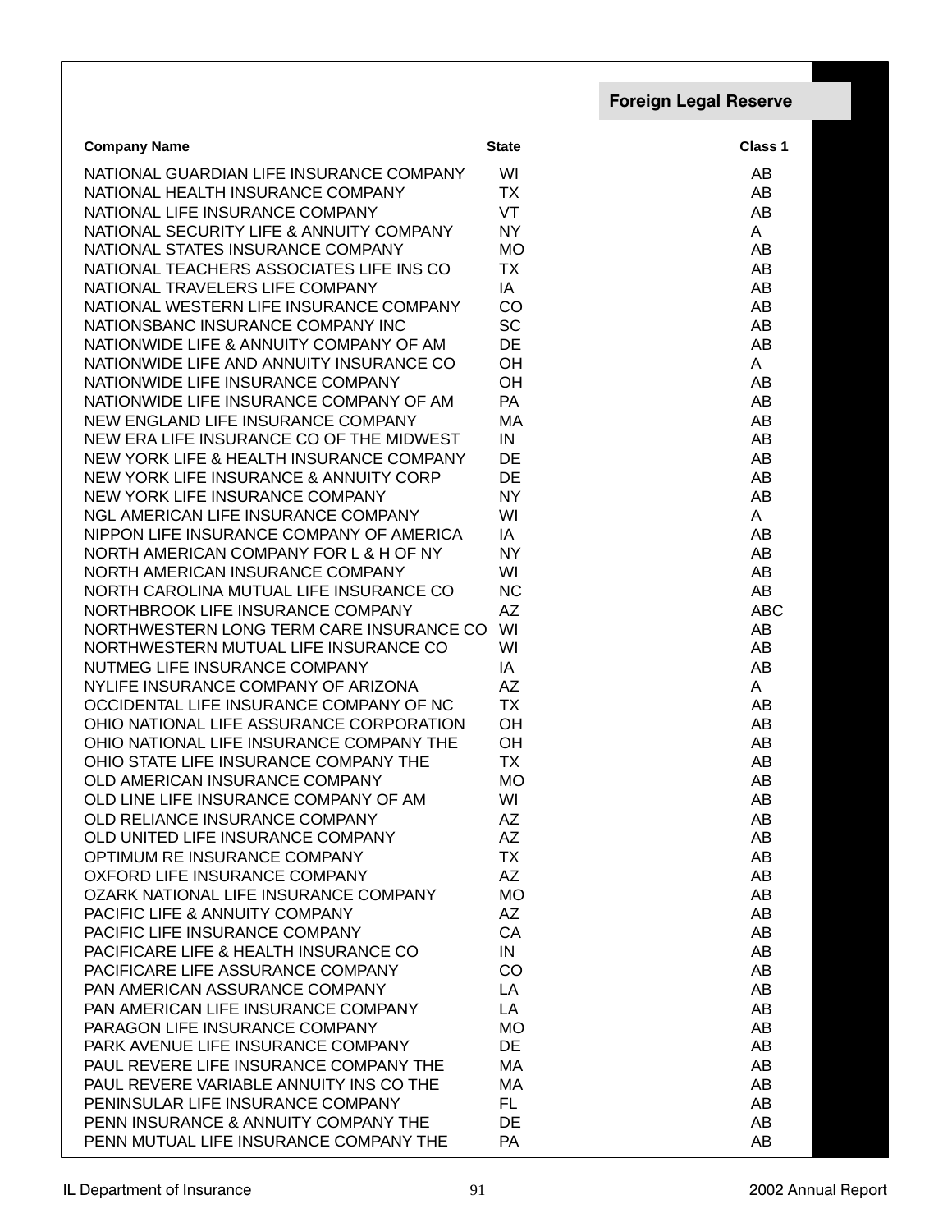## Foreign Legal Reserve

| Company Name | State | Class 1 |
|---|---|---|
| NATIONAL GUARDIAN LIFE INSURANCE COMPANY | WI | AB |
| NATIONAL HEALTH INSURANCE COMPANY | TX | AB |
| NATIONAL LIFE INSURANCE COMPANY | VT | AB |
| NATIONAL SECURITY LIFE & ANNUITY COMPANY | NY | A |
| NATIONAL STATES INSURANCE COMPANY | MO | AB |
| NATIONAL TEACHERS ASSOCIATES LIFE INS CO | TX | AB |
| NATIONAL TRAVELERS LIFE COMPANY | IA | AB |
| NATIONAL WESTERN LIFE INSURANCE COMPANY | CO | AB |
| NATIONSBANC INSURANCE COMPANY INC | SC | AB |
| NATIONWIDE LIFE & ANNUITY COMPANY OF AM | DE | AB |
| NATIONWIDE LIFE AND ANNUITY INSURANCE CO | OH | A |
| NATIONWIDE LIFE INSURANCE COMPANY | OH | AB |
| NATIONWIDE LIFE INSURANCE COMPANY OF AM | PA | AB |
| NEW ENGLAND LIFE INSURANCE COMPANY | MA | AB |
| NEW ERA LIFE INSURANCE CO OF THE MIDWEST | IN | AB |
| NEW YORK LIFE & HEALTH INSURANCE COMPANY | DE | AB |
| NEW YORK LIFE INSURANCE & ANNUITY CORP | DE | AB |
| NEW YORK LIFE INSURANCE COMPANY | NY | AB |
| NGL AMERICAN LIFE INSURANCE COMPANY | WI | A |
| NIPPON LIFE INSURANCE COMPANY OF AMERICA | IA | AB |
| NORTH AMERICAN COMPANY FOR L & H OF NY | NY | AB |
| NORTH AMERICAN INSURANCE COMPANY | WI | AB |
| NORTH CAROLINA MUTUAL LIFE INSURANCE CO | NC | AB |
| NORTHBROOK LIFE INSURANCE COMPANY | AZ | ABC |
| NORTHWESTERN LONG TERM CARE INSURANCE CO | WI | AB |
| NORTHWESTERN MUTUAL LIFE INSURANCE CO | WI | AB |
| NUTMEG LIFE INSURANCE COMPANY | IA | AB |
| NYLIFE INSURANCE COMPANY OF ARIZONA | AZ | A |
| OCCIDENTAL LIFE INSURANCE COMPANY OF NC | TX | AB |
| OHIO NATIONAL LIFE ASSURANCE CORPORATION | OH | AB |
| OHIO NATIONAL LIFE INSURANCE COMPANY THE | OH | AB |
| OHIO STATE LIFE INSURANCE COMPANY THE | TX | AB |
| OLD AMERICAN INSURANCE COMPANY | MO | AB |
| OLD LINE LIFE INSURANCE COMPANY OF AM | WI | AB |
| OLD RELIANCE INSURANCE COMPANY | AZ | AB |
| OLD UNITED LIFE INSURANCE COMPANY | AZ | AB |
| OPTIMUM RE INSURANCE COMPANY | TX | AB |
| OXFORD LIFE INSURANCE COMPANY | AZ | AB |
| OZARK NATIONAL LIFE INSURANCE COMPANY | MO | AB |
| PACIFIC LIFE & ANNUITY COMPANY | AZ | AB |
| PACIFIC LIFE INSURANCE COMPANY | CA | AB |
| PACIFICARE LIFE & HEALTH INSURANCE CO | IN | AB |
| PACIFICARE LIFE ASSURANCE COMPANY | CO | AB |
| PAN AMERICAN ASSURANCE COMPANY | LA | AB |
| PAN AMERICAN LIFE INSURANCE COMPANY | LA | AB |
| PARAGON LIFE INSURANCE COMPANY | MO | AB |
| PARK AVENUE LIFE INSURANCE COMPANY | DE | AB |
| PAUL REVERE LIFE INSURANCE COMPANY THE | MA | AB |
| PAUL REVERE VARIABLE ANNUITY INS CO THE | MA | AB |
| PENINSULAR LIFE INSURANCE COMPANY | FL | AB |
| PENN INSURANCE & ANNUITY COMPANY THE | DE | AB |
| PENN MUTUAL LIFE INSURANCE COMPANY THE | PA | AB |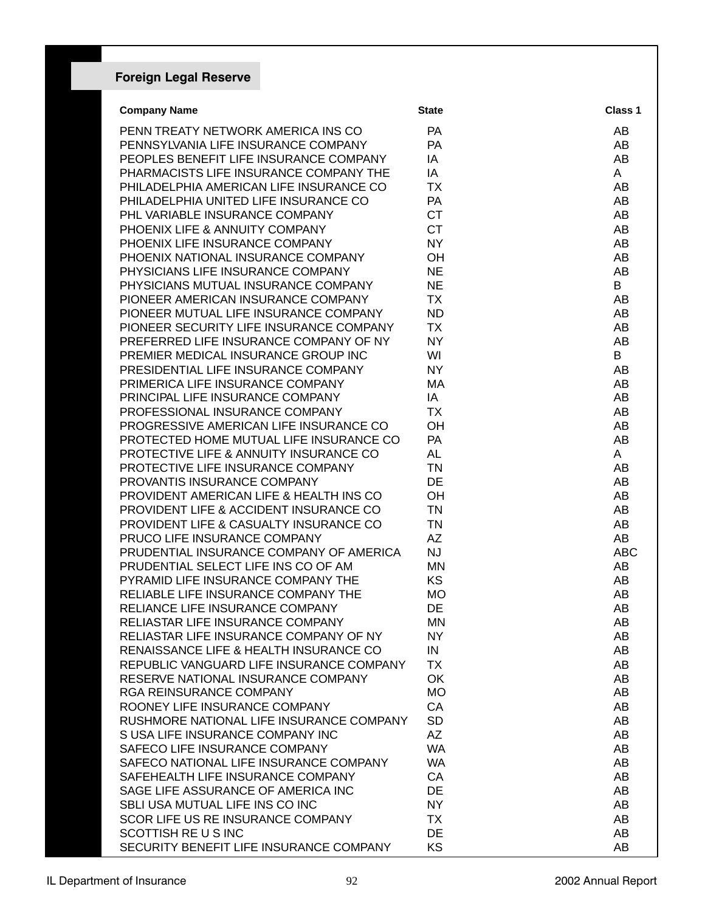## Foreign Legal Reserve

| Company Name | State | Class 1 |
|---|---|---|
| PENN TREATY NETWORK AMERICA INS CO | PA | AB |
| PENNSYLVANIA LIFE INSURANCE COMPANY | PA | AB |
| PEOPLES BENEFIT LIFE INSURANCE COMPANY | IA | AB |
| PHARMACISTS LIFE INSURANCE COMPANY THE | IA | A |
| PHILADELPHIA AMERICAN LIFE INSURANCE CO | TX | AB |
| PHILADELPHIA UNITED LIFE INSURANCE CO | PA | AB |
| PHL VARIABLE INSURANCE COMPANY | CT | AB |
| PHOENIX LIFE & ANNUITY COMPANY | CT | AB |
| PHOENIX LIFE INSURANCE COMPANY | NY | AB |
| PHOENIX NATIONAL INSURANCE COMPANY | OH | AB |
| PHYSICIANS LIFE INSURANCE COMPANY | NE | AB |
| PHYSICIANS MUTUAL INSURANCE COMPANY | NE | B |
| PIONEER AMERICAN INSURANCE COMPANY | TX | AB |
| PIONEER MUTUAL LIFE INSURANCE COMPANY | ND | AB |
| PIONEER SECURITY LIFE INSURANCE COMPANY | TX | AB |
| PREFERRED LIFE INSURANCE COMPANY OF NY | NY | AB |
| PREMIER MEDICAL INSURANCE GROUP INC | WI | B |
| PRESIDENTIAL LIFE INSURANCE COMPANY | NY | AB |
| PRIMERICA LIFE INSURANCE COMPANY | MA | AB |
| PRINCIPAL LIFE INSURANCE COMPANY | IA | AB |
| PROFESSIONAL INSURANCE COMPANY | TX | AB |
| PROGRESSIVE AMERICAN LIFE INSURANCE CO | OH | AB |
| PROTECTED HOME MUTUAL LIFE INSURANCE CO | PA | AB |
| PROTECTIVE LIFE & ANNUITY INSURANCE CO | AL | A |
| PROTECTIVE LIFE INSURANCE COMPANY | TN | AB |
| PROVANTIS INSURANCE COMPANY | DE | AB |
| PROVIDENT AMERICAN LIFE & HEALTH INS CO | OH | AB |
| PROVIDENT LIFE & ACCIDENT INSURANCE CO | TN | AB |
| PROVIDENT LIFE & CASUALTY INSURANCE CO | TN | AB |
| PRUCO LIFE INSURANCE COMPANY | AZ | AB |
| PRUDENTIAL INSURANCE COMPANY OF AMERICA | NJ | ABC |
| PRUDENTIAL SELECT LIFE INS CO OF AM | MN | AB |
| PYRAMID LIFE INSURANCE COMPANY THE | KS | AB |
| RELIABLE LIFE INSURANCE COMPANY THE | MO | AB |
| RELIANCE LIFE INSURANCE COMPANY | DE | AB |
| RELIASTAR LIFE INSURANCE COMPANY | MN | AB |
| RELIASTAR LIFE INSURANCE COMPANY OF NY | NY | AB |
| RENAISSANCE LIFE & HEALTH INSURANCE CO | IN | AB |
| REPUBLIC VANGUARD LIFE INSURANCE COMPANY | TX | AB |
| RESERVE NATIONAL INSURANCE COMPANY | OK | AB |
| RGA REINSURANCE COMPANY | MO | AB |
| ROONEY LIFE INSURANCE COMPANY | CA | AB |
| RUSHMORE NATIONAL LIFE INSURANCE COMPANY | SD | AB |
| S USA LIFE INSURANCE COMPANY INC | AZ | AB |
| SAFECO LIFE INSURANCE COMPANY | WA | AB |
| SAFECO NATIONAL LIFE INSURANCE COMPANY | WA | AB |
| SAFEHEALTH LIFE INSURANCE COMPANY | CA | AB |
| SAGE LIFE ASSURANCE OF AMERICA INC | DE | AB |
| SBLI USA MUTUAL LIFE INS CO INC | NY | AB |
| SCOR LIFE US RE INSURANCE COMPANY | TX | AB |
| SCOTTISH RE U S INC | DE | AB |
| SECURITY BENEFIT LIFE INSURANCE COMPANY | KS | AB |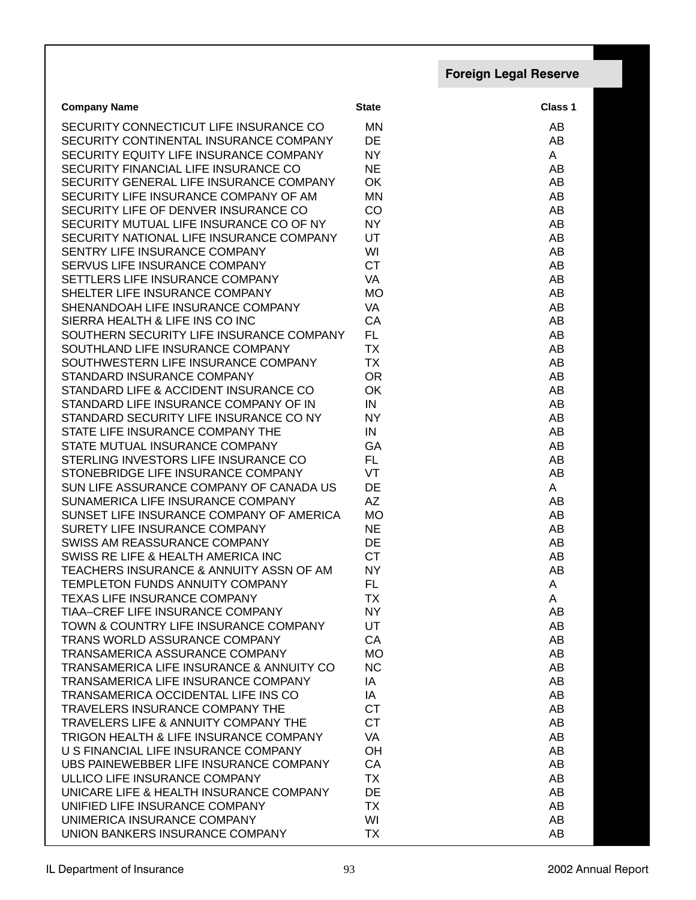## Foreign Legal Reserve

| Company Name | State | Class 1 |
|---|---|---|
| SECURITY CONNECTICUT LIFE INSURANCE CO | MN | AB |
| SECURITY CONTINENTAL INSURANCE COMPANY | DE | AB |
| SECURITY EQUITY LIFE INSURANCE COMPANY | NY | A |
| SECURITY FINANCIAL LIFE INSURANCE CO | NE | AB |
| SECURITY GENERAL LIFE INSURANCE COMPANY | OK | AB |
| SECURITY LIFE INSURANCE COMPANY OF AM | MN | AB |
| SECURITY LIFE OF DENVER INSURANCE CO | CO | AB |
| SECURITY MUTUAL LIFE INSURANCE CO OF NY | NY | AB |
| SECURITY NATIONAL LIFE INSURANCE COMPANY | UT | AB |
| SENTRY LIFE INSURANCE COMPANY | WI | AB |
| SERVUS LIFE INSURANCE COMPANY | CT | AB |
| SETTLERS LIFE INSURANCE COMPANY | VA | AB |
| SHELTER LIFE INSURANCE COMPANY | MO | AB |
| SHENANDOAH LIFE INSURANCE COMPANY | VA | AB |
| SIERRA HEALTH & LIFE INS CO INC | CA | AB |
| SOUTHERN SECURITY LIFE INSURANCE COMPANY | FL | AB |
| SOUTHLAND LIFE INSURANCE COMPANY | TX | AB |
| SOUTHWESTERN LIFE INSURANCE COMPANY | TX | AB |
| STANDARD INSURANCE COMPANY | OR | AB |
| STANDARD LIFE & ACCIDENT INSURANCE CO | OK | AB |
| STANDARD LIFE INSURANCE COMPANY OF IN | IN | AB |
| STANDARD SECURITY LIFE INSURANCE CO NY | NY | AB |
| STATE LIFE INSURANCE COMPANY THE | IN | AB |
| STATE MUTUAL INSURANCE COMPANY | GA | AB |
| STERLING INVESTORS LIFE INSURANCE CO | FL | AB |
| STONEBRIDGE LIFE INSURANCE COMPANY | VT | AB |
| SUN LIFE ASSURANCE COMPANY OF CANADA US | DE | A |
| SUNAMERICA LIFE INSURANCE COMPANY | AZ | AB |
| SUNSET LIFE INSURANCE COMPANY OF AMERICA | MO | AB |
| SURETY LIFE INSURANCE COMPANY | NE | AB |
| SWISS AM REASSURANCE COMPANY | DE | AB |
| SWISS RE LIFE & HEALTH AMERICA INC | CT | AB |
| TEACHERS INSURANCE & ANNUITY ASSN OF AM | NY | AB |
| TEMPLETON FUNDS ANNUITY COMPANY | FL | A |
| TEXAS LIFE INSURANCE COMPANY | TX | A |
| TIAA–CREF LIFE INSURANCE COMPANY | NY | AB |
| TOWN & COUNTRY LIFE INSURANCE COMPANY | UT | AB |
| TRANS WORLD ASSURANCE COMPANY | CA | AB |
| TRANSAMERICA ASSURANCE COMPANY | MO | AB |
| TRANSAMERICA LIFE INSURANCE & ANNUITY CO | NC | AB |
| TRANSAMERICA LIFE INSURANCE COMPANY | IA | AB |
| TRANSAMERICA OCCIDENTAL LIFE INS CO | IA | AB |
| TRAVELERS INSURANCE COMPANY THE | CT | AB |
| TRAVELERS LIFE & ANNUITY COMPANY THE | CT | AB |
| TRIGON HEALTH & LIFE INSURANCE COMPANY | VA | AB |
| U S FINANCIAL LIFE INSURANCE COMPANY | OH | AB |
| UBS PAINEWEBBER LIFE INSURANCE COMPANY | CA | AB |
| ULLICO LIFE INSURANCE COMPANY | TX | AB |
| UNICARE LIFE & HEALTH INSURANCE COMPANY | DE | AB |
| UNIFIED LIFE INSURANCE COMPANY | TX | AB |
| UNIMERICA INSURANCE COMPANY | WI | AB |
| UNION BANKERS INSURANCE COMPANY | TX | AB |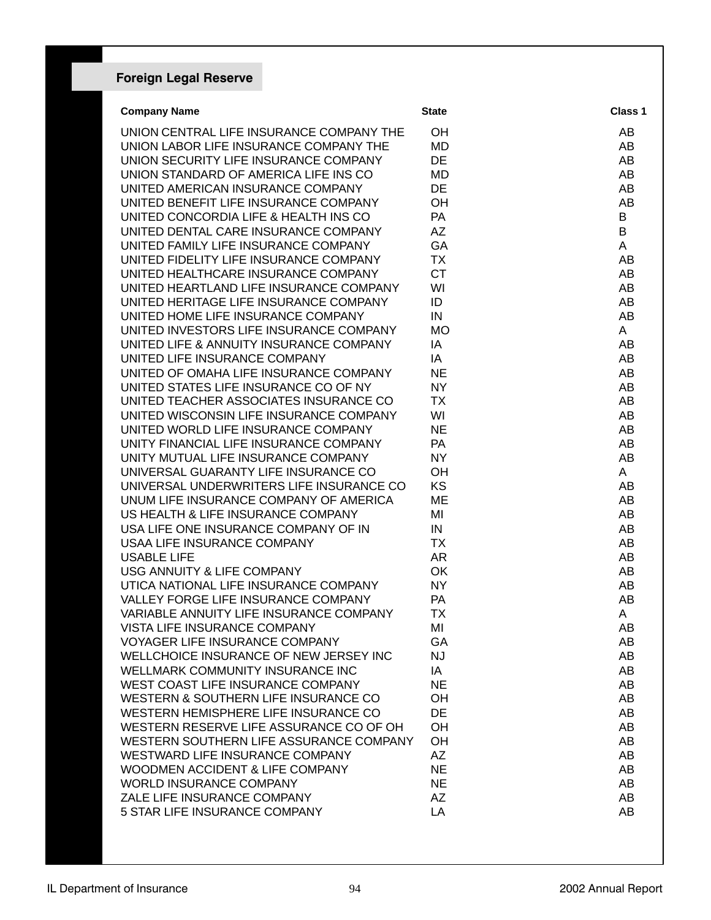## Foreign Legal Reserve

| Company Name | State | Class 1 |
|---|---|---|
| UNION CENTRAL LIFE INSURANCE COMPANY THE | OH | AB |
| UNION LABOR LIFE INSURANCE COMPANY THE | MD | AB |
| UNION SECURITY LIFE INSURANCE COMPANY | DE | AB |
| UNION STANDARD OF AMERICA LIFE INS CO | MD | AB |
| UNITED AMERICAN INSURANCE COMPANY | DE | AB |
| UNITED BENEFIT LIFE INSURANCE COMPANY | OH | AB |
| UNITED CONCORDIA LIFE & HEALTH INS CO | PA | B |
| UNITED DENTAL CARE INSURANCE COMPANY | AZ | B |
| UNITED FAMILY LIFE INSURANCE COMPANY | GA | A |
| UNITED FIDELITY LIFE INSURANCE COMPANY | TX | AB |
| UNITED HEALTHCARE INSURANCE COMPANY | CT | AB |
| UNITED HEARTLAND LIFE INSURANCE COMPANY | WI | AB |
| UNITED HERITAGE LIFE INSURANCE COMPANY | ID | AB |
| UNITED HOME LIFE INSURANCE COMPANY | IN | AB |
| UNITED INVESTORS LIFE INSURANCE COMPANY | MO | A |
| UNITED LIFE & ANNUITY INSURANCE COMPANY | IA | AB |
| UNITED LIFE INSURANCE COMPANY | IA | AB |
| UNITED OF OMAHA LIFE INSURANCE COMPANY | NE | AB |
| UNITED STATES LIFE INSURANCE CO OF NY | NY | AB |
| UNITED TEACHER ASSOCIATES INSURANCE CO | TX | AB |
| UNITED WISCONSIN LIFE INSURANCE COMPANY | WI | AB |
| UNITED WORLD LIFE INSURANCE COMPANY | NE | AB |
| UNITY FINANCIAL LIFE INSURANCE COMPANY | PA | AB |
| UNITY MUTUAL LIFE INSURANCE COMPANY | NY | AB |
| UNIVERSAL GUARANTY LIFE INSURANCE CO | OH | A |
| UNIVERSAL UNDERWRITERS LIFE INSURANCE CO | KS | AB |
| UNUM LIFE INSURANCE COMPANY OF AMERICA | ME | AB |
| US HEALTH & LIFE INSURANCE COMPANY | MI | AB |
| USA LIFE ONE INSURANCE COMPANY OF IN | IN | AB |
| USAA LIFE INSURANCE COMPANY | TX | AB |
| USABLE LIFE | AR | AB |
| USG ANNUITY & LIFE COMPANY | OK | AB |
| UTICA NATIONAL LIFE INSURANCE COMPANY | NY | AB |
| VALLEY FORGE LIFE INSURANCE COMPANY | PA | AB |
| VARIABLE ANNUITY LIFE INSURANCE COMPANY | TX | A |
| VISTA LIFE INSURANCE COMPANY | MI | AB |
| VOYAGER LIFE INSURANCE COMPANY | GA | AB |
| WELLCHOICE INSURANCE OF NEW JERSEY INC | NJ | AB |
| WELLMARK COMMUNITY INSURANCE INC | IA | AB |
| WEST COAST LIFE INSURANCE COMPANY | NE | AB |
| WESTERN & SOUTHERN LIFE INSURANCE CO | OH | AB |
| WESTERN HEMISPHERE LIFE INSURANCE CO | DE | AB |
| WESTERN RESERVE LIFE ASSURANCE CO OF OH | OH | AB |
| WESTERN SOUTHERN LIFE ASSURANCE COMPANY | OH | AB |
| WESTWARD LIFE INSURANCE COMPANY | AZ | AB |
| WOODMEN ACCIDENT & LIFE COMPANY | NE | AB |
| WORLD INSURANCE COMPANY | NE | AB |
| ZALE LIFE INSURANCE COMPANY | AZ | AB |
| 5 STAR LIFE INSURANCE COMPANY | LA | AB |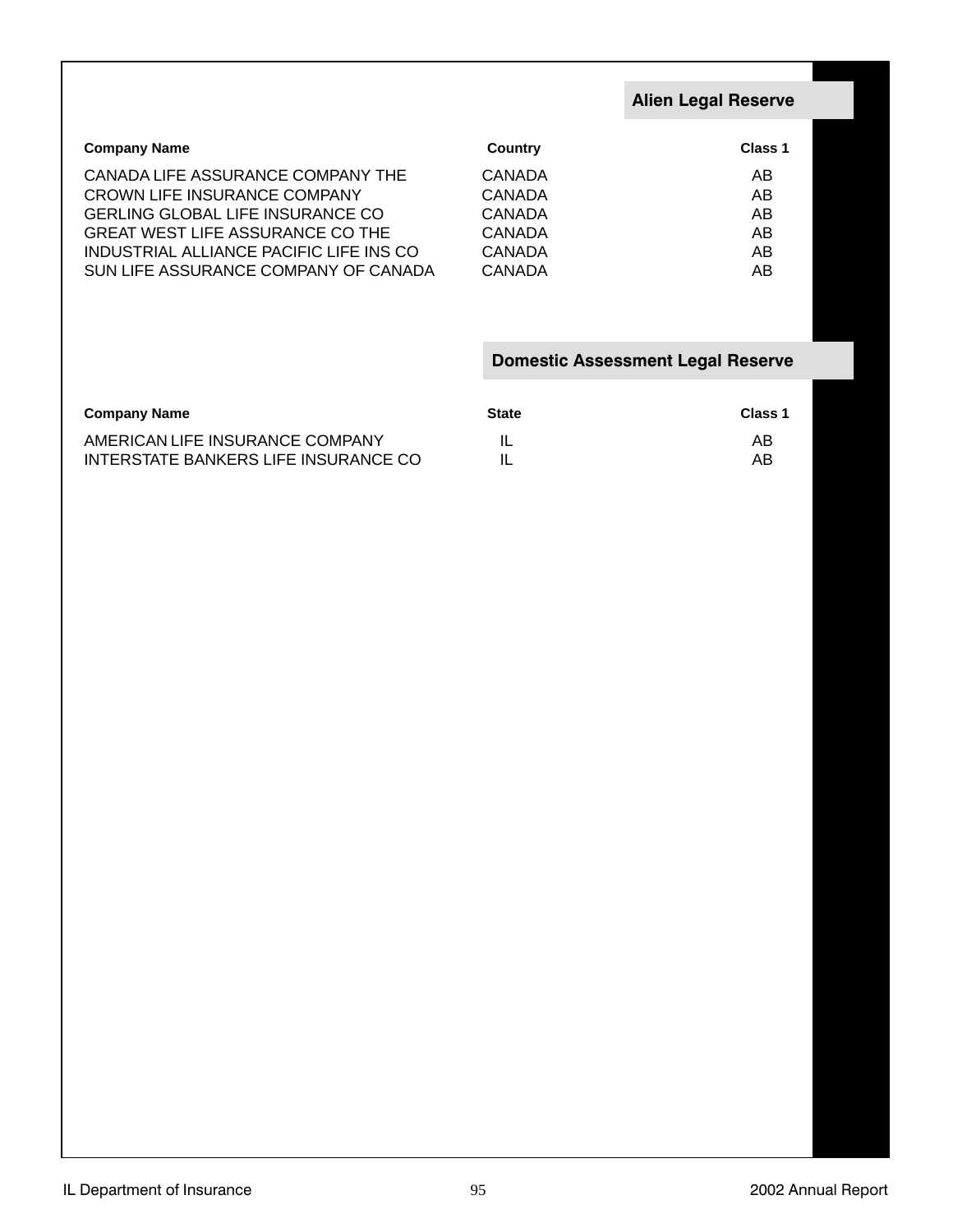## Alien Legal Reserve

| Company Name | Country | Class 1 |
|---|---|---|
| CANADA LIFE ASSURANCE COMPANY THE | CANADA | AB |
| CROWN LIFE INSURANCE COMPANY | CANADA | AB |
| GERLING GLOBAL LIFE INSURANCE CO | CANADA | AB |
| GREAT WEST LIFE ASSURANCE CO THE | CANADA | AB |
| INDUSTRIAL ALLIANCE PACIFIC LIFE INS CO | CANADA | AB |
| SUN LIFE ASSURANCE COMPANY OF CANADA | CANADA | AB |

## Domestic Assessment Legal Reserve

| Company Name | State | Class 1 |
|---|---|---|
| AMERICAN LIFE INSURANCE COMPANY | IL | AB |
| INTERSTATE BANKERS LIFE INSURANCE CO | IL | AB |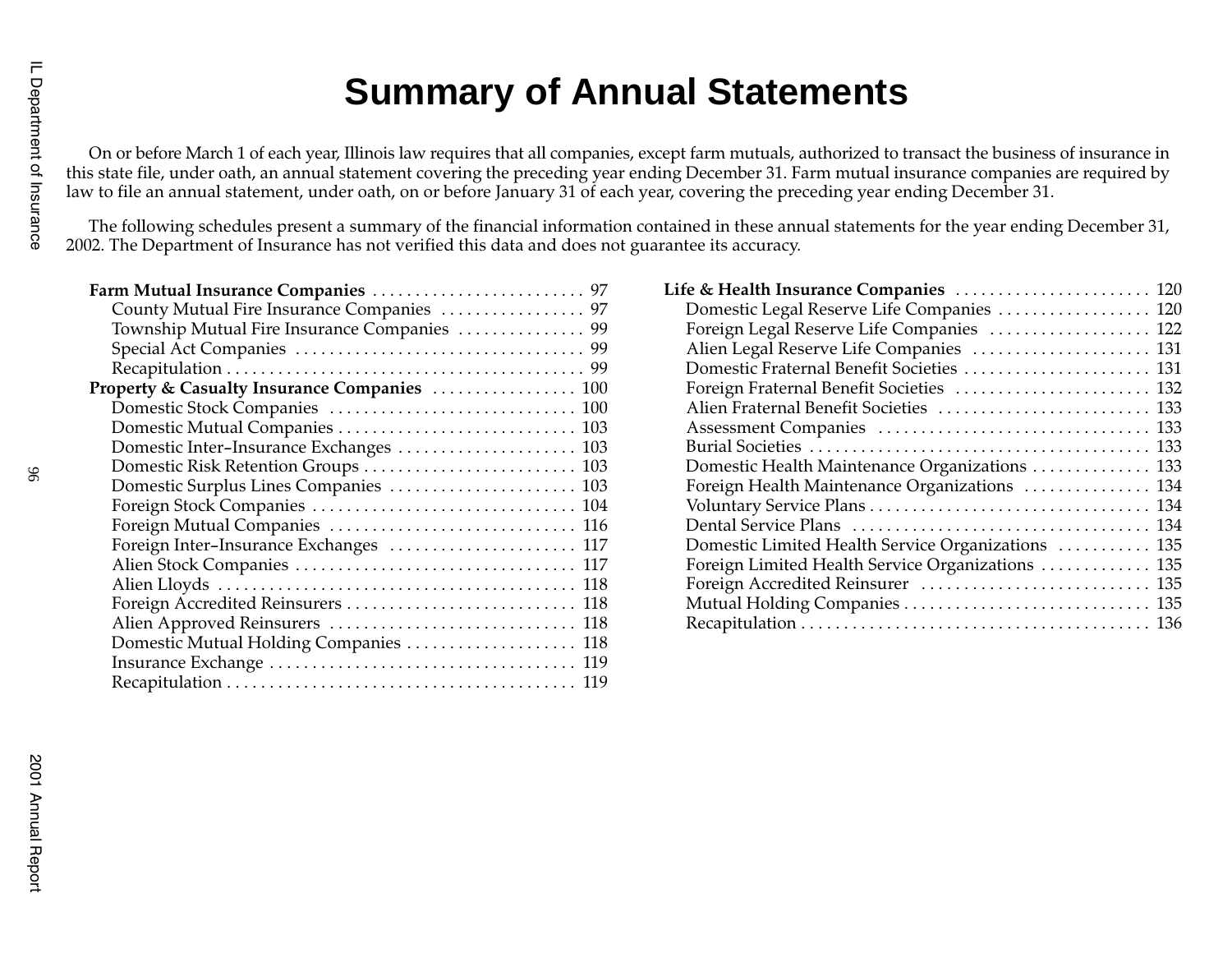# Summary of Annual Statements

On or before March 1 of each year, Illinois law requires that all companies, except farm mutuals, authorized to transact the business of insurance in this state file, under oath, an annual statement covering the preceding year ending December 31. Farm mutual insurance companies are required by law to file an annual statement, under oath, on or before January 31 of each year, covering the preceding year ending December 31.

The following schedules present a summary of the financial information contained in these annual statements for the year ending December 31, 2002. The Department of Insurance has not verified this data and does not guarantee its accuracy.

**Farm Mutual Insurance Companies** . . . . . . . . . . 97
- County Mutual Fire Insurance Companies . . . . . . . . . . 97
- Township Mutual Fire Insurance Companies . . . . . . . . . . 99
- Special Act Companies . . . . . . . . . . 99
- Recapitulation . . . . . . . . . . 99

**Property & Casualty Insurance Companies** . . . . . . . . . . 100
- Domestic Stock Companies . . . . . . . . . . 100
- Domestic Mutual Companies . . . . . . . . . . 103
- Domestic Inter–Insurance Exchanges . . . . . . . . . . 103
- Domestic Risk Retention Groups . . . . . . . . . . 103
- Domestic Surplus Lines Companies . . . . . . . . . . 103
- Foreign Stock Companies . . . . . . . . . . 104
- Foreign Mutual Companies . . . . . . . . . . 116
- Foreign Inter–Insurance Exchanges . . . . . . . . . . 117
- Alien Stock Companies . . . . . . . . . . 117
- Alien Lloyds . . . . . . . . . . 118
- Foreign Accredited Reinsurers . . . . . . . . . . 118
- Alien Approved Reinsurers . . . . . . . . . . 118
- Domestic Mutual Holding Companies . . . . . . . . . . 118
- Insurance Exchange . . . . . . . . . . 119
- Recapitulation . . . . . . . . . . 119

**Life & Health Insurance Companies** . . . . . . . . . . 120
- Domestic Legal Reserve Life Companies . . . . . . . . . . 120
- Foreign Legal Reserve Life Companies . . . . . . . . . . 122
- Alien Legal Reserve Life Companies . . . . . . . . . . 131
- Domestic Fraternal Benefit Societies . . . . . . . . . . 131
- Foreign Fraternal Benefit Societies . . . . . . . . . . 132
- Alien Fraternal Benefit Societies . . . . . . . . . . 133
- Assessment Companies . . . . . . . . . . 133
- Burial Societies . . . . . . . . . . 133
- Domestic Health Maintenance Organizations . . . . . . . . . . 133
- Foreign Health Maintenance Organizations . . . . . . . . . . 134
- Voluntary Service Plans . . . . . . . . . . 134
- Dental Service Plans . . . . . . . . . . 134
- Domestic Limited Health Service Organizations . . . . . . . . . . 135
- Foreign Limited Health Service Organizations . . . . . . . . . . 135
- Foreign Accredited Reinsurer . . . . . . . . . . 135
- Mutual Holding Companies . . . . . . . . . . 135
- Recapitulation . . . . . . . . . . 136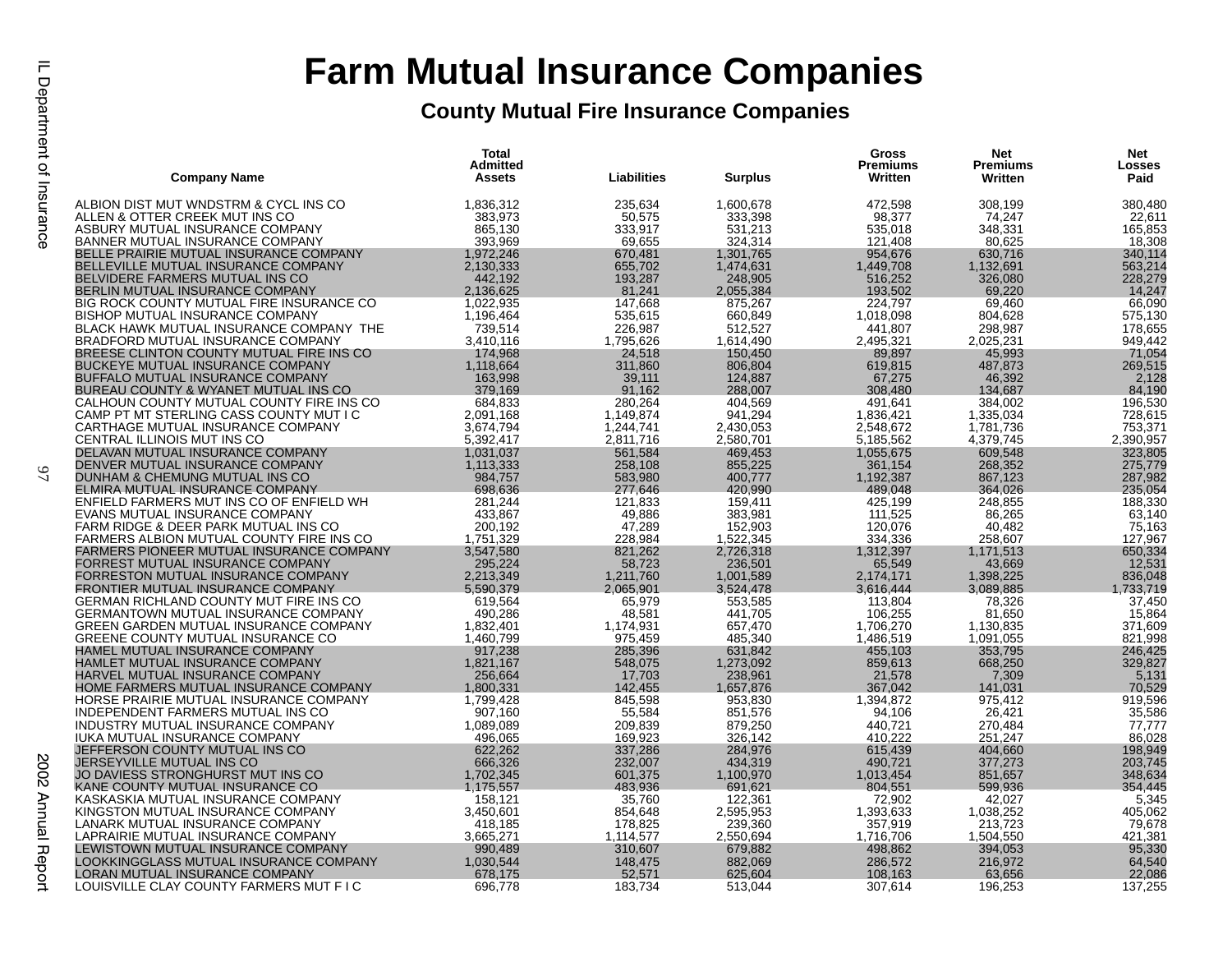# Farm Mutual Insurance Companies

## County Mutual Fire Insurance Companies

| Company Name | Total Admitted Assets | Liabilities | Surplus | Gross Premiums Written | Net Premiums Written | Net Losses Paid |
|---|---|---|---|---|---|---|
| ALBION DIST MUT WNDSTRM & CYCL INS CO | 1,836,312 | 235,634 | 1,600,678 | 472,598 | 308,199 | 380,480 |
| ALLEN & OTTER CREEK MUT INS CO | 383,973 | 50,575 | 333,398 | 98,377 | 74,247 | 22,611 |
| ASBURY MUTUAL INSURANCE COMPANY | 865,130 | 333,917 | 531,213 | 535,018 | 348,331 | 165,853 |
| BANNER MUTUAL INSURANCE COMPANY | 393,969 | 69,655 | 324,314 | 121,408 | 80,625 | 18,308 |
| BELLE PRAIRIE MUTUAL INSURANCE COMPANY | 1,972,246 | 670,481 | 1,301,765 | 954,676 | 630,716 | 340,114 |
| BELLEVILLE MUTUAL INSURANCE COMPANY | 2,130,333 | 655,702 | 1,474,631 | 1,449,708 | 1,132,691 | 563,214 |
| BELVIDERE FARMERS MUTUAL INS CO | 442,192 | 193,287 | 248,905 | 516,252 | 326,080 | 228,279 |
| BERLIN MUTUAL INSURANCE COMPANY | 2,136,625 | 81,241 | 2,055,384 | 193,502 | 69,220 | 14,247 |
| BIG ROCK COUNTY MUTUAL FIRE INSURANCE CO | 1,022,935 | 147,668 | 875,267 | 224,797 | 69,460 | 66,090 |
| BISHOP MUTUAL INSURANCE COMPANY | 1,196,464 | 535,615 | 660,849 | 1,018,098 | 804,628 | 575,130 |
| BLACK HAWK MUTUAL INSURANCE COMPANY THE | 739,514 | 226,987 | 512,527 | 441,807 | 298,987 | 178,655 |
| BRADFORD MUTUAL INSURANCE COMPANY | 3,410,116 | 1,795,626 | 1,614,490 | 2,495,321 | 2,025,231 | 949,442 |
| BREESE CLINTON COUNTY MUTUAL FIRE INS CO | 174,968 | 24,518 | 150,450 | 89,897 | 45,993 | 71,054 |
| BUCKEYE MUTUAL INSURANCE COMPANY | 1,118,664 | 311,860 | 806,804 | 619,815 | 487,873 | 269,515 |
| BUFFALO MUTUAL INSURANCE COMPANY | 163,998 | 39,111 | 124,887 | 67,275 | 46,392 | 2,128 |
| BUREAU COUNTY & WYANET MUTUAL INS CO | 379,169 | 91,162 | 288,007 | 308,480 | 134,687 | 84,190 |
| CALHOUN COUNTY MUTUAL COUNTY FIRE INS CO | 684,833 | 280,264 | 404,569 | 491,641 | 384,002 | 196,530 |
| CAMP PT MT STERLING CASS COUNTY MUT I C | 2,091,168 | 1,149,874 | 941,294 | 1,836,421 | 1,335,034 | 728,615 |
| CARTHAGE MUTUAL INSURANCE COMPANY | 3,674,794 | 1,244,741 | 2,430,053 | 2,548,672 | 1,781,736 | 753,371 |
| CENTRAL ILLINOIS MUT INS CO | 5,392,417 | 2,811,716 | 2,580,701 | 5,185,562 | 4,379,745 | 2,390,957 |
| DELAVAN MUTUAL INSURANCE COMPANY | 1,031,037 | 561,584 | 469,453 | 1,055,675 | 609,548 | 323,805 |
| DENVER MUTUAL INSURANCE COMPANY | 1,113,333 | 258,108 | 855,225 | 361,154 | 268,352 | 275,779 |
| DUNHAM & CHEMUNG MUTUAL INS CO | 984,757 | 583,980 | 400,777 | 1,192,387 | 867,123 | 287,982 |
| ELMIRA MUTUAL INSURANCE COMPANY | 698,636 | 277,646 | 420,990 | 489,048 | 364,026 | 235,054 |
| ENFIELD FARMERS MUT INS CO OF ENFIELD WH | 281,244 | 121,833 | 159,411 | 425,199 | 248,855 | 188,330 |
| EVANS MUTUAL INSURANCE COMPANY | 433,867 | 49,886 | 383,981 | 111,525 | 86,265 | 63,140 |
| FARM RIDGE & DEER PARK MUTUAL INS CO | 200,192 | 47,289 | 152,903 | 120,076 | 40,482 | 75,163 |
| FARMERS ALBION MUTUAL COUNTY FIRE INS CO | 1,751,329 | 228,984 | 1,522,345 | 334,336 | 258,607 | 127,967 |
| FARMERS PIONEER MUTUAL INSURANCE COMPANY | 3,547,580 | 821,262 | 2,726,318 | 1,312,397 | 1,171,513 | 650,334 |
| FORREST MUTUAL INSURANCE COMPANY | 295,224 | 58,723 | 236,501 | 65,549 | 43,669 | 12,531 |
| FORRESTON MUTUAL INSURANCE COMPANY | 2,213,349 | 1,211,760 | 1,001,589 | 2,174,171 | 1,398,225 | 836,048 |
| FRONTIER MUTUAL INSURANCE COMPANY | 5,590,379 | 2,065,901 | 3,524,478 | 3,616,444 | 3,089,885 | 1,733,719 |
| GERMAN RICHLAND COUNTY MUT FIRE INS CO | 619,564 | 65,979 | 553,585 | 113,804 | 78,326 | 37,450 |
| GERMANTOWN MUTUAL INSURANCE COMPANY | 490,286 | 48,581 | 441,705 | 106,255 | 81,650 | 15,864 |
| GREEN GARDEN MUTUAL INSURANCE COMPANY | 1,832,401 | 1,174,931 | 657,470 | 1,706,270 | 1,130,835 | 371,609 |
| GREENE COUNTY MUTUAL INSURANCE CO | 1,460,799 | 975,459 | 485,340 | 1,486,519 | 1,091,055 | 821,998 |
| HAMEL MUTUAL INSURANCE COMPANY | 917,238 | 285,396 | 631,842 | 455,103 | 353,795 | 246,425 |
| HAMLET MUTUAL INSURANCE COMPANY | 1,821,167 | 548,075 | 1,273,092 | 859,613 | 668,250 | 329,827 |
| HARVEL MUTUAL INSURANCE COMPANY | 256,664 | 17,703 | 238,961 | 21,578 | 7,309 | 5,131 |
| HOME FARMERS MUTUAL INSURANCE COMPANY | 1,800,331 | 142,455 | 1,657,876 | 367,042 | 141,031 | 70,529 |
| HORSE PRAIRIE MUTUAL INSURANCE COMPANY | 1,799,428 | 845,598 | 953,830 | 1,394,872 | 975,412 | 919,596 |
| INDEPENDENT FARMERS MUTUAL INS CO | 907,160 | 55,584 | 851,576 | 94,106 | 26,421 | 35,586 |
| INDUSTRY MUTUAL INSURANCE COMPANY | 1,089,089 | 209,839 | 879,250 | 440,721 | 270,484 | 77,777 |
| IUKA MUTUAL INSURANCE COMPANY | 496,065 | 169,923 | 326,142 | 410,222 | 251,247 | 86,028 |
| JEFFERSON COUNTY MUTUAL INS CO | 622,262 | 337,286 | 284,976 | 615,439 | 404,660 | 198,949 |
| JERSEYVILLE MUTUAL INS CO | 666,326 | 232,007 | 434,319 | 490,721 | 377,273 | 203,745 |
| JO DAVIESS STRONGHURST MUT INS CO | 1,702,345 | 601,375 | 1,100,970 | 1,013,454 | 851,657 | 348,634 |
| KANE COUNTY MUTUAL INSURANCE CO | 1,175,557 | 483,936 | 691,621 | 804,551 | 599,936 | 354,445 |
| KASKASKIA MUTUAL INSURANCE COMPANY | 158,121 | 35,760 | 122,361 | 72,902 | 42,027 | 5,345 |
| KINGSTON MUTUAL INSURANCE COMPANY | 3,450,601 | 854,648 | 2,595,953 | 1,393,633 | 1,038,252 | 405,062 |
| LANARK MUTUAL INSURANCE COMPANY | 418,185 | 178,825 | 239,360 | 357,919 | 213,723 | 79,678 |
| LAPRAIRIE MUTUAL INSURANCE COMPANY | 3,665,271 | 1,114,577 | 2,550,694 | 1,716,706 | 1,504,550 | 421,381 |
| LEWISTOWN MUTUAL INSURANCE COMPANY | 990,489 | 310,607 | 679,882 | 498,862 | 394,053 | 95,330 |
| LOOKINGGLASS MUTUAL INSURANCE COMPANY | 1,030,544 | 148,475 | 882,069 | 286,572 | 216,972 | 64,540 |
| LORAN MUTUAL INSURANCE COMPANY | 678,175 | 52,571 | 625,604 | 108,163 | 63,656 | 22,086 |
| LOUISVILLE CLAY COUNTY FARMERS MUT F I C | 696,778 | 183,734 | 513,044 | 307,614 | 196,253 | 137,255 |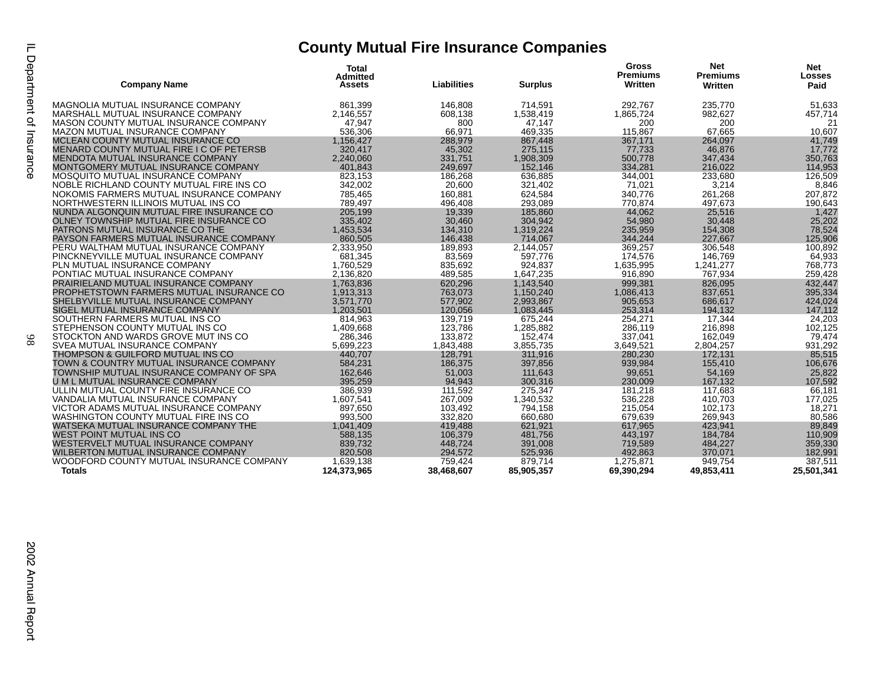# County Mutual Fire Insurance Companies

| Company Name | Total Admitted Assets | Liabilities | Surplus | Gross Premiums Written | Net Premiums Written | Net Losses Paid |
|---|---|---|---|---|---|---|
| MAGNOLIA MUTUAL INSURANCE COMPANY | 861,399 | 146,808 | 714,591 | 292,767 | 235,770 | 51,633 |
| MARSHALL MUTUAL INSURANCE COMPANY | 2,146,557 | 608,138 | 1,538,419 | 1,865,724 | 982,627 | 457,714 |
| MASON COUNTY MUTUAL INSURANCE COMPANY | 47,947 | 800 | 47,147 | 200 | 200 | 21 |
| MAZON MUTUAL INSURANCE COMPANY | 536,306 | 66,971 | 469,335 | 115,867 | 67,665 | 10,607 |
| MCLEAN COUNTY MUTUAL INSURANCE CO | 1,156,427 | 288,979 | 867,448 | 367,171 | 264,097 | 41,749 |
| MENARD COUNTY MUTUAL FIRE I C OF PETERSB | 320,417 | 45,302 | 275,115 | 77,733 | 46,876 | 17,772 |
| MENDOTA MUTUAL INSURANCE COMPANY | 2,240,060 | 331,751 | 1,908,309 | 500,778 | 347,434 | 350,763 |
| MONTGOMERY MUTUAL INSURANCE COMPANY | 401,843 | 249,697 | 152,146 | 334,281 | 216,022 | 114,953 |
| MOSQUITO MUTUAL INSURANCE COMPANY | 823,153 | 186,268 | 636,885 | 344,001 | 233,680 | 126,509 |
| NOBLE RICHLAND COUNTY MUTUAL FIRE INS CO | 342,002 | 20,600 | 321,402 | 71,021 | 3,214 | 8,846 |
| NOKOMIS FARMERS MUTUAL INSURANCE COMPANY | 785,465 | 160,881 | 624,584 | 340,776 | 261,268 | 207,872 |
| NORTHWESTERN ILLINOIS MUTUAL INS CO | 789,497 | 496,408 | 293,089 | 770,874 | 497,673 | 190,643 |
| NUNDA ALGONQUIN MUTUAL FIRE INSURANCE CO | 205,199 | 19,339 | 185,860 | 44,062 | 25,516 | 1,427 |
| OLNEY TOWNSHIP MUTUAL FIRE INSURANCE CO | 335,402 | 30,460 | 304,942 | 54,980 | 30,448 | 25,202 |
| PATRONS MUTUAL INSURANCE CO THE | 1,453,534 | 134,310 | 1,319,224 | 235,959 | 154,308 | 78,524 |
| PAYSON FARMERS MUTUAL INSURANCE COMPANY | 860,505 | 146,438 | 714,067 | 344,244 | 227,667 | 125,906 |
| PERU WALTHAM MUTUAL INSURANCE COMPANY | 2,333,950 | 189,893 | 2,144,057 | 369,257 | 306,548 | 100,892 |
| PINCKNEYVILLE MUTUAL INSURANCE COMPANY | 681,345 | 83,569 | 597,776 | 174,576 | 146,769 | 64,933 |
| PLN MUTUAL INSURANCE COMPANY | 1,760,529 | 835,692 | 924,837 | 1,635,995 | 1,241,277 | 768,773 |
| PONTIAC MUTUAL INSURANCE COMPANY | 2,136,820 | 489,585 | 1,647,235 | 916,890 | 767,934 | 259,428 |
| PRAIRIELAND MUTUAL INSURANCE COMPANY | 1,763,836 | 620,296 | 1,143,540 | 999,381 | 826,095 | 432,447 |
| PROPHETSTOWN FARMERS MUTUAL INSURANCE CO | 1,913,313 | 763,073 | 1,150,240 | 1,086,413 | 837,651 | 395,334 |
| SHELBYVILLE MUTUAL INSURANCE COMPANY | 3,571,770 | 577,902 | 2,993,867 | 905,653 | 686,617 | 424,024 |
| SIGEL MUTUAL INSURANCE COMPANY | 1,203,501 | 120,056 | 1,083,445 | 253,314 | 194,132 | 147,112 |
| SOUTHERN FARMERS MUTUAL INS CO | 814,963 | 139,719 | 675,244 | 254,271 | 17,344 | 24,203 |
| STEPHENSON COUNTY MUTUAL INS CO | 1,409,668 | 123,786 | 1,285,882 | 286,119 | 216,898 | 102,125 |
| STOCKTON AND WARDS GROVE MUT INS CO | 286,346 | 133,872 | 152,474 | 337,041 | 162,049 | 79,474 |
| SVEA MUTUAL INSURANCE COMPANY | 5,699,223 | 1,843,488 | 3,855,735 | 3,649,521 | 2,804,257 | 931,292 |
| THOMPSON & GUILFORD MUTUAL INS CO | 440,707 | 128,791 | 311,916 | 280,230 | 172,131 | 85,515 |
| TOWN & COUNTRY MUTUAL INSURANCE COMPANY | 584,231 | 186,375 | 397,856 | 939,984 | 155,410 | 106,676 |
| TOWNSHIP MUTUAL INSURANCE COMPANY OF SPA | 162,646 | 51,003 | 111,643 | 99,651 | 54,169 | 25,822 |
| U M L MUTUAL INSURANCE COMPANY | 395,259 | 94,943 | 300,316 | 230,009 | 167,132 | 107,592 |
| ULLIN MUTUAL COUNTY FIRE INSURANCE CO | 386,939 | 111,592 | 275,347 | 181,218 | 117,683 | 66,181 |
| VANDALIA MUTUAL INSURANCE COMPANY | 1,607,541 | 267,009 | 1,340,532 | 536,228 | 410,703 | 177,025 |
| VICTOR ADAMS MUTUAL INSURANCE COMPANY | 897,650 | 103,492 | 794,158 | 215,054 | 102,173 | 18,271 |
| WASHINGTON COUNTY MUTUAL FIRE INS CO | 993,500 | 332,820 | 660,680 | 679,639 | 269,943 | 80,586 |
| WATSEKA MUTUAL INSURANCE COMPANY THE | 1,041,409 | 419,488 | 621,921 | 617,965 | 423,941 | 89,849 |
| WEST POINT MUTUAL INS CO | 588,135 | 106,379 | 481,756 | 443,197 | 184,784 | 110,909 |
| WESTERVELT MUTUAL INSURANCE COMPANY | 839,732 | 448,724 | 391,008 | 719,589 | 484,227 | 359,330 |
| WILBERTON MUTUAL INSURANCE COMPANY | 820,508 | 294,572 | 525,936 | 492,863 | 370,071 | 182,991 |
| WOODFORD COUNTY MUTUAL INSURANCE COMPANY | 1,639,138 | 759,424 | 879,714 | 1,275,871 | 949,754 | 387,511 |
| **Totals** | **124,373,965** | **38,468,607** | **85,905,357** | **69,390,294** | **49,853,411** | **25,501,341** |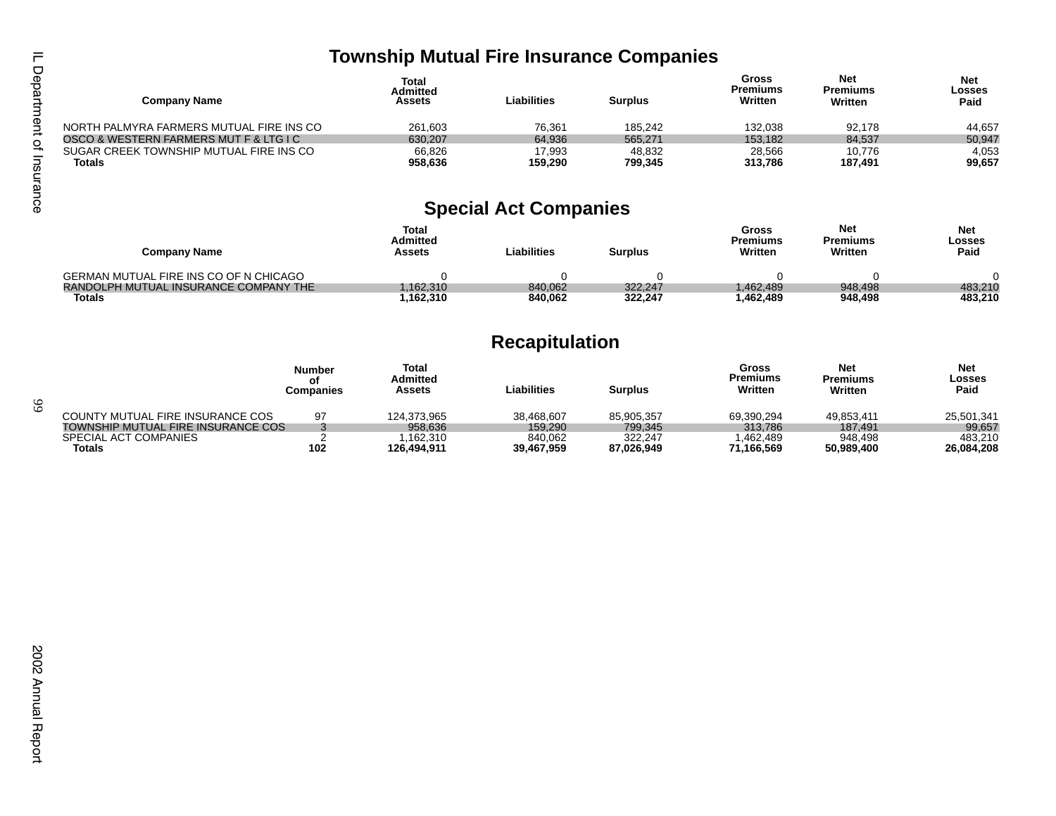## Township Mutual Fire Insurance Companies

| Company Name | Total Admitted Assets | Liabilities | Surplus | Gross Premiums Written | Net Premiums Written | Net Losses Paid |
|---|---|---|---|---|---|---|
| NORTH PALMYRA FARMERS MUTUAL FIRE INS CO | 261,603 | 76,361 | 185,242 | 132,038 | 92,178 | 44,657 |
| OSCO & WESTERN FARMERS MUT F & LTG I C | 630,207 | 64,936 | 565,271 | 153,182 | 84,537 | 50,947 |
| SUGAR CREEK TOWNSHIP MUTUAL FIRE INS CO | 66,826 | 17,993 | 48,832 | 28,566 | 10,776 | 4,053 |
| **Totals** | **958,636** | **159,290** | **799,345** | **313,786** | **187,491** | **99,657** |

## Special Act Companies

| Company Name | Total Admitted Assets | Liabilities | Surplus | Gross Premiums Written | Net Premiums Written | Net Losses Paid |
|---|---|---|---|---|---|---|
| GERMAN MUTUAL FIRE INS CO OF N CHICAGO | 0 | 0 | 0 | 0 | 0 | 0 |
| RANDOLPH MUTUAL INSURANCE COMPANY THE | 1,162,310 | 840,062 | 322,247 | 1,462,489 | 948,498 | 483,210 |
| **Totals** | **1,162,310** | **840,062** | **322,247** | **1,462,489** | **948,498** | **483,210** |

## Recapitulation

| | Number of Companies | Total Admitted Assets | Liabilities | Surplus | Gross Premiums Written | Net Premiums Written | Net Losses Paid |
|---|---|---|---|---|---|---|---|
| COUNTY MUTUAL FIRE INSURANCE COS | 97 | 124,373,965 | 38,468,607 | 85,905,357 | 69,390,294 | 49,853,411 | 25,501,341 |
| TOWNSHIP MUTUAL FIRE INSURANCE COS | 3 | 958,636 | 159,290 | 799,345 | 313,786 | 187,491 | 99,657 |
| SPECIAL ACT COMPANIES | 2 | 1,162,310 | 840,062 | 322,247 | 1,462,489 | 948,498 | 483,210 |
| **Totals** | **102** | **126,494,911** | **39,467,959** | **87,026,949** | **71,166,569** | **50,989,400** | **26,084,208** |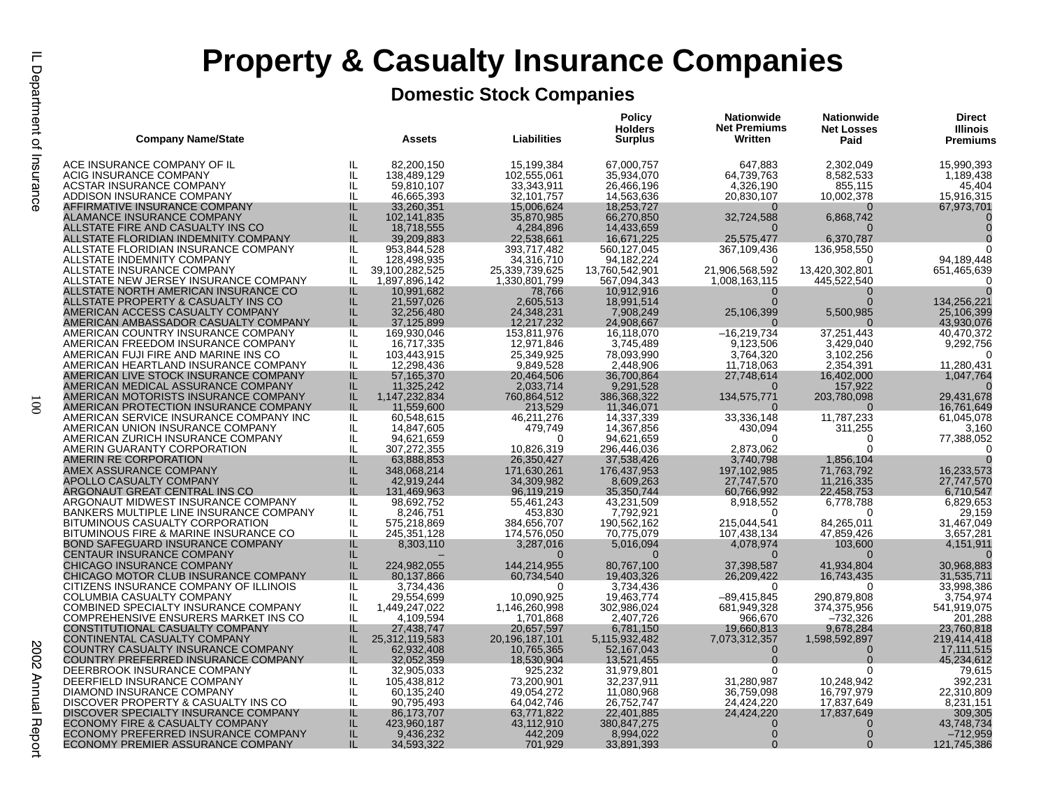# Property & Casualty Insurance Companies

## Domestic Stock Companies

| Company Name/State | | Assets | Liabilities | Policy Holders Surplus | Nationwide Net Premiums Written | Nationwide Net Losses Paid | Direct Illinois Premiums |
|---|---|---|---|---|---|---|---|
| ACE INSURANCE COMPANY OF IL | IL | 82,200,150 | 15,199,384 | 67,000,757 | 647,883 | 2,302,049 | 15,990,393 |
| ACIG INSURANCE COMPANY | IL | 138,489,129 | 102,555,061 | 35,934,070 | 64,739,763 | 8,582,533 | 1,189,438 |
| ACSTAR INSURANCE COMPANY | IL | 59,810,107 | 33,343,911 | 26,466,196 | 4,326,190 | 855,115 | 45,404 |
| ADDISON INSURANCE COMPANY | IL | 46,665,393 | 32,101,757 | 14,563,636 | 20,830,107 | 10,002,378 | 15,916,315 |
| AFFIRMATIVE INSURANCE COMPANY | IL | 33,260,351 | 15,006,624 | 18,253,727 | 0 | 0 | 67,973,701 |
| ALAMANCE INSURANCE COMPANY | IL | 102,141,835 | 35,870,985 | 66,270,850 | 32,724,588 | 6,868,742 | 0 |
| ALLSTATE FIRE AND CASUALTY INS CO | IL | 18,718,555 | 4,284,896 | 14,433,659 | 0 | 0 | 0 |
| ALLSTATE FLORIDIAN INDEMNITY COMPANY | IL | 39,209,883 | 22,538,661 | 16,671,225 | 25,575,477 | 6,370,787 | 0 |
| ALLSTATE FLORIDIAN INSURANCE COMPANY | IL | 953,844,528 | 393,717,482 | 560,127,045 | 367,109,436 | 136,958,550 | 0 |
| ALLSTATE INDEMNITY COMPANY | IL | 128,498,935 | 34,316,710 | 94,182,224 | 0 | 0 | 94,189,448 |
| ALLSTATE INSURANCE COMPANY | IL | 39,100,282,525 | 25,339,739,625 | 13,760,542,901 | 21,906,568,592 | 13,420,302,801 | 651,465,639 |
| ALLSTATE NEW JERSEY INSURANCE COMPANY | IL | 1,897,896,142 | 1,330,801,799 | 567,094,343 | 1,008,163,115 | 445,522,540 | 0 |
| ALLSTATE NORTH AMERICAN INSURANCE CO | IL | 10,991,682 | 78,766 | 10,912,916 | 0 | 0 | 0 |
| ALLSTATE PROPERTY & CASUALTY INS CO | IL | 21,597,026 | 2,605,513 | 18,991,514 | 0 | 0 | 134,256,221 |
| AMERICAN ACCESS CASUALTY COMPANY | IL | 32,256,480 | 24,348,231 | 7,908,249 | 25,106,399 | 5,500,985 | 25,106,399 |
| AMERICAN AMBASSADOR CASUALTY COMPANY | IL | 37,125,899 | 12,217,232 | 24,908,667 | 0 | 0 | 43,930,076 |
| AMERICAN COUNTRY INSURANCE COMPANY | IL | 169,930,046 | 153,811,976 | 16,118,070 | –16,219,734 | 37,251,443 | 40,470,372 |
| AMERICAN FREEDOM INSURANCE COMPANY | IL | 16,717,335 | 12,971,846 | 3,745,489 | 9,123,506 | 3,429,040 | 9,292,756 |
| AMERICAN FUJI FIRE AND MARINE INS CO | IL | 103,443,915 | 25,349,925 | 78,093,990 | 3,764,320 | 3,102,256 | 0 |
| AMERICAN HEARTLAND INSURANCE COMPANY | IL | 12,298,436 | 9,849,528 | 2,448,906 | 11,718,063 | 2,354,391 | 11,280,431 |
| AMERICAN LIVE STOCK INSURANCE COMPANY | IL | 57,165,370 | 20,464,506 | 36,700,864 | 27,748,614 | 16,402,000 | 1,047,764 |
| AMERICAN MEDICAL ASSURANCE COMPANY | IL | 11,325,242 | 2,033,714 | 9,291,528 | 0 | 157,922 | 0 |
| AMERICAN MOTORISTS INSURANCE COMPANY | IL | 1,147,232,834 | 760,864,512 | 386,368,322 | 134,575,771 | 203,780,098 | 29,431,678 |
| AMERICAN PROTECTION INSURANCE COMPANY | IL | 11,559,600 | 213,529 | 11,346,071 | 0 | 0 | 16,761,649 |
| AMERICAN SERVICE INSURANCE COMPANY INC | IL | 60,548,615 | 46,211,276 | 14,337,339 | 33,336,148 | 11,787,233 | 61,045,078 |
| AMERICAN UNION INSURANCE COMPANY | IL | 14,847,605 | 479,749 | 14,367,856 | 430,094 | 311,255 | 3,160 |
| AMERICAN ZURICH INSURANCE COMPANY | IL | 94,621,659 | 0 | 94,621,659 | 0 | 0 | 77,388,052 |
| AMERIN GUARANTY CORPORATION | IL | 307,272,355 | 10,826,319 | 296,446,036 | 2,873,062 | 0 | 0 |
| AMERIN RE CORPORATION | IL | 63,888,853 | 26,350,427 | 37,538,426 | 3,740,798 | 1,856,104 | 0 |
| AMEX ASSURANCE COMPANY | IL | 348,068,214 | 171,630,261 | 176,437,953 | 197,102,985 | 71,763,792 | 16,233,573 |
| APOLLO CASUALTY COMPANY | IL | 42,919,244 | 34,309,982 | 8,609,263 | 27,747,570 | 11,216,335 | 27,747,570 |
| ARGONAUT GREAT CENTRAL INS CO | IL | 131,469,963 | 96,119,219 | 35,350,744 | 60,766,992 | 22,458,753 | 6,710,547 |
| ARGONAUT MIDWEST INSURANCE COMPANY | IL | 98,692,752 | 55,461,243 | 43,231,509 | 8,918,552 | 6,778,788 | 6,829,653 |
| BANKERS MULTIPLE LINE INSURANCE COMPANY | IL | 8,246,751 | 453,830 | 7,792,921 | 0 | 0 | 29,159 |
| BITUMINOUS CASUALTY CORPORATION | IL | 575,218,869 | 384,656,707 | 190,562,162 | 215,044,541 | 84,265,011 | 31,467,049 |
| BITUMINOUS FIRE & MARINE INSURANCE CO | IL | 245,351,128 | 174,576,050 | 70,775,079 | 107,438,134 | 47,859,426 | 3,657,281 |
| BOND SAFEGUARD INSURANCE COMPANY | IL | 8,303,110 | 3,287,016 | 5,016,094 | 4,078,974 | 103,600 | 4,151,911 |
| CENTAUR INSURANCE COMPANY | IL | – | 0 | 0 | 0 | 0 | 0 |
| CHICAGO INSURANCE COMPANY | IL | 224,982,055 | 144,214,955 | 80,767,100 | 37,398,587 | 41,934,804 | 30,968,883 |
| CHICAGO MOTOR CLUB INSURANCE COMPANY | IL | 80,137,866 | 60,734,540 | 19,403,326 | 26,209,422 | 16,743,435 | 31,535,711 |
| CITIZENS INSURANCE COMPANY OF ILLINOIS | IL | 3,734,436 | 0 | 3,734,436 | 0 | 0 | 33,998,386 |
| COLUMBIA CASUALTY COMPANY | IL | 29,554,699 | 10,090,925 | 19,463,774 | –89,415,845 | 290,879,808 | 3,754,974 |
| COMBINED SPECIALTY INSURANCE COMPANY | IL | 1,449,247,022 | 1,146,260,998 | 302,986,024 | 681,949,328 | 374,375,956 | 541,919,075 |
| COMPREHENSIVE ENSURERS MARKET INS CO | IL | 4,109,594 | 1,701,868 | 2,407,726 | 966,670 | –732,326 | 201,288 |
| CONSTITUTIONAL CASUALTY COMPANY | IL | 27,438,747 | 20,657,597 | 6,781,150 | 19,660,813 | 9,678,284 | 23,760,818 |
| CONTINENTAL CASUALTY COMPANY | IL | 25,312,119,583 | 20,196,187,101 | 5,115,932,482 | 7,073,312,357 | 1,598,592,897 | 219,414,418 |
| COUNTRY CASUALTY INSURANCE COMPANY | IL | 62,932,408 | 10,765,365 | 52,167,043 | 0 | 0 | 17,111,515 |
| COUNTRY PREFERRED INSURANCE COMPANY | IL | 32,052,359 | 18,530,904 | 13,521,455 | 0 | 0 | 45,234,612 |
| DEERBROOK INSURANCE COMPANY | IL | 32,905,033 | 925,232 | 31,979,801 | 0 | 0 | 79,615 |
| DEERFIELD INSURANCE COMPANY | IL | 105,438,812 | 73,200,901 | 32,237,911 | 31,280,987 | 10,248,942 | 392,231 |
| DIAMOND INSURANCE COMPANY | IL | 60,135,240 | 49,054,272 | 11,080,968 | 36,759,098 | 16,797,979 | 22,310,809 |
| DISCOVER PROPERTY & CASUALTY INS CO | IL | 90,795,493 | 64,042,746 | 26,752,747 | 24,424,220 | 17,837,649 | 8,231,151 |
| DISCOVER SPECIALTY INSURANCE COMPANY | IL | 86,173,707 | 63,771,822 | 22,401,885 | 24,424,220 | 17,837,649 | 309,305 |
| ECONOMY FIRE & CASUALTY COMPANY | IL | 423,960,187 | 43,112,910 | 380,847,275 | 0 | 0 | 43,748,734 |
| ECONOMY PREFERRED INSURANCE COMPANY | IL | 9,436,232 | 442,209 | 8,994,022 | 0 | 0 | –712,959 |
| ECONOMY PREMIER ASSURANCE COMPANY | IL | 34,593,322 | 701,929 | 33,891,393 | 0 | 0 | 121,745,386 |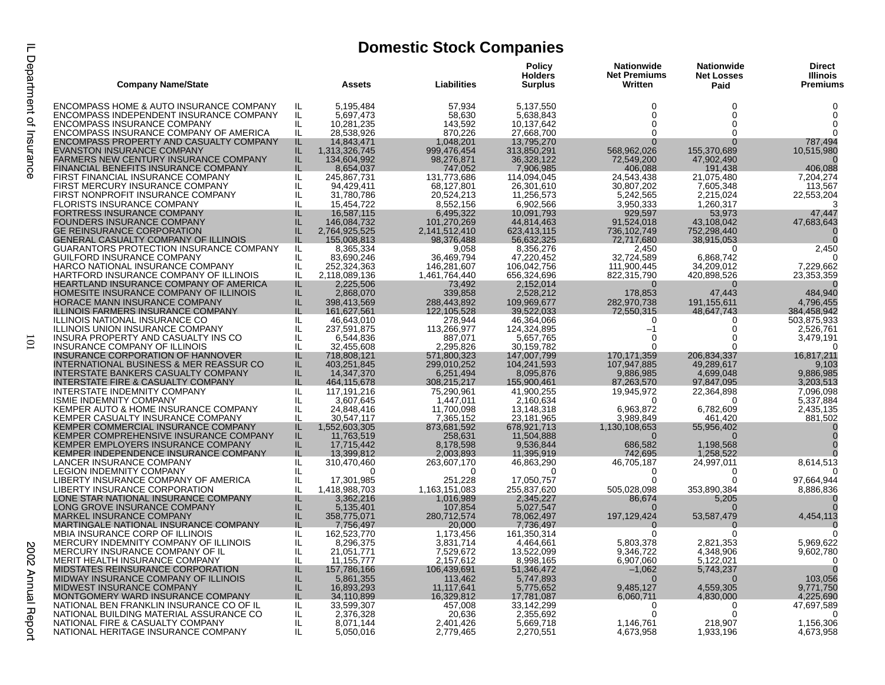# Domestic Stock Companies

| Company Name/State | | Assets | Liabilities | Policy Holders Surplus | Nationwide Net Premiums Written | Nationwide Net Losses Paid | Direct Illinois Premiums |
|---|---|---|---|---|---|---|---|
| ENCOMPASS HOME & AUTO INSURANCE COMPANY | IL | 5,195,484 | 57,934 | 5,137,550 | 0 | 0 | 0 |
| ENCOMPASS INDEPENDENT INSURANCE COMPANY | IL | 5,697,473 | 58,630 | 5,638,843 | 0 | 0 | 0 |
| ENCOMPASS INSURANCE COMPANY | IL | 10,281,235 | 143,592 | 10,137,642 | 0 | 0 | 0 |
| ENCOMPASS INSURANCE COMPANY OF AMERICA | IL | 28,538,926 | 870,226 | 27,668,700 | 0 | 0 | 0 |
| ENCOMPASS PROPERTY AND CASUALTY COMPANY | IL | 14,843,471 | 1,048,201 | 13,795,270 | 0 | 0 | 787,494 |
| EVANSTON INSURANCE COMPANY | IL | 1,313,326,745 | 999,476,454 | 313,850,291 | 568,962,026 | 155,370,689 | 10,515,980 |
| FARMERS NEW CENTURY INSURANCE COMPANY | IL | 134,604,992 | 98,276,871 | 36,328,122 | 72,549,200 | 47,902,490 | 0 |
| FINANCIAL BENEFITS INSURANCE COMPANY | IL | 8,654,037 | 747,052 | 7,906,985 | 406,088 | 191,438 | 406,088 |
| FIRST FINANCIAL INSURANCE COMPANY | IL | 245,867,731 | 131,773,686 | 114,094,045 | 24,543,438 | 21,075,480 | 7,204,274 |
| FIRST MERCURY INSURANCE COMPANY | IL | 94,429,411 | 68,127,801 | 26,301,610 | 30,807,202 | 7,605,348 | 113,567 |
| FIRST NONPROFIT INSURANCE COMPANY | IL | 31,780,786 | 20,524,213 | 11,256,573 | 5,242,565 | 2,215,024 | 22,553,204 |
| FLORISTS INSURANCE COMPANY | IL | 15,454,722 | 8,552,156 | 6,902,566 | 3,950,333 | 1,260,317 | 3 |
| FORTRESS INSURANCE COMPANY | IL | 16,587,115 | 6,495,322 | 10,091,793 | 929,597 | 53,973 | 47,447 |
| FOUNDERS INSURANCE COMPANY | IL | 146,084,732 | 101,270,269 | 44,814,463 | 91,524,018 | 43,108,042 | 47,683,643 |
| GE REINSURANCE CORPORATION | IL | 2,764,925,525 | 2,141,512,410 | 623,413,115 | 736,102,749 | 752,298,440 | 0 |
| GENERAL CASUALTY COMPANY OF ILLINOIS | IL | 155,008,813 | 98,376,488 | 56,632,325 | 72,717,680 | 38,915,053 | 0 |
| GUARANTORS PROTECTION INSURANCE COMPANY | IL | 8,365,334 | 9,058 | 8,356,276 | 2,450 | 0 | 2,450 |
| GUILFORD INSURANCE COMPANY | IL | 83,690,246 | 36,469,794 | 47,220,452 | 32,724,589 | 6,868,742 | 0 |
| HARCO NATIONAL INSURANCE COMPANY | IL | 252,324,363 | 146,281,607 | 106,042,756 | 111,900,445 | 34,209,012 | 7,229,662 |
| HARTFORD INSURANCE COMPANY OF ILLINOIS | IL | 2,118,089,136 | 1,461,764,440 | 656,324,696 | 822,315,790 | 420,898,526 | 23,353,359 |
| HEARTLAND INSURANCE COMPANY OF AMERICA | IL | 2,225,506 | 73,492 | 2,152,014 | 0 | 0 | 0 |
| HOMESITE INSURANCE COMPANY OF ILLINOIS | IL | 2,868,070 | 339,858 | 2,528,212 | 178,853 | 47,443 | 484,940 |
| HORACE MANN INSURANCE COMPANY | IL | 398,413,569 | 288,443,892 | 109,969,677 | 282,970,738 | 191,155,611 | 4,796,455 |
| ILLINOIS FARMERS INSURANCE COMPANY | IL | 161,627,561 | 122,105,528 | 39,522,033 | 72,550,315 | 48,647,743 | 384,458,942 |
| ILLINOIS NATIONAL INSURANCE CO | IL | 46,643,010 | 278,944 | 46,364,066 | 0 | 0 | 503,875,933 |
| ILLINOIS UNION INSURANCE COMPANY | IL | 237,591,875 | 113,266,977 | 124,324,895 | –1 | 0 | 2,526,761 |
| INSURA PROPERTY AND CASUALTY INS CO | IL | 6,544,836 | 887,071 | 5,657,765 | 0 | 0 | 3,479,191 |
| INSURANCE COMPANY OF ILLINOIS | IL | 32,455,608 | 2,295,826 | 30,159,782 | 0 | 0 | 0 |
| INSURANCE CORPORATION OF HANNOVER | IL | 718,808,121 | 571,800,323 | 147,007,799 | 170,171,359 | 206,834,337 | 16,817,211 |
| INTERNATIONAL BUSINESS & MER REASSUR CO | IL | 403,251,845 | 299,010,252 | 104,241,593 | 107,947,885 | 49,289,617 | 9,103 |
| INTERSTATE BANKERS CASUALTY COMPANY | IL | 14,347,370 | 6,251,494 | 8,095,876 | 9,886,985 | 4,699,048 | 9,886,985 |
| INTERSTATE FIRE & CASUALTY COMPANY | IL | 464,115,678 | 308,215,217 | 155,900,461 | 87,263,570 | 97,847,095 | 3,203,513 |
| INTERSTATE INDEMNITY COMPANY | IL | 117,191,216 | 75,290,961 | 41,900,255 | 19,945,972 | 22,364,898 | 7,096,098 |
| ISMIE INDEMNITY COMPANY | IL | 3,607,645 | 1,447,011 | 2,160,634 | 0 | 0 | 5,337,884 |
| KEMPER AUTO & HOME INSURANCE COMPANY | IL | 24,848,416 | 11,700,098 | 13,148,318 | 6,963,872 | 6,782,609 | 2,435,135 |
| KEMPER CASUALTY INSURANCE COMPANY | IL | 30,547,117 | 7,365,152 | 23,181,965 | 3,989,849 | 461,420 | 881,502 |
| KEMPER COMMERCIAL INSURANCE COMPANY | IL | 1,552,603,305 | 873,681,592 | 678,921,713 | 1,130,108,653 | 55,956,402 | 0 |
| KEMPER COMPREHENSIVE INSURANCE COMPANY | IL | 11,763,519 | 258,631 | 11,504,888 | 0 | 0 | 0 |
| KEMPER EMPLOYERS INSURANCE COMPANY | IL | 17,715,442 | 8,178,598 | 9,536,844 | 686,582 | 1,198,568 | 0 |
| KEMPER INDEPENDENCE INSURANCE COMPANY | IL | 13,399,812 | 2,003,893 | 11,395,919 | 742,695 | 1,258,522 | 0 |
| LANCER INSURANCE COMPANY | IL | 310,470,460 | 263,607,170 | 46,863,290 | 46,705,187 | 24,997,011 | 8,614,513 |
| LEGION INDEMNITY COMPANY | IL | 0 | 0 | 0 | 0 | 0 | 0 |
| LIBERTY INSURANCE COMPANY OF AMERICA | IL | 17,301,985 | 251,228 | 17,050,757 | 0 | 0 | 97,664,944 |
| LIBERTY INSURANCE CORPORATION | IL | 1,418,988,703 | 1,163,151,083 | 255,837,620 | 505,028,098 | 353,890,384 | 8,886,836 |
| LONE STAR NATIONAL INSURANCE COMPANY | IL | 3,362,216 | 1,016,989 | 2,345,227 | 86,674 | 5,205 | 0 |
| LONG GROVE INSURANCE COMPANY | IL | 5,135,401 | 107,854 | 5,027,547 | 0 | 0 | 0 |
| MARKEL INSURANCE COMPANY | IL | 358,775,071 | 280,712,574 | 78,062,497 | 197,129,424 | 53,587,479 | 4,454,113 |
| MARTINGALE NATIONAL INSURANCE COMPANY | IL | 7,756,497 | 20,000 | 7,736,497 | 0 | 0 | 0 |
| MBIA INSURANCE CORP OF ILLINOIS | IL | 162,523,770 | 1,173,456 | 161,350,314 | 0 | 0 | 0 |
| MERCURY INDEMNITY COMPANY OF ILLINOIS | IL | 8,296,375 | 3,831,714 | 4,464,661 | 5,803,378 | 2,821,353 | 5,969,622 |
| MERCURY INSURANCE COMPANY OF IL | IL | 21,051,771 | 7,529,672 | 13,522,099 | 9,346,722 | 4,348,906 | 9,602,780 |
| MERIT HEALTH INSURANCE COMPANY | IL | 11,155,777 | 2,157,612 | 8,998,165 | 6,907,060 | 5,122,021 | 0 |
| MIDSTATES REINSURANCE CORPORATION | IL | 157,786,166 | 106,439,691 | 51,346,472 | –1,062 | 5,743,237 | 0 |
| MIDWAY INSURANCE COMPANY OF ILLINOIS | IL | 5,861,355 | 113,462 | 5,747,893 | 0 | 0 | 103,056 |
| MIDWEST INSURANCE COMPANY | IL | 16,893,293 | 11,117,641 | 5,775,652 | 9,485,127 | 4,559,305 | 9,771,750 |
| MONTGOMERY WARD INSURANCE COMPANY | IL | 34,110,899 | 16,329,812 | 17,781,087 | 6,060,711 | 4,830,000 | 4,225,690 |
| NATIONAL BEN FRANKLIN INSURANCE CO OF IL | IL | 33,599,307 | 457,008 | 33,142,299 | 0 | 0 | 47,697,589 |
| NATIONAL BUILDING MATERIAL ASSURANCE CO | IL | 2,376,328 | 20,636 | 2,355,692 | 0 | 0 | 0 |
| NATIONAL FIRE & CASUALTY COMPANY | IL | 8,071,144 | 2,401,426 | 5,669,718 | 1,146,761 | 218,907 | 1,156,306 |
| NATIONAL HERITAGE INSURANCE COMPANY | IL | 5,050,016 | 2,779,465 | 2,270,551 | 4,673,958 | 1,933,196 | 4,673,958 |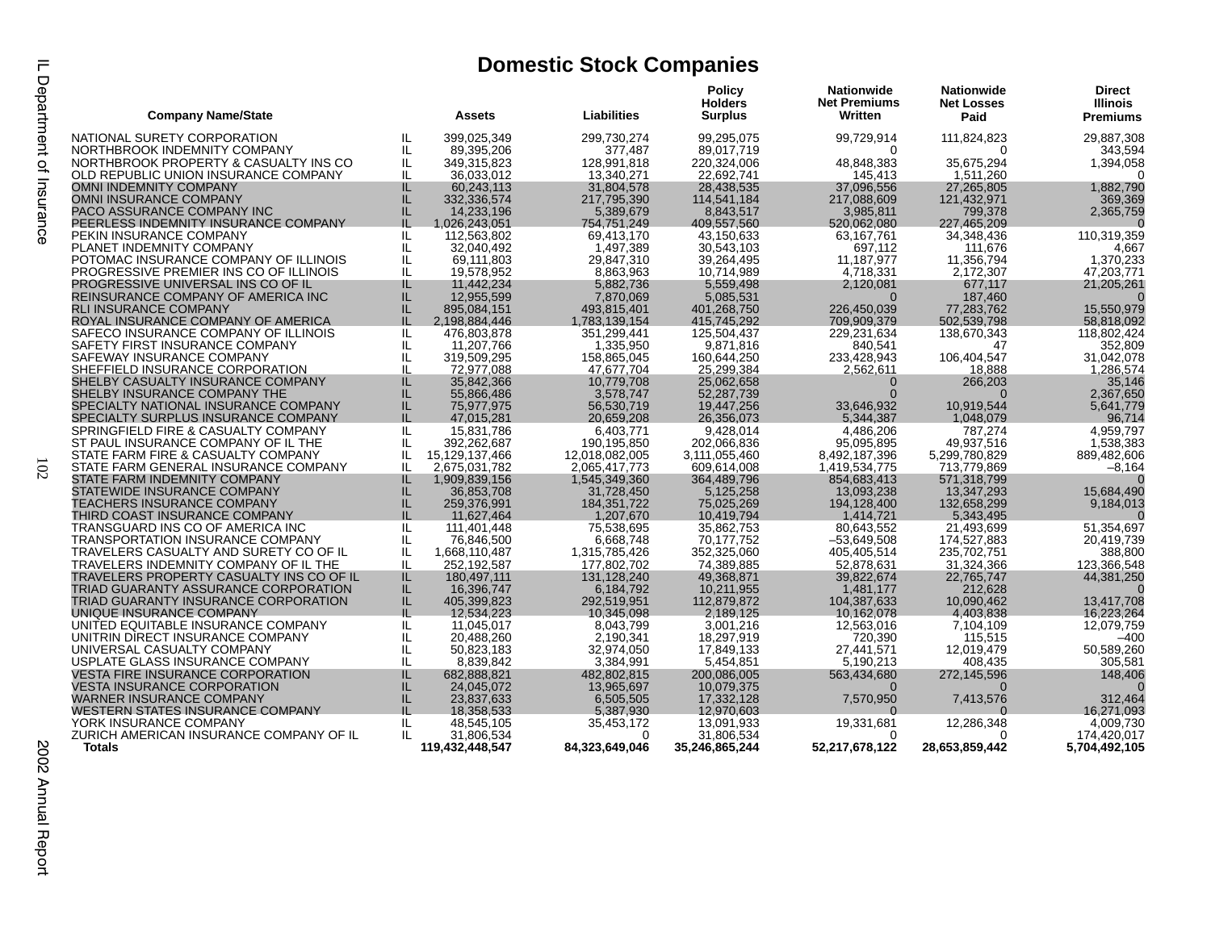# Domestic Stock Companies

| Company Name/State | | Assets | Liabilities | Policy Holders Surplus | Nationwide Net Premiums Written | Nationwide Net Losses Paid | Direct Illinois Premiums |
|---|---|---|---|---|---|---|---|
| NATIONAL SURETY CORPORATION | IL | 399,025,349 | 299,730,274 | 99,295,075 | 99,729,914 | 111,824,823 | 29,887,308 |
| NORTHBROOK INDEMNITY COMPANY | IL | 89,395,206 | 377,487 | 89,017,719 | 0 | 0 | 343,594 |
| NORTHBROOK PROPERTY & CASUALTY INS CO | IL | 349,315,823 | 128,991,818 | 220,324,006 | 48,848,383 | 35,675,294 | 1,394,058 |
| OLD REPUBLIC UNION INSURANCE COMPANY | IL | 36,033,012 | 13,340,271 | 22,692,741 | 145,413 | 1,511,260 | 0 |
| OMNI INDEMNITY COMPANY | IL | 60,243,113 | 31,804,578 | 28,438,535 | 37,096,556 | 27,265,805 | 1,882,790 |
| OMNI INSURANCE COMPANY | IL | 332,336,574 | 217,795,390 | 114,541,184 | 217,088,609 | 121,432,971 | 369,369 |
| PACO ASSURANCE COMPANY INC | IL | 14,233,196 | 5,389,679 | 8,843,517 | 3,985,811 | 799,378 | 2,365,759 |
| PEERLESS INDEMNITY INSURANCE COMPANY | IL | 1,026,243,051 | 754,751,249 | 409,557,560 | 520,062,080 | 227,465,209 | 0 |
| PEKIN INSURANCE COMPANY | IL | 112,563,802 | 69,413,170 | 43,150,633 | 63,167,761 | 34,348,436 | 110,319,359 |
| PLANET INDEMNITY COMPANY | IL | 32,040,492 | 1,497,389 | 30,543,103 | 697,112 | 111,676 | 4,667 |
| POTOMAC INSURANCE COMPANY OF ILLINOIS | IL | 69,111,803 | 29,847,310 | 39,264,495 | 11,187,977 | 11,356,794 | 1,370,233 |
| PROGRESSIVE PREMIER INS CO OF ILLINOIS | IL | 19,578,952 | 8,863,963 | 10,714,989 | 4,718,331 | 2,172,307 | 47,203,771 |
| PROGRESSIVE UNIVERSAL INS CO OF IL | IL | 11,442,234 | 5,882,736 | 5,559,498 | 2,120,081 | 677,117 | 21,205,261 |
| REINSURANCE COMPANY OF AMERICA INC | IL | 12,955,599 | 7,870,069 | 5,085,531 | 0 | 187,460 | 0 |
| RLI INSURANCE COMPANY | IL | 895,084,151 | 493,815,401 | 401,268,750 | 226,450,039 | 77,283,762 | 15,550,979 |
| ROYAL INSURANCE COMPANY OF AMERICA | IL | 2,198,884,446 | 1,783,139,154 | 415,745,292 | 709,909,379 | 502,539,798 | 58,818,092 |
| SAFECO INSURANCE COMPANY OF ILLINOIS | IL | 476,803,878 | 351,299,441 | 125,504,437 | 229,231,634 | 138,670,343 | 118,802,424 |
| SAFETY FIRST INSURANCE COMPANY | IL | 11,207,766 | 1,335,950 | 9,871,816 | 840,541 | 47 | 352,809 |
| SAFEWAY INSURANCE COMPANY | IL | 319,509,295 | 158,865,045 | 160,644,250 | 233,428,943 | 106,404,547 | 31,042,078 |
| SHEFFIELD INSURANCE CORPORATION | IL | 72,977,088 | 47,677,704 | 25,299,384 | 2,562,611 | 18,888 | 1,286,574 |
| SHELBY CASUALTY INSURANCE COMPANY | IL | 35,842,366 | 10,779,708 | 25,062,658 | 0 | 266,203 | 35,146 |
| SHELBY INSURANCE COMPANY THE | IL | 55,866,486 | 3,578,747 | 52,287,739 | 0 | 0 | 2,367,650 |
| SPECIALTY NATIONAL INSURANCE COMPANY | IL | 75,977,975 | 56,530,719 | 19,447,256 | 33,646,932 | 10,919,544 | 5,641,779 |
| SPECIALTY SURPLUS INSURANCE COMPANY | IL | 47,015,281 | 20,659,208 | 26,356,073 | 5,344,387 | 1,048,079 | 96,714 |
| SPRINGFIELD FIRE & CASUALTY COMPANY | IL | 15,831,786 | 6,403,771 | 9,428,014 | 4,486,206 | 787,274 | 4,959,797 |
| ST PAUL INSURANCE COMPANY OF IL THE | IL | 392,262,687 | 190,195,850 | 202,066,836 | 95,095,895 | 49,937,516 | 1,538,383 |
| STATE FARM FIRE & CASUALTY COMPANY | IL | 15,129,137,466 | 12,018,082,005 | 3,111,055,460 | 8,492,187,396 | 5,299,780,829 | 889,482,606 |
| STATE FARM GENERAL INSURANCE COMPANY | IL | 2,675,031,782 | 2,065,417,773 | 609,614,008 | 1,419,534,775 | 713,779,869 | –8,164 |
| STATE FARM INDEMNITY COMPANY | IL | 1,909,839,156 | 1,545,349,360 | 364,489,796 | 854,683,413 | 571,318,799 | 0 |
| STATEWIDE INSURANCE COMPANY | IL | 36,853,708 | 31,728,450 | 5,125,258 | 13,093,238 | 13,347,293 | 15,684,490 |
| TEACHERS INSURANCE COMPANY | IL | 259,376,991 | 184,351,722 | 75,025,269 | 194,128,400 | 132,658,299 | 9,184,013 |
| THIRD COAST INSURANCE COMPANY | IL | 11,627,464 | 1,207,670 | 10,419,794 | 1,414,721 | 5,343,495 | 0 |
| TRANSGUARD INS CO OF AMERICA INC | IL | 111,401,448 | 75,538,695 | 35,862,753 | 80,643,552 | 21,493,699 | 51,354,697 |
| TRANSPORTATION INSURANCE COMPANY | IL | 76,846,500 | 6,668,748 | 70,177,752 | –53,649,508 | 174,527,883 | 20,419,739 |
| TRAVELERS CASUALTY AND SURETY CO OF IL | IL | 1,668,110,487 | 1,315,785,426 | 352,325,060 | 405,405,514 | 235,702,751 | 388,800 |
| TRAVELERS INDEMNITY COMPANY OF IL THE | IL | 252,192,587 | 177,802,702 | 74,389,885 | 52,878,631 | 31,324,366 | 123,366,548 |
| TRAVELERS PROPERTY CASUALTY INS CO OF IL | IL | 180,497,111 | 131,128,240 | 49,368,871 | 39,822,674 | 22,765,747 | 44,381,250 |
| TRIAD GUARANTY ASSURANCE CORPORATION | IL | 16,396,747 | 6,184,792 | 10,211,955 | 1,481,177 | 212,628 | 0 |
| TRIAD GUARANTY INSURANCE CORPORATION | IL | 405,399,823 | 292,519,951 | 112,879,872 | 104,387,633 | 10,090,462 | 13,417,708 |
| UNIQUE INSURANCE COMPANY | IL | 12,534,223 | 10,345,098 | 2,189,125 | 10,162,078 | 4,403,838 | 16,223,264 |
| UNITED EQUITABLE INSURANCE COMPANY | IL | 11,045,017 | 8,043,799 | 3,001,216 | 12,563,016 | 7,104,109 | 12,079,759 |
| UNITRIN DIRECT INSURANCE COMPANY | IL | 20,488,260 | 2,190,341 | 18,297,919 | 720,390 | 115,515 | –400 |
| UNIVERSAL CASUALTY COMPANY | IL | 50,823,183 | 32,974,050 | 17,849,133 | 27,441,571 | 12,019,479 | 50,589,260 |
| USPLATE GLASS INSURANCE COMPANY | IL | 8,839,842 | 3,384,991 | 5,454,851 | 5,190,213 | 408,435 | 305,581 |
| VESTA FIRE INSURANCE CORPORATION | IL | 682,888,821 | 482,802,815 | 200,086,005 | 563,434,680 | 272,145,596 | 148,406 |
| VESTA INSURANCE CORPORATION | IL | 24,045,072 | 13,965,697 | 10,079,375 | 0 | 0 | 0 |
| WARNER INSURANCE COMPANY | IL | 23,837,633 | 6,505,505 | 17,332,128 | 7,570,950 | 7,413,576 | 312,464 |
| WESTERN STATES INSURANCE COMPANY | IL | 18,358,533 | 5,387,930 | 12,970,603 | 0 | 0 | 16,271,093 |
| YORK INSURANCE COMPANY | IL | 48,545,105 | 35,453,172 | 13,091,933 | 19,331,681 | 12,286,348 | 4,009,730 |
| ZURICH AMERICAN INSURANCE COMPANY OF IL | IL | 31,806,534 | 0 | 31,806,534 | 0 | 0 | 174,420,017 |
| **Totals** | | **119,432,448,547** | **84,323,649,046** | **35,246,865,244** | **52,217,678,122** | **28,653,859,442** | **5,704,492,105** |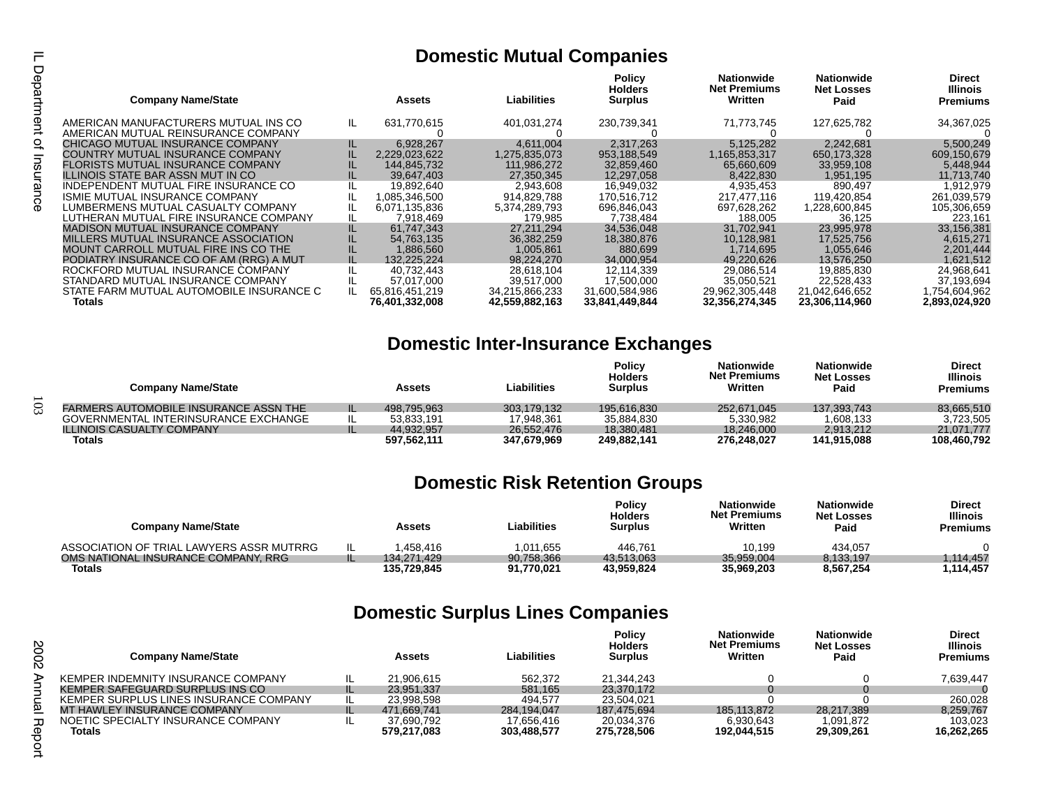## Domestic Mutual Companies

| Company Name/State | | Assets | Liabilities | Policy Holders Surplus | Nationwide Net Premiums Written | Nationwide Net Losses Paid | Direct Illinois Premiums |
|---|---|---|---|---|---|---|---|
| AMERICAN MANUFACTURERS MUTUAL INS CO | IL | 631,770,615 | 401,031,274 | 230,739,341 | 71,773,745 | 127,625,782 | 34,367,025 |
| AMERICAN MUTUAL REINSURANCE COMPANY | | 0 | 0 | 0 | 0 | 0 | 0 |
| CHICAGO MUTUAL INSURANCE COMPANY | IL | 6,928,267 | 4,611,004 | 2,317,263 | 5,125,282 | 2,242,681 | 5,500,249 |
| COUNTRY MUTUAL INSURANCE COMPANY | IL | 2,229,023,622 | 1,275,835,073 | 953,188,549 | 1,165,853,317 | 650,173,328 | 609,150,679 |
| FLORISTS MUTUAL INSURANCE COMPANY | IL | 144,845,732 | 111,986,272 | 32,859,460 | 65,660,609 | 33,959,108 | 5,448,944 |
| ILLINOIS STATE BAR ASSN MUT IN CO | IL | 39,647,403 | 27,350,345 | 12,297,058 | 8,422,830 | 1,951,195 | 11,713,740 |
| INDEPENDENT MUTUAL FIRE INSURANCE CO | IL | 19,892,640 | 2,943,608 | 16,949,032 | 4,935,453 | 890,497 | 1,912,979 |
| ISMIE MUTUAL INSURANCE COMPANY | IL | 1,085,346,500 | 914,829,788 | 170,516,712 | 217,477,116 | 119,420,854 | 261,039,579 |
| LUMBERMENS MUTUAL CASUALTY COMPANY | IL | 6,071,135,836 | 5,374,289,793 | 696,846,043 | 697,628,262 | 1,228,600,845 | 105,306,659 |
| LUTHERAN MUTUAL FIRE INSURANCE COMPANY | IL | 7,918,469 | 179,985 | 7,738,484 | 188,005 | 36,125 | 223,161 |
| MADISON MUTUAL INSURANCE COMPANY | IL | 61,747,343 | 27,211,294 | 34,536,048 | 31,702,941 | 23,995,978 | 33,156,381 |
| MILLERS MUTUAL INSURANCE ASSOCIATION | IL | 54,763,135 | 36,382,259 | 18,380,876 | 10,128,981 | 17,525,756 | 4,615,271 |
| MOUNT CARROLL MUTUAL FIRE INS CO THE | IL | 1,886,560 | 1,005,861 | 880,699 | 1,714,695 | 1,055,646 | 2,201,444 |
| PODIATRY INSURANCE CO OF AM (RRG) A MUT | IL | 132,225,224 | 98,224,270 | 34,000,954 | 49,220,626 | 13,576,250 | 1,621,512 |
| ROCKFORD MUTUAL INSURANCE COMPANY | IL | 40,732,443 | 28,618,104 | 12,114,339 | 29,086,514 | 19,885,830 | 24,968,641 |
| STANDARD MUTUAL INSURANCE COMPANY | IL | 57,017,000 | 39,517,000 | 17,500,000 | 35,050,521 | 22,528,433 | 37,193,694 |
| STATE FARM MUTUAL AUTOMOBILE INSURANCE C | IL | 65,816,451,219 | 34,215,866,233 | 31,600,584,986 | 29,962,305,448 | 21,042,646,652 | 1,754,604,962 |
| **Totals** | | **76,401,332,008** | **42,559,882,163** | **33,841,449,844** | **32,356,274,345** | **23,306,114,960** | **2,893,024,920** |

## Domestic Inter-Insurance Exchanges

| Company Name/State | | Assets | Liabilities | Policy Holders Surplus | Nationwide Net Premiums Written | Nationwide Net Losses Paid | Direct Illinois Premiums |
|---|---|---|---|---|---|---|---|
| FARMERS AUTOMOBILE INSURANCE ASSN THE | IL | 498,795,963 | 303,179,132 | 195,616,830 | 252,671,045 | 137,393,743 | 83,665,510 |
| GOVERNMENTAL INTERINSURANCE EXCHANGE | IL | 53,833,191 | 17,948,361 | 35,884,830 | 5,330,982 | 1,608,133 | 3,723,505 |
| ILLINOIS CASUALTY COMPANY | IL | 44,932,957 | 26,552,476 | 18,380,481 | 18,246,000 | 2,913,212 | 21,071,777 |
| **Totals** | | **597,562,111** | **347,679,969** | **249,882,141** | **276,248,027** | **141,915,088** | **108,460,792** |

## Domestic Risk Retention Groups

| Company Name/State | | Assets | Liabilities | Policy Holders Surplus | Nationwide Net Premiums Written | Nationwide Net Losses Paid | Direct Illinois Premiums |
|---|---|---|---|---|---|---|---|
| ASSOCIATION OF TRIAL LAWYERS ASSR MUTRRG | IL | 1,458,416 | 1,011,655 | 446,761 | 10,199 | 434,057 | 0 |
| OMS NATIONAL INSURANCE COMPANY, RRG | IL | 134,271,429 | 90,758,366 | 43,513,063 | 35,959,004 | 8,133,197 | 1,114,457 |
| **Totals** | | **135,729,845** | **91,770,021** | **43,959,824** | **35,969,203** | **8,567,254** | **1,114,457** |

## Domestic Surplus Lines Companies

| Company Name/State | | Assets | Liabilities | Policy Holders Surplus | Nationwide Net Premiums Written | Nationwide Net Losses Paid | Direct Illinois Premiums |
|---|---|---|---|---|---|---|---|
| KEMPER INDEMNITY INSURANCE COMPANY | IL | 21,906,615 | 562,372 | 21,344,243 | 0 | 0 | 7,639,447 |
| KEMPER SAFEGUARD SURPLUS INS CO | IL | 23,951,337 | 581,165 | 23,370,172 | 0 | 0 | 0 |
| KEMPER SURPLUS LINES INSURANCE COMPANY | IL | 23,998,598 | 494,577 | 23,504,021 | 0 | 0 | 260,028 |
| MT HAWLEY INSURANCE COMPANY | IL | 471,669,741 | 284,194,047 | 187,475,694 | 185,113,872 | 28,217,389 | 8,259,767 |
| NOETIC SPECIALTY INSURANCE COMPANY | IL | 37,690,792 | 17,656,416 | 20,034,376 | 6,930,643 | 1,091,872 | 103,023 |
| **Totals** | | **579,217,083** | **303,488,577** | **275,728,506** | **192,044,515** | **29,309,261** | **16,262,265** |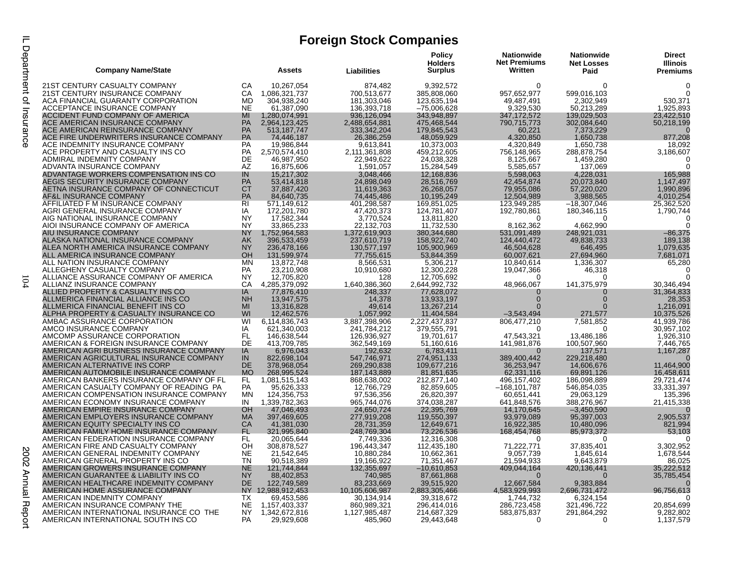# Foreign Stock Companies

| Company Name/State | | Assets | Liabilities | Policy Holders Surplus | Nationwide Net Premiums Written | Nationwide Net Losses Paid | Direct Illinois Premiums |
|---|---|---|---|---|---|---|---|
| 21ST CENTURY CASUALTY COMPANY | CA | 10,267,054 | 874,482 | 9,392,572 | 0 | 0 | 0 |
| 21ST CENTURY INSURANCE COMPANY | CA | 1,086,321,737 | 700,513,677 | 385,808,060 | 957,652,977 | 599,016,103 | 0 |
| ACA FINANCIAL GUARANTY CORPORATION | MD | 304,938,240 | 181,303,046 | 123,635,194 | 49,487,491 | 2,302,949 | 530,371 |
| ACCEPTANCE INSURANCE COMPANY | NE | 61,387,090 | 136,393,718 | –75,006,628 | 9,329,530 | 50,213,289 | 1,925,893 |
| ACCIDENT FUND COMPANY OF AMERICA | MI | 1,280,074,991 | 936,126,094 | 343,948,897 | 347,172,572 | 139,029,503 | 23,422,510 |
| ACE AMERICAN INSURANCE COMPANY | PA | 2,964,123,425 | 2,488,654,881 | 475,468,544 | 790,715,773 | 302,084,640 | 50,218,199 |
| ACE AMERICAN REINSURANCE COMPANY | PA | 513,187,747 | 333,342,204 | 179,845,543 | 60,221 | 7,373,229 | 0 |
| ACE FIRE UNDERWRITERS INSURANCE COMPANY | PA | 74,446,187 | 26,386,259 | 48,059,929 | 4,320,850 | 1,650,738 | 877,208 |
| ACE INDEMNITY INSURANCE COMPANY | PA | 19,986,844 | 9,613,841 | 10,373,003 | 4,320,849 | 1,650,738 | 18,092 |
| ACE PROPERTY AND CASUALTY INS CO | PA | 2,570,574,410 | 2,111,361,808 | 459,212,605 | 756,148,965 | 288,878,754 | 3,186,607 |
| ADMIRAL INDEMNITY COMPANY | DE | 46,987,950 | 22,949,622 | 24,038,328 | 8,125,667 | 1,459,280 | 0 |
| ADVANTA INSURANCE COMPANY | AZ | 16,875,606 | 1,591,057 | 15,284,549 | 5,585,657 | 137,069 | 0 |
| ADVANTAGE WORKERS COMPENSATION INS CO | IN | 15,217,302 | 3,048,466 | 12,168,836 | 5,598,063 | 4,228,031 | 165,988 |
| AEGIS SECURITY INSURANCE COMPANY | PA | 53,414,818 | 24,898,049 | 28,516,769 | 42,454,874 | 20,073,840 | 1,147,497 |
| AETNA INSURANCE COMPANY OF CONNECTICUT | CT | 37,887,420 | 11,619,363 | 26,268,057 | 79,955,086 | 57,220,020 | 1,990,896 |
| AF&L INSURANCE COMPANY | PA | 84,640,735 | 74,445,486 | 10,195,249 | 12,504,989 | 3,988,565 | 4,010,254 |
| AFFILIATED F M INSURANCE COMPANY | RI | 571,149,612 | 401,298,587 | 169,851,025 | 123,949,285 | –18,307,046 | 25,362,520 |
| AGRI GENERAL INSURANCE COMPANY | IA | 172,201,780 | 47,420,373 | 124,781,407 | 192,780,861 | 180,346,115 | 1,790,744 |
| AIG NATIONAL INSURANCE COMPANY | NY | 17,582,344 | 3,770,524 | 13,811,820 | 0 | 0 | 0 |
| AIOI INSURANCE COMPANY OF AMERICA | NY | 33,865,233 | 22,132,703 | 11,732,530 | 8,162,362 | 4,662,990 | 0 |
| AIU INSURANCE COMPANY | NY | 1,752,964,583 | 1,372,619,903 | 380,344,680 | 531,091,489 | 248,921,031 | –86,375 |
| ALASKA NATIONAL INSURANCE COMPANY | AK | 396,533,459 | 237,610,719 | 158,922,740 | 124,440,472 | 49,838,733 | 189,138 |
| ALEA NORTH AMERICA INSURANCE COMPANY | NY | 236,478,166 | 130,577,197 | 105,900,969 | 46,504,628 | 646,495 | 1,079,635 |
| ALL AMERICA INSURANCE COMPANY | OH | 131,599,974 | 77,755,615 | 53,844,359 | 60,007,621 | 27,694,960 | 7,681,071 |
| ALL NATION INSURANCE COMPANY | MN | 13,872,748 | 8,566,531 | 5,306,217 | 10,840,614 | 1,336,307 | 65,280 |
| ALLEGHENY CASUALTY COMPANY | PA | 23,210,908 | 10,910,680 | 12,300,228 | 19,047,366 | 46,318 | 0 |
| ALLIANCE ASSURANCE COMPANY OF AMERICA | NY | 12,705,820 | 128 | 12,705,692 | 0 | 0 | 0 |
| ALLIANZ INSURANCE COMPANY | CA | 4,285,379,092 | 1,640,386,360 | 2,644,992,732 | 48,966,067 | 141,375,979 | 30,346,494 |
| ALLIED PROPERTY & CASUALTY INS CO | IA | 77,876,410 | 248,337 | 77,628,072 | 0 | 0 | 31,364,833 |
| ALLMERICA FINANCIAL ALLIANCE INS CO | NH | 13,947,575 | 14,378 | 13,933,197 | 0 | 0 | 28,353 |
| ALLMERICA FINANCIAL BENEFIT INS CO | MI | 13,316,828 | 49,614 | 13,267,214 | 0 | 0 | 1,216,091 |
| ALPHA PROPERTY & CASUALTY INSURANCE CO | WI | 12,462,576 | 1,057,992 | 11,404,584 | –3,543,494 | 271,577 | 10,375,526 |
| AMBAC ASSURANCE CORPORATION | WI | 6,114,836,743 | 3,887,398,906 | 2,227,437,837 | 806,477,210 | 7,581,852 | 41,939,786 |
| AMCO INSURANCE COMPANY | IA | 621,340,003 | 241,784,212 | 379,555,791 | 0 | 0 | 30,957,102 |
| AMCOMP ASSURANCE CORPORATION | FL | 146,638,544 | 126,936,927 | 19,701,617 | 47,543,321 | 13,486,186 | 1,926,310 |
| AMERICAN & FOREIGN INSURANCE COMPANY | DE | 413,709,785 | 362,549,169 | 51,160,616 | 141,981,876 | 100,507,960 | 7,446,765 |
| AMERICAN AGRI BUSINESS INSURANCE COMPANY | IA | 6,976,043 | 192,632 | 6,783,411 | 0 | 137,571 | 1,167,287 |
| AMERICAN AGRICULTURAL INSURANCE COMPANY | IN | 822,698,104 | 547,746,971 | 274,951,133 | 389,400,442 | 229,218,480 | 0 |
| AMERICAN ALTERNATIVE INS CORP | DE | 378,968,054 | 269,290,838 | 109,677,216 | 36,253,947 | 14,606,676 | 11,464,900 |
| AMERICAN AUTOMOBILE INSURANCE COMPANY | MO | 268,995,524 | 187,143,889 | 81,851,635 | 62,331,116 | 69,891,126 | 16,458,611 |
| AMERICAN BANKERS INSURANCE COMPANY OF FL | FL | 1,081,515,143 | 868,638,002 | 212,877,140 | 496,157,402 | 186,098,889 | 29,721,474 |
| AMERICAN CASUALTY COMPANY OF READING PA | PA | 95,626,333 | 12,766,729 | 82,859,605 | –168,101,787 | 546,854,035 | 33,331,397 |
| AMERICAN COMPENSATION INSURANCE COMPANY | MN | 124,356,753 | 97,536,356 | 26,820,397 | 60,651,441 | 29,063,129 | 135,396 |
| AMERICAN ECONOMY INSURANCE COMPANY | IN | 1,339,782,363 | 965,744,076 | 374,038,287 | 641,848,576 | 388,276,967 | 21,415,338 |
| AMERICAN EMPIRE INSURANCE COMPANY | OH | 47,046,493 | 24,650,724 | 22,395,769 | 14,170,645 | –3,450,590 | 0 |
| AMERICAN EMPLOYERS INSURANCE COMPANY | MA | 397,469,605 | 277,919,208 | 119,550,397 | 93,979,089 | 95,397,003 | 2,905,537 |
| AMERICAN EQUITY SPECIALTY INS CO | CA | 41,381,030 | 28,731,359 | 12,649,671 | 16,922,385 | 10,480,096 | 821,994 |
| AMERICAN FAMILY HOME INSURANCE COMPANY | FL | 321,995,840 | 248,769,304 | 73,226,536 | 168,454,768 | 85,973,372 | 53,103 |
| AMERICAN FEDERATION INSURANCE COMPANY | FL | 20,065,644 | 7,749,336 | 12,316,308 | 0 | 0 | 0 |
| AMERICAN FIRE AND CASUALTY COMPANY | OH | 308,878,527 | 196,443,347 | 112,435,180 | 71,222,771 | 37,835,401 | 3,302,952 |
| AMERICAN GENERAL INDEMNITY COMPANY | NE | 21,542,645 | 10,880,284 | 10,662,361 | 9,057,739 | 1,845,614 | 1,678,544 |
| AMERICAN GENERAL PROPERTY INS CO | TN | 90,518,389 | 19,166,922 | 71,351,467 | 21,594,933 | 9,643,879 | 86,025 |
| AMERICAN GROWERS INSURANCE COMPANY | NE | 121,744,844 | 132,355,697 | –10,610,853 | 409,044,164 | 420,136,441 | 35,222,512 |
| AMERICAN GUARANTEE & LIABILITY INS CO | NY | 88,402,853 | 740,985 | 87,661,868 | 0 | 0 | 35,785,454 |
| AMERICAN HEALTHCARE INDEMNITY COMPANY | DE | 122,749,589 | 83,233,669 | 39,515,920 | 12,667,584 | 9,383,884 | 0 |
| AMERICAN HOME ASSURANCE COMPANY | NY | 12,988,912,453 | 10,105,606,987 | 2,883,305,466 | 4,583,929,993 | 2,696,731,472 | 96,756,613 |
| AMERICAN INDEMNITY COMPANY | TX | 69,453,586 | 30,134,914 | 39,318,672 | 1,744,732 | 6,324,154 | 0 |
| AMERICAN INSURANCE COMPANY THE | NE | 1,157,403,337 | 860,989,321 | 296,414,016 | 286,723,458 | 321,496,722 | 20,854,699 |
| AMERICAN INTERNATIONAL INSURANCE CO THE | NY | 1,342,672,816 | 1,127,985,487 | 214,687,329 | 583,875,837 | 291,864,292 | 9,282,802 |
| AMERICAN INTERNATIONAL SOUTH INS CO | PA | 29,929,608 | 485,960 | 29,443,648 | 0 | 0 | 1,137,579 |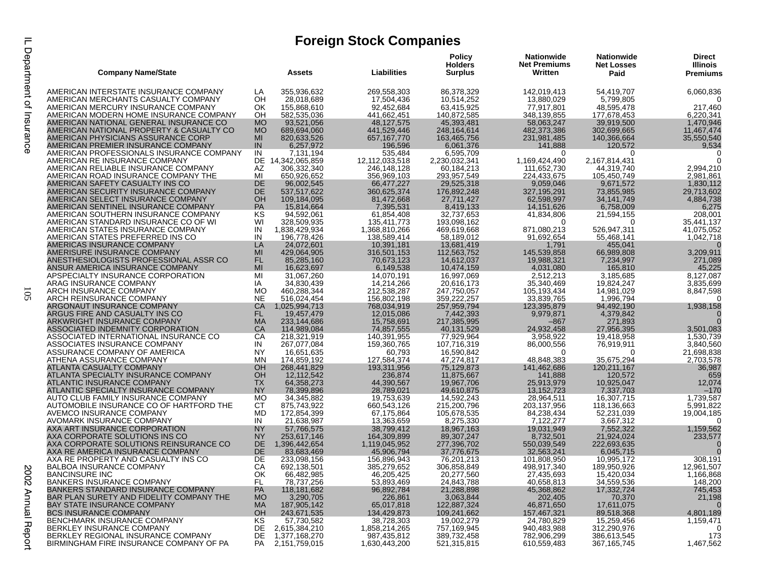# Foreign Stock Companies

| Company Name/State | | Assets | Liabilities | Policy Holders Surplus | Nationwide Net Premiums Written | Nationwide Net Losses Paid | Direct Illinois Premiums |
|---|---|---|---|---|---|---|---|
| AMERICAN INTERSTATE INSURANCE COMPANY | LA | 355,936,632 | 269,558,303 | 86,378,329 | 142,019,413 | 54,419,707 | 6,060,836 |
| AMERICAN MERCHANTS CASUALTY COMPANY | OH | 28,018,689 | 17,504,436 | 10,514,252 | 13,880,029 | 5,799,805 | 0 |
| AMERICAN MERCURY INSURANCE COMPANY | OK | 155,868,610 | 92,452,684 | 63,415,925 | 77,917,801 | 48,595,478 | 217,460 |
| AMERICAN MODERN HOME INSURANCE COMPANY | OH | 582,535,036 | 441,662,451 | 140,872,585 | 348,139,855 | 177,678,453 | 6,220,341 |
| AMERICAN NATIONAL GENERAL INSURANCE CO | MO | 93,521,056 | 48,127,575 | 45,393,481 | 58,063,247 | 39,919,500 | 1,470,946 |
| AMERICAN NATIONAL PROPERTY & CASUALTY CO | MO | 689,694,060 | 441,529,446 | 248,164,614 | 482,373,386 | 302,699,665 | 11,467,474 |
| AMERICAN PHYSICIANS ASSURANCE CORP | MI | 820,633,526 | 657,167,770 | 163,465,756 | 231,981,485 | 140,366,664 | 35,550,540 |
| AMERICAN PREMIER INSURANCE COMPANY | IN | 6,257,972 | 196,596 | 6,061,376 | 141,888 | 120,572 | 9,534 |
| AMERICAN PROFESSIONALS INSURANCE COMPANY | IN | 7,131,194 | 535,484 | 6,595,709 | 0 | 0 | 0 |
| AMERICAN RE INSURANCE COMPANY | DE | 14,342,065,859 | 12,112,033,518 | 2,230,032,341 | 1,169,424,490 | 2,167,814,431 | 0 |
| AMERICAN RELIABLE INSURANCE COMPANY | AZ | 306,332,340 | 246,148,128 | 60,184,213 | 111,652,730 | 44,319,740 | 2,994,210 |
| AMERICAN ROAD INSURANCE COMPANY THE | MI | 650,926,652 | 356,969,103 | 293,957,549 | 224,433,675 | 105,450,749 | 2,981,861 |
| AMERICAN SAFETY CASUALTY INS CO | DE | 96,002,545 | 66,477,227 | 29,525,318 | 9,059,046 | 9,671,572 | 1,830,112 |
| AMERICAN SECURITY INSURANCE COMPANY | DE | 537,517,622 | 360,625,374 | 176,892,248 | 327,195,291 | 73,855,985 | 29,713,602 |
| AMERICAN SELECT INSURANCE COMPANY | OH | 109,184,095 | 81,472,668 | 27,711,427 | 62,598,997 | 34,141,749 | 4,884,738 |
| AMERICAN SENTINEL INSURANCE COMPANY | PA | 15,814,664 | 7,395,531 | 8,419,133 | 14,151,626 | 6,758,009 | 6,275 |
| AMERICAN SOUTHERN INSURANCE COMPANY | KS | 94,592,061 | 61,854,408 | 32,737,653 | 41,834,806 | 21,594,155 | 208,001 |
| AMERICAN STANDARD INSURANCE CO OF WI | WI | 328,509,935 | 135,411,773 | 193,098,162 | 0 | 0 | 35,441,137 |
| AMERICAN STATES INSURANCE COMPANY | IN | 1,838,429,934 | 1,368,810,266 | 469,619,668 | 871,080,213 | 526,947,311 | 41,075,052 |
| AMERICAN STATES PREFERRED INS CO | IN | 196,778,426 | 138,589,414 | 58,189,012 | 91,692,654 | 55,468,141 | 1,042,718 |
| AMERICAS INSURANCE COMPANY | LA | 24,072,601 | 10,391,181 | 13,681,419 | 1,791 | 455,041 | 0 |
| AMERISURE INSURANCE COMPANY | MI | 429,064,905 | 316,501,153 | 112,563,752 | 145,539,858 | 66,989,808 | 3,209,911 |
| ANESTHESIOLOGISTS PROFESSIONAL ASSR CO | FL | 85,285,160 | 70,673,123 | 14,612,037 | 19,988,321 | 7,234,997 | 271,089 |
| ANSUR AMERICA INSURANCE COMPANY | MI | 16,623,697 | 6,149,538 | 10,474,159 | 4,031,080 | 165,810 | 45,225 |
| APSPECIALTY INSURANCE CORPORATION | MI | 31,067,260 | 14,070,191 | 16,997,069 | 2,512,213 | 3,185,685 | 8,127,087 |
| ARAG INSURANCE COMPANY | IA | 34,830,439 | 14,214,266 | 20,616,173 | 35,340,469 | 19,824,247 | 3,835,699 |
| ARCH INSURANCE COMPANY | MO | 460,288,344 | 212,538,287 | 247,750,057 | 105,193,434 | 14,981,029 | 8,847,598 |
| ARCH REINSURANCE COMPANY | NE | 516,024,454 | 156,802,198 | 359,222,257 | 33,839,765 | 1,996,794 | 0 |
| ARGONAUT INSURANCE COMPANY | CA | 1,025,994,713 | 768,034,919 | 257,959,794 | 123,395,879 | 94,492,190 | 1,938,158 |
| ARGUS FIRE AND CASUALTY INS CO | FL | 19,457,479 | 12,015,086 | 7,442,393 | 9,979,871 | 4,379,842 | 0 |
| ARKWRIGHT INSURANCE COMPANY | MA | 233,144,686 | 15,758,691 | 217,385,995 | –867 | 271,893 | 0 |
| ASSOCIATED INDEMNITY CORPORATION | CA | 114,989,084 | 74,857,555 | 40,131,529 | 24,932,458 | 27,956,395 | 3,501,083 |
| ASSOCIATED INTERNATIONAL INSURANCE CO | CA | 218,321,919 | 140,391,955 | 77,929,964 | 3,958,922 | 19,418,958 | 1,530,739 |
| ASSOCIATES INSURANCE COMPANY | IN | 267,077,084 | 159,360,765 | 107,716,319 | 86,000,556 | 76,919,911 | 3,840,560 |
| ASSURANCE COMPANY OF AMERICA | NY | 16,651,635 | 60,793 | 16,590,842 | 0 | 0 | 21,698,838 |
| ATHENA ASSURANCE COMPANY | MN | 174,859,192 | 127,584,374 | 47,274,817 | 48,848,383 | 35,675,294 | 2,703,578 |
| ATLANTA CASUALTY COMPANY | OH | 268,441,829 | 193,311,956 | 75,129,873 | 141,462,686 | 120,211,167 | 36,987 |
| ATLANTA SPECIALTY INSURANCE COMPANY | OH | 12,112,542 | 236,874 | 11,875,667 | 141,888 | 120,572 | 659 |
| ATLANTIC INSURANCE COMPANY | TX | 64,358,273 | 44,390,567 | 19,967,706 | 25,913,979 | 10,925,047 | 12,074 |
| ATLANTIC SPECIALTY INSURANCE COMPANY | NY | 78,399,896 | 28,789,021 | 49,610,875 | 13,152,723 | 7,337,703 | –170 |
| AUTO CLUB FAMILY INSURANCE COMPANY | MO | 34,345,882 | 19,753,639 | 14,592,243 | 28,964,511 | 16,307,715 | 1,739,587 |
| AUTOMOBILE INSURANCE CO OF HARTFORD THE | CT | 875,743,922 | 660,543,126 | 215,200,796 | 203,137,956 | 118,136,663 | 5,991,822 |
| AVEMCO INSURANCE COMPANY | MD | 172,854,399 | 67,175,864 | 105,678,535 | 84,238,434 | 52,231,039 | 19,004,185 |
| AVOMARK INSURANCE COMPANY | IN | 21,638,987 | 13,363,659 | 8,275,330 | 7,122,277 | 3,667,312 | 0 |
| AXA ART INSURANCE CORPORATION | NY | 57,766,575 | 38,799,412 | 18,967,163 | 19,031,949 | 7,552,322 | 1,159,562 |
| AXA CORPORATE SOLUTIONS INS CO | NY | 253,617,146 | 164,309,899 | 89,307,247 | 8,732,501 | 21,924,024 | 233,577 |
| AXA CORPORATE SOLUTIONS REINSURANCE CO | DE | 1,396,442,654 | 1,119,045,952 | 277,396,702 | 550,039,549 | 222,693,635 | 0 |
| AXA RE AMERICA INSURANCE COMPANY | DE | 83,683,469 | 45,906,794 | 37,776,675 | 32,563,241 | 6,045,715 | 0 |
| AXA RE PROPERTY AND CASUALTY INS CO | DE | 233,098,156 | 156,896,943 | 76,201,213 | 101,808,950 | 10,995,172 | 308,191 |
| BALBOA INSURANCE COMPANY | CA | 692,138,501 | 385,279,652 | 306,858,849 | 498,917,340 | 189,950,926 | 12,961,507 |
| BANCINSURE INC | OK | 66,482,985 | 46,205,425 | 20,277,560 | 27,435,693 | 15,420,034 | 1,166,868 |
| BANKERS INSURANCE COMPANY | FL | 78,737,256 | 53,893,469 | 24,843,788 | 40,658,813 | 34,559,536 | 148,200 |
| BANKERS STANDARD INSURANCE COMPANY | PA | 118,181,682 | 96,892,784 | 21,288,898 | 45,368,862 | 17,332,724 | 745,453 |
| BAR PLAN SURETY AND FIDELITY COMPANY THE | MO | 3,290,705 | 226,861 | 3,063,844 | 202,405 | 70,370 | 21,198 |
| BAY STATE INSURANCE COMPANY | MA | 187,905,142 | 65,017,818 | 122,887,324 | 46,871,650 | 17,611,075 | 0 |
| BCS INSURANCE COMPANY | OH | 243,671,535 | 134,429,873 | 109,241,662 | 157,467,321 | 89,518,368 | 4,801,189 |
| BENCHMARK INSURANCE COMPANY | KS | 57,730,582 | 38,728,303 | 19,002,279 | 24,780,829 | 15,259,456 | 1,159,471 |
| BERKLEY INSURANCE COMPANY | DE | 2,615,384,210 | 1,858,214,265 | 757,169,945 | 940,483,988 | 312,290,976 | 0 |
| BERKLEY REGIONAL INSURANCE COMPANY | DE | 1,377,168,270 | 987,435,812 | 389,732,458 | 782,906,299 | 386,613,545 | 173 |
| BIRMINGHAM FIRE INSURANCE COMPANY OF PA | PA | 2,151,759,015 | 1,630,443,200 | 521,315,815 | 610,559,483 | 367,165,745 | 1,467,562 |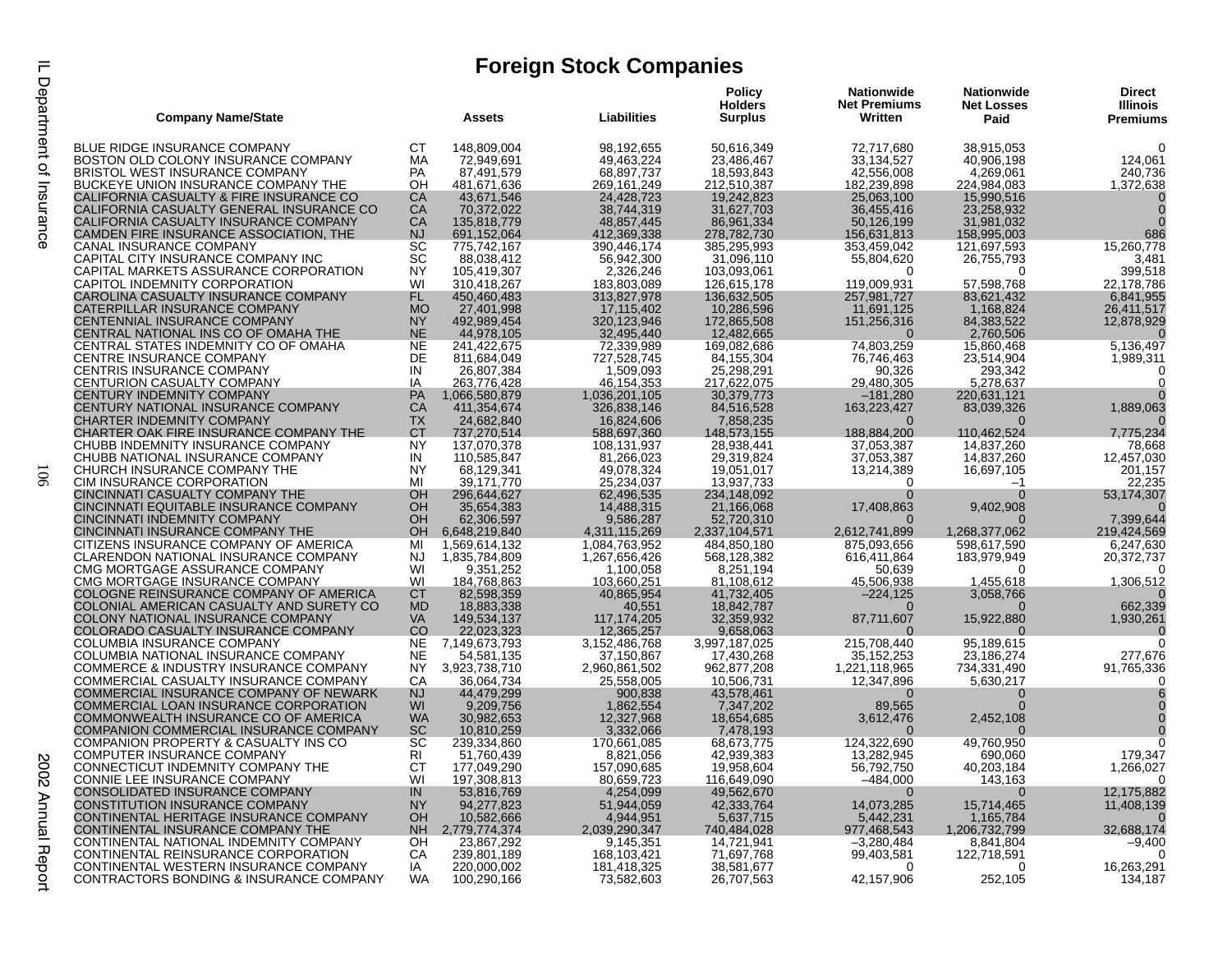# Foreign Stock Companies

| Company Name/State | | Assets | Liabilities | Policy Holders Surplus | Nationwide Net Premiums Written | Nationwide Net Losses Paid | Direct Illinois Premiums |
|---|---|---|---|---|---|---|---|
| BLUE RIDGE INSURANCE COMPANY | CT | 148,809,004 | 98,192,655 | 50,616,349 | 72,717,680 | 38,915,053 | 0 |
| BOSTON OLD COLONY INSURANCE COMPANY | MA | 72,949,691 | 49,463,224 | 23,486,467 | 33,134,527 | 40,906,198 | 124,061 |
| BRISTOL WEST INSURANCE COMPANY | PA | 87,491,579 | 68,897,737 | 18,593,843 | 42,556,008 | 4,269,061 | 240,736 |
| BUCKEYE UNION INSURANCE COMPANY THE | OH | 481,671,636 | 269,161,249 | 212,510,387 | 182,239,898 | 224,984,083 | 1,372,638 |
| CALIFORNIA CASUALTY & FIRE INSURANCE CO | CA | 43,671,546 | 24,428,723 | 19,242,823 | 25,063,100 | 15,990,516 | 0 |
| CALIFORNIA CASUALTY GENERAL INSURANCE CO | CA | 70,372,022 | 38,744,319 | 31,627,703 | 36,455,416 | 23,258,932 | 0 |
| CALIFORNIA CASUALTY INSURANCE COMPANY | CA | 135,818,779 | 48,857,445 | 86,961,334 | 50,126,199 | 31,981,032 | 0 |
| CAMDEN FIRE INSURANCE ASSOCIATION, THE | NJ | 691,152,064 | 412,369,338 | 278,782,730 | 156,631,813 | 158,995,003 | 686 |
| CANAL INSURANCE COMPANY | SC | 775,742,167 | 390,446,174 | 385,295,993 | 353,459,042 | 121,697,593 | 15,260,778 |
| CAPITAL CITY INSURANCE COMPANY INC | SC | 88,038,412 | 56,942,300 | 31,096,110 | 55,804,620 | 26,755,793 | 3,481 |
| CAPITAL MARKETS ASSURANCE CORPORATION | NY | 105,419,307 | 2,326,246 | 103,093,061 | 0 | 0 | 399,518 |
| CAPITOL INDEMNITY CORPORATION | WI | 310,418,267 | 183,803,089 | 126,615,178 | 119,009,931 | 57,598,768 | 22,178,786 |
| CAROLINA CASUALTY INSURANCE COMPANY | FL | 450,460,483 | 313,827,978 | 136,632,505 | 257,981,727 | 83,621,432 | 6,841,955 |
| CATERPILLAR INSURANCE COMPANY | MO | 27,401,998 | 17,115,402 | 10,286,596 | 11,691,125 | 1,168,824 | 26,411,517 |
| CENTENNIAL INSURANCE COMPANY | NY | 492,989,454 | 320,123,946 | 172,865,508 | 151,256,316 | 84,383,522 | 12,878,929 |
| CENTRAL NATIONAL INS CO OF OMAHA THE | NE | 44,978,105 | 32,495,440 | 12,482,665 | 0 | 2,760,506 | 0 |
| CENTRAL STATES INDEMNITY CO OF OMAHA | NE | 241,422,675 | 72,339,989 | 169,082,686 | 74,803,259 | 15,860,468 | 5,136,497 |
| CENTRE INSURANCE COMPANY | DE | 811,684,049 | 727,528,745 | 84,155,304 | 76,746,463 | 23,514,904 | 1,989,311 |
| CENTRIS INSURANCE COMPANY | IN | 26,807,384 | 1,509,093 | 25,298,291 | 90,326 | 293,342 | 0 |
| CENTURION CASUALTY COMPANY | IA | 263,776,428 | 46,154,353 | 217,622,075 | 29,480,305 | 5,278,637 | 0 |
| CENTURY INDEMNITY COMPANY | PA | 1,066,580,879 | 1,036,201,105 | 30,379,773 | –181,280 | 220,631,121 | 0 |
| CENTURY NATIONAL INSURANCE COMPANY | CA | 411,354,674 | 326,838,146 | 84,516,528 | 163,223,427 | 83,039,326 | 1,889,063 |
| CHARTER INDEMNITY COMPANY | TX | 24,682,840 | 16,824,606 | 7,858,235 | 0 | 0 | 0 |
| CHARTER OAK FIRE INSURANCE COMPANY THE | CT | 737,270,514 | 588,697,360 | 148,573,155 | 188,884,200 | 110,462,524 | 7,775,234 |
| CHUBB INDEMNITY INSURANCE COMPANY | NY | 137,070,378 | 108,131,937 | 28,938,441 | 37,053,387 | 14,837,260 | 78,668 |
| CHUBB NATIONAL INSURANCE COMPANY | IN | 110,585,847 | 81,266,023 | 29,319,824 | 37,053,387 | 14,837,260 | 12,457,030 |
| CHURCH INSURANCE COMPANY THE | NY | 68,129,341 | 49,078,324 | 19,051,017 | 13,214,389 | 16,697,105 | 201,157 |
| CIM INSURANCE CORPORATION | MI | 39,171,770 | 25,234,037 | 13,937,733 | 0 | –1 | 22,235 |
| CINCINNATI CASUALTY COMPANY THE | OH | 296,644,627 | 62,496,535 | 234,148,092 | 0 | 0 | 53,174,307 |
| CINCINNATI EQUITABLE INSURANCE COMPANY | OH | 35,654,383 | 14,488,315 | 21,166,068 | 17,408,863 | 9,402,908 | 0 |
| CINCINNATI INDEMNITY COMPANY | OH | 62,306,597 | 9,586,287 | 52,720,310 | 0 | 0 | 7,399,644 |
| CINCINNATI INSURANCE COMPANY THE | OH | 6,648,219,840 | 4,311,115,269 | 2,337,104,571 | 2,612,741,899 | 1,268,377,062 | 219,424,569 |
| CITIZENS INSURANCE COMPANY OF AMERICA | MI | 1,569,614,132 | 1,084,763,952 | 484,850,180 | 875,093,656 | 598,617,590 | 6,247,630 |
| CLARENDON NATIONAL INSURANCE COMPANY | NJ | 1,835,784,809 | 1,267,656,426 | 568,128,382 | 616,411,864 | 183,979,949 | 20,372,737 |
| CMG MORTGAGE ASSURANCE COMPANY | WI | 9,351,252 | 1,100,058 | 8,251,194 | 50,639 | 0 | 0 |
| CMG MORTGAGE INSURANCE COMPANY | WI | 184,768,863 | 103,660,251 | 81,108,612 | 45,506,938 | 1,455,618 | 1,306,512 |
| COLOGNE REINSURANCE COMPANY OF AMERICA | CT | 82,598,359 | 40,865,954 | 41,732,405 | –224,125 | 3,058,766 | 0 |
| COLONIAL AMERICAN CASUALTY AND SURETY CO | MD | 18,883,338 | 40,551 | 18,842,787 | 0 | 0 | 662,339 |
| COLONY NATIONAL INSURANCE COMPANY | VA | 149,534,137 | 117,174,205 | 32,359,932 | 87,711,607 | 15,922,880 | 1,930,261 |
| COLORADO CASUALTY INSURANCE COMPANY | CO | 22,023,323 | 12,365,257 | 9,658,063 | 0 | 0 | 0 |
| COLUMBIA INSURANCE COMPANY | NE | 7,149,673,793 | 3,152,486,768 | 3,997,187,025 | 215,708,440 | 95,189,615 | 0 |
| COLUMBIA NATIONAL INSURANCE COMPANY | NE | 54,581,135 | 37,150,867 | 17,430,268 | 35,152,253 | 23,186,274 | 277,676 |
| COMMERCE & INDUSTRY INSURANCE COMPANY | NY | 3,923,738,710 | 2,960,861,502 | 962,877,208 | 1,221,118,965 | 734,331,490 | 91,765,336 |
| COMMERCIAL CASUALTY INSURANCE COMPANY | CA | 36,064,734 | 25,558,005 | 10,506,731 | 12,347,896 | 5,630,217 | 0 |
| COMMERCIAL INSURANCE COMPANY OF NEWARK | NJ | 44,479,299 | 900,838 | 43,578,461 | 0 | 0 | 6 |
| COMMERCIAL LOAN INSURANCE CORPORATION | WI | 9,209,756 | 1,862,554 | 7,347,202 | 89,565 | 0 | 0 |
| COMMONWEALTH INSURANCE CO OF AMERICA | WA | 30,982,653 | 12,327,968 | 18,654,685 | 3,612,476 | 2,452,108 | 0 |
| COMPANION COMMERCIAL INSURANCE COMPANY | SC | 10,810,259 | 3,332,066 | 7,478,193 | 0 | 0 | 0 |
| COMPANION PROPERTY & CASUALTY INS CO | SC | 239,334,860 | 170,661,085 | 68,673,775 | 124,322,690 | 49,760,950 | 0 |
| COMPUTER INSURANCE COMPANY | RI | 51,760,439 | 8,821,056 | 42,939,383 | 13,282,945 | 690,060 | 179,347 |
| CONNECTICUT INDEMNITY COMPANY THE | CT | 177,049,290 | 157,090,685 | 19,958,604 | 56,792,750 | 40,203,184 | 1,266,027 |
| CONNIE LEE INSURANCE COMPANY | WI | 197,308,813 | 80,659,723 | 116,649,090 | –484,000 | 143,163 | 0 |
| CONSOLIDATED INSURANCE COMPANY | IN | 53,816,769 | 4,254,099 | 49,562,670 | 0 | 0 | 12,175,882 |
| CONSTITUTION INSURANCE COMPANY | NY | 94,277,823 | 51,944,059 | 42,333,764 | 14,073,285 | 15,714,465 | 11,408,139 |
| CONTINENTAL HERITAGE INSURANCE COMPANY | OH | 10,582,666 | 4,944,951 | 5,637,715 | 5,442,231 | 1,165,784 | 0 |
| CONTINENTAL INSURANCE COMPANY THE | NH | 2,779,774,374 | 2,039,290,347 | 740,484,028 | 977,468,543 | 1,206,732,799 | 32,688,174 |
| CONTINENTAL NATIONAL INDEMNITY COMPANY | OH | 23,867,292 | 9,145,351 | 14,721,941 | –3,280,484 | 8,841,804 | –9,400 |
| CONTINENTAL REINSURANCE CORPORATION | CA | 239,801,189 | 168,103,421 | 71,697,768 | 99,403,581 | 122,718,591 | 0 |
| CONTINENTAL WESTERN INSURANCE COMPANY | IA | 220,000,002 | 181,418,325 | 38,581,677 | 0 | 0 | 16,263,291 |
| CONTRACTORS BONDING & INSURANCE COMPANY | WA | 100,290,166 | 73,582,603 | 26,707,563 | 42,157,906 | 252,105 | 134,187 |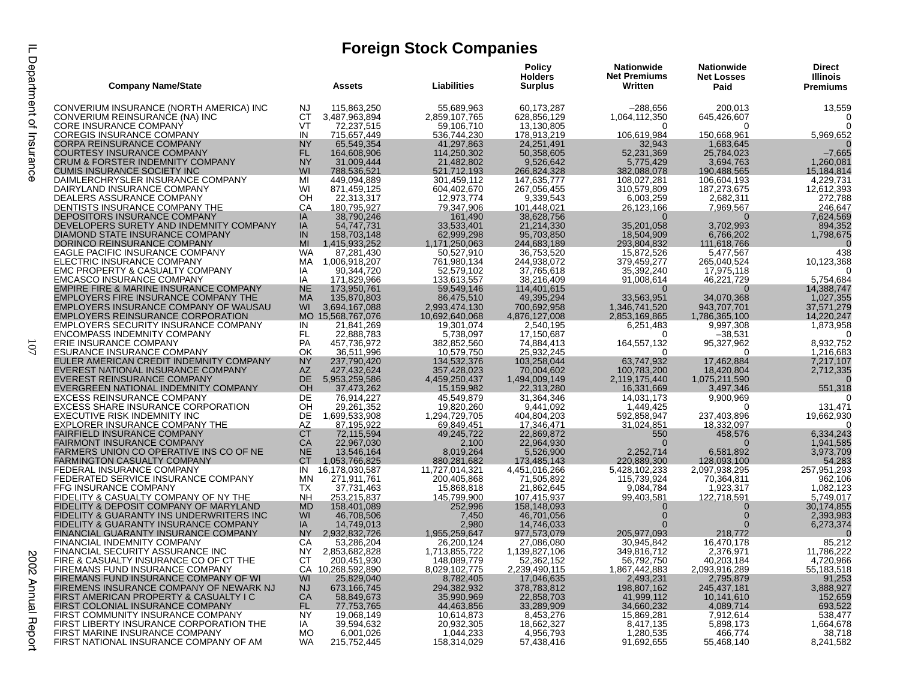# Foreign Stock Companies

| Company Name/State | | Assets | Liabilities | Policy Holders Surplus | Nationwide Net Premiums Written | Nationwide Net Losses Paid | Direct Illinois Premiums |
|---|---|---|---|---|---|---|---|
| CONVERIUM INSURANCE (NORTH AMERICA) INC | NJ | 115,863,250 | 55,689,963 | 60,173,287 | –288,656 | 200,013 | 13,559 |
| CONVERIUM REINSURANCE (NA) INC | CT | 3,487,963,894 | 2,859,107,765 | 628,856,129 | 1,064,112,350 | 645,426,607 | 0 |
| CORE INSURANCE COMPANY | VT | 72,237,515 | 59,106,710 | 13,130,805 | 0 | 0 | 0 |
| COREGIS INSURANCE COMPANY | IN | 715,657,449 | 536,744,230 | 178,913,219 | 106,619,984 | 150,668,961 | 5,969,652 |
| CORPA REINSURANCE COMPANY | NY | 65,549,354 | 41,297,863 | 24,251,491 | 32,943 | 1,683,645 | 0 |
| COURTESY INSURANCE COMPANY | FL | 164,608,906 | 114,250,302 | 50,358,605 | 52,231,369 | 25,784,023 | –7,665 |
| CRUM & FORSTER INDEMNITY COMPANY | NY | 31,009,444 | 21,482,802 | 9,526,642 | 5,775,429 | 3,694,763 | 1,260,081 |
| CUMIS INSURANCE SOCIETY INC | WI | 788,536,521 | 521,712,193 | 266,824,328 | 382,088,078 | 190,488,565 | 15,184,814 |
| DAIMLERCHRYSLER INSURANCE COMPANY | MI | 449,094,889 | 301,459,112 | 147,635,777 | 108,027,281 | 106,604,193 | 4,229,731 |
| DAIRYLAND INSURANCE COMPANY | WI | 871,459,125 | 604,402,670 | 267,056,455 | 310,579,809 | 187,273,675 | 12,612,393 |
| DEALERS ASSURANCE COMPANY | OH | 22,313,317 | 12,973,774 | 9,339,543 | 6,003,259 | 2,682,311 | 272,788 |
| DENTISTS INSURANCE COMPANY THE | CA | 180,795,927 | 79,347,906 | 101,448,021 | 26,123,166 | 7,969,567 | 246,647 |
| DEPOSITORS INSURANCE COMPANY | IA | 38,790,246 | 161,490 | 38,628,756 | 0 | 0 | 7,624,569 |
| DEVELOPERS SURETY AND INDEMNITY COMPANY | IA | 54,747,731 | 33,533,401 | 21,214,330 | 35,201,058 | 3,702,993 | 894,352 |
| DIAMOND STATE INSURANCE COMPANY | IN | 158,703,148 | 62,999,298 | 95,703,850 | 18,504,909 | 6,766,202 | 1,798,675 |
| DORINCO REINSURANCE COMPANY | MI | 1,415,933,252 | 1,171,250,063 | 244,683,189 | 293,804,832 | 111,618,766 | 0 |
| EAGLE PACIFIC INSURANCE COMPANY | WA | 87,281,430 | 50,527,910 | 36,753,520 | 15,872,526 | 5,477,567 | 438 |
| ELECTRIC INSURANCE COMPANY | MA | 1,006,918,207 | 761,980,134 | 244,938,072 | 379,459,277 | 265,040,524 | 10,123,368 |
| EMC PROPERTY & CASUALTY COMPANY | IA | 90,344,720 | 52,579,102 | 37,765,618 | 35,392,240 | 17,975,118 | 0 |
| EMCASCO INSURANCE COMPANY | IA | 171,829,966 | 133,613,557 | 38,216,409 | 91,008,614 | 46,221,729 | 5,754,684 |
| EMPIRE FIRE & MARINE INSURANCE COMPANY | NE | 173,950,761 | 59,549,146 | 114,401,615 | 0 | 0 | 14,388,747 |
| EMPLOYERS FIRE INSURANCE COMPANY THE | MA | 135,870,803 | 86,475,510 | 49,395,294 | 33,563,951 | 34,070,368 | 1,027,355 |
| EMPLOYERS INSURANCE COMPANY OF WAUSAU | WI | 3,694,167,088 | 2,993,474,130 | 700,692,958 | 1,346,741,520 | 943,707,701 | 37,571,279 |
| EMPLOYERS REINSURANCE CORPORATION | MO | 15,568,767,076 | 10,692,640,068 | 4,876,127,008 | 2,853,169,865 | 1,786,365,100 | 14,220,247 |
| EMPLOYERS SECURITY INSURANCE COMPANY | IN | 21,841,269 | 19,301,074 | 2,540,195 | 6,251,483 | 9,997,308 | 1,873,958 |
| ENCOMPASS INDEMNITY COMPANY | FL | 22,888,783 | 5,738,097 | 17,150,687 | 0 | –38,531 | 0 |
| ERIE INSURANCE COMPANY | PA | 457,736,972 | 382,852,560 | 74,884,413 | 164,557,132 | 95,327,962 | 8,932,752 |
| ESURANCE INSURANCE COMPANY | OK | 36,511,996 | 10,579,750 | 25,932,245 | 0 | 0 | 1,216,683 |
| EULER AMERICAN CREDIT INDEMNITY COMPANY | NY | 237,790,420 | 134,532,376 | 103,258,044 | 63,747,932 | 17,462,884 | 7,217,107 |
| EVEREST NATIONAL INSURANCE COMPANY | AZ | 427,432,624 | 357,428,023 | 70,004,602 | 100,783,200 | 18,420,804 | 2,712,335 |
| EVEREST REINSURANCE COMPANY | DE | 5,953,259,586 | 4,459,250,437 | 1,494,009,149 | 2,119,175,440 | 1,075,211,590 | 0 |
| EVERGREEN NATIONAL INDEMNITY COMPANY | OH | 37,473,262 | 15,159,982 | 22,313,280 | 16,331,669 | 3,497,346 | 551,318 |
| EXCESS REINSURANCE COMPANY | DE | 76,914,227 | 45,549,879 | 31,364,346 | 14,031,173 | 9,900,969 | 0 |
| EXCESS SHARE INSURANCE CORPORATION | OH | 29,261,352 | 19,820,260 | 9,441,092 | 1,449,425 | 0 | 131,471 |
| EXECUTIVE RISK INDEMNITY INC | DE | 1,699,533,908 | 1,294,729,705 | 404,804,203 | 592,858,947 | 237,403,896 | 19,662,930 |
| EXPLORER INSURANCE COMPANY THE | AZ | 87,195,922 | 69,849,451 | 17,346,471 | 31,024,851 | 18,332,097 | 0 |
| FAIRFIELD INSURANCE COMPANY | CT | 72,115,594 | 49,245,722 | 22,869,872 | 550 | 458,576 | 6,334,243 |
| FAIRMONT INSURANCE COMPANY | CA | 22,967,030 | 2,100 | 22,964,930 | 0 | 0 | 1,941,585 |
| FARMERS UNION CO OPERATIVE INS CO OF NE | NE | 13,546,164 | 8,019,264 | 5,526,900 | 2,252,714 | 6,581,892 | 3,973,709 |
| FARMINGTON CASUALTY COMPANY | CT | 1,053,766,825 | 880,281,682 | 173,485,143 | 220,889,300 | 128,093,100 | 54,283 |
| FEDERAL INSURANCE COMPANY | IN | 16,178,030,587 | 11,727,014,321 | 4,451,016,266 | 5,428,102,233 | 2,097,938,295 | 257,951,293 |
| FEDERATED SERVICE INSURANCE COMPANY | MN | 271,911,761 | 200,405,868 | 71,505,892 | 115,739,924 | 70,364,811 | 962,106 |
| FFG INSURANCE COMPANY | TX | 37,731,463 | 15,868,818 | 21,862,645 | 9,084,784 | 1,923,317 | 1,082,123 |
| FIDELITY & CASUALTY COMPANY OF NY THE | NH | 253,215,837 | 145,799,900 | 107,415,937 | 99,403,581 | 122,718,591 | 5,749,017 |
| FIDELITY & DEPOSIT COMPANY OF MARYLAND | MD | 158,401,089 | 252,996 | 158,148,093 | 0 | 0 | 30,174,855 |
| FIDELITY & GUARANTY INS UNDERWRITERS INC | WI | 46,708,506 | 7,450 | 46,701,056 | 0 | 0 | 2,393,983 |
| FIDELITY & GUARANTY INSURANCE COMPANY | IA | 14,749,013 | 2,980 | 14,746,033 | 0 | 0 | 6,273,374 |
| FINANCIAL GUARANTY INSURANCE COMPANY | NY | 2,932,832,726 | 1,955,259,647 | 977,573,079 | 205,977,093 | 218,772 | 0 |
| FINANCIAL INDEMNITY COMPANY | CA | 53,286,204 | 26,200,124 | 27,086,080 | 30,945,842 | 16,470,178 | 85,212 |
| FINANCIAL SECURITY ASSURANCE INC | NY | 2,853,682,828 | 1,713,855,722 | 1,139,827,106 | 349,816,712 | 2,376,971 | 11,786,222 |
| FIRE & CASUALTY INSURANCE CO OF CT THE | CT | 200,451,930 | 148,089,779 | 52,362,152 | 56,792,750 | 40,203,184 | 4,720,966 |
| FIREMANS FUND INSURANCE COMPANY | CA | 10,268,592,890 | 8,029,102,775 | 2,239,490,115 | 1,867,442,883 | 2,093,916,289 | 55,183,518 |
| FIREMANS FUND INSURANCE COMPANY OF WI | WI | 25,829,040 | 8,782,405 | 17,046,635 | 2,493,231 | 2,795,879 | 91,253 |
| FIREMENS INSURANCE COMPANY OF NEWARK NJ | NJ | 673,166,745 | 294,382,932 | 378,783,812 | 198,807,162 | 245,437,181 | 3,888,927 |
| FIRST AMERICAN PROPERTY & CASUALTY I C | CA | 58,849,673 | 35,990,969 | 22,858,703 | 41,999,112 | 10,141,610 | 152,659 |
| FIRST COLONIAL INSURANCE COMPANY | FL | 77,753,765 | 44,463,856 | 33,289,909 | 34,660,232 | 4,089,714 | 693,522 |
| FIRST COMMUNITY INSURANCE COMPANY | NY | 19,068,149 | 10,614,873 | 8,453,276 | 15,869,281 | 7,912,614 | 538,477 |
| FIRST LIBERTY INSURANCE CORPORATION THE | IA | 39,594,632 | 20,932,305 | 18,662,327 | 8,417,135 | 5,898,173 | 1,664,678 |
| FIRST MARINE INSURANCE COMPANY | MO | 6,001,026 | 1,044,233 | 4,956,793 | 1,280,535 | 466,774 | 38,718 |
| FIRST NATIONAL INSURANCE COMPANY OF AM | WA | 215,752,445 | 158,314,029 | 57,438,416 | 91,692,655 | 55,468,140 | 8,241,582 |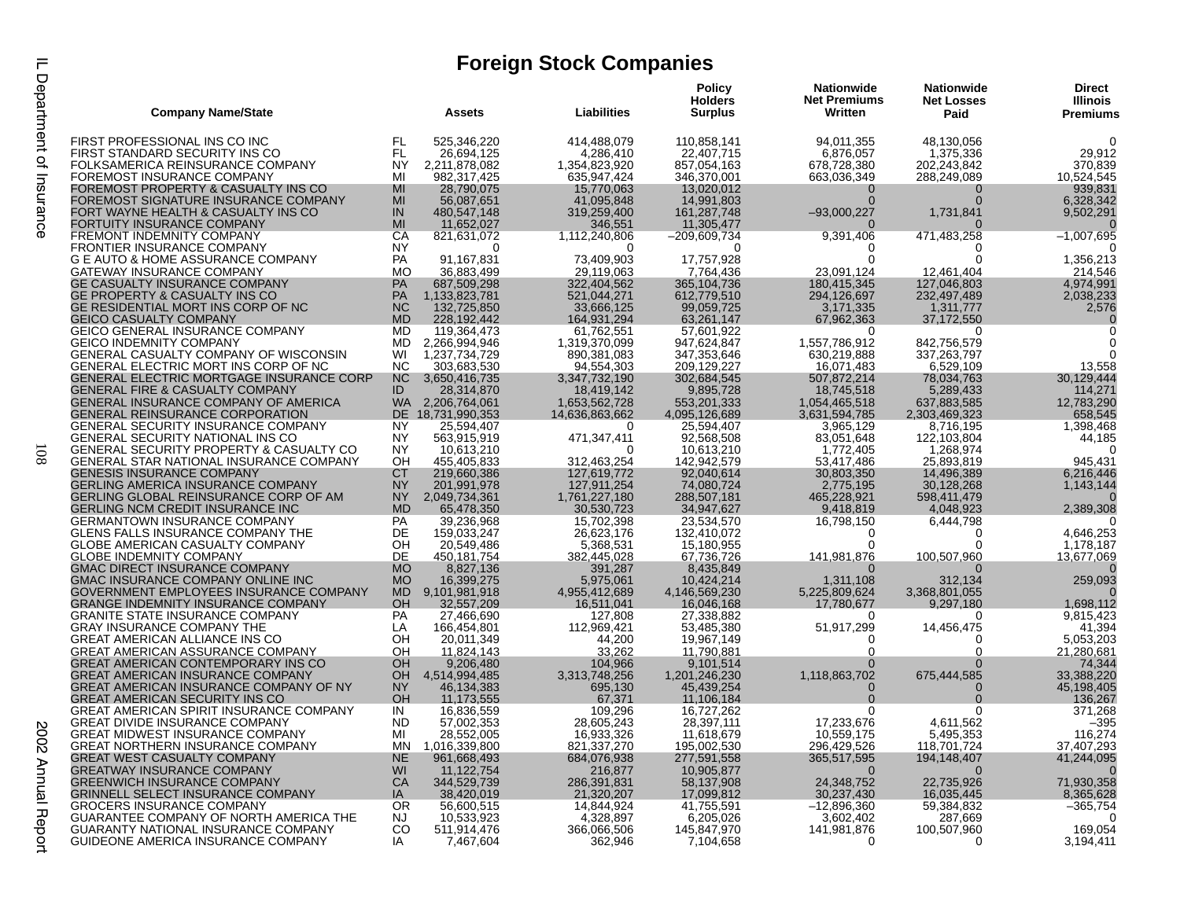# Foreign Stock Companies

| Company Name/State | | Assets | Liabilities | Policy Holders Surplus | Nationwide Net Premiums Written | Nationwide Net Losses Paid | Direct Illinois Premiums |
|---|---|---|---|---|---|---|---|
| FIRST PROFESSIONAL INS CO INC | FL | 525,346,220 | 414,488,079 | 110,858,141 | 94,011,355 | 48,130,056 | 0 |
| FIRST STANDARD SECURITY INS CO | FL | 26,694,125 | 4,286,410 | 22,407,715 | 6,876,057 | 1,375,336 | 29,912 |
| FOLKSAMERICA REINSURANCE COMPANY | NY | 2,211,878,082 | 1,354,823,920 | 857,054,163 | 678,728,380 | 202,243,842 | 370,839 |
| FOREMOST INSURANCE COMPANY | MI | 982,317,425 | 635,947,424 | 346,370,001 | 663,036,349 | 288,249,089 | 10,524,545 |
| FOREMOST PROPERTY & CASUALTY INS CO | MI | 28,790,075 | 15,770,063 | 13,020,012 | 0 | 0 | 939,831 |
| FOREMOST SIGNATURE INSURANCE COMPANY | MI | 56,087,651 | 41,095,848 | 14,991,803 | 0 | 0 | 6,328,342 |
| FORT WAYNE HEALTH & CASUALTY INS CO | IN | 480,547,148 | 319,259,400 | 161,287,748 | –93,000,227 | 1,731,841 | 9,502,291 |
| FORTUITY INSURANCE COMPANY | MI | 11,652,027 | 346,551 | 11,305,477 | 0 | 0 | 0 |
| FREMONT INDEMNITY COMPANY | CA | 821,631,072 | 1,112,240,806 | –209,609,734 | 9,391,406 | 471,483,258 | –1,007,695 |
| FRONTIER INSURANCE COMPANY | NY | 0 | 0 | 0 | 0 | 0 | 0 |
| G E AUTO & HOME ASSURANCE COMPANY | PA | 91,167,831 | 73,409,903 | 17,757,928 | 0 | 0 | 1,356,213 |
| GATEWAY INSURANCE COMPANY | MO | 36,883,499 | 29,119,063 | 7,764,436 | 23,091,124 | 12,461,404 | 214,546 |
| GE CASUALTY INSURANCE COMPANY | PA | 687,509,298 | 322,404,562 | 365,104,736 | 180,415,345 | 127,046,803 | 4,974,991 |
| GE PROPERTY & CASUALTY INS CO | PA | 1,133,823,781 | 521,044,271 | 612,779,510 | 294,126,697 | 232,497,489 | 2,038,233 |
| GE RESIDENTIAL MORT INS CORP OF NC | NC | 132,725,850 | 33,666,125 | 99,059,725 | 3,171,335 | 1,311,777 | 2,576 |
| GEICO CASUALTY COMPANY | MD | 228,192,442 | 164,931,294 | 63,261,147 | 67,962,363 | 37,172,550 | 0 |
| GEICO GENERAL INSURANCE COMPANY | MD | 119,364,473 | 61,762,551 | 57,601,922 | 0 | 0 | 0 |
| GEICO INDEMNITY COMPANY | MD | 2,266,994,946 | 1,319,370,099 | 947,624,847 | 1,557,786,912 | 842,756,579 | 0 |
| GENERAL CASUALTY COMPANY OF WISCONSIN | WI | 1,237,734,729 | 890,381,083 | 347,353,646 | 630,219,888 | 337,263,797 | 0 |
| GENERAL ELECTRIC MORT INS CORP OF NC | NC | 303,683,530 | 94,554,303 | 209,129,227 | 16,071,483 | 6,529,109 | 13,558 |
| GENERAL ELECTRIC MORTGAGE INSURANCE CORP | NC | 3,650,416,735 | 3,347,732,190 | 302,684,545 | 507,872,214 | 78,034,763 | 30,129,444 |
| GENERAL FIRE & CASUALTY COMPANY | ID | 28,314,870 | 18,419,142 | 9,895,728 | 18,745,518 | 5,289,433 | 114,271 |
| GENERAL INSURANCE COMPANY OF AMERICA | WA | 2,206,764,061 | 1,653,562,728 | 553,201,333 | 1,054,465,518 | 637,883,585 | 12,783,290 |
| GENERAL REINSURANCE CORPORATION | DE | 18,731,990,353 | 14,636,863,662 | 4,095,126,689 | 3,631,594,785 | 2,303,469,323 | 658,545 |
| GENERAL SECURITY INSURANCE COMPANY | NY | 25,594,407 | 0 | 25,594,407 | 3,965,129 | 8,716,195 | 1,398,468 |
| GENERAL SECURITY NATIONAL INS CO | NY | 563,915,919 | 471,347,411 | 92,568,508 | 83,051,648 | 122,103,804 | 44,185 |
| GENERAL SECURITY PROPERTY & CASUALTY CO | NY | 10,613,210 | 0 | 10,613,210 | 1,772,405 | 1,268,974 | 0 |
| GENERAL STAR NATIONAL INSURANCE COMPANY | OH | 455,405,833 | 312,463,254 | 142,942,579 | 53,417,486 | 25,893,819 | 945,431 |
| GENESIS INSURANCE COMPANY | CT | 219,660,386 | 127,619,772 | 92,040,614 | 30,803,350 | 14,496,389 | 6,216,446 |
| GERLING AMERICA INSURANCE COMPANY | NY | 201,991,978 | 127,911,254 | 74,080,724 | 2,775,195 | 30,128,268 | 1,143,144 |
| GERLING GLOBAL REINSURANCE CORP OF AM | NY | 2,049,734,361 | 1,761,227,180 | 288,507,181 | 465,228,921 | 598,411,479 | 0 |
| GERLING NCM CREDIT INSURANCE INC | MD | 65,478,350 | 30,530,723 | 34,947,627 | 9,418,819 | 4,048,923 | 2,389,308 |
| GERMANTOWN INSURANCE COMPANY | PA | 39,236,968 | 15,702,398 | 23,534,570 | 16,798,150 | 6,444,798 | 0 |
| GLENS FALLS INSURANCE COMPANY THE | DE | 159,033,247 | 26,623,176 | 132,410,072 | 0 | 0 | 4,646,253 |
| GLOBE AMERICAN CASUALTY COMPANY | OH | 20,549,486 | 5,368,531 | 15,180,955 | 0 | 0 | 1,178,187 |
| GLOBE INDEMNITY COMPANY | DE | 450,181,754 | 382,445,028 | 67,736,726 | 141,981,876 | 100,507,960 | 13,677,069 |
| GMAC DIRECT INSURANCE COMPANY | MO | 8,827,136 | 391,287 | 8,435,849 | 0 | 0 | 0 |
| GMAC INSURANCE COMPANY ONLINE INC | MO | 16,399,275 | 5,975,061 | 10,424,214 | 1,311,108 | 312,134 | 259,093 |
| GOVERNMENT EMPLOYEES INSURANCE COMPANY | MD | 9,101,981,918 | 4,955,412,689 | 4,146,569,230 | 5,225,809,624 | 3,368,801,055 | 0 |
| GRANGE INDEMNITY INSURANCE COMPANY | OH | 32,557,209 | 16,511,041 | 16,046,168 | 17,780,677 | 9,297,180 | 1,698,112 |
| GRANITE STATE INSURANCE COMPANY | PA | 27,466,690 | 127,808 | 27,338,882 | 0 | 0 | 9,815,423 |
| GRAY INSURANCE COMPANY THE | LA | 166,454,801 | 112,969,421 | 53,485,380 | 51,917,299 | 14,456,475 | 41,394 |
| GREAT AMERICAN ALLIANCE INS CO | OH | 20,011,349 | 44,200 | 19,967,149 | 0 | 0 | 5,053,203 |
| GREAT AMERICAN ASSURANCE COMPANY | OH | 11,824,143 | 33,262 | 11,790,881 | 0 | 0 | 21,280,681 |
| GREAT AMERICAN CONTEMPORARY INS CO | OH | 9,206,480 | 104,966 | 9,101,514 | 0 | 0 | 74,344 |
| GREAT AMERICAN INSURANCE COMPANY | OH | 4,514,994,485 | 3,313,748,256 | 1,201,246,230 | 1,118,863,702 | 675,444,585 | 33,388,220 |
| GREAT AMERICAN INSURANCE COMPANY OF NY | NY | 46,134,383 | 695,130 | 45,439,254 | 0 | 0 | 45,198,405 |
| GREAT AMERICAN SECURITY INS CO | OH | 11,173,555 | 67,371 | 11,106,184 | 0 | 0 | 136,267 |
| GREAT AMERICAN SPIRIT INSURANCE COMPANY | IN | 16,836,559 | 109,296 | 16,727,262 | 0 | 0 | 371,268 |
| GREAT DIVIDE INSURANCE COMPANY | ND | 57,002,353 | 28,605,243 | 28,397,111 | 17,233,676 | 4,611,562 | –395 |
| GREAT MIDWEST INSURANCE COMPANY | MI | 28,552,005 | 16,933,326 | 11,618,679 | 10,559,175 | 5,495,353 | 116,274 |
| GREAT NORTHERN INSURANCE COMPANY | MN | 1,016,339,800 | 821,337,270 | 195,002,530 | 296,429,526 | 118,701,724 | 37,407,293 |
| GREAT WEST CASUALTY COMPANY | NE | 961,668,493 | 684,076,938 | 277,591,558 | 365,517,595 | 194,148,407 | 41,244,095 |
| GREATWAY INSURANCE COMPANY | WI | 11,122,754 | 216,877 | 10,905,877 | 0 | 0 | 0 |
| GREENWICH INSURANCE COMPANY | CA | 344,529,739 | 286,391,831 | 58,137,908 | 24,348,752 | 22,735,926 | 71,930,358 |
| GRINNELL SELECT INSURANCE COMPANY | IA | 38,420,019 | 21,320,207 | 17,099,812 | 30,237,430 | 16,035,445 | 8,365,628 |
| GROCERS INSURANCE COMPANY | OR | 56,600,515 | 14,844,924 | 41,755,591 | –12,896,360 | 59,384,832 | –365,754 |
| GUARANTEE COMPANY OF NORTH AMERICA THE | NJ | 10,533,923 | 4,328,897 | 6,205,026 | 3,602,402 | 287,669 | 0 |
| GUARANTY NATIONAL INSURANCE COMPANY | CO | 511,914,476 | 366,066,506 | 145,847,970 | 141,981,876 | 100,507,960 | 169,054 |
| GUIDEONE AMERICA INSURANCE COMPANY | IA | 7,467,604 | 362,946 | 7,104,658 | 0 | 0 | 3,194,411 |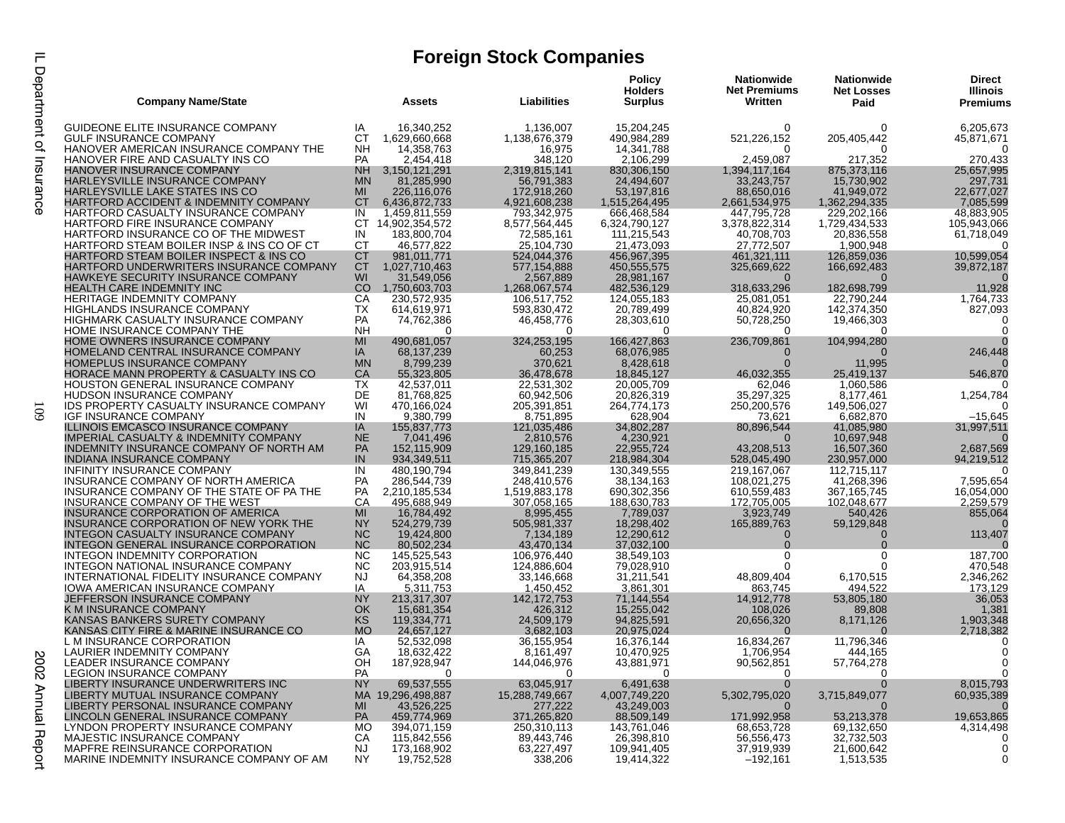# Foreign Stock Companies

| Company Name/State | | Assets | Liabilities | Policy Holders Surplus | Nationwide Net Premiums Written | Nationwide Net Losses Paid | Direct Illinois Premiums |
|---|---|---|---|---|---|---|---|
| GUIDEONE ELITE INSURANCE COMPANY | IA | 16,340,252 | 1,136,007 | 15,204,245 | 0 | 0 | 6,205,673 |
| GULF INSURANCE COMPANY | CT | 1,629,660,668 | 1,138,676,379 | 490,984,289 | 521,226,152 | 205,405,442 | 45,871,671 |
| HANOVER AMERICAN INSURANCE COMPANY THE | NH | 14,358,763 | 16,975 | 14,341,788 | 0 | 0 | 0 |
| HANOVER FIRE AND CASUALTY INS CO | PA | 2,454,418 | 348,120 | 2,106,299 | 2,459,087 | 217,352 | 270,433 |
| HANOVER INSURANCE COMPANY | NH | 3,150,121,291 | 2,319,815,141 | 830,306,150 | 1,394,117,164 | 875,373,116 | 25,657,995 |
| HARLEYSVILLE INSURANCE COMPANY | MN | 81,285,990 | 56,791,383 | 24,494,607 | 33,243,757 | 15,730,902 | 297,731 |
| HARLEYSVILLE LAKE STATES INS CO | MI | 226,116,076 | 172,918,260 | 53,197,816 | 88,650,016 | 41,949,072 | 22,677,027 |
| HARTFORD ACCIDENT & INDEMNITY COMPANY | CT | 6,436,872,733 | 4,921,608,238 | 1,515,264,495 | 2,661,534,975 | 1,362,294,335 | 7,085,599 |
| HARTFORD CASUALTY INSURANCE COMPANY | IN | 1,459,811,559 | 793,342,975 | 666,468,584 | 447,795,728 | 229,202,166 | 48,883,905 |
| HARTFORD FIRE INSURANCE COMPANY | CT | 14,902,354,572 | 8,577,564,445 | 6,324,790,127 | 3,378,822,314 | 1,729,434,533 | 105,943,066 |
| HARTFORD INSURANCE CO OF THE MIDWEST | IN | 183,800,704 | 72,585,161 | 111,215,543 | 40,708,703 | 20,836,558 | 61,718,049 |
| HARTFORD STEAM BOILER INSP & INS CO OF CT | CT | 46,577,822 | 25,104,730 | 21,473,093 | 27,772,507 | 1,900,948 | 0 |
| HARTFORD STEAM BOILER INSPECT & INS CO | CT | 981,011,771 | 524,044,376 | 456,967,395 | 461,321,111 | 126,859,036 | 10,599,054 |
| HARTFORD UNDERWRITERS INSURANCE COMPANY | CT | 1,027,710,463 | 577,154,888 | 450,555,575 | 325,669,622 | 166,692,483 | 39,872,187 |
| HAWKEYE SECURITY INSURANCE COMPANY | WI | 31,549,056 | 2,567,889 | 28,981,167 | 0 | 0 | 0 |
| HEALTH CARE INDEMNITY INC | CO | 1,750,603,703 | 1,268,067,574 | 482,536,129 | 318,633,296 | 182,698,799 | 11,928 |
| HERITAGE INDEMNITY COMPANY | CA | 230,572,935 | 106,517,752 | 124,055,183 | 25,081,051 | 22,790,244 | 1,764,733 |
| HIGHLANDS INSURANCE COMPANY | TX | 614,619,971 | 593,830,472 | 20,789,499 | 40,824,920 | 142,374,350 | 827,093 |
| HIGHMARK CASUALTY INSURANCE COMPANY | PA | 74,762,386 | 46,458,776 | 28,303,610 | 50,728,250 | 19,466,303 | 0 |
| HOME INSURANCE COMPANY THE | NH | 0 | 0 | 0 | 0 | 0 | 0 |
| HOME OWNERS INSURANCE COMPANY | MI | 490,681,057 | 324,253,195 | 166,427,863 | 236,709,861 | 104,994,280 | 0 |
| HOMELAND CENTRAL INSURANCE COMPANY | IA | 68,137,239 | 60,253 | 68,076,985 | 0 | 0 | 246,448 |
| HOMEPLUS INSURANCE COMPANY | MN | 8,799,239 | 370,621 | 8,428,618 | 0 | 11,995 | 0 |
| HORACE MANN PROPERTY & CASUALTY INS CO | CA | 55,323,805 | 36,478,678 | 18,845,127 | 46,032,355 | 25,419,137 | 546,870 |
| HOUSTON GENERAL INSURANCE COMPANY | TX | 42,537,011 | 22,531,302 | 20,005,709 | 62,046 | 1,060,586 | 0 |
| HUDSON INSURANCE COMPANY | DE | 81,768,825 | 60,942,506 | 20,826,319 | 35,297,325 | 8,177,461 | 1,254,784 |
| IDS PROPERTY CASUALTY INSURANCE COMPANY | WI | 470,166,024 | 205,391,851 | 264,774,173 | 250,200,576 | 149,506,027 | 0 |
| IGF INSURANCE COMPANY | IN | 9,380,799 | 8,751,895 | 628,904 | 73,621 | 6,682,870 | –15,645 |
| ILLINOIS EMCASCO INSURANCE COMPANY | IA | 155,837,773 | 121,035,486 | 34,802,287 | 80,896,544 | 41,085,980 | 31,997,511 |
| IMPERIAL CASUALTY & INDEMNITY COMPANY | NE | 7,041,496 | 2,810,576 | 4,230,921 | 0 | 10,697,948 | 0 |
| INDEMNITY INSURANCE COMPANY OF NORTH AM | PA | 152,115,909 | 129,160,185 | 22,955,724 | 43,208,513 | 16,507,360 | 2,687,569 |
| INDIANA INSURANCE COMPANY | IN | 934,349,511 | 715,365,207 | 218,984,304 | 528,045,490 | 230,957,000 | 94,219,512 |
| INFINITY INSURANCE COMPANY | IN | 480,190,794 | 349,841,239 | 130,349,555 | 219,167,067 | 112,715,117 | 0 |
| INSURANCE COMPANY OF NORTH AMERICA | PA | 286,544,739 | 248,410,576 | 38,134,163 | 108,021,275 | 41,268,396 | 7,595,654 |
| INSURANCE COMPANY OF THE STATE OF PA THE | PA | 2,210,185,534 | 1,519,883,178 | 690,302,356 | 610,559,483 | 367,165,745 | 16,054,000 |
| INSURANCE COMPANY OF THE WEST | CA | 495,688,949 | 307,058,165 | 188,630,783 | 172,705,005 | 102,048,677 | 2,259,579 |
| INSURANCE CORPORATION OF AMERICA | MI | 16,784,492 | 8,995,455 | 7,789,037 | 3,923,749 | 540,426 | 855,064 |
| INSURANCE CORPORATION OF NEW YORK THE | NY | 524,279,739 | 505,981,337 | 18,298,402 | 165,889,763 | 59,129,848 | 0 |
| INTEGON CASUALTY INSURANCE COMPANY | NC | 19,424,800 | 7,134,189 | 12,290,612 | 0 | 0 | 113,407 |
| INTEGON GENERAL INSURANCE CORPORATION | NC | 80,502,234 | 43,470,134 | 37,032,100 | 0 | 0 | 0 |
| INTEGON INDEMNITY CORPORATION | NC | 145,525,543 | 106,976,440 | 38,549,103 | 0 | 0 | 187,700 |
| INTEGON NATIONAL INSURANCE COMPANY | NC | 203,915,514 | 124,886,604 | 79,028,910 | 0 | 0 | 470,548 |
| INTERNATIONAL FIDELITY INSURANCE COMPANY | NJ | 64,358,208 | 33,146,668 | 31,211,541 | 48,809,404 | 6,170,515 | 2,346,262 |
| IOWA AMERICAN INSURANCE COMPANY | IA | 5,311,753 | 1,450,452 | 3,861,301 | 863,745 | 494,522 | 173,129 |
| JEFFERSON INSURANCE COMPANY | NY | 213,317,307 | 142,172,753 | 71,144,554 | 14,912,778 | 53,805,180 | 36,053 |
| K M INSURANCE COMPANY | OK | 15,681,354 | 426,312 | 15,255,042 | 108,026 | 89,808 | 1,381 |
| KANSAS BANKERS SURETY COMPANY | KS | 119,334,771 | 24,509,179 | 94,825,591 | 20,656,320 | 8,171,126 | 1,903,348 |
| KANSAS CITY FIRE & MARINE INSURANCE CO | MO | 24,657,127 | 3,682,103 | 20,975,024 | 0 | 0 | 2,718,382 |
| L M INSURANCE CORPORATION | IA | 52,532,098 | 36,155,954 | 16,376,144 | 16,834,267 | 11,796,346 | 0 |
| LAURIER INDEMNITY COMPANY | GA | 18,632,422 | 8,161,497 | 10,470,925 | 1,706,954 | 444,165 | 0 |
| LEADER INSURANCE COMPANY | OH | 187,928,947 | 144,046,976 | 43,881,971 | 90,562,851 | 57,764,278 | 0 |
| LEGION INSURANCE COMPANY | PA | 0 | 0 | 0 | 0 | 0 | 0 |
| LIBERTY INSURANCE UNDERWRITERS INC | NY | 69,537,555 | 63,045,917 | 6,491,638 | 0 | 0 | 8,015,793 |
| LIBERTY MUTUAL INSURANCE COMPANY | MA | 19,296,498,887 | 15,288,749,667 | 4,007,749,220 | 5,302,795,020 | 3,715,849,077 | 60,935,389 |
| LIBERTY PERSONAL INSURANCE COMPANY | MI | 43,526,225 | 277,222 | 43,249,003 | 0 | 0 | 0 |
| LINCOLN GENERAL INSURANCE COMPANY | PA | 459,774,969 | 371,265,820 | 88,509,149 | 171,992,958 | 53,213,378 | 19,653,865 |
| LYNDON PROPERTY INSURANCE COMPANY | MO | 394,071,159 | 250,310,113 | 143,761,046 | 68,653,728 | 69,132,650 | 4,314,498 |
| MAJESTIC INSURANCE COMPANY | CA | 115,842,556 | 89,443,746 | 26,398,810 | 56,556,473 | 32,732,503 | 0 |
| MAPFRE REINSURANCE CORPORATION | NJ | 173,168,902 | 63,227,497 | 109,941,405 | 37,919,939 | 21,600,642 | 0 |
| MARINE INDEMNITY INSURANCE COMPANY OF AM | NY | 19,752,528 | 338,206 | 19,414,322 | –192,161 | 1,513,535 | 0 |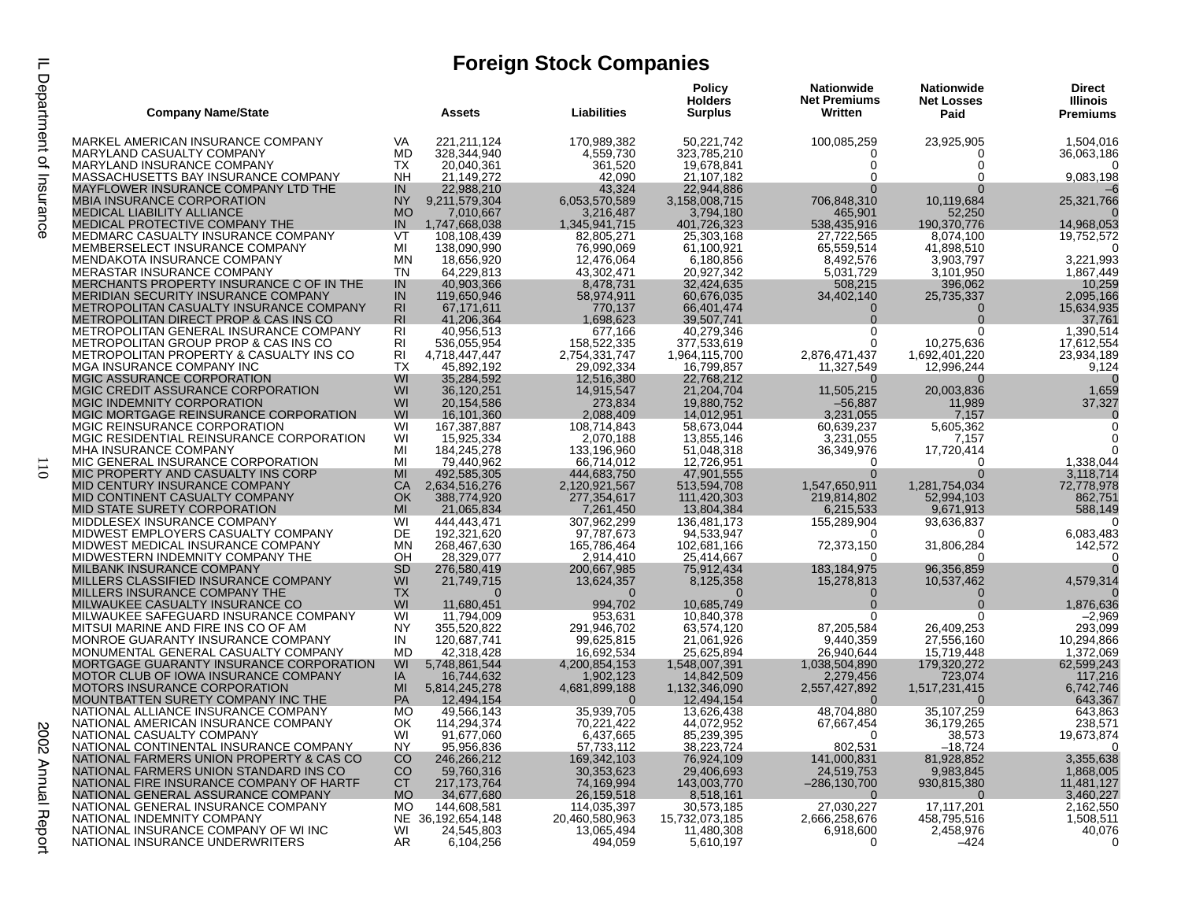# Foreign Stock Companies

| Company Name/State | | Assets | Liabilities | Policy Holders Surplus | Nationwide Net Premiums Written | Nationwide Net Losses Paid | Direct Illinois Premiums |
|---|---|---|---|---|---|---|---|
| MARKEL AMERICAN INSURANCE COMPANY | VA | 221,211,124 | 170,989,382 | 50,221,742 | 100,085,259 | 23,925,905 | 1,504,016 |
| MARYLAND CASUALTY COMPANY | MD | 328,344,940 | 4,559,730 | 323,785,210 | 0 | 0 | 36,063,186 |
| MARYLAND INSURANCE COMPANY | TX | 20,040,361 | 361,520 | 19,678,841 | 0 | 0 | 0 |
| MASSACHUSETTS BAY INSURANCE COMPANY | NH | 21,149,272 | 42,090 | 21,107,182 | 0 | 0 | 9,083,198 |
| MAYFLOWER INSURANCE COMPANY LTD THE | IN | 22,988,210 | 43,324 | 22,944,886 | 0 | 0 | –6 |
| MBIA INSURANCE CORPORATION | NY | 9,211,579,304 | 6,053,570,589 | 3,158,008,715 | 706,848,310 | 10,119,684 | 25,321,766 |
| MEDICAL LIABILITY ALLIANCE | MO | 7,010,667 | 3,216,487 | 3,794,180 | 465,901 | 52,250 | 0 |
| MEDICAL PROTECTIVE COMPANY THE | IN | 1,747,668,038 | 1,345,941,715 | 401,726,323 | 538,435,916 | 190,370,776 | 14,968,053 |
| MEDMARC CASUALTY INSURANCE COMPANY | VT | 108,108,439 | 82,805,271 | 25,303,168 | 27,722,565 | 8,074,100 | 19,752,572 |
| MEMBERSELECT INSURANCE COMPANY | MI | 138,090,990 | 76,990,069 | 61,100,921 | 65,559,514 | 41,898,510 | 0 |
| MENDAKOTA INSURANCE COMPANY | MN | 18,656,920 | 12,476,064 | 6,180,856 | 8,492,576 | 3,903,797 | 3,221,993 |
| MERASTAR INSURANCE COMPANY | TN | 64,229,813 | 43,302,471 | 20,927,342 | 5,031,729 | 3,101,950 | 1,867,449 |
| MERCHANTS PROPERTY INSURANCE C OF IN THE | IN | 40,903,366 | 8,478,731 | 32,424,635 | 508,215 | 396,062 | 10,259 |
| MERIDIAN SECURITY INSURANCE COMPANY | IN | 119,650,946 | 58,974,911 | 60,676,035 | 34,402,140 | 25,735,337 | 2,095,166 |
| METROPOLITAN CASUALTY INSURANCE COMPANY | RI | 67,171,611 | 770,137 | 66,401,474 | 0 | 0 | 15,634,935 |
| METROPOLITAN DIRECT PROP & CAS INS CO | RI | 41,206,364 | 1,698,623 | 39,507,741 | 0 | 0 | 37,761 |
| METROPOLITAN GENERAL INSURANCE COMPANY | RI | 40,956,513 | 677,166 | 40,279,346 | 0 | 0 | 1,390,514 |
| METROPOLITAN GROUP PROP & CAS INS CO | RI | 536,055,954 | 158,522,335 | 377,533,619 | 0 | 10,275,636 | 17,612,554 |
| METROPOLITAN PROPERTY & CASUALTY INS CO | RI | 4,718,447,447 | 2,754,331,747 | 1,964,115,700 | 2,876,471,437 | 1,692,401,220 | 23,934,189 |
| MGA INSURANCE COMPANY INC | TX | 45,892,192 | 29,092,334 | 16,799,857 | 11,327,549 | 12,996,244 | 9,124 |
| MGIC ASSURANCE CORPORATION | WI | 35,284,592 | 12,516,380 | 22,768,212 | 0 | 0 | 0 |
| MGIC CREDIT ASSURANCE CORPORATION | WI | 36,120,251 | 14,915,547 | 21,204,704 | 11,505,215 | 20,003,836 | 1,659 |
| MGIC INDEMNITY CORPORATION | WI | 20,154,586 | 273,834 | 19,880,752 | –56,887 | 11,989 | 37,327 |
| MGIC MORTGAGE REINSURANCE CORPORATION | WI | 16,101,360 | 2,088,409 | 14,012,951 | 3,231,055 | 7,157 | 0 |
| MGIC REINSURANCE CORPORATION | WI | 167,387,887 | 108,714,843 | 58,673,044 | 60,639,237 | 5,605,362 | 0 |
| MGIC RESIDENTIAL REINSURANCE CORPORATION | WI | 15,925,334 | 2,070,188 | 13,855,146 | 3,231,055 | 7,157 | 0 |
| MHA INSURANCE COMPANY | MI | 184,245,278 | 133,196,960 | 51,048,318 | 36,349,976 | 17,720,414 | 0 |
| MIC GENERAL INSURANCE CORPORATION | MI | 79,440,962 | 66,714,012 | 12,726,951 | 0 | 0 | 1,338,044 |
| MIC PROPERTY AND CASUALTY INS CORP | MI | 492,585,305 | 444,683,750 | 47,901,555 | 0 | 0 | 3,118,714 |
| MID CENTURY INSURANCE COMPANY | CA | 2,634,516,276 | 2,120,921,567 | 513,594,708 | 1,547,650,911 | 1,281,754,034 | 72,778,978 |
| MID CONTINENT CASUALTY COMPANY | OK | 388,774,920 | 277,354,617 | 111,420,303 | 219,814,802 | 52,994,103 | 862,751 |
| MID STATE SURETY CORPORATION | MI | 21,065,834 | 7,261,450 | 13,804,384 | 6,215,533 | 9,671,913 | 588,149 |
| MIDDLESEX INSURANCE COMPANY | WI | 444,443,471 | 307,962,299 | 136,481,173 | 155,289,904 | 93,636,837 | 0 |
| MIDWEST EMPLOYERS CASUALTY COMPANY | DE | 192,321,620 | 97,787,673 | 94,533,947 | 0 | 0 | 6,083,483 |
| MIDWEST MEDICAL INSURANCE COMPANY | MN | 268,467,630 | 165,786,464 | 102,681,166 | 72,373,150 | 31,806,284 | 142,572 |
| MIDWESTERN INDEMNITY COMPANY THE | OH | 28,329,077 | 2,914,410 | 25,414,667 | 0 | 0 | 0 |
| MILBANK INSURANCE COMPANY | SD | 276,580,419 | 200,667,985 | 75,912,434 | 183,184,975 | 96,356,859 | 0 |
| MILLERS CLASSIFIED INSURANCE COMPANY | WI | 21,749,715 | 13,624,357 | 8,125,358 | 15,278,813 | 10,537,462 | 4,579,314 |
| MILLERS INSURANCE COMPANY THE | TX | 0 | 0 | 0 | 0 | 0 | 0 |
| MILWAUKEE CASUALTY INSURANCE CO | WI | 11,680,451 | 994,702 | 10,685,749 | 0 | 0 | 1,876,636 |
| MILWAUKEE SAFEGUARD INSURANCE COMPANY | WI | 11,794,009 | 953,631 | 10,840,378 | 0 | 0 | –2,969 |
| MITSUI MARINE AND FIRE INS CO OF AM | NY | 355,520,822 | 291,946,702 | 63,574,120 | 87,205,584 | 26,409,253 | 293,099 |
| MONROE GUARANTY INSURANCE COMPANY | IN | 120,687,741 | 99,625,815 | 21,061,926 | 9,440,359 | 27,556,160 | 10,294,866 |
| MONUMENTAL GENERAL CASUALTY COMPANY | MD | 42,318,428 | 16,692,534 | 25,625,894 | 26,940,644 | 15,719,448 | 1,372,069 |
| MORTGAGE GUARANTY INSURANCE CORPORATION | WI | 5,748,861,544 | 4,200,854,153 | 1,548,007,391 | 1,038,504,890 | 179,320,272 | 62,599,243 |
| MOTOR CLUB OF IOWA INSURANCE COMPANY | IA | 16,744,632 | 1,902,123 | 14,842,509 | 2,279,456 | 723,074 | 117,216 |
| MOTORS INSURANCE CORPORATION | MI | 5,814,245,278 | 4,681,899,188 | 1,132,346,090 | 2,557,427,892 | 1,517,231,415 | 6,742,746 |
| MOUNTBATTEN SURETY COMPANY INC THE | PA | 12,494,154 | 0 | 12,494,154 | 0 | 0 | 643,367 |
| NATIONAL ALLIANCE INSURANCE COMPANY | MO | 49,566,143 | 35,939,705 | 13,626,438 | 48,704,880 | 35,107,259 | 643,863 |
| NATIONAL AMERICAN INSURANCE COMPANY | OK | 114,294,374 | 70,221,422 | 44,072,952 | 67,667,454 | 36,179,265 | 238,571 |
| NATIONAL CASUALTY COMPANY | WI | 91,677,060 | 6,437,665 | 85,239,395 | 0 | 38,573 | 19,673,874 |
| NATIONAL CONTINENTAL INSURANCE COMPANY | NY | 95,956,836 | 57,733,112 | 38,223,724 | 802,531 | –18,724 | 0 |
| NATIONAL FARMERS UNION PROPERTY & CAS CO | CO | 246,266,212 | 169,342,103 | 76,924,109 | 141,000,831 | 81,928,852 | 3,355,638 |
| NATIONAL FARMERS UNION STANDARD INS CO | CO | 59,760,316 | 30,353,623 | 29,406,693 | 24,519,753 | 9,983,845 | 1,868,005 |
| NATIONAL FIRE INSURANCE COMPANY OF HARTF | CT | 217,173,764 | 74,169,994 | 143,003,770 | –286,130,700 | 930,815,380 | 11,481,127 |
| NATIONAL GENERAL ASSURANCE COMPANY | MO | 34,677,680 | 26,159,518 | 8,518,161 | 0 | 0 | 3,460,227 |
| NATIONAL GENERAL INSURANCE COMPANY | MO | 144,608,581 | 114,035,397 | 30,573,185 | 27,030,227 | 17,117,201 | 2,162,550 |
| NATIONAL INDEMNITY COMPANY | NE | 36,192,654,148 | 20,460,580,963 | 15,732,073,185 | 2,666,258,676 | 458,795,516 | 1,508,511 |
| NATIONAL INSURANCE COMPANY OF WI INC | WI | 24,545,803 | 13,065,494 | 11,480,308 | 6,918,600 | 2,458,976 | 40,076 |
| NATIONAL INSURANCE UNDERWRITERS | AR | 6,104,256 | 494,059 | 5,610,197 | 0 | –424 | 0 |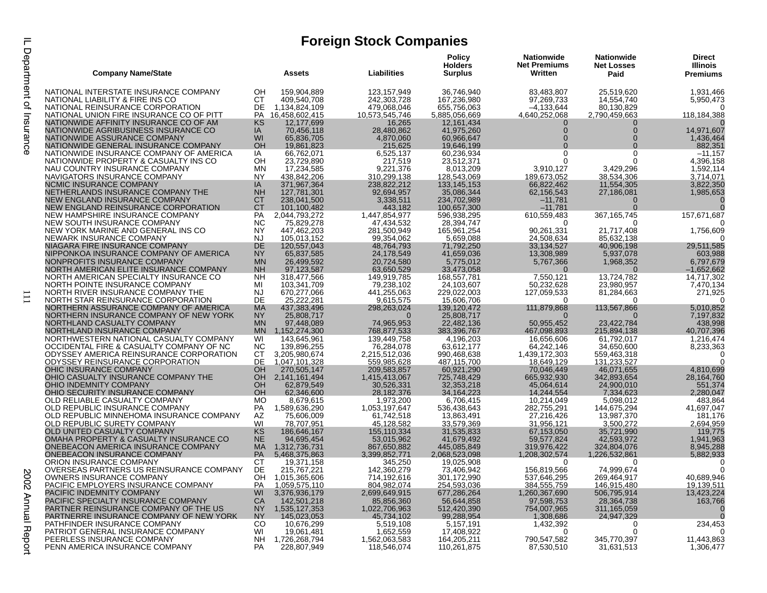# Foreign Stock Companies

| Company Name/State | | Assets | Liabilities | Policy Holders Surplus | Nationwide Net Premiums Written | Nationwide Net Losses Paid | Direct Illinois Premiums |
|---|---|---|---|---|---|---|---|
| NATIONAL INTERSTATE INSURANCE COMPANY | OH | 159,904,889 | 123,157,949 | 36,746,940 | 83,483,807 | 25,519,620 | 1,931,466 |
| NATIONAL LIABILITY & FIRE INS CO | CT | 409,540,708 | 242,303,728 | 167,236,980 | 97,269,733 | 14,554,740 | 5,950,473 |
| NATIONAL REINSURANCE CORPORATION | DE | 1,134,824,109 | 479,068,046 | 655,756,063 | –4,133,644 | 80,130,829 | 0 |
| NATIONAL UNION FIRE INSURANCE CO OF PITT | PA | 16,458,602,415 | 10,573,545,746 | 5,885,056,669 | 4,640,252,068 | 2,790,459,663 | 118,184,388 |
| NATIONWIDE AFFINITY INSURANCE CO OF AM | KS | 12,177,699 | 16,265 | 12,161,434 | 0 | 0 | 0 |
| NATIONWIDE AGRIBUSINESS INSURANCE CO | IA | 70,456,118 | 28,480,862 | 41,975,260 | 0 | 0 | 14,971,607 |
| NATIONWIDE ASSURANCE COMPANY | WI | 65,836,705 | 4,870,060 | 60,966,647 | 0 | 0 | 1,436,464 |
| NATIONWIDE GENERAL INSURANCE COMPANY | OH | 19,861,823 | 215,625 | 19,646,199 | 0 | 0 | 882,351 |
| NATIONWIDE INSURANCE COMPANY OF AMERICA | IA | 66,762,071 | 6,525,137 | 60,236,934 | 0 | 0 | –11,157 |
| NATIONWIDE PROPERTY & CASUALTY INS CO | OH | 23,729,890 | 217,519 | 23,512,371 | 0 | 0 | 4,396,158 |
| NAU COUNTRY INSURANCE COMPANY | MN | 17,234,585 | 9,221,376 | 8,013,209 | 3,910,127 | 3,429,296 | 1,592,114 |
| NAVIGATORS INSURANCE COMPANY | NY | 438,842,206 | 310,299,138 | 128,543,069 | 189,673,052 | 38,534,306 | 3,714,071 |
| NCMIC INSURANCE COMPANY | IA | 371,967,364 | 238,822,212 | 133,145,153 | 66,822,462 | 11,554,305 | 3,822,350 |
| NETHERLANDS INSURANCE COMPANY THE | NH | 127,781,301 | 92,694,957 | 35,086,344 | 62,156,543 | 27,186,081 | 1,985,653 |
| NEW ENGLAND INSURANCE COMPANY | CT | 238,041,500 | 3,338,511 | 234,702,989 | –11,781 | 0 | 0 |
| NEW ENGLAND REINSURANCE CORPORATION | CT | 101,100,482 | 443,182 | 100,657,300 | –11,781 | 0 | 0 |
| NEW HAMPSHIRE INSURANCE COMPANY | PA | 2,044,793,272 | 1,447,854,977 | 596,938,295 | 610,559,483 | 367,165,745 | 157,671,687 |
| NEW SOUTH INSURANCE COMPANY | NC | 75,829,278 | 47,434,532 | 28,394,747 | 0 | 0 | 0 |
| NEW YORK MARINE AND GENERAL INS CO | NY | 447,462,203 | 281,500,949 | 165,961,254 | 90,261,331 | 21,717,408 | 1,756,609 |
| NEWARK INSURANCE COMPANY | NJ | 105,013,152 | 99,354,062 | 5,659,088 | 24,508,634 | 85,632,138 | 0 |
| NIAGARA FIRE INSURANCE COMPANY | DE | 120,557,043 | 48,764,793 | 71,792,250 | 33,134,527 | 40,906,198 | 29,511,585 |
| NIPPONKOA INSURANCE COMPANY OF AMERICA | NY | 65,837,585 | 24,178,549 | 41,659,036 | 13,308,989 | 5,937,078 | 603,988 |
| NONPROFITS INSURANCE COMPANY | MN | 26,499,592 | 20,724,580 | 5,775,012 | 5,767,366 | 1,968,352 | 6,797,679 |
| NORTH AMERICAN ELITE INSURANCE COMPANY | NH | 97,123,587 | 63,650,529 | 33,473,058 | 0 | 0 | –1,652,662 |
| NORTH AMERICAN SPECIALTY INSURANCE CO | NH | 318,477,566 | 149,919,785 | 168,557,781 | 7,550,121 | 13,724,782 | 14,717,302 |
| NORTH POINTE INSURANCE COMPANY | MI | 103,341,709 | 79,238,102 | 24,103,607 | 50,232,628 | 23,980,957 | 7,470,134 |
| NORTH RIVER INSURANCE COMPANY THE | NJ | 670,277,066 | 441,255,063 | 229,022,003 | 127,059,533 | 81,284,663 | 271,925 |
| NORTH STAR REINSURANCE CORPORATION | DE | 25,222,281 | 9,615,575 | 15,606,706 | 0 | 0 | 0 |
| NORTHERN ASSURANCE COMPANY OF AMERICA | MA | 437,383,496 | 298,263,024 | 139,120,472 | 111,879,868 | 113,567,866 | 5,010,852 |
| NORTHERN INSURANCE COMPANY OF NEW YORK | NY | 25,808,717 | 0 | 25,808,717 | 0 | 0 | 7,197,832 |
| NORTHLAND CASUALTY COMPANY | MN | 97,448,089 | 74,965,953 | 22,482,136 | 50,955,452 | 23,422,784 | 438,998 |
| NORTHLAND INSURANCE COMPANY | MN | 1,152,274,300 | 768,877,533 | 383,396,767 | 467,098,893 | 215,894,138 | 40,707,396 |
| NORTHWESTERN NATIONAL CASUALTY COMPANY | WI | 143,645,961 | 139,449,758 | 4,196,203 | 16,656,606 | 61,792,017 | 1,216,474 |
| OCCIDENTAL FIRE & CASUALTY COMPANY OF NC | NC | 139,896,255 | 76,284,078 | 63,612,177 | 64,242,146 | 34,650,600 | 8,233,363 |
| ODYSSEY AMERICA REINSURANCE CORPORATION | CT | 3,205,980,674 | 2,215,512,036 | 990,468,638 | 1,439,172,303 | 559,463,318 | 0 |
| ODYSSEY REINSURANCE CORPORATION | DE | 1,047,101,328 | 559,985,628 | 487,115,700 | 18,649,129 | 131,233,527 | 0 |
| OHIC INSURANCE COMPANY | OH | 270,505,147 | 209,583,857 | 60,921,290 | 70,046,449 | 46,071,655 | 4,810,699 |
| OHIO CASUALTY INSURANCE COMPANY THE | OH | 2,141,161,494 | 1,415,413,067 | 725,748,429 | 665,932,930 | 342,893,654 | 28,164,760 |
| OHIO INDEMNITY COMPANY | OH | 62,879,549 | 30,526,331 | 32,353,218 | 45,064,614 | 24,900,010 | 551,374 |
| OHIO SECURITY INSURANCE COMPANY | OH | 62,346,600 | 28,182,376 | 34,164,223 | 14,244,554 | 7,334,623 | 2,280,047 |
| OLD RELIABLE CASUALTY COMPANY | MO | 8,679,615 | 1,973,200 | 6,706,415 | 10,214,049 | 5,098,012 | 483,864 |
| OLD REPUBLIC INSURANCE COMPANY | PA | 1,589,636,290 | 1,053,197,647 | 536,438,643 | 282,755,291 | 144,675,294 | 41,697,047 |
| OLD REPUBLIC MINNEHOMA INSURANCE COMPANY | AZ | 75,606,009 | 61,742,518 | 13,863,491 | 27,216,426 | 13,987,370 | 181,176 |
| OLD REPUBLIC SURETY COMPANY | WI | 78,707,951 | 45,128,582 | 33,579,369 | 31,956,121 | 3,500,272 | 2,694,959 |
| OLD UNITED CASUALTY COMPANY | KS | 186,646,167 | 155,110,334 | 31,535,833 | 67,153,050 | 35,721,990 | 119,775 |
| OMAHA PROPERTY & CASUALTY INSURANCE CO | NE | 94,695,454 | 53,015,962 | 41,679,492 | 59,577,824 | 42,593,972 | 1,941,963 |
| ONEBEACON AMERICA INSURANCE COMPANY | MA | 1,312,736,731 | 867,650,882 | 445,085,849 | 319,976,422 | 324,804,076 | 8,945,288 |
| ONEBEACON INSURANCE COMPANY | PA | 5,468,375,863 | 3,399,852,771 | 2,068,523,098 | 1,208,302,574 | 1,226,532,861 | 5,882,933 |
| ORION INSURANCE COMPANY | CT | 19,371,158 | 345,250 | 19,025,908 | 0 | 0 | 0 |
| OVERSEAS PARTNERS US REINSURANCE COMPANY | DE | 215,767,221 | 142,360,279 | 73,406,942 | 156,819,566 | 74,999,674 | 0 |
| OWNERS INSURANCE COMPANY | OH | 1,015,365,606 | 714,192,616 | 301,172,990 | 537,646,295 | 269,464,917 | 40,689,946 |
| PACIFIC EMPLOYERS INSURANCE COMPANY | PA | 1,059,575,110 | 804,982,074 | 254,593,036 | 384,555,759 | 146,915,480 | 19,139,511 |
| PACIFIC INDEMNITY COMPANY | WI | 3,376,936,179 | 2,699,649,915 | 677,286,264 | 1,260,367,690 | 506,795,914 | 13,423,224 |
| PACIFIC SPECIALTY INSURANCE COMPANY | CA | 142,501,218 | 85,856,360 | 56,644,858 | 97,598,753 | 28,364,738 | 163,766 |
| PARTNER REINSURANCE COMPANY OF THE US | NY | 1,535,127,353 | 1,022,706,963 | 512,420,390 | 754,007,965 | 311,165,059 | 0 |
| PARTNERRE INSURANCE COMPANY OF NEW YORK | NY | 145,023,053 | 45,734,102 | 99,288,954 | 1,308,686 | 24,947,329 | 0 |
| PATHFINDER INSURANCE COMPANY | CO | 10,676,299 | 5,519,108 | 5,157,191 | 1,432,392 | 0 | 234,453 |
| PATRIOT GENERAL INSURANCE COMPANY | WI | 19,061,481 | 1,652,559 | 17,408,922 | 0 | 0 | 0 |
| PEERLESS INSURANCE COMPANY | NH | 1,726,268,794 | 1,562,063,583 | 164,205,211 | 790,547,582 | 345,770,397 | 11,443,863 |
| PENN AMERICA INSURANCE COMPANY | PA | 228,807,949 | 118,546,074 | 110,261,875 | 87,530,510 | 31,631,513 | 1,306,477 |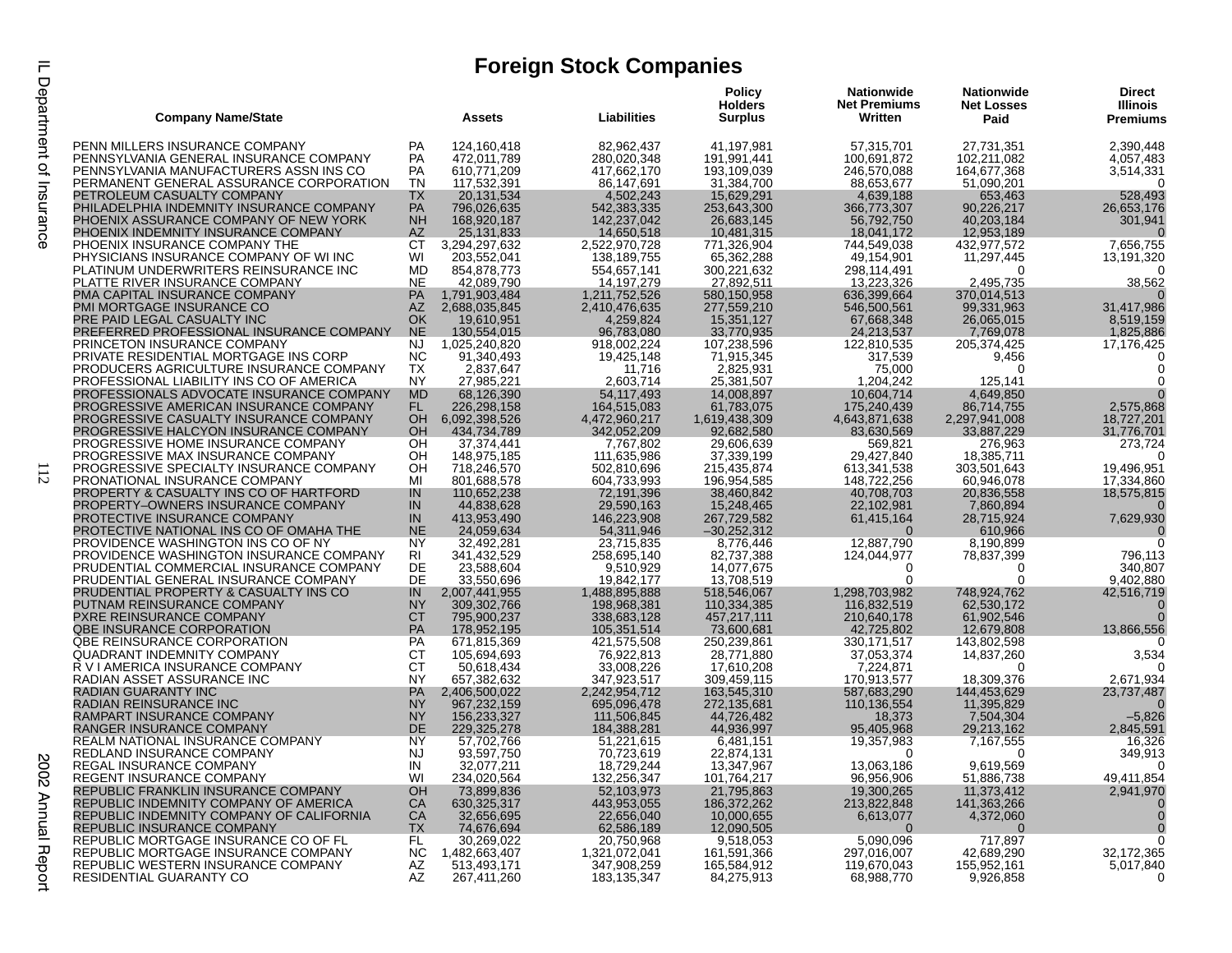# Foreign Stock Companies

| Company Name/State | | Assets | Liabilities | Policy Holders Surplus | Nationwide Net Premiums Written | Nationwide Net Losses Paid | Direct Illinois Premiums |
|---|---|---|---|---|---|---|---|
| PENN MILLERS INSURANCE COMPANY | PA | 124,160,418 | 82,962,437 | 41,197,981 | 57,315,701 | 27,731,351 | 2,390,448 |
| PENNSYLVANIA GENERAL INSURANCE COMPANY | PA | 472,011,789 | 280,020,348 | 191,991,441 | 100,691,872 | 102,211,082 | 4,057,483 |
| PENNSYLVANIA MANUFACTURERS ASSN INS CO | PA | 610,771,209 | 417,662,170 | 193,109,039 | 246,570,088 | 164,677,368 | 3,514,331 |
| PERMANENT GENERAL ASSURANCE CORPORATION | TN | 117,532,391 | 86,147,691 | 31,384,700 | 88,653,677 | 51,090,201 | 0 |
| PETROLEUM CASUALTY COMPANY | TX | 20,131,534 | 4,502,243 | 15,629,291 | 4,639,188 | 653,463 | 528,493 |
| PHILADELPHIA INDEMNITY INSURANCE COMPANY | PA | 796,026,635 | 542,383,335 | 253,643,300 | 366,773,307 | 90,226,217 | 26,653,176 |
| PHOENIX ASSURANCE COMPANY OF NEW YORK | NH | 168,920,187 | 142,237,042 | 26,683,145 | 56,792,750 | 40,203,184 | 301,941 |
| PHOENIX INDEMNITY INSURANCE COMPANY | AZ | 25,131,833 | 14,650,518 | 10,481,315 | 18,041,172 | 12,953,189 | 0 |
| PHOENIX INSURANCE COMPANY THE | CT | 3,294,297,632 | 2,522,970,728 | 771,326,904 | 744,549,038 | 432,977,572 | 7,656,755 |
| PHYSICIANS INSURANCE COMPANY OF WI INC | WI | 203,552,041 | 138,189,755 | 65,362,288 | 49,154,901 | 11,297,445 | 13,191,320 |
| PLATINUM UNDERWRITERS REINSURANCE INC | MD | 854,878,773 | 554,657,141 | 300,221,632 | 298,114,491 | 0 | 0 |
| PLATTE RIVER INSURANCE COMPANY | NE | 42,089,790 | 14,197,279 | 27,892,511 | 13,223,326 | 2,495,735 | 38,562 |
| PMA CAPITAL INSURANCE COMPANY | PA | 1,791,903,484 | 1,211,752,526 | 580,150,958 | 636,399,664 | 370,014,513 | 0 |
| PMI MORTGAGE INSURANCE CO | AZ | 2,688,035,845 | 2,410,476,635 | 277,559,210 | 546,500,561 | 99,331,963 | 31,417,986 |
| PRE PAID LEGAL CASUALTY INC | OK | 19,610,951 | 4,259,824 | 15,351,127 | 67,668,348 | 26,065,015 | 8,519,159 |
| PREFERRED PROFESSIONAL INSURANCE COMPANY | NE | 130,554,015 | 96,783,080 | 33,770,935 | 24,213,537 | 7,769,078 | 1,825,886 |
| PRINCETON INSURANCE COMPANY | NJ | 1,025,240,820 | 918,002,224 | 107,238,596 | 122,810,535 | 205,374,425 | 17,176,425 |
| PRIVATE RESIDENTIAL MORTGAGE INS CORP | NC | 91,340,493 | 19,425,148 | 71,915,345 | 317,539 | 9,456 | 0 |
| PRODUCERS AGRICULTURE INSURANCE COMPANY | TX | 2,837,647 | 11,716 | 2,825,931 | 75,000 | 0 | 0 |
| PROFESSIONAL LIABILITY INS CO OF AMERICA | NY | 27,985,221 | 2,603,714 | 25,381,507 | 1,204,242 | 125,141 | 0 |
| PROFESSIONALS ADVOCATE INSURANCE COMPANY | MD | 68,126,390 | 54,117,493 | 14,008,897 | 10,604,714 | 4,649,850 | 0 |
| PROGRESSIVE AMERICAN INSURANCE COMPANY | FL | 226,298,158 | 164,515,083 | 61,783,075 | 175,240,439 | 86,714,755 | 2,575,868 |
| PROGRESSIVE CASUALTY INSURANCE COMPANY | OH | 6,092,398,526 | 4,472,960,217 | 1,619,438,309 | 4,643,871,638 | 2,297,941,008 | 18,727,201 |
| PROGRESSIVE HALCYON INSURANCE COMPANY | OH | 434,734,789 | 342,052,209 | 92,682,580 | 83,630,569 | 33,887,229 | 31,776,701 |
| PROGRESSIVE HOME INSURANCE COMPANY | OH | 37,374,441 | 7,767,802 | 29,606,639 | 569,821 | 276,963 | 273,724 |
| PROGRESSIVE MAX INSURANCE COMPANY | OH | 148,975,185 | 111,635,986 | 37,339,199 | 29,427,840 | 18,385,711 | 0 |
| PROGRESSIVE SPECIALTY INSURANCE COMPANY | OH | 718,246,570 | 502,810,696 | 215,435,874 | 613,341,538 | 303,501,643 | 19,496,951 |
| PRONATIONAL INSURANCE COMPANY | MI | 801,688,578 | 604,733,993 | 196,954,585 | 148,722,256 | 60,946,078 | 17,334,860 |
| PROPERTY & CASUALTY INS CO OF HARTFORD | IN | 110,652,238 | 72,191,396 | 38,460,842 | 40,708,703 | 20,836,558 | 18,575,815 |
| PROPERTY–OWNERS INSURANCE COMPANY | IN | 44,838,628 | 29,590,163 | 15,248,465 | 22,102,981 | 7,860,894 | 0 |
| PROTECTIVE INSURANCE COMPANY | IN | 413,953,490 | 146,223,908 | 267,729,582 | 61,415,164 | 28,715,924 | 7,629,930 |
| PROTECTIVE NATIONAL INS CO OF OMAHA THE | NE | 24,059,634 | 54,311,946 | –30,252,312 | 0 | 610,966 | 0 |
| PROVIDENCE WASHINGTON INS CO OF NY | NY | 32,492,281 | 23,715,835 | 8,776,446 | 12,887,790 | 8,190,899 | 0 |
| PROVIDENCE WASHINGTON INSURANCE COMPANY | RI | 341,432,529 | 258,695,140 | 82,737,388 | 124,044,977 | 78,837,399 | 796,113 |
| PRUDENTIAL COMMERCIAL INSURANCE COMPANY | DE | 23,588,604 | 9,510,929 | 14,077,675 | 0 | 0 | 340,807 |
| PRUDENTIAL GENERAL INSURANCE COMPANY | DE | 33,550,696 | 19,842,177 | 13,708,519 | 0 | 0 | 9,402,880 |
| PRUDENTIAL PROPERTY & CASUALTY INS CO | IN | 2,007,441,955 | 1,488,895,888 | 518,546,067 | 1,298,703,982 | 748,924,762 | 42,516,719 |
| PUTNAM REINSURANCE COMPANY | NY | 309,302,766 | 198,968,381 | 110,334,385 | 116,832,519 | 62,530,172 | 0 |
| PXRE REINSURANCE COMPANY | CT | 795,900,237 | 338,683,128 | 457,217,111 | 210,640,178 | 61,902,546 | 0 |
| QBE INSURANCE CORPORATION | PA | 178,952,195 | 105,351,514 | 73,600,681 | 42,725,802 | 12,679,808 | 13,866,556 |
| QBE REINSURANCE CORPORATION | PA | 671,815,369 | 421,575,508 | 250,239,861 | 330,171,517 | 143,802,598 | 0 |
| QUADRANT INDEMNITY COMPANY | CT | 105,694,693 | 76,922,813 | 28,771,880 | 37,053,374 | 14,837,260 | 3,534 |
| R V I AMERICA INSURANCE COMPANY | CT | 50,618,434 | 33,008,226 | 17,610,208 | 7,224,871 | 0 | 0 |
| RADIAN ASSET ASSURANCE INC | NY | 657,382,632 | 347,923,517 | 309,459,115 | 170,913,577 | 18,309,376 | 2,671,934 |
| RADIAN GUARANTY INC | PA | 2,406,500,022 | 2,242,954,712 | 163,545,310 | 587,683,290 | 144,453,629 | 23,737,487 |
| RADIAN REINSURANCE INC | NY | 967,232,159 | 695,096,478 | 272,135,681 | 110,136,554 | 11,395,829 | 0 |
| RAMPART INSURANCE COMPANY | NY | 156,233,327 | 111,506,845 | 44,726,482 | 18,373 | 7,504,304 | –5,826 |
| RANGER INSURANCE COMPANY | DE | 229,325,278 | 184,388,281 | 44,936,997 | 95,405,968 | 29,213,162 | 2,845,591 |
| REALM NATIONAL INSURANCE COMPANY | NY | 57,702,766 | 51,221,615 | 6,481,151 | 19,357,983 | 7,167,555 | 16,326 |
| REDLAND INSURANCE COMPANY | NJ | 93,597,750 | 70,723,619 | 22,874,131 | 0 | 0 | 349,913 |
| REGAL INSURANCE COMPANY | IN | 32,077,211 | 18,729,244 | 13,347,967 | 13,063,186 | 9,619,569 | 0 |
| REGENT INSURANCE COMPANY | WI | 234,020,564 | 132,256,347 | 101,764,217 | 96,956,906 | 51,886,738 | 49,411,854 |
| REPUBLIC FRANKLIN INSURANCE COMPANY | OH | 73,899,836 | 52,103,973 | 21,795,863 | 19,300,265 | 11,373,412 | 2,941,970 |
| REPUBLIC INDEMNITY COMPANY OF AMERICA | CA | 630,325,317 | 443,953,055 | 186,372,262 | 213,822,848 | 141,363,266 | 0 |
| REPUBLIC INDEMNITY COMPANY OF CALIFORNIA | CA | 32,656,695 | 22,656,040 | 10,000,655 | 6,613,077 | 4,372,060 | 0 |
| REPUBLIC INSURANCE COMPANY | TX | 74,676,694 | 62,586,189 | 12,090,505 | 0 | 0 | 0 |
| REPUBLIC MORTGAGE INSURANCE CO OF FL | FL | 30,269,022 | 20,750,968 | 9,518,053 | 5,090,096 | 717,897 | 0 |
| REPUBLIC MORTGAGE INSURANCE COMPANY | NC | 1,482,663,407 | 1,321,072,041 | 161,591,366 | 297,016,007 | 42,689,290 | 32,172,365 |
| REPUBLIC WESTERN INSURANCE COMPANY | AZ | 513,493,171 | 347,908,259 | 165,584,912 | 119,670,043 | 155,952,161 | 5,017,840 |
| RESIDENTIAL GUARANTY CO | AZ | 267,411,260 | 183,135,347 | 84,275,913 | 68,988,770 | 9,926,858 | 0 |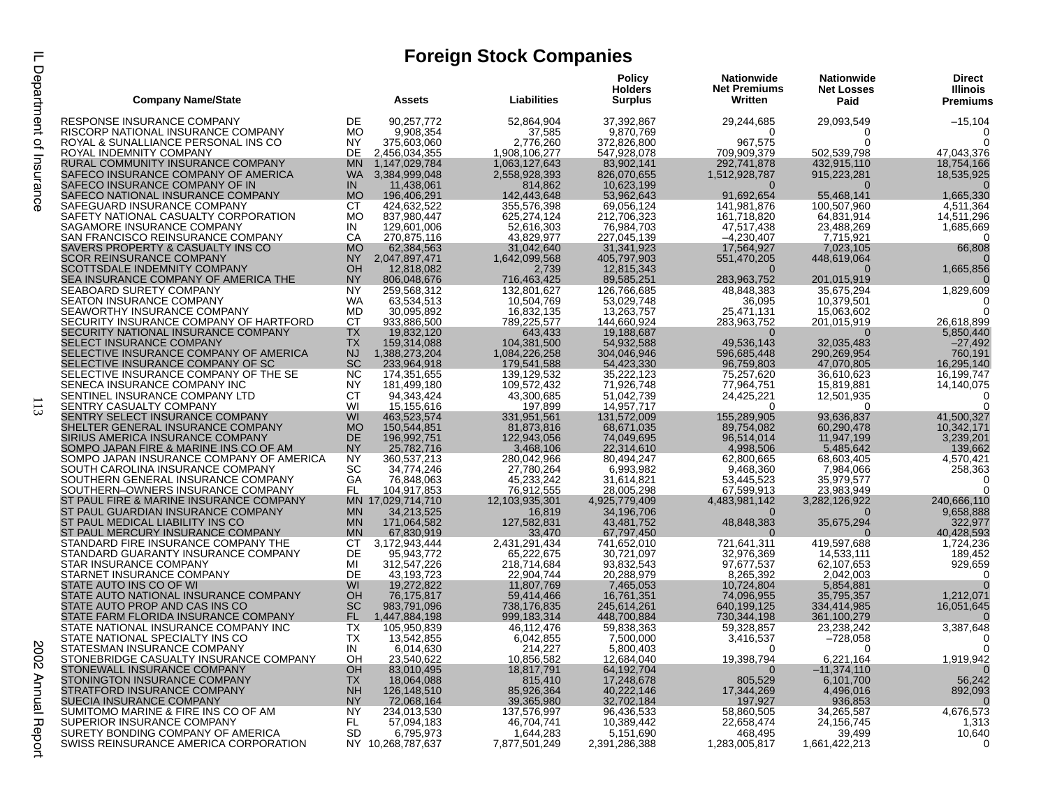# Foreign Stock Companies

| Company Name/State | | Assets | Liabilities | Policy Holders Surplus | Nationwide Net Premiums Written | Nationwide Net Losses Paid | Direct Illinois Premiums |
|---|---|---|---|---|---|---|---|
| RESPONSE INSURANCE COMPANY | DE | 90,257,772 | 52,864,904 | 37,392,867 | 29,244,685 | 29,093,549 | –15,104 |
| RISCORP NATIONAL INSURANCE COMPANY | MO | 9,908,354 | 37,585 | 9,870,769 | 0 | 0 | 0 |
| ROYAL & SUNALLIANCE PERSONAL INS CO | NY | 375,603,060 | 2,776,260 | 372,826,800 | 967,575 | 0 | 0 |
| ROYAL INDEMNITY COMPANY | DE | 2,456,034,355 | 1,908,106,277 | 547,928,078 | 709,909,379 | 502,539,798 | 47,043,376 |
| RURAL COMMUNITY INSURANCE COMPANY | MN | 1,147,029,784 | 1,063,127,643 | 83,902,141 | 292,741,878 | 432,915,110 | 18,754,166 |
| SAFECO INSURANCE COMPANY OF AMERICA | WA | 3,384,999,048 | 2,558,928,393 | 826,070,655 | 1,512,928,787 | 915,223,281 | 18,535,925 |
| SAFECO INSURANCE COMPANY OF IN | IN | 11,438,061 | 814,862 | 10,623,199 | 0 | 0 | 0 |
| SAFECO NATIONAL INSURANCE COMPANY | MO | 196,406,291 | 142,443,648 | 53,962,643 | 91,692,654 | 55,468,141 | 1,665,330 |
| SAFEGUARD INSURANCE COMPANY | CT | 424,632,522 | 355,576,398 | 69,056,124 | 141,981,876 | 100,507,960 | 4,511,364 |
| SAFETY NATIONAL CASUALTY CORPORATION | MO | 837,980,447 | 625,274,124 | 212,706,323 | 161,718,820 | 64,831,914 | 14,511,296 |
| SAGAMORE INSURANCE COMPANY | IN | 129,601,006 | 52,616,303 | 76,984,703 | 47,517,438 | 23,488,269 | 1,685,669 |
| SAN FRANCISCO REINSURANCE COMPANY | CA | 270,875,116 | 43,829,977 | 227,045,139 | –4,230,407 | 7,715,921 | 0 |
| SAVERS PROPERTY & CASUALTY INS CO | MO | 62,384,563 | 31,042,640 | 31,341,923 | 17,564,927 | 7,023,105 | 66,808 |
| SCOR REINSURANCE COMPANY | NY | 2,047,897,471 | 1,642,099,568 | 405,797,903 | 551,470,205 | 448,619,064 | 0 |
| SCOTTSDALE INDEMNITY COMPANY | OH | 12,818,082 | 2,739 | 12,815,343 | 0 | 0 | 1,665,856 |
| SEA INSURANCE COMPANY OF AMERICA THE | NY | 806,048,676 | 716,463,425 | 89,585,251 | 283,963,752 | 201,015,919 | 0 |
| SEABOARD SURETY COMPANY | NY | 259,568,312 | 132,801,627 | 126,766,685 | 48,848,383 | 35,675,294 | 1,829,609 |
| SEATON INSURANCE COMPANY | WA | 63,534,513 | 10,504,769 | 53,029,748 | 36,095 | 10,379,501 | 0 |
| SEAWORTHY INSURANCE COMPANY | MD | 30,095,892 | 16,832,135 | 13,263,757 | 25,471,131 | 15,063,602 | 0 |
| SECURITY INSURANCE COMPANY OF HARTFORD | CT | 933,886,500 | 789,225,577 | 144,660,924 | 283,963,752 | 201,015,919 | 26,618,899 |
| SECURITY NATIONAL INSURANCE COMPANY | TX | 19,832,120 | 643,433 | 19,188,687 | 0 | 0 | 5,850,440 |
| SELECT INSURANCE COMPANY | TX | 159,314,088 | 104,381,500 | 54,932,588 | 49,536,143 | 32,035,483 | –27,492 |
| SELECTIVE INSURANCE COMPANY OF AMERICA | NJ | 1,388,273,204 | 1,084,226,258 | 304,046,946 | 596,685,448 | 290,269,954 | 760,191 |
| SELECTIVE INSURANCE COMPANY OF SC | SC | 233,964,918 | 179,541,588 | 54,423,330 | 96,759,803 | 47,070,805 | 16,295,140 |
| SELECTIVE INSURANCE COMPANY OF THE SE | NC | 174,351,655 | 139,129,532 | 35,222,123 | 75,257,620 | 36,610,623 | 16,199,747 |
| SENECA INSURANCE COMPANY INC | NY | 181,499,180 | 109,572,432 | 71,926,748 | 77,964,751 | 15,819,881 | 14,140,075 |
| SENTINEL INSURANCE COMPANY LTD | CT | 94,343,424 | 43,300,685 | 51,042,739 | 24,425,221 | 12,501,935 | 0 |
| SENTRY CASUALTY COMPANY | WI | 15,155,616 | 197,899 | 14,957,717 | 0 | 0 | 0 |
| SENTRY SELECT INSURANCE COMPANY | WI | 463,523,574 | 331,951,561 | 131,572,009 | 155,289,905 | 93,636,837 | 41,500,327 |
| SHELTER GENERAL INSURANCE COMPANY | MO | 150,544,851 | 81,873,816 | 68,671,035 | 89,754,082 | 60,290,478 | 10,342,171 |
| SIRIUS AMERICA INSURANCE COMPANY | DE | 196,992,751 | 122,943,056 | 74,049,695 | 96,514,014 | 11,947,199 | 3,239,201 |
| SOMPO JAPAN FIRE & MARINE INS CO OF AM | NY | 25,782,716 | 3,468,106 | 22,314,610 | 4,998,506 | 5,485,642 | 139,662 |
| SOMPO JAPAN INSURANCE COMPANY OF AMERICA | NY | 360,537,213 | 280,042,966 | 80,494,247 | 62,800,665 | 68,603,405 | 4,570,421 |
| SOUTH CAROLINA INSURANCE COMPANY | SC | 34,774,246 | 27,780,264 | 6,993,982 | 9,468,360 | 7,984,066 | 258,363 |
| SOUTHERN GENERAL INSURANCE COMPANY | GA | 76,848,063 | 45,233,242 | 31,614,821 | 53,445,523 | 35,979,577 | 0 |
| SOUTHERN–OWNERS INSURANCE COMPANY | FL | 104,917,853 | 76,912,555 | 28,005,298 | 67,599,913 | 23,983,949 | 0 |
| ST PAUL FIRE & MARINE INSURANCE COMPANY | MN | 17,029,714,710 | 12,103,935,301 | 4,925,779,409 | 4,483,981,142 | 3,282,126,922 | 240,666,110 |
| ST PAUL GUARDIAN INSURANCE COMPANY | MN | 34,213,525 | 16,819 | 34,196,706 | 0 | 0 | 9,658,888 |
| ST PAUL MEDICAL LIABILITY INS CO | MN | 171,064,582 | 127,582,831 | 43,481,752 | 48,848,383 | 35,675,294 | 322,977 |
| ST PAUL MERCURY INSURANCE COMPANY | MN | 67,830,919 | 33,470 | 67,797,450 | 0 | 0 | 40,428,593 |
| STANDARD FIRE INSURANCE COMPANY THE | CT | 3,172,943,444 | 2,431,291,434 | 741,652,010 | 721,641,311 | 419,597,688 | 1,724,236 |
| STANDARD GUARANTY INSURANCE COMPANY | DE | 95,943,772 | 65,222,675 | 30,721,097 | 32,976,369 | 14,533,111 | 189,452 |
| STAR INSURANCE COMPANY | MI | 312,547,226 | 218,714,684 | 93,832,543 | 97,677,537 | 62,107,653 | 929,659 |
| STARNET INSURANCE COMPANY | DE | 43,193,723 | 22,904,744 | 20,288,979 | 8,265,392 | 2,042,003 | 0 |
| STATE AUTO INS CO OF WI | WI | 19,272,822 | 11,807,769 | 7,465,053 | 10,724,804 | 5,854,881 | 0 |
| STATE AUTO NATIONAL INSURANCE COMPANY | OH | 76,175,817 | 59,414,466 | 16,761,351 | 74,096,955 | 35,795,357 | 1,212,071 |
| STATE AUTO PROP AND CAS INS CO | SC | 983,791,096 | 738,176,835 | 245,614,261 | 640,199,125 | 334,414,985 | 16,051,645 |
| STATE FARM FLORIDA INSURANCE COMPANY | FL | 1,447,884,198 | 999,183,314 | 448,700,884 | 730,344,198 | 361,100,279 | 0 |
| STATE NATIONAL INSURANCE COMPANY INC | TX | 105,950,839 | 46,112,476 | 59,838,363 | 59,328,857 | 23,238,242 | 3,387,648 |
| STATE NATIONAL SPECIALTY INS CO | TX | 13,542,855 | 6,042,855 | 7,500,000 | 3,416,537 | –728,058 | 0 |
| STATESMAN INSURANCE COMPANY | IN | 6,014,630 | 214,227 | 5,800,403 | 0 | 0 | 0 |
| STONEBRIDGE CASUALTY INSURANCE COMPANY | OH | 23,540,622 | 10,856,582 | 12,684,040 | 19,398,794 | 6,221,164 | 1,919,942 |
| STONEWALL INSURANCE COMPANY | OH | 83,010,495 | 18,817,791 | 64,192,704 | 0 | –11,374,110 | 0 |
| STONINGTON INSURANCE COMPANY | TX | 18,064,088 | 815,410 | 17,248,678 | 805,529 | 6,101,700 | 56,242 |
| STRATFORD INSURANCE COMPANY | NH | 126,148,510 | 85,926,364 | 40,222,146 | 17,344,269 | 4,496,016 | 892,093 |
| SUECIA INSURANCE COMPANY | NY | 72,068,164 | 39,365,980 | 32,702,184 | 197,927 | 936,853 | 0 |
| SUMITOMO MARINE & FIRE INS CO OF AM | NY | 234,013,530 | 137,576,997 | 96,436,533 | 58,860,505 | 34,265,587 | 4,676,573 |
| SUPERIOR INSURANCE COMPANY | FL | 57,094,183 | 46,704,741 | 10,389,442 | 22,658,474 | 24,156,745 | 1,313 |
| SURETY BONDING COMPANY OF AMERICA | SD | 6,795,973 | 1,644,283 | 5,151,690 | 468,495 | 39,499 | 10,640 |
| SWISS REINSURANCE AMERICA CORPORATION | NY | 10,268,787,637 | 7,877,501,249 | 2,391,286,388 | 1,283,005,817 | 1,661,422,213 | 0 |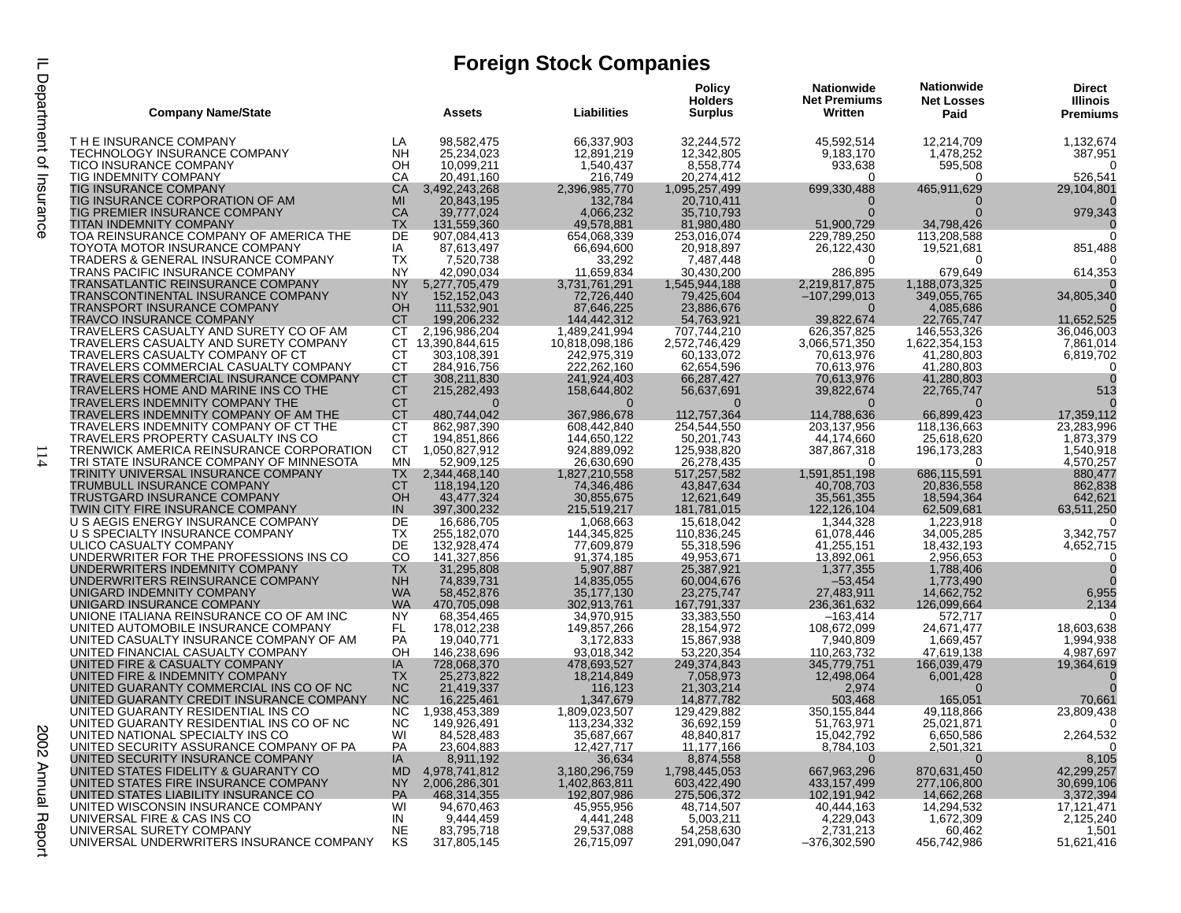# Foreign Stock Companies

| Company Name/State | | Assets | Liabilities | Policy Holders Surplus | Nationwide Net Premiums Written | Nationwide Net Losses Paid | Direct Illinois Premiums |
|---|---|---|---|---|---|---|---|
| T H E INSURANCE COMPANY | LA | 98,582,475 | 66,337,903 | 32,244,572 | 45,592,514 | 12,214,709 | 1,132,674 |
| TECHNOLOGY INSURANCE COMPANY | NH | 25,234,023 | 12,891,219 | 12,342,805 | 9,183,170 | 1,478,252 | 387,951 |
| TICO INSURANCE COMPANY | OH | 10,099,211 | 1,540,437 | 8,558,774 | 933,638 | 595,508 | 0 |
| TIG INDEMNITY COMPANY | CA | 20,491,160 | 216,749 | 20,274,412 | 0 | 0 | 526,541 |
| TIG INSURANCE COMPANY | CA | 3,492,243,268 | 2,396,985,770 | 1,095,257,499 | 699,330,488 | 465,911,629 | 29,104,801 |
| TIG INSURANCE CORPORATION OF AM | MI | 20,843,195 | 132,784 | 20,710,411 | 0 | 0 | 0 |
| TIG PREMIER INSURANCE COMPANY | CA | 39,777,024 | 4,066,232 | 35,710,793 | 0 | 0 | 979,343 |
| TITAN INDEMNITY COMPANY | TX | 131,559,360 | 49,578,881 | 81,980,480 | 51,900,729 | 34,798,426 | 0 |
| TOA REINSURANCE COMPANY OF AMERICA THE | DE | 907,084,413 | 654,068,339 | 253,016,074 | 229,789,250 | 113,208,588 | 0 |
| TOYOTA MOTOR INSURANCE COMPANY | IA | 87,613,497 | 66,694,600 | 20,918,897 | 26,122,430 | 19,521,681 | 851,488 |
| TRADERS & GENERAL INSURANCE COMPANY | TX | 7,520,738 | 33,292 | 7,487,448 | 0 | 0 | 0 |
| TRANS PACIFIC INSURANCE COMPANY | NY | 42,090,034 | 11,659,834 | 30,430,200 | 286,895 | 679,649 | 614,353 |
| TRANSATLANTIC REINSURANCE COMPANY | NY | 5,277,705,479 | 3,731,761,291 | 1,545,944,188 | 2,219,817,875 | 1,188,073,325 | 0 |
| TRANSCONTINENTAL INSURANCE COMPANY | NY | 152,152,043 | 72,726,440 | 79,425,604 | –107,299,013 | 349,055,765 | 34,805,340 |
| TRANSPORT INSURANCE COMPANY | OH | 111,532,901 | 87,646,225 | 23,886,676 | 0 | 4,085,686 | 0 |
| TRAVCO INSURANCE COMPANY | CT | 199,206,232 | 144,442,312 | 54,763,921 | 39,822,674 | 22,765,747 | 11,652,525 |
| TRAVELERS CASUALTY AND SURETY CO OF AM | CT | 2,196,986,204 | 1,489,241,994 | 707,744,210 | 626,357,825 | 146,553,326 | 36,046,003 |
| TRAVELERS CASUALTY AND SURETY COMPANY | CT | 13,390,844,615 | 10,818,098,186 | 2,572,746,429 | 3,066,571,350 | 1,622,354,153 | 7,861,014 |
| TRAVELERS CASUALTY COMPANY OF CT | CT | 303,108,391 | 242,975,319 | 60,133,072 | 70,613,976 | 41,280,803 | 6,819,702 |
| TRAVELERS COMMERCIAL CASUALTY COMPANY | CT | 284,916,756 | 222,262,160 | 62,654,596 | 70,613,976 | 41,280,803 | 0 |
| TRAVELERS COMMERCIAL INSURANCE COMPANY | CT | 308,211,830 | 241,924,403 | 66,287,427 | 70,613,976 | 41,280,803 | 0 |
| TRAVELERS HOME AND MARINE INS CO THE | CT | 215,282,493 | 158,644,802 | 56,637,691 | 39,822,674 | 22,765,747 | 513 |
| TRAVELERS INDEMNITY COMPANY THE | CT | 0 | 0 | 0 | 0 | 0 | 0 |
| TRAVELERS INDEMNITY COMPANY OF AM THE | CT | 480,744,042 | 367,986,678 | 112,757,364 | 114,788,636 | 66,899,423 | 17,359,112 |
| TRAVELERS INDEMNITY COMPANY OF CT THE | CT | 862,987,390 | 608,442,840 | 254,544,550 | 203,137,956 | 118,136,663 | 23,283,996 |
| TRAVELERS PROPERTY CASUALTY INS CO | CT | 194,851,866 | 144,650,122 | 50,201,743 | 44,174,660 | 25,618,620 | 1,873,379 |
| TRENWICK AMERICA REINSURANCE CORPORATION | CT | 1,050,827,912 | 924,889,092 | 125,938,820 | 387,867,318 | 196,173,283 | 1,540,918 |
| TRI STATE INSURANCE COMPANY OF MINNESOTA | MN | 52,909,125 | 26,630,690 | 26,278,435 | 0 | 0 | 4,570,257 |
| TRINITY UNIVERSAL INSURANCE COMPANY | TX | 2,344,468,140 | 1,827,210,558 | 517,257,582 | 1,591,851,198 | 686,115,591 | 880,477 |
| TRUMBULL INSURANCE COMPANY | CT | 118,194,120 | 74,346,486 | 43,847,634 | 40,708,703 | 20,836,558 | 862,838 |
| TRUSTGARD INSURANCE COMPANY | OH | 43,477,324 | 30,855,675 | 12,621,649 | 35,561,355 | 18,594,364 | 642,621 |
| TWIN CITY FIRE INSURANCE COMPANY | IN | 397,300,232 | 215,519,217 | 181,781,015 | 122,126,104 | 62,509,681 | 63,511,250 |
| U S AEGIS ENERGY INSURANCE COMPANY | DE | 16,686,705 | 1,068,663 | 15,618,042 | 1,344,328 | 1,223,918 | 0 |
| U S SPECIALTY INSURANCE COMPANY | TX | 255,182,070 | 144,345,825 | 110,836,245 | 61,078,446 | 34,005,285 | 3,342,757 |
| ULICO CASUALTY COMPANY | DE | 132,928,474 | 77,609,879 | 55,318,596 | 41,255,151 | 18,432,193 | 4,652,715 |
| UNDERWRITER FOR THE PROFESSIONS INS CO | CO | 141,327,856 | 91,374,185 | 49,953,671 | 13,892,061 | 2,956,653 | 0 |
| UNDERWRITERS INDEMNITY COMPANY | TX | 31,295,808 | 5,907,887 | 25,387,921 | 1,377,355 | 1,788,406 | 0 |
| UNDERWRITERS REINSURANCE COMPANY | NH | 74,839,731 | 14,835,055 | 60,004,676 | –53,454 | 1,773,490 | 0 |
| UNIGARD INDEMNITY COMPANY | WA | 58,452,876 | 35,177,130 | 23,275,747 | 27,483,911 | 14,662,752 | 6,955 |
| UNIGARD INSURANCE COMPANY | WA | 470,705,098 | 302,913,761 | 167,791,337 | 236,361,632 | 126,099,664 | 2,134 |
| UNIONE ITALIANA REINSURANCE CO OF AM INC | NY | 68,354,465 | 34,970,915 | 33,383,550 | –163,414 | 572,717 | 0 |
| UNITED AUTOMOBILE INSURANCE COMPANY | FL | 178,012,238 | 149,857,266 | 28,154,972 | 108,672,099 | 24,671,477 | 18,603,638 |
| UNITED CASUALTY INSURANCE COMPANY OF AM | PA | 19,040,771 | 3,172,833 | 15,867,938 | 7,940,809 | 1,669,457 | 1,994,938 |
| UNITED FINANCIAL CASUALTY COMPANY | OH | 146,238,696 | 93,018,342 | 53,220,354 | 110,263,732 | 47,619,138 | 4,987,697 |
| UNITED FIRE & CASUALTY COMPANY | IA | 728,068,370 | 478,693,527 | 249,374,843 | 345,779,751 | 166,039,479 | 19,364,619 |
| UNITED FIRE & INDEMNITY COMPANY | TX | 25,273,822 | 18,214,849 | 7,058,973 | 12,498,064 | 6,001,428 | 0 |
| UNITED GUARANTY COMMERCIAL INS CO OF NC | NC | 21,419,337 | 116,123 | 21,303,214 | 2,974 | 0 | 0 |
| UNITED GUARANTY CREDIT INSURANCE COMPANY | NC | 16,225,461 | 1,347,679 | 14,877,782 | 503,468 | 165,051 | 70,661 |
| UNITED GUARANTY RESIDENTIAL INS CO | NC | 1,938,453,389 | 1,809,023,507 | 129,429,882 | 350,155,844 | 49,118,866 | 23,809,438 |
| UNITED GUARANTY RESIDENTIAL INS CO OF NC | NC | 149,926,491 | 113,234,332 | 36,692,159 | 51,763,971 | 25,021,871 | 0 |
| UNITED NATIONAL SPECIALTY INS CO | WI | 84,528,483 | 35,687,667 | 48,840,817 | 15,042,792 | 6,650,586 | 2,264,532 |
| UNITED SECURITY ASSURANCE COMPANY OF PA | PA | 23,604,883 | 12,427,717 | 11,177,166 | 8,784,103 | 2,501,321 | 0 |
| UNITED SECURITY INSURANCE COMPANY | IA | 8,911,192 | 36,634 | 8,874,558 | 0 | 0 | 8,105 |
| UNITED STATES FIDELITY & GUARANTY CO | MD | 4,978,741,812 | 3,180,296,759 | 1,798,445,053 | 667,963,296 | 870,631,450 | 42,299,257 |
| UNITED STATES FIRE INSURANCE COMPANY | NY | 2,006,286,301 | 1,402,863,811 | 603,422,490 | 433,157,499 | 277,106,800 | 30,699,106 |
| UNITED STATES LIABILITY INSURANCE CO | PA | 468,314,355 | 192,807,986 | 275,506,372 | 102,191,942 | 14,662,268 | 3,372,394 |
| UNITED WISCONSIN INSURANCE COMPANY | WI | 94,670,463 | 45,955,956 | 48,714,507 | 40,444,163 | 14,294,532 | 17,121,471 |
| UNIVERSAL FIRE & CAS INS CO | IN | 9,444,459 | 4,441,248 | 5,003,211 | 4,229,043 | 1,672,309 | 2,125,240 |
| UNIVERSAL SURETY COMPANY | NE | 83,795,718 | 29,537,088 | 54,258,630 | 2,731,213 | 60,462 | 1,501 |
| UNIVERSAL UNDERWRITERS INSURANCE COMPANY | KS | 317,805,145 | 26,715,097 | 291,090,047 | –376,302,590 | 456,742,986 | 51,621,416 |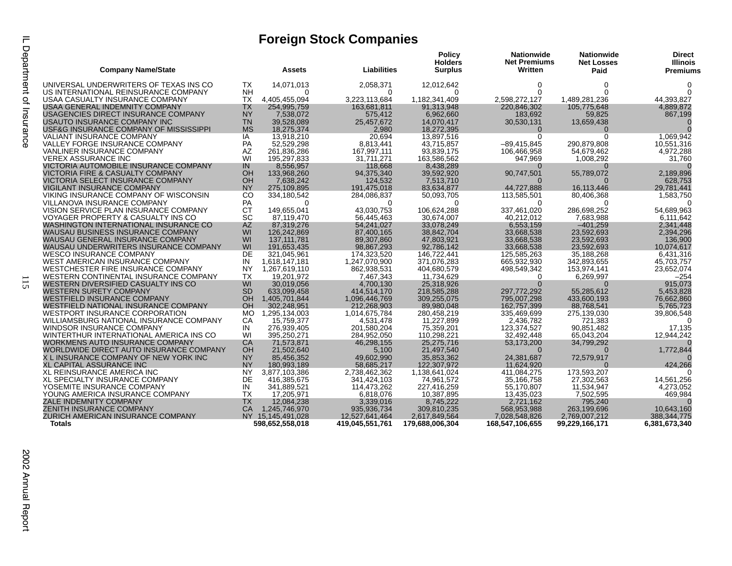# Foreign Stock Companies

| Company Name/State | | Assets | Liabilities | Policy Holders Surplus | Nationwide Net Premiums Written | Nationwide Net Losses Paid | Direct Illinois Premiums |
|---|---|---|---|---|---|---|---|
| UNIVERSAL UNDERWRITERS OF TEXAS INS CO | TX | 14,071,013 | 2,058,371 | 12,012,642 | 0 | 0 | 0 |
| US INTERNATIONAL REINSURANCE COMPANY | NH | 0 | 0 | 0 | 0 | 0 | 0 |
| USAA CASUALTY INSURANCE COMPANY | TX | 4,405,455,094 | 3,223,113,684 | 1,182,341,409 | 2,598,272,127 | 1,489,281,236 | 44,393,827 |
| USAA GENERAL INDEMNITY COMPANY | TX | 254,995,759 | 163,681,811 | 91,313,948 | 220,846,302 | 105,775,648 | 4,889,872 |
| USAGENCIES DIRECT INSURANCE COMPANY | NY | 7,538,072 | 575,412 | 6,962,660 | 183,692 | 59,825 | 867,199 |
| USAUTO INSURANCE COMPANY INC | TN | 39,528,089 | 25,457,672 | 14,070,417 | 30,530,131 | 13,659,438 | 0 |
| USF&G INSURANCE COMPANY OF MISSISSIPPI | MS | 18,275,374 | 2,980 | 18,272,395 | 0 | 0 | 0 |
| VALIANT INSURANCE COMPANY | IA | 13,918,210 | 20,694 | 13,897,516 | 0 | 0 | 1,069,942 |
| VALLEY FORGE INSURANCE COMPANY | PA | 52,529,298 | 8,813,441 | 43,715,857 | –89,415,845 | 290,879,808 | 10,551,316 |
| VANLINER INSURANCE COMPANY | AZ | 261,836,286 | 167,997,111 | 93,839,175 | 106,466,958 | 54,679,462 | 4,972,288 |
| VEREX ASSURANCE INC | WI | 195,297,833 | 31,711,271 | 163,586,562 | 947,969 | 1,008,292 | 31,760 |
| VICTORIA AUTOMOBILE INSURANCE COMPANY | IN | 8,556,957 | 118,668 | 8,438,289 | 0 | 0 | 0 |
| VICTORIA FIRE & CASUALTY COMPANY | OH | 133,968,260 | 94,375,340 | 39,592,920 | 90,747,501 | 55,789,072 | 2,189,896 |
| VICTORIA SELECT INSURANCE COMPANY | OH | 7,638,242 | 124,532 | 7,513,710 | 0 | 0 | 628,753 |
| VIGILANT INSURANCE COMPANY | NY | 275,109,895 | 191,475,018 | 83,634,877 | 44,727,888 | 16,113,446 | 29,781,441 |
| VIKING INSURANCE COMPANY OF WISCONSIN | CO | 334,180,542 | 284,086,837 | 50,093,705 | 113,585,501 | 80,406,368 | 1,583,750 |
| VILLANOVA INSURANCE COMPANY | PA | 0 | 0 | 0 | 0 | 0 | 0 |
| VISION SERVICE PLAN INSURANCE COMPANY | CT | 149,655,041 | 43,030,753 | 106,624,288 | 337,461,020 | 286,698,252 | 54,689,963 |
| VOYAGER PROPERTY & CASUALTY INS CO | SC | 87,119,470 | 56,445,463 | 30,674,007 | 40,212,012 | 7,683,988 | 6,111,642 |
| WASHINGTON INTERNATIONAL INSURANCE CO | AZ | 87,319,276 | 54,241,027 | 33,078,249 | 6,553,159 | –401,259 | 2,341,448 |
| WAUSAU BUSINESS INSURANCE COMPANY | WI | 126,242,869 | 87,400,165 | 38,842,704 | 33,668,538 | 23,592,693 | 2,394,296 |
| WAUSAU GENERAL INSURANCE COMPANY | WI | 137,111,781 | 89,307,860 | 47,803,921 | 33,668,538 | 23,592,693 | 136,900 |
| WAUSAU UNDERWRITERS INSURANCE COMPANY | WI | 191,653,435 | 98,867,293 | 92,786,142 | 33,668,538 | 23,592,693 | 10,074,617 |
| WESCO INSURANCE COMPANY | DE | 321,045,961 | 174,323,520 | 146,722,441 | 125,585,263 | 35,188,268 | 6,431,316 |
| WEST AMERICAN INSURANCE COMPANY | IN | 1,618,147,181 | 1,247,070,900 | 371,076,283 | 665,932,930 | 342,893,655 | 45,703,757 |
| WESTCHESTER FIRE INSURANCE COMPANY | NY | 1,267,619,110 | 862,938,531 | 404,680,579 | 498,549,342 | 153,974,141 | 23,652,074 |
| WESTERN CONTINENTAL INSURANCE COMPANY | TX | 19,201,972 | 7,467,343 | 11,734,629 | 0 | 6,269,997 | –254 |
| WESTERN DIVERSIFIED CASUALTY INS CO | WI | 30,019,056 | 4,700,130 | 25,318,926 | 0 | 0 | 915,073 |
| WESTERN SURETY COMPANY | SD | 633,099,458 | 414,514,170 | 218,585,288 | 297,772,292 | 55,285,612 | 5,453,828 |
| WESTFIELD INSURANCE COMPANY | OH | 1,405,701,844 | 1,096,446,769 | 309,255,075 | 795,007,298 | 433,600,193 | 76,662,860 |
| WESTFIELD NATIONAL INSURANCE COMPANY | OH | 302,248,951 | 212,268,903 | 89,980,048 | 162,757,399 | 88,768,541 | 5,765,723 |
| WESTPORT INSURANCE CORPORATION | MO | 1,295,134,003 | 1,014,675,784 | 280,458,219 | 335,469,699 | 275,139,030 | 39,806,548 |
| WILLIAMSBURG NATIONAL INSURANCE COMPANY | CA | 15,759,377 | 4,531,478 | 11,227,899 | 2,436,782 | 721,383 | 0 |
| WINDSOR INSURANCE COMPANY | IN | 276,939,405 | 201,580,204 | 75,359,201 | 123,374,527 | 90,851,482 | 17,135 |
| WINTERTHUR INTERNATIONAL AMERICA INS CO | WI | 395,250,271 | 284,952,050 | 110,298,221 | 32,492,448 | 65,043,204 | 12,944,242 |
| WORKMENS AUTO INSURANCE COMPANY | CA | 71,573,871 | 46,298,155 | 25,275,716 | 53,173,200 | 34,799,292 | 0 |
| WORLDWIDE DIRECT AUTO INSURANCE COMPANY | OH | 21,502,640 | 5,100 | 21,497,540 | 0 | 0 | 1,772,844 |
| X L INSURANCE COMPANY OF NEW YORK INC | NY | 85,456,352 | 49,602,990 | 35,853,362 | 24,381,687 | 72,579,917 | 0 |
| XL CAPITAL ASSURANCE INC | NY | 180,993,189 | 58,685,217 | 122,307,972 | 11,624,920 | 0 | 424,266 |
| XL REINSURANCE AMERICA INC | NY | 3,877,103,386 | 2,738,462,362 | 1,138,641,024 | 411,084,275 | 173,593,207 | 0 |
| XL SPECIALTY INSURANCE COMPANY | DE | 416,385,675 | 341,424,103 | 74,961,572 | 35,166,758 | 27,302,563 | 14,561,256 |
| YOSEMITE INSURANCE COMPANY | IN | 341,889,521 | 114,473,262 | 227,416,259 | 55,170,807 | 11,534,947 | 4,273,052 |
| YOUNG AMERICA INSURANCE COMPANY | TX | 17,205,971 | 6,818,076 | 10,387,895 | 13,435,023 | 7,502,595 | 469,984 |
| ZALE INDEMNITY COMPANY | TX | 12,084,238 | 3,339,016 | 8,745,222 | 2,721,162 | 795,240 | 0 |
| ZENITH INSURANCE COMPANY | CA | 1,245,746,970 | 935,936,734 | 309,810,235 | 568,953,988 | 263,199,696 | 10,643,160 |
| ZURICH AMERICAN INSURANCE COMPANY | NY | 15,145,491,028 | 12,527,641,464 | 2,617,849,564 | 7,028,548,826 | 2,769,007,212 | 388,344,775 |
| **Totals** | | **598,652,558,018** | **419,045,551,761** | **179,688,006,304** | **168,547,106,655** | **99,229,166,171** | **6,381,673,340** |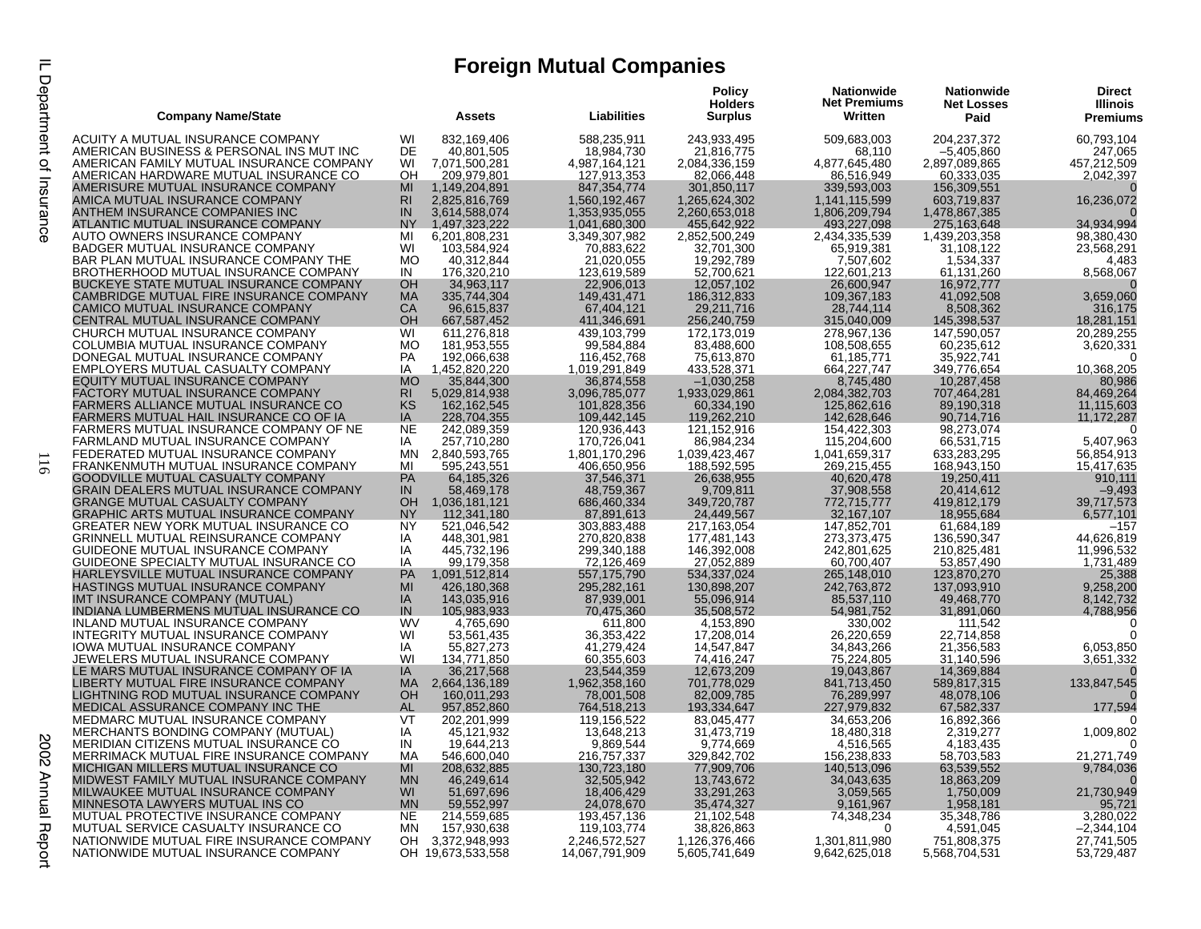# Foreign Mutual Companies

| Company Name/State | | Assets | Liabilities | Policy Holders Surplus | Nationwide Net Premiums Written | Nationwide Net Losses Paid | Direct Illinois Premiums |
|---|---|---|---|---|---|---|---|
| ACUITY A MUTUAL INSURANCE COMPANY | WI | 832,169,406 | 588,235,911 | 243,933,495 | 509,683,003 | 204,237,372 | 60,793,104 |
| AMERICAN BUSINESS & PERSONAL INS MUT INC | DE | 40,801,505 | 18,984,730 | 21,816,775 | 68,110 | –5,405,860 | 247,065 |
| AMERICAN FAMILY MUTUAL INSURANCE COMPANY | WI | 7,071,500,281 | 4,987,164,121 | 2,084,336,159 | 4,877,645,480 | 2,897,089,865 | 457,212,509 |
| AMERICAN HARDWARE MUTUAL INSURANCE CO | OH | 209,979,801 | 127,913,353 | 82,066,448 | 86,516,949 | 60,333,035 | 2,042,397 |
| AMERISURE MUTUAL INSURANCE COMPANY | MI | 1,149,204,891 | 847,354,774 | 301,850,117 | 339,593,003 | 156,309,551 | 0 |
| AMICA MUTUAL INSURANCE COMPANY | RI | 2,825,816,769 | 1,560,192,467 | 1,265,624,302 | 1,141,115,599 | 603,719,837 | 16,236,072 |
| ANTHEM INSURANCE COMPANIES INC | IN | 3,614,588,074 | 1,353,935,055 | 2,260,653,018 | 1,806,209,794 | 1,478,867,385 | 0 |
| ATLANTIC MUTUAL INSURANCE COMPANY | NY | 1,497,323,222 | 1,041,680,300 | 455,642,922 | 493,227,098 | 275,163,648 | 34,934,994 |
| AUTO OWNERS INSURANCE COMPANY | MI | 6,201,808,231 | 3,349,307,982 | 2,852,500,249 | 2,434,335,539 | 1,439,203,358 | 98,380,430 |
| BADGER MUTUAL INSURANCE COMPANY | WI | 103,584,924 | 70,883,622 | 32,701,300 | 65,919,381 | 31,108,122 | 23,568,291 |
| BAR PLAN MUTUAL INSURANCE COMPANY THE | MO | 40,312,844 | 21,020,055 | 19,292,789 | 7,507,602 | 1,534,337 | 4,483 |
| BROTHERHOOD MUTUAL INSURANCE COMPANY | IN | 176,320,210 | 123,619,589 | 52,700,621 | 122,601,213 | 61,131,260 | 8,568,067 |
| BUCKEYE STATE MUTUAL INSURANCE COMPANY | OH | 34,963,117 | 22,906,013 | 12,057,102 | 26,600,947 | 16,972,777 | 0 |
| CAMBRIDGE MUTUAL FIRE INSURANCE COMPANY | MA | 335,744,304 | 149,431,471 | 186,312,833 | 109,367,183 | 41,092,508 | 3,659,060 |
| CAMICO MUTUAL INSURANCE COMPANY | CA | 96,615,837 | 67,404,121 | 29,211,716 | 28,744,114 | 8,508,362 | 316,175 |
| CENTRAL MUTUAL INSURANCE COMPANY | OH | 667,587,452 | 411,346,691 | 256,240,759 | 315,040,009 | 145,398,537 | 18,281,151 |
| CHURCH MUTUAL INSURANCE COMPANY | WI | 611,276,818 | 439,103,799 | 172,173,019 | 278,967,136 | 147,590,057 | 20,289,255 |
| COLUMBIA MUTUAL INSURANCE COMPANY | MO | 181,953,555 | 99,584,884 | 83,488,600 | 108,508,655 | 60,235,612 | 3,620,331 |
| DONEGAL MUTUAL INSURANCE COMPANY | PA | 192,066,638 | 116,452,768 | 75,613,870 | 61,185,771 | 35,922,741 | 0 |
| EMPLOYERS MUTUAL CASUALTY COMPANY | IA | 1,452,820,220 | 1,019,291,849 | 433,528,371 | 664,227,747 | 349,776,654 | 10,368,205 |
| EQUITY MUTUAL INSURANCE COMPANY | MO | 35,844,300 | 36,874,558 | –1,030,258 | 8,745,480 | 10,287,458 | 80,986 |
| FACTORY MUTUAL INSURANCE COMPANY | RI | 5,029,814,938 | 3,096,785,077 | 1,933,029,861 | 2,084,382,703 | 707,464,281 | 84,469,264 |
| FARMERS ALLIANCE MUTUAL INSURANCE CO | KS | 162,162,545 | 101,828,356 | 60,334,190 | 125,862,616 | 89,190,318 | 11,115,603 |
| FARMERS MUTUAL HAIL INSURANCE CO OF IA | IA | 228,704,355 | 109,442,145 | 119,262,210 | 142,628,646 | 90,714,716 | 11,172,287 |
| FARMERS MUTUAL INSURANCE COMPANY OF NE | NE | 242,089,359 | 120,936,443 | 121,152,916 | 154,422,303 | 98,273,074 | 0 |
| FARMLAND MUTUAL INSURANCE COMPANY | IA | 257,710,280 | 170,726,041 | 86,984,234 | 115,204,600 | 66,531,715 | 5,407,963 |
| FEDERATED MUTUAL INSURANCE COMPANY | MN | 2,840,593,765 | 1,801,170,296 | 1,039,423,467 | 1,041,659,317 | 633,283,295 | 56,854,913 |
| FRANKENMUTH MUTUAL INSURANCE COMPANY | MI | 595,243,551 | 406,650,956 | 188,592,595 | 269,215,455 | 168,943,150 | 15,417,635 |
| GOODVILLE MUTUAL CASUALTY COMPANY | PA | 64,185,326 | 37,546,371 | 26,638,955 | 40,620,478 | 19,250,411 | 910,111 |
| GRAIN DEALERS MUTUAL INSURANCE COMPANY | IN | 58,469,178 | 48,759,367 | 9,709,811 | 37,908,558 | 20,414,612 | –9,493 |
| GRANGE MUTUAL CASUALTY COMPANY | OH | 1,036,181,121 | 686,460,334 | 349,720,787 | 772,715,777 | 419,812,179 | 39,717,573 |
| GRAPHIC ARTS MUTUAL INSURANCE COMPANY | NY | 112,341,180 | 87,891,613 | 24,449,567 | 32,167,107 | 18,955,684 | 6,577,101 |
| GREATER NEW YORK MUTUAL INSURANCE CO | NY | 521,046,542 | 303,883,488 | 217,163,054 | 147,852,701 | 61,684,189 | –157 |
| GRINNELL MUTUAL REINSURANCE COMPANY | IA | 448,301,981 | 270,820,838 | 177,481,143 | 273,373,475 | 136,590,347 | 44,626,819 |
| GUIDEONE MUTUAL INSURANCE COMPANY | IA | 445,732,196 | 299,340,188 | 146,392,008 | 242,801,625 | 210,825,481 | 11,996,532 |
| GUIDEONE SPECIALTY MUTUAL INSURANCE CO | IA | 99,179,358 | 72,126,469 | 27,052,889 | 60,700,407 | 53,857,490 | 1,731,489 |
| HARLEYSVILLE MUTUAL INSURANCE COMPANY | PA | 1,091,512,814 | 557,175,790 | 534,337,024 | 265,148,010 | 123,870,270 | 25,388 |
| HASTINGS MUTUAL INSURANCE COMPANY | MI | 426,180,368 | 295,282,161 | 130,898,207 | 242,763,872 | 137,093,910 | 9,258,200 |
| IMT INSURANCE COMPANY (MUTUAL) | IA | 143,035,916 | 87,939,001 | 55,096,914 | 85,537,110 | 49,468,770 | 8,142,732 |
| INDIANA LUMBERMENS MUTUAL INSURANCE CO | IN | 105,983,933 | 70,475,360 | 35,508,572 | 54,981,752 | 31,891,060 | 4,788,956 |
| INLAND MUTUAL INSURANCE COMPANY | WV | 4,765,690 | 611,800 | 4,153,890 | 330,002 | 111,542 | 0 |
| INTEGRITY MUTUAL INSURANCE COMPANY | WI | 53,561,435 | 36,353,422 | 17,208,014 | 26,220,659 | 22,714,858 | 0 |
| IOWA MUTUAL INSURANCE COMPANY | IA | 55,827,273 | 41,279,424 | 14,547,847 | 34,843,266 | 21,356,583 | 6,053,850 |
| JEWELERS MUTUAL INSURANCE COMPANY | WI | 134,771,850 | 60,355,603 | 74,416,247 | 75,224,805 | 31,140,596 | 3,651,332 |
| LE MARS MUTUAL INSURANCE COMPANY OF IA | IA | 36,217,568 | 23,544,359 | 12,673,209 | 19,043,867 | 14,369,884 | 0 |
| LIBERTY MUTUAL FIRE INSURANCE COMPANY | MA | 2,664,136,189 | 1,962,358,160 | 701,778,029 | 841,713,450 | 589,817,315 | 133,847,545 |
| LIGHTNING ROD MUTUAL INSURANCE COMPANY | OH | 160,011,293 | 78,001,508 | 82,009,785 | 76,289,997 | 48,078,106 | 0 |
| MEDICAL ASSURANCE COMPANY INC THE | AL | 957,852,860 | 764,518,213 | 193,334,647 | 227,979,832 | 67,582,337 | 177,594 |
| MEDMARC MUTUAL INSURANCE COMPANY | VT | 202,201,999 | 119,156,522 | 83,045,477 | 34,653,206 | 16,892,366 | 0 |
| MERCHANTS BONDING COMPANY (MUTUAL) | IA | 45,121,932 | 13,648,213 | 31,473,719 | 18,480,318 | 2,319,277 | 1,009,802 |
| MERIDIAN CITIZENS MUTUAL INSURANCE CO | IN | 19,644,213 | 9,869,544 | 9,774,669 | 4,516,565 | 4,183,435 | 0 |
| MERRIMACK MUTUAL FIRE INSURANCE COMPANY | MA | 546,600,040 | 216,757,337 | 329,842,702 | 156,238,833 | 58,703,583 | 21,271,749 |
| MICHIGAN MILLERS MUTUAL INSURANCE CO | MI | 208,632,885 | 130,723,180 | 77,909,706 | 140,513,096 | 63,539,552 | 9,784,036 |
| MIDWEST FAMILY MUTUAL INSURANCE COMPANY | MN | 46,249,614 | 32,505,942 | 13,743,672 | 34,043,635 | 18,863,209 | 0 |
| MILWAUKEE MUTUAL INSURANCE COMPANY | WI | 51,697,696 | 18,406,429 | 33,291,263 | 3,059,565 | 1,750,009 | 21,730,949 |
| MINNESOTA LAWYERS MUTUAL INS CO | MN | 59,552,997 | 24,078,670 | 35,474,327 | 9,161,967 | 1,958,181 | 95,721 |
| MUTUAL PROTECTIVE INSURANCE COMPANY | NE | 214,559,685 | 193,457,136 | 21,102,548 | 74,348,234 | 35,348,786 | 3,280,022 |
| MUTUAL SERVICE CASUALTY INSURANCE CO | MN | 157,930,638 | 119,103,774 | 38,826,863 | 0 | 4,591,045 | –2,344,104 |
| NATIONWIDE MUTUAL FIRE INSURANCE COMPANY | OH | 3,372,948,993 | 2,246,572,527 | 1,126,376,466 | 1,301,811,980 | 751,808,375 | 27,741,505 |
| NATIONWIDE MUTUAL INSURANCE COMPANY | OH | 19,673,533,558 | 14,067,791,909 | 5,605,741,649 | 9,642,625,018 | 5,568,704,531 | 53,729,487 |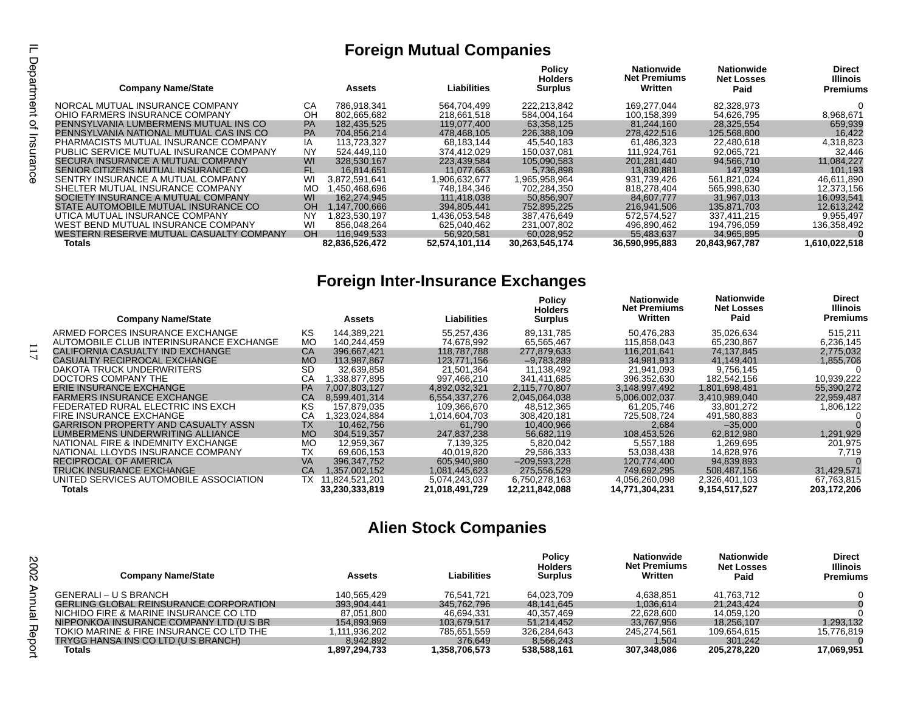## Foreign Mutual Companies

| Company Name/State | | Assets | Liabilities | Policy Holders Surplus | Nationwide Net Premiums Written | Nationwide Net Losses Paid | Direct Illinois Premiums |
|---|---|---|---|---|---|---|---|
| NORCAL MUTUAL INSURANCE COMPANY | CA | 786,918,341 | 564,704,499 | 222,213,842 | 169,277,044 | 82,328,973 | 0 |
| OHIO FARMERS INSURANCE COMPANY | OH | 802,665,682 | 218,661,518 | 584,004,164 | 100,158,399 | 54,626,795 | 8,968,671 |
| PENNSYLVANIA LUMBERMENS MUTUAL INS CO | PA | 182,435,525 | 119,077,400 | 63,358,125 | 81,244,160 | 28,325,554 | 659,939 |
| PENNSYLVANIA NATIONAL MUTUAL CAS INS CO | PA | 704,856,214 | 478,468,105 | 226,388,109 | 278,422,516 | 125,568,800 | 16,422 |
| PHARMACISTS MUTUAL INSURANCE COMPANY | IA | 113,723,327 | 68,183,144 | 45,540,183 | 61,486,323 | 22,480,618 | 4,318,823 |
| PUBLIC SERVICE MUTUAL INSURANCE COMPANY | NY | 524,449,110 | 374,412,029 | 150,037,081 | 111,924,761 | 92,065,721 | 32,446 |
| SECURA INSURANCE A MUTUAL COMPANY | WI | 328,530,167 | 223,439,584 | 105,090,583 | 201,281,440 | 94,566,710 | 11,084,227 |
| SENIOR CITIZENS MUTUAL INSURANCE CO | FL | 16,814,651 | 11,077,663 | 5,736,898 | 13,830,881 | 147,939 | 101,193 |
| SENTRY INSURANCE A MUTUAL COMPANY | WI | 3,872,591,641 | 1,906,632,677 | 1,965,958,964 | 931,739,426 | 561,821,024 | 46,611,890 |
| SHELTER MUTUAL INSURANCE COMPANY | MO | 1,450,468,696 | 748,184,346 | 702,284,350 | 818,278,404 | 565,998,630 | 12,373,156 |
| SOCIETY INSURANCE A MUTUAL COMPANY | WI | 162,274,945 | 111,418,038 | 50,856,907 | 84,607,777 | 31,967,013 | 16,093,541 |
| STATE AUTOMOBILE MUTUAL INSURANCE CO | OH | 1,147,700,666 | 394,805,441 | 752,895,225 | 216,941,506 | 135,871,703 | 12,613,242 |
| UTICA MUTUAL INSURANCE COMPANY | NY | 1,823,530,197 | 1,436,053,548 | 387,476,649 | 572,574,527 | 337,411,215 | 9,955,497 |
| WEST BEND MUTUAL INSURANCE COMPANY | WI | 856,048,264 | 625,040,462 | 231,007,802 | 496,890,462 | 194,796,059 | 136,358,492 |
| WESTERN RESERVE MUTUAL CASUALTY COMPANY | OH | 116,949,533 | 56,920,581 | 60,028,952 | 55,483,637 | 34,965,895 | 0 |
| **Totals** | | **82,836,526,472** | **52,574,101,114** | **30,263,545,174** | **36,590,995,883** | **20,843,967,787** | **1,610,022,518** |

## Foreign Inter-Insurance Exchanges

| Company Name/State | | Assets | Liabilities | Policy Holders Surplus | Nationwide Net Premiums Written | Nationwide Net Losses Paid | Direct Illinois Premiums |
|---|---|---|---|---|---|---|---|
| ARMED FORCES INSURANCE EXCHANGE | KS | 144,389,221 | 55,257,436 | 89,131,785 | 50,476,283 | 35,026,634 | 515,211 |
| AUTOMOBILE CLUB INTERINSURANCE EXCHANGE | MO | 140,244,459 | 74,678,992 | 65,565,467 | 115,858,043 | 65,230,867 | 6,236,145 |
| CALIFORNIA CASUALTY IND EXCHANGE | CA | 396,667,421 | 118,787,788 | 277,879,633 | 116,201,641 | 74,137,845 | 2,775,032 |
| CASUALTY RECIPROCAL EXCHANGE | MO | 113,987,867 | 123,771,156 | –9,783,289 | 34,981,913 | 41,149,401 | 1,855,706 |
| DAKOTA TRUCK UNDERWRITERS | SD | 32,639,858 | 21,501,364 | 11,138,492 | 21,941,093 | 9,756,145 | 0 |
| DOCTORS COMPANY THE | CA | 1,338,877,895 | 997,466,210 | 341,411,685 | 396,352,630 | 182,542,156 | 10,939,222 |
| ERIE INSURANCE EXCHANGE | PA | 7,007,803,127 | 4,892,032,321 | 2,115,770,807 | 3,148,997,492 | 1,801,698,481 | 55,390,272 |
| FARMERS INSURANCE EXCHANGE | CA | 8,599,401,314 | 6,554,337,276 | 2,045,064,038 | 5,006,002,037 | 3,410,989,040 | 22,959,487 |
| FEDERATED RURAL ELECTRIC INS EXCH | KS | 157,879,035 | 109,366,670 | 48,512,365 | 61,205,746 | 33,801,272 | 1,806,122 |
| FIRE INSURANCE EXCHANGE | CA | 1,323,024,884 | 1,014,604,703 | 308,420,181 | 725,508,724 | 491,580,883 | 0 |
| GARRISON PROPERTY AND CASUALTY ASSN | TX | 10,462,756 | 61,790 | 10,400,966 | 2,684 | –35,000 | 0 |
| LUMBERMENS UNDERWRITING ALLIANCE | MO | 304,519,357 | 247,837,238 | 56,682,119 | 108,453,526 | 62,812,980 | 1,291,929 |
| NATIONAL FIRE & INDEMNITY EXCHANGE | MO | 12,959,367 | 7,139,325 | 5,820,042 | 5,557,188 | 1,269,695 | 201,975 |
| NATIONAL LLOYDS INSURANCE COMPANY | TX | 69,606,153 | 40,019,820 | 29,586,333 | 53,038,438 | 14,828,976 | 7,719 |
| RECIPROCAL OF AMERICA | VA | 396,347,752 | 605,940,980 | –209,593,228 | 120,774,400 | 94,839,893 | 0 |
| TRUCK INSURANCE EXCHANGE | CA | 1,357,002,152 | 1,081,445,623 | 275,556,529 | 749,692,295 | 508,487,156 | 31,429,571 |
| UNITED SERVICES AUTOMOBILE ASSOCIATION | TX | 11,824,521,201 | 5,074,243,037 | 6,750,278,163 | 4,056,260,098 | 2,326,401,103 | 67,763,815 |
| **Totals** | | **33,230,333,819** | **21,018,491,729** | **12,211,842,088** | **14,771,304,231** | **9,154,517,527** | **203,172,206** |

## Alien Stock Companies

| Company Name/State | | Assets | Liabilities | Policy Holders Surplus | Nationwide Net Premiums Written | Nationwide Net Losses Paid | Direct Illinois Premiums |
|---|---|---|---|---|---|---|---|
| GENERALI – U S BRANCH | | 140,565,429 | 76,541,721 | 64,023,709 | 4,638,851 | 41,763,712 | 0 |
| GERLING GLOBAL REINSURANCE CORPORATION | | 393,904,441 | 345,762,796 | 48,141,645 | 1,036,614 | 21,243,424 | 0 |
| NICHIDO FIRE & MARINE INSURANCE CO LTD | | 87,051,800 | 46,694,331 | 40,357,469 | 22,628,600 | 14,059,120 | 0 |
| NIPPONKOA INSURANCE COMPANY LTD (U S BR | | 154,893,969 | 103,679,517 | 51,214,452 | 33,767,956 | 18,256,107 | 1,293,132 |
| TOKIO MARINE & FIRE INSURANCE CO LTD THE | | 1,111,936,202 | 785,651,559 | 326,284,643 | 245,274,561 | 109,654,615 | 15,776,819 |
| TRYGG HANSA INS CO LTD (U S BRANCH) | | 8,942,892 | 376,649 | 8,566,243 | 1,504 | 301,242 | 0 |
| **Totals** | | **1,897,294,733** | **1,358,706,573** | **538,588,161** | **307,348,086** | **205,278,220** | **17,069,951** |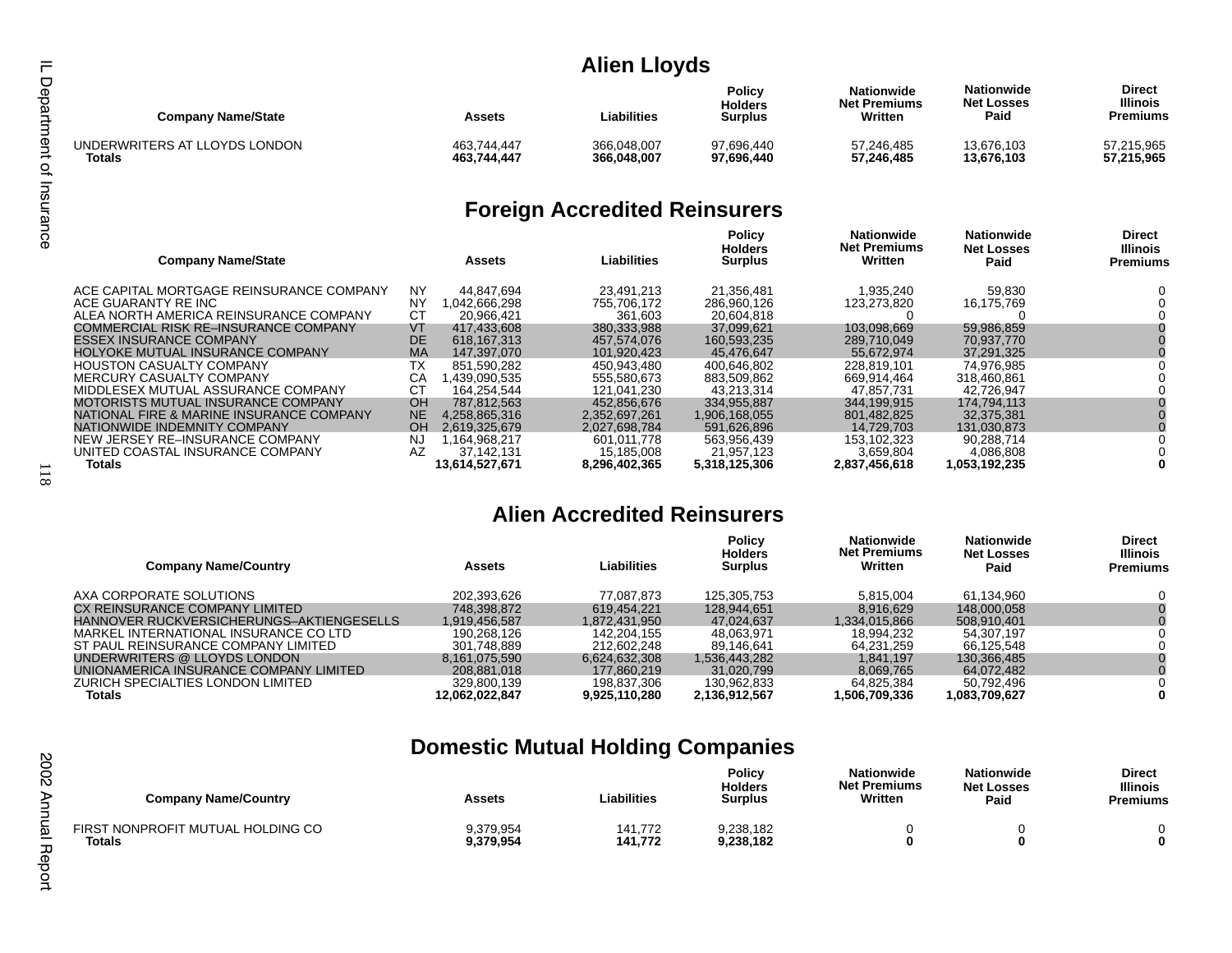## Alien Lloyds

| Company Name/State | | Assets | Liabilities | Policy Holders Surplus | Nationwide Net Premiums Written | Nationwide Net Losses Paid | Direct Illinois Premiums |
|---|---|---|---|---|---|---|---|
| UNDERWRITERS AT LLOYDS LONDON | | 463,744,447 | 366,048,007 | 97,696,440 | 57,246,485 | 13,676,103 | 57,215,965 |
| **Totals** | | **463,744,447** | **366,048,007** | **97,696,440** | **57,246,485** | **13,676,103** | **57,215,965** |

## Foreign Accredited Reinsurers

| Company Name/State | | Assets | Liabilities | Policy Holders Surplus | Nationwide Net Premiums Written | Nationwide Net Losses Paid | Direct Illinois Premiums |
|---|---|---|---|---|---|---|---|
| ACE CAPITAL MORTGAGE REINSURANCE COMPANY | NY | 44,847,694 | 23,491,213 | 21,356,481 | 1,935,240 | 59,830 | 0 |
| ACE GUARANTY RE INC | NY | 1,042,666,298 | 755,706,172 | 286,960,126 | 123,273,820 | 16,175,769 | 0 |
| ALEA NORTH AMERICA REINSURANCE COMPANY | CT | 20,966,421 | 361,603 | 20,604,818 | 0 | 0 | 0 |
| COMMERCIAL RISK RE–INSURANCE COMPANY | VT | 417,433,608 | 380,333,988 | 37,099,621 | 103,098,669 | 59,986,859 | 0 |
| ESSEX INSURANCE COMPANY | DE | 618,167,313 | 457,574,076 | 160,593,235 | 289,710,049 | 70,937,770 | 0 |
| HOLYOKE MUTUAL INSURANCE COMPANY | MA | 147,397,070 | 101,920,423 | 45,476,647 | 55,672,974 | 37,291,325 | 0 |
| HOUSTON CASUALTY COMPANY | TX | 851,590,282 | 450,943,480 | 400,646,802 | 228,819,101 | 74,976,985 | 0 |
| MERCURY CASUALTY COMPANY | CA | 1,439,090,535 | 555,580,673 | 883,509,862 | 669,914,464 | 318,460,861 | 0 |
| MIDDLESEX MUTUAL ASSURANCE COMPANY | CT | 164,254,544 | 121,041,230 | 43,213,314 | 47,857,731 | 42,726,947 | 0 |
| MOTORISTS MUTUAL INSURANCE COMPANY | OH | 787,812,563 | 452,856,676 | 334,955,887 | 344,199,915 | 174,794,113 | 0 |
| NATIONAL FIRE & MARINE INSURANCE COMPANY | NE | 4,258,865,316 | 2,352,697,261 | 1,906,168,055 | 801,482,825 | 32,375,381 | 0 |
| NATIONWIDE INDEMNITY COMPANY | OH | 2,619,325,679 | 2,027,698,784 | 591,626,896 | 14,729,703 | 131,030,873 | 0 |
| NEW JERSEY RE–INSURANCE COMPANY | NJ | 1,164,968,217 | 601,011,778 | 563,956,439 | 153,102,323 | 90,288,714 | 0 |
| UNITED COASTAL INSURANCE COMPANY | AZ | 37,142,131 | 15,185,008 | 21,957,123 | 3,659,804 | 4,086,808 | 0 |
| **Totals** | | **13,614,527,671** | **8,296,402,365** | **5,318,125,306** | **2,837,456,618** | **1,053,192,235** | **0** |

## Alien Accredited Reinsurers

| Company Name/Country | Assets | Liabilities | Policy Holders Surplus | Nationwide Net Premiums Written | Nationwide Net Losses Paid | Direct Illinois Premiums |
|---|---|---|---|---|---|---|
| AXA CORPORATE SOLUTIONS | 202,393,626 | 77,087,873 | 125,305,753 | 5,815,004 | 61,134,960 | 0 |
| CX REINSURANCE COMPANY LIMITED | 748,398,872 | 619,454,221 | 128,944,651 | 8,916,629 | 148,000,058 | 0 |
| HANNOVER RUCKVERSICHERUNGS–AKTIENGESELLS | 1,919,456,587 | 1,872,431,950 | 47,024,637 | 1,334,015,866 | 508,910,401 | 0 |
| MARKEL INTERNATIONAL INSURANCE CO LTD | 190,268,126 | 142,204,155 | 48,063,971 | 18,994,232 | 54,307,197 | 0 |
| ST PAUL REINSURANCE COMPANY LIMITED | 301,748,889 | 212,602,248 | 89,146,641 | 64,231,259 | 66,125,548 | 0 |
| UNDERWRITERS @ LLOYDS LONDON | 8,161,075,590 | 6,624,632,308 | 1,536,443,282 | 1,841,197 | 130,366,485 | 0 |
| UNIONAMERICA INSURANCE COMPANY LIMITED | 208,881,018 | 177,860,219 | 31,020,799 | 8,069,765 | 64,072,482 | 0 |
| ZURICH SPECIALTIES LONDON LIMITED | 329,800,139 | 198,837,306 | 130,962,833 | 64,825,384 | 50,792,496 | 0 |
| **Totals** | **12,062,022,847** | **9,925,110,280** | **2,136,912,567** | **1,506,709,336** | **1,083,709,627** | **0** |

## Domestic Mutual Holding Companies

| Company Name/Country | Assets | Liabilities | Policy Holders Surplus | Nationwide Net Premiums Written | Nationwide Net Losses Paid | Direct Illinois Premiums |
|---|---|---|---|---|---|---|
| FIRST NONPROFIT MUTUAL HOLDING CO | 9,379,954 | 141,772 | 9,238,182 | 0 | 0 | 0 |
| **Totals** | **9,379,954** | **141,772** | **9,238,182** | **0** | **0** | **0** |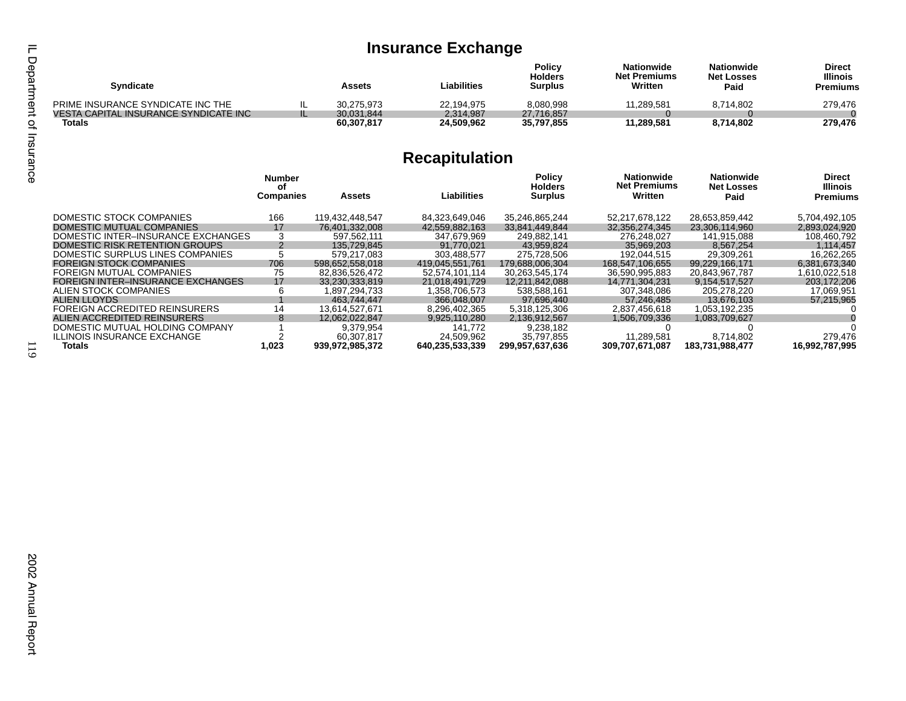## Insurance Exchange

| Syndicate | | Assets | Liabilities | Policy Holders Surplus | Nationwide Net Premiums Written | Nationwide Net Losses Paid | Direct Illinois Premiums |
|---|---|---|---|---|---|---|---|
| PRIME INSURANCE SYNDICATE INC THE | IL | 30,275,973 | 22,194,975 | 8,080,998 | 11,289,581 | 8,714,802 | 279,476 |
| VESTA CAPITAL INSURANCE SYNDICATE INC | IL | 30,031,844 | 2,314,987 | 27,716,857 | 0 | 0 | 0 |
| **Totals** | | **60,307,817** | **24,509,962** | **35,797,855** | **11,289,581** | **8,714,802** | **279,476** |

## Recapitulation

| | Number of Companies | Assets | Liabilities | Policy Holders Surplus | Nationwide Net Premiums Written | Nationwide Net Losses Paid | Direct Illinois Premiums |
|---|---|---|---|---|---|---|---|
| DOMESTIC STOCK COMPANIES | 166 | 119,432,448,547 | 84,323,649,046 | 35,246,865,244 | 52,217,678,122 | 28,653,859,442 | 5,704,492,105 |
| DOMESTIC MUTUAL COMPANIES | 17 | 76,401,332,008 | 42,559,882,163 | 33,841,449,844 | 32,356,274,345 | 23,306,114,960 | 2,893,024,920 |
| DOMESTIC INTER–INSURANCE EXCHANGES | 3 | 597,562,111 | 347,679,969 | 249,882,141 | 276,248,027 | 141,915,088 | 108,460,792 |
| DOMESTIC RISK RETENTION GROUPS | 2 | 135,729,845 | 91,770,021 | 43,959,824 | 35,969,203 | 8,567,254 | 1,114,457 |
| DOMESTIC SURPLUS LINES COMPANIES | 5 | 579,217,083 | 303,488,577 | 275,728,506 | 192,044,515 | 29,309,261 | 16,262,265 |
| FOREIGN STOCK COMPANIES | 706 | 598,652,558,018 | 419,045,551,761 | 179,688,006,304 | 168,547,106,655 | 99,229,166,171 | 6,381,673,340 |
| FOREIGN MUTUAL COMPANIES | 75 | 82,836,526,472 | 52,574,101,114 | 30,263,545,174 | 36,590,995,883 | 20,843,967,787 | 1,610,022,518 |
| FOREIGN INTER–INSURANCE EXCHANGES | 17 | 33,230,333,819 | 21,018,491,729 | 12,211,842,088 | 14,771,304,231 | 9,154,517,527 | 203,172,206 |
| ALIEN STOCK COMPANIES | 6 | 1,897,294,733 | 1,358,706,573 | 538,588,161 | 307,348,086 | 205,278,220 | 17,069,951 |
| ALIEN LLOYDS | 1 | 463,744,447 | 366,048,007 | 97,696,440 | 57,246,485 | 13,676,103 | 57,215,965 |
| FOREIGN ACCREDITED REINSURERS | 14 | 13,614,527,671 | 8,296,402,365 | 5,318,125,306 | 2,837,456,618 | 1,053,192,235 | 0 |
| ALIEN ACCREDITED REINSURERS | 8 | 12,062,022,847 | 9,925,110,280 | 2,136,912,567 | 1,506,709,336 | 1,083,709,627 | 0 |
| DOMESTIC MUTUAL HOLDING COMPANY | 1 | 9,379,954 | 141,772 | 9,238,182 | 0 | 0 | 0 |
| ILLINOIS INSURANCE EXCHANGE | 2 | 60,307,817 | 24,509,962 | 35,797,855 | 11,289,581 | 8,714,802 | 279,476 |
| **Totals** | **1,023** | **939,972,985,372** | **640,235,533,339** | **299,957,637,636** | **309,707,671,087** | **183,731,988,477** | **16,992,787,995** |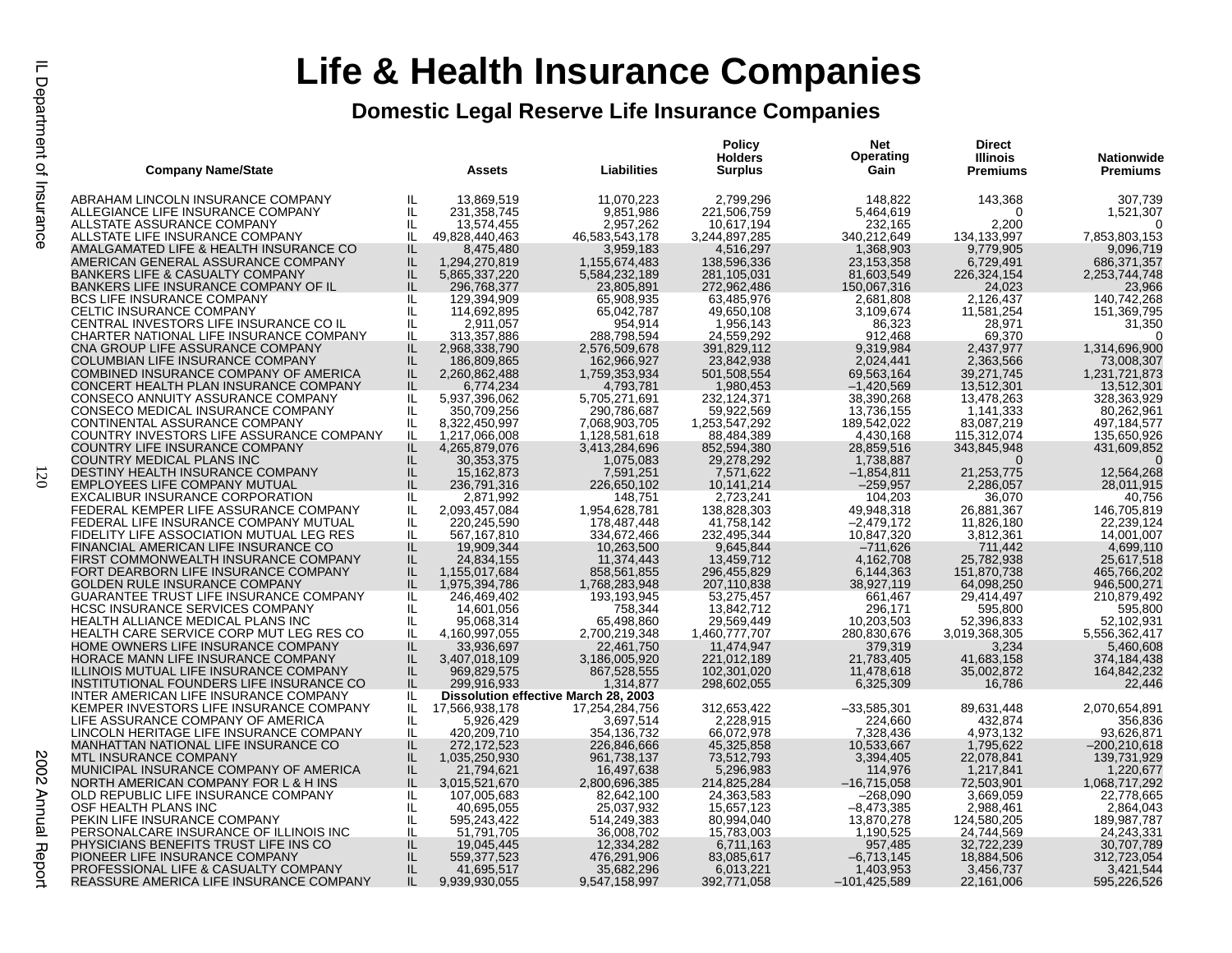# Life & Health Insurance Companies

## Domestic Legal Reserve Life Insurance Companies

| Company Name/State | | Assets | Liabilities | Policy Holders Surplus | Net Operating Gain | Direct Illinois Premiums | Nationwide Premiums |
|---|---|---|---|---|---|---|---|
| ABRAHAM LINCOLN INSURANCE COMPANY | IL | 13,869,519 | 11,070,223 | 2,799,296 | 148,822 | 143,368 | 307,739 |
| ALLEGIANCE LIFE INSURANCE COMPANY | IL | 231,358,745 | 9,851,986 | 221,506,759 | 5,464,619 | 0 | 1,521,307 |
| ALLSTATE ASSURANCE COMPANY | IL | 13,574,455 | 2,957,262 | 10,617,194 | 232,165 | 2,200 | 0 |
| ALLSTATE LIFE INSURANCE COMPANY | IL | 49,828,440,463 | 46,583,543,178 | 3,244,897,285 | 340,212,649 | 134,133,997 | 7,853,803,153 |
| AMALGAMATED LIFE & HEALTH INSURANCE CO | IL | 8,475,480 | 3,959,183 | 4,516,297 | 1,368,903 | 9,779,905 | 9,096,719 |
| AMERICAN GENERAL ASSURANCE COMPANY | IL | 1,294,270,819 | 1,155,674,483 | 138,596,336 | 23,153,358 | 6,729,491 | 686,371,357 |
| BANKERS LIFE & CASUALTY COMPANY | IL | 5,865,337,220 | 5,584,232,189 | 281,105,031 | 81,603,549 | 226,324,154 | 2,253,744,748 |
| BANKERS LIFE INSURANCE COMPANY OF IL | IL | 296,768,377 | 23,805,891 | 272,962,486 | 150,067,316 | 24,023 | 23,966 |
| BCS LIFE INSURANCE COMPANY | IL | 129,394,909 | 65,908,935 | 63,485,976 | 2,681,808 | 2,126,437 | 140,742,268 |
| CELTIC INSURANCE COMPANY | IL | 114,692,895 | 65,042,787 | 49,650,108 | 3,109,674 | 11,581,254 | 151,369,795 |
| CENTRAL INVESTORS LIFE INSURANCE CO IL | IL | 2,911,057 | 954,914 | 1,956,143 | 86,323 | 28,971 | 31,350 |
| CHARTER NATIONAL LIFE INSURANCE COMPANY | IL | 313,357,886 | 288,798,594 | 24,559,292 | 912,468 | 69,370 | 0 |
| CNA GROUP LIFE ASSURANCE COMPANY | IL | 2,968,338,790 | 2,576,509,678 | 391,829,112 | 9,319,984 | 2,437,977 | 1,314,696,900 |
| COLUMBIAN LIFE INSURANCE COMPANY | IL | 186,809,865 | 162,966,927 | 23,842,938 | 2,024,441 | 2,363,566 | 73,008,307 |
| COMBINED INSURANCE COMPANY OF AMERICA | IL | 2,260,862,488 | 1,759,353,934 | 501,508,554 | 69,563,164 | 39,271,745 | 1,231,721,873 |
| CONCERT HEALTH PLAN INSURANCE COMPANY | IL | 6,774,234 | 4,793,781 | 1,980,453 | –1,420,569 | 13,512,301 | 13,512,301 |
| CONSECO ANNUITY ASSURANCE COMPANY | IL | 5,937,396,062 | 5,705,271,691 | 232,124,371 | 38,390,268 | 13,478,263 | 328,363,929 |
| CONSECO MEDICAL INSURANCE COMPANY | IL | 350,709,256 | 290,786,687 | 59,922,569 | 13,736,155 | 1,141,333 | 80,262,961 |
| CONTINENTAL ASSURANCE COMPANY | IL | 8,322,450,997 | 7,068,903,705 | 1,253,547,292 | 189,542,022 | 83,087,219 | 497,184,577 |
| COUNTRY INVESTORS LIFE ASSURANCE COMPANY | IL | 1,217,066,008 | 1,128,581,618 | 88,484,389 | 4,430,168 | 115,312,074 | 135,650,926 |
| COUNTRY LIFE INSURANCE COMPANY | IL | 4,265,879,076 | 3,413,284,696 | 852,594,380 | 28,859,516 | 343,845,948 | 431,609,852 |
| COUNTRY MEDICAL PLANS INC | IL | 30,353,375 | 1,075,083 | 29,278,292 | 1,738,887 | 0 | 0 |
| DESTINY HEALTH INSURANCE COMPANY | IL | 15,162,873 | 7,591,251 | 7,571,622 | –1,854,811 | 21,253,775 | 12,564,268 |
| EMPLOYEES LIFE COMPANY MUTUAL | IL | 236,791,316 | 226,650,102 | 10,141,214 | –259,957 | 2,286,057 | 28,011,915 |
| EXCALIBUR INSURANCE CORPORATION | IL | 2,871,992 | 148,751 | 2,723,241 | 104,203 | 36,070 | 40,756 |
| FEDERAL KEMPER LIFE ASSURANCE COMPANY | IL | 2,093,457,084 | 1,954,628,781 | 138,828,303 | 49,948,318 | 26,881,367 | 146,705,819 |
| FEDERAL LIFE INSURANCE COMPANY MUTUAL | IL | 220,245,590 | 178,487,448 | 41,758,142 | –2,479,172 | 11,826,180 | 22,239,124 |
| FIDELITY LIFE ASSOCIATION MUTUAL LEG RES | IL | 567,167,810 | 334,672,466 | 232,495,344 | 10,847,320 | 3,812,361 | 14,001,007 |
| FINANCIAL AMERICAN LIFE INSURANCE CO | IL | 19,909,344 | 10,263,500 | 9,645,844 | –711,626 | 711,442 | 4,699,110 |
| FIRST COMMONWEALTH INSURANCE COMPANY | IL | 24,834,155 | 11,374,443 | 13,459,712 | 4,162,708 | 25,782,938 | 25,617,518 |
| FORT DEARBORN LIFE INSURANCE COMPANY | IL | 1,155,017,684 | 858,561,855 | 296,455,829 | 6,144,363 | 151,870,738 | 465,766,202 |
| GOLDEN RULE INSURANCE COMPANY | IL | 1,975,394,786 | 1,768,283,948 | 207,110,838 | 38,927,119 | 64,098,250 | 946,500,271 |
| GUARANTEE TRUST LIFE INSURANCE COMPANY | IL | 246,469,402 | 193,193,945 | 53,275,457 | 661,467 | 29,414,497 | 210,879,492 |
| HCSC INSURANCE SERVICES COMPANY | IL | 14,601,056 | 758,344 | 13,842,712 | 296,171 | 595,800 | 595,800 |
| HEALTH ALLIANCE MEDICAL PLANS INC | IL | 95,068,314 | 65,498,860 | 29,569,449 | 10,203,503 | 52,396,833 | 52,102,931 |
| HEALTH CARE SERVICE CORP MUT LEG RES CO | IL | 4,160,997,055 | 2,700,219,348 | 1,460,777,707 | 280,830,676 | 3,019,368,305 | 5,556,362,417 |
| HOME OWNERS LIFE INSURANCE COMPANY | IL | 33,936,697 | 22,461,750 | 11,474,947 | 379,319 | 3,234 | 5,460,608 |
| HORACE MANN LIFE INSURANCE COMPANY | IL | 3,407,018,109 | 3,186,005,920 | 221,012,189 | 21,783,405 | 41,683,158 | 374,184,438 |
| ILLINOIS MUTUAL LIFE INSURANCE COMPANY | IL | 969,829,575 | 867,528,555 | 102,301,020 | 11,478,618 | 35,002,872 | 164,842,232 |
| INSTITUTIONAL FOUNDERS LIFE INSURANCE CO | IL | 299,916,933 | 1,314,877 | 298,602,055 | 6,325,309 | 16,786 | 22,446 |
| INTER AMERICAN LIFE INSURANCE COMPANY | IL | **Dissolution effective March 28, 2003** | | | | | |
| KEMPER INVESTORS LIFE INSURANCE COMPANY | IL | 17,566,938,178 | 17,254,284,756 | 312,653,422 | –33,585,301 | 89,631,448 | 2,070,654,891 |
| LIFE ASSURANCE COMPANY OF AMERICA | IL | 5,926,429 | 3,697,514 | 2,228,915 | 224,660 | 432,874 | 356,836 |
| LINCOLN HERITAGE LIFE INSURANCE COMPANY | IL | 420,209,710 | 354,136,732 | 66,072,978 | 7,328,436 | 4,973,132 | 93,626,871 |
| MANHATTAN NATIONAL LIFE INSURANCE CO | IL | 272,172,523 | 226,846,666 | 45,325,858 | 10,533,667 | 1,795,622 | –200,210,618 |
| MTL INSURANCE COMPANY | IL | 1,035,250,930 | 961,738,137 | 73,512,793 | 3,394,405 | 22,078,841 | 139,731,929 |
| MUNICIPAL INSURANCE COMPANY OF AMERICA | IL | 21,794,621 | 16,497,638 | 5,296,983 | 114,976 | 1,217,841 | 1,220,677 |
| NORTH AMERICAN COMPANY FOR L & H INS | IL | 3,015,521,670 | 2,800,696,385 | 214,825,284 | –16,715,058 | 72,503,901 | 1,068,717,292 |
| OLD REPUBLIC LIFE INSURANCE COMPANY | IL | 107,005,683 | 82,642,100 | 24,363,583 | –268,090 | 3,669,059 | 22,778,665 |
| OSF HEALTH PLANS INC | IL | 40,695,055 | 25,037,932 | 15,657,123 | –8,473,385 | 2,988,461 | 2,864,043 |
| PEKIN LIFE INSURANCE COMPANY | IL | 595,243,422 | 514,249,383 | 80,994,040 | 13,870,278 | 124,580,205 | 189,987,787 |
| PERSONALCARE INSURANCE OF ILLINOIS INC | IL | 51,791,705 | 36,008,702 | 15,783,003 | 1,190,525 | 24,744,569 | 24,243,331 |
| PHYSICIANS BENEFITS TRUST LIFE INS CO | IL | 19,045,445 | 12,334,282 | 6,711,163 | 957,485 | 32,722,239 | 30,707,789 |
| PIONEER LIFE INSURANCE COMPANY | IL | 559,377,523 | 476,291,906 | 83,085,617 | –6,713,145 | 18,884,506 | 312,723,054 |
| PROFESSIONAL LIFE & CASUALTY COMPANY | IL | 41,695,517 | 35,682,296 | 6,013,221 | 1,403,953 | 3,456,737 | 3,421,544 |
| REASSURE AMERICA LIFE INSURANCE COMPANY | IL | 9,939,930,055 | 9,547,158,997 | 392,771,058 | –101,425,589 | 22,161,006 | 595,226,526 |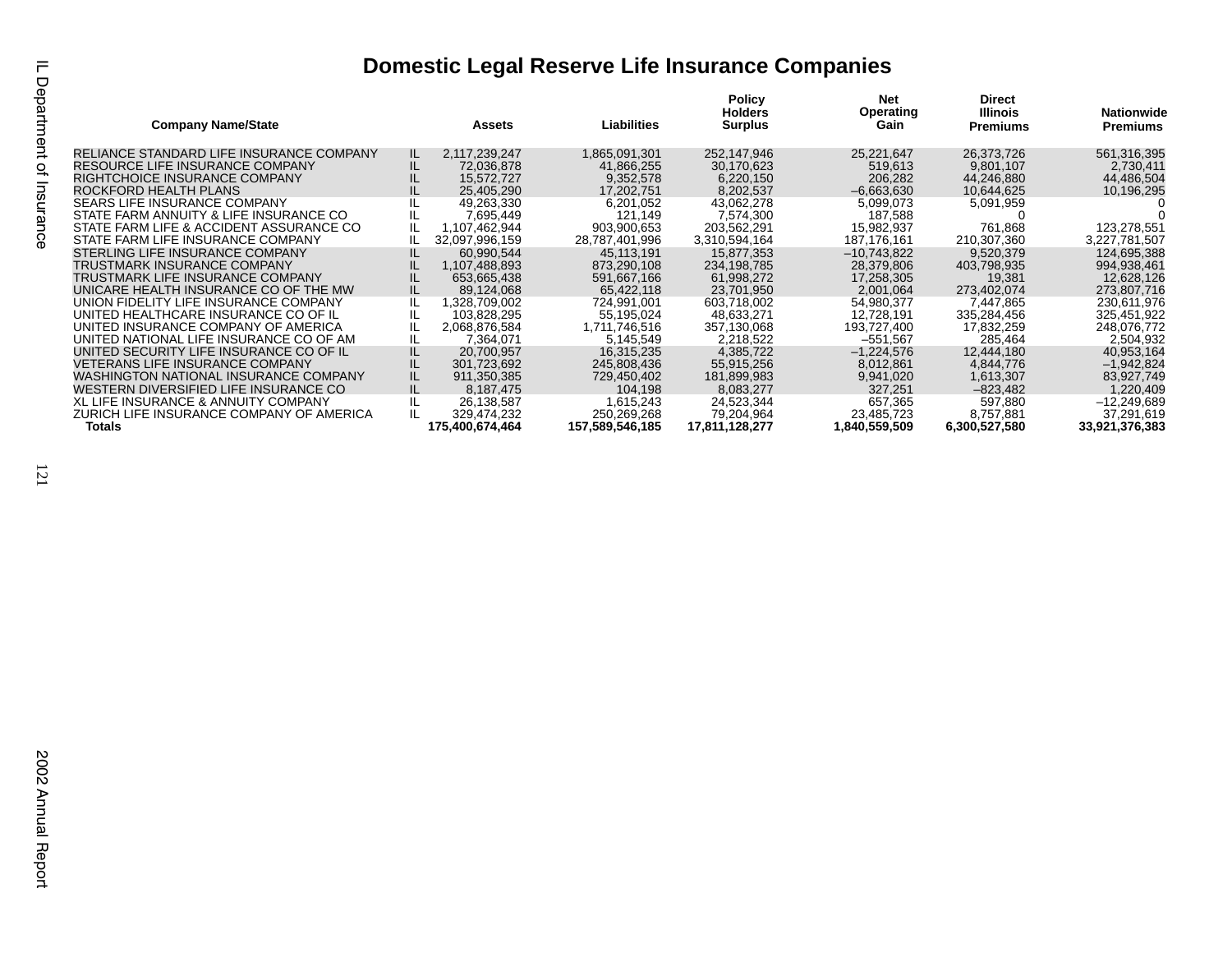# Domestic Legal Reserve Life Insurance Companies

| Company Name/State | | Assets | Liabilities | Policy Holders Surplus | Net Operating Gain | Direct Illinois Premiums | Nationwide Premiums |
|---|---|---|---|---|---|---|---|
| RELIANCE STANDARD LIFE INSURANCE COMPANY | IL | 2,117,239,247 | 1,865,091,301 | 252,147,946 | 25,221,647 | 26,373,726 | 561,316,395 |
| RESOURCE LIFE INSURANCE COMPANY | IL | 72,036,878 | 41,866,255 | 30,170,623 | 519,613 | 9,801,107 | 2,730,411 |
| RIGHTCHOICE INSURANCE COMPANY | IL | 15,572,727 | 9,352,578 | 6,220,150 | 206,282 | 44,246,880 | 44,486,504 |
| ROCKFORD HEALTH PLANS | IL | 25,405,290 | 17,202,751 | 8,202,537 | –6,663,630 | 10,644,625 | 10,196,295 |
| SEARS LIFE INSURANCE COMPANY | IL | 49,263,330 | 6,201,052 | 43,062,278 | 5,099,073 | 5,091,959 | 0 |
| STATE FARM ANNUITY & LIFE INSURANCE CO | IL | 7,695,449 | 121,149 | 7,574,300 | 187,588 | 0 | 0 |
| STATE FARM LIFE & ACCIDENT ASSURANCE CO | IL | 1,107,462,944 | 903,900,653 | 203,562,291 | 15,982,937 | 761,868 | 123,278,551 |
| STATE FARM LIFE INSURANCE COMPANY | IL | 32,097,996,159 | 28,787,401,996 | 3,310,594,164 | 187,176,161 | 210,307,360 | 3,227,781,507 |
| STERLING LIFE INSURANCE COMPANY | IL | 60,990,544 | 45,113,191 | 15,877,353 | –10,743,822 | 9,520,379 | 124,695,388 |
| TRUSTMARK INSURANCE COMPANY | IL | 1,107,488,893 | 873,290,108 | 234,198,785 | 28,379,806 | 403,798,935 | 994,938,461 |
| TRUSTMARK LIFE INSURANCE COMPANY | IL | 653,665,438 | 591,667,166 | 61,998,272 | 17,258,305 | 19,381 | 12,628,126 |
| UNICARE HEALTH INSURANCE CO OF THE MW | IL | 89,124,068 | 65,422,118 | 23,701,950 | 2,001,064 | 273,402,074 | 273,807,716 |
| UNION FIDELITY LIFE INSURANCE COMPANY | IL | 1,328,709,002 | 724,991,001 | 603,718,002 | 54,980,377 | 7,447,865 | 230,611,976 |
| UNITED HEALTHCARE INSURANCE CO OF IL | IL | 103,828,295 | 55,195,024 | 48,633,271 | 12,728,191 | 335,284,456 | 325,451,922 |
| UNITED INSURANCE COMPANY OF AMERICA | IL | 2,068,876,584 | 1,711,746,516 | 357,130,068 | 193,727,400 | 17,832,259 | 248,076,772 |
| UNITED NATIONAL LIFE INSURANCE CO OF AM | IL | 7,364,071 | 5,145,549 | 2,218,522 | –551,567 | 285,464 | 2,504,932 |
| UNITED SECURITY LIFE INSURANCE CO OF IL | IL | 20,700,957 | 16,315,235 | 4,385,722 | –1,224,576 | 12,444,180 | 40,953,164 |
| VETERANS LIFE INSURANCE COMPANY | IL | 301,723,692 | 245,808,436 | 55,915,256 | 8,012,861 | 4,844,776 | –1,942,824 |
| WASHINGTON NATIONAL INSURANCE COMPANY | IL | 911,350,385 | 729,450,402 | 181,899,983 | 9,941,020 | 1,613,307 | 83,927,749 |
| WESTERN DIVERSIFIED LIFE INSURANCE CO | IL | 8,187,475 | 104,198 | 8,083,277 | 327,251 | –823,482 | 1,220,409 |
| XL LIFE INSURANCE & ANNUITY COMPANY | IL | 26,138,587 | 1,615,243 | 24,523,344 | 657,365 | 597,880 | –12,249,689 |
| ZURICH LIFE INSURANCE COMPANY OF AMERICA | IL | 329,474,232 | 250,269,268 | 79,204,964 | 23,485,723 | 8,757,881 | 37,291,619 |
| **Totals** | | **175,400,674,464** | **157,589,546,185** | **17,811,128,277** | **1,840,559,509** | **6,300,527,580** | **33,921,376,383** |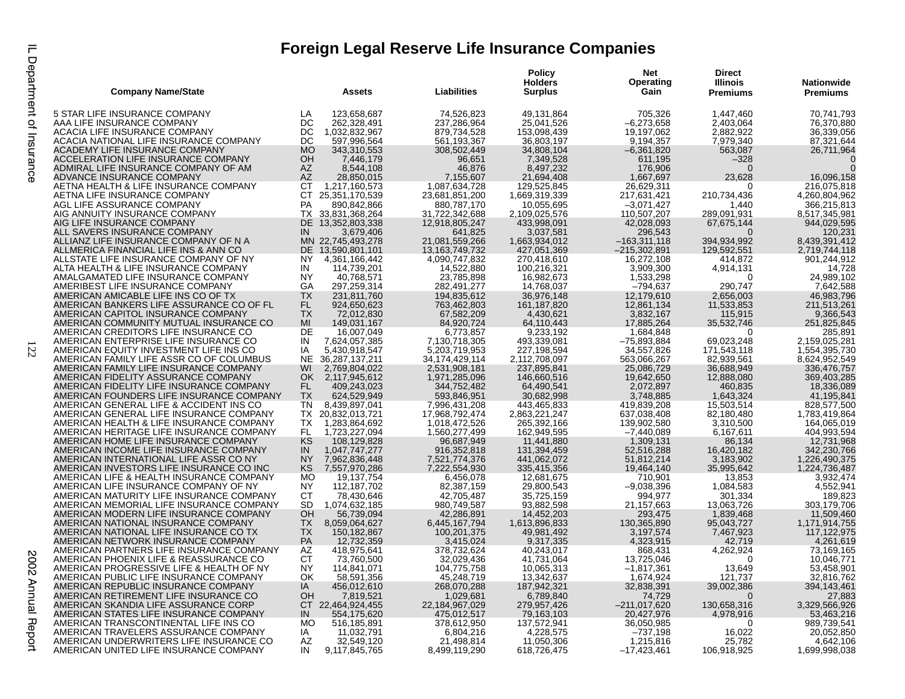# Foreign Legal Reserve Life Insurance Companies

| Company Name/State | | Assets | Liabilities | Policy Holders Surplus | Net Operating Gain | Direct Illinois Premiums | Nationwide Premiums |
|---|---|---|---|---|---|---|---|
| 5 STAR LIFE INSURANCE COMPANY | LA | 123,658,687 | 74,526,823 | 49,131,864 | 705,326 | 1,447,460 | 70,741,793 |
| AAA LIFE INSURANCE COMPANY | DC | 262,328,491 | 237,286,964 | 25,041,526 | –6,273,658 | 2,403,064 | 76,370,880 |
| ACACIA LIFE INSURANCE COMPANY | DC | 1,032,832,967 | 879,734,528 | 153,098,439 | 19,197,062 | 2,882,922 | 36,339,056 |
| ACACIA NATIONAL LIFE INSURANCE COMPANY | DC | 597,996,564 | 561,193,367 | 36,803,197 | 9,194,357 | 7,979,340 | 87,321,644 |
| ACADEMY LIFE INSURANCE COMPANY | MO | 343,310,553 | 308,502,449 | 34,808,104 | –6,361,820 | 563,087 | 26,711,964 |
| ACCELERATION LIFE INSURANCE COMPANY | OH | 7,446,179 | 96,651 | 7,349,528 | 611,195 | –328 | 0 |
| ADMIRAL LIFE INSURANCE COMPANY OF AM | AZ | 8,544,108 | 46,876 | 8,497,232 | 176,906 | 0 | 0 |
| ADVANCE INSURANCE COMPANY | AZ | 28,850,015 | 7,155,607 | 21,694,408 | 1,667,697 | 23,628 | 16,096,158 |
| AETNA HEALTH & LIFE INSURANCE COMPANY | CT | 1,217,160,573 | 1,087,634,728 | 129,525,845 | 26,629,311 | 0 | 216,075,818 |
| AETNA LIFE INSURANCE COMPANY | CT | 25,351,170,539 | 23,681,851,200 | 1,669,319,339 | 217,631,421 | 210,734,436 | 4,260,804,962 |
| AGL LIFE ASSURANCE COMPANY | PA | 890,842,866 | 880,787,170 | 10,055,695 | –3,071,427 | 1,440 | 366,215,813 |
| AIG ANNUITY INSURANCE COMPANY | TX | 33,831,368,264 | 31,722,342,688 | 2,109,025,576 | 110,507,207 | 289,091,931 | 8,517,345,981 |
| AIG LIFE INSURANCE COMPANY | DE | 13,352,803,338 | 12,918,805,247 | 433,998,091 | 42,028,093 | 67,675,144 | 944,029,595 |
| ALL SAVERS INSURANCE COMPANY | IN | 3,679,406 | 641,825 | 3,037,581 | 296,543 | 0 | 120,231 |
| ALLIANZ LIFE INSURANCE COMPANY OF N A | MN | 22,745,493,278 | 21,081,559,266 | 1,663,934,012 | –163,311,118 | 394,934,992 | 8,439,391,412 |
| ALLMERICA FINANCIAL LIFE INS & ANN CO | DE | 13,590,801,101 | 13,163,749,732 | 427,051,369 | –215,302,891 | 129,592,551 | 2,719,744,118 |
| ALLSTATE LIFE INSURANCE COMPANY OF NY | NY | 4,361,166,442 | 4,090,747,832 | 270,418,610 | 16,272,108 | 414,872 | 901,244,912 |
| ALTA HEALTH & LIFE INSURANCE COMPANY | IN | 114,739,201 | 14,522,880 | 100,216,321 | 3,909,300 | 4,914,131 | 14,728 |
| AMALGAMATED LIFE INSURANCE COMPANY | NY | 40,768,571 | 23,785,898 | 16,982,673 | 1,533,298 | 0 | 24,989,102 |
| AMERIBEST LIFE INSURANCE COMPANY | GA | 297,259,314 | 282,491,277 | 14,768,037 | –794,637 | 290,747 | 7,642,588 |
| AMERICAN AMICABLE LIFE INS CO OF TX | TX | 231,811,760 | 194,835,612 | 36,976,148 | 12,179,610 | 2,656,003 | 46,983,796 |
| AMERICAN BANKERS LIFE ASSURANCE CO OF FL | FL | 924,650,623 | 763,462,803 | 161,187,820 | 12,861,134 | 11,533,853 | 211,513,261 |
| AMERICAN CAPITOL INSURANCE COMPANY | TX | 72,012,830 | 67,582,209 | 4,430,621 | 3,832,167 | 115,915 | 9,366,543 |
| AMERICAN COMMUNITY MUTUAL INSURANCE CO | MI | 149,031,167 | 84,920,724 | 64,110,443 | 17,885,264 | 35,532,746 | 251,825,845 |
| AMERICAN CREDITORS LIFE INSURANCE CO | DE | 16,007,049 | 6,773,857 | 9,233,192 | 1,684,848 | 0 | 285,891 |
| AMERICAN ENTERPRISE LIFE INSURANCE CO | IN | 7,624,057,385 | 7,130,718,305 | 493,339,081 | –75,893,884 | 69,023,248 | 2,159,025,281 |
| AMERICAN EQUITY INVESTMENT LIFE INS CO | IA | 5,430,918,547 | 5,203,719,953 | 227,198,594 | 34,557,826 | 171,543,118 | 1,554,395,730 |
| AMERICAN FAMILY LIFE ASSR CO OF COLUMBUS | NE | 36,287,137,211 | 34,174,429,114 | 2,112,708,097 | 563,066,267 | 82,939,561 | 8,624,952,549 |
| AMERICAN FAMILY LIFE INSURANCE COMPANY | WI | 2,769,804,022 | 2,531,908,181 | 237,895,841 | 25,086,729 | 36,688,949 | 336,476,757 |
| AMERICAN FIDELITY ASSURANCE COMPANY | OK | 2,117,945,612 | 1,971,285,096 | 146,660,516 | 19,642,650 | 12,888,080 | 369,403,285 |
| AMERICAN FIDELITY LIFE INSURANCE COMPANY | FL | 409,243,023 | 344,752,482 | 64,490,541 | 2,072,897 | 460,835 | 18,336,089 |
| AMERICAN FOUNDERS LIFE INSURANCE COMPANY | TX | 624,529,949 | 593,846,951 | 30,682,998 | 3,748,885 | 1,643,324 | 41,195,841 |
| AMERICAN GENERAL LIFE & ACCIDENT INS CO | TN | 8,439,897,041 | 7,996,431,208 | 443,465,833 | 419,839,208 | 15,503,514 | 828,577,500 |
| AMERICAN GENERAL LIFE INSURANCE COMPANY | TX | 20,832,013,721 | 17,968,792,474 | 2,863,221,247 | 637,038,408 | 82,180,480 | 1,783,419,864 |
| AMERICAN HEALTH & LIFE INSURANCE COMPANY | TX | 1,283,864,692 | 1,018,472,526 | 265,392,166 | 139,902,580 | 3,310,500 | 164,065,019 |
| AMERICAN HERITAGE LIFE INSURANCE COMPANY | FL | 1,723,227,094 | 1,560,277,499 | 162,949,595 | –7,440,089 | 6,167,611 | 404,993,594 |
| AMERICAN HOME LIFE INSURANCE COMPANY | KS | 108,129,828 | 96,687,949 | 11,441,880 | 1,309,131 | 86,134 | 12,731,968 |
| AMERICAN INCOME LIFE INSURANCE COMPANY | IN | 1,047,747,277 | 916,352,818 | 131,394,459 | 52,516,288 | 16,420,182 | 342,230,766 |
| AMERICAN INTERNATIONAL LIFE ASSR CO NY | NY | 7,962,836,448 | 7,521,774,376 | 441,062,072 | 51,812,214 | 3,183,902 | 1,226,490,375 |
| AMERICAN INVESTORS LIFE INSURANCE CO INC | KS | 7,557,970,286 | 7,222,554,930 | 335,415,356 | 19,464,140 | 35,995,642 | 1,224,736,487 |
| AMERICAN LIFE & HEALTH INSURANCE COMPANY | MO | 19,137,754 | 6,456,078 | 12,681,675 | 710,901 | 13,853 | 3,932,474 |
| AMERICAN LIFE INSURANCE COMPANY OF NY | NY | 112,187,702 | 82,387,159 | 29,800,543 | –9,038,396 | 1,084,583 | 4,552,941 |
| AMERICAN MATURITY LIFE INSURANCE COMPANY | CT | 78,430,646 | 42,705,487 | 35,725,159 | 994,977 | 301,334 | 189,823 |
| AMERICAN MEMORIAL LIFE INSURANCE COMPANY | SD | 1,074,632,185 | 980,749,587 | 93,882,598 | 21,157,663 | 13,063,726 | 303,179,706 |
| AMERICAN MODERN LIFE INSURANCE COMPANY | OH | 56,739,094 | 42,286,891 | 14,452,203 | 293,475 | 1,839,468 | 11,509,460 |
| AMERICAN NATIONAL INSURANCE COMPANY | TX | 8,059,064,627 | 6,445,167,794 | 1,613,896,833 | 130,365,890 | 95,043,727 | 1,171,914,755 |
| AMERICAN NATIONAL LIFE INSURANCE CO TX | TX | 150,182,867 | 100,201,375 | 49,981,492 | 3,197,574 | 7,467,923 | 117,122,975 |
| AMERICAN NETWORK INSURANCE COMPANY | PA | 12,732,359 | 3,415,024 | 9,317,335 | 4,323,915 | 42,719 | 4,261,619 |
| AMERICAN PARTNERS LIFE INSURANCE COMPANY | AZ | 418,975,641 | 378,732,624 | 40,243,017 | 868,431 | 4,262,924 | 73,169,165 |
| AMERICAN PHOENIX LIFE & REASSURANCE CO | CT | 73,760,500 | 32,029,436 | 41,731,064 | 13,725,046 | 0 | 10,046,771 |
| AMERICAN PROGRESSIVE LIFE & HEALTH OF NY | NY | 114,841,071 | 104,775,758 | 10,065,313 | –1,817,361 | 13,649 | 53,458,901 |
| AMERICAN PUBLIC LIFE INSURANCE COMPANY | OK | 58,591,356 | 45,248,719 | 13,342,637 | 1,674,924 | 121,737 | 32,816,762 |
| AMERICAN REPUBLIC INSURANCE COMPANY | IA | 456,012,610 | 268,070,288 | 187,942,321 | 32,838,391 | 39,002,386 | 394,143,461 |
| AMERICAN RETIREMENT LIFE INSURANCE CO | OH | 7,819,521 | 1,029,681 | 6,789,840 | 74,729 | 0 | 27,883 |
| AMERICAN SKANDIA LIFE ASSURANCE CORP | CT | 22,464,924,455 | 22,184,967,029 | 279,957,426 | –211,017,620 | 130,658,316 | 3,329,566,926 |
| AMERICAN STATES LIFE INSURANCE COMPANY | IN | 554,175,620 | 475,012,517 | 79,163,103 | 20,427,976 | 4,978,916 | 53,463,216 |
| AMERICAN TRANSCONTINENTAL LIFE INS CO | MO | 516,185,891 | 378,612,950 | 137,572,941 | 36,050,985 | 0 | 989,739,541 |
| AMERICAN TRAVELERS ASSURANCE COMPANY | IA | 11,032,791 | 6,804,216 | 4,228,575 | –737,198 | 16,022 | 20,052,850 |
| AMERICAN UNDERWRITERS LIFE INSURANCE CO | AZ | 32,549,120 | 21,498,814 | 11,050,306 | 1,215,816 | 25,782 | 4,642,106 |
| AMERICAN UNITED LIFE INSURANCE COMPANY | IN | 9,117,845,765 | 8,499,119,290 | 618,726,475 | –17,423,461 | 106,918,925 | 1,699,998,038 |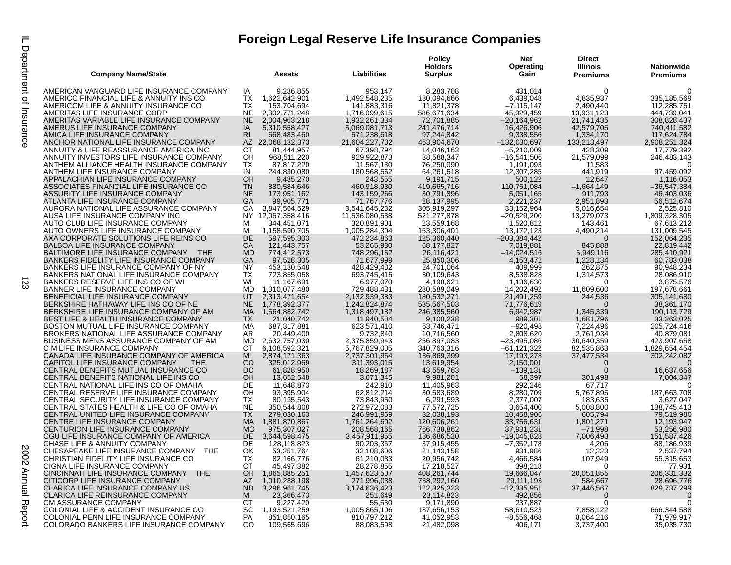# Foreign Legal Reserve Life Insurance Companies

| Company Name/State | | Assets | Liabilities | Policy Holders Surplus | Net Operating Gain | Direct Illinois Premiums | Nationwide Premiums |
|---|---|---|---|---|---|---|---|
| AMERICAN VANGUARD LIFE INSURANCE COMPANY | IA | 9,236,855 | 953,147 | 8,283,708 | 431,014 | 0 | 0 |
| AMERICO FINANCIAL LIFE & ANNUITY INS CO | TX | 1,622,642,901 | 1,492,548,235 | 130,094,666 | 6,439,048 | 4,835,937 | 335,185,569 |
| AMERICOM LIFE & ANNUITY INSURANCE CO | TX | 153,704,694 | 141,883,316 | 11,821,378 | –7,115,147 | 2,490,440 | 112,285,751 |
| AMERITAS LIFE INSURANCE CORP | NE | 2,302,771,248 | 1,716,099,615 | 586,671,634 | 45,929,459 | 13,931,123 | 444,739,041 |
| AMERITAS VARIABLE LIFE INSURANCE COMPANY | NE | 2,004,963,218 | 1,932,261,334 | 72,701,885 | –20,164,962 | 21,741,435 | 308,828,437 |
| AMERUS LIFE INSURANCE COMPANY | IA | 5,310,558,427 | 5,069,081,713 | 241,476,714 | 16,426,906 | 42,579,705 | 740,411,582 |
| AMICA LIFE INSURANCE COMPANY | RI | 668,483,460 | 571,238,618 | 97,244,842 | 9,338,556 | 1,334,170 | 117,624,784 |
| ANCHOR NATIONAL LIFE INSURANCE COMPANY | AZ | 22,068,132,373 | 21,604,227,702 | 463,904,670 | –132,030,697 | 133,213,497 | 2,908,251,324 |
| ANNUITY & LIFE REASSURANCE AMERICA INC | CT | 81,444,957 | 67,398,794 | 14,046,163 | –5,210,009 | 428,309 | 17,779,392 |
| ANNUITY INVESTORS LIFE INSURANCE COMPANY | OH | 968,511,220 | 929,922,873 | 38,588,347 | –16,541,506 | 21,579,099 | 246,483,143 |
| ANTHEM ALLIANCE HEALTH INSURANCE COMPANY | TX | 87,817,220 | 11,567,130 | 76,250,090 | 1,191,093 | 11,583 | 0 |
| ANTHEM LIFE INSURANCE COMPANY | IN | 244,830,080 | 180,568,562 | 64,261,518 | 12,307,285 | 441,919 | 97,459,092 |
| APPALACHIAN LIFE INSURANCE COMPANY | OH | 9,435,270 | 243,555 | 9,191,715 | 500,122 | 12,647 | 1,116,053 |
| ASSOCIATES FINANCIAL LIFE INSURANCE CO | TN | 880,584,646 | 460,918,930 | 419,665,716 | 110,751,084 | –1,664,149 | –36,547,384 |
| ASSURITY LIFE INSURANCE COMPANY | NE | 173,951,162 | 143,159,266 | 30,791,896 | 5,051,165 | 911,793 | 46,403,036 |
| ATLANTA LIFE INSURANCE COMPANY | GA | 99,905,771 | 71,767,776 | 28,137,995 | 2,221,237 | 2,951,893 | 56,512,674 |
| AURORA NATIONAL LIFE ASSURANCE COMPANY | CA | 3,847,564,529 | 3,541,645,232 | 305,919,297 | 33,152,964 | 5,016,654 | 2,525,810 |
| AUSA LIFE INSURANCE COMPANY INC | NY | 12,057,358,416 | 11,536,080,538 | 521,277,878 | –20,529,200 | 13,279,073 | 1,809,328,305 |
| AUTO CLUB LIFE INSURANCE COMPANY | MI | 344,451,071 | 320,891,901 | 23,559,168 | 1,520,812 | 143,461 | 67,613,212 |
| AUTO OWNERS LIFE INSURANCE COMPANY | MI | 1,158,590,705 | 1,005,284,304 | 153,306,401 | 13,172,123 | 4,490,214 | 131,009,545 |
| AXA CORPORATE SOLUTIONS LIFE REINS CO | DE | 597,595,303 | 472,234,863 | 125,360,440 | –203,384,442 | 0 | 152,064,235 |
| BALBOA LIFE INSURANCE COMPANY | CA | 121,443,757 | 53,265,930 | 68,177,827 | 7,019,881 | 845,888 | 22,819,442 |
| BALTIMORE LIFE INSURANCE COMPANY THE | MD | 774,412,573 | 748,296,152 | 26,116,421 | –14,024,516 | 5,949,116 | 285,410,921 |
| BANKERS FIDELITY LIFE INSURANCE COMPANY | GA | 97,528,305 | 71,677,999 | 25,850,306 | 4,153,472 | 1,228,134 | 60,783,038 |
| BANKERS LIFE INSURANCE COMPANY OF NY | NY | 453,130,548 | 428,429,482 | 24,701,064 | 409,999 | 262,875 | 90,948,234 |
| BANKERS NATIONAL LIFE INSURANCE COMPANY | TX | 723,855,058 | 693,745,415 | 30,109,643 | 8,538,828 | 1,314,573 | 28,086,910 |
| BANKERS RESERVE LIFE INS CO OF WI | WI | 11,167,691 | 6,977,070 | 4,190,621 | 1,136,630 | 0 | 3,875,576 |
| BANNER LIFE INSURANCE COMPANY | MD | 1,010,077,480 | 729,488,431 | 280,589,049 | 14,202,492 | 11,609,600 | 197,678,661 |
| BENEFICIAL LIFE INSURANCE COMPANY | UT | 2,313,471,654 | 2,132,939,383 | 180,532,271 | 21,491,259 | 244,536 | 305,141,680 |
| BERKSHIRE HATHAWAY LIFE INS CO OF NE | NE | 1,778,392,377 | 1,242,824,874 | 535,567,503 | 71,776,619 | 0 | 38,361,170 |
| BERKSHIRE LIFE INSURANCE COMPANY OF AM | MA | 1,564,882,742 | 1,318,497,182 | 246,385,560 | 6,942,987 | 1,345,339 | 190,113,729 |
| BEST LIFE & HEALTH INSURANCE COMPANY | TX | 21,040,742 | 11,940,504 | 9,100,238 | 989,301 | 1,681,796 | 33,263,025 |
| BOSTON MUTUAL LIFE INSURANCE COMPANY | MA | 687,317,881 | 623,571,410 | 63,746,471 | –920,498 | 7,224,496 | 205,724,416 |
| BROKERS NATIONAL LIFE ASSURANCE COMPANY | AR | 20,449,400 | 9,732,840 | 10,716,560 | 2,808,620 | 2,761,934 | 40,879,081 |
| BUSINESS MENS ASSURANCE COMPANY OF AM | MO | 2,632,757,030 | 2,375,859,943 | 256,897,083 | –23,495,086 | 30,640,359 | 423,907,658 |
| C M LIFE INSURANCE COMPANY | CT | 6,108,592,321 | 5,767,829,005 | 340,763,316 | –61,121,322 | 82,535,863 | 1,829,654,454 |
| CANADA LIFE INSURANCE COMPANY OF AMERICA | MI | 2,874,171,363 | 2,737,301,964 | 136,869,399 | 17,193,278 | 37,477,534 | 302,242,082 |
| CAPITOL LIFE INSURANCE COMPANY THE | CO | 325,012,969 | 311,393,015 | 13,619,954 | 2,150,001 | 0 | 0 |
| CENTRAL BENEFITS MUTUAL INSURANCE CO | DC | 61,828,950 | 18,269,187 | 43,559,763 | –139,131 | 0 | 16,637,656 |
| CENTRAL BENEFITS NATIONAL LIFE INS CO | OH | 13,652,548 | 3,671,345 | 9,981,201 | 58,397 | 301,498 | 7,004,347 |
| CENTRAL NATIONAL LIFE INS CO OF OMAHA | DE | 11,648,873 | 242,910 | 11,405,963 | 292,246 | 67,717 | 0 |
| CENTRAL RESERVE LIFE INSURANCE COMPANY | OH | 93,395,904 | 62,812,214 | 30,583,689 | 8,280,709 | 5,767,895 | 187,663,708 |
| CENTRAL SECURITY LIFE INSURANCE COMPANY | TX | 80,135,543 | 73,843,950 | 6,291,593 | 2,377,007 | 183,635 | 3,627,047 |
| CENTRAL STATES HEALTH & LIFE CO OF OMAHA | NE | 350,544,808 | 272,972,083 | 77,572,725 | 3,654,400 | 5,008,800 | 138,745,413 |
| CENTRAL UNITED LIFE INSURANCE COMPANY | TX | 279,030,163 | 246,991,969 | 32,038,193 | 10,458,906 | 605,794 | 79,519,980 |
| CENTRE LIFE INSURANCE COMPANY | MA | 1,881,870,867 | 1,761,264,602 | 120,606,261 | 33,756,631 | 1,801,271 | 12,193,947 |
| CENTURION LIFE INSURANCE COMPANY | MO | 975,307,027 | 208,568,165 | 766,738,862 | 37,931,231 | –71,998 | 53,256,980 |
| CGU LIFE INSURANCE COMPANY OF AMERICA | DE | 3,644,598,475 | 3,457,911,955 | 186,686,520 | –19,045,828 | 7,006,493 | 151,587,426 |
| CHASE LIFE & ANNUITY COMPANY | DE | 128,118,823 | 90,203,367 | 37,915,455 | –7,352,178 | 4,205 | 88,186,939 |
| CHESAPEAKE LIFE INSURANCE COMPANY THE | OK | 53,251,764 | 32,108,606 | 21,143,158 | 931,986 | 12,223 | 2,537,794 |
| CHRISTIAN FIDELITY LIFE INSURANCE CO | TX | 82,166,776 | 61,210,033 | 20,956,742 | 4,466,584 | 107,949 | 55,315,653 |
| CIGNA LIFE INSURANCE COMPANY | CT | 45,497,382 | 28,278,855 | 17,218,527 | 398,218 | 0 | 77,931 |
| CINCINNATI LIFE INSURANCE COMPANY THE | OH | 1,865,885,251 | 1,457,623,507 | 408,261,744 | 19,666,047 | 20,051,855 | 206,331,332 |
| CITICORP LIFE INSURANCE COMPANY | AZ | 1,010,288,198 | 271,996,038 | 738,292,160 | 29,111,193 | 584,667 | 28,696,776 |
| CLARICA LIFE INSURANCE COMPANY US | ND | 3,296,961,745 | 3,174,636,423 | 122,325,323 | –12,335,951 | 37,446,567 | 829,737,299 |
| CLARICA LIFE REINSURANCE COMPANY | MI | 23,366,473 | 251,649 | 23,114,823 | 492,856 | 0 | 0 |
| CM ASSURANCE COMPANY | CT | 9,227,420 | 55,530 | 9,171,890 | 237,887 | 0 | 0 |
| COLONIAL LIFE & ACCIDENT INSURANCE CO | SC | 1,193,521,259 | 1,005,865,106 | 187,656,153 | 58,610,523 | 7,858,122 | 666,344,588 |
| COLONIAL PENN LIFE INSURANCE COMPANY | PA | 851,850,165 | 810,797,212 | 41,052,953 | –8,556,468 | 8,064,216 | 71,979,917 |
| COLORADO BANKERS LIFE INSURANCE COMPANY | CO | 109,565,696 | 88,083,598 | 21,482,098 | 406,171 | 3,737,400 | 35,035,730 |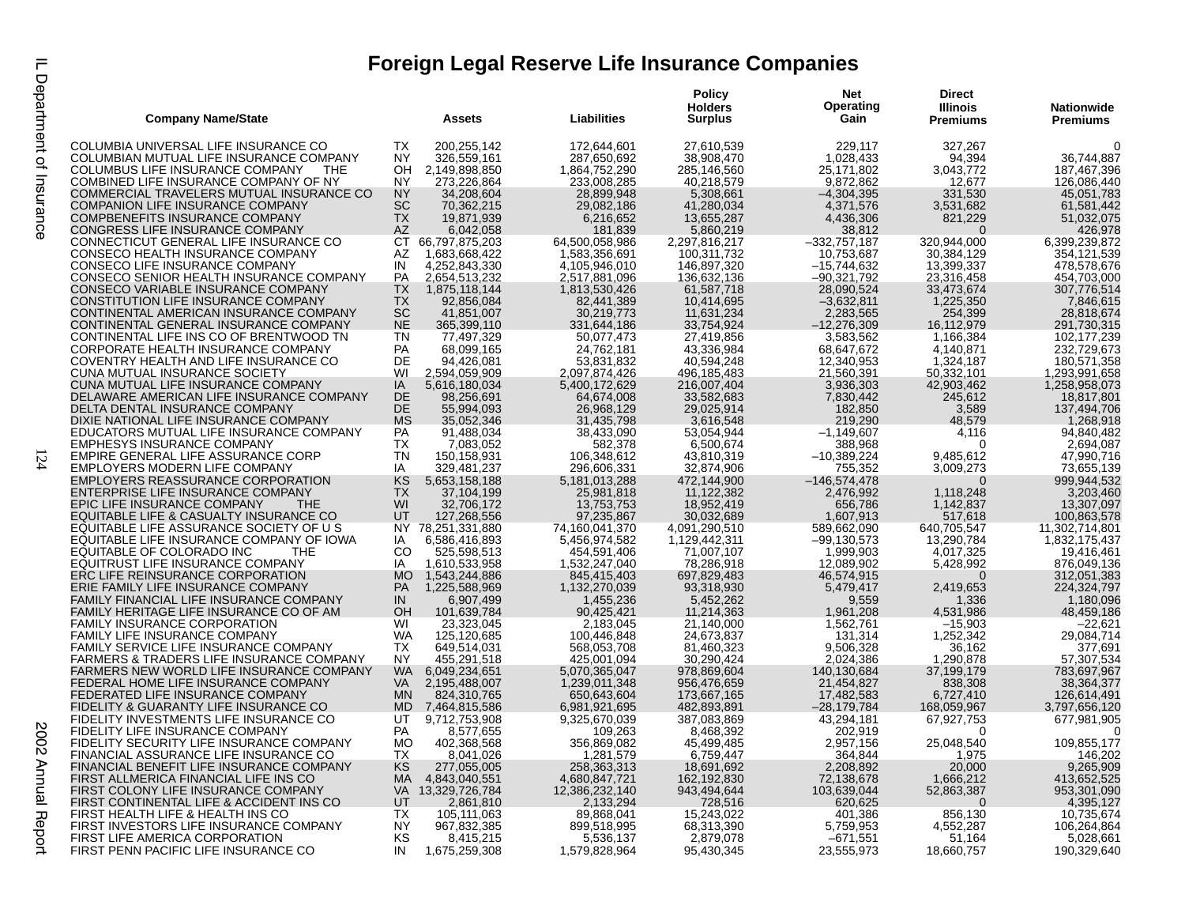# Foreign Legal Reserve Life Insurance Companies

| Company Name/State | | Assets | Liabilities | Policy Holders Surplus | Net Operating Gain | Direct Illinois Premiums | Nationwide Premiums |
|---|---|---|---|---|---|---|---|
| COLUMBIA UNIVERSAL LIFE INSURANCE CO | TX | 200,255,142 | 172,644,601 | 27,610,539 | 229,117 | 327,267 | 0 |
| COLUMBIAN MUTUAL LIFE INSURANCE COMPANY | NY | 326,559,161 | 287,650,692 | 38,908,470 | 1,028,433 | 94,394 | 36,744,887 |
| COLUMBUS LIFE INSURANCE COMPANY THE | OH | 2,149,898,850 | 1,864,752,290 | 285,146,560 | 25,171,802 | 3,043,772 | 187,467,396 |
| COMBINED LIFE INSURANCE COMPANY OF NY | NY | 273,226,864 | 233,008,285 | 40,218,579 | 9,872,862 | 12,677 | 126,086,440 |
| COMMERCIAL TRAVELERS MUTUAL INSURANCE CO | NY | 34,208,604 | 28,899,948 | 5,308,661 | –4,304,395 | 331,530 | 45,051,783 |
| COMPANION LIFE INSURANCE COMPANY | SC | 70,362,215 | 29,082,186 | 41,280,034 | 4,371,576 | 3,531,682 | 61,581,442 |
| COMPBENEFITS INSURANCE COMPANY | TX | 19,871,939 | 6,216,652 | 13,655,287 | 4,436,306 | 821,229 | 51,032,075 |
| CONGRESS LIFE INSURANCE COMPANY | AZ | 6,042,058 | 181,839 | 5,860,219 | 38,812 | 0 | 426,978 |
| CONNECTICUT GENERAL LIFE INSURANCE CO | CT | 66,797,875,203 | 64,500,058,986 | 2,297,816,217 | –332,757,187 | 320,944,000 | 6,399,239,872 |
| CONSECO HEALTH INSURANCE COMPANY | AZ | 1,683,668,422 | 1,583,356,691 | 100,311,732 | 10,753,687 | 30,384,129 | 354,121,539 |
| CONSECO LIFE INSURANCE COMPANY | IN | 4,252,843,330 | 4,105,946,010 | 146,897,320 | –15,744,632 | 13,399,337 | 478,578,676 |
| CONSECO SENIOR HEALTH INSURANCE COMPANY | PA | 2,654,513,232 | 2,517,881,096 | 136,632,136 | –90,321,792 | 23,316,458 | 454,703,000 |
| CONSECO VARIABLE INSURANCE COMPANY | TX | 1,875,118,144 | 1,813,530,426 | 61,587,718 | 28,090,524 | 33,473,674 | 307,776,514 |
| CONSTITUTION LIFE INSURANCE COMPANY | TX | 92,856,084 | 82,441,389 | 10,414,695 | –3,632,811 | 1,225,350 | 7,846,615 |
| CONTINENTAL AMERICAN INSURANCE COMPANY | SC | 41,851,007 | 30,219,773 | 11,631,234 | 2,283,565 | 254,399 | 28,818,674 |
| CONTINENTAL GENERAL INSURANCE COMPANY | NE | 365,399,110 | 331,644,186 | 33,754,924 | –12,276,309 | 16,112,979 | 291,730,315 |
| CONTINENTAL LIFE INS CO OF BRENTWOOD TN | TN | 77,497,329 | 50,077,473 | 27,419,856 | 3,583,562 | 1,166,384 | 102,177,239 |
| CORPORATE HEALTH INSURANCE COMPANY | PA | 68,099,165 | 24,762,181 | 43,336,984 | 68,647,672 | 4,140,871 | 232,729,673 |
| COVENTRY HEALTH AND LIFE INSURANCE CO | DE | 94,426,081 | 53,831,832 | 40,594,248 | 12,340,953 | 1,324,187 | 180,571,358 |
| CUNA MUTUAL INSURANCE SOCIETY | WI | 2,594,059,909 | 2,097,874,426 | 496,185,483 | 21,560,391 | 50,332,101 | 1,293,991,658 |
| CUNA MUTUAL LIFE INSURANCE COMPANY | IA | 5,616,180,034 | 5,400,172,629 | 216,007,404 | 3,936,303 | 42,903,462 | 1,258,958,073 |
| DELAWARE AMERICAN LIFE INSURANCE COMPANY | DE | 98,256,691 | 64,674,008 | 33,582,683 | 7,830,442 | 245,612 | 18,817,801 |
| DELTA DENTAL INSURANCE COMPANY | DE | 55,994,093 | 26,968,129 | 29,025,914 | 182,850 | 3,589 | 137,494,706 |
| DIXIE NATIONAL LIFE INSURANCE COMPANY | MS | 35,052,346 | 31,435,798 | 3,616,548 | 219,290 | 48,579 | 1,268,918 |
| EDUCATORS MUTUAL LIFE INSURANCE COMPANY | PA | 91,488,034 | 38,433,090 | 53,054,944 | –1,149,607 | 4,116 | 94,840,482 |
| EMPHESYS INSURANCE COMPANY | TX | 7,083,052 | 582,378 | 6,500,674 | 388,968 | 0 | 2,694,087 |
| EMPIRE GENERAL LIFE ASSURANCE CORP | TN | 150,158,931 | 106,348,612 | 43,810,319 | –10,389,224 | 9,485,612 | 47,990,716 |
| EMPLOYERS MODERN LIFE COMPANY | IA | 329,481,237 | 296,606,331 | 32,874,906 | 755,352 | 3,009,273 | 73,655,139 |
| EMPLOYERS REASSURANCE CORPORATION | KS | 5,653,158,188 | 5,181,013,288 | 472,144,900 | –146,574,478 | 0 | 999,944,532 |
| ENTERPRISE LIFE INSURANCE COMPANY | TX | 37,104,199 | 25,981,818 | 11,122,382 | 2,476,992 | 1,118,248 | 3,203,460 |
| EPIC LIFE INSURANCE COMPANY THE | WI | 32,706,172 | 13,753,753 | 18,952,419 | 656,786 | 1,142,837 | 13,307,097 |
| EQUITABLE LIFE & CASUALTY INSURANCE CO | UT | 127,268,556 | 97,235,867 | 30,032,689 | 1,607,913 | 517,618 | 100,863,578 |
| EQUITABLE LIFE ASSURANCE SOCIETY OF U S | NY | 78,251,331,880 | 74,160,041,370 | 4,091,290,510 | 589,662,090 | 640,705,547 | 11,302,714,801 |
| EQUITABLE LIFE INSURANCE COMPANY OF IOWA | IA | 6,586,416,893 | 5,456,974,582 | 1,129,442,311 | –99,130,573 | 13,290,784 | 1,832,175,437 |
| EQUITABLE OF COLORADO INC THE | CO | 525,598,513 | 454,591,406 | 71,007,107 | 1,999,903 | 4,017,325 | 19,416,461 |
| EQUITRUST LIFE INSURANCE COMPANY | IA | 1,610,533,958 | 1,532,247,040 | 78,286,918 | 12,089,902 | 5,428,992 | 876,049,136 |
| ERC LIFE REINSURANCE CORPORATION | MO | 1,543,244,886 | 845,415,403 | 697,829,483 | 46,574,915 | 0 | 312,051,383 |
| ERIE FAMILY LIFE INSURANCE COMPANY | PA | 1,225,588,969 | 1,132,270,039 | 93,318,930 | 5,479,417 | 2,419,653 | 224,324,797 |
| FAMILY FINANCIAL LIFE INSURANCE COMPANY | IN | 6,907,499 | 1,455,236 | 5,452,262 | 9,559 | 1,336 | 1,180,096 |
| FAMILY HERITAGE LIFE INSURANCE CO OF AM | OH | 101,639,784 | 90,425,421 | 11,214,363 | 1,961,208 | 4,531,986 | 48,459,186 |
| FAMILY INSURANCE CORPORATION | WI | 23,323,045 | 2,183,045 | 21,140,000 | 1,562,761 | –15,903 | –22,621 |
| FAMILY LIFE INSURANCE COMPANY | WA | 125,120,685 | 100,446,848 | 24,673,837 | 131,314 | 1,252,342 | 29,084,714 |
| FAMILY SERVICE LIFE INSURANCE COMPANY | TX | 649,514,031 | 568,053,708 | 81,460,323 | 9,506,328 | 36,162 | 377,691 |
| FARMERS & TRADERS LIFE INSURANCE COMPANY | NY | 455,291,518 | 425,001,094 | 30,290,424 | 2,024,386 | 1,290,878 | 57,307,534 |
| FARMERS NEW WORLD LIFE INSURANCE COMPANY | WA | 6,049,234,651 | 5,070,365,047 | 978,869,604 | 140,130,684 | 37,199,179 | 783,697,967 |
| FEDERAL HOME LIFE INSURANCE COMPANY | VA | 2,195,488,007 | 1,239,011,348 | 956,476,659 | 21,454,827 | 838,308 | 38,364,377 |
| FEDERATED LIFE INSURANCE COMPANY | MN | 824,310,765 | 650,643,604 | 173,667,165 | 17,482,583 | 6,727,410 | 126,614,491 |
| FIDELITY & GUARANTY LIFE INSURANCE CO | MD | 7,464,815,586 | 6,981,921,695 | 482,893,891 | –28,179,784 | 168,059,967 | 3,797,656,120 |
| FIDELITY INVESTMENTS LIFE INSURANCE CO | UT | 9,712,753,908 | 9,325,670,039 | 387,083,869 | 43,294,181 | 67,927,753 | 677,981,905 |
| FIDELITY LIFE INSURANCE COMPANY | PA | 8,577,655 | 109,263 | 8,468,392 | 202,919 | 0 | 0 |
| FIDELITY SECURITY LIFE INSURANCE COMPANY | MO | 402,368,568 | 356,869,082 | 45,499,485 | 2,957,156 | 25,048,540 | 109,855,177 |
| FINANCIAL ASSURANCE LIFE INSURANCE CO | TX | 8,041,026 | 1,281,579 | 6,759,447 | 364,844 | 1,975 | 146,202 |
| FINANCIAL BENEFIT LIFE INSURANCE COMPANY | KS | 277,055,005 | 258,363,313 | 18,691,692 | 2,208,892 | 20,000 | 9,265,909 |
| FIRST ALLMERICA FINANCIAL LIFE INS CO | MA | 4,843,040,551 | 4,680,847,721 | 162,192,830 | 72,138,678 | 1,666,212 | 413,652,525 |
| FIRST COLONY LIFE INSURANCE COMPANY | VA | 13,329,726,784 | 12,386,232,140 | 943,494,644 | 103,639,044 | 52,863,387 | 953,301,090 |
| FIRST CONTINENTAL LIFE & ACCIDENT INS CO | UT | 2,861,810 | 2,133,294 | 728,516 | 620,625 | 0 | 4,395,127 |
| FIRST HEALTH LIFE & HEALTH INS CO | TX | 105,111,063 | 89,868,041 | 15,243,022 | 401,386 | 856,130 | 10,735,674 |
| FIRST INVESTORS LIFE INSURANCE COMPANY | NY | 967,832,385 | 899,518,995 | 68,313,390 | 5,759,953 | 4,552,287 | 106,264,864 |
| FIRST LIFE AMERICA CORPORATION | KS | 8,415,215 | 5,536,137 | 2,879,078 | –671,551 | 51,164 | 5,028,661 |
| FIRST PENN PACIFIC LIFE INSURANCE CO | IN | 1,675,259,308 | 1,579,828,964 | 95,430,345 | 23,555,973 | 18,660,757 | 190,329,640 |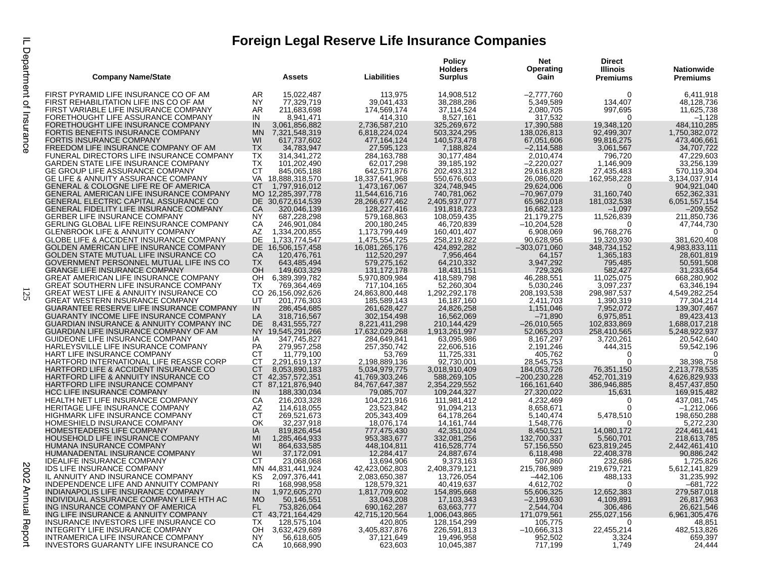# Foreign Legal Reserve Life Insurance Companies

| Company Name/State | | Assets | Liabilities | Policy Holders Surplus | Net Operating Gain | Direct Illinois Premiums | Nationwide Premiums |
|---|---|---|---|---|---|---|---|
| FIRST PYRAMID LIFE INSURANCE CO OF AM | AR | 15,022,487 | 113,975 | 14,908,512 | –2,777,760 | 0 | 6,411,918 |
| FIRST REHABILITATION LIFE INS CO OF AM | NY | 77,329,719 | 39,041,433 | 38,288,286 | 5,349,589 | 134,407 | 48,128,736 |
| FIRST VARIABLE LIFE INSURANCE COMPANY | AR | 211,683,698 | 174,569,174 | 37,114,524 | 2,080,705 | 997,695 | 11,625,738 |
| FORETHOUGHT LIFE ASSURANCE COMPANY | IN | 8,941,471 | 414,310 | 8,527,161 | 317,532 | 0 | –1,128 |
| FORETHOUGHT LIFE INSURANCE COMPANY | IN | 3,061,856,882 | 2,736,587,210 | 325,269,672 | 17,390,588 | 19,348,120 | 484,110,285 |
| FORTIS BENEFITS INSURANCE COMPANY | MN | 7,321,548,319 | 6,818,224,024 | 503,324,295 | 138,026,813 | 92,499,307 | 1,750,382,072 |
| FORTIS INSURANCE COMPANY | WI | 617,737,602 | 477,164,124 | 140,573,478 | 67,051,606 | 99,816,275 | 473,406,661 |
| FREEDOM LIFE INSURANCE COMPANY OF AM | TX | 34,783,947 | 27,595,123 | 7,188,824 | –2,114,588 | 3,061,567 | 34,707,722 |
| FUNERAL DIRECTORS LIFE INSURANCE COMPANY | TX | 314,341,272 | 284,163,788 | 30,177,484 | 2,010,474 | 796,720 | 47,229,603 |
| GARDEN STATE LIFE INSURANCE COMPANY | TX | 101,202,490 | 62,017,298 | 39,185,192 | –2,220,027 | 1,146,909 | 33,256,139 |
| GE GROUP LIFE ASSURANCE COMPANY | CT | 845,065,188 | 642,571,876 | 202,493,312 | 29,616,828 | 27,435,483 | 570,119,304 |
| GE LIFE & ANNUITY ASSURANCE COMPANY | VA | 18,888,318,570 | 18,337,641,968 | 550,676,603 | 26,086,020 | 162,958,228 | 3,134,037,914 |
| GENERAL & COLOGNE LIFE RE OF AMERICA | CT | 1,797,916,012 | 1,473,167,067 | 324,748,945 | 29,624,006 | 0 | 904,921,040 |
| GENERAL AMERICAN LIFE INSURANCE COMPANY | MO | 12,285,397,778 | 11,544,616,716 | 740,781,062 | –70,967,079 | 31,160,740 | 652,362,331 |
| GENERAL ELECTRIC CAPITAL ASSURANCE CO | DE | 30,672,614,539 | 28,266,677,462 | 2,405,937,077 | 65,962,018 | 181,032,538 | 6,051,557,154 |
| GENERAL FIDELITY LIFE INSURANCE COMPANY | CA | 320,046,139 | 128,227,416 | 191,818,723 | 16,682,123 | –1,097 | –209,552 |
| GERBER LIFE INSURANCE COMPANY | NY | 687,228,298 | 579,168,863 | 108,059,435 | 21,179,275 | 11,526,839 | 211,850,736 |
| GERLING GLOBAL LIFE REINSURANCE COMPANY | CA | 246,901,084 | 200,180,245 | 46,720,839 | –10,204,528 | 0 | 47,744,730 |
| GLENBROOK LIFE & ANNUITY COMPANY | AZ | 1,334,200,855 | 1,173,799,449 | 160,401,407 | 6,908,069 | 96,768,276 | 0 |
| GLOBE LIFE & ACCIDENT INSURANCE COMPANY | DE | 1,733,774,547 | 1,475,554,725 | 258,219,822 | 90,628,956 | 19,320,930 | 381,620,408 |
| GOLDEN AMERICAN LIFE INSURANCE COMPANY | DE | 16,506,157,458 | 16,081,265,176 | 424,892,282 | –303,071,060 | 348,734,152 | 4,983,833,111 |
| GOLDEN STATE MUTUAL LIFE INSURANCE CO | CA | 120,476,761 | 112,520,297 | 7,956,464 | 64,157 | 1,365,183 | 28,601,819 |
| GOVERNMENT PERSONNEL MUTUAL LIFE INS CO | TX | 643,485,494 | 579,275,162 | 64,210,332 | 3,947,292 | 795,485 | 50,591,508 |
| GRANGE LIFE INSURANCE COMPANY | OH | 149,603,329 | 131,172,178 | 18,431,151 | 729,326 | 582,427 | 31,233,654 |
| GREAT AMERICAN LIFE INSURANCE COMPANY | OH | 6,389,399,782 | 5,970,809,984 | 418,589,798 | 46,288,551 | 11,025,075 | 668,280,902 |
| GREAT SOUTHERN LIFE INSURANCE COMPANY | TX | 769,364,469 | 717,104,165 | 52,260,304 | 5,030,246 | 3,097,237 | 63,346,194 |
| GREAT WEST LIFE & ANNUITY INSURANCE CO | CO | 26,156,092,626 | 24,863,800,448 | 1,292,292,178 | 208,193,538 | 298,987,537 | 4,549,282,254 |
| GREAT WESTERN INSURANCE COMPANY | UT | 201,776,303 | 185,589,143 | 16,187,160 | 2,411,703 | 1,390,319 | 77,304,214 |
| GUARANTEE RESERVE LIFE INSURANCE COMPANY | IN | 286,454,685 | 261,628,427 | 24,826,258 | 1,151,046 | 7,952,072 | 139,307,467 |
| GUARANTY INCOME LIFE INSURANCE COMPANY | LA | 318,716,567 | 302,154,498 | 16,562,069 | –71,890 | 6,975,851 | 89,423,413 |
| GUARDIAN INSURANCE & ANNUITY COMPANY INC | DE | 8,431,555,727 | 8,221,411,298 | 210,144,429 | –26,010,565 | 102,833,869 | 1,688,017,218 |
| GUARDIAN LIFE INSURANCE COMPANY OF AM | NY | 19,545,291,266 | 17,632,029,268 | 1,913,261,997 | 52,065,203 | 258,410,565 | 5,248,922,937 |
| GUIDEONE LIFE INSURANCE COMPANY | IA | 347,745,827 | 284,649,841 | 63,095,986 | 8,167,297 | 3,720,261 | 20,542,640 |
| HARLEYSVILLE LIFE INSURANCE COMPANY | PA | 279,957,258 | 257,350,742 | 22,606,516 | 2,191,246 | 444,315 | 59,542,196 |
| HART LIFE INSURANCE COMPANY | CT | 11,779,100 | 53,769 | 11,725,331 | 405,762 | 0 | 0 |
| HARTFORD INTERNATIONAL LIFE REASSR CORP | CT | 2,291,619,137 | 2,198,889,136 | 92,730,001 | 28,545,753 | 0 | 38,398,758 |
| HARTFORD LIFE & ACCIDENT INSURANCE CO | CT | 8,053,890,183 | 5,034,979,775 | 3,018,910,409 | 184,053,726 | 76,351,150 | 2,213,778,535 |
| HARTFORD LIFE & ANNUITY INSURANCE CO | CT | 42,357,572,351 | 41,769,303,246 | 588,269,105 | –200,230,228 | 452,701,319 | 4,626,829,933 |
| HARTFORD LIFE INSURANCE COMPANY | CT | 87,121,876,940 | 84,767,647,387 | 2,354,229,552 | 166,161,640 | 386,946,885 | 8,457,437,850 |
| HCC LIFE INSURANCE COMPANY | IN | 188,330,034 | 79,085,707 | 109,244,327 | 27,320,022 | 15,631 | 169,915,482 |
| HEALTH NET LIFE INSURANCE COMPANY | CA | 216,203,328 | 104,221,916 | 111,981,412 | 4,232,469 | 0 | 437,081,745 |
| HERITAGE LIFE INSURANCE COMPANY | AZ | 114,618,055 | 23,523,842 | 91,094,213 | 8,658,671 | 0 | –1,212,066 |
| HIGHMARK LIFE INSURANCE COMPANY | CT | 269,521,673 | 205,343,409 | 64,178,264 | 5,140,474 | 5,478,510 | 198,650,288 |
| HOMESHIELD INSURANCE COMPANY | OK | 32,237,918 | 18,076,174 | 14,161,744 | 1,548,776 | 0 | 5,272,230 |
| HOMESTEADERS LIFE COMPANY | IA | 819,826,454 | 777,475,430 | 42,351,024 | 8,450,521 | 14,080,172 | 224,461,441 |
| HOUSEHOLD LIFE INSURANCE COMPANY | MI | 1,285,464,933 | 953,383,677 | 332,081,256 | 132,700,337 | 5,560,701 | 218,613,785 |
| HUMANA INSURANCE COMPANY | WI | 864,633,585 | 448,104,811 | 416,528,774 | 57,156,550 | 623,819,245 | 2,442,461,410 |
| HUMANADENTAL INSURANCE COMPANY | WI | 37,172,091 | 12,284,417 | 24,887,674 | 6,118,498 | 22,408,378 | 90,886,242 |
| IDEALIFE INSURANCE COMPANY | CT | 23,068,068 | 13,694,906 | 9,373,163 | 507,860 | 232,686 | 1,725,826 |
| IDS LIFE INSURANCE COMPANY | MN | 44,831,441,924 | 42,423,062,803 | 2,408,379,121 | 215,786,989 | 219,679,721 | 5,612,141,829 |
| IL ANNUITY AND INSURANCE COMPANY | KS | 2,097,376,441 | 2,083,650,387 | 13,726,054 | –442,106 | 488,133 | 31,235,992 |
| INDEPENDENCE LIFE AND ANNUITY COMPANY | RI | 168,998,958 | 128,579,321 | 40,419,637 | 4,612,702 | 0 | –681,722 |
| INDIANAPOLIS LIFE INSURANCE COMPANY | IN | 1,972,605,270 | 1,817,709,602 | 154,895,668 | 55,606,325 | 12,652,383 | 279,587,018 |
| INDIVIDUAL ASSURANCE COMPANY LIFE HTH AC | MO | 50,146,551 | 33,043,208 | 17,103,343 | –2,199,630 | 4,109,891 | 26,817,963 |
| ING INSURANCE COMPANY OF AMERICA | FL | 753,826,064 | 690,162,287 | 63,663,777 | 2,544,704 | 306,486 | 26,621,546 |
| ING LIFE INSURANCE & ANNUITY COMPANY | CT | 43,721,164,429 | 42,715,120,564 | 1,006,043,865 | 171,079,561 | 255,027,156 | 6,961,305,476 |
| INSURANCE INVESTORS LIFE INSURANCE CO | TX | 128,575,104 | 420,805 | 128,154,299 | 105,775 | 0 | 48,851 |
| INTEGRITY LIFE INSURANCE COMPANY | OH | 3,632,429,689 | 3,405,837,876 | 226,591,813 | –10,666,313 | 22,455,214 | 482,513,826 |
| INTRAMERICA LIFE INSURANCE COMPANY | NY | 56,618,605 | 37,121,649 | 19,496,958 | 952,502 | 3,324 | 659,397 |
| INVESTORS GUARANTY LIFE INSURANCE CO | CA | 10,668,990 | 623,603 | 10,045,387 | 717,199 | 1,749 | 24,444 |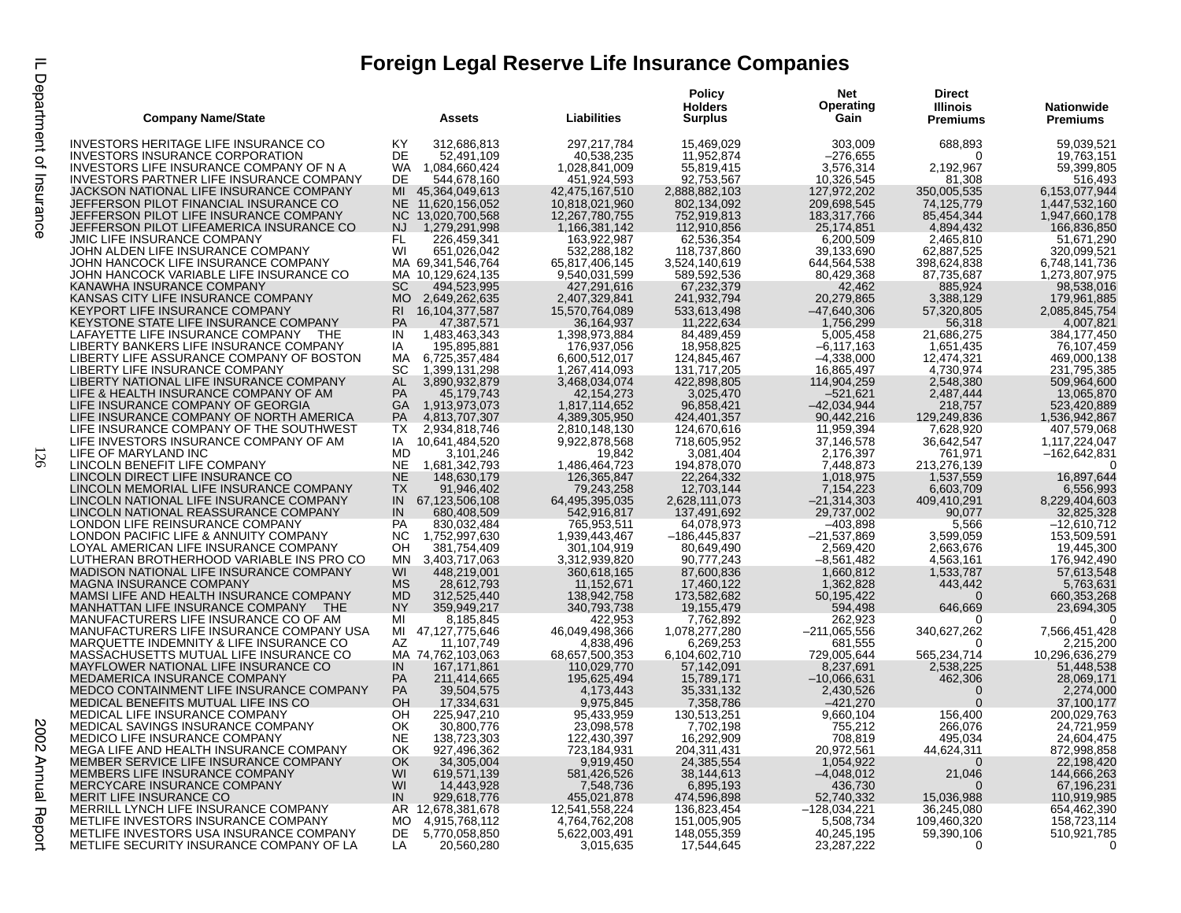# Foreign Legal Reserve Life Insurance Companies

| Company Name/State | | Assets | Liabilities | Policy Holders Surplus | Net Operating Gain | Direct Illinois Premiums | Nationwide Premiums |
|---|---|---|---|---|---|---|---|
| INVESTORS HERITAGE LIFE INSURANCE CO | KY | 312,686,813 | 297,217,784 | 15,469,029 | 303,009 | 688,893 | 59,039,521 |
| INVESTORS INSURANCE CORPORATION | DE | 52,491,109 | 40,538,235 | 11,952,874 | –276,655 | 0 | 19,763,151 |
| INVESTORS LIFE INSURANCE COMPANY OF N A | WA | 1,084,660,424 | 1,028,841,009 | 55,819,415 | 3,576,314 | 2,192,967 | 59,399,805 |
| INVESTORS PARTNER LIFE INSURANCE COMPANY | DE | 544,678,160 | 451,924,593 | 92,753,567 | 10,326,545 | 81,308 | 516,493 |
| JACKSON NATIONAL LIFE INSURANCE COMPANY | MI | 45,364,049,613 | 42,475,167,510 | 2,888,882,103 | 127,972,202 | 350,005,535 | 6,153,077,944 |
| JEFFERSON PILOT FINANCIAL INSURANCE CO | NE | 11,620,156,052 | 10,818,021,960 | 802,134,092 | 209,698,545 | 74,125,779 | 1,447,532,160 |
| JEFFERSON PILOT LIFE INSURANCE COMPANY | NC | 13,020,700,568 | 12,267,780,755 | 752,919,813 | 183,317,766 | 85,454,344 | 1,947,660,178 |
| JEFFERSON PILOT LIFEAMERICA INSURANCE CO | NJ | 1,279,291,998 | 1,166,381,142 | 112,910,856 | 25,174,851 | 4,894,432 | 166,836,850 |
| JMIC LIFE INSURANCE COMPANY | FL | 226,459,341 | 163,922,987 | 62,536,354 | 6,200,509 | 2,465,810 | 51,671,290 |
| JOHN ALDEN LIFE INSURANCE COMPANY | WI | 651,026,042 | 532,288,182 | 118,737,860 | 39,133,690 | 62,887,525 | 320,099,521 |
| JOHN HANCOCK LIFE INSURANCE COMPANY | MA | 69,341,546,764 | 65,817,406,145 | 3,524,140,619 | 644,564,538 | 398,624,838 | 6,748,141,736 |
| JOHN HANCOCK VARIABLE LIFE INSURANCE CO | MA | 10,129,624,135 | 9,540,031,599 | 589,592,536 | 80,429,368 | 87,735,687 | 1,273,807,975 |
| KANAWHA INSURANCE COMPANY | SC | 494,523,995 | 427,291,616 | 67,232,379 | 42,462 | 885,924 | 98,538,016 |
| KANSAS CITY LIFE INSURANCE COMPANY | MO | 2,649,262,635 | 2,407,329,841 | 241,932,794 | 20,279,865 | 3,388,129 | 179,961,885 |
| KEYPORT LIFE INSURANCE COMPANY | RI | 16,104,377,587 | 15,570,764,089 | 533,613,498 | –47,640,306 | 57,320,805 | 2,085,845,754 |
| KEYSTONE STATE LIFE INSURANCE COMPANY | PA | 47,387,571 | 36,164,937 | 11,222,634 | 1,756,299 | 56,318 | 4,007,821 |
| LAFAYETTE LIFE INSURANCE COMPANY THE | IN | 1,483,463,343 | 1,398,973,884 | 84,489,459 | 5,005,458 | 21,686,275 | 384,177,450 |
| LIBERTY BANKERS LIFE INSURANCE COMPANY | IA | 195,895,881 | 176,937,056 | 18,958,825 | –6,117,163 | 1,651,435 | 76,107,459 |
| LIBERTY LIFE ASSURANCE COMPANY OF BOSTON | MA | 6,725,357,484 | 6,600,512,017 | 124,845,467 | –4,338,000 | 12,474,321 | 469,000,138 |
| LIBERTY LIFE INSURANCE COMPANY | SC | 1,399,131,298 | 1,267,414,093 | 131,717,205 | 16,865,497 | 4,730,974 | 231,795,385 |
| LIBERTY NATIONAL LIFE INSURANCE COMPANY | AL | 3,890,932,879 | 3,468,034,074 | 422,898,805 | 114,904,259 | 2,548,380 | 509,964,600 |
| LIFE & HEALTH INSURANCE COMPANY OF AM | PA | 45,179,743 | 42,154,273 | 3,025,470 | –521,621 | 2,487,444 | 13,065,870 |
| LIFE INSURANCE COMPANY OF GEORGIA | GA | 1,913,973,073 | 1,817,114,652 | 96,858,421 | –42,034,944 | 218,757 | 523,420,889 |
| LIFE INSURANCE COMPANY OF NORTH AMERICA | PA | 4,813,707,307 | 4,389,305,950 | 424,401,357 | 90,442,216 | 129,249,836 | 1,536,942,867 |
| LIFE INSURANCE COMPANY OF THE SOUTHWEST | TX | 2,934,818,746 | 2,810,148,130 | 124,670,616 | 11,959,394 | 7,628,920 | 407,579,068 |
| LIFE INVESTORS INSURANCE COMPANY OF AM | IA | 10,641,484,520 | 9,922,878,568 | 718,605,952 | 37,146,578 | 36,642,547 | 1,117,224,047 |
| LIFE OF MARYLAND INC | MD | 3,101,246 | 19,842 | 3,081,404 | 2,176,397 | 761,971 | –162,642,831 |
| LINCOLN BENEFIT LIFE COMPANY | NE | 1,681,342,793 | 1,486,464,723 | 194,878,070 | 7,448,873 | 213,276,139 | 0 |
| LINCOLN DIRECT LIFE INSURANCE CO | NE | 148,630,179 | 126,365,847 | 22,264,332 | 1,018,975 | 1,537,559 | 16,897,644 |
| LINCOLN MEMORIAL LIFE INSURANCE COMPANY | TX | 91,946,402 | 79,243,258 | 12,703,144 | 7,154,223 | 6,603,709 | 6,556,993 |
| LINCOLN NATIONAL LIFE INSURANCE COMPANY | IN | 67,123,506,108 | 64,495,395,035 | 2,628,111,073 | –21,314,303 | 409,410,291 | 8,229,404,603 |
| LINCOLN NATIONAL REASSURANCE COMPANY | IN | 680,408,509 | 542,916,817 | 137,491,692 | 29,737,002 | 90,077 | 32,825,328 |
| LONDON LIFE REINSURANCE COMPANY | PA | 830,032,484 | 765,953,511 | 64,078,973 | –403,898 | 5,566 | –12,610,712 |
| LONDON PACIFIC LIFE & ANNUITY COMPANY | NC | 1,752,997,630 | 1,939,443,467 | –186,445,837 | –21,537,869 | 3,599,059 | 153,509,591 |
| LOYAL AMERICAN LIFE INSURANCE COMPANY | OH | 381,754,409 | 301,104,919 | 80,649,490 | 2,569,420 | 2,663,676 | 19,445,300 |
| LUTHERAN BROTHERHOOD VARIABLE INS PRO CO | MN | 3,403,717,063 | 3,312,939,820 | 90,777,243 | –8,561,482 | 4,563,161 | 176,942,490 |
| MADISON NATIONAL LIFE INSURANCE COMPANY | WI | 448,219,001 | 360,618,165 | 87,600,836 | 1,660,812 | 1,533,787 | 57,613,548 |
| MAGNA INSURANCE COMPANY | MS | 28,612,793 | 11,152,671 | 17,460,122 | 1,362,828 | 443,442 | 5,763,631 |
| MAMSI LIFE AND HEALTH INSURANCE COMPANY | MD | 312,525,440 | 138,942,758 | 173,582,682 | 50,195,422 | 0 | 660,353,268 |
| MANHATTAN LIFE INSURANCE COMPANY THE | NY | 359,949,217 | 340,793,738 | 19,155,479 | 594,498 | 646,669 | 23,694,305 |
| MANUFACTURERS LIFE INSURANCE CO OF AM | MI | 8,185,845 | 422,953 | 7,762,892 | 262,923 | 0 | 0 |
| MANUFACTURERS LIFE INSURANCE COMPANY USA | MI | 47,127,775,646 | 46,049,498,366 | 1,078,277,280 | –211,065,556 | 340,627,262 | 7,566,451,428 |
| MARQUETTE INDEMNITY & LIFE INSURANCE CO | AZ | 11,107,749 | 4,838,496 | 6,269,253 | 681,555 | 0 | 2,215,200 |
| MASSACHUSETTS MUTUAL LIFE INSURANCE CO | MA | 74,762,103,063 | 68,657,500,353 | 6,104,602,710 | 729,005,644 | 565,234,714 | 10,296,636,279 |
| MAYFLOWER NATIONAL LIFE INSURANCE CO | IN | 167,171,861 | 110,029,770 | 57,142,091 | 8,237,691 | 2,538,225 | 51,448,538 |
| MEDAMERICA INSURANCE COMPANY | PA | 211,414,665 | 195,625,494 | 15,789,171 | –10,066,631 | 462,306 | 28,069,171 |
| MEDCO CONTAINMENT LIFE INSURANCE COMPANY | PA | 39,504,575 | 4,173,443 | 35,331,132 | 2,430,526 | 0 | 2,274,000 |
| MEDICAL BENEFITS MUTUAL LIFE INS CO | OH | 17,334,631 | 9,975,845 | 7,358,786 | –421,270 | 0 | 37,100,177 |
| MEDICAL LIFE INSURANCE COMPANY | OH | 225,947,210 | 95,433,959 | 130,513,251 | 9,660,104 | 156,400 | 200,029,763 |
| MEDICAL SAVINGS INSURANCE COMPANY | OK | 30,800,776 | 23,098,578 | 7,702,198 | 755,212 | 266,076 | 24,721,959 |
| MEDICO LIFE INSURANCE COMPANY | NE | 138,723,303 | 122,430,397 | 16,292,909 | 708,819 | 495,034 | 24,604,475 |
| MEGA LIFE AND HEALTH INSURANCE COMPANY | OK | 927,496,362 | 723,184,931 | 204,311,431 | 20,972,561 | 44,624,311 | 872,998,858 |
| MEMBER SERVICE LIFE INSURANCE COMPANY | OK | 34,305,004 | 9,919,450 | 24,385,554 | 1,054,922 | 0 | 22,198,420 |
| MEMBERS LIFE INSURANCE COMPANY | WI | 619,571,139 | 581,426,526 | 38,144,613 | –4,048,012 | 21,046 | 144,666,263 |
| MERCYCARE INSURANCE COMPANY | WI | 14,443,928 | 7,548,736 | 6,895,193 | 436,730 | 0 | 67,196,231 |
| MERIT LIFE INSURANCE CO | IN | 929,618,776 | 455,021,878 | 474,596,898 | 52,740,332 | 15,036,988 | 110,919,985 |
| MERRILL LYNCH LIFE INSURANCE COMPANY | AR | 12,678,381,678 | 12,541,558,224 | 136,823,454 | –128,034,221 | 36,245,080 | 654,462,390 |
| METLIFE INVESTORS INSURANCE COMPANY | MO | 4,915,768,112 | 4,764,762,208 | 151,005,905 | 5,508,734 | 109,460,320 | 158,723,114 |
| METLIFE INVESTORS USA INSURANCE COMPANY | DE | 5,770,058,850 | 5,622,003,491 | 148,055,359 | 40,245,195 | 59,390,106 | 510,921,785 |
| METLIFE SECURITY INSURANCE COMPANY OF LA | LA | 20,560,280 | 3,015,635 | 17,544,645 | 23,287,222 | 0 | 0 |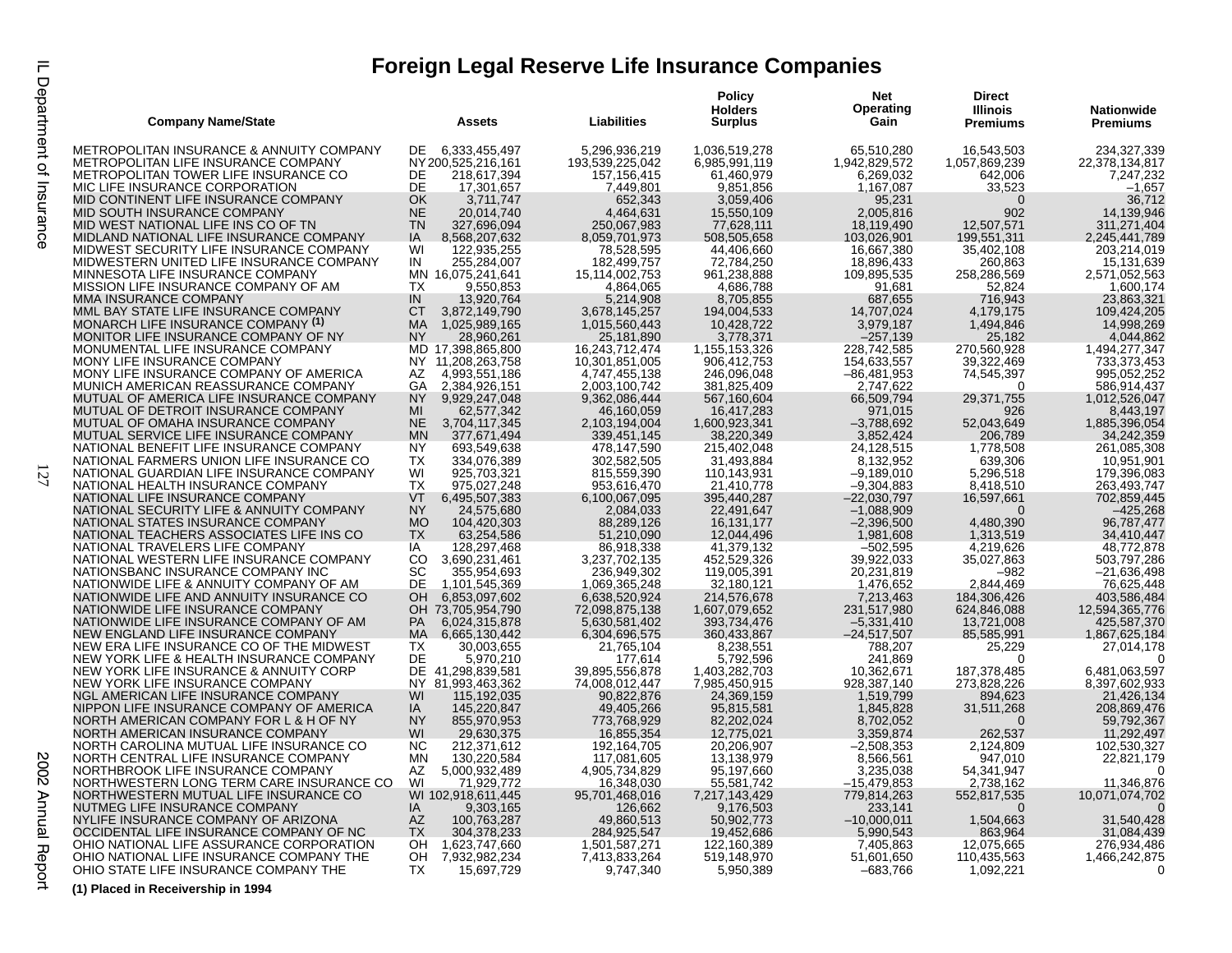# Foreign Legal Reserve Life Insurance Companies

| Company Name/State | | Assets | Liabilities | Policy Holders Surplus | Net Operating Gain | Direct Illinois Premiums | Nationwide Premiums |
|---|---|---|---|---|---|---|---|
| METROPOLITAN INSURANCE & ANNUITY COMPANY | DE | 6,333,455,497 | 5,296,936,219 | 1,036,519,278 | 65,510,280 | 16,543,503 | 234,327,339 |
| METROPOLITAN LIFE INSURANCE COMPANY | NY | 200,525,216,161 | 193,539,225,042 | 6,985,991,119 | 1,942,829,572 | 1,057,869,239 | 22,378,134,817 |
| METROPOLITAN TOWER LIFE INSURANCE CO | DE | 218,617,394 | 157,156,415 | 61,460,979 | 6,269,032 | 642,006 | 7,247,232 |
| MIC LIFE INSURANCE CORPORATION | DE | 17,301,657 | 7,449,801 | 9,851,856 | 1,167,087 | 33,523 | –1,657 |
| MID CONTINENT LIFE INSURANCE COMPANY | OK | 3,711,747 | 652,343 | 3,059,406 | 95,231 | 0 | 36,712 |
| MID SOUTH INSURANCE COMPANY | NE | 20,014,740 | 4,464,631 | 15,550,109 | 2,005,816 | 902 | 14,139,946 |
| MID WEST NATIONAL LIFE INS CO OF TN | TN | 327,696,094 | 250,067,983 | 77,628,111 | 18,119,490 | 12,507,571 | 311,271,404 |
| MIDLAND NATIONAL LIFE INSURANCE COMPANY | IA | 8,568,207,632 | 8,059,701,973 | 508,505,658 | 103,026,901 | 199,551,311 | 2,245,441,789 |
| MIDWEST SECURITY LIFE INSURANCE COMPANY | WI | 122,935,255 | 78,528,595 | 44,406,660 | 16,667,380 | 35,402,108 | 203,214,019 |
| MIDWESTERN UNITED LIFE INSURANCE COMPANY | IN | 255,284,007 | 182,499,757 | 72,784,250 | 18,896,433 | 260,863 | 15,131,639 |
| MINNESOTA LIFE INSURANCE COMPANY | MN | 16,075,241,641 | 15,114,002,753 | 961,238,888 | 109,895,535 | 258,286,569 | 2,571,052,563 |
| MISSION LIFE INSURANCE COMPANY OF AM | TX | 9,550,853 | 4,864,065 | 4,686,788 | 91,681 | 52,824 | 1,600,174 |
| MMA INSURANCE COMPANY | IN | 13,920,764 | 5,214,908 | 8,705,855 | 687,655 | 716,943 | 23,863,321 |
| MML BAY STATE LIFE INSURANCE COMPANY | CT | 3,872,149,790 | 3,678,145,257 | 194,004,533 | 14,707,024 | 4,179,175 | 109,424,205 |
| MONARCH LIFE INSURANCE COMPANY (1) | MA | 1,025,989,165 | 1,015,560,443 | 10,428,722 | 3,979,187 | 1,494,846 | 14,998,269 |
| MONITOR LIFE INSURANCE COMPANY OF NY | NY | 28,960,261 | 25,181,890 | 3,778,371 | –257,139 | 25,182 | 4,044,862 |
| MONUMENTAL LIFE INSURANCE COMPANY | MD | 17,398,865,800 | 16,243,712,474 | 1,155,153,326 | 228,742,585 | 270,560,928 | 1,494,277,347 |
| MONY LIFE INSURANCE COMPANY | NY | 11,208,263,758 | 10,301,851,005 | 906,412,753 | 154,633,557 | 39,322,469 | 733,373,453 |
| MONY LIFE INSURANCE COMPANY OF AMERICA | AZ | 4,993,551,186 | 4,747,455,138 | 246,096,048 | –86,481,953 | 74,545,397 | 995,052,252 |
| MUNICH AMERICAN REASSURANCE COMPANY | GA | 2,384,926,151 | 2,003,100,742 | 381,825,409 | 2,747,622 | 0 | 586,914,437 |
| MUTUAL OF AMERICA LIFE INSURANCE COMPANY | NY | 9,929,247,048 | 9,362,086,444 | 567,160,604 | 66,509,794 | 29,371,755 | 1,012,526,047 |
| MUTUAL OF DETROIT INSURANCE COMPANY | MI | 62,577,342 | 46,160,059 | 16,417,283 | 971,015 | 926 | 8,443,197 |
| MUTUAL OF OMAHA INSURANCE COMPANY | NE | 3,704,117,345 | 2,103,194,004 | 1,600,923,341 | –3,788,692 | 52,043,649 | 1,885,396,054 |
| MUTUAL SERVICE LIFE INSURANCE COMPANY | MN | 377,671,494 | 339,451,145 | 38,220,349 | 3,852,424 | 206,789 | 34,242,359 |
| NATIONAL BENEFIT LIFE INSURANCE COMPANY | NY | 693,549,638 | 478,147,590 | 215,402,048 | 24,128,515 | 1,778,508 | 261,085,308 |
| NATIONAL FARMERS UNION LIFE INSURANCE CO | TX | 334,076,389 | 302,582,505 | 31,493,884 | 8,132,952 | 639,306 | 10,951,901 |
| NATIONAL GUARDIAN LIFE INSURANCE COMPANY | WI | 925,703,321 | 815,559,390 | 110,143,931 | –9,189,010 | 5,296,518 | 179,396,083 |
| NATIONAL HEALTH INSURANCE COMPANY | TX | 975,027,248 | 953,616,470 | 21,410,778 | –9,304,883 | 8,418,510 | 263,493,747 |
| NATIONAL LIFE INSURANCE COMPANY | VT | 6,495,507,383 | 6,100,067,095 | 395,440,287 | –22,030,797 | 16,597,661 | 702,859,445 |
| NATIONAL SECURITY LIFE & ANNUITY COMPANY | NY | 24,575,680 | 2,084,033 | 22,491,647 | –1,088,909 | 0 | –425,268 |
| NATIONAL STATES INSURANCE COMPANY | MO | 104,420,303 | 88,289,126 | 16,131,177 | –2,396,500 | 4,480,390 | 96,787,477 |
| NATIONAL TEACHERS ASSOCIATES LIFE INS CO | TX | 63,254,586 | 51,210,090 | 12,044,496 | 1,981,608 | 1,313,519 | 34,410,447 |
| NATIONAL TRAVELERS LIFE COMPANY | IA | 128,297,468 | 86,918,338 | 41,379,132 | –502,595 | 4,219,626 | 48,772,878 |
| NATIONAL WESTERN LIFE INSURANCE COMPANY | CO | 3,690,231,461 | 3,237,702,135 | 452,529,326 | 39,922,033 | 35,027,863 | 503,797,286 |
| NATIONSBANC INSURANCE COMPANY INC | SC | 355,954,693 | 236,949,302 | 119,005,391 | 20,231,819 | –982 | –21,636,498 |
| NATIONWIDE LIFE & ANNUITY COMPANY OF AM | DE | 1,101,545,369 | 1,069,365,248 | 32,180,121 | 1,476,652 | 2,844,469 | 76,625,448 |
| NATIONWIDE LIFE AND ANNUITY INSURANCE CO | OH | 6,853,097,602 | 6,638,520,924 | 214,576,678 | 7,213,463 | 184,306,426 | 403,586,484 |
| NATIONWIDE LIFE INSURANCE COMPANY | OH | 73,705,954,790 | 72,098,875,138 | 1,607,079,652 | 231,517,980 | 624,846,088 | 12,594,365,776 |
| NATIONWIDE LIFE INSURANCE COMPANY OF AM | PA | 6,024,315,878 | 5,630,581,402 | 393,734,476 | –5,331,410 | 13,721,008 | 425,587,370 |
| NEW ENGLAND LIFE INSURANCE COMPANY | MA | 6,665,130,442 | 6,304,696,575 | 360,433,867 | –24,517,507 | 85,585,991 | 1,867,625,184 |
| NEW ERA LIFE INSURANCE CO OF THE MIDWEST | TX | 30,003,655 | 21,765,104 | 8,238,551 | 788,207 | 25,229 | 27,014,178 |
| NEW YORK LIFE & HEALTH INSURANCE COMPANY | DE | 5,970,210 | 177,614 | 5,792,596 | 241,869 | 0 | 0 |
| NEW YORK LIFE INSURANCE & ANNUITY CORP | DE | 41,298,839,581 | 39,895,556,878 | 1,403,282,703 | 10,362,671 | 187,378,485 | 6,481,063,597 |
| NEW YORK LIFE INSURANCE COMPANY | NY | 81,993,463,362 | 74,008,012,447 | 7,985,450,915 | 928,387,140 | 273,828,226 | 8,397,602,933 |
| NGL AMERICAN LIFE INSURANCE COMPANY | WI | 115,192,035 | 90,822,876 | 24,369,159 | 1,519,799 | 894,623 | 21,426,134 |
| NIPPON LIFE INSURANCE COMPANY OF AMERICA | IA | 145,220,847 | 49,405,266 | 95,815,581 | 1,845,828 | 31,511,268 | 208,869,476 |
| NORTH AMERICAN COMPANY FOR L & H OF NY | NY | 855,970,953 | 773,768,929 | 82,202,024 | 8,702,052 | 0 | 59,792,367 |
| NORTH AMERICAN INSURANCE COMPANY | WI | 29,630,375 | 16,855,354 | 12,775,021 | 3,359,874 | 262,537 | 11,292,497 |
| NORTH CAROLINA MUTUAL LIFE INSURANCE CO | NC | 212,371,612 | 192,164,705 | 20,206,907 | –2,508,353 | 2,124,809 | 102,530,327 |
| NORTH CENTRAL LIFE INSURANCE COMPANY | MN | 130,220,584 | 117,081,605 | 13,138,979 | 8,566,561 | 947,010 | 22,821,179 |
| NORTHBROOK LIFE INSURANCE COMPANY | AZ | 5,000,932,489 | 4,905,734,829 | 95,197,660 | 3,235,038 | 54,341,947 | 0 |
| NORTHWESTERN LONG TERM CARE INSURANCE CO | WI | 71,929,772 | 16,348,030 | 55,581,742 | –15,479,853 | 2,738,162 | 11,346,876 |
| NORTHWESTERN MUTUAL LIFE INSURANCE CO | WI | 102,918,611,445 | 95,701,468,016 | 7,217,143,429 | 779,814,263 | 552,817,535 | 10,071,074,702 |
| NUTMEG LIFE INSURANCE COMPANY | IA | 9,303,165 | 126,662 | 9,176,503 | 233,141 | 0 | 0 |
| NYLIFE INSURANCE COMPANY OF ARIZONA | AZ | 100,763,287 | 49,860,513 | 50,902,773 | –10,000,011 | 1,504,663 | 31,540,428 |
| OCCIDENTAL LIFE INSURANCE COMPANY OF NC | TX | 304,378,233 | 284,925,547 | 19,452,686 | 5,990,543 | 863,964 | 31,084,439 |
| OHIO NATIONAL LIFE ASSURANCE CORPORATION | OH | 1,623,747,660 | 1,501,587,271 | 122,160,389 | 7,405,863 | 12,075,665 | 276,934,486 |
| OHIO NATIONAL LIFE INSURANCE COMPANY THE | OH | 7,932,982,234 | 7,413,833,264 | 519,148,970 | 51,601,650 | 110,435,563 | 1,466,242,875 |
| OHIO STATE LIFE INSURANCE COMPANY THE | TX | 15,697,729 | 9,747,340 | 5,950,389 | –683,766 | 1,092,221 | 0 |

**(1) Placed in Receivership in 1994**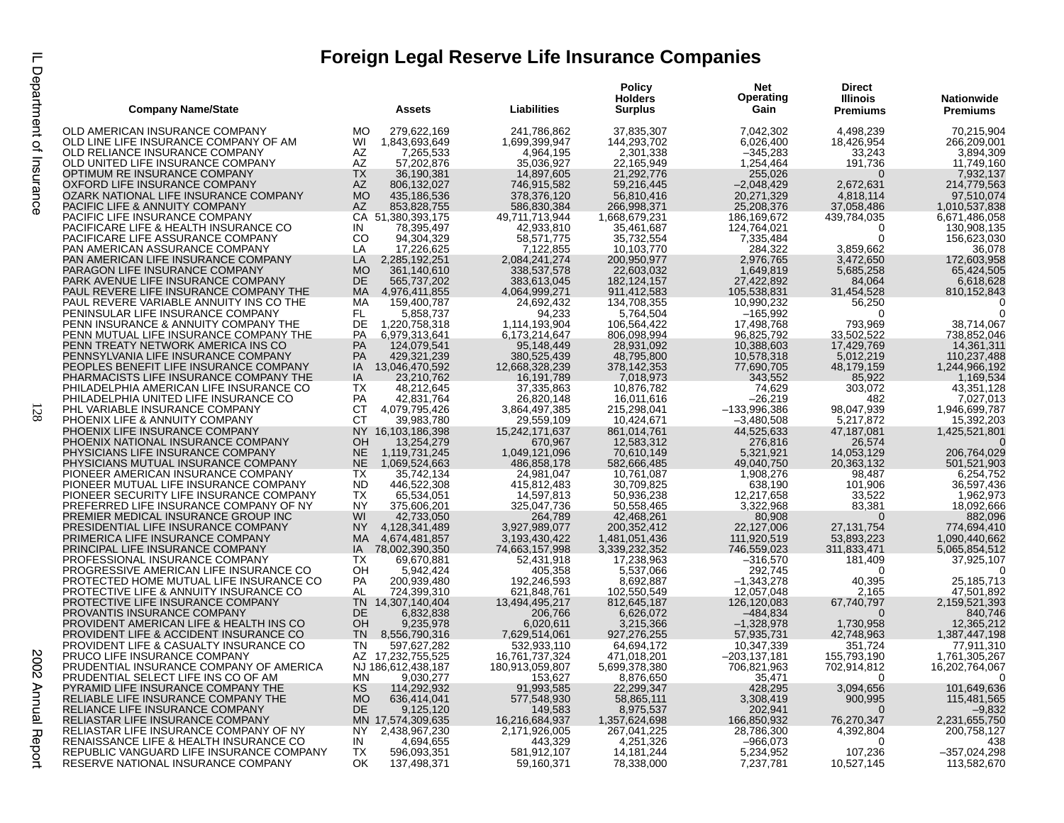# Foreign Legal Reserve Life Insurance Companies

| Company Name/State | | Assets | Liabilities | Policy Holders Surplus | Net Operating Gain | Direct Illinois Premiums | Nationwide Premiums |
|---|---|---|---|---|---|---|---|
| OLD AMERICAN INSURANCE COMPANY | MO | 279,622,169 | 241,786,862 | 37,835,307 | 7,042,302 | 4,498,239 | 70,215,904 |
| OLD LINE LIFE INSURANCE COMPANY OF AM | WI | 1,843,693,649 | 1,699,399,947 | 144,293,702 | 6,026,400 | 18,426,954 | 266,209,001 |
| OLD RELIANCE INSURANCE COMPANY | AZ | 7,265,533 | 4,964,195 | 2,301,338 | –345,283 | 33,243 | 3,894,309 |
| OLD UNITED LIFE INSURANCE COMPANY | AZ | 57,202,876 | 35,036,927 | 22,165,949 | 1,254,464 | 191,736 | 11,749,160 |
| OPTIMUM RE INSURANCE COMPANY | TX | 36,190,381 | 14,897,605 | 21,292,776 | 255,026 | 0 | 7,932,137 |
| OXFORD LIFE INSURANCE COMPANY | AZ | 806,132,027 | 746,915,582 | 59,216,445 | –2,048,429 | 2,672,631 | 214,779,563 |
| OZARK NATIONAL LIFE INSURANCE COMPANY | MO | 435,186,536 | 378,376,120 | 56,810,416 | 20,271,329 | 4,818,114 | 97,510,074 |
| PACIFIC LIFE & ANNUITY COMPANY | AZ | 853,828,755 | 586,830,384 | 266,998,371 | 25,208,376 | 37,058,486 | 1,010,537,838 |
| PACIFIC LIFE INSURANCE COMPANY | CA | 51,380,393,175 | 49,711,713,944 | 1,668,679,231 | 186,169,672 | 439,784,035 | 6,671,486,058 |
| PACIFICARE LIFE & HEALTH INSURANCE CO | IN | 78,395,497 | 42,933,810 | 35,461,687 | 124,764,021 | 0 | 130,908,135 |
| PACIFICARE LIFE ASSURANCE COMPANY | CO | 94,304,329 | 58,571,775 | 35,732,554 | 7,335,484 | 0 | 156,623,030 |
| PAN AMERICAN ASSURANCE COMPANY | LA | 17,226,625 | 7,122,855 | 10,103,770 | 284,322 | 3,859,662 | 36,078 |
| PAN AMERICAN LIFE INSURANCE COMPANY | LA | 2,285,192,251 | 2,084,241,274 | 200,950,977 | 2,976,765 | 3,472,650 | 172,603,958 |
| PARAGON LIFE INSURANCE COMPANY | MO | 361,140,610 | 338,537,578 | 22,603,032 | 1,649,819 | 5,685,258 | 65,424,505 |
| PARK AVENUE LIFE INSURANCE COMPANY | DE | 565,737,202 | 383,613,045 | 182,124,157 | 27,422,892 | 84,064 | 6,618,628 |
| PAUL REVERE LIFE INSURANCE COMPANY THE | MA | 4,976,411,855 | 4,064,999,271 | 911,412,583 | 105,538,831 | 31,454,528 | 810,152,843 |
| PAUL REVERE VARIABLE ANNUITY INS CO THE | MA | 159,400,787 | 24,692,432 | 134,708,355 | 10,990,232 | 56,250 | 0 |
| PENINSULAR LIFE INSURANCE COMPANY | FL | 5,858,737 | 94,233 | 5,764,504 | –165,992 | 0 | 0 |
| PENN INSURANCE & ANNUITY COMPANY THE | DE | 1,220,758,318 | 1,114,193,904 | 106,564,422 | 17,498,768 | 793,969 | 38,714,067 |
| PENN MUTUAL LIFE INSURANCE COMPANY THE | PA | 6,979,313,641 | 6,173,214,647 | 806,098,994 | 96,825,792 | 33,502,522 | 738,852,046 |
| PENN TREATY NETWORK AMERICA INS CO | PA | 124,079,541 | 95,148,449 | 28,931,092 | 10,388,603 | 17,429,769 | 14,361,311 |
| PENNSYLVANIA LIFE INSURANCE COMPANY | PA | 429,321,239 | 380,525,439 | 48,795,800 | 10,578,318 | 5,012,219 | 110,237,488 |
| PEOPLES BENEFIT LIFE INSURANCE COMPANY | IA | 13,046,470,592 | 12,668,328,239 | 378,142,353 | 77,690,705 | 48,179,159 | 1,244,966,192 |
| PHARMACISTS LIFE INSURANCE COMPANY THE | IA | 23,210,762 | 16,191,789 | 7,018,973 | 343,552 | 85,922 | 1,169,534 |
| PHILADELPHIA AMERICAN LIFE INSURANCE CO | TX | 48,212,645 | 37,335,863 | 10,876,782 | 74,629 | 303,072 | 43,351,128 |
| PHILADELPHIA UNITED LIFE INSURANCE CO | PA | 42,831,764 | 26,820,148 | 16,011,616 | –26,219 | 482 | 7,027,013 |
| PHL VARIABLE INSURANCE COMPANY | CT | 4,079,795,426 | 3,864,497,385 | 215,298,041 | –133,996,386 | 98,047,939 | 1,946,699,787 |
| PHOENIX LIFE & ANNUITY COMPANY | CT | 39,983,780 | 29,559,109 | 10,424,671 | –3,480,508 | 5,217,872 | 15,392,203 |
| PHOENIX LIFE INSURANCE COMPANY | NY | 16,103,186,398 | 15,242,171,637 | 861,014,761 | 44,525,633 | 47,187,081 | 1,425,521,801 |
| PHOENIX NATIONAL INSURANCE COMPANY | OH | 13,254,279 | 670,967 | 12,583,312 | 276,816 | 26,574 | 0 |
| PHYSICIANS LIFE INSURANCE COMPANY | NE | 1,119,731,245 | 1,049,121,096 | 70,610,149 | 5,321,921 | 14,053,129 | 206,764,029 |
| PHYSICIANS MUTUAL INSURANCE COMPANY | NE | 1,069,524,663 | 486,858,178 | 582,666,485 | 49,040,750 | 20,363,132 | 501,521,903 |
| PIONEER AMERICAN INSURANCE COMPANY | TX | 35,742,134 | 24,981,047 | 10,761,087 | 1,908,276 | 98,487 | 6,254,752 |
| PIONEER MUTUAL LIFE INSURANCE COMPANY | ND | 446,522,308 | 415,812,483 | 30,709,825 | 638,190 | 101,906 | 36,597,436 |
| PIONEER SECURITY LIFE INSURANCE COMPANY | TX | 65,534,051 | 14,597,813 | 50,936,238 | 12,217,658 | 33,522 | 1,962,973 |
| PREFERRED LIFE INSURANCE COMPANY OF NY | NY | 375,606,201 | 325,047,736 | 50,558,465 | 3,322,968 | 83,381 | 18,092,666 |
| PREMIER MEDICAL INSURANCE GROUP INC | WI | 42,733,050 | 264,789 | 42,468,261 | 80,908 | 0 | 882,096 |
| PRESIDENTIAL LIFE INSURANCE COMPANY | NY | 4,128,341,489 | 3,927,989,077 | 200,352,412 | 22,127,006 | 27,131,754 | 774,694,410 |
| PRIMERICA LIFE INSURANCE COMPANY | MA | 4,674,481,857 | 3,193,430,422 | 1,481,051,436 | 111,920,519 | 53,893,223 | 1,090,440,662 |
| PRINCIPAL LIFE INSURANCE COMPANY | IA | 78,002,390,350 | 74,663,157,998 | 3,339,232,352 | 746,559,023 | 311,833,471 | 5,065,854,512 |
| PROFESSIONAL INSURANCE COMPANY | TX | 69,670,881 | 52,431,918 | 17,238,963 | –316,570 | 181,409 | 37,925,107 |
| PROGRESSIVE AMERICAN LIFE INSURANCE CO | OH | 5,942,424 | 405,358 | 5,537,066 | 292,745 | 0 | 0 |
| PROTECTED HOME MUTUAL LIFE INSURANCE CO | PA | 200,939,480 | 192,246,593 | 8,692,887 | –1,343,278 | 40,395 | 25,185,713 |
| PROTECTIVE LIFE & ANNUITY INSURANCE CO | AL | 724,399,310 | 621,848,761 | 102,550,549 | 12,057,048 | 2,165 | 47,501,892 |
| PROTECTIVE LIFE INSURANCE COMPANY | TN | 14,307,140,404 | 13,494,495,217 | 812,645,187 | 126,120,083 | 67,740,797 | 2,159,521,393 |
| PROVANTIS INSURANCE COMPANY | DE | 6,832,838 | 206,766 | 6,626,072 | –484,834 | 0 | 840,746 |
| PROVIDENT AMERICAN LIFE & HEALTH INS CO | OH | 9,235,978 | 6,020,611 | 3,215,366 | –1,328,978 | 1,730,958 | 12,365,212 |
| PROVIDENT LIFE & ACCIDENT INSURANCE CO | TN | 8,556,790,316 | 7,629,514,061 | 927,276,255 | 57,935,731 | 42,748,963 | 1,387,447,198 |
| PROVIDENT LIFE & CASUALTY INSURANCE CO | TN | 597,627,282 | 532,933,110 | 64,694,172 | 10,347,339 | 351,724 | 77,911,310 |
| PRUCO LIFE INSURANCE COMPANY | AZ | 17,232,755,525 | 16,761,737,324 | 471,018,201 | –203,137,181 | 155,793,190 | 1,761,305,267 |
| PRUDENTIAL INSURANCE COMPANY OF AMERICA | NJ | 186,612,438,187 | 180,913,059,807 | 5,699,378,380 | 706,821,963 | 702,914,812 | 16,202,764,067 |
| PRUDENTIAL SELECT LIFE INS CO OF AM | MN | 9,030,277 | 153,627 | 8,876,650 | 35,471 | 0 | 0 |
| PYRAMID LIFE INSURANCE COMPANY THE | KS | 114,292,932 | 91,993,585 | 22,299,347 | 428,295 | 3,094,656 | 101,649,636 |
| RELIABLE LIFE INSURANCE COMPANY THE | MO | 636,414,041 | 577,548,930 | 58,865,111 | 3,308,419 | 900,995 | 115,481,565 |
| RELIANCE LIFE INSURANCE COMPANY | DE | 9,125,120 | 149,583 | 8,975,537 | 202,941 | 0 | –9,832 |
| RELIASTAR LIFE INSURANCE COMPANY | MN | 17,574,309,635 | 16,216,684,937 | 1,357,624,698 | 166,850,932 | 76,270,347 | 2,231,655,750 |
| RELIASTAR LIFE INSURANCE COMPANY OF NY | NY | 2,438,967,230 | 2,171,926,005 | 267,041,225 | 28,786,300 | 4,392,804 | 200,758,127 |
| RENAISSANCE LIFE & HEALTH INSURANCE CO | IN | 4,694,655 | 443,329 | 4,251,326 | –966,073 | 0 | 438 |
| REPUBLIC VANGUARD LIFE INSURANCE COMPANY | TX | 596,093,351 | 581,912,107 | 14,181,244 | 5,234,952 | 107,236 | –357,024,298 |
| RESERVE NATIONAL INSURANCE COMPANY | OK | 137,498,371 | 59,160,371 | 78,338,000 | 7,237,781 | 10,527,145 | 113,582,670 |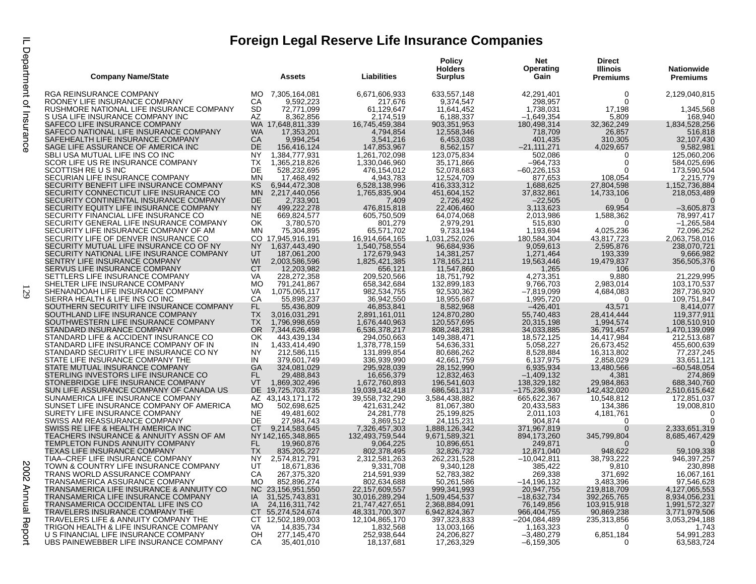# Foreign Legal Reserve Life Insurance Companies

| Company Name/State | | Assets | Liabilities | Policy Holders Surplus | Net Operating Gain | Direct Illinois Premiums | Nationwide Premiums |
|---|---|---|---|---|---|---|---|
| RGA REINSURANCE COMPANY | MO | 7,305,164,081 | 6,671,606,933 | 633,557,148 | 42,291,401 | 0 | 2,129,040,815 |
| ROONEY LIFE INSURANCE COMPANY | CA | 9,592,223 | 217,676 | 9,374,547 | 298,957 | 0 | 0 |
| RUSHMORE NATIONAL LIFE INSURANCE COMPANY | SD | 72,771,099 | 61,129,647 | 11,641,452 | 1,738,031 | 17,198 | 1,345,568 |
| S USA LIFE INSURANCE COMPANY INC | AZ | 8,362,856 | 2,174,519 | 6,188,337 | –1,649,354 | 5,809 | 168,940 |
| SAFECO LIFE INSURANCE COMPANY | WA | 17,648,811,339 | 16,745,459,384 | 903,351,953 | 180,498,314 | 32,362,249 | 1,834,528,256 |
| SAFECO NATIONAL LIFE INSURANCE COMPANY | WA | 17,353,201 | 4,794,854 | 12,558,346 | 718,709 | 26,857 | 516,818 |
| SAFEHEALTH LIFE INSURANCE COMPANY | CA | 9,994,254 | 3,541,216 | 6,453,038 | 401,435 | 310,305 | 32,107,430 |
| SAGE LIFE ASSURANCE OF AMERICA INC | DE | 156,416,124 | 147,853,967 | 8,562,157 | –21,111,271 | 4,029,657 | 9,582,981 |
| SBLI USA MUTUAL LIFE INS CO INC | NY | 1,384,777,931 | 1,261,702,098 | 123,075,834 | 502,086 | 0 | 125,060,206 |
| SCOR LIFE US RE INSURANCE COMPANY | TX | 1,365,218,826 | 1,330,046,960 | 35,171,866 | –964,733 | 0 | 584,025,696 |
| SCOTTISH RE U S INC | DE | 528,232,695 | 476,154,012 | 52,078,683 | –60,226,153 | 0 | 173,590,504 |
| SECURIAN LIFE INSURANCE COMPANY | MN | 17,468,492 | 4,943,783 | 12,524,709 | 877,653 | 108,054 | 2,215,779 |
| SECURITY BENEFIT LIFE INSURANCE COMPANY | KS | 6,944,472,308 | 6,528,138,996 | 416,333,312 | 1,688,625 | 27,804,598 | 1,152,736,884 |
| SECURITY CONNECTICUT LIFE INSURANCE CO | MN | 2,217,440,056 | 1,765,835,904 | 451,604,152 | 37,832,861 | 14,733,106 | 218,053,489 |
| SECURITY CONTINENTAL INSURANCE COMPANY | DE | 2,733,901 | 7,409 | 2,726,492 | –22,505 | 0 | 0 |
| SECURITY EQUITY LIFE INSURANCE COMPANY | NY | 499,222,278 | 476,815,818 | 22,406,460 | 3,113,623 | 69,954 | –3,605,873 |
| SECURITY FINANCIAL LIFE INSURANCE CO | NE | 669,824,577 | 605,750,509 | 64,074,068 | 2,013,986 | 1,588,362 | 78,997,417 |
| SECURITY GENERAL LIFE INSURANCE COMPANY | OK | 3,780,570 | 801,279 | 2,979,291 | 515,830 | 0 | –1,265,584 |
| SECURITY LIFE INSURANCE COMPANY OF AM | MN | 75,304,895 | 65,571,702 | 9,733,194 | 1,193,694 | 4,025,236 | 72,096,252 |
| SECURITY LIFE OF DENVER INSURANCE CO | CO | 17,945,916,191 | 16,914,664,165 | 1,031,252,026 | 180,584,304 | 43,817,723 | 2,063,758,016 |
| SECURITY MUTUAL LIFE INSURANCE CO OF NY | NY | 1,637,443,490 | 1,540,758,554 | 96,684,936 | 9,059,613 | 2,595,876 | 238,070,721 |
| SECURITY NATIONAL LIFE INSURANCE COMPANY | UT | 187,061,200 | 172,679,943 | 14,381,257 | 1,271,464 | 193,339 | 9,666,982 |
| SENTRY LIFE INSURANCE COMPANY | WI | 2,003,586,596 | 1,825,421,385 | 178,165,211 | 19,563,446 | 19,479,837 | 356,505,376 |
| SERVUS LIFE INSURANCE COMPANY | CT | 12,203,982 | 656,121 | 11,547,860 | 1,265 | 106 | 0 |
| SETTLERS LIFE INSURANCE COMPANY | VA | 228,272,358 | 209,520,566 | 18,751,792 | 4,273,351 | 9,880 | 21,229,995 |
| SHELTER LIFE INSURANCE COMPANY | MO | 791,241,867 | 658,342,684 | 132,899,183 | 9,766,703 | 2,983,014 | 103,170,537 |
| SHENANDOAH LIFE INSURANCE COMPANY | VA | 1,075,065,117 | 982,534,755 | 92,530,362 | –7,819,099 | 4,684,083 | 287,736,920 |
| SIERRA HEALTH & LIFE INS CO INC | CA | 55,898,237 | 36,942,550 | 18,955,687 | 1,995,720 | 0 | 109,751,847 |
| SOUTHERN SECURITY LIFE INSURANCE COMPANY | FL | 55,436,809 | 46,853,841 | 8,582,968 | –426,401 | 43,571 | 8,414,077 |
| SOUTHLAND LIFE INSURANCE COMPANY | TX | 3,016,031,291 | 2,891,161,011 | 124,870,280 | 55,740,483 | 28,414,444 | 119,377,911 |
| SOUTHWESTERN LIFE INSURANCE COMPANY | TX | 1,796,998,659 | 1,676,440,963 | 120,557,695 | 20,315,198 | 1,994,574 | 108,510,910 |
| STANDARD INSURANCE COMPANY | OR | 7,344,626,498 | 6,536,378,217 | 808,248,281 | 34,033,885 | 36,791,457 | 1,470,139,099 |
| STANDARD LIFE & ACCIDENT INSURANCE CO | OK | 443,439,134 | 294,050,663 | 149,388,471 | 18,572,125 | 14,417,984 | 212,513,687 |
| STANDARD LIFE INSURANCE COMPANY OF IN | IN | 1,433,414,490 | 1,378,778,159 | 54,636,331 | 5,058,227 | 26,673,452 | 455,600,639 |
| STANDARD SECURITY LIFE INSURANCE CO NY | NY | 212,586,115 | 131,899,854 | 80,686,262 | 8,528,884 | 16,313,802 | 77,237,245 |
| STATE LIFE INSURANCE COMPANY THE | IN | 379,601,749 | 336,939,990 | 42,661,759 | 6,137,975 | 2,858,029 | 33,651,121 |
| STATE MUTUAL INSURANCE COMPANY | GA | 324,081,029 | 295,928,039 | 28,152,990 | 6,935,934 | 13,480,566 | –60,548,054 |
| STERLING INVESTORS LIFE INSURANCE CO | FL | 29,488,843 | 16,656,379 | 12,832,463 | –1,409,132 | 4,381 | 274,869 |
| STONEBRIDGE LIFE INSURANCE COMPANY | VT | 1,869,302,496 | 1,672,760,893 | 196,541,603 | 138,329,182 | 29,984,863 | 688,340,760 |
| SUN LIFE ASSURANCE COMPANY OF CANADA US | DE | 19,725,703,735 | 19,039,142,418 | 686,561,317 | –175,236,930 | 142,432,020 | 2,510,615,642 |
| SUNAMERICA LIFE INSURANCE COMPANY | AZ | 43,143,171,172 | 39,558,732,290 | 3,584,438,882 | 665,622,367 | 10,548,812 | 172,851,037 |
| SUNSET LIFE INSURANCE COMPANY OF AMERICA | MO | 502,698,625 | 421,631,242 | 81,067,380 | 20,433,583 | 134,386 | 19,008,810 |
| SURETY LIFE INSURANCE COMPANY | NE | 49,481,602 | 24,281,778 | 25,199,825 | 2,011,103 | 4,181,761 | 0 |
| SWISS AM REASSURANCE COMPANY | DE | 27,984,743 | 3,869,512 | 24,115,231 | 904,874 | 0 | 0 |
| SWISS RE LIFE & HEALTH AMERICA INC | CT | 9,214,583,645 | 7,326,457,303 | 1,888,126,342 | 371,967,819 | 0 | 2,333,651,319 |
| TEACHERS INSURANCE & ANNUITY ASSN OF AM | NY | 142,165,348,865 | 132,493,759,544 | 9,671,589,321 | 894,173,260 | 345,799,804 | 8,685,467,429 |
| TEMPLETON FUNDS ANNUITY COMPANY | FL | 19,960,876 | 9,064,225 | 10,896,651 | 249,871 | 0 | 0 |
| TEXAS LIFE INSURANCE COMPANY | TX | 835,205,227 | 802,378,495 | 32,826,732 | 12,871,040 | 948,622 | 59,109,338 |
| TIAA–CREF LIFE INSURANCE COMPANY | NY | 2,574,812,791 | 2,312,581,263 | 262,231,528 | –10,042,811 | 38,793,222 | 946,397,257 |
| TOWN & COUNTRY LIFE INSURANCE COMPANY | UT | 18,671,836 | 9,331,708 | 9,340,128 | 385,422 | 9,810 | 230,898 |
| TRANS WORLD ASSURANCE COMPANY | CA | 267,375,320 | 214,591,939 | 52,783,382 | 269,338 | 371,692 | 16,067,161 |
| TRANSAMERICA ASSURANCE COMPANY | MO | 852,896,274 | 802,634,688 | 50,261,586 | –14,196,132 | 3,483,396 | 97,546,628 |
| TRANSAMERICA LIFE INSURANCE & ANNUITY CO | NC | 23,156,951,550 | 22,157,609,557 | 999,341,993 | 20,947,755 | 219,818,709 | 4,127,065,553 |
| TRANSAMERICA LIFE INSURANCE COMPANY | IA | 31,525,743,831 | 30,016,289,294 | 1,509,454,537 | –18,632,734 | 392,265,765 | 8,934,056,231 |
| TRANSAMERICA OCCIDENTAL LIFE INS CO | IA | 24,116,311,742 | 21,747,427,651 | 2,368,884,091 | 76,149,856 | 103,915,918 | 1,991,572,327 |
| TRAVELERS INSURANCE COMPANY THE | CT | 55,274,524,674 | 48,331,700,307 | 6,942,824,367 | 966,404,755 | 90,869,238 | 3,771,979,506 |
| TRAVELERS LIFE & ANNUITY COMPANY THE | CT | 12,502,189,003 | 12,104,865,170 | 397,323,833 | –204,084,489 | 235,313,856 | 3,053,294,188 |
| TRIGON HEALTH & LIFE INSURANCE COMPANY | VA | 14,835,734 | 1,832,568 | 13,003,166 | 1,163,323 | 0 | 1,743 |
| U S FINANCIAL LIFE INSURANCE COMPANY | OH | 277,145,470 | 252,938,644 | 24,206,827 | –3,480,279 | 6,851,184 | 54,991,283 |
| UBS PAINEWEBBER LIFE INSURANCE COMPANY | CA | 35,401,010 | 18,137,681 | 17,263,329 | –6,159,305 | 0 | 63,583,724 |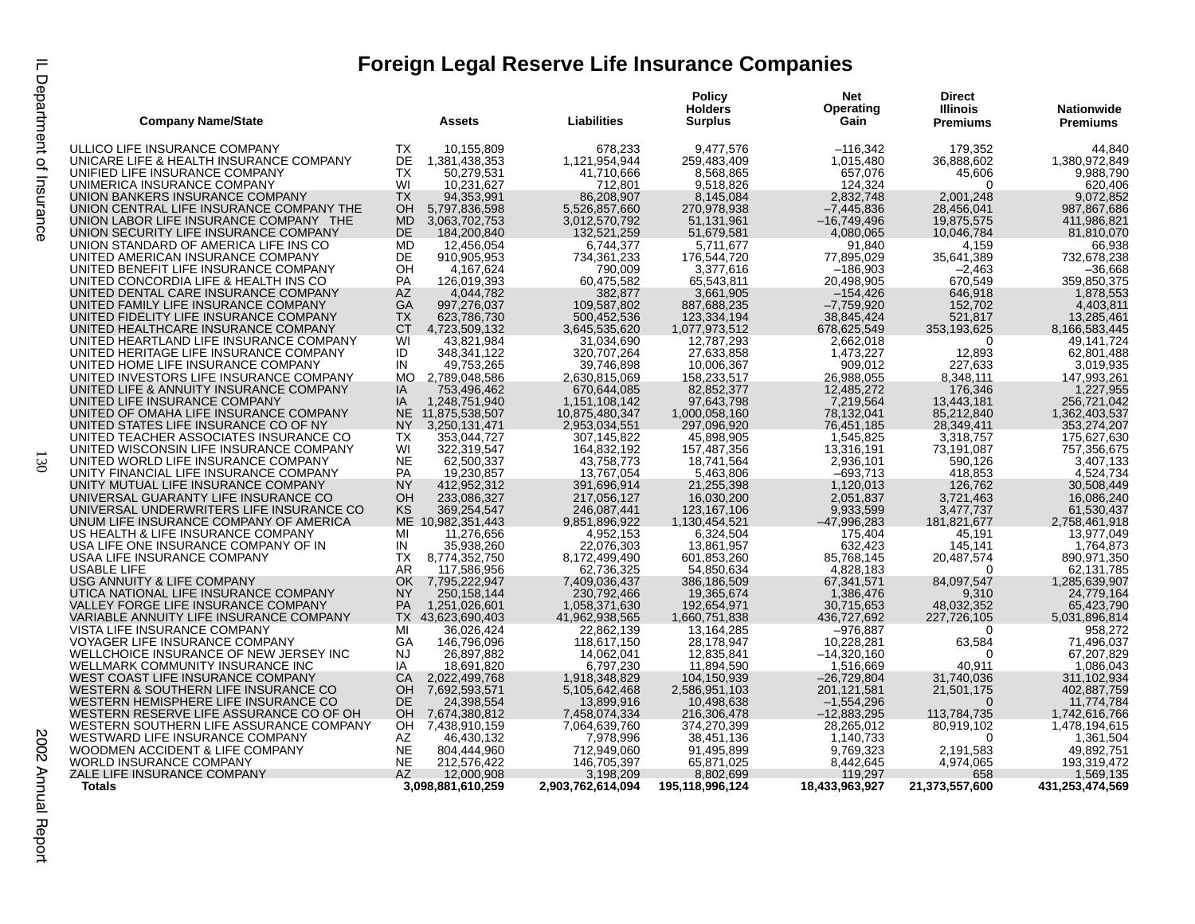# Foreign Legal Reserve Life Insurance Companies

| Company Name/State | | Assets | Liabilities | Policy Holders Surplus | Net Operating Gain | Direct Illinois Premiums | Nationwide Premiums |
|---|---|---|---|---|---|---|---|
| ULLICO LIFE INSURANCE COMPANY | TX | 10,155,809 | 678,233 | 9,477,576 | –116,342 | 179,352 | 44,840 |
| UNICARE LIFE & HEALTH INSURANCE COMPANY | DE | 1,381,438,353 | 1,121,954,944 | 259,483,409 | 1,015,480 | 36,888,602 | 1,380,972,849 |
| UNIFIED LIFE INSURANCE COMPANY | TX | 50,279,531 | 41,710,666 | 8,568,865 | 657,076 | 45,606 | 9,988,790 |
| UNIMERICA INSURANCE COMPANY | WI | 10,231,627 | 712,801 | 9,518,826 | 124,324 | 0 | 620,406 |
| UNION BANKERS INSURANCE COMPANY | TX | 94,353,991 | 86,208,907 | 8,145,084 | 2,832,748 | 2,001,248 | 9,072,852 |
| UNION CENTRAL LIFE INSURANCE COMPANY THE | OH | 5,797,836,598 | 5,526,857,660 | 270,978,938 | –7,445,836 | 28,456,041 | 987,867,686 |
| UNION LABOR LIFE INSURANCE COMPANY THE | MD | 3,063,702,753 | 3,012,570,792 | 51,131,961 | –16,749,496 | 19,875,575 | 411,986,821 |
| UNION SECURITY LIFE INSURANCE COMPANY | DE | 184,200,840 | 132,521,259 | 51,679,581 | 4,080,065 | 10,046,784 | 81,810,070 |
| UNION STANDARD OF AMERICA LIFE INS CO | MD | 12,456,054 | 6,744,377 | 5,711,677 | 91,840 | 4,159 | 66,938 |
| UNITED AMERICAN INSURANCE COMPANY | DE | 910,905,953 | 734,361,233 | 176,544,720 | 77,895,029 | 35,641,389 | 732,678,238 |
| UNITED BENEFIT LIFE INSURANCE COMPANY | OH | 4,167,624 | 790,009 | 3,377,616 | –186,903 | –2,463 | –36,668 |
| UNITED CONCORDIA LIFE & HEALTH INS CO | PA | 126,019,393 | 60,475,582 | 65,543,811 | 20,498,905 | 670,549 | 359,850,375 |
| UNITED DENTAL CARE INSURANCE COMPANY | AZ | 4,044,782 | 382,877 | 3,661,905 | –154,426 | 646,918 | 1,878,553 |
| UNITED FAMILY LIFE INSURANCE COMPANY | GA | 997,276,037 | 109,587,802 | 887,688,235 | –7,759,920 | 152,702 | 4,403,811 |
| UNITED FIDELITY LIFE INSURANCE COMPANY | TX | 623,786,730 | 500,452,536 | 123,334,194 | 38,845,424 | 521,817 | 13,285,461 |
| UNITED HEALTHCARE INSURANCE COMPANY | CT | 4,723,509,132 | 3,645,535,620 | 1,077,973,512 | 678,625,549 | 353,193,625 | 8,166,583,445 |
| UNITED HEARTLAND LIFE INSURANCE COMPANY | WI | 43,821,984 | 31,034,690 | 12,787,293 | 2,662,018 | 0 | 49,141,724 |
| UNITED HERITAGE LIFE INSURANCE COMPANY | ID | 348,341,122 | 320,707,264 | 27,633,858 | 1,473,227 | 12,893 | 62,801,488 |
| UNITED HOME LIFE INSURANCE COMPANY | IN | 49,753,265 | 39,746,898 | 10,006,367 | 909,012 | 227,633 | 3,019,935 |
| UNITED INVESTORS LIFE INSURANCE COMPANY | MO | 2,789,048,586 | 2,630,815,069 | 158,233,517 | 26,988,055 | 8,348,111 | 147,993,261 |
| UNITED LIFE & ANNUITY INSURANCE COMPANY | IA | 753,496,462 | 670,644,085 | 82,852,377 | 12,485,272 | 176,346 | 1,227,955 |
| UNITED LIFE INSURANCE COMPANY | IA | 1,248,751,940 | 1,151,108,142 | 97,643,798 | 7,219,564 | 13,443,181 | 256,721,042 |
| UNITED OF OMAHA LIFE INSURANCE COMPANY | NE | 11,875,538,507 | 10,875,480,347 | 1,000,058,160 | 78,132,041 | 85,212,840 | 1,362,403,537 |
| UNITED STATES LIFE INSURANCE CO OF NY | NY | 3,250,131,471 | 2,953,034,551 | 297,096,920 | 76,451,185 | 28,349,411 | 353,274,207 |
| UNITED TEACHER ASSOCIATES INSURANCE CO | TX | 353,044,727 | 307,145,822 | 45,898,905 | 1,545,825 | 3,318,757 | 175,627,630 |
| UNITED WISCONSIN LIFE INSURANCE COMPANY | WI | 322,319,547 | 164,832,192 | 157,487,356 | 13,316,191 | 73,191,087 | 757,356,675 |
| UNITED WORLD LIFE INSURANCE COMPANY | NE | 62,500,337 | 43,758,773 | 18,741,564 | 2,936,101 | 590,126 | 3,407,133 |
| UNITY FINANCIAL LIFE INSURANCE COMPANY | PA | 19,230,857 | 13,767,054 | 5,463,806 | –693,713 | 418,853 | 4,524,734 |
| UNITY MUTUAL LIFE INSURANCE COMPANY | NY | 412,952,312 | 391,696,914 | 21,255,398 | 1,120,013 | 126,762 | 30,508,449 |
| UNIVERSAL GUARANTY LIFE INSURANCE CO | OH | 233,086,327 | 217,056,127 | 16,030,200 | 2,051,837 | 3,721,463 | 16,086,240 |
| UNIVERSAL UNDERWRITERS LIFE INSURANCE CO | KS | 369,254,547 | 246,087,441 | 123,167,106 | 9,933,599 | 3,477,737 | 61,530,437 |
| UNUM LIFE INSURANCE COMPANY OF AMERICA | ME | 10,982,351,443 | 9,851,896,922 | 1,130,454,521 | –47,996,283 | 181,821,677 | 2,758,461,918 |
| US HEALTH & LIFE INSURANCE COMPANY | MI | 11,276,656 | 4,952,153 | 6,324,504 | 175,404 | 45,191 | 13,977,049 |
| USA LIFE ONE INSURANCE COMPANY OF IN | IN | 35,938,260 | 22,076,303 | 13,861,957 | 632,423 | 145,141 | 1,764,873 |
| USAA LIFE INSURANCE COMPANY | TX | 8,774,352,750 | 8,172,499,490 | 601,853,260 | 85,768,145 | 20,487,574 | 890,971,350 |
| USABLE LIFE | AR | 117,586,956 | 62,736,325 | 54,850,634 | 4,828,183 | 0 | 62,131,785 |
| USG ANNUITY & LIFE COMPANY | OK | 7,795,222,947 | 7,409,036,437 | 386,186,509 | 67,341,571 | 84,097,547 | 1,285,639,907 |
| UTICA NATIONAL LIFE INSURANCE COMPANY | NY | 250,158,144 | 230,792,466 | 19,365,674 | 1,386,476 | 9,310 | 24,779,164 |
| VALLEY FORGE LIFE INSURANCE COMPANY | PA | 1,251,026,601 | 1,058,371,630 | 192,654,971 | 30,715,653 | 48,032,352 | 65,423,790 |
| VARIABLE ANNUITY LIFE INSURANCE COMPANY | TX | 43,623,690,403 | 41,962,938,565 | 1,660,751,838 | 436,727,692 | 227,726,105 | 5,031,896,814 |
| VISTA LIFE INSURANCE COMPANY | MI | 36,026,424 | 22,862,139 | 13,164,285 | –976,887 | 0 | 958,272 |
| VOYAGER LIFE INSURANCE COMPANY | GA | 146,796,096 | 118,617,150 | 28,178,947 | 10,228,281 | 63,584 | 71,496,037 |
| WELLCHOICE INSURANCE OF NEW JERSEY INC | NJ | 26,897,882 | 14,062,041 | 12,835,841 | –14,320,160 | 0 | 67,207,829 |
| WELLMARK COMMUNITY INSURANCE INC | IA | 18,691,820 | 6,797,230 | 11,894,590 | 1,516,669 | 40,911 | 1,086,043 |
| WEST COAST LIFE INSURANCE COMPANY | CA | 2,022,499,768 | 1,918,348,829 | 104,150,939 | –26,729,804 | 31,740,036 | 311,102,934 |
| WESTERN & SOUTHERN LIFE INSURANCE CO | OH | 7,692,593,571 | 5,105,642,468 | 2,586,951,103 | 201,121,581 | 21,501,175 | 402,887,759 |
| WESTERN HEMISPHERE LIFE INSURANCE CO | DE | 24,398,554 | 13,899,916 | 10,498,638 | –1,554,296 | 0 | 11,774,784 |
| WESTERN RESERVE LIFE ASSURANCE CO OF OH | OH | 7,674,380,812 | 7,458,074,334 | 216,306,478 | –12,883,295 | 113,784,735 | 1,742,616,766 |
| WESTERN SOUTHERN LIFE ASSURANCE COMPANY | OH | 7,438,910,159 | 7,064,639,760 | 374,270,399 | 28,265,012 | 80,919,102 | 1,478,194,615 |
| WESTWARD LIFE INSURANCE COMPANY | AZ | 46,430,132 | 7,978,996 | 38,451,136 | 1,140,733 | 0 | 1,361,504 |
| WOODMEN ACCIDENT & LIFE COMPANY | NE | 804,444,960 | 712,949,060 | 91,495,899 | 9,769,323 | 2,191,583 | 49,892,751 |
| WORLD INSURANCE COMPANY | NE | 212,576,422 | 146,705,397 | 65,871,025 | 8,442,645 | 4,974,065 | 193,319,472 |
| ZALE LIFE INSURANCE COMPANY | AZ | 12,000,908 | 3,198,209 | 8,802,699 | 119,297 | 658 | 1,569,135 |
| **Totals** | | **3,098,881,610,259** | **2,903,762,614,094** | **195,118,996,124** | **18,433,963,927** | **21,373,557,600** | **431,253,474,569** |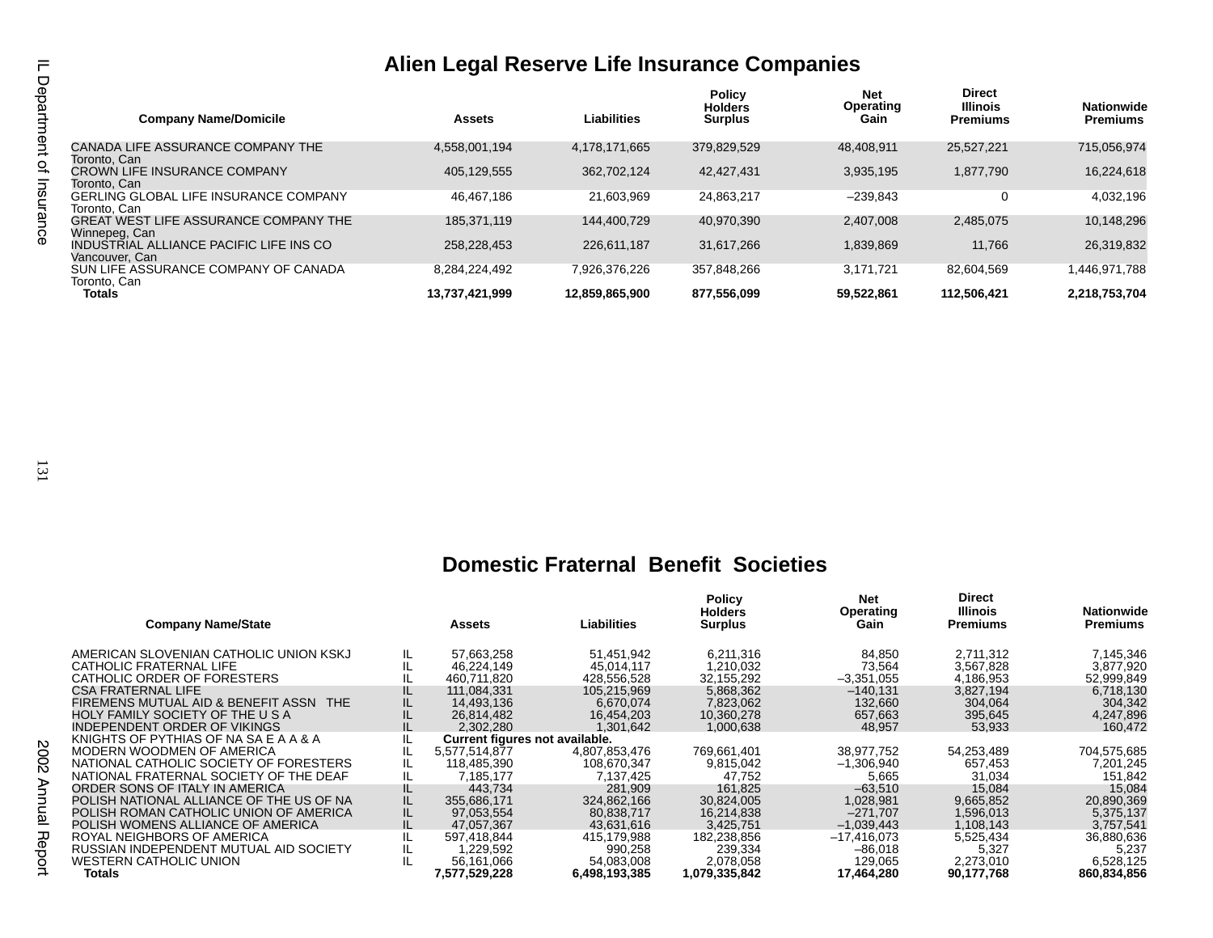## Alien Legal Reserve Life Insurance Companies

| Company Name/Domicile | Assets | Liabilities | Policy Holders Surplus | Net Operating Gain | Direct Illinois Premiums | Nationwide Premiums |
|---|---|---|---|---|---|---|
| CANADA LIFE ASSURANCE COMPANY THE<br>Toronto, Can | 4,558,001,194 | 4,178,171,665 | 379,829,529 | 48,408,911 | 25,527,221 | 715,056,974 |
| CROWN LIFE INSURANCE COMPANY<br>Toronto, Can | 405,129,555 | 362,702,124 | 42,427,431 | 3,935,195 | 1,877,790 | 16,224,618 |
| GERLING GLOBAL LIFE INSURANCE COMPANY<br>Toronto, Can | 46,467,186 | 21,603,969 | 24,863,217 | –239,843 | 0 | 4,032,196 |
| GREAT WEST LIFE ASSURANCE COMPANY THE<br>Winnepeg, Can | 185,371,119 | 144,400,729 | 40,970,390 | 2,407,008 | 2,485,075 | 10,148,296 |
| INDUSTRIAL ALLIANCE PACIFIC LIFE INS CO<br>Vancouver, Can | 258,228,453 | 226,611,187 | 31,617,266 | 1,839,869 | 11,766 | 26,319,832 |
| SUN LIFE ASSURANCE COMPANY OF CANADA<br>Toronto, Can | 8,284,224,492 | 7,926,376,226 | 357,848,266 | 3,171,721 | 82,604,569 | 1,446,971,788 |
| **Totals** | **13,737,421,999** | **12,859,865,900** | **877,556,099** | **59,522,861** | **112,506,421** | **2,218,753,704** |

## Domestic Fraternal Benefit Societies

| Company Name/State | | Assets | Liabilities | Policy Holders Surplus | Net Operating Gain | Direct Illinois Premiums | Nationwide Premiums |
|---|---|---|---|---|---|---|---|
| AMERICAN SLOVENIAN CATHOLIC UNION KSKJ | IL | 57,663,258 | 51,451,942 | 6,211,316 | 84,850 | 2,711,312 | 7,145,346 |
| CATHOLIC FRATERNAL LIFE | IL | 46,224,149 | 45,014,117 | 1,210,032 | 73,564 | 3,567,828 | 3,877,920 |
| CATHOLIC ORDER OF FORESTERS | IL | 460,711,820 | 428,556,528 | 32,155,292 | –3,351,055 | 4,186,953 | 52,999,849 |
| CSA FRATERNAL LIFE | IL | 111,084,331 | 105,215,969 | 5,868,362 | –140,131 | 3,827,194 | 6,718,130 |
| FIREMENS MUTUAL AID & BENEFIT ASSN THE | IL | 14,493,136 | 6,670,074 | 7,823,062 | 132,660 | 304,064 | 304,342 |
| HOLY FAMILY SOCIETY OF THE U S A | IL | 26,814,482 | 16,454,203 | 10,360,278 | 657,663 | 395,645 | 4,247,896 |
| INDEPENDENT ORDER OF VIKINGS | IL | 2,302,280 | 1,301,642 | 1,000,638 | 48,957 | 53,933 | 160,472 |
| KNIGHTS OF PYTHIAS OF NA SA E A A & A | IL | **Current figures not available.** | | | | | |
| MODERN WOODMEN OF AMERICA | IL | 5,577,514,877 | 4,807,853,476 | 769,661,401 | 38,977,752 | 54,253,489 | 704,575,685 |
| NATIONAL CATHOLIC SOCIETY OF FORESTERS | IL | 118,485,390 | 108,670,347 | 9,815,042 | –1,306,940 | 657,453 | 7,201,245 |
| NATIONAL FRATERNAL SOCIETY OF THE DEAF | IL | 7,185,177 | 7,137,425 | 47,752 | 5,665 | 31,034 | 151,842 |
| ORDER SONS OF ITALY IN AMERICA | IL | 443,734 | 281,909 | 161,825 | –63,510 | 15,084 | 15,084 |
| POLISH NATIONAL ALLIANCE OF THE US OF NA | IL | 355,686,171 | 324,862,166 | 30,824,005 | 1,028,981 | 9,665,852 | 20,890,369 |
| POLISH ROMAN CATHOLIC UNION OF AMERICA | IL | 97,053,554 | 80,838,717 | 16,214,838 | –271,707 | 1,596,013 | 5,375,137 |
| POLISH WOMENS ALLIANCE OF AMERICA | IL | 47,057,367 | 43,631,616 | 3,425,751 | –1,039,443 | 1,108,143 | 3,757,541 |
| ROYAL NEIGHBORS OF AMERICA | IL | 597,418,844 | 415,179,988 | 182,238,856 | –17,416,073 | 5,525,434 | 36,880,636 |
| RUSSIAN INDEPENDENT MUTUAL AID SOCIETY | IL | 1,229,592 | 990,258 | 239,334 | –86,018 | 5,327 | 5,237 |
| WESTERN CATHOLIC UNION | IL | 56,161,066 | 54,083,008 | 2,078,058 | 129,065 | 2,273,010 | 6,528,125 |
| **Totals** | | **7,577,529,228** | **6,498,193,385** | **1,079,335,842** | **17,464,280** | **90,177,768** | **860,834,856** |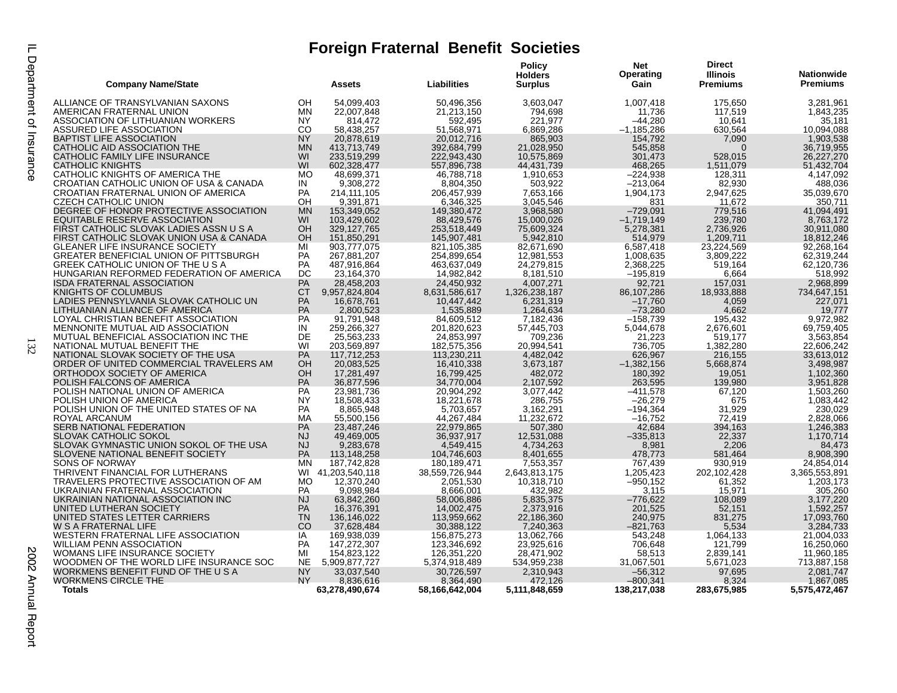# Foreign Fraternal Benefit Societies

| Company Name/State | | Assets | Liabilities | Policy Holders Surplus | Net Operating Gain | Direct Illinois Premiums | Nationwide Premiums |
|---|---|---|---|---|---|---|---|
| ALLIANCE OF TRANSYLVANIAN SAXONS | OH | 54,099,403 | 50,496,356 | 3,603,047 | 1,007,418 | 175,650 | 3,281,961 |
| AMERICAN FRATERNAL UNION | MN | 22,007,848 | 21,213,150 | 794,698 | 11,736 | 117,519 | 1,843,235 |
| ASSOCIATION OF LITHUANIAN WORKERS | NY | 814,472 | 592,495 | 221,977 | –44,280 | 10,641 | 35,181 |
| ASSURED LIFE ASSOCIATION | CO | 58,438,257 | 51,568,971 | 6,869,286 | –1,185,286 | 630,564 | 10,094,088 |
| BAPTIST LIFE ASSOCIATION | NY | 20,878,619 | 20,012,716 | 865,903 | 154,792 | 7,090 | 1,903,538 |
| CATHOLIC AID ASSOCIATION THE | MN | 413,713,749 | 392,684,799 | 21,028,950 | 545,858 | 0 | 36,719,955 |
| CATHOLIC FAMILY LIFE INSURANCE | WI | 233,519,299 | 222,943,430 | 10,575,869 | 301,473 | 528,015 | 26,227,270 |
| CATHOLIC KNIGHTS | WI | 602,328,477 | 557,896,738 | 44,431,739 | 468,265 | 1,511,079 | 51,432,704 |
| CATHOLIC KNIGHTS OF AMERICA THE | MO | 48,699,371 | 46,788,718 | 1,910,653 | –224,938 | 128,311 | 4,147,092 |
| CROATIAN CATHOLIC UNION OF USA & CANADA | IN | 9,308,272 | 8,804,350 | 503,922 | –213,064 | 82,930 | 488,036 |
| CROATIAN FRATERNAL UNION OF AMERICA | PA | 214,111,105 | 206,457,939 | 7,653,166 | 1,904,173 | 2,947,625 | 35,039,670 |
| CZECH CATHOLIC UNION | OH | 9,391,871 | 6,346,325 | 3,045,546 | 831 | 11,672 | 350,711 |
| DEGREE OF HONOR PROTECTIVE ASSOCIATION | MN | 153,349,052 | 149,380,472 | 3,968,580 | –729,091 | 779,516 | 41,094,491 |
| EQUITABLE RESERVE ASSOCIATION | WI | 103,429,602 | 88,429,576 | 15,000,026 | –1,719,149 | 239,780 | 8,763,172 |
| FIRST CATHOLIC SLOVAK LADIES ASSN U S A | OH | 329,127,765 | 253,518,449 | 75,609,324 | 5,278,381 | 2,736,926 | 30,911,080 |
| FIRST CATHOLIC SLOVAK UNION USA & CANADA | OH | 151,850,291 | 145,907,481 | 5,942,810 | 514,979 | 1,209,711 | 18,812,246 |
| GLEANER LIFE INSURANCE SOCIETY | MI | 903,777,075 | 821,105,385 | 82,671,690 | 6,587,418 | 23,224,569 | 92,268,164 |
| GREATER BENEFICIAL UNION OF PITTSBURGH | PA | 267,881,207 | 254,899,654 | 12,981,553 | 1,008,635 | 3,809,222 | 62,319,244 |
| GREEK CATHOLIC UNION OF THE U S A | PA | 487,916,864 | 463,637,049 | 24,279,815 | 2,368,225 | 519,164 | 62,120,736 |
| HUNGARIAN REFORMED FEDERATION OF AMERICA | DC | 23,164,370 | 14,982,842 | 8,181,510 | –195,819 | 6,664 | 518,992 |
| ISDA FRATERNAL ASSOCIATION | PA | 28,458,203 | 24,450,932 | 4,007,271 | 92,721 | 157,031 | 2,968,899 |
| KNIGHTS OF COLUMBUS | CT | 9,957,824,804 | 8,631,586,617 | 1,326,238,187 | 86,107,286 | 18,933,888 | 734,647,151 |
| LADIES PENNSYLVANIA SLOVAK CATHOLIC UN | PA | 16,678,761 | 10,447,442 | 6,231,319 | –17,760 | 4,059 | 227,071 |
| LITHUANIAN ALLIANCE OF AMERICA | PA | 2,800,523 | 1,535,889 | 1,264,634 | –73,280 | 4,662 | 19,777 |
| LOYAL CHRISTIAN BENEFIT ASSOCIATION | PA | 91,791,948 | 84,609,512 | 7,182,436 | –158,739 | 195,432 | 9,972,982 |
| MENNONITE MUTUAL AID ASSOCIATION | IN | 259,266,327 | 201,820,623 | 57,445,703 | 5,044,678 | 2,676,601 | 69,759,405 |
| MUTUAL BENEFICIAL ASSOCIATION INC THE | DE | 25,563,233 | 24,853,997 | 709,236 | 21,223 | 519,177 | 3,563,854 |
| NATIONAL MUTUAL BENEFIT THE | WI | 203,569,897 | 182,575,356 | 20,994,541 | 736,705 | 1,382,280 | 22,606,242 |
| NATIONAL SLOVAK SOCIETY OF THE USA | PA | 117,712,253 | 113,230,211 | 4,482,042 | 626,967 | 216,155 | 33,613,012 |
| ORDER OF UNITED COMMERCIAL TRAVELERS AM | OH | 20,083,525 | 16,410,338 | 3,673,187 | –1,382,156 | 5,668,874 | 3,498,987 |
| ORTHODOX SOCIETY OF AMERICA | OH | 17,281,497 | 16,799,425 | 482,072 | 180,392 | 19,051 | 1,102,360 |
| POLISH FALCONS OF AMERICA | PA | 36,877,596 | 34,770,004 | 2,107,592 | 263,595 | 139,980 | 3,951,828 |
| POLISH NATIONAL UNION OF AMERICA | PA | 23,981,736 | 20,904,292 | 3,077,442 | –411,578 | 67,120 | 1,503,260 |
| POLISH UNION OF AMERICA | NY | 18,508,433 | 18,221,678 | 286,755 | –26,279 | 675 | 1,083,442 |
| POLISH UNION OF THE UNITED STATES OF NA | PA | 8,865,948 | 5,703,657 | 3,162,291 | –194,364 | 31,929 | 230,029 |
| ROYAL ARCANUM | MA | 55,500,156 | 44,267,484 | 11,232,672 | –16,752 | 72,419 | 2,828,066 |
| SERB NATIONAL FEDERATION | PA | 23,487,246 | 22,979,865 | 507,380 | 42,684 | 394,163 | 1,246,383 |
| SLOVAK CATHOLIC SOKOL | NJ | 49,469,005 | 36,937,917 | 12,531,088 | –335,813 | 22,337 | 1,170,714 |
| SLOVAK GYMNASTIC UNION SOKOL OF THE USA | NJ | 9,283,678 | 4,549,415 | 4,734,263 | 8,981 | 2,206 | 84,473 |
| SLOVENE NATIONAL BENEFIT SOCIETY | PA | 113,148,258 | 104,746,603 | 8,401,655 | 478,773 | 581,464 | 8,908,390 |
| SONS OF NORWAY | MN | 187,742,828 | 180,189,471 | 7,553,357 | 767,439 | 930,919 | 24,854,014 |
| THRIVENT FINANCIAL FOR LUTHERANS | WI | 41,203,540,118 | 38,559,726,944 | 2,643,813,175 | 1,205,423 | 202,102,428 | 3,365,553,891 |
| TRAVELERS PROTECTIVE ASSOCIATION OF AM | MO | 12,370,240 | 2,051,530 | 10,318,710 | –950,152 | 61,352 | 1,203,173 |
| UKRAINIAN FRATERNAL ASSOCIATION | PA | 9,098,984 | 8,666,001 | 432,982 | 3,115 | 15,971 | 305,260 |
| UKRAINIAN NATIONAL ASSOCIATION INC | NJ | 63,842,260 | 58,006,886 | 5,835,375 | –776,622 | 108,089 | 3,177,220 |
| UNITED LUTHERAN SOCIETY | PA | 16,376,391 | 14,002,475 | 2,373,916 | 201,525 | 52,151 | 1,592,257 |
| UNITED STATES LETTER CARRIERS | TN | 136,146,022 | 113,959,662 | 22,186,360 | 240,975 | 831,275 | 17,093,760 |
| W S A FRATERNAL LIFE | CO | 37,628,484 | 30,388,122 | 7,240,363 | –821,763 | 5,534 | 3,284,733 |
| WESTERN FRATERNAL LIFE ASSOCIATION | IA | 169,938,039 | 156,875,273 | 13,062,766 | 543,248 | 1,064,133 | 21,004,033 |
| WILLIAM PENN ASSOCIATION | PA | 147,272,307 | 123,346,692 | 23,925,616 | 706,648 | 121,799 | 16,250,060 |
| WOMANS LIFE INSURANCE SOCIETY | MI | 154,823,122 | 126,351,220 | 28,471,902 | 58,513 | 2,839,141 | 11,960,185 |
| WOODMEN OF THE WORLD LIFE INSURANCE SOC | NE | 5,909,877,727 | 5,374,918,489 | 534,959,238 | 31,067,501 | 5,671,023 | 713,887,158 |
| WORKMENS BENEFIT FUND OF THE U S A | NY | 33,037,540 | 30,726,597 | 2,310,943 | –56,312 | 97,695 | 2,081,747 |
| WORKMENS CIRCLE THE | NY | 8,836,616 | 8,364,490 | 472,126 | –800,341 | 8,324 | 1,867,085 |
| **Totals** | | **63,278,490,674** | **58,166,642,004** | **5,111,848,659** | **138,217,038** | **283,675,985** | **5,575,472,467** |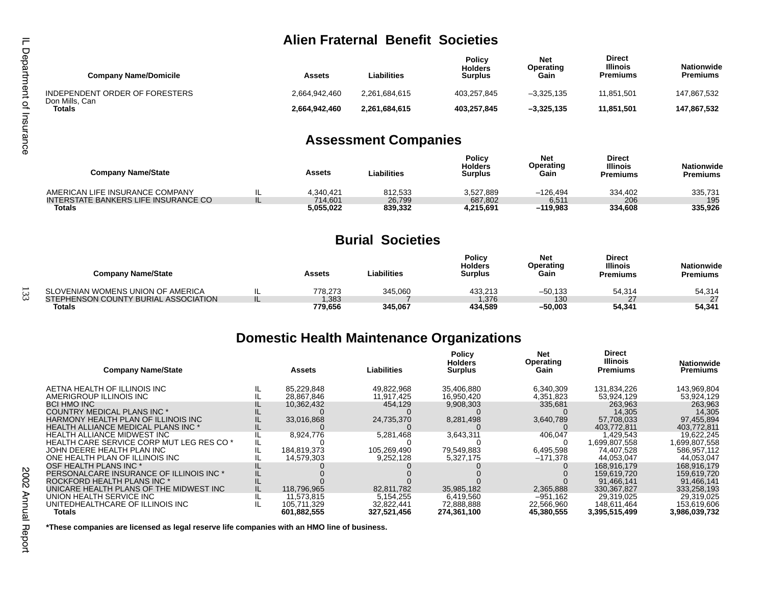## Alien Fraternal Benefit Societies

| Company Name/Domicile | Assets | Liabilities | Policy Holders Surplus | Net Operating Gain | Direct Illinois Premiums | Nationwide Premiums |
|---|---|---|---|---|---|---|
| INDEPENDENT ORDER OF FORESTERS Don Mills, Can | 2,664,942,460 | 2,261,684,615 | 403,257,845 | –3,325,135 | 11,851,501 | 147,867,532 |
| **Totals** | **2,664,942,460** | **2,261,684,615** | **403,257,845** | **–3,325,135** | **11,851,501** | **147,867,532** |

## Assessment Companies

| Company Name/State | | Assets | Liabilities | Policy Holders Surplus | Net Operating Gain | Direct Illinois Premiums | Nationwide Premiums |
|---|---|---|---|---|---|---|---|
| AMERICAN LIFE INSURANCE COMPANY | IL | 4,340,421 | 812,533 | 3,527,889 | –126,494 | 334,402 | 335,731 |
| INTERSTATE BANKERS LIFE INSURANCE CO | IL | 714,601 | 26,799 | 687,802 | 6,511 | 206 | 195 |
| **Totals** | | **5,055,022** | **839,332** | **4,215,691** | **–119,983** | **334,608** | **335,926** |

## Burial Societies

| Company Name/State | | Assets | Liabilities | Policy Holders Surplus | Net Operating Gain | Direct Illinois Premiums | Nationwide Premiums |
|---|---|---|---|---|---|---|---|
| SLOVENIAN WOMENS UNION OF AMERICA | IL | 778,273 | 345,060 | 433,213 | –50,133 | 54,314 | 54,314 |
| STEPHENSON COUNTY BURIAL ASSOCIATION | IL | 1,383 | 7 | 1,376 | 130 | 27 | 27 |
| **Totals** | | **779,656** | **345,067** | **434,589** | **–50,003** | **54,341** | **54,341** |

## Domestic Health Maintenance Organizations

| Company Name/State | | Assets | Liabilities | Policy Holders Surplus | Net Operating Gain | Direct Illinois Premiums | Nationwide Premiums |
|---|---|---|---|---|---|---|---|
| AETNA HEALTH OF ILLINOIS INC | IL | 85,229,848 | 49,822,968 | 35,406,880 | 6,340,309 | 131,834,226 | 143,969,804 |
| AMERIGROUP ILLINOIS INC | IL | 28,867,846 | 11,917,425 | 16,950,420 | 4,351,823 | 53,924,129 | 53,924,129 |
| BCI HMO INC | IL | 10,362,432 | 454,129 | 9,908,303 | 335,681 | 263,963 | 263,963 |
| COUNTRY MEDICAL PLANS INC * | IL | 0 | 0 | 0 | 0 | 14,305 | 14,305 |
| HARMONY HEALTH PLAN OF ILLINOIS INC | IL | 33,016,868 | 24,735,370 | 8,281,498 | 3,640,789 | 57,708,033 | 97,455,894 |
| HEALTH ALLIANCE MEDICAL PLANS INC * | IL | 0 | 0 | 0 | 0 | 403,772,811 | 403,772,811 |
| HEALTH ALLIANCE MIDWEST INC | IL | 8,924,776 | 5,281,468 | 3,643,311 | 406,047 | 1,429,543 | 19,622,245 |
| HEALTH CARE SERVICE CORP MUT LEG RES CO * | IL | 0 | 0 | 0 | 0 | 1,699,807,558 | 1,699,807,558 |
| JOHN DEERE HEALTH PLAN INC | IL | 184,819,373 | 105,269,490 | 79,549,883 | 6,495,598 | 74,407,528 | 586,957,112 |
| ONE HEALTH PLAN OF ILLINOIS INC | IL | 14,579,303 | 9,252,128 | 5,327,175 | –171,378 | 44,053,047 | 44,053,047 |
| OSF HEALTH PLANS INC * | IL | 0 | 0 | 0 | 0 | 168,916,179 | 168,916,179 |
| PERSONALCARE INSURANCE OF ILLINOIS INC * | IL | 0 | 0 | 0 | 0 | 159,619,720 | 159,619,720 |
| ROCKFORD HEALTH PLANS INC * | IL | 0 | 0 | 0 | 0 | 91,466,141 | 91,466,141 |
| UNICARE HEALTH PLANS OF THE MIDWEST INC | IL | 118,796,965 | 82,811,782 | 35,985,182 | 2,365,888 | 330,367,827 | 333,258,193 |
| UNION HEALTH SERVICE INC | IL | 11,573,815 | 5,154,255 | 6,419,560 | –951,162 | 29,319,025 | 29,319,025 |
| UNITEDHEALTHCARE OF ILLINOIS INC | IL | 105,711,329 | 32,822,441 | 72,888,888 | 22,566,960 | 148,611,464 | 153,619,606 |
| **Totals** | | **601,882,555** | **327,521,456** | **274,361,100** | **45,380,555** | **3,395,515,499** | **3,986,039,732** |

**\*These companies are licensed as legal reserve life companies with an HMO line of business.**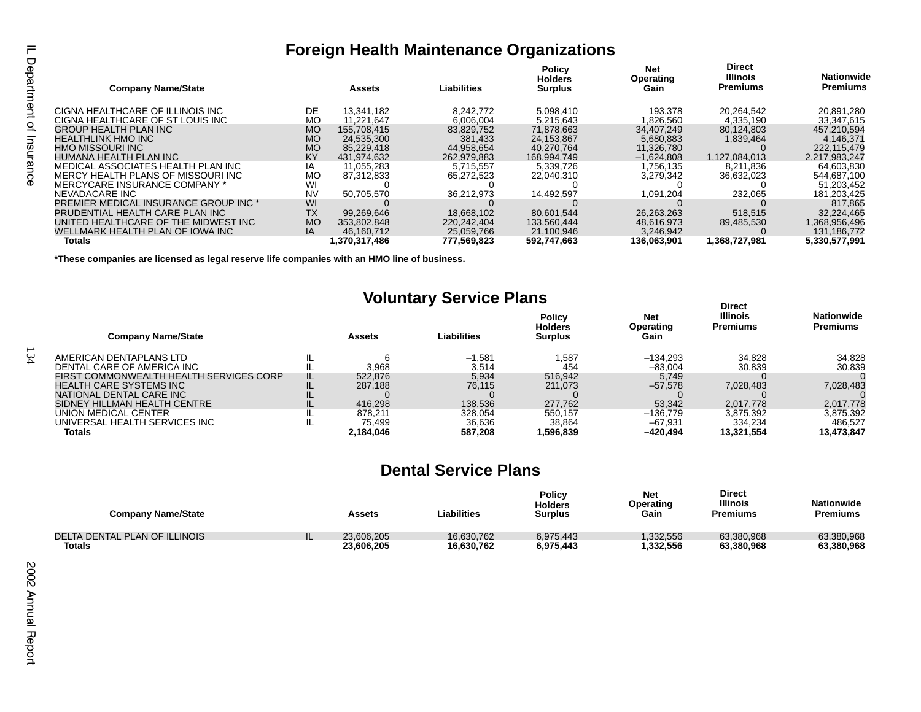# Foreign Health Maintenance Organizations

| Company Name/State | | Assets | Liabilities | Policy Holders Surplus | Net Operating Gain | Direct Illinois Premiums | Nationwide Premiums |
|---|---|---|---|---|---|---|---|
| CIGNA HEALTHCARE OF ILLINOIS INC | DE | 13,341,182 | 8,242,772 | 5,098,410 | 193,378 | 20,264,542 | 20,891,280 |
| CIGNA HEALTHCARE OF ST LOUIS INC | MO | 11,221,647 | 6,006,004 | 5,215,643 | 1,826,560 | 4,335,190 | 33,347,615 |
| GROUP HEALTH PLAN INC | MO | 155,708,415 | 83,829,752 | 71,878,663 | 34,407,249 | 80,124,803 | 457,210,594 |
| HEALTHLINK HMO INC | MO | 24,535,300 | 381,433 | 24,153,867 | 5,680,883 | 1,839,464 | 4,146,371 |
| HMO MISSOURI INC | MO | 85,229,418 | 44,958,654 | 40,270,764 | 11,326,780 | 0 | 222,115,479 |
| HUMANA HEALTH PLAN INC | KY | 431,974,632 | 262,979,883 | 168,994,749 | –1,624,808 | 1,127,084,013 | 2,217,983,247 |
| MEDICAL ASSOCIATES HEALTH PLAN INC | IA | 11,055,283 | 5,715,557 | 5,339,726 | 1,756,135 | 8,211,836 | 64,603,830 |
| MERCY HEALTH PLANS OF MISSOURI INC | MO | 87,312,833 | 65,272,523 | 22,040,310 | 3,279,342 | 36,632,023 | 544,687,100 |
| MERCYCARE INSURANCE COMPANY * | WI | 0 | 0 | 0 | 0 | 0 | 51,203,452 |
| NEVADACARE INC | NV | 50,705,570 | 36,212,973 | 14,492,597 | 1,091,204 | 232,065 | 181,203,425 |
| PREMIER MEDICAL INSURANCE GROUP INC * | WI | 0 | 0 | 0 | 0 | 0 | 817,865 |
| PRUDENTIAL HEALTH CARE PLAN INC | TX | 99,269,646 | 18,668,102 | 80,601,544 | 26,263,263 | 518,515 | 32,224,465 |
| UNITED HEALTHCARE OF THE MIDWEST INC | MO | 353,802,848 | 220,242,404 | 133,560,444 | 48,616,973 | 89,485,530 | 1,368,956,496 |
| WELLMARK HEALTH PLAN OF IOWA INC | IA | 46,160,712 | 25,059,766 | 21,100,946 | 3,246,942 | 0 | 131,186,772 |
| **Totals** | | **1,370,317,486** | **777,569,823** | **592,747,663** | **136,063,901** | **1,368,727,981** | **5,330,577,991** |

**\*These companies are licensed as legal reserve life companies with an HMO line of business.**

# Voluntary Service Plans

| Company Name/State | | Assets | Liabilities | Policy Holders Surplus | Net Operating Gain | Direct Illinois Premiums | Nationwide Premiums |
|---|---|---|---|---|---|---|---|
| AMERICAN DENTAPLANS LTD | IL | 6 | –1,581 | 1,587 | –134,293 | 34,828 | 34,828 |
| DENTAL CARE OF AMERICA INC | IL | 3,968 | 3,514 | 454 | –83,004 | 30,839 | 30,839 |
| FIRST COMMONWEALTH HEALTH SERVICES CORP | IL | 522,876 | 5,934 | 516,942 | 5,749 | 0 | 0 |
| HEALTH CARE SYSTEMS INC | IL | 287,188 | 76,115 | 211,073 | –57,578 | 7,028,483 | 7,028,483 |
| NATIONAL DENTAL CARE INC | IL | 0 | 0 | 0 | 0 | 0 | 0 |
| SIDNEY HILLMAN HEALTH CENTRE | IL | 416,298 | 138,536 | 277,762 | 53,342 | 2,017,778 | 2,017,778 |
| UNION MEDICAL CENTER | IL | 878,211 | 328,054 | 550,157 | –136,779 | 3,875,392 | 3,875,392 |
| UNIVERSAL HEALTH SERVICES INC | IL | 75,499 | 36,636 | 38,864 | –67,931 | 334,234 | 486,527 |
| **Totals** | | **2,184,046** | **587,208** | **1,596,839** | **–420,494** | **13,321,554** | **13,473,847** |

# Dental Service Plans

| Company Name/State | | Assets | Liabilities | Policy Holders Surplus | Net Operating Gain | Direct Illinois Premiums | Nationwide Premiums |
|---|---|---|---|---|---|---|---|
| DELTA DENTAL PLAN OF ILLINOIS | IL | 23,606,205 | 16,630,762 | 6,975,443 | 1,332,556 | 63,380,968 | 63,380,968 |
| **Totals** | | **23,606,205** | **16,630,762** | **6,975,443** | **1,332,556** | **63,380,968** | **63,380,968** |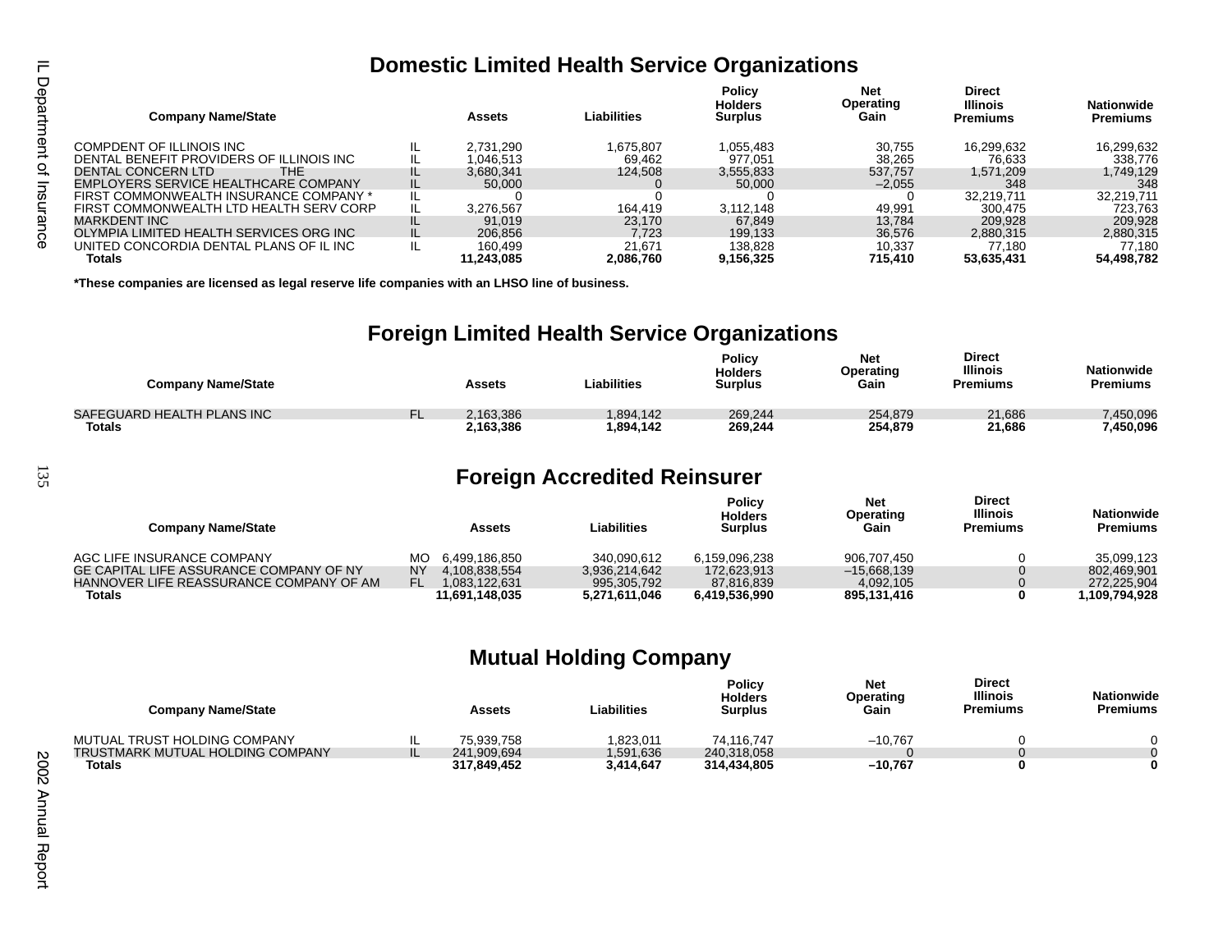## Domestic Limited Health Service Organizations

| Company Name/State | | Assets | Liabilities | Policy Holders Surplus | Net Operating Gain | Direct Illinois Premiums | Nationwide Premiums |
|---|---|---|---|---|---|---|---|
| COMPDENT OF ILLINOIS INC | IL | 2,731,290 | 1,675,807 | 1,055,483 | 30,755 | 16,299,632 | 16,299,632 |
| DENTAL BENEFIT PROVIDERS OF ILLINOIS INC | IL | 1,046,513 | 69,462 | 977,051 | 38,265 | 76,633 | 338,776 |
| DENTAL CONCERN LTD THE | IL | 3,680,341 | 124,508 | 3,555,833 | 537,757 | 1,571,209 | 1,749,129 |
| EMPLOYERS SERVICE HEALTHCARE COMPANY | IL | 50,000 | 0 | 50,000 | –2,055 | 348 | 348 |
| FIRST COMMONWEALTH INSURANCE COMPANY * | IL | 0 | 0 | 0 | 0 | 32,219,711 | 32,219,711 |
| FIRST COMMONWEALTH LTD HEALTH SERV CORP | IL | 3,276,567 | 164,419 | 3,112,148 | 49,991 | 300,475 | 723,763 |
| MARKDENT INC | IL | 91,019 | 23,170 | 67,849 | 13,784 | 209,928 | 209,928 |
| OLYMPIA LIMITED HEALTH SERVICES ORG INC | IL | 206,856 | 7,723 | 199,133 | 36,576 | 2,880,315 | 2,880,315 |
| UNITED CONCORDIA DENTAL PLANS OF IL INC | IL | 160,499 | 21,671 | 138,828 | 10,337 | 77,180 | 77,180 |
| **Totals** | | **11,243,085** | **2,086,760** | **9,156,325** | **715,410** | **53,635,431** | **54,498,782** |

***These companies are licensed as legal reserve life companies with an LHSO line of business.**

## Foreign Limited Health Service Organizations

| Company Name/State | | Assets | Liabilities | Policy Holders Surplus | Net Operating Gain | Direct Illinois Premiums | Nationwide Premiums |
|---|---|---|---|---|---|---|---|
| SAFEGUARD HEALTH PLANS INC | FL | 2,163,386 | 1,894,142 | 269,244 | 254,879 | 21,686 | 7,450,096 |
| **Totals** | | **2,163,386** | **1,894,142** | **269,244** | **254,879** | **21,686** | **7,450,096** |

## Foreign Accredited Reinsurer

| Company Name/State | | Assets | Liabilities | Policy Holders Surplus | Net Operating Gain | Direct Illinois Premiums | Nationwide Premiums |
|---|---|---|---|---|---|---|---|
| AGC LIFE INSURANCE COMPANY | MO | 6,499,186,850 | 340,090,612 | 6,159,096,238 | 906,707,450 | 0 | 35,099,123 |
| GE CAPITAL LIFE ASSURANCE COMPANY OF NY | NY | 4,108,838,554 | 3,936,214,642 | 172,623,913 | –15,668,139 | 0 | 802,469,901 |
| HANNOVER LIFE REASSURANCE COMPANY OF AM | FL | 1,083,122,631 | 995,305,792 | 87,816,839 | 4,092,105 | 0 | 272,225,904 |
| **Totals** | | **11,691,148,035** | **5,271,611,046** | **6,419,536,990** | **895,131,416** | **0** | **1,109,794,928** |

## Mutual Holding Company

| Company Name/State | | Assets | Liabilities | Policy Holders Surplus | Net Operating Gain | Direct Illinois Premiums | Nationwide Premiums |
|---|---|---|---|---|---|---|---|
| MUTUAL TRUST HOLDING COMPANY | IL | 75,939,758 | 1,823,011 | 74,116,747 | –10,767 | 0 | 0 |
| TRUSTMARK MUTUAL HOLDING COMPANY | IL | 241,909,694 | 1,591,636 | 240,318,058 | 0 | 0 | 0 |
| **Totals** | | **317,849,452** | **3,414,647** | **314,434,805** | **–10,767** | **0** | **0** |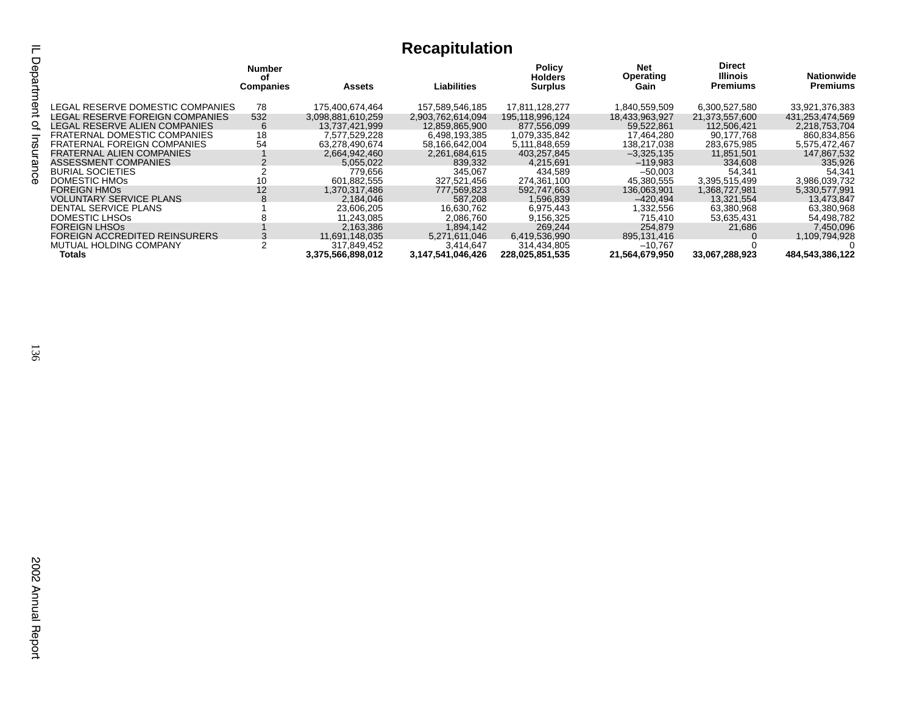# Recapitulation

| | Number of Companies | Assets | Liabilities | Policy Holders Surplus | Net Operating Gain | Direct Illinois Premiums | Nationwide Premiums |
|---|---|---|---|---|---|---|---|
| LEGAL RESERVE DOMESTIC COMPANIES | 78 | 175,400,674,464 | 157,589,546,185 | 17,811,128,277 | 1,840,559,509 | 6,300,527,580 | 33,921,376,383 |
| LEGAL RESERVE FOREIGN COMPANIES | 532 | 3,098,881,610,259 | 2,903,762,614,094 | 195,118,996,124 | 18,433,963,927 | 21,373,557,600 | 431,253,474,569 |
| LEGAL RESERVE ALIEN COMPANIES | 6 | 13,737,421,999 | 12,859,865,900 | 877,556,099 | 59,522,861 | 112,506,421 | 2,218,753,704 |
| FRATERNAL DOMESTIC COMPANIES | 18 | 7,577,529,228 | 6,498,193,385 | 1,079,335,842 | 17,464,280 | 90,177,768 | 860,834,856 |
| FRATERNAL FOREIGN COMPANIES | 54 | 63,278,490,674 | 58,166,642,004 | 5,111,848,659 | 138,217,038 | 283,675,985 | 5,575,472,467 |
| FRATERNAL ALIEN COMPANIES | 1 | 2,664,942,460 | 2,261,684,615 | 403,257,845 | –3,325,135 | 11,851,501 | 147,867,532 |
| ASSESSMENT COMPANIES | 2 | 5,055,022 | 839,332 | 4,215,691 | –119,983 | 334,608 | 335,926 |
| BURIAL SOCIETIES | 2 | 779,656 | 345,067 | 434,589 | –50,003 | 54,341 | 54,341 |
| DOMESTIC HMOs | 10 | 601,882,555 | 327,521,456 | 274,361,100 | 45,380,555 | 3,395,515,499 | 3,986,039,732 |
| FOREIGN HMOs | 12 | 1,370,317,486 | 777,569,823 | 592,747,663 | 136,063,901 | 1,368,727,981 | 5,330,577,991 |
| VOLUNTARY SERVICE PLANS | 8 | 2,184,046 | 587,208 | 1,596,839 | –420,494 | 13,321,554 | 13,473,847 |
| DENTAL SERVICE PLANS | 1 | 23,606,205 | 16,630,762 | 6,975,443 | 1,332,556 | 63,380,968 | 63,380,968 |
| DOMESTIC LHSOs | 8 | 11,243,085 | 2,086,760 | 9,156,325 | 715,410 | 53,635,431 | 54,498,782 |
| FOREIGN LHSOs | 1 | 2,163,386 | 1,894,142 | 269,244 | 254,879 | 21,686 | 7,450,096 |
| FOREIGN ACCREDITED REINSURERS | 3 | 11,691,148,035 | 5,271,611,046 | 6,419,536,990 | 895,131,416 | 0 | 1,109,794,928 |
| MUTUAL HOLDING COMPANY | 2 | 317,849,452 | 3,414,647 | 314,434,805 | –10,767 | 0 | 0 |
| **Totals** | | **3,375,566,898,012** | **3,147,541,046,426** | **228,025,851,535** | **21,564,679,950** | **33,067,288,923** | **484,543,386,122** |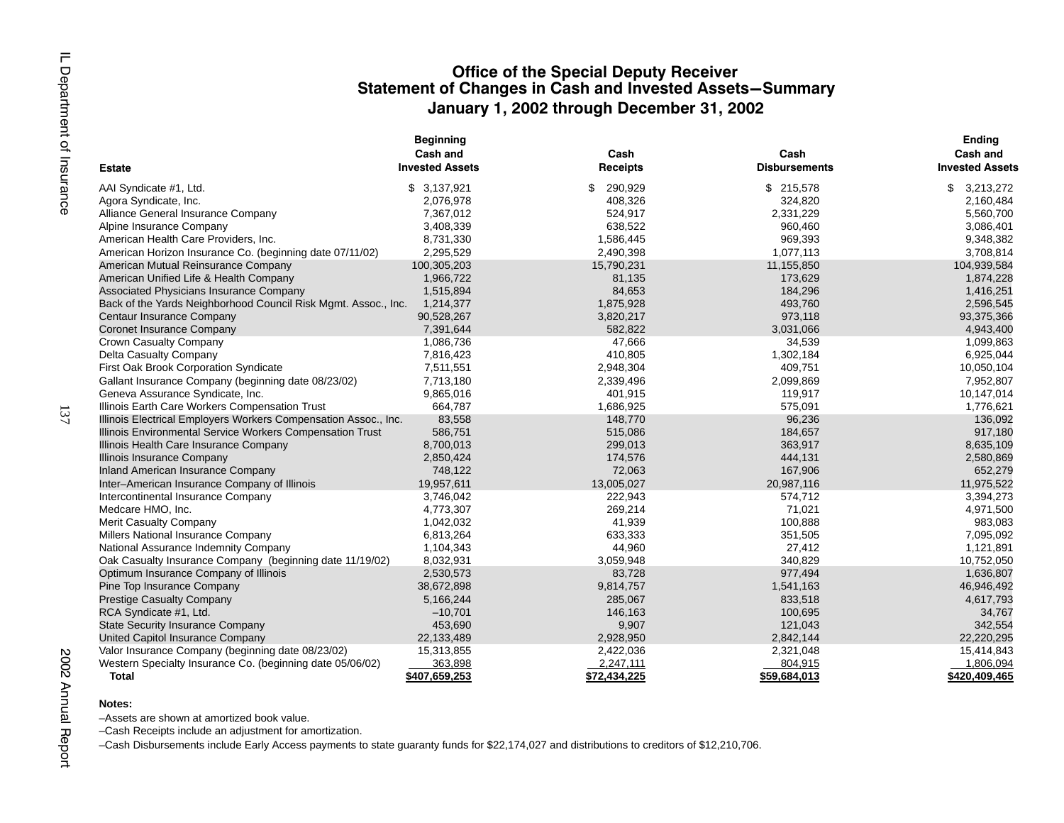# Office of the Special Deputy Receiver
## Statement of Changes in Cash and Invested Assets—Summary
### January 1, 2002 through December 31, 2002

| Estate | Beginning Cash and Invested Assets | Cash Receipts | Cash Disbursements | Ending Cash and Invested Assets |
|---|---|---|---|---|
| AAI Syndicate #1, Ltd. | $ 3,137,921 | $ 290,929 | $ 215,578 | $ 3,213,272 |
| Agora Syndicate, Inc. | 2,076,978 | 408,326 | 324,820 | 2,160,484 |
| Alliance General Insurance Company | 7,367,012 | 524,917 | 2,331,229 | 5,560,700 |
| Alpine Insurance Company | 3,408,339 | 638,522 | 960,460 | 3,086,401 |
| American Health Care Providers, Inc. | 8,731,330 | 1,586,445 | 969,393 | 9,348,382 |
| American Horizon Insurance Co. (beginning date 07/11/02) | 2,295,529 | 2,490,398 | 1,077,113 | 3,708,814 |
| American Mutual Reinsurance Company | 100,305,203 | 15,790,231 | 11,155,850 | 104,939,584 |
| American Unified Life & Health Company | 1,966,722 | 81,135 | 173,629 | 1,874,228 |
| Associated Physicians Insurance Company | 1,515,894 | 84,653 | 184,296 | 1,416,251 |
| Back of the Yards Neighborhood Council Risk Mgmt. Assoc., Inc. | 1,214,377 | 1,875,928 | 493,760 | 2,596,545 |
| Centaur Insurance Company | 90,528,267 | 3,820,217 | 973,118 | 93,375,366 |
| Coronet Insurance Company | 7,391,644 | 582,822 | 3,031,066 | 4,943,400 |
| Crown Casualty Company | 1,086,736 | 47,666 | 34,539 | 1,099,863 |
| Delta Casualty Company | 7,816,423 | 410,805 | 1,302,184 | 6,925,044 |
| First Oak Brook Corporation Syndicate | 7,511,551 | 2,948,304 | 409,751 | 10,050,104 |
| Gallant Insurance Company (beginning date 08/23/02) | 7,713,180 | 2,339,496 | 2,099,869 | 7,952,807 |
| Geneva Assurance Syndicate, Inc. | 9,865,016 | 401,915 | 119,917 | 10,147,014 |
| Illinois Earth Care Workers Compensation Trust | 664,787 | 1,686,925 | 575,091 | 1,776,621 |
| Illinois Electrical Employers Workers Compensation Assoc., Inc. | 83,558 | 148,770 | 96,236 | 136,092 |
| Illinois Environmental Service Workers Compensation Trust | 586,751 | 515,086 | 184,657 | 917,180 |
| Illinois Health Care Insurance Company | 8,700,013 | 299,013 | 363,917 | 8,635,109 |
| Illinois Insurance Company | 2,850,424 | 174,576 | 444,131 | 2,580,869 |
| Inland American Insurance Company | 748,122 | 72,063 | 167,906 | 652,279 |
| Inter–American Insurance Company of Illinois | 19,957,611 | 13,005,027 | 20,987,116 | 11,975,522 |
| Intercontinental Insurance Company | 3,746,042 | 222,943 | 574,712 | 3,394,273 |
| Medcare HMO, Inc. | 4,773,307 | 269,214 | 71,021 | 4,971,500 |
| Merit Casualty Company | 1,042,032 | 41,939 | 100,888 | 983,083 |
| Millers National Insurance Company | 6,813,264 | 633,333 | 351,505 | 7,095,092 |
| National Assurance Indemnity Company | 1,104,343 | 44,960 | 27,412 | 1,121,891 |
| Oak Casualty Insurance Company (beginning date 11/19/02) | 8,032,931 | 3,059,948 | 340,829 | 10,752,050 |
| Optimum Insurance Company of Illinois | 2,530,573 | 83,728 | 977,494 | 1,636,807 |
| Pine Top Insurance Company | 38,672,898 | 9,814,757 | 1,541,163 | 46,946,492 |
| Prestige Casualty Company | 5,166,244 | 285,067 | 833,518 | 4,617,793 |
| RCA Syndicate #1, Ltd. | –10,701 | 146,163 | 100,695 | 34,767 |
| State Security Insurance Company | 453,690 | 9,907 | 121,043 | 342,554 |
| United Capitol Insurance Company | 22,133,489 | 2,928,950 | 2,842,144 | 22,220,295 |
| Valor Insurance Company (beginning date 08/23/02) | 15,313,855 | 2,422,036 | 2,321,048 | 15,414,843 |
| Western Specialty Insurance Co. (beginning date 05/06/02) | 363,898 | 2,247,111 | 804,915 | 1,806,094 |
| **Total** | **$407,659,253** | **$72,434,225** | **$59,684,013** | **$420,409,465** |

**Notes:**

–Assets are shown at amortized book value.

–Cash Receipts include an adjustment for amortization.

–Cash Disbursements include Early Access payments to state guaranty funds for $22,174,027 and distributions to creditors of $12,210,706.